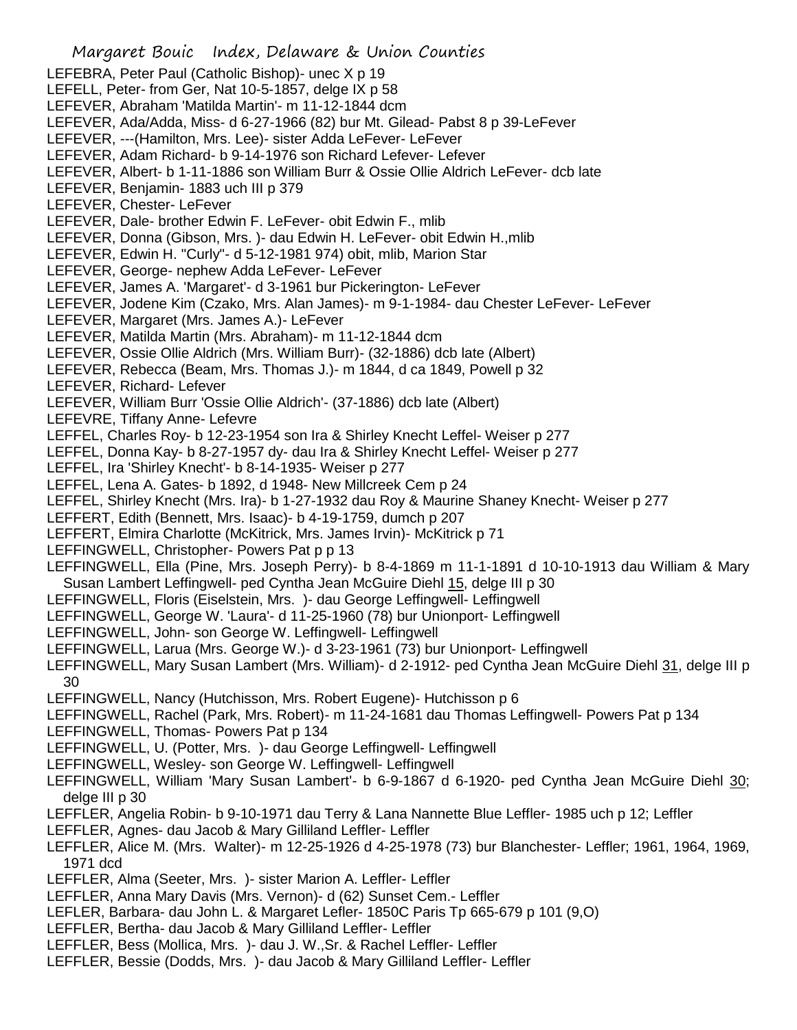LEFEBRA, Peter Paul (Catholic Bishop)- unec X p 19
LEFELL, Peter- from Ger, Nat 10-5-1857, delge IX p 58
LEFEVER, Abraham 'Matilda Martin'- m 11-12-1844 dcm
LEFEVER, Ada/Adda, Miss- d 6-27-1966 (82) bur Mt. Gilead- Pabst 8 p 39-LeFever
LEFEVER, ---(Hamilton, Mrs. Lee)- sister Adda LeFever- LeFever
LEFEVER, Adam Richard- b 9-14-1976 son Richard Lefever- Lefever
LEFEVER, Albert- b 1-11-1886 son William Burr & Ossie Ollie Aldrich LeFever- dcb late
LEFEVER, Benjamin- 1883 uch III p 379
LEFEVER, Chester- LeFever
LEFEVER, Dale- brother Edwin F. LeFever- obit Edwin F., mlib
LEFEVER, Donna (Gibson, Mrs. )- dau Edwin H. LeFever- obit Edwin H.,mlib
LEFEVER, Edwin H. "Curly"- d 5-12-1981 974) obit, mlib, Marion Star
LEFEVER, George- nephew Adda LeFever- LeFever
LEFEVER, James A. 'Margaret'- d 3-1961 bur Pickerington- LeFever
LEFEVER, Jodene Kim (Czako, Mrs. Alan James)- m 9-1-1984- dau Chester LeFever- LeFever
LEFEVER, Margaret (Mrs. James A.)- LeFever
LEFEVER, Matilda Martin (Mrs. Abraham)- m 11-12-1844 dcm
LEFEVER, Ossie Ollie Aldrich (Mrs. William Burr)- (32-1886) dcb late (Albert)
LEFEVER, Rebecca (Beam, Mrs. Thomas J.)- m 1844, d ca 1849, Powell p 32
LEFEVER, Richard- Lefever
LEFEVER, William Burr 'Ossie Ollie Aldrich'- (37-1886) dcb late (Albert)
LEFEVRE, Tiffany Anne- Lefevre
LEFFEL, Charles Roy- b 12-23-1954 son Ira & Shirley Knecht Leffel- Weiser p 277
LEFFEL, Donna Kay- b 8-27-1957 dy- dau Ira & Shirley Knecht Leffel- Weiser p 277
LEFFEL, Ira 'Shirley Knecht'- b 8-14-1935- Weiser p 277
LEFFEL, Lena A. Gates- b 1892, d 1948- New Millcreek Cem p 24
LEFFEL, Shirley Knecht (Mrs. Ira)- b 1-27-1932 dau Roy & Maurine Shaney Knecht- Weiser p 277
LEFFERT, Edith (Bennett, Mrs. Isaac)- b 4-19-1759, dumch p 207
LEFFERT, Elmira Charlotte (McKitrick, Mrs. James Irvin)- McKitrick p 71
LEFFINGWELL, Christopher- Powers Pat p p 13
LEFFINGWELL, Ella (Pine, Mrs. Joseph Perry)- b 8-4-1869 m 11-1-1891 d 10-10-1913 dau William & Mary Susan Lambert Leffingwell- ped Cynthia Jean McGuire Diehl 15, delge III p 30
LEFFINGWELL, Floris (Eiselstein, Mrs. )- dau George Leffingwell- Leffingwell
LEFFINGWELL, George W. 'Laura'- d 11-25-1960 (78) bur Unionport- Leffingwell
LEFFINGWELL, John- son George W. Leffingwell- Leffingwell
LEFFINGWELL, Larua (Mrs. George W.)- d 3-23-1961 (73) bur Unionport- Leffingwell
LEFFINGWELL, Mary Susan Lambert (Mrs. William)- d 2-1912- ped Cynthia Jean McGuire Diehl 31, delge III p 30
LEFFINGWELL, Nancy (Hutchisson, Mrs. Robert Eugene)- Hutchisson p 6
LEFFINGWELL, Rachel (Park, Mrs. Robert)- m 11-24-1681 dau Thomas Leffingwell- Powers Pat p 134
LEFFINGWELL, Thomas- Powers Pat p 134
LEFFINGWELL, U. (Potter, Mrs. )- dau George Leffingwell- Leffingwell
LEFFINGWELL, Wesley- son George W. Leffingwell- Leffingwell
LEFFINGWELL, William 'Mary Susan Lambert'- b 6-9-1867 d 6-1920- ped Cynthia Jean McGuire Diehl 30; delge III p 30
LEFFLER, Angelia Robin- b 9-10-1971 dau Terry & Lana Nannette Blue Leffler- 1985 uch p 12; Leffler
LEFFLER, Agnes- dau Jacob & Mary Gilliland Leffler- Leffler
LEFFLER, Alice M. (Mrs. Walter)- m 12-25-1926 d 4-25-1978 (73) bur Blanchester- Leffler; 1961, 1964, 1969, 1971 dcd
LEFFLER, Alma (Seeter, Mrs. )- sister Marion A. Leffler- Leffler
LEFFLER, Anna Mary Davis (Mrs. Vernon)- d (62) Sunset Cem.- Leffler
LEFLER, Barbara- dau John L. & Margaret Lefler- 1850C Paris Tp 665-679 p 101 (9,O)
LEFFLER, Bertha- dau Jacob & Mary Gilliland Leffler- Leffler
LEFFLER, Bess (Mollica, Mrs. )- dau J. W.,Sr. & Rachel Leffler- Leffler
LEFFLER, Bessie (Dodds, Mrs. )- dau Jacob & Mary Gilliland Leffler- Leffler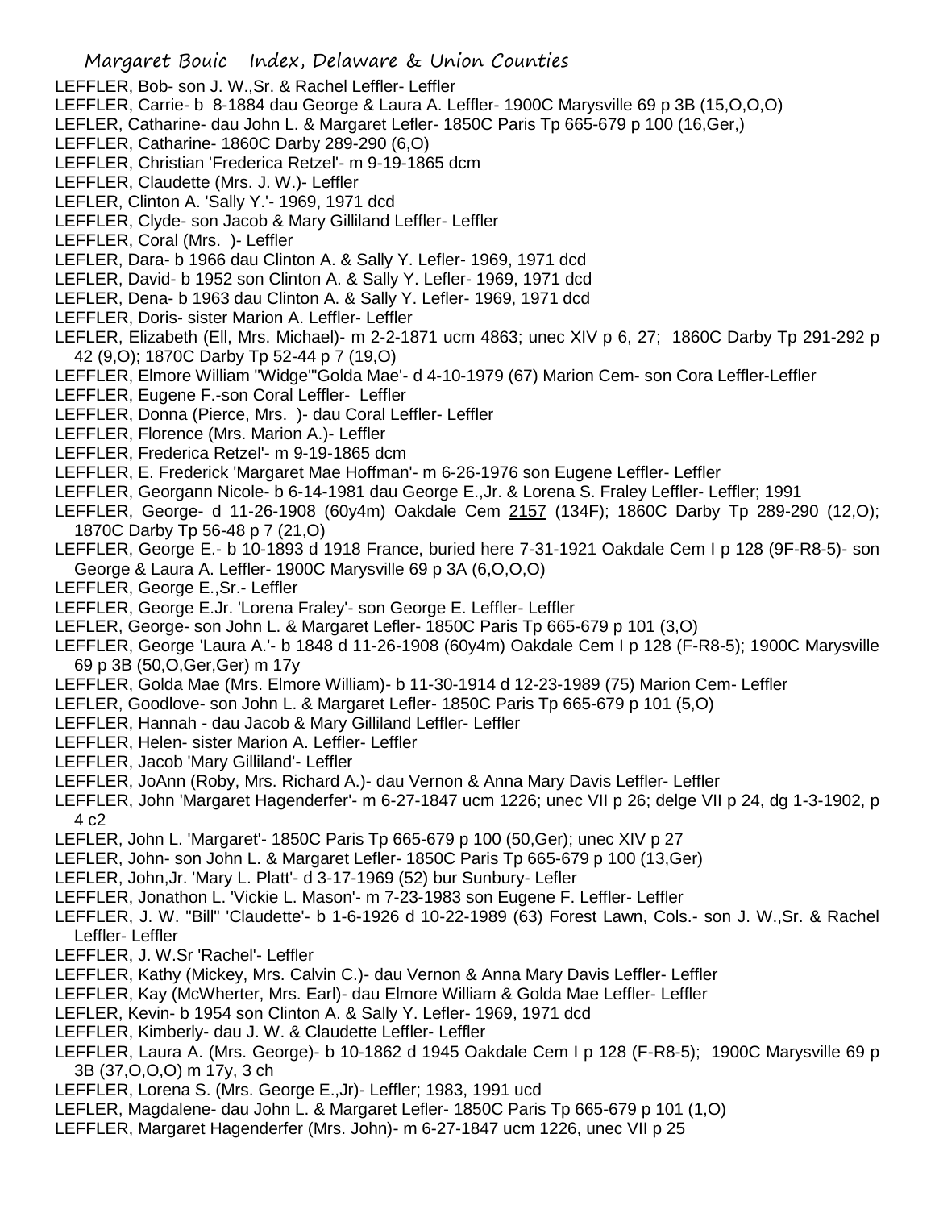LEFFLER, Bob- son J. W.,Sr. & Rachel Leffler- Leffler

LEFFLER, Carrie- b 8-1884 dau George & Laura A. Leffler- 1900C Marysville 69 p 3B (15,O,O,O)

LEFLER, Catharine- dau John L. & Margaret Lefler- 1850C Paris Tp 665-679 p 100 (16,Ger,)

LEFFLER, Catharine- 1860C Darby 289-290 (6,O)

LEFFLER, Christian 'Frederica Retzel'- m 9-19-1865 dcm

LEFFLER, Claudette (Mrs. J. W.)- Leffler

LEFLER, Clinton A. 'Sally Y.'- 1969, 1971 dcd

LEFFLER, Clyde- son Jacob & Mary Gilliland Leffler- Leffler

LEFFLER, Coral (Mrs. )- Leffler

LEFLER, Dara- b 1966 dau Clinton A. & Sally Y. Lefler- 1969, 1971 dcd

LEFLER, David- b 1952 son Clinton A. & Sally Y. Lefler- 1969, 1971 dcd

LEFLER, Dena- b 1963 dau Clinton A. & Sally Y. Lefler- 1969, 1971 dcd

LEFFLER, Doris- sister Marion A. Leffler- Leffler

LEFLER, Elizabeth (Ell, Mrs. Michael)- m 2-2-1871 ucm 4863; unec XIV p 6, 27; 1860C Darby Tp 291-292 p 42 (9,O); 1870C Darby Tp 52-44 p 7 (19,O)

LEFFLER, Elmore William "Widge"'Golda Mae'- d 4-10-1979 (67) Marion Cem- son Cora Leffler-Leffler

LEFFLER, Eugene F.-son Coral Leffler- Leffler

LEFFLER, Donna (Pierce, Mrs. )- dau Coral Leffler- Leffler

LEFFLER, Florence (Mrs. Marion A.)- Leffler

LEFFLER, Frederica Retzel'- m 9-19-1865 dcm

LEFFLER, E. Frederick 'Margaret Mae Hoffman'- m 6-26-1976 son Eugene Leffler- Leffler

LEFFLER, Georgann Nicole- b 6-14-1981 dau George E.,Jr. & Lorena S. Fraley Leffler- Leffler; 1991

LEFFLER, George- d 11-26-1908 (60y4m) Oakdale Cem 2157 (134F); 1860C Darby Tp 289-290 (12,O); 1870C Darby Tp 56-48 p 7 (21,O)

LEFFLER, George E.- b 10-1893 d 1918 France, buried here 7-31-1921 Oakdale Cem I p 128 (9F-R8-5)- son George & Laura A. Leffler- 1900C Marysville 69 p 3A (6,O,O,O)

LEFFLER, George E.,Sr.- Leffler

LEFFLER, George E.Jr. 'Lorena Fraley'- son George E. Leffler- Leffler

LEFLER, George- son John L. & Margaret Lefler- 1850C Paris Tp 665-679 p 101 (3,O)

LEFFLER, George 'Laura A.'- b 1848 d 11-26-1908 (60y4m) Oakdale Cem I p 128 (F-R8-5); 1900C Marysville 69 p 3B (50,O,Ger,Ger) m 17y

LEFFLER, Golda Mae (Mrs. Elmore William)- b 11-30-1914 d 12-23-1989 (75) Marion Cem- Leffler

LEFLER, Goodlove- son John L. & Margaret Lefler- 1850C Paris Tp 665-679 p 101 (5,O)

LEFFLER, Hannah - dau Jacob & Mary Gilliland Leffler- Leffler

LEFFLER, Helen- sister Marion A. Leffler- Leffler

LEFFLER, Jacob 'Mary Gilliland'- Leffler

LEFFLER, JoAnn (Roby, Mrs. Richard A.)- dau Vernon & Anna Mary Davis Leffler- Leffler

LEFFLER, John 'Margaret Hagenderfer'- m 6-27-1847 ucm 1226; unec VII p 26; delge VII p 24, dg 1-3-1902, p 4 c2

LEFLER, John L. 'Margaret'- 1850C Paris Tp 665-679 p 100 (50,Ger); unec XIV p 27

LEFLER, John- son John L. & Margaret Lefler- 1850C Paris Tp 665-679 p 100 (13,Ger)

LEFFLER, John,Jr. 'Mary L. Platt'- d 3-17-1969 (52) bur Sunbury- Lefler

LEFFLER, Jonathon L. 'Vickie L. Mason'- m 7-23-1983 son Eugene F. Leffler- Leffler

LEFFLER, J. W. "Bill" 'Claudette'- b 1-6-1926 d 10-22-1989 (63) Forest Lawn, Cols.- son J. W.,Sr. & Rachel Leffler- Leffler

LEFFLER, J. W.Sr 'Rachel'- Leffler

LEFFLER, Kathy (Mickey, Mrs. Calvin C.)- dau Vernon & Anna Mary Davis Leffler- Leffler

LEFFLER, Kay (McWherter, Mrs. Earl)- dau Elmore William & Golda Mae Leffler- Leffler

LEFLER, Kevin- b 1954 son Clinton A. & Sally Y. Lefler- 1969, 1971 dcd

LEFFLER, Kimberly- dau J. W. & Claudette Leffler- Leffler

LEFFLER, Laura A. (Mrs. George)- b 10-1862 d 1945 Oakdale Cem I p 128 (F-R8-5); 1900C Marysville 69 p 3B (37,O,O,O) m 17y, 3 ch

LEFFLER, Lorena S. (Mrs. George E.,Jr)- Leffler; 1983, 1991 ucd

LEFLER, Magdalene- dau John L. & Margaret Lefler- 1850C Paris Tp 665-679 p 101 (1,O)

LEFFLER, Margaret Hagenderfer (Mrs. John)- m 6-27-1847 ucm 1226, unec VII p 25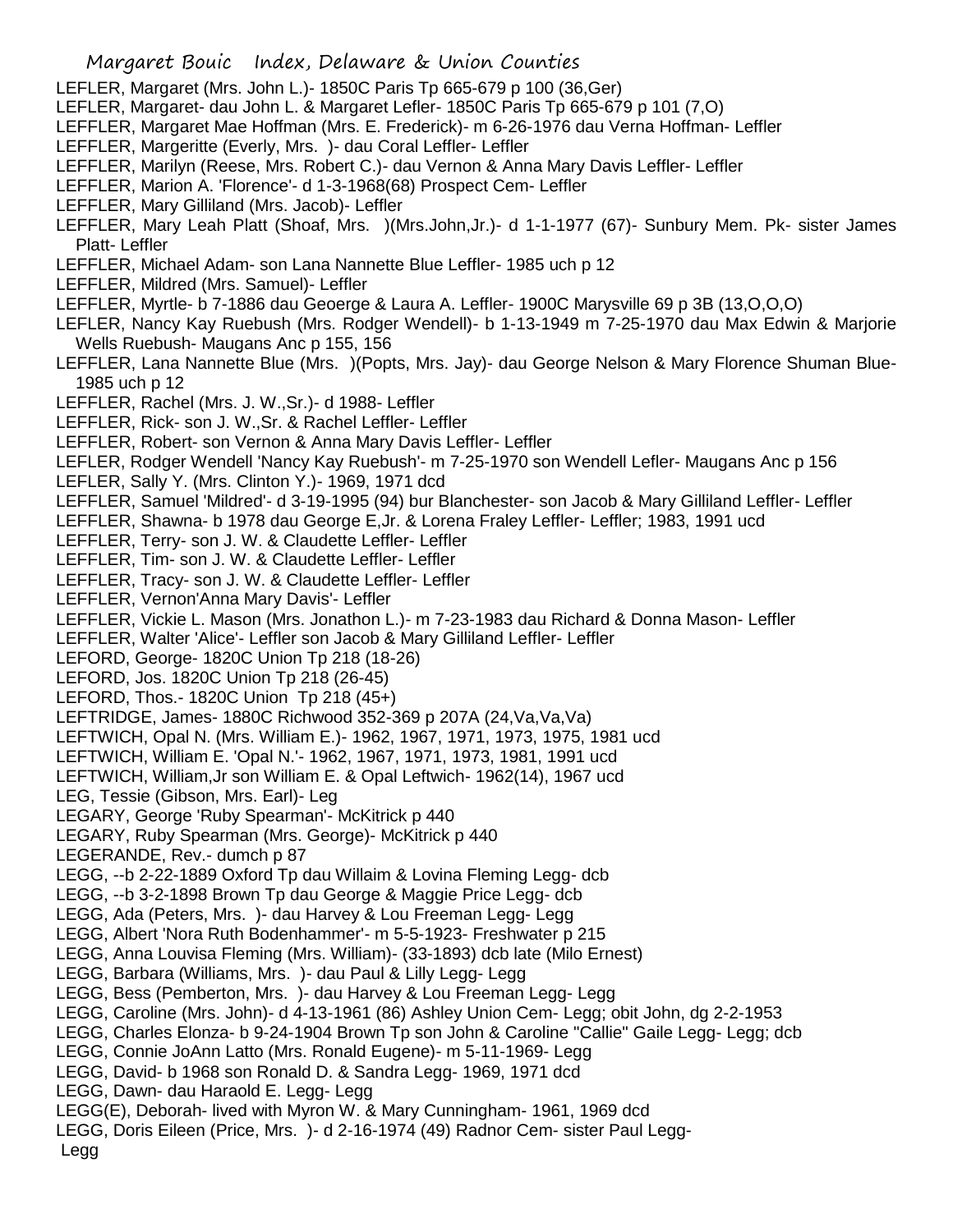LEFLER, Margaret (Mrs. John L.)- 1850C Paris Tp 665-679 p 100 (36,Ger)
LEFLER, Margaret- dau John L. & Margaret Lefler- 1850C Paris Tp 665-679 p 101 (7,O)
LEFFLER, Margaret Mae Hoffman (Mrs. E. Frederick)- m 6-26-1976 dau Verna Hoffman- Leffler
LEFFLER, Margeritte (Everly, Mrs. )- dau Coral Leffler- Leffler
LEFFLER, Marilyn (Reese, Mrs. Robert C.)- dau Vernon & Anna Mary Davis Leffler- Leffler
LEFFLER, Marion A. 'Florence'- d 1-3-1968(68) Prospect Cem- Leffler
LEFFLER, Mary Gilliland (Mrs. Jacob)- Leffler
LEFFLER, Mary Leah Platt (Shoaf, Mrs. )(Mrs.John,Jr.)- d 1-1-1977 (67)- Sunbury Mem. Pk- sister James Platt- Leffler
LEFFLER, Michael Adam- son Lana Nannette Blue Leffler- 1985 uch p 12
LEFFLER, Mildred (Mrs. Samuel)- Leffler
LEFFLER, Myrtle- b 7-1886 dau Geoerge & Laura A. Leffler- 1900C Marysville 69 p 3B (13,O,O,O)
LEFLER, Nancy Kay Ruebush (Mrs. Rodger Wendell)- b 1-13-1949 m 7-25-1970 dau Max Edwin & Marjorie Wells Ruebush- Maugans Anc p 155, 156
LEFFLER, Lana Nannette Blue (Mrs. )(Popts, Mrs. Jay)- dau George Nelson & Mary Florence Shuman Blue- 1985 uch p 12
LEFFLER, Rachel (Mrs. J. W.,Sr.)- d 1988- Leffler
LEFFLER, Rick- son J. W.,Sr. & Rachel Leffler- Leffler
LEFFLER, Robert- son Vernon & Anna Mary Davis Leffler- Leffler
LEFLER, Rodger Wendell 'Nancy Kay Ruebush'- m 7-25-1970 son Wendell Lefler- Maugans Anc p 156
LEFLER, Sally Y. (Mrs. Clinton Y.)- 1969, 1971 dcd
LEFFLER, Samuel 'Mildred'- d 3-19-1995 (94) bur Blanchester- son Jacob & Mary Gilliland Leffler- Leffler
LEFFLER, Shawna- b 1978 dau George E,Jr. & Lorena Fraley Leffler- Leffler; 1983, 1991 ucd
LEFFLER, Terry- son J. W. & Claudette Leffler- Leffler
LEFFLER, Tim- son J. W. & Claudette Leffler- Leffler
LEFFLER, Tracy- son J. W. & Claudette Leffler- Leffler
LEFFLER, Vernon'Anna Mary Davis'- Leffler
LEFFLER, Vickie L. Mason (Mrs. Jonathon L.)- m 7-23-1983 dau Richard & Donna Mason- Leffler
LEFFLER, Walter 'Alice'- Leffler son Jacob & Mary Gilliland Leffler- Leffler
LEFORD, George- 1820C Union Tp 218 (18-26)
LEFORD, Jos. 1820C Union Tp 218 (26-45)
LEFORD, Thos.- 1820C Union Tp 218 (45+)
LEFTRIDGE, James- 1880C Richwood 352-369 p 207A (24,Va,Va,Va)
LEFTWICH, Opal N. (Mrs. William E.)- 1962, 1967, 1971, 1973, 1975, 1981 ucd
LEFTWICH, William E. 'Opal N.'- 1962, 1967, 1971, 1973, 1981, 1991 ucd
LEFTWICH, William,Jr son William E. & Opal Leftwich- 1962(14), 1967 ucd
LEG, Tessie (Gibson, Mrs. Earl)- Leg
LEGARY, George 'Ruby Spearman'- McKitrick p 440
LEGARY, Ruby Spearman (Mrs. George)- McKitrick p 440
LEGERANDE, Rev.- dumch p 87
LEGG, --b 2-22-1889 Oxford Tp dau Willaim & Lovina Fleming Legg- dcb
LEGG, --b 3-2-1898 Brown Tp dau George & Maggie Price Legg- dcb
LEGG, Ada (Peters, Mrs. )- dau Harvey & Lou Freeman Legg- Legg
LEGG, Albert 'Nora Ruth Bodenhammer'- m 5-5-1923- Freshwater p 215
LEGG, Anna Louvisa Fleming (Mrs. William)- (33-1893) dcb late (Milo Ernest)
LEGG, Barbara (Williams, Mrs. )- dau Paul & Lilly Legg- Legg
LEGG, Bess (Pemberton, Mrs. )- dau Harvey & Lou Freeman Legg- Legg
LEGG, Caroline (Mrs. John)- d 4-13-1961 (86) Ashley Union Cem- Legg; obit John, dg 2-2-1953
LEGG, Charles Elonza- b 9-24-1904 Brown Tp son John & Caroline "Callie" Gaile Legg- Legg; dcb
LEGG, Connie JoAnn Latto (Mrs. Ronald Eugene)- m 5-11-1969- Legg
LEGG, David- b 1968 son Ronald D. & Sandra Legg- 1969, 1971 dcd
LEGG, Dawn- dau Haraold E. Legg- Legg
LEGG(E), Deborah- lived with Myron W. & Mary Cunningham- 1961, 1969 dcd
LEGG, Doris Eileen (Price, Mrs. )- d 2-16-1974 (49) Radnor Cem- sister Paul Legg- Legg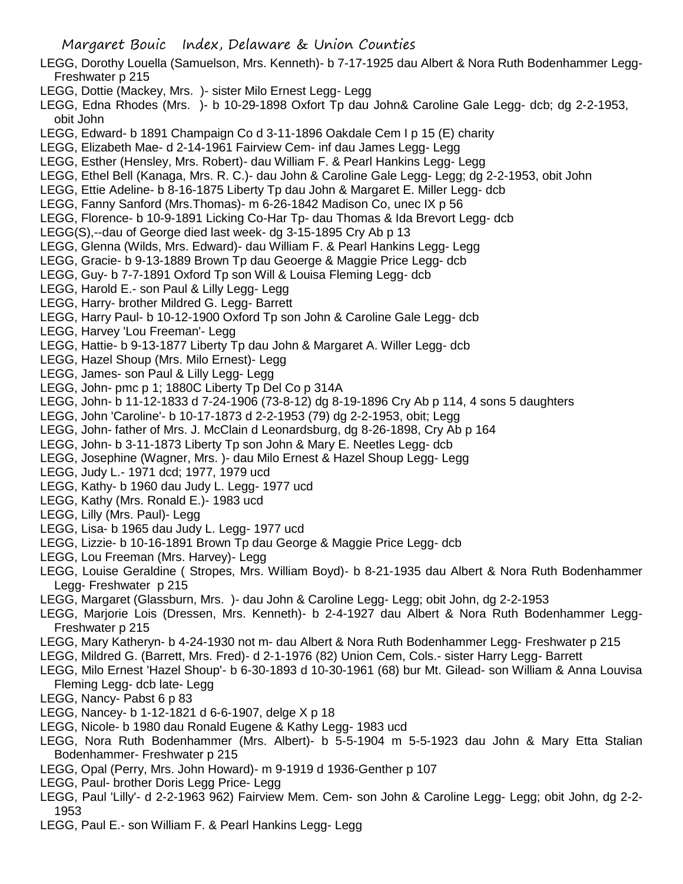LEGG, Dorothy Louella (Samuelson, Mrs. Kenneth)- b 7-17-1925 dau Albert & Nora Ruth Bodenhammer Legg- Freshwater p 215

LEGG, Dottie (Mackey, Mrs. )- sister Milo Ernest Legg- Legg

LEGG, Edna Rhodes (Mrs. )- b 10-29-1898 Oxfort Tp dau John& Caroline Gale Legg- dcb; dg 2-2-1953, obit John

LEGG, Edward- b 1891 Champaign Co d 3-11-1896 Oakdale Cem I p 15 (E) charity

LEGG, Elizabeth Mae- d 2-14-1961 Fairview Cem- inf dau James Legg- Legg

LEGG, Esther (Hensley, Mrs. Robert)- dau William F. & Pearl Hankins Legg- Legg

LEGG, Ethel Bell (Kanaga, Mrs. R. C.)- dau John & Caroline Gale Legg- Legg; dg 2-2-1953, obit John

LEGG, Ettie Adeline- b 8-16-1875 Liberty Tp dau John & Margaret E. Miller Legg- dcb

LEGG, Fanny Sanford (Mrs.Thomas)- m 6-26-1842 Madison Co, unec IX p 56

LEGG, Florence- b 10-9-1891 Licking Co-Har Tp- dau Thomas & Ida Brevort Legg- dcb

LEGG(S),--dau of George died last week- dg 3-15-1895 Cry Ab p 13

LEGG, Glenna (Wilds, Mrs. Edward)- dau William F. & Pearl Hankins Legg- Legg

LEGG, Gracie- b 9-13-1889 Brown Tp dau Geoerge & Maggie Price Legg- dcb

LEGG, Guy- b 7-7-1891 Oxford Tp son Will & Louisa Fleming Legg- dcb

LEGG, Harold E.- son Paul & Lilly Legg- Legg

LEGG, Harry- brother Mildred G. Legg- Barrett

LEGG, Harry Paul- b 10-12-1900 Oxford Tp son John & Caroline Gale Legg- dcb

LEGG, Harvey 'Lou Freeman'- Legg

LEGG, Hattie- b 9-13-1877 Liberty Tp dau John & Margaret A. Willer Legg- dcb

LEGG, Hazel Shoup (Mrs. Milo Ernest)- Legg

LEGG, James- son Paul & Lilly Legg- Legg

LEGG, John- pmc p 1; 1880C Liberty Tp Del Co p 314A

LEGG, John- b 11-12-1833 d 7-24-1906 (73-8-12) dg 8-19-1896 Cry Ab p 114, 4 sons 5 daughters

LEGG, John 'Caroline'- b 10-17-1873 d 2-2-1953 (79) dg 2-2-1953, obit; Legg

LEGG, John- father of Mrs. J. McClain d Leonardsburg, dg 8-26-1898, Cry Ab p 164

LEGG, John- b 3-11-1873 Liberty Tp son John & Mary E. Neetles Legg- dcb

LEGG, Josephine (Wagner, Mrs. )- dau Milo Ernest & Hazel Shoup Legg- Legg

LEGG, Judy L.- 1971 dcd; 1977, 1979 ucd

LEGG, Kathy- b 1960 dau Judy L. Legg- 1977 ucd

LEGG, Kathy (Mrs. Ronald E.)- 1983 ucd

LEGG, Lilly (Mrs. Paul)- Legg

LEGG, Lisa- b 1965 dau Judy L. Legg- 1977 ucd

LEGG, Lizzie- b 10-16-1891 Brown Tp dau George & Maggie Price Legg- dcb

LEGG, Lou Freeman (Mrs. Harvey)- Legg

LEGG, Louise Geraldine ( Stropes, Mrs. William Boyd)- b 8-21-1935 dau Albert & Nora Ruth Bodenhammer Legg- Freshwater p 215

LEGG, Margaret (Glassburn, Mrs. )- dau John & Caroline Legg- Legg; obit John, dg 2-2-1953

LEGG, Marjorie Lois (Dressen, Mrs. Kenneth)- b 2-4-1927 dau Albert & Nora Ruth Bodenhammer Legg- Freshwater p 215

LEGG, Mary Katheryn- b 4-24-1930 not m- dau Albert & Nora Ruth Bodenhammer Legg- Freshwater p 215

LEGG, Mildred G. (Barrett, Mrs. Fred)- d 2-1-1976 (82) Union Cem, Cols.- sister Harry Legg- Barrett

LEGG, Milo Ernest 'Hazel Shoup'- b 6-30-1893 d 10-30-1961 (68) bur Mt. Gilead- son William & Anna Louvisa Fleming Legg- dcb late- Legg

LEGG, Nancy- Pabst 6 p 83

LEGG, Nancy- b 1-12-1821 d 6-6-1907, delge X p 18

LEGG, Nicole- b 1980 dau Ronald Eugene & Kathy Legg- 1983 ucd

LEGG, Nora Ruth Bodenhammer (Mrs. Albert)- b 5-5-1904 m 5-5-1923 dau John & Mary Etta Stalian Bodenhammer- Freshwater p 215

LEGG, Opal (Perry, Mrs. John Howard)- m 9-1919 d 1936-Genther p 107

LEGG, Paul- brother Doris Legg Price- Legg

LEGG, Paul 'Lilly'- d 2-2-1963 962) Fairview Mem. Cem- son John & Caroline Legg- Legg; obit John, dg 2-2-1953

LEGG, Paul E.- son William F. & Pearl Hankins Legg- Legg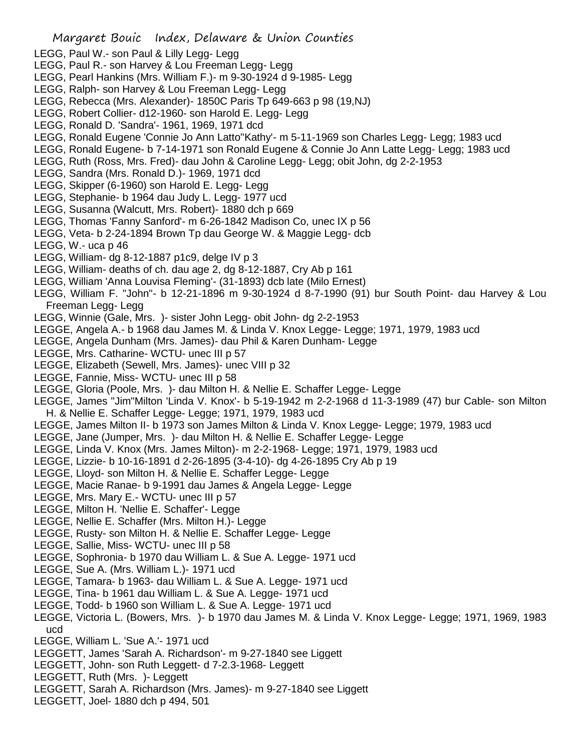LEGG, Paul W.- son Paul & Lilly Legg- Legg
LEGG, Paul R.- son Harvey & Lou Freeman Legg- Legg
LEGG, Pearl Hankins (Mrs. William F.)- m 9-30-1924 d 9-1985- Legg
LEGG, Ralph- son Harvey & Lou Freeman Legg- Legg
LEGG, Rebecca (Mrs. Alexander)- 1850C Paris Tp 649-663 p 98 (19,NJ)
LEGG, Robert Collier- d12-1960- son Harold E. Legg- Legg
LEGG, Ronald D. 'Sandra'- 1961, 1969, 1971 dcd
LEGG, Ronald Eugene 'Connie Jo Ann Latto''Kathy'- m 5-11-1969 son Charles Legg- Legg; 1983 ucd
LEGG, Ronald Eugene- b 7-14-1971 son Ronald Eugene & Connie Jo Ann Latte Legg- Legg; 1983 ucd
LEGG, Ruth (Ross, Mrs. Fred)- dau John & Caroline Legg- Legg; obit John, dg 2-2-1953
LEGG, Sandra (Mrs. Ronald D.)- 1969, 1971 dcd
LEGG, Skipper (6-1960) son Harold E. Legg- Legg
LEGG, Stephanie- b 1964 dau Judy L. Legg- 1977 ucd
LEGG, Susanna (Walcutt, Mrs. Robert)- 1880 dch p 669
LEGG, Thomas 'Fanny Sanford'- m 6-26-1842 Madison Co, unec IX p 56
LEGG, Veta- b 2-24-1894 Brown Tp dau George W. & Maggie Legg- dcb
LEGG, W.- uca p 46
LEGG, William- dg 8-12-1887 p1c9, delge IV p 3
LEGG, William- deaths of ch. dau age 2, dg 8-12-1887, Cry Ab p 161
LEGG, William 'Anna Louvisa Fleming'- (31-1893) dcb late (Milo Ernest)
LEGG, William F. "John"- b 12-21-1896 m 9-30-1924 d 8-7-1990 (91) bur South Point- dau Harvey & Lou Freeman Legg- Legg
LEGG, Winnie (Gale, Mrs. )- sister John Legg- obit John- dg 2-2-1953
LEGGE, Angela A.- b 1968 dau James M. & Linda V. Knox Legge- Legge; 1971, 1979, 1983 ucd
LEGGE, Angela Dunham (Mrs. James)- dau Phil & Karen Dunham- Legge
LEGGE, Mrs. Catharine- WCTU- unec III p 57
LEGGE, Elizabeth (Sewell, Mrs. James)- unec VIII p 32
LEGGE, Fannie, Miss- WCTU- unec III p 58
LEGGE, Gloria (Poole, Mrs. )- dau Milton H. & Nellie E. Schaffer Legge- Legge
LEGGE, James "Jim"Milton 'Linda V. Knox'- b 5-19-1942 m 2-2-1968 d 11-3-1989 (47) bur Cable- son Milton H. & Nellie E. Schaffer Legge- Legge; 1971, 1979, 1983 ucd
LEGGE, James Milton II- b 1973 son James Milton & Linda V. Knox Legge- Legge; 1979, 1983 ucd
LEGGE, Jane (Jumper, Mrs. )- dau Milton H. & Nellie E. Schaffer Legge- Legge
LEGGE, Linda V. Knox (Mrs. James Milton)- m 2-2-1968- Legge; 1971, 1979, 1983 ucd
LEGGE, Lizzie- b 10-16-1891 d 2-26-1895 (3-4-10)- dg 4-26-1895 Cry Ab p 19
LEGGE, Lloyd- son Milton H. & Nellie E. Schaffer Legge- Legge
LEGGE, Macie Ranae- b 9-1991 dau James & Angela Legge- Legge
LEGGE, Mrs. Mary E.- WCTU- unec III p 57
LEGGE, Milton H. 'Nellie E. Schaffer'- Legge
LEGGE, Nellie E. Schaffer (Mrs. Milton H.)- Legge
LEGGE, Rusty- son Milton H. & Nellie E. Schaffer Legge- Legge
LEGGE, Sallie, Miss- WCTU- unec III p 58
LEGGE, Sophronia- b 1970 dau William L. & Sue A. Legge- 1971 ucd
LEGGE, Sue A. (Mrs. William L.)- 1971 ucd
LEGGE, Tamara- b 1963- dau William L. & Sue A. Legge- 1971 ucd
LEGGE, Tina- b 1961 dau William L. & Sue A. Legge- 1971 ucd
LEGGE, Todd- b 1960 son William L. & Sue A. Legge- 1971 ucd
LEGGE, Victoria L. (Bowers, Mrs. )- b 1970 dau James M. & Linda V. Knox Legge- Legge; 1971, 1969, 1983 ucd
LEGGE, William L. 'Sue A.'- 1971 ucd
LEGGETT, James 'Sarah A. Richardson'- m 9-27-1840 see Liggett
LEGGETT, John- son Ruth Leggett- d 7-2.3-1968- Leggett
LEGGETT, Ruth (Mrs. )- Leggett
LEGGETT, Sarah A. Richardson (Mrs. James)- m 9-27-1840 see Liggett
LEGGETT, Joel- 1880 dch p 494, 501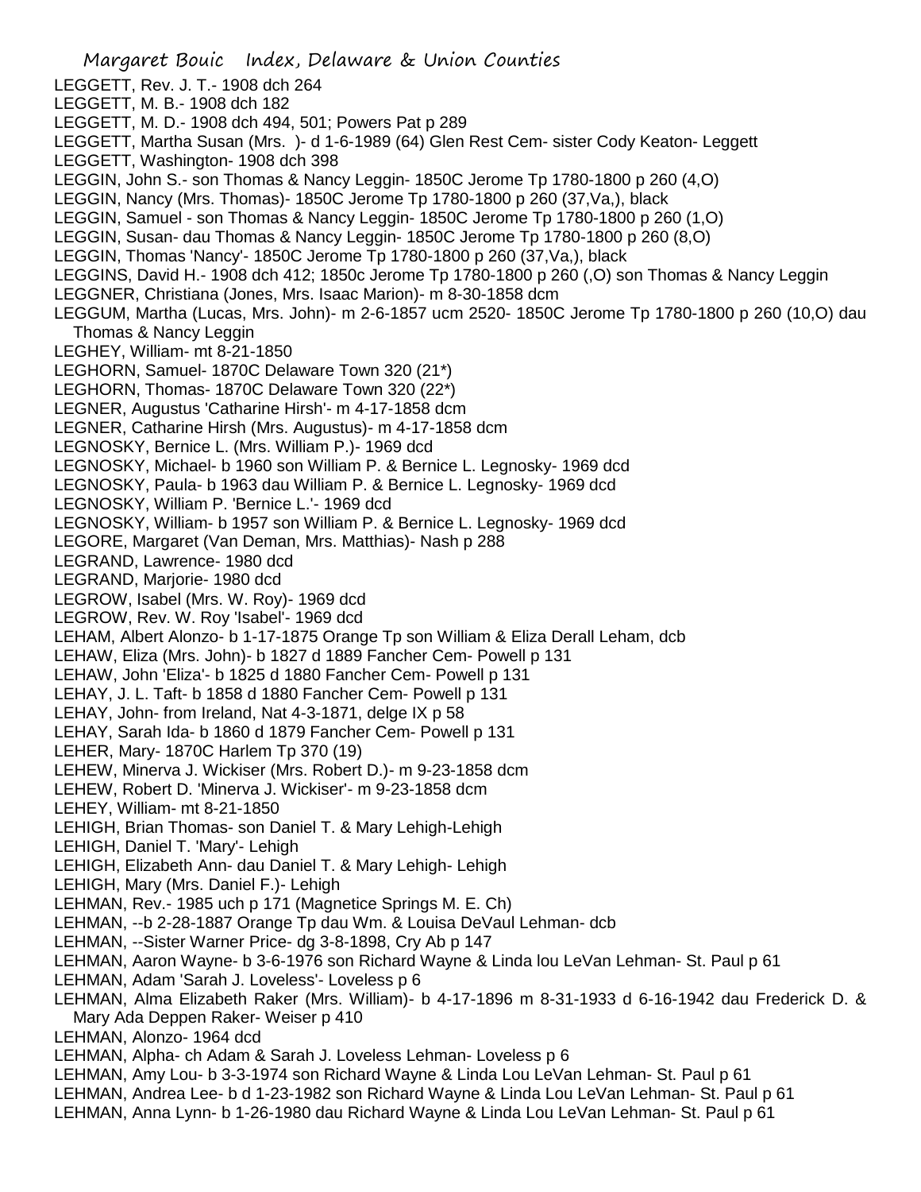LEGGETT, Rev. J. T.- 1908 dch 264
LEGGETT, M. B.- 1908 dch 182
LEGGETT, M. D.- 1908 dch 494, 501; Powers Pat p 289
LEGGETT, Martha Susan (Mrs. )- d 1-6-1989 (64) Glen Rest Cem- sister Cody Keaton- Leggett
LEGGETT, Washington- 1908 dch 398
LEGGIN, John S.- son Thomas & Nancy Leggin- 1850C Jerome Tp 1780-1800 p 260 (4,O)
LEGGIN, Nancy (Mrs. Thomas)- 1850C Jerome Tp 1780-1800 p 260 (37,Va,), black
LEGGIN, Samuel - son Thomas & Nancy Leggin- 1850C Jerome Tp 1780-1800 p 260 (1,O)
LEGGIN, Susan- dau Thomas & Nancy Leggin- 1850C Jerome Tp 1780-1800 p 260 (8,O)
LEGGIN, Thomas 'Nancy'- 1850C Jerome Tp 1780-1800 p 260 (37,Va,), black
LEGGINS, David H.- 1908 dch 412; 1850c Jerome Tp 1780-1800 p 260 (,O) son Thomas & Nancy Leggin
LEGGNER, Christiana (Jones, Mrs. Isaac Marion)- m 8-30-1858 dcm
LEGGUM, Martha (Lucas, Mrs. John)- m 2-6-1857 ucm 2520- 1850C Jerome Tp 1780-1800 p 260 (10,O) dau Thomas & Nancy Leggin
LEGHEY, William- mt 8-21-1850
LEGHORN, Samuel- 1870C Delaware Town 320 (21*)
LEGHORN, Thomas- 1870C Delaware Town 320 (22*)
LEGNER, Augustus 'Catharine Hirsh'- m 4-17-1858 dcm
LEGNER, Catharine Hirsh (Mrs. Augustus)- m 4-17-1858 dcm
LEGNOSKY, Bernice L. (Mrs. William P.)- 1969 dcd
LEGNOSKY, Michael- b 1960 son William P. & Bernice L. Legnosky- 1969 dcd
LEGNOSKY, Paula- b 1963 dau William P. & Bernice L. Legnosky- 1969 dcd
LEGNOSKY, William P. 'Bernice L.'- 1969 dcd
LEGNOSKY, William- b 1957 son William P. & Bernice L. Legnosky- 1969 dcd
LEGORE, Margaret (Van Deman, Mrs. Matthias)- Nash p 288
LEGRAND, Lawrence- 1980 dcd
LEGRAND, Marjorie- 1980 dcd
LEGROW, Isabel (Mrs. W. Roy)- 1969 dcd
LEGROW, Rev. W. Roy 'Isabel'- 1969 dcd
LEHAM, Albert Alonzo- b 1-17-1875 Orange Tp son William & Eliza Derall Leham, dcb
LEHAW, Eliza (Mrs. John)- b 1827 d 1889 Fancher Cem- Powell p 131
LEHAW, John 'Eliza'- b 1825 d 1880 Fancher Cem- Powell p 131
LEHAY, J. L. Taft- b 1858 d 1880 Fancher Cem- Powell p 131
LEHAY, John- from Ireland, Nat 4-3-1871, delge IX p 58
LEHAY, Sarah Ida- b 1860 d 1879 Fancher Cem- Powell p 131
LEHER, Mary- 1870C Harlem Tp 370 (19)
LEHEW, Minerva J. Wickiser (Mrs. Robert D.)- m 9-23-1858 dcm
LEHEW, Robert D. 'Minerva J. Wickiser'- m 9-23-1858 dcm
LEHEY, William- mt 8-21-1850
LEHIGH, Brian Thomas- son Daniel T. & Mary Lehigh-Lehigh
LEHIGH, Daniel T. 'Mary'- Lehigh
LEHIGH, Elizabeth Ann- dau Daniel T. & Mary Lehigh- Lehigh
LEHIGH, Mary (Mrs. Daniel F.)- Lehigh
LEHMAN, Rev.- 1985 uch p 171 (Magnetice Springs M. E. Ch)
LEHMAN, --b 2-28-1887 Orange Tp dau Wm. & Louisa DeVaul Lehman- dcb
LEHMAN, --Sister Warner Price- dg 3-8-1898, Cry Ab p 147
LEHMAN, Aaron Wayne- b 3-6-1976 son Richard Wayne & Linda lou LeVan Lehman- St. Paul p 61
LEHMAN, Adam 'Sarah J. Loveless'- Loveless p 6
LEHMAN, Alma Elizabeth Raker (Mrs. William)- b 4-17-1896 m 8-31-1933 d 6-16-1942 dau Frederick D. & Mary Ada Deppen Raker- Weiser p 410
LEHMAN, Alonzo- 1964 dcd
LEHMAN, Alpha- ch Adam & Sarah J. Loveless Lehman- Loveless p 6
LEHMAN, Amy Lou- b 3-3-1974 son Richard Wayne & Linda Lou LeVan Lehman- St. Paul p 61
LEHMAN, Andrea Lee- b d 1-23-1982 son Richard Wayne & Linda Lou LeVan Lehman- St. Paul p 61
LEHMAN, Anna Lynn- b 1-26-1980 dau Richard Wayne & Linda Lou LeVan Lehman- St. Paul p 61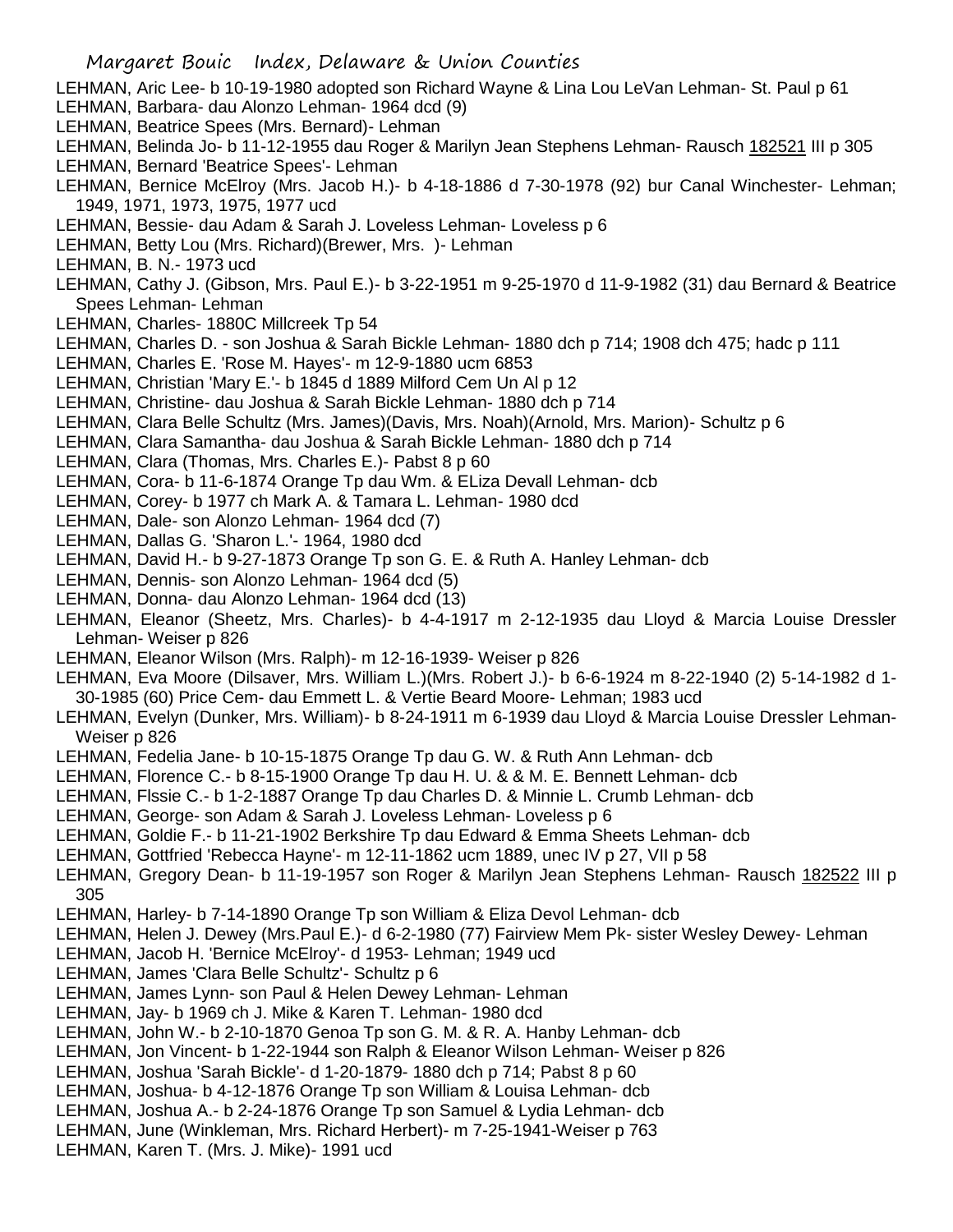LEHMAN, Aric Lee- b 10-19-1980 adopted son Richard Wayne & Lina Lou LeVan Lehman- St. Paul p 61
LEHMAN, Barbara- dau Alonzo Lehman- 1964 dcd (9)
LEHMAN, Beatrice Spees (Mrs. Bernard)- Lehman
LEHMAN, Belinda Jo- b 11-12-1955 dau Roger & Marilyn Jean Stephens Lehman- Rausch 182521 III p 305
LEHMAN, Bernard 'Beatrice Spees'- Lehman
LEHMAN, Bernice McElroy (Mrs. Jacob H.)- b 4-18-1886 d 7-30-1978 (92) bur Canal Winchester- Lehman; 1949, 1971, 1973, 1975, 1977 ucd
LEHMAN, Bessie- dau Adam & Sarah J. Loveless Lehman- Loveless p 6
LEHMAN, Betty Lou (Mrs. Richard)(Brewer, Mrs. )- Lehman
LEHMAN, B. N.- 1973 ucd
LEHMAN, Cathy J. (Gibson, Mrs. Paul E.)- b 3-22-1951 m 9-25-1970 d 11-9-1982 (31) dau Bernard & Beatrice Spees Lehman- Lehman
LEHMAN, Charles- 1880C Millcreek Tp 54
LEHMAN, Charles D. - son Joshua & Sarah Bickle Lehman- 1880 dch p 714; 1908 dch 475; hadc p 111
LEHMAN, Charles E. 'Rose M. Hayes'- m 12-9-1880 ucm 6853
LEHMAN, Christian 'Mary E.'- b 1845 d 1889 Milford Cem Un Al p 12
LEHMAN, Christine- dau Joshua & Sarah Bickle Lehman- 1880 dch p 714
LEHMAN, Clara Belle Schultz (Mrs. James)(Davis, Mrs. Noah)(Arnold, Mrs. Marion)- Schultz p 6
LEHMAN, Clara Samantha- dau Joshua & Sarah Bickle Lehman- 1880 dch p 714
LEHMAN, Clara (Thomas, Mrs. Charles E.)- Pabst 8 p 60
LEHMAN, Cora- b 11-6-1874 Orange Tp dau Wm. & ELiza Devall Lehman- dcb
LEHMAN, Corey- b 1977 ch Mark A. & Tamara L. Lehman- 1980 dcd
LEHMAN, Dale- son Alonzo Lehman- 1964 dcd (7)
LEHMAN, Dallas G. 'Sharon L.'- 1964, 1980 dcd
LEHMAN, David H.- b 9-27-1873 Orange Tp son G. E. & Ruth A. Hanley Lehman- dcb
LEHMAN, Dennis- son Alonzo Lehman- 1964 dcd (5)
LEHMAN, Donna- dau Alonzo Lehman- 1964 dcd (13)
LEHMAN, Eleanor (Sheetz, Mrs. Charles)- b 4-4-1917 m 2-12-1935 dau Lloyd & Marcia Louise Dressler Lehman- Weiser p 826
LEHMAN, Eleanor Wilson (Mrs. Ralph)- m 12-16-1939- Weiser p 826
LEHMAN, Eva Moore (Dilsaver, Mrs. William L.)(Mrs. Robert J.)- b 6-6-1924 m 8-22-1940 (2) 5-14-1982 d 1-30-1985 (60) Price Cem- dau Emmett L. & Vertie Beard Moore- Lehman; 1983 ucd
LEHMAN, Evelyn (Dunker, Mrs. William)- b 8-24-1911 m 6-1939 dau Lloyd & Marcia Louise Dressler Lehman- Weiser p 826
LEHMAN, Fedelia Jane- b 10-15-1875 Orange Tp dau G. W. & Ruth Ann Lehman- dcb
LEHMAN, Florence C.- b 8-15-1900 Orange Tp dau H. U. & & M. E. Bennett Lehman- dcb
LEHMAN, Flssie C.- b 1-2-1887 Orange Tp dau Charles D. & Minnie L. Crumb Lehman- dcb
LEHMAN, George- son Adam & Sarah J. Loveless Lehman- Loveless p 6
LEHMAN, Goldie F.- b 11-21-1902 Berkshire Tp dau Edward & Emma Sheets Lehman- dcb
LEHMAN, Gottfried 'Rebecca Hayne'- m 12-11-1862 ucm 1889, unec IV p 27, VII p 58
LEHMAN, Gregory Dean- b 11-19-1957 son Roger & Marilyn Jean Stephens Lehman- Rausch 182522 III p 305
LEHMAN, Harley- b 7-14-1890 Orange Tp son William & Eliza Devol Lehman- dcb
LEHMAN, Helen J. Dewey (Mrs.Paul E.)- d 6-2-1980 (77) Fairview Mem Pk- sister Wesley Dewey- Lehman
LEHMAN, Jacob H. 'Bernice McElroy'- d 1953- Lehman; 1949 ucd
LEHMAN, James 'Clara Belle Schultz'- Schultz p 6
LEHMAN, James Lynn- son Paul & Helen Dewey Lehman- Lehman
LEHMAN, Jay- b 1969 ch J. Mike & Karen T. Lehman- 1980 dcd
LEHMAN, John W.- b 2-10-1870 Genoa Tp son G. M. & R. A. Hanby Lehman- dcb
LEHMAN, Jon Vincent- b 1-22-1944 son Ralph & Eleanor Wilson Lehman- Weiser p 826
LEHMAN, Joshua 'Sarah Bickle'- d 1-20-1879- 1880 dch p 714; Pabst 8 p 60
LEHMAN, Joshua- b 4-12-1876 Orange Tp son William & Louisa Lehman- dcb
LEHMAN, Joshua A.- b 2-24-1876 Orange Tp son Samuel & Lydia Lehman- dcb
LEHMAN, June (Winkleman, Mrs. Richard Herbert)- m 7-25-1941-Weiser p 763
LEHMAN, Karen T. (Mrs. J. Mike)- 1991 ucd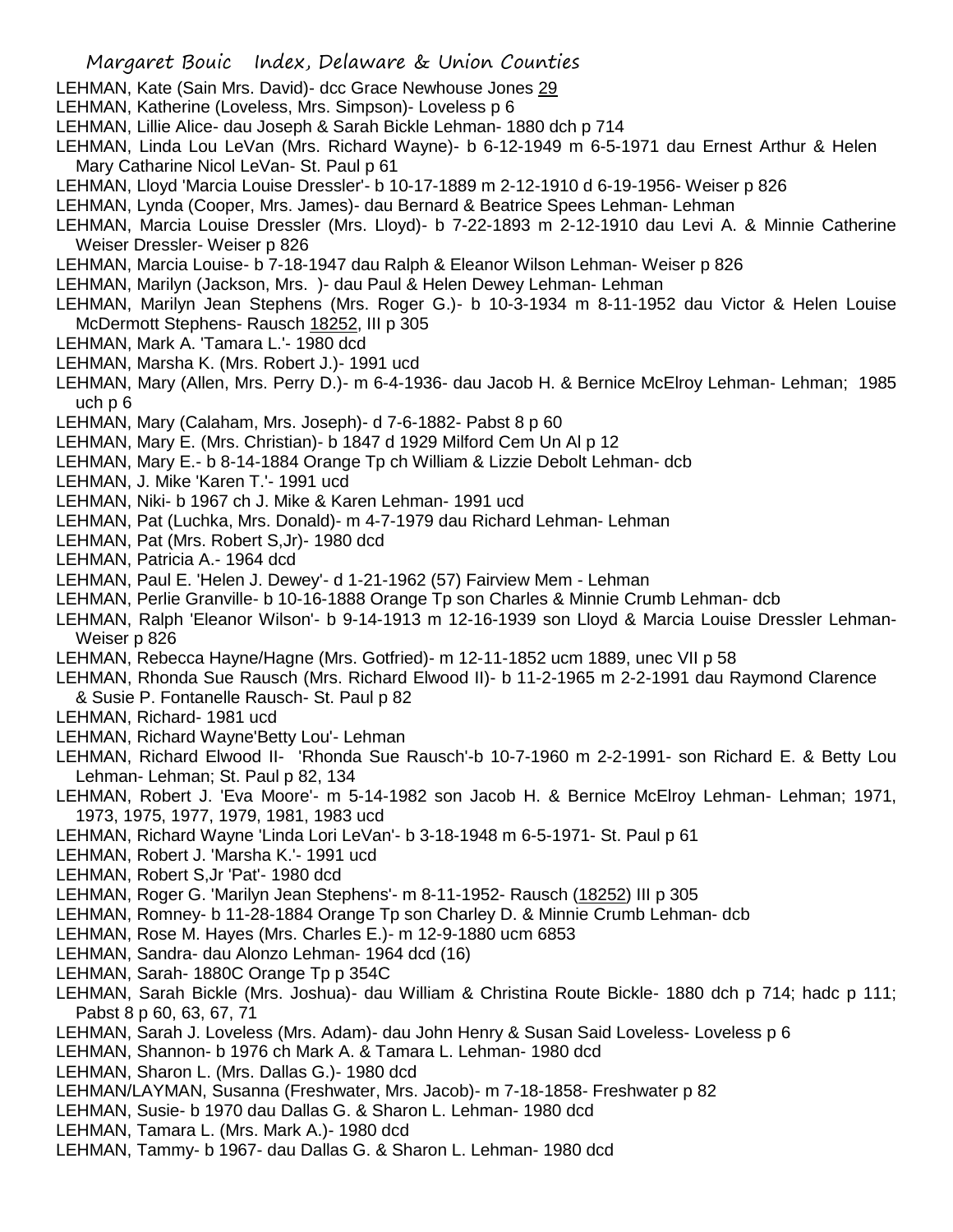LEHMAN, Kate (Sain Mrs. David)- dcc Grace Newhouse Jones 29
LEHMAN, Katherine (Loveless, Mrs. Simpson)- Loveless p 6
LEHMAN, Lillie Alice- dau Joseph & Sarah Bickle Lehman- 1880 dch p 714
LEHMAN, Linda Lou LeVan (Mrs. Richard Wayne)- b 6-12-1949 m 6-5-1971 dau Ernest Arthur & Helen Mary Catharine Nicol LeVan- St. Paul p 61
LEHMAN, Lloyd 'Marcia Louise Dressler'- b 10-17-1889 m 2-12-1910 d 6-19-1956- Weiser p 826
LEHMAN, Lynda (Cooper, Mrs. James)- dau Bernard & Beatrice Spees Lehman- Lehman
LEHMAN, Marcia Louise Dressler (Mrs. Lloyd)- b 7-22-1893 m 2-12-1910 dau Levi A. & Minnie Catherine Weiser Dressler- Weiser p 826
LEHMAN, Marcia Louise- b 7-18-1947 dau Ralph & Eleanor Wilson Lehman- Weiser p 826
LEHMAN, Marilyn (Jackson, Mrs. )- dau Paul & Helen Dewey Lehman- Lehman
LEHMAN, Marilyn Jean Stephens (Mrs. Roger G.)- b 10-3-1934 m 8-11-1952 dau Victor & Helen Louise McDermott Stephens- Rausch 18252, III p 305
LEHMAN, Mark A. 'Tamara L.'- 1980 dcd
LEHMAN, Marsha K. (Mrs. Robert J.)- 1991 ucd
LEHMAN, Mary (Allen, Mrs. Perry D.)- m 6-4-1936- dau Jacob H. & Bernice McElroy Lehman- Lehman; 1985 uch p 6
LEHMAN, Mary (Calaham, Mrs. Joseph)- d 7-6-1882- Pabst 8 p 60
LEHMAN, Mary E. (Mrs. Christian)- b 1847 d 1929 Milford Cem Un Al p 12
LEHMAN, Mary E.- b 8-14-1884 Orange Tp ch William & Lizzie Debolt Lehman- dcb
LEHMAN, J. Mike 'Karen T.'- 1991 ucd
LEHMAN, Niki- b 1967 ch J. Mike & Karen Lehman- 1991 ucd
LEHMAN, Pat (Luchka, Mrs. Donald)- m 4-7-1979 dau Richard Lehman- Lehman
LEHMAN, Pat (Mrs. Robert S,Jr)- 1980 dcd
LEHMAN, Patricia A.- 1964 dcd
LEHMAN, Paul E. 'Helen J. Dewey'- d 1-21-1962 (57) Fairview Mem - Lehman
LEHMAN, Perlie Granville- b 10-16-1888 Orange Tp son Charles & Minnie Crumb Lehman- dcb
LEHMAN, Ralph 'Eleanor Wilson'- b 9-14-1913 m 12-16-1939 son Lloyd & Marcia Louise Dressler Lehman- Weiser p 826
LEHMAN, Rebecca Hayne/Hagne (Mrs. Gotfried)- m 12-11-1852 ucm 1889, unec VII p 58
LEHMAN, Rhonda Sue Rausch (Mrs. Richard Elwood II)- b 11-2-1965 m 2-2-1991 dau Raymond Clarence & Susie P. Fontanelle Rausch- St. Paul p 82
LEHMAN, Richard- 1981 ucd
LEHMAN, Richard Wayne'Betty Lou'- Lehman
LEHMAN, Richard Elwood II- 'Rhonda Sue Rausch'-b 10-7-1960 m 2-2-1991- son Richard E. & Betty Lou Lehman- Lehman; St. Paul p 82, 134
LEHMAN, Robert J. 'Eva Moore'- m 5-14-1982 son Jacob H. & Bernice McElroy Lehman- Lehman; 1971, 1973, 1975, 1977, 1979, 1981, 1983 ucd
LEHMAN, Richard Wayne 'Linda Lori LeVan'- b 3-18-1948 m 6-5-1971- St. Paul p 61
LEHMAN, Robert J. 'Marsha K.'- 1991 ucd
LEHMAN, Robert S,Jr 'Pat'- 1980 dcd
LEHMAN, Roger G. 'Marilyn Jean Stephens'- m 8-11-1952- Rausch (18252) III p 305
LEHMAN, Romney- b 11-28-1884 Orange Tp son Charley D. & Minnie Crumb Lehman- dcb
LEHMAN, Rose M. Hayes (Mrs. Charles E.)- m 12-9-1880 ucm 6853
LEHMAN, Sandra- dau Alonzo Lehman- 1964 dcd (16)
LEHMAN, Sarah- 1880C Orange Tp p 354C
LEHMAN, Sarah Bickle (Mrs. Joshua)- dau William & Christina Route Bickle- 1880 dch p 714; hadc p 111; Pabst 8 p 60, 63, 67, 71
LEHMAN, Sarah J. Loveless (Mrs. Adam)- dau John Henry & Susan Said Loveless- Loveless p 6
LEHMAN, Shannon- b 1976 ch Mark A. & Tamara L. Lehman- 1980 dcd
LEHMAN, Sharon L. (Mrs. Dallas G.)- 1980 dcd
LEHMAN/LAYMAN, Susanna (Freshwater, Mrs. Jacob)- m 7-18-1858- Freshwater p 82
LEHMAN, Susie- b 1970 dau Dallas G. & Sharon L. Lehman- 1980 dcd
LEHMAN, Tamara L. (Mrs. Mark A.)- 1980 dcd
LEHMAN, Tammy- b 1967- dau Dallas G. & Sharon L. Lehman- 1980 dcd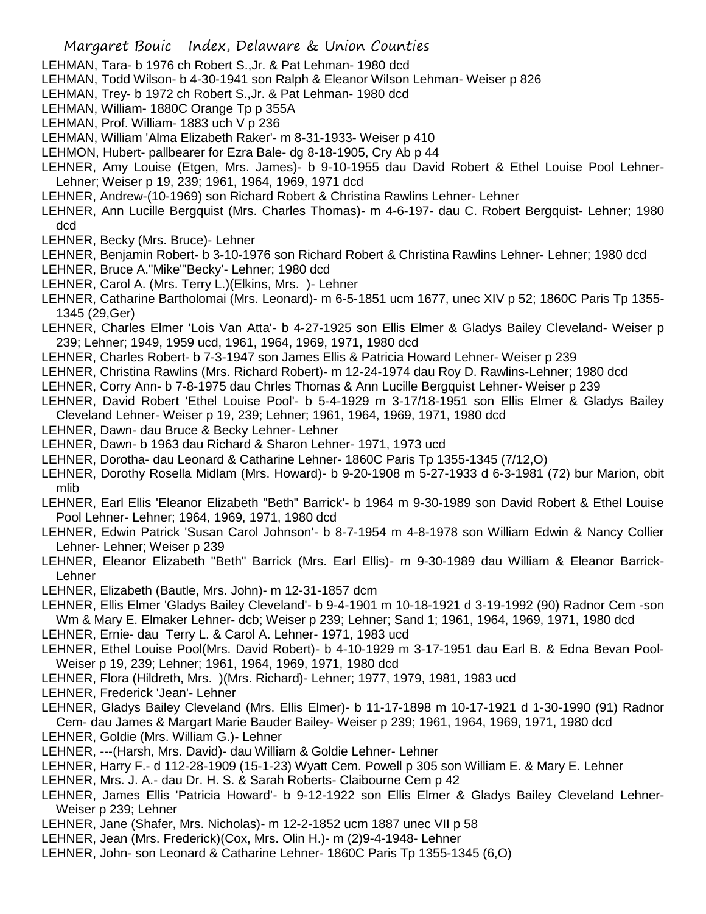LEHMAN, Tara- b 1976 ch Robert S.,Jr. & Pat Lehman- 1980 dcd

LEHMAN, Todd Wilson- b 4-30-1941 son Ralph & Eleanor Wilson Lehman- Weiser p 826

LEHMAN, Trey- b 1972 ch Robert S.,Jr. & Pat Lehman- 1980 dcd

LEHMAN, William- 1880C Orange Tp p 355A

LEHMAN, Prof. William- 1883 uch V p 236

LEHMAN, William 'Alma Elizabeth Raker'- m 8-31-1933- Weiser p 410

LEHMON, Hubert- pallbearer for Ezra Bale- dg 8-18-1905, Cry Ab p 44

LEHNER, Amy Louise (Etgen, Mrs. James)- b 9-10-1955 dau David Robert & Ethel Louise Pool Lehner- Lehner; Weiser p 19, 239; 1961, 1964, 1969, 1971 dcd

LEHNER, Andrew-(10-1969) son Richard Robert & Christina Rawlins Lehner- Lehner

LEHNER, Ann Lucille Bergquist (Mrs. Charles Thomas)- m 4-6-197- dau C. Robert Bergquist- Lehner; 1980 dcd

LEHNER, Becky (Mrs. Bruce)- Lehner

LEHNER, Benjamin Robert- b 3-10-1976 son Richard Robert & Christina Rawlins Lehner- Lehner; 1980 dcd

LEHNER, Bruce A."Mike"'Becky'- Lehner; 1980 dcd

LEHNER, Carol A. (Mrs. Terry L.)(Elkins, Mrs. )- Lehner

LEHNER, Catharine Bartholomai (Mrs. Leonard)- m 6-5-1851 ucm 1677, unec XIV p 52; 1860C Paris Tp 1355-1345 (29,Ger)

LEHNER, Charles Elmer 'Lois Van Atta'- b 4-27-1925 son Ellis Elmer & Gladys Bailey Cleveland- Weiser p 239; Lehner; 1949, 1959 ucd, 1961, 1964, 1969, 1971, 1980 dcd

LEHNER, Charles Robert- b 7-3-1947 son James Ellis & Patricia Howard Lehner- Weiser p 239

LEHNER, Christina Rawlins (Mrs. Richard Robert)- m 12-24-1974 dau Roy D. Rawlins-Lehner; 1980 dcd

LEHNER, Corry Ann- b 7-8-1975 dau Chrles Thomas & Ann Lucille Bergquist Lehner- Weiser p 239

LEHNER, David Robert 'Ethel Louise Pool'- b 5-4-1929 m 3-17/18-1951 son Ellis Elmer & Gladys Bailey Cleveland Lehner- Weiser p 19, 239; Lehner; 1961, 1964, 1969, 1971, 1980 dcd

LEHNER, Dawn- dau Bruce & Becky Lehner- Lehner

LEHNER, Dawn- b 1963 dau Richard & Sharon Lehner- 1971, 1973 ucd

LEHNER, Dorotha- dau Leonard & Catharine Lehner- 1860C Paris Tp 1355-1345 (7/12,O)

LEHNER, Dorothy Rosella Midlam (Mrs. Howard)- b 9-20-1908 m 5-27-1933 d 6-3-1981 (72) bur Marion, obit mlib

LEHNER, Earl Ellis 'Eleanor Elizabeth "Beth" Barrick'- b 1964 m 9-30-1989 son David Robert & Ethel Louise Pool Lehner- Lehner; 1964, 1969, 1971, 1980 dcd

LEHNER, Edwin Patrick 'Susan Carol Johnson'- b 8-7-1954 m 4-8-1978 son William Edwin & Nancy Collier Lehner- Lehner; Weiser p 239

LEHNER, Eleanor Elizabeth "Beth" Barrick (Mrs. Earl Ellis)- m 9-30-1989 dau William & Eleanor Barrick- Lehner

LEHNER, Elizabeth (Bautle, Mrs. John)- m 12-31-1857 dcm

LEHNER, Ellis Elmer 'Gladys Bailey Cleveland'- b 9-4-1901 m 10-18-1921 d 3-19-1992 (90) Radnor Cem -son Wm & Mary E. Elmaker Lehner- dcb; Weiser p 239; Lehner; Sand 1; 1961, 1964, 1969, 1971, 1980 dcd

LEHNER, Ernie- dau Terry L. & Carol A. Lehner- 1971, 1983 ucd

LEHNER, Ethel Louise Pool(Mrs. David Robert)- b 4-10-1929 m 3-17-1951 dau Earl B. & Edna Bevan Pool- Weiser p 19, 239; Lehner; 1961, 1964, 1969, 1971, 1980 dcd

LEHNER, Flora (Hildreth, Mrs. )(Mrs. Richard)- Lehner; 1977, 1979, 1981, 1983 ucd

LEHNER, Frederick 'Jean'- Lehner

LEHNER, Gladys Bailey Cleveland (Mrs. Ellis Elmer)- b 11-17-1898 m 10-17-1921 d 1-30-1990 (91) Radnor Cem- dau James & Margart Marie Bauder Bailey- Weiser p 239; 1961, 1964, 1969, 1971, 1980 dcd

LEHNER, Goldie (Mrs. William G.)- Lehner

LEHNER, ---(Harsh, Mrs. David)- dau William & Goldie Lehner- Lehner

LEHNER, Harry F.- d 112-28-1909 (15-1-23) Wyatt Cem. Powell p 305 son William E. & Mary E. Lehner

LEHNER, Mrs. J. A.- dau Dr. H. S. & Sarah Roberts- Claibourne Cem p 42

LEHNER, James Ellis 'Patricia Howard'- b 9-12-1922 son Ellis Elmer & Gladys Bailey Cleveland Lehner- Weiser p 239; Lehner

LEHNER, Jane (Shafer, Mrs. Nicholas)- m 12-2-1852 ucm 1887 unec VII p 58

LEHNER, Jean (Mrs. Frederick)(Cox, Mrs. Olin H.)- m (2)9-4-1948- Lehner

LEHNER, John- son Leonard & Catharine Lehner- 1860C Paris Tp 1355-1345 (6,O)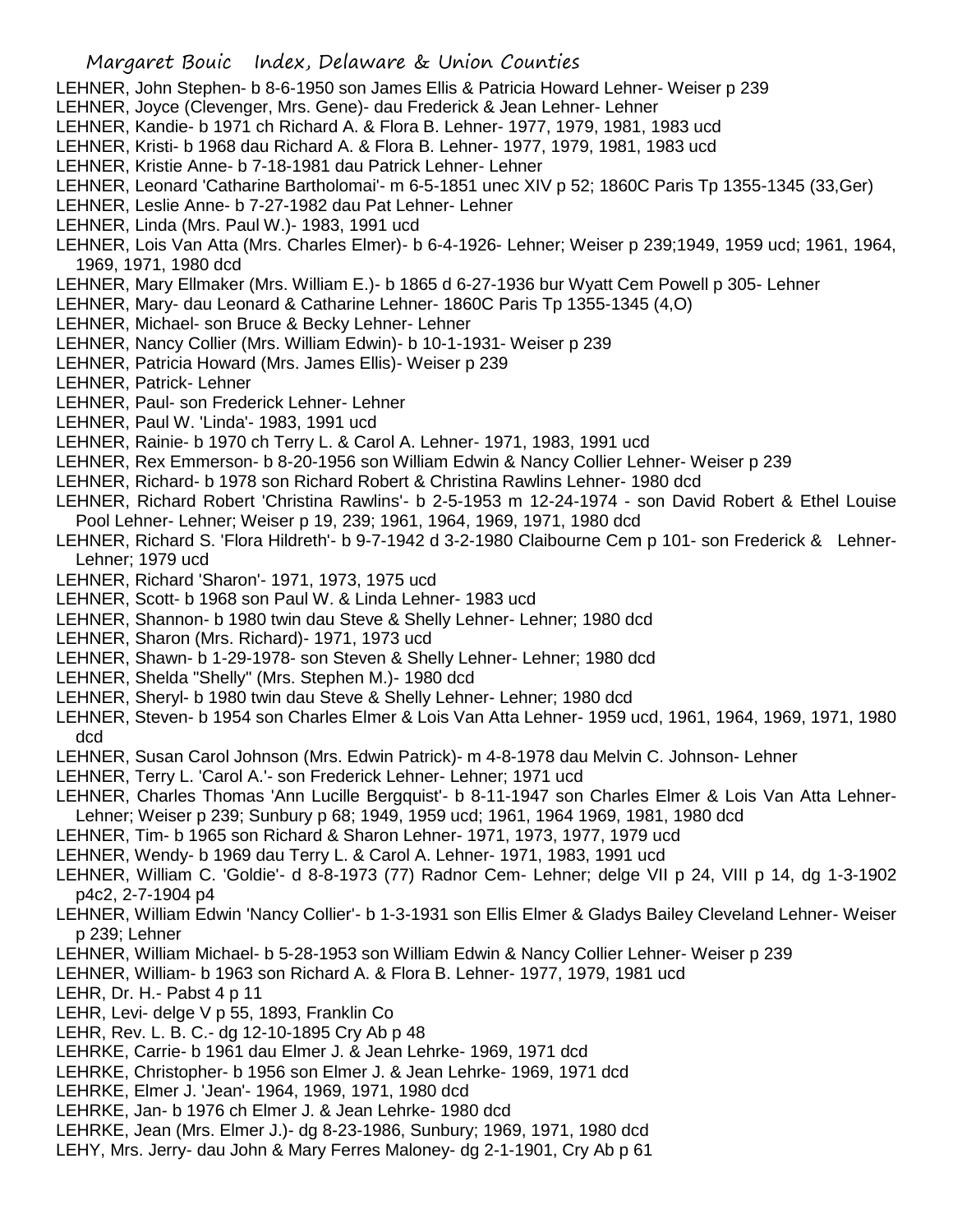LEHNER, John Stephen- b 8-6-1950 son James Ellis & Patricia Howard Lehner- Weiser p 239

LEHNER, Joyce (Clevenger, Mrs. Gene)- dau Frederick & Jean Lehner- Lehner

LEHNER, Kandie- b 1971 ch Richard A. & Flora B. Lehner- 1977, 1979, 1981, 1983 ucd

LEHNER, Kristi- b 1968 dau Richard A. & Flora B. Lehner- 1977, 1979, 1981, 1983 ucd

LEHNER, Kristie Anne- b 7-18-1981 dau Patrick Lehner- Lehner

LEHNER, Leonard 'Catharine Bartholomai'- m 6-5-1851 unec XIV p 52; 1860C Paris Tp 1355-1345 (33,Ger)

LEHNER, Leslie Anne- b 7-27-1982 dau Pat Lehner- Lehner

LEHNER, Linda (Mrs. Paul W.)- 1983, 1991 ucd

LEHNER, Lois Van Atta (Mrs. Charles Elmer)- b 6-4-1926- Lehner; Weiser p 239;1949, 1959 ucd; 1961, 1964, 1969, 1971, 1980 dcd

LEHNER, Mary Ellmaker (Mrs. William E.)- b 1865 d 6-27-1936 bur Wyatt Cem Powell p 305- Lehner

LEHNER, Mary- dau Leonard & Catharine Lehner- 1860C Paris Tp 1355-1345 (4,O)

LEHNER, Michael- son Bruce & Becky Lehner- Lehner

LEHNER, Nancy Collier (Mrs. William Edwin)- b 10-1-1931- Weiser p 239

LEHNER, Patricia Howard (Mrs. James Ellis)- Weiser p 239

LEHNER, Patrick- Lehner

LEHNER, Paul- son Frederick Lehner- Lehner

LEHNER, Paul W. 'Linda'- 1983, 1991 ucd

LEHNER, Rainie- b 1970 ch Terry L. & Carol A. Lehner- 1971, 1983, 1991 ucd

LEHNER, Rex Emmerson- b 8-20-1956 son William Edwin & Nancy Collier Lehner- Weiser p 239

LEHNER, Richard- b 1978 son Richard Robert & Christina Rawlins Lehner- 1980 dcd

LEHNER, Richard Robert 'Christina Rawlins'- b 2-5-1953 m 12-24-1974 - son David Robert & Ethel Louise Pool Lehner- Lehner; Weiser p 19, 239; 1961, 1964, 1969, 1971, 1980 dcd

LEHNER, Richard S. 'Flora Hildreth'- b 9-7-1942 d 3-2-1980 Claibourne Cem p 101- son Frederick & Lehner- Lehner; 1979 ucd

LEHNER, Richard 'Sharon'- 1971, 1973, 1975 ucd

LEHNER, Scott- b 1968 son Paul W. & Linda Lehner- 1983 ucd

LEHNER, Shannon- b 1980 twin dau Steve & Shelly Lehner- Lehner; 1980 dcd

LEHNER, Sharon (Mrs. Richard)- 1971, 1973 ucd

LEHNER, Shawn- b 1-29-1978- son Steven & Shelly Lehner- Lehner; 1980 dcd

LEHNER, Shelda "Shelly" (Mrs. Stephen M.)- 1980 dcd

LEHNER, Sheryl- b 1980 twin dau Steve & Shelly Lehner- Lehner; 1980 dcd

LEHNER, Steven- b 1954 son Charles Elmer & Lois Van Atta Lehner- 1959 ucd, 1961, 1964, 1969, 1971, 1980 dcd

LEHNER, Susan Carol Johnson (Mrs. Edwin Patrick)- m 4-8-1978 dau Melvin C. Johnson- Lehner

LEHNER, Terry L. 'Carol A.'- son Frederick Lehner- Lehner; 1971 ucd

LEHNER, Charles Thomas 'Ann Lucille Bergquist'- b 8-11-1947 son Charles Elmer & Lois Van Atta Lehner- Lehner; Weiser p 239; Sunbury p 68; 1949, 1959 ucd; 1961, 1964 1969, 1981, 1980 dcd

LEHNER, Tim- b 1965 son Richard & Sharon Lehner- 1971, 1973, 1977, 1979 ucd

LEHNER, Wendy- b 1969 dau Terry L. & Carol A. Lehner- 1971, 1983, 1991 ucd

LEHNER, William C. 'Goldie'- d 8-8-1973 (77) Radnor Cem- Lehner; delge VII p 24, VIII p 14, dg 1-3-1902 p4c2, 2-7-1904 p4

LEHNER, William Edwin 'Nancy Collier'- b 1-3-1931 son Ellis Elmer & Gladys Bailey Cleveland Lehner- Weiser p 239; Lehner

LEHNER, William Michael- b 5-28-1953 son William Edwin & Nancy Collier Lehner- Weiser p 239

LEHNER, William- b 1963 son Richard A. & Flora B. Lehner- 1977, 1979, 1981 ucd

LEHR, Dr. H.- Pabst 4 p 11

LEHR, Levi- delge V p 55, 1893, Franklin Co

LEHR, Rev. L. B. C.- dg 12-10-1895 Cry Ab p 48

LEHRKE, Carrie- b 1961 dau Elmer J. & Jean Lehrke- 1969, 1971 dcd

LEHRKE, Christopher- b 1956 son Elmer J. & Jean Lehrke- 1969, 1971 dcd

LEHRKE, Elmer J. 'Jean'- 1964, 1969, 1971, 1980 dcd

LEHRKE, Jan- b 1976 ch Elmer J. & Jean Lehrke- 1980 dcd

LEHRKE, Jean (Mrs. Elmer J.)- dg 8-23-1986, Sunbury; 1969, 1971, 1980 dcd

LEHY, Mrs. Jerry- dau John & Mary Ferres Maloney- dg 2-1-1901, Cry Ab p 61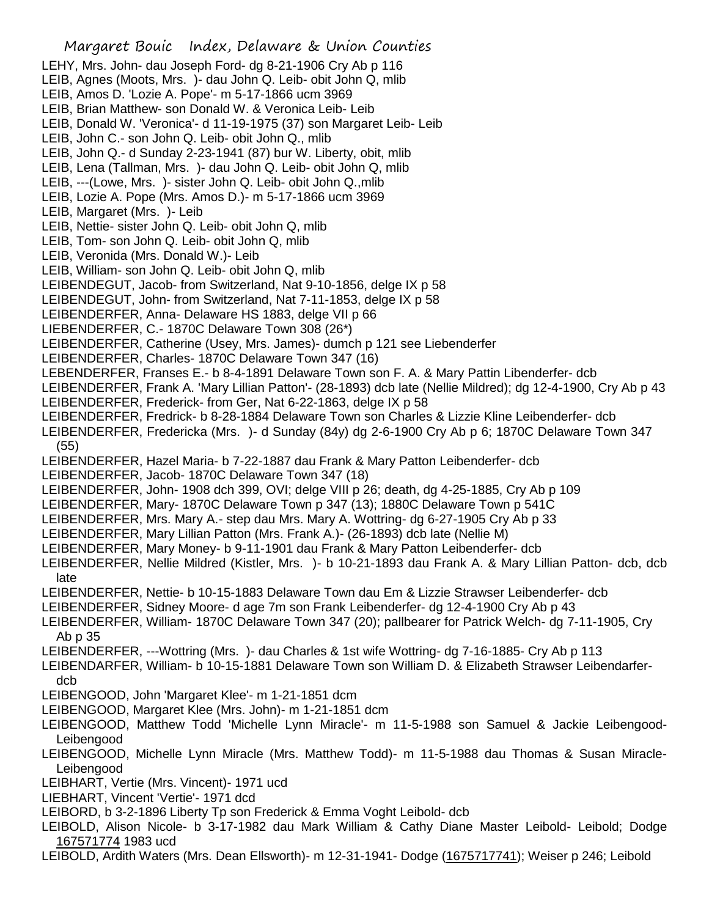LEHY, Mrs. John- dau Joseph Ford- dg 8-21-1906 Cry Ab p 116

LEIB, Agnes (Moots, Mrs. )- dau John Q. Leib- obit John Q, mlib

LEIB, Amos D. 'Lozie A. Pope'- m 5-17-1866 ucm 3969

LEIB, Brian Matthew- son Donald W. & Veronica Leib- Leib

LEIB, Donald W. 'Veronica'- d 11-19-1975 (37) son Margaret Leib- Leib

LEIB, John C.- son John Q. Leib- obit John Q., mlib

LEIB, John Q.- d Sunday 2-23-1941 (87) bur W. Liberty, obit, mlib

LEIB, Lena (Tallman, Mrs. )- dau John Q. Leib- obit John Q, mlib

LEIB, ---(Lowe, Mrs. )- sister John Q. Leib- obit John Q.,mlib

LEIB, Lozie A. Pope (Mrs. Amos D.)- m 5-17-1866 ucm 3969

LEIB, Margaret (Mrs. )- Leib

LEIB, Nettie- sister John Q. Leib- obit John Q, mlib

LEIB, Tom- son John Q. Leib- obit John Q, mlib

LEIB, Veronida (Mrs. Donald W.)- Leib

LEIB, William- son John Q. Leib- obit John Q, mlib

LEIBENDEGUT, Jacob- from Switzerland, Nat 9-10-1856, delge IX p 58

LEIBENDEGUT, John- from Switzerland, Nat 7-11-1853, delge IX p 58

LEIBENDERFER, Anna- Delaware HS 1883, delge VII p 66

LIEBENDERFER, C.- 1870C Delaware Town 308 (26*)

LEIBENDERFER, Catherine (Usey, Mrs. James)- dumch p 121 see Liebenderfer

LEIBENDERFER, Charles- 1870C Delaware Town 347 (16)

LEBENDERFER, Franses E.- b 8-4-1891 Delaware Town son F. A. & Mary Pattin Libenderfer- dcb

LEIBENDERFER, Frank A. 'Mary Lillian Patton'- (28-1893) dcb late (Nellie Mildred); dg 12-4-1900, Cry Ab p 43

LEIBENDERFER, Frederick- from Ger, Nat 6-22-1863, delge IX p 58

LEIBENDERFER, Fredrick- b 8-28-1884 Delaware Town son Charles & Lizzie Kline Leibenderfer- dcb

LEIBENDERFER, Fredericka (Mrs. )- d Sunday (84y) dg 2-6-1900 Cry Ab p 6; 1870C Delaware Town 347 (55)

LEIBENDERFER, Hazel Maria- b 7-22-1887 dau Frank & Mary Patton Leibenderfer- dcb

LEIBENDERFER, Jacob- 1870C Delaware Town 347 (18)

LEIBENDERFER, John- 1908 dch 399, OVI; delge VIII p 26; death, dg 4-25-1885, Cry Ab p 109

LEIBENDERFER, Mary- 1870C Delaware Town p 347 (13); 1880C Delaware Town p 541C

LEIBENDERFER, Mrs. Mary A.- step dau Mrs. Mary A. Wottring- dg 6-27-1905 Cry Ab p 33

LEIBENDERFER, Mary Lillian Patton (Mrs. Frank A.)- (26-1893) dcb late (Nellie M)

LEIBENDERFER, Mary Money- b 9-11-1901 dau Frank & Mary Patton Leibenderfer- dcb

LEIBENDERFER, Nellie Mildred (Kistler, Mrs. )- b 10-21-1893 dau Frank A. & Mary Lillian Patton- dcb, dcb late

LEIBENDERFER, Nettie- b 10-15-1883 Delaware Town dau Em & Lizzie Strawser Leibenderfer- dcb

LEIBENDERFER, Sidney Moore- d age 7m son Frank Leibenderfer- dg 12-4-1900 Cry Ab p 43

LEIBENDERFER, William- 1870C Delaware Town 347 (20); pallbearer for Patrick Welch- dg 7-11-1905, Cry Ab p 35

LEIBENDERFER, ---Wottring (Mrs. )- dau Charles & 1st wife Wottring- dg 7-16-1885- Cry Ab p 113

LEIBENDARFER, William- b 10-15-1881 Delaware Town son William D. & Elizabeth Strawser Leibendarfer- dcb

LEIBENGOOD, John 'Margaret Klee'- m 1-21-1851 dcm

LEIBENGOOD, Margaret Klee (Mrs. John)- m 1-21-1851 dcm

LEIBENGOOD, Matthew Todd 'Michelle Lynn Miracle'- m 11-5-1988 son Samuel & Jackie Leibengood- Leibengood

LEIBENGOOD, Michelle Lynn Miracle (Mrs. Matthew Todd)- m 11-5-1988 dau Thomas & Susan Miracle- Leibengood

LEIBHART, Vertie (Mrs. Vincent)- 1971 ucd

LIEBHART, Vincent 'Vertie'- 1971 dcd

LEIBORD, b 3-2-1896 Liberty Tp son Frederick & Emma Voght Leibold- dcb

LEIBOLD, Alison Nicole- b 3-17-1982 dau Mark William & Cathy Diane Master Leibold- Leibold; Dodge 167571774 1983 ucd

LEIBOLD, Ardith Waters (Mrs. Dean Ellsworth)- m 12-31-1941- Dodge (1675717741); Weiser p 246; Leibold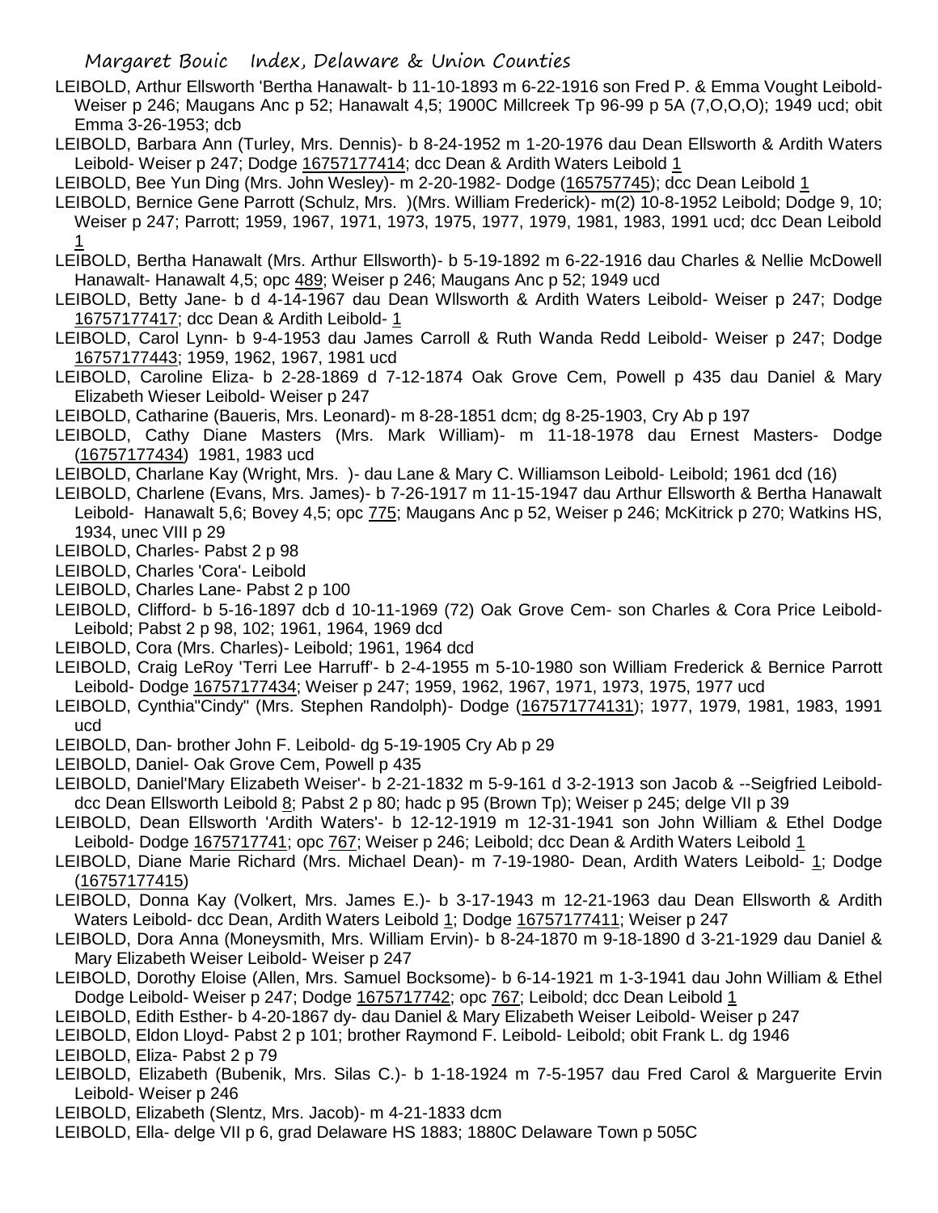LEIBOLD, Arthur Ellsworth 'Bertha Hanawalt- b 11-10-1893 m 6-22-1916 son Fred P. & Emma Vought Leibold- Weiser p 246; Maugans Anc p 52; Hanawalt 4,5; 1900C Millcreek Tp 96-99 p 5A (7,O,O,O); 1949 ucd; obit Emma 3-26-1953; dcb

LEIBOLD, Barbara Ann (Turley, Mrs. Dennis)- b 8-24-1952 m 1-20-1976 dau Dean Ellsworth & Ardith Waters Leibold- Weiser p 247; Dodge 16757177414; dcc Dean & Ardith Waters Leibold 1

LEIBOLD, Bee Yun Ding (Mrs. John Wesley)- m 2-20-1982- Dodge (165757745); dcc Dean Leibold 1

LEIBOLD, Bernice Gene Parrott (Schulz, Mrs. )(Mrs. William Frederick)- m(2) 10-8-1952 Leibold; Dodge 9, 10; Weiser p 247; Parrott; 1959, 1967, 1971, 1973, 1975, 1977, 1979, 1981, 1983, 1991 ucd; dcc Dean Leibold 1

LEIBOLD, Bertha Hanawalt (Mrs. Arthur Ellsworth)- b 5-19-1892 m 6-22-1916 dau Charles & Nellie McDowell Hanawalt- Hanawalt 4,5; opc 489; Weiser p 246; Maugans Anc p 52; 1949 ucd

LEIBOLD, Betty Jane- b d 4-14-1967 dau Dean Wllsworth & Ardith Waters Leibold- Weiser p 247; Dodge 16757177417; dcc Dean & Ardith Leibold- 1

LEIBOLD, Carol Lynn- b 9-4-1953 dau James Carroll & Ruth Wanda Redd Leibold- Weiser p 247; Dodge 16757177443; 1959, 1962, 1967, 1981 ucd

LEIBOLD, Caroline Eliza- b 2-28-1869 d 7-12-1874 Oak Grove Cem, Powell p 435 dau Daniel & Mary Elizabeth Wieser Leibold- Weiser p 247

LEIBOLD, Catharine (Baueris, Mrs. Leonard)- m 8-28-1851 dcm; dg 8-25-1903, Cry Ab p 197

LEIBOLD, Cathy Diane Masters (Mrs. Mark William)- m 11-18-1978 dau Ernest Masters- Dodge (16757177434) 1981, 1983 ucd

LEIBOLD, Charlane Kay (Wright, Mrs. )- dau Lane & Mary C. Williamson Leibold- Leibold; 1961 dcd (16)

LEIBOLD, Charlene (Evans, Mrs. James)- b 7-26-1917 m 11-15-1947 dau Arthur Ellsworth & Bertha Hanawalt Leibold- Hanawalt 5,6; Bovey 4,5; opc 775; Maugans Anc p 52, Weiser p 246; McKitrick p 270; Watkins HS, 1934, unec VIII p 29

LEIBOLD, Charles- Pabst 2 p 98

LEIBOLD, Charles 'Cora'- Leibold

LEIBOLD, Charles Lane- Pabst 2 p 100

LEIBOLD, Clifford- b 5-16-1897 dcb d 10-11-1969 (72) Oak Grove Cem- son Charles & Cora Price Leibold- Leibold; Pabst 2 p 98, 102; 1961, 1964, 1969 dcd

LEIBOLD, Cora (Mrs. Charles)- Leibold; 1961, 1964 dcd

LEIBOLD, Craig LeRoy 'Terri Lee Harruff'- b 2-4-1955 m 5-10-1980 son William Frederick & Bernice Parrott Leibold- Dodge 16757177434; Weiser p 247; 1959, 1962, 1967, 1971, 1973, 1975, 1977 ucd

LEIBOLD, Cynthia"Cindy" (Mrs. Stephen Randolph)- Dodge (167571774131); 1977, 1979, 1981, 1983, 1991 ucd

LEIBOLD, Dan- brother John F. Leibold- dg 5-19-1905 Cry Ab p 29

LEIBOLD, Daniel- Oak Grove Cem, Powell p 435

LEIBOLD, Daniel'Mary Elizabeth Weiser'- b 2-21-1832 m 5-9-161 d 3-2-1913 son Jacob & --Seigfried Leibold- dcc Dean Ellsworth Leibold 8; Pabst 2 p 80; hadc p 95 (Brown Tp); Weiser p 245; delge VII p 39

LEIBOLD, Dean Ellsworth 'Ardith Waters'- b 12-12-1919 m 12-31-1941 son John William & Ethel Dodge Leibold- Dodge 1675717741; opc 767; Weiser p 246; Leibold; dcc Dean & Ardith Waters Leibold 1

LEIBOLD, Diane Marie Richard (Mrs. Michael Dean)- m 7-19-1980- Dean, Ardith Waters Leibold- 1; Dodge (16757177415)

LEIBOLD, Donna Kay (Volkert, Mrs. James E.)- b 3-17-1943 m 12-21-1963 dau Dean Ellsworth & Ardith Waters Leibold- dcc Dean, Ardith Waters Leibold 1; Dodge 16757177411; Weiser p 247

LEIBOLD, Dora Anna (Moneysmith, Mrs. William Ervin)- b 8-24-1870 m 9-18-1890 d 3-21-1929 dau Daniel & Mary Elizabeth Weiser Leibold- Weiser p 247

LEIBOLD, Dorothy Eloise (Allen, Mrs. Samuel Bocksome)- b 6-14-1921 m 1-3-1941 dau John William & Ethel Dodge Leibold- Weiser p 247; Dodge 1675717742; opc 767; Leibold; dcc Dean Leibold 1

LEIBOLD, Edith Esther- b 4-20-1867 dy- dau Daniel & Mary Elizabeth Weiser Leibold- Weiser p 247

LEIBOLD, Eldon Lloyd- Pabst 2 p 101; brother Raymond F. Leibold- Leibold; obit Frank L. dg 1946

LEIBOLD, Eliza- Pabst 2 p 79

LEIBOLD, Elizabeth (Bubenik, Mrs. Silas C.)- b 1-18-1924 m 7-5-1957 dau Fred Carol & Marguerite Ervin Leibold- Weiser p 246

LEIBOLD, Elizabeth (Slentz, Mrs. Jacob)- m 4-21-1833 dcm

LEIBOLD, Ella- delge VII p 6, grad Delaware HS 1883; 1880C Delaware Town p 505C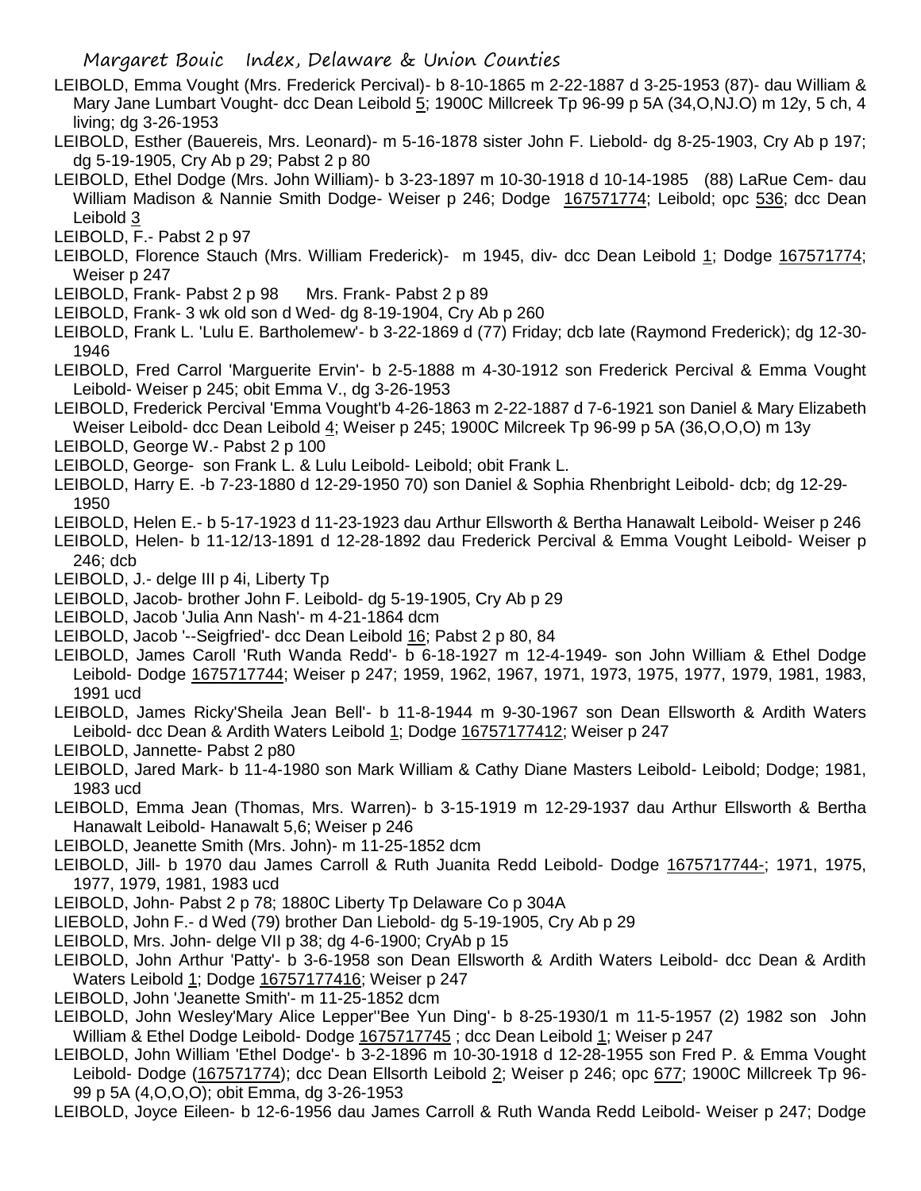LEIBOLD, Emma Vought (Mrs. Frederick Percival)- b 8-10-1865 m 2-22-1887 d 3-25-1953 (87)- dau William & Mary Jane Lumbart Vought- dcc Dean Leibold 5; 1900C Millcreek Tp 96-99 p 5A (34,O,NJ.O) m 12y, 5 ch, 4 living; dg 3-26-1953

LEIBOLD, Esther (Bauereis, Mrs. Leonard)- m 5-16-1878 sister John F. Liebold- dg 8-25-1903, Cry Ab p 197; dg 5-19-1905, Cry Ab p 29; Pabst 2 p 80

LEIBOLD, Ethel Dodge (Mrs. John William)- b 3-23-1897 m 10-30-1918 d 10-14-1985 (88) LaRue Cem- dau William Madison & Nannie Smith Dodge- Weiser p 246; Dodge 167571774; Leibold; opc 536; dcc Dean Leibold 3

LEIBOLD, F.- Pabst 2 p 97

LEIBOLD, Florence Stauch (Mrs. William Frederick)- m 1945, div- dcc Dean Leibold 1; Dodge 167571774; Weiser p 247

LEIBOLD, Frank- Pabst 2 p 98 Mrs. Frank- Pabst 2 p 89

LEIBOLD, Frank- 3 wk old son d Wed- dg 8-19-1904, Cry Ab p 260

LEIBOLD, Frank L. 'Lulu E. Bartholemew'- b 3-22-1869 d (77) Friday; dcb late (Raymond Frederick); dg 12-30-1946

LEIBOLD, Fred Carrol 'Marguerite Ervin'- b 2-5-1888 m 4-30-1912 son Frederick Percival & Emma Vought Leibold- Weiser p 245; obit Emma V., dg 3-26-1953

LEIBOLD, Frederick Percival 'Emma Vought'b 4-26-1863 m 2-22-1887 d 7-6-1921 son Daniel & Mary Elizabeth Weiser Leibold- dcc Dean Leibold 4; Weiser p 245; 1900C Milcreek Tp 96-99 p 5A (36,O,O,O) m 13y

LEIBOLD, George W.- Pabst 2 p 100

LEIBOLD, George- son Frank L. & Lulu Leibold- Leibold; obit Frank L.

LEIBOLD, Harry E. -b 7-23-1880 d 12-29-1950 70) son Daniel & Sophia Rhenbright Leibold- dcb; dg 12-29-1950

LEIBOLD, Helen E.- b 5-17-1923 d 11-23-1923 dau Arthur Ellsworth & Bertha Hanawalt Leibold- Weiser p 246

LEIBOLD, Helen- b 11-12/13-1891 d 12-28-1892 dau Frederick Percival & Emma Vought Leibold- Weiser p 246; dcb

LEIBOLD, J.- delge III p 4i, Liberty Tp

LEIBOLD, Jacob- brother John F. Leibold- dg 5-19-1905, Cry Ab p 29

LEIBOLD, Jacob 'Julia Ann Nash'- m 4-21-1864 dcm

LEIBOLD, Jacob '--Seigfried'- dcc Dean Leibold 16; Pabst 2 p 80, 84

LEIBOLD, James Caroll 'Ruth Wanda Redd'- b 6-18-1927 m 12-4-1949- son John William & Ethel Dodge Leibold- Dodge 1675717744; Weiser p 247; 1959, 1962, 1967, 1971, 1973, 1975, 1977, 1979, 1981, 1983, 1991 ucd

LEIBOLD, James Ricky'Sheila Jean Bell'- b 11-8-1944 m 9-30-1967 son Dean Ellsworth & Ardith Waters Leibold- dcc Dean & Ardith Waters Leibold 1; Dodge 16757177412; Weiser p 247

LEIBOLD, Jannette- Pabst 2 p80

LEIBOLD, Jared Mark- b 11-4-1980 son Mark William & Cathy Diane Masters Leibold- Leibold; Dodge; 1981, 1983 ucd

LEIBOLD, Emma Jean (Thomas, Mrs. Warren)- b 3-15-1919 m 12-29-1937 dau Arthur Ellsworth & Bertha Hanawalt Leibold- Hanawalt 5,6; Weiser p 246

LEIBOLD, Jeanette Smith (Mrs. John)- m 11-25-1852 dcm

LEIBOLD, Jill- b 1970 dau James Carroll & Ruth Juanita Redd Leibold- Dodge 1675717744-; 1971, 1975, 1977, 1979, 1981, 1983 ucd

LEIBOLD, John- Pabst 2 p 78; 1880C Liberty Tp Delaware Co p 304A

LIEBOLD, John F.- d Wed (79) brother Dan Liebold- dg 5-19-1905, Cry Ab p 29

LEIBOLD, Mrs. John- delge VII p 38; dg 4-6-1900; CryAb p 15

LEIBOLD, John Arthur 'Patty'- b 3-6-1958 son Dean Ellsworth & Ardith Waters Leibold- dcc Dean & Ardith Waters Leibold 1; Dodge 16757177416; Weiser p 247

LEIBOLD, John 'Jeanette Smith'- m 11-25-1852 dcm

LEIBOLD, John Wesley'Mary Alice Lepper''Bee Yun Ding'- b 8-25-1930/1 m 11-5-1957 (2) 1982 son John William & Ethel Dodge Leibold- Dodge 1675717745 ; dcc Dean Leibold 1; Weiser p 247

LEIBOLD, John William 'Ethel Dodge'- b 3-2-1896 m 10-30-1918 d 12-28-1955 son Fred P. & Emma Vought Leibold- Dodge (167571774); dcc Dean Ellsorth Leibold 2; Weiser p 246; opc 677; 1900C Millcreek Tp 96-99 p 5A (4,O,O,O); obit Emma, dg 3-26-1953

LEIBOLD, Joyce Eileen- b 12-6-1956 dau James Carroll & Ruth Wanda Redd Leibold- Weiser p 247; Dodge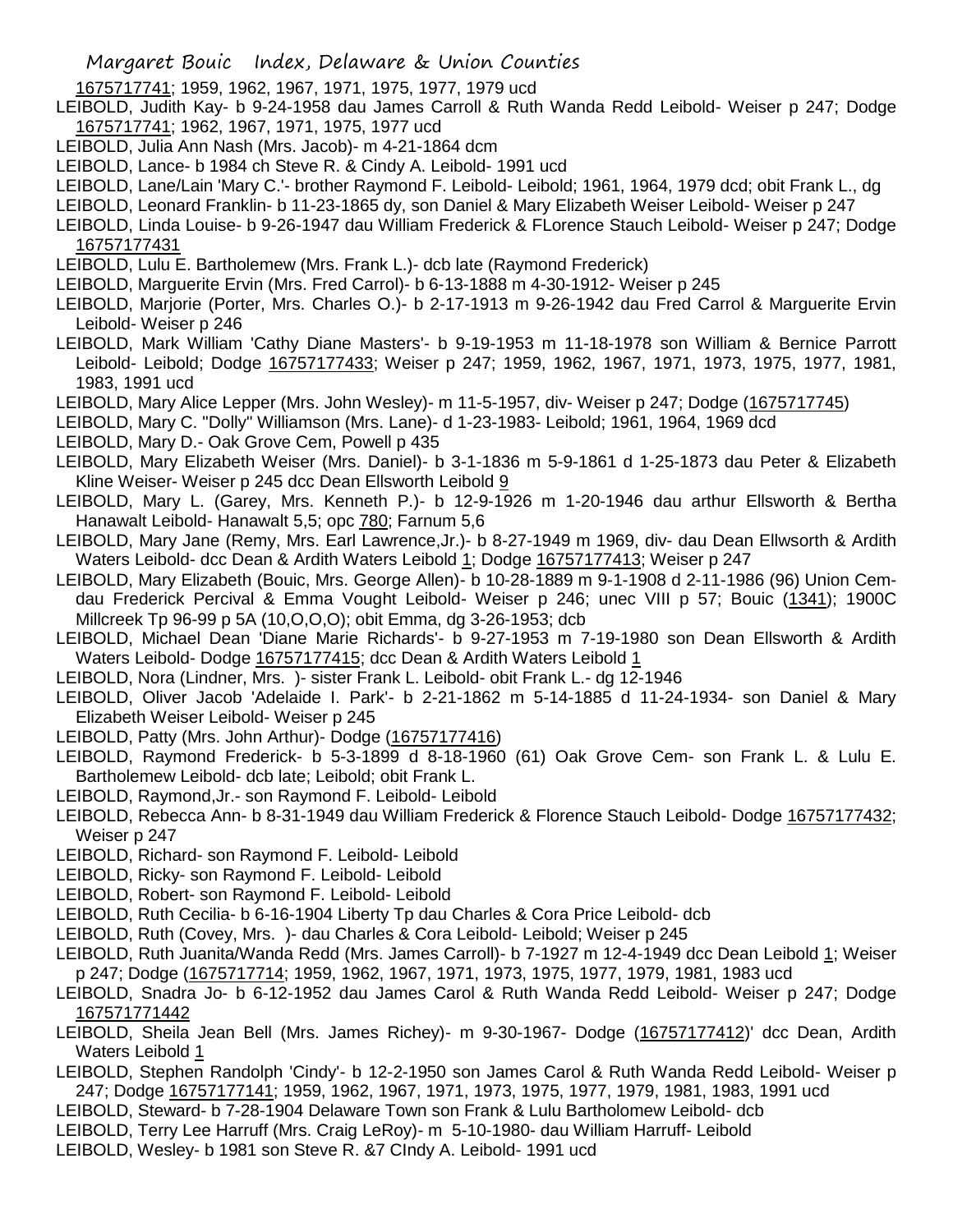1675717741; 1959, 1962, 1967, 1971, 1975, 1977, 1979 ucd

LEIBOLD, Judith Kay- b 9-24-1958 dau James Carroll & Ruth Wanda Redd Leibold- Weiser p 247; Dodge 1675717741; 1962, 1967, 1971, 1975, 1977 ucd

LEIBOLD, Julia Ann Nash (Mrs. Jacob)- m 4-21-1864 dcm

LEIBOLD, Lance- b 1984 ch Steve R. & Cindy A. Leibold- 1991 ucd

LEIBOLD, Lane/Lain 'Mary C.'- brother Raymond F. Leibold- Leibold; 1961, 1964, 1979 dcd; obit Frank L., dg

LEIBOLD, Leonard Franklin- b 11-23-1865 dy, son Daniel & Mary Elizabeth Weiser Leibold- Weiser p 247

LEIBOLD, Linda Louise- b 9-26-1947 dau William Frederick & FLorence Stauch Leibold- Weiser p 247; Dodge 16757177431

LEIBOLD, Lulu E. Bartholemew (Mrs. Frank L.)- dcb late (Raymond Frederick)

LEIBOLD, Marguerite Ervin (Mrs. Fred Carrol)- b 6-13-1888 m 4-30-1912- Weiser p 245

LEIBOLD, Marjorie (Porter, Mrs. Charles O.)- b 2-17-1913 m 9-26-1942 dau Fred Carrol & Marguerite Ervin Leibold- Weiser p 246

LEIBOLD, Mark William 'Cathy Diane Masters'- b 9-19-1953 m 11-18-1978 son William & Bernice Parrott Leibold- Leibold; Dodge 16757177433; Weiser p 247; 1959, 1962, 1967, 1971, 1973, 1975, 1977, 1981, 1983, 1991 ucd

LEIBOLD, Mary Alice Lepper (Mrs. John Wesley)- m 11-5-1957, div- Weiser p 247; Dodge (1675717745)

LEIBOLD, Mary C. "Dolly" Williamson (Mrs. Lane)- d 1-23-1983- Leibold; 1961, 1964, 1969 dcd

LEIBOLD, Mary D.- Oak Grove Cem, Powell p 435

LEIBOLD, Mary Elizabeth Weiser (Mrs. Daniel)- b 3-1-1836 m 5-9-1861 d 1-25-1873 dau Peter & Elizabeth Kline Weiser- Weiser p 245 dcc Dean Ellsworth Leibold 9

LEIBOLD, Mary L. (Garey, Mrs. Kenneth P.)- b 12-9-1926 m 1-20-1946 dau arthur Ellsworth & Bertha Hanawalt Leibold- Hanawalt 5,5; opc 780; Farnum 5,6

LEIBOLD, Mary Jane (Remy, Mrs. Earl Lawrence,Jr.)- b 8-27-1949 m 1969, div- dau Dean Ellwsorth & Ardith Waters Leibold- dcc Dean & Ardith Waters Leibold 1; Dodge 16757177413; Weiser p 247

LEIBOLD, Mary Elizabeth (Bouic, Mrs. George Allen)- b 10-28-1889 m 9-1-1908 d 2-11-1986 (96) Union Cem- dau Frederick Percival & Emma Vought Leibold- Weiser p 246; unec VIII p 57; Bouic (1341); 1900C Millcreek Tp 96-99 p 5A (10,O,O,O); obit Emma, dg 3-26-1953; dcb

LEIBOLD, Michael Dean 'Diane Marie Richards'- b 9-27-1953 m 7-19-1980 son Dean Ellsworth & Ardith Waters Leibold- Dodge 16757177415; dcc Dean & Ardith Waters Leibold 1

LEIBOLD, Nora (Lindner, Mrs. )- sister Frank L. Leibold- obit Frank L.- dg 12-1946

LEIBOLD, Oliver Jacob 'Adelaide I. Park'- b 2-21-1862 m 5-14-1885 d 11-24-1934- son Daniel & Mary Elizabeth Weiser Leibold- Weiser p 245

LEIBOLD, Patty (Mrs. John Arthur)- Dodge (16757177416)

LEIBOLD, Raymond Frederick- b 5-3-1899 d 8-18-1960 (61) Oak Grove Cem- son Frank L. & Lulu E. Bartholemew Leibold- dcb late; Leibold; obit Frank L.

LEIBOLD, Raymond,Jr.- son Raymond F. Leibold- Leibold

LEIBOLD, Rebecca Ann- b 8-31-1949 dau William Frederick & Florence Stauch Leibold- Dodge 16757177432; Weiser p 247

LEIBOLD, Richard- son Raymond F. Leibold- Leibold

LEIBOLD, Ricky- son Raymond F. Leibold- Leibold

LEIBOLD, Robert- son Raymond F. Leibold- Leibold

LEIBOLD, Ruth Cecilia- b 6-16-1904 Liberty Tp dau Charles & Cora Price Leibold- dcb

LEIBOLD, Ruth (Covey, Mrs. )- dau Charles & Cora Leibold- Leibold; Weiser p 245

LEIBOLD, Ruth Juanita/Wanda Redd (Mrs. James Carroll)- b 7-1927 m 12-4-1949 dcc Dean Leibold 1; Weiser p 247; Dodge (1675717714; 1959, 1962, 1967, 1971, 1973, 1975, 1977, 1979, 1981, 1983 ucd

LEIBOLD, Snadra Jo- b 6-12-1952 dau James Carol & Ruth Wanda Redd Leibold- Weiser p 247; Dodge 167571771442

LEIBOLD, Sheila Jean Bell (Mrs. James Richey)- m 9-30-1967- Dodge (16757177412)' dcc Dean, Ardith Waters Leibold 1

LEIBOLD, Stephen Randolph 'Cindy'- b 12-2-1950 son James Carol & Ruth Wanda Redd Leibold- Weiser p 247; Dodge 16757177141; 1959, 1962, 1967, 1971, 1973, 1975, 1977, 1979, 1981, 1983, 1991 ucd

LEIBOLD, Steward- b 7-28-1904 Delaware Town son Frank & Lulu Bartholomew Leibold- dcb

LEIBOLD, Terry Lee Harruff (Mrs. Craig LeRoy)- m 5-10-1980- dau William Harruff- Leibold

LEIBOLD, Wesley- b 1981 son Steve R. &7 CIndy A. Leibold- 1991 ucd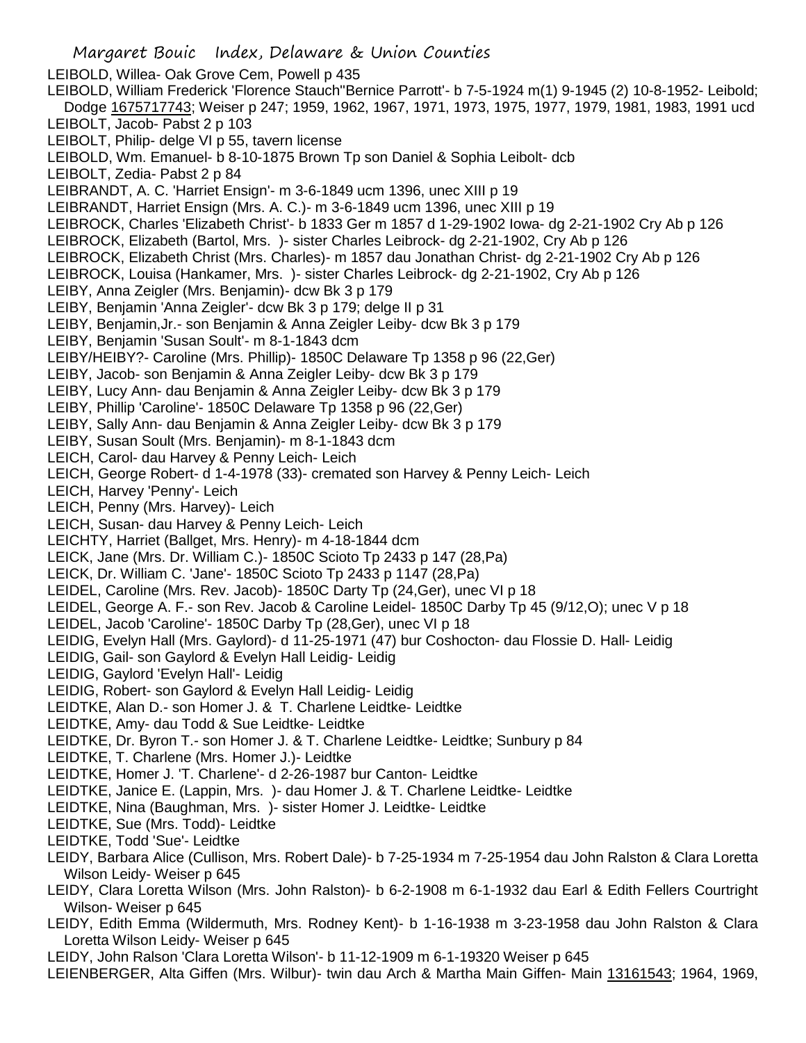LEIBOLD, Willea- Oak Grove Cem, Powell p 435

LEIBOLD, William Frederick 'Florence Stauch''Bernice Parrott'- b 7-5-1924 m(1) 9-1945 (2) 10-8-1952- Leibold; Dodge 1675717743; Weiser p 247; 1959, 1962, 1967, 1971, 1973, 1975, 1977, 1979, 1981, 1983, 1991 ucd

LEIBOLT, Jacob- Pabst 2 p 103

LEIBOLT, Philip- delge VI p 55, tavern license

LEIBOLD, Wm. Emanuel- b 8-10-1875 Brown Tp son Daniel & Sophia Leibolt- dcb

LEIBOLT, Zedia- Pabst 2 p 84

LEIBRANDT, A. C. 'Harriet Ensign'- m 3-6-1849 ucm 1396, unec XIII p 19

LEIBRANDT, Harriet Ensign (Mrs. A. C.)- m 3-6-1849 ucm 1396, unec XIII p 19

LEIBROCK, Charles 'Elizabeth Christ'- b 1833 Ger m 1857 d 1-29-1902 Iowa- dg 2-21-1902 Cry Ab p 126

LEIBROCK, Elizabeth (Bartol, Mrs. )- sister Charles Leibrock- dg 2-21-1902, Cry Ab p 126

LEIBROCK, Elizabeth Christ (Mrs. Charles)- m 1857 dau Jonathan Christ- dg 2-21-1902 Cry Ab p 126

LEIBROCK, Louisa (Hankamer, Mrs. )- sister Charles Leibrock- dg 2-21-1902, Cry Ab p 126

LEIBY, Anna Zeigler (Mrs. Benjamin)- dcw Bk 3 p 179

LEIBY, Benjamin 'Anna Zeigler'- dcw Bk 3 p 179; delge II p 31

LEIBY, Benjamin,Jr.- son Benjamin & Anna Zeigler Leiby- dcw Bk 3 p 179

LEIBY, Benjamin 'Susan Soult'- m 8-1-1843 dcm

LEIBY/HEIBY?- Caroline (Mrs. Phillip)- 1850C Delaware Tp 1358 p 96 (22,Ger)

LEIBY, Jacob- son Benjamin & Anna Zeigler Leiby- dcw Bk 3 p 179

LEIBY, Lucy Ann- dau Benjamin & Anna Zeigler Leiby- dcw Bk 3 p 179

LEIBY, Phillip 'Caroline'- 1850C Delaware Tp 1358 p 96 (22,Ger)

LEIBY, Sally Ann- dau Benjamin & Anna Zeigler Leiby- dcw Bk 3 p 179

LEIBY, Susan Soult (Mrs. Benjamin)- m 8-1-1843 dcm

LEICH, Carol- dau Harvey & Penny Leich- Leich

LEICH, George Robert- d 1-4-1978 (33)- cremated son Harvey & Penny Leich- Leich

LEICH, Harvey 'Penny'- Leich

LEICH, Penny (Mrs. Harvey)- Leich

LEICH, Susan- dau Harvey & Penny Leich- Leich

LEICHTY, Harriet (Ballget, Mrs. Henry)- m 4-18-1844 dcm

LEICK, Jane (Mrs. Dr. William C.)- 1850C Scioto Tp 2433 p 147 (28,Pa)

LEICK, Dr. William C. 'Jane'- 1850C Scioto Tp 2433 p 1147 (28,Pa)

LEIDEL, Caroline (Mrs. Rev. Jacob)- 1850C Darty Tp (24,Ger), unec VI p 18

LEIDEL, George A. F.- son Rev. Jacob & Caroline Leidel- 1850C Darby Tp 45 (9/12,O); unec V p 18

LEIDEL, Jacob 'Caroline'- 1850C Darby Tp (28,Ger), unec VI p 18

LEIDIG, Evelyn Hall (Mrs. Gaylord)- d 11-25-1971 (47) bur Coshocton- dau Flossie D. Hall- Leidig

LEIDIG, Gail- son Gaylord & Evelyn Hall Leidig- Leidig

LEIDIG, Gaylord 'Evelyn Hall'- Leidig

LEIDIG, Robert- son Gaylord & Evelyn Hall Leidig- Leidig

LEIDTKE, Alan D.- son Homer J. & T. Charlene Leidtke- Leidtke

LEIDTKE, Amy- dau Todd & Sue Leidtke- Leidtke

LEIDTKE, Dr. Byron T.- son Homer J. & T. Charlene Leidtke- Leidtke; Sunbury p 84

LEIDTKE, T. Charlene (Mrs. Homer J.)- Leidtke

LEIDTKE, Homer J. 'T. Charlene'- d 2-26-1987 bur Canton- Leidtke

LEIDTKE, Janice E. (Lappin, Mrs. )- dau Homer J. & T. Charlene Leidtke- Leidtke

LEIDTKE, Nina (Baughman, Mrs. )- sister Homer J. Leidtke- Leidtke

LEIDTKE, Sue (Mrs. Todd)- Leidtke

LEIDTKE, Todd 'Sue'- Leidtke

LEIDY, Barbara Alice (Cullison, Mrs. Robert Dale)- b 7-25-1934 m 7-25-1954 dau John Ralston & Clara Loretta Wilson Leidy- Weiser p 645

LEIDY, Clara Loretta Wilson (Mrs. John Ralston)- b 6-2-1908 m 6-1-1932 dau Earl & Edith Fellers Courtright Wilson- Weiser p 645

LEIDY, Edith Emma (Wildermuth, Mrs. Rodney Kent)- b 1-16-1938 m 3-23-1958 dau John Ralston & Clara Loretta Wilson Leidy- Weiser p 645

LEIDY, John Ralson 'Clara Loretta Wilson'- b 11-12-1909 m 6-1-19320 Weiser p 645

LEIENBERGER, Alta Giffen (Mrs. Wilbur)- twin dau Arch & Martha Main Giffen- Main 13161543; 1964, 1969,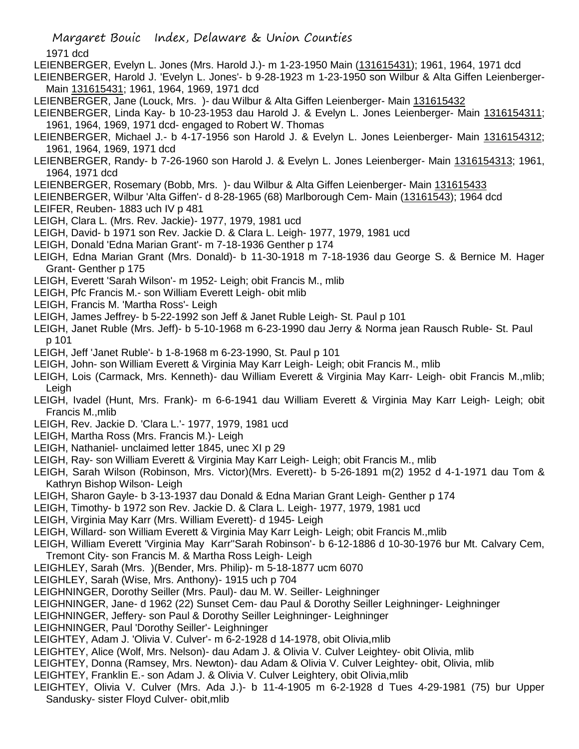1971 dcd

LEIENBERGER, Evelyn L. Jones (Mrs. Harold J.)- m 1-23-1950 Main (131615431); 1961, 1964, 1971 dcd

LEIENBERGER, Harold J. 'Evelyn L. Jones'- b 9-28-1923 m 1-23-1950 son Wilbur & Alta Giffen Leienberger- Main 131615431; 1961, 1964, 1969, 1971 dcd

LEIENBERGER, Jane (Louck, Mrs. )- dau Wilbur & Alta Giffen Leienberger- Main 131615432

LEIENBERGER, Linda Kay- b 10-23-1953 dau Harold J. & Evelyn L. Jones Leienberger- Main 1316154311; 1961, 1964, 1969, 1971 dcd- engaged to Robert W. Thomas

LEIENBERGER, Michael J.- b 4-17-1956 son Harold J. & Evelyn L. Jones Leienberger- Main 1316154312; 1961, 1964, 1969, 1971 dcd

LEIENBERGER, Randy- b 7-26-1960 son Harold J. & Evelyn L. Jones Leienberger- Main 1316154313; 1961, 1964, 1971 dcd

LEIENBERGER, Rosemary (Bobb, Mrs. )- dau Wilbur & Alta Giffen Leienberger- Main 131615433

LEIENBERGER, Wilbur 'Alta Giffen'- d 8-28-1965 (68) Marlborough Cem- Main (13161543); 1964 dcd

LEIFER, Reuben- 1883 uch IV p 481

LEIGH, Clara L. (Mrs. Rev. Jackie)- 1977, 1979, 1981 ucd

LEIGH, David- b 1971 son Rev. Jackie D. & Clara L. Leigh- 1977, 1979, 1981 ucd

LEIGH, Donald 'Edna Marian Grant'- m 7-18-1936 Genther p 174

LEIGH, Edna Marian Grant (Mrs. Donald)- b 11-30-1918 m 7-18-1936 dau George S. & Bernice M. Hager Grant- Genther p 175

LEIGH, Everett 'Sarah Wilson'- m 1952- Leigh; obit Francis M., mlib

LEIGH, Pfc Francis M.- son William Everett Leigh- obit mlib

LEIGH, Francis M. 'Martha Ross'- Leigh

LEIGH, James Jeffrey- b 5-22-1992 son Jeff & Janet Ruble Leigh- St. Paul p 101

LEIGH, Janet Ruble (Mrs. Jeff)- b 5-10-1968 m 6-23-1990 dau Jerry & Norma jean Rausch Ruble- St. Paul p 101

LEIGH, Jeff 'Janet Ruble'- b 1-8-1968 m 6-23-1990, St. Paul p 101

LEIGH, John- son William Everett & Virginia May Karr Leigh- Leigh; obit Francis M., mlib

LEIGH, Lois (Carmack, Mrs. Kenneth)- dau William Everett & Virginia May Karr- Leigh- obit Francis M.,mlib; Leigh

LEIGH, Ivadel (Hunt, Mrs. Frank)- m 6-6-1941 dau William Everett & Virginia May Karr Leigh- Leigh; obit Francis M.,mlib

LEIGH, Rev. Jackie D. 'Clara L.'- 1977, 1979, 1981 ucd

LEIGH, Martha Ross (Mrs. Francis M.)- Leigh

LEIGH, Nathaniel- unclaimed letter 1845, unec XI p 29

LEIGH, Ray- son William Everett & Virginia May Karr Leigh- Leigh; obit Francis M., mlib

LEIGH, Sarah Wilson (Robinson, Mrs. Victor)(Mrs. Everett)- b 5-26-1891 m(2) 1952 d 4-1-1971 dau Tom & Kathryn Bishop Wilson- Leigh

LEIGH, Sharon Gayle- b 3-13-1937 dau Donald & Edna Marian Grant Leigh- Genther p 174

LEIGH, Timothy- b 1972 son Rev. Jackie D. & Clara L. Leigh- 1977, 1979, 1981 ucd

LEIGH, Virginia May Karr (Mrs. William Everett)- d 1945- Leigh

LEIGH, Willard- son William Everett & Virginia May Karr Leigh- Leigh; obit Francis M.,mlib

LEIGH, William Everett 'Virginia May Karr''Sarah Robinson'- b 6-12-1886 d 10-30-1976 bur Mt. Calvary Cem, Tremont City- son Francis M. & Martha Ross Leigh- Leigh

LEIGHLEY, Sarah (Mrs. )(Bender, Mrs. Philip)- m 5-18-1877 ucm 6070

LEIGHLEY, Sarah (Wise, Mrs. Anthony)- 1915 uch p 704

LEIGHNINGER, Dorothy Seiller (Mrs. Paul)- dau M. W. Seiller- Leighninger

LEIGHNINGER, Jane- d 1962 (22) Sunset Cem- dau Paul & Dorothy Seiller Leighninger- Leighninger

LEIGHNINGER, Jeffery- son Paul & Dorothy Seiller Leighninger- Leighninger

LEIGHNINGER, Paul 'Dorothy Seiller'- Leighninger

LEIGHTEY, Adam J. 'Olivia V. Culver'- m 6-2-1928 d 14-1978, obit Olivia,mlib

LEIGHTEY, Alice (Wolf, Mrs. Nelson)- dau Adam J. & Olivia V. Culver Leightey- obit Olivia, mlib

LEIGHTEY, Donna (Ramsey, Mrs. Newton)- dau Adam & Olivia V. Culver Leightey- obit, Olivia, mlib

LEIGHTEY, Franklin E.- son Adam J. & Olivia V. Culver Leightery, obit Olivia,mlib

LEIGHTEY, Olivia V. Culver (Mrs. Ada J.)- b 11-4-1905 m 6-2-1928 d Tues 4-29-1981 (75) bur Upper Sandusky- sister Floyd Culver- obit,mlib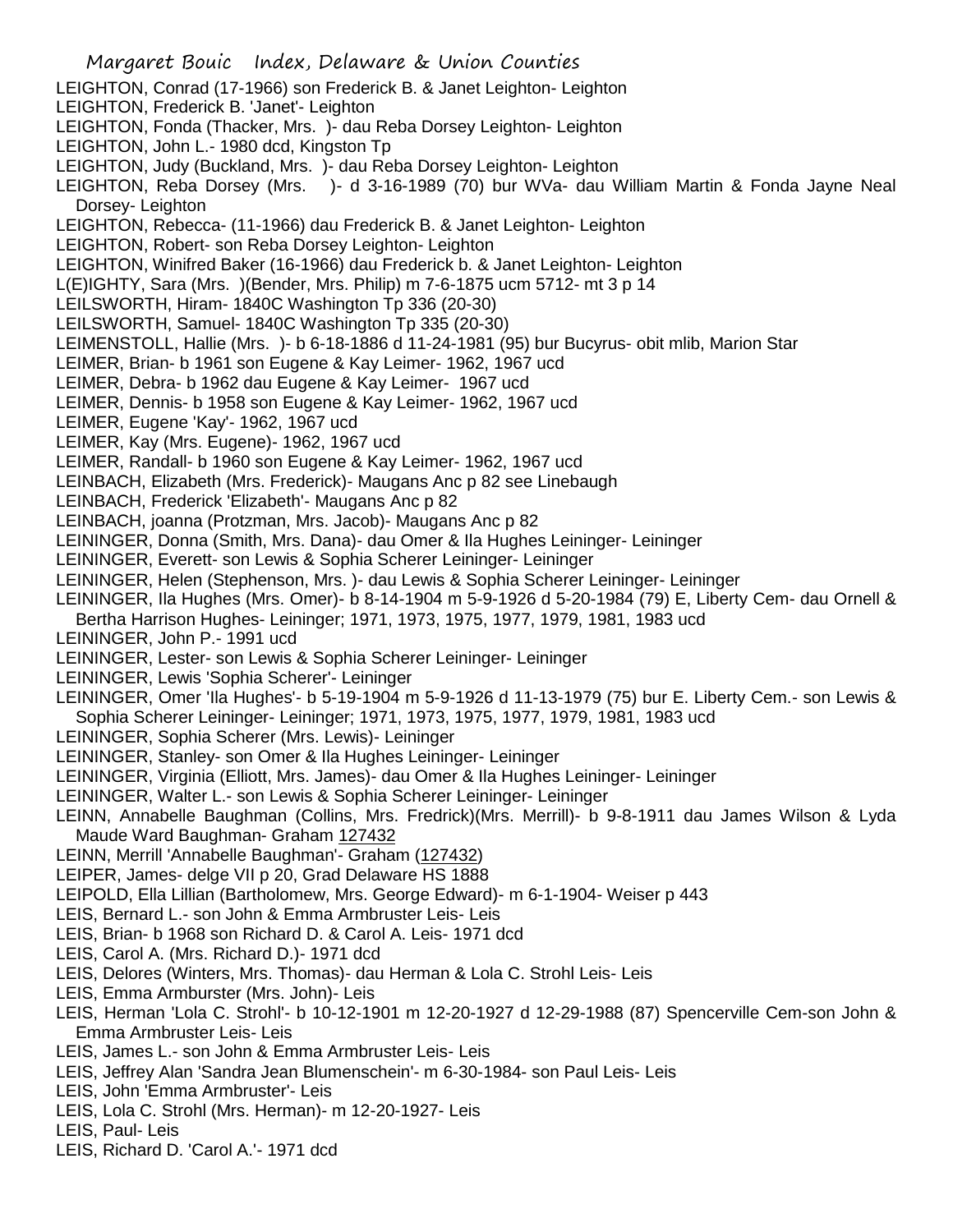LEIGHTON, Conrad (17-1966) son Frederick B. & Janet Leighton- Leighton
LEIGHTON, Frederick B. 'Janet'- Leighton
LEIGHTON, Fonda (Thacker, Mrs. )- dau Reba Dorsey Leighton- Leighton
LEIGHTON, John L.- 1980 dcd, Kingston Tp
LEIGHTON, Judy (Buckland, Mrs. )- dau Reba Dorsey Leighton- Leighton
LEIGHTON, Reba Dorsey (Mrs. )- d 3-16-1989 (70) bur WVa- dau William Martin & Fonda Jayne Neal Dorsey- Leighton
LEIGHTON, Rebecca- (11-1966) dau Frederick B. & Janet Leighton- Leighton
LEIGHTON, Robert- son Reba Dorsey Leighton- Leighton
LEIGHTON, Winifred Baker (16-1966) dau Frederick b. & Janet Leighton- Leighton
L(E)IGHTY, Sara (Mrs. )(Bender, Mrs. Philip) m 7-6-1875 ucm 5712- mt 3 p 14
LEILSWORTH, Hiram- 1840C Washington Tp 336 (20-30)
LEILSWORTH, Samuel- 1840C Washington Tp 335 (20-30)
LEIMENSTOLL, Hallie (Mrs. )- b 6-18-1886 d 11-24-1981 (95) bur Bucyrus- obit mlib, Marion Star
LEIMER, Brian- b 1961 son Eugene & Kay Leimer- 1962, 1967 ucd
LEIMER, Debra- b 1962 dau Eugene & Kay Leimer- 1967 ucd
LEIMER, Dennis- b 1958 son Eugene & Kay Leimer- 1962, 1967 ucd
LEIMER, Eugene 'Kay'- 1962, 1967 ucd
LEIMER, Kay (Mrs. Eugene)- 1962, 1967 ucd
LEIMER, Randall- b 1960 son Eugene & Kay Leimer- 1962, 1967 ucd
LEINBACH, Elizabeth (Mrs. Frederick)- Maugans Anc p 82 see Linebaugh
LEINBACH, Frederick 'Elizabeth'- Maugans Anc p 82
LEINBACH, joanna (Protzman, Mrs. Jacob)- Maugans Anc p 82
LEININGER, Donna (Smith, Mrs. Dana)- dau Omer & Ila Hughes Leininger- Leininger
LEININGER, Everett- son Lewis & Sophia Scherer Leininger- Leininger
LEININGER, Helen (Stephenson, Mrs. )- dau Lewis & Sophia Scherer Leininger- Leininger
LEININGER, Ila Hughes (Mrs. Omer)- b 8-14-1904 m 5-9-1926 d 5-20-1984 (79) E, Liberty Cem- dau Ornell & Bertha Harrison Hughes- Leininger; 1971, 1973, 1975, 1977, 1979, 1981, 1983 ucd
LEININGER, John P.- 1991 ucd
LEININGER, Lester- son Lewis & Sophia Scherer Leininger- Leininger
LEININGER, Lewis 'Sophia Scherer'- Leininger
LEININGER, Omer 'Ila Hughes'- b 5-19-1904 m 5-9-1926 d 11-13-1979 (75) bur E. Liberty Cem.- son Lewis & Sophia Scherer Leininger- Leininger; 1971, 1973, 1975, 1977, 1979, 1981, 1983 ucd
LEININGER, Sophia Scherer (Mrs. Lewis)- Leininger
LEININGER, Stanley- son Omer & Ila Hughes Leininger- Leininger
LEININGER, Virginia (Elliott, Mrs. James)- dau Omer & Ila Hughes Leininger- Leininger
LEININGER, Walter L.- son Lewis & Sophia Scherer Leininger- Leininger
LEINN, Annabelle Baughman (Collins, Mrs. Fredrick)(Mrs. Merrill)- b 9-8-1911 dau James Wilson & Lyda Maude Ward Baughman- Graham 127432
LEINN, Merrill 'Annabelle Baughman'- Graham (127432)
LEIPER, James- delge VII p 20, Grad Delaware HS 1888
LEIPOLD, Ella Lillian (Bartholomew, Mrs. George Edward)- m 6-1-1904- Weiser p 443
LEIS, Bernard L.- son John & Emma Armbruster Leis- Leis
LEIS, Brian- b 1968 son Richard D. & Carol A. Leis- 1971 dcd
LEIS, Carol A. (Mrs. Richard D.)- 1971 dcd
LEIS, Delores (Winters, Mrs. Thomas)- dau Herman & Lola C. Strohl Leis- Leis
LEIS, Emma Armburster (Mrs. John)- Leis
LEIS, Herman 'Lola C. Strohl'- b 10-12-1901 m 12-20-1927 d 12-29-1988 (87) Spencerville Cem-son John & Emma Armbruster Leis- Leis
LEIS, James L.- son John & Emma Armbruster Leis- Leis
LEIS, Jeffrey Alan 'Sandra Jean Blumenschein'- m 6-30-1984- son Paul Leis- Leis
LEIS, John 'Emma Armbruster'- Leis
LEIS, Lola C. Strohl (Mrs. Herman)- m 12-20-1927- Leis
LEIS, Paul- Leis
LEIS, Richard D. 'Carol A.'- 1971 dcd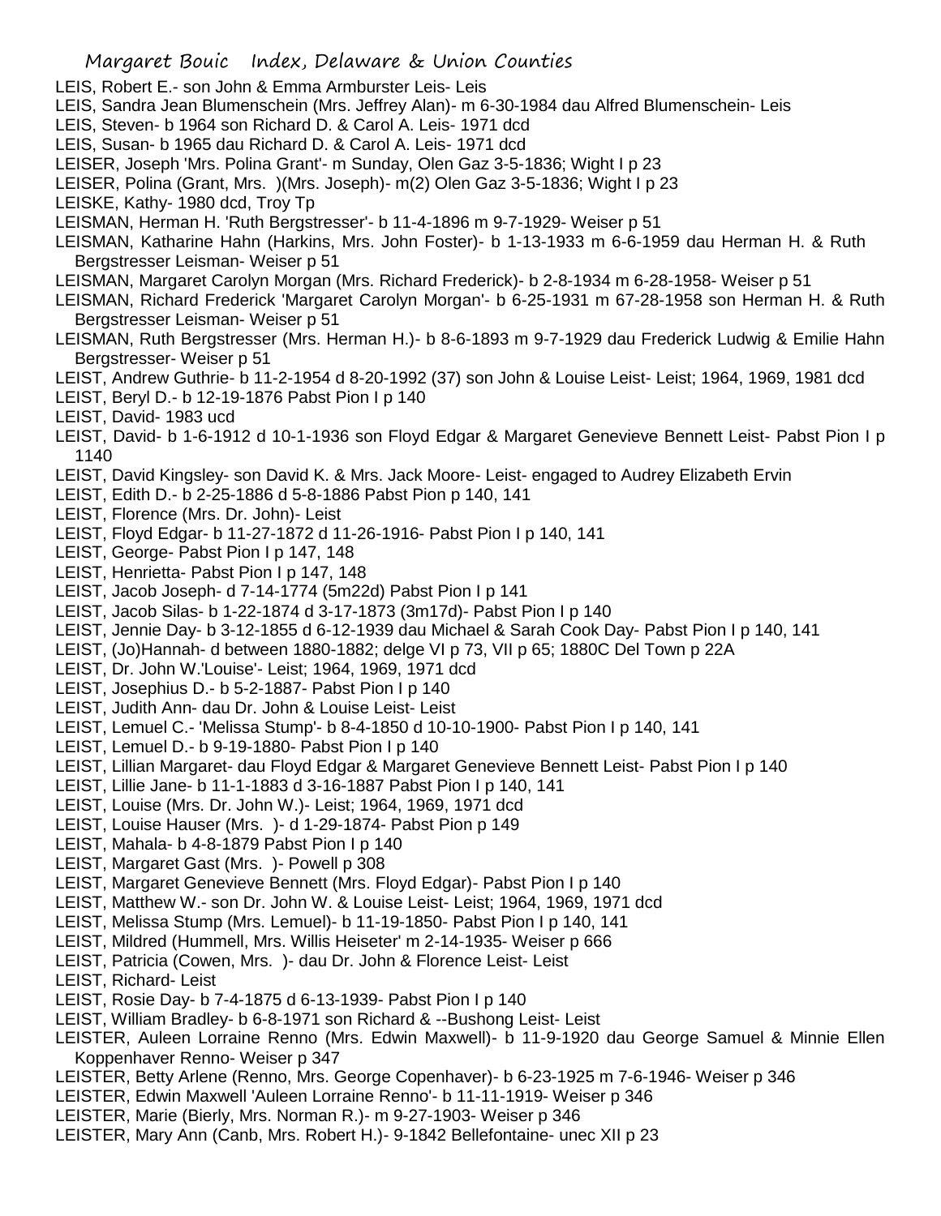LEIS, Robert E.- son John & Emma Armburster Leis- Leis
LEIS, Sandra Jean Blumenschein (Mrs. Jeffrey Alan)- m 6-30-1984 dau Alfred Blumenschein- Leis
LEIS, Steven- b 1964 son Richard D. & Carol A. Leis- 1971 dcd
LEIS, Susan- b 1965 dau Richard D. & Carol A. Leis- 1971 dcd
LEISER, Joseph 'Mrs. Polina Grant'- m Sunday, Olen Gaz 3-5-1836; Wight I p 23
LEISER, Polina (Grant, Mrs. )(Mrs. Joseph)- m(2) Olen Gaz 3-5-1836; Wight I p 23
LEISKE, Kathy- 1980 dcd, Troy Tp
LEISMAN, Herman H. 'Ruth Bergstresser'- b 11-4-1896 m 9-7-1929- Weiser p 51
LEISMAN, Katharine Hahn (Harkins, Mrs. John Foster)- b 1-13-1933 m 6-6-1959 dau Herman H. & Ruth Bergstresser Leisman- Weiser p 51
LEISMAN, Margaret Carolyn Morgan (Mrs. Richard Frederick)- b 2-8-1934 m 6-28-1958- Weiser p 51
LEISMAN, Richard Frederick 'Margaret Carolyn Morgan'- b 6-25-1931 m 67-28-1958 son Herman H. & Ruth Bergstresser Leisman- Weiser p 51
LEISMAN, Ruth Bergstresser (Mrs. Herman H.)- b 8-6-1893 m 9-7-1929 dau Frederick Ludwig & Emilie Hahn Bergstresser- Weiser p 51
LEIST, Andrew Guthrie- b 11-2-1954 d 8-20-1992 (37) son John & Louise Leist- Leist; 1964, 1969, 1981 dcd
LEIST, Beryl D.- b 12-19-1876 Pabst Pion I p 140
LEIST, David- 1983 ucd
LEIST, David- b 1-6-1912 d 10-1-1936 son Floyd Edgar & Margaret Genevieve Bennett Leist- Pabst Pion I p 1140
LEIST, David Kingsley- son David K. & Mrs. Jack Moore- Leist- engaged to Audrey Elizabeth Ervin
LEIST, Edith D.- b 2-25-1886 d 5-8-1886 Pabst Pion p 140, 141
LEIST, Florence (Mrs. Dr. John)- Leist
LEIST, Floyd Edgar- b 11-27-1872 d 11-26-1916- Pabst Pion I p 140, 141
LEIST, George- Pabst Pion I p 147, 148
LEIST, Henrietta- Pabst Pion I p 147, 148
LEIST, Jacob Joseph- d 7-14-1774 (5m22d) Pabst Pion I p 141
LEIST, Jacob Silas- b 1-22-1874 d 3-17-1873 (3m17d)- Pabst Pion I p 140
LEIST, Jennie Day- b 3-12-1855 d 6-12-1939 dau Michael & Sarah Cook Day- Pabst Pion I p 140, 141
LEIST, (Jo)Hannah- d between 1880-1882; delge VI p 73, VII p 65; 1880C Del Town p 22A
LEIST, Dr. John W.'Louise'- Leist; 1964, 1969, 1971 dcd
LEIST, Josephius D.- b 5-2-1887- Pabst Pion I p 140
LEIST, Judith Ann- dau Dr. John & Louise Leist- Leist
LEIST, Lemuel C.- 'Melissa Stump'- b 8-4-1850 d 10-10-1900- Pabst Pion I p 140, 141
LEIST, Lemuel D.- b 9-19-1880- Pabst Pion I p 140
LEIST, Lillian Margaret- dau Floyd Edgar & Margaret Genevieve Bennett Leist- Pabst Pion I p 140
LEIST, Lillie Jane- b 11-1-1883 d 3-16-1887 Pabst Pion I p 140, 141
LEIST, Louise (Mrs. Dr. John W.)- Leist; 1964, 1969, 1971 dcd
LEIST, Louise Hauser (Mrs. )- d 1-29-1874- Pabst Pion p 149
LEIST, Mahala- b 4-8-1879 Pabst Pion I p 140
LEIST, Margaret Gast (Mrs. )- Powell p 308
LEIST, Margaret Genevieve Bennett (Mrs. Floyd Edgar)- Pabst Pion I p 140
LEIST, Matthew W.- son Dr. John W. & Louise Leist- Leist; 1964, 1969, 1971 dcd
LEIST, Melissa Stump (Mrs. Lemuel)- b 11-19-1850- Pabst Pion I p 140, 141
LEIST, Mildred (Hummell, Mrs. Willis Heiseter' m 2-14-1935- Weiser p 666
LEIST, Patricia (Cowen, Mrs. )- dau Dr. John & Florence Leist- Leist
LEIST, Richard- Leist
LEIST, Rosie Day- b 7-4-1875 d 6-13-1939- Pabst Pion I p 140
LEIST, William Bradley- b 6-8-1971 son Richard & --Bushong Leist- Leist
LEISTER, Auleen Lorraine Renno (Mrs. Edwin Maxwell)- b 11-9-1920 dau George Samuel & Minnie Ellen Koppenhaver Renno- Weiser p 347
LEISTER, Betty Arlene (Renno, Mrs. George Copenhaver)- b 6-23-1925 m 7-6-1946- Weiser p 346
LEISTER, Edwin Maxwell 'Auleen Lorraine Renno'- b 11-11-1919- Weiser p 346
LEISTER, Marie (Bierly, Mrs. Norman R.)- m 9-27-1903- Weiser p 346
LEISTER, Mary Ann (Canb, Mrs. Robert H.)- 9-1842 Bellefontaine- unec XII p 23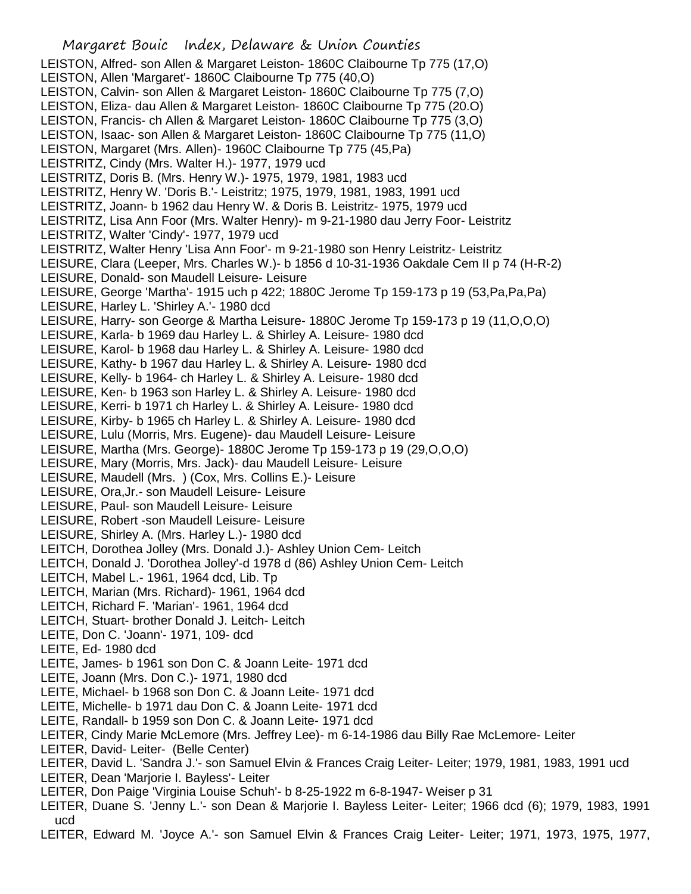LEISTON, Alfred- son Allen & Margaret Leiston- 1860C Claibourne Tp 775 (17,O)
LEISTON, Allen 'Margaret'- 1860C Claibourne Tp 775 (40,O)
LEISTON, Calvin- son Allen & Margaret Leiston- 1860C Claibourne Tp 775 (7,O)
LEISTON, Eliza- dau Allen & Margaret Leiston- 1860C Claibourne Tp 775 (20.O)
LEISTON, Francis- ch Allen & Margaret Leiston- 1860C Claibourne Tp 775 (3,O)
LEISTON, Isaac- son Allen & Margaret Leiston- 1860C Claibourne Tp 775 (11,O)
LEISTON, Margaret (Mrs. Allen)- 1960C Claibourne Tp 775 (45,Pa)
LEISTRITZ, Cindy (Mrs. Walter H.)- 1977, 1979 ucd
LEISTRITZ, Doris B. (Mrs. Henry W.)- 1975, 1979, 1981, 1983 ucd
LEISTRITZ, Henry W. 'Doris B.'- Leistritz; 1975, 1979, 1981, 1983, 1991 ucd
LEISTRITZ, Joann- b 1962 dau Henry W. & Doris B. Leistritz- 1975, 1979 ucd
LEISTRITZ, Lisa Ann Foor (Mrs. Walter Henry)- m 9-21-1980 dau Jerry Foor- Leistritz
LEISTRITZ, Walter 'Cindy'- 1977, 1979 ucd
LEISTRITZ, Walter Henry 'Lisa Ann Foor'- m 9-21-1980 son Henry Leistritz- Leistritz
LEISURE, Clara (Leeper, Mrs. Charles W.)- b 1856 d 10-31-1936 Oakdale Cem II p 74 (H-R-2)
LEISURE, Donald- son Maudell Leisure- Leisure
LEISURE, George 'Martha'- 1915 uch p 422; 1880C Jerome Tp 159-173 p 19 (53,Pa,Pa,Pa)
LEISURE, Harley L. 'Shirley A.'- 1980 dcd
LEISURE, Harry- son George & Martha Leisure- 1880C Jerome Tp 159-173 p 19 (11,O,O,O)
LEISURE, Karla- b 1969 dau Harley L. & Shirley A. Leisure- 1980 dcd
LEISURE, Karol- b 1968 dau Harley L. & Shirley A. Leisure- 1980 dcd
LEISURE, Kathy- b 1967 dau Harley L. & Shirley A. Leisure- 1980 dcd
LEISURE, Kelly- b 1964- ch Harley L. & Shirley A. Leisure- 1980 dcd
LEISURE, Ken- b 1963 son Harley L. & Shirley A. Leisure- 1980 dcd
LEISURE, Kerri- b 1971 ch Harley L. & Shirley A. Leisure- 1980 dcd
LEISURE, Kirby- b 1965 ch Harley L. & Shirley A. Leisure- 1980 dcd
LEISURE, Lulu (Morris, Mrs. Eugene)- dau Maudell Leisure- Leisure
LEISURE, Martha (Mrs. George)- 1880C Jerome Tp 159-173 p 19 (29,O,O,O)
LEISURE, Mary (Morris, Mrs. Jack)- dau Maudell Leisure- Leisure
LEISURE, Maudell (Mrs. ) (Cox, Mrs. Collins E.)- Leisure
LEISURE, Ora,Jr.- son Maudell Leisure- Leisure
LEISURE, Paul- son Maudell Leisure- Leisure
LEISURE, Robert -son Maudell Leisure- Leisure
LEISURE, Shirley A. (Mrs. Harley L.)- 1980 dcd
LEITCH, Dorothea Jolley (Mrs. Donald J.)- Ashley Union Cem- Leitch
LEITCH, Donald J. 'Dorothea Jolley'-d 1978 d (86) Ashley Union Cem- Leitch
LEITCH, Mabel L.- 1961, 1964 dcd, Lib. Tp
LEITCH, Marian (Mrs. Richard)- 1961, 1964 dcd
LEITCH, Richard F. 'Marian'- 1961, 1964 dcd
LEITCH, Stuart- brother Donald J. Leitch- Leitch
LEITE, Don C. 'Joann'- 1971, 109- dcd
LEITE, Ed- 1980 dcd
LEITE, James- b 1961 son Don C. & Joann Leite- 1971 dcd
LEITE, Joann (Mrs. Don C.)- 1971, 1980 dcd
LEITE, Michael- b 1968 son Don C. & Joann Leite- 1971 dcd
LEITE, Michelle- b 1971 dau Don C. & Joann Leite- 1971 dcd
LEITE, Randall- b 1959 son Don C. & Joann Leite- 1971 dcd
LEITER, Cindy Marie McLemore (Mrs. Jeffrey Lee)- m 6-14-1986 dau Billy Rae McLemore- Leiter
LEITER, David- Leiter- (Belle Center)
LEITER, David L. 'Sandra J.'- son Samuel Elvin & Frances Craig Leiter- Leiter; 1979, 1981, 1983, 1991 ucd
LEITER, Dean 'Marjorie I. Bayless'- Leiter
LEITER, Don Paige 'Virginia Louise Schuh'- b 8-25-1922 m 6-8-1947- Weiser p 31
LEITER, Duane S. 'Jenny L.'- son Dean & Marjorie I. Bayless Leiter- Leiter; 1966 dcd (6); 1979, 1983, 1991 ucd
LEITER, Edward M. 'Joyce A.'- son Samuel Elvin & Frances Craig Leiter- Leiter; 1971, 1973, 1975, 1977,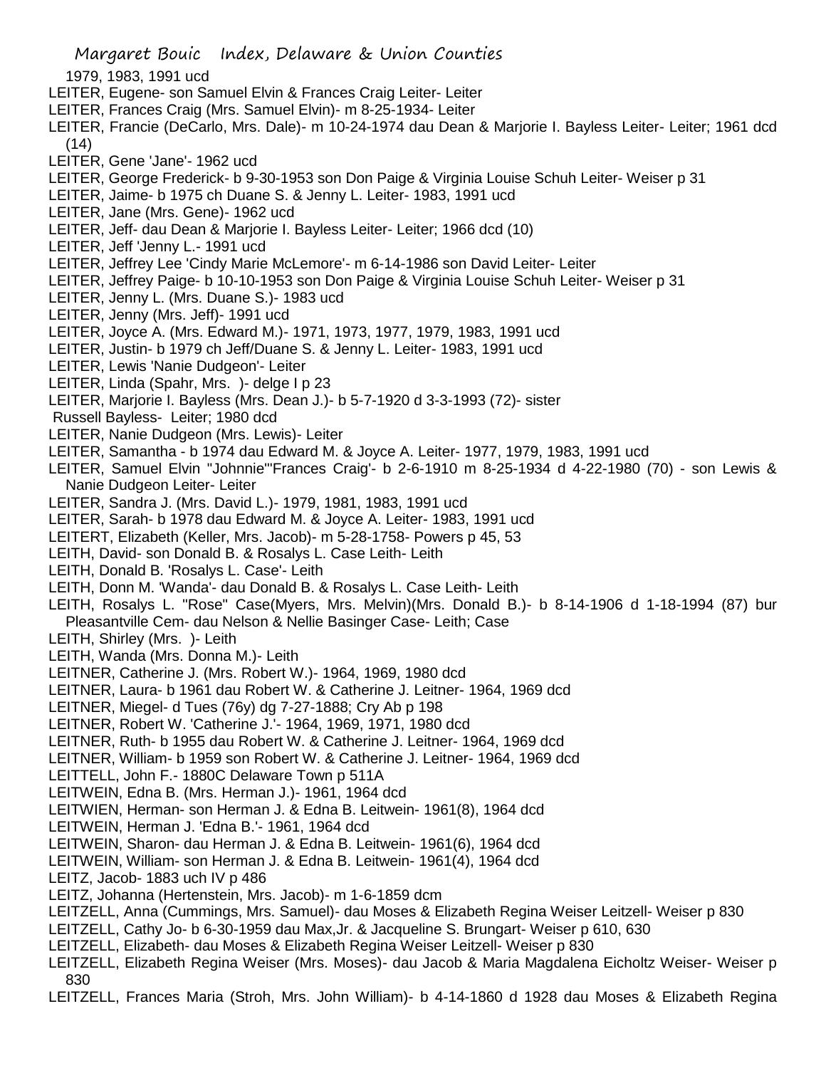1979, 1983, 1991 ucd

LEITER, Eugene- son Samuel Elvin & Frances Craig Leiter- Leiter

LEITER, Frances Craig (Mrs. Samuel Elvin)- m 8-25-1934- Leiter

LEITER, Francie (DeCarlo, Mrs. Dale)- m 10-24-1974 dau Dean & Marjorie I. Bayless Leiter- Leiter; 1961 dcd (14)

LEITER, Gene 'Jane'- 1962 ucd

LEITER, George Frederick- b 9-30-1953 son Don Paige & Virginia Louise Schuh Leiter- Weiser p 31

LEITER, Jaime- b 1975 ch Duane S. & Jenny L. Leiter- 1983, 1991 ucd

LEITER, Jane (Mrs. Gene)- 1962 ucd

LEITER, Jeff- dau Dean & Marjorie I. Bayless Leiter- Leiter; 1966 dcd (10)

LEITER, Jeff 'Jenny L.- 1991 ucd

LEITER, Jeffrey Lee 'Cindy Marie McLemore'- m 6-14-1986 son David Leiter- Leiter

LEITER, Jeffrey Paige- b 10-10-1953 son Don Paige & Virginia Louise Schuh Leiter- Weiser p 31

LEITER, Jenny L. (Mrs. Duane S.)- 1983 ucd

LEITER, Jenny (Mrs. Jeff)- 1991 ucd

LEITER, Joyce A. (Mrs. Edward M.)- 1971, 1973, 1977, 1979, 1983, 1991 ucd

LEITER, Justin- b 1979 ch Jeff/Duane S. & Jenny L. Leiter- 1983, 1991 ucd

LEITER, Lewis 'Nanie Dudgeon'- Leiter

LEITER, Linda (Spahr, Mrs. )- delge I p 23

LEITER, Marjorie I. Bayless (Mrs. Dean J.)- b 5-7-1920 d 3-3-1993 (72)- sister Russell Bayless- Leiter; 1980 dcd

LEITER, Nanie Dudgeon (Mrs. Lewis)- Leiter

LEITER, Samantha - b 1974 dau Edward M. & Joyce A. Leiter- 1977, 1979, 1983, 1991 ucd

LEITER, Samuel Elvin "Johnnie"'Frances Craig'- b 2-6-1910 m 8-25-1934 d 4-22-1980 (70) - son Lewis & Nanie Dudgeon Leiter- Leiter

LEITER, Sandra J. (Mrs. David L.)- 1979, 1981, 1983, 1991 ucd

LEITER, Sarah- b 1978 dau Edward M. & Joyce A. Leiter- 1983, 1991 ucd

LEITERT, Elizabeth (Keller, Mrs. Jacob)- m 5-28-1758- Powers p 45, 53

LEITH, David- son Donald B. & Rosalys L. Case Leith- Leith

LEITH, Donald B. 'Rosalys L. Case'- Leith

LEITH, Donn M. 'Wanda'- dau Donald B. & Rosalys L. Case Leith- Leith

LEITH, Rosalys L. "Rose" Case(Myers, Mrs. Melvin)(Mrs. Donald B.)- b 8-14-1906 d 1-18-1994 (87) bur Pleasantville Cem- dau Nelson & Nellie Basinger Case- Leith; Case

LEITH, Shirley (Mrs. )- Leith

LEITH, Wanda (Mrs. Donna M.)- Leith

LEITNER, Catherine J. (Mrs. Robert W.)- 1964, 1969, 1980 dcd

LEITNER, Laura- b 1961 dau Robert W. & Catherine J. Leitner- 1964, 1969 dcd

LEITNER, Miegel- d Tues (76y) dg 7-27-1888; Cry Ab p 198

LEITNER, Robert W. 'Catherine J.'- 1964, 1969, 1971, 1980 dcd

LEITNER, Ruth- b 1955 dau Robert W. & Catherine J. Leitner- 1964, 1969 dcd

LEITNER, William- b 1959 son Robert W. & Catherine J. Leitner- 1964, 1969 dcd

LEITTELL, John F.- 1880C Delaware Town p 511A

LEITWEIN, Edna B. (Mrs. Herman J.)- 1961, 1964 dcd

LEITWIEN, Herman- son Herman J. & Edna B. Leitwein- 1961(8), 1964 dcd

LEITWEIN, Herman J. 'Edna B.'- 1961, 1964 dcd

LEITWEIN, Sharon- dau Herman J. & Edna B. Leitwein- 1961(6), 1964 dcd

LEITWEIN, William- son Herman J. & Edna B. Leitwein- 1961(4), 1964 dcd

LEITZ, Jacob- 1883 uch IV p 486

LEITZ, Johanna (Hertenstein, Mrs. Jacob)- m 1-6-1859 dcm

LEITZELL, Anna (Cummings, Mrs. Samuel)- dau Moses & Elizabeth Regina Weiser Leitzell- Weiser p 830

LEITZELL, Cathy Jo- b 6-30-1959 dau Max,Jr. & Jacqueline S. Brungart- Weiser p 610, 630

LEITZELL, Elizabeth- dau Moses & Elizabeth Regina Weiser Leitzell- Weiser p 830

LEITZELL, Elizabeth Regina Weiser (Mrs. Moses)- dau Jacob & Maria Magdalena Eicholtz Weiser- Weiser p 830

LEITZELL, Frances Maria (Stroh, Mrs. John William)- b 4-14-1860 d 1928 dau Moses & Elizabeth Regina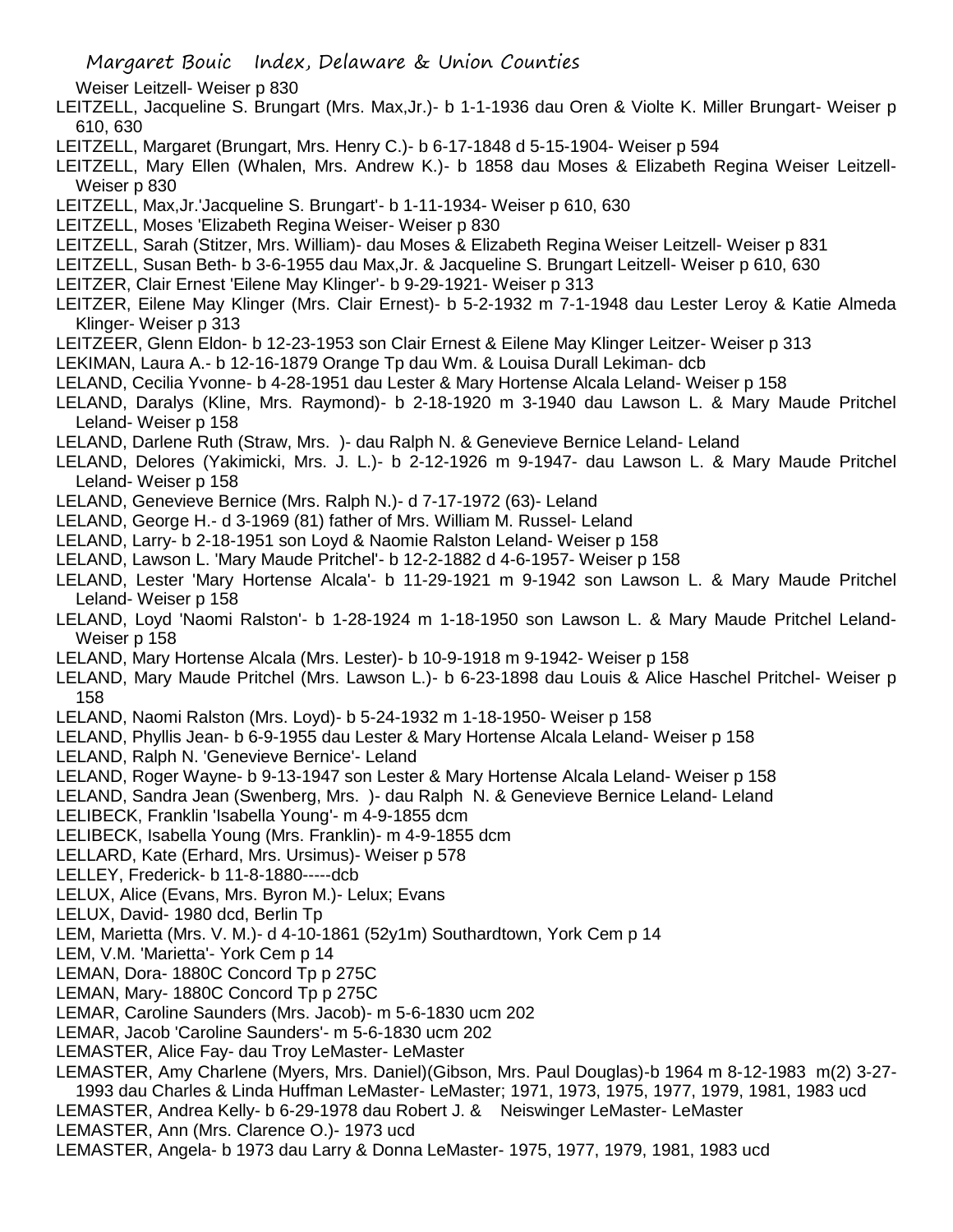Weiser Leitzell- Weiser p 830

LEITZELL, Jacqueline S. Brungart (Mrs. Max,Jr.)- b 1-1-1936 dau Oren & Violte K. Miller Brungart- Weiser p 610, 630

LEITZELL, Margaret (Brungart, Mrs. Henry C.)- b 6-17-1848 d 5-15-1904- Weiser p 594

LEITZELL, Mary Ellen (Whalen, Mrs. Andrew K.)- b 1858 dau Moses & Elizabeth Regina Weiser Leitzell- Weiser p 830

LEITZELL, Max,Jr.'Jacqueline S. Brungart'- b 1-11-1934- Weiser p 610, 630

LEITZELL, Moses 'Elizabeth Regina Weiser- Weiser p 830

LEITZELL, Sarah (Stitzer, Mrs. William)- dau Moses & Elizabeth Regina Weiser Leitzell- Weiser p 831

LEITZELL, Susan Beth- b 3-6-1955 dau Max,Jr. & Jacqueline S. Brungart Leitzell- Weiser p 610, 630

LEITZER, Clair Ernest 'Eilene May Klinger'- b 9-29-1921- Weiser p 313

LEITZER, Eilene May Klinger (Mrs. Clair Ernest)- b 5-2-1932 m 7-1-1948 dau Lester Leroy & Katie Almeda Klinger- Weiser p 313

LEITZEER, Glenn Eldon- b 12-23-1953 son Clair Ernest & Eilene May Klinger Leitzer- Weiser p 313

LEKIMAN, Laura A.- b 12-16-1879 Orange Tp dau Wm. & Louisa Durall Lekiman- dcb

LELAND, Cecilia Yvonne- b 4-28-1951 dau Lester & Mary Hortense Alcala Leland- Weiser p 158

LELAND, Daralys (Kline, Mrs. Raymond)- b 2-18-1920 m 3-1940 dau Lawson L. & Mary Maude Pritchel Leland- Weiser p 158

LELAND, Darlene Ruth (Straw, Mrs. )- dau Ralph N. & Genevieve Bernice Leland- Leland

LELAND, Delores (Yakimicki, Mrs. J. L.)- b 2-12-1926 m 9-1947- dau Lawson L. & Mary Maude Pritchel Leland- Weiser p 158

LELAND, Genevieve Bernice (Mrs. Ralph N.)- d 7-17-1972 (63)- Leland

LELAND, George H.- d 3-1969 (81) father of Mrs. William M. Russel- Leland

LELAND, Larry- b 2-18-1951 son Loyd & Naomie Ralston Leland- Weiser p 158

LELAND, Lawson L. 'Mary Maude Pritchel'- b 12-2-1882 d 4-6-1957- Weiser p 158

LELAND, Lester 'Mary Hortense Alcala'- b 11-29-1921 m 9-1942 son Lawson L. & Mary Maude Pritchel Leland- Weiser p 158

LELAND, Loyd 'Naomi Ralston'- b 1-28-1924 m 1-18-1950 son Lawson L. & Mary Maude Pritchel Leland- Weiser p 158

LELAND, Mary Hortense Alcala (Mrs. Lester)- b 10-9-1918 m 9-1942- Weiser p 158

LELAND, Mary Maude Pritchel (Mrs. Lawson L.)- b 6-23-1898 dau Louis & Alice Haschel Pritchel- Weiser p 158

LELAND, Naomi Ralston (Mrs. Loyd)- b 5-24-1932 m 1-18-1950- Weiser p 158

LELAND, Phyllis Jean- b 6-9-1955 dau Lester & Mary Hortense Alcala Leland- Weiser p 158

LELAND, Ralph N. 'Genevieve Bernice'- Leland

LELAND, Roger Wayne- b 9-13-1947 son Lester & Mary Hortense Alcala Leland- Weiser p 158

LELAND, Sandra Jean (Swenberg, Mrs. )- dau Ralph N. & Genevieve Bernice Leland- Leland

LELIBECK, Franklin 'Isabella Young'- m 4-9-1855 dcm

LELIBECK, Isabella Young (Mrs. Franklin)- m 4-9-1855 dcm

LELLARD, Kate (Erhard, Mrs. Ursimus)- Weiser p 578

LELLEY, Frederick- b 11-8-1880-----dcb

LELUX, Alice (Evans, Mrs. Byron M.)- Lelux; Evans

LELUX, David- 1980 dcd, Berlin Tp

LEM, Marietta (Mrs. V. M.)- d 4-10-1861 (52y1m) Southardtown, York Cem p 14

LEM, V.M. 'Marietta'- York Cem p 14

LEMAN, Dora- 1880C Concord Tp p 275C

LEMAN, Mary- 1880C Concord Tp p 275C

LEMAR, Caroline Saunders (Mrs. Jacob)- m 5-6-1830 ucm 202

LEMAR, Jacob 'Caroline Saunders'- m 5-6-1830 ucm 202

LEMASTER, Alice Fay- dau Troy LeMaster- LeMaster

LEMASTER, Amy Charlene (Myers, Mrs. Daniel)(Gibson, Mrs. Paul Douglas)-b 1964 m 8-12-1983 m(2) 3-27-1993 dau Charles & Linda Huffman LeMaster- LeMaster; 1971, 1973, 1975, 1977, 1979, 1981, 1983 ucd

LEMASTER, Andrea Kelly- b 6-29-1978 dau Robert J. & Neiswinger LeMaster- LeMaster

LEMASTER, Ann (Mrs. Clarence O.)- 1973 ucd

LEMASTER, Angela- b 1973 dau Larry & Donna LeMaster- 1975, 1977, 1979, 1981, 1983 ucd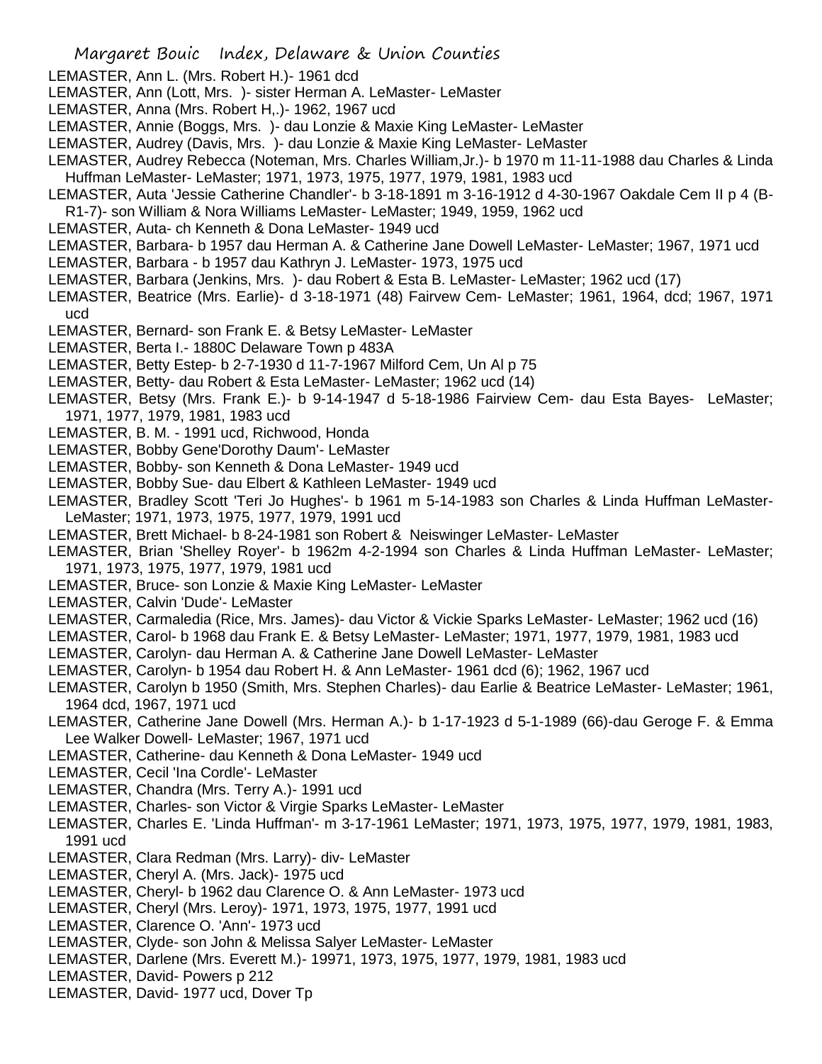LEMASTER, Ann L. (Mrs. Robert H.)- 1961 dcd
LEMASTER, Ann (Lott, Mrs. )- sister Herman A. LeMaster- LeMaster
LEMASTER, Anna (Mrs. Robert H,.)- 1962, 1967 ucd
LEMASTER, Annie (Boggs, Mrs. )- dau Lonzie & Maxie King LeMaster- LeMaster
LEMASTER, Audrey (Davis, Mrs. )- dau Lonzie & Maxie King LeMaster- LeMaster
LEMASTER, Audrey Rebecca (Noteman, Mrs. Charles William,Jr.)- b 1970 m 11-11-1988 dau Charles & Linda Huffman LeMaster- LeMaster; 1971, 1973, 1975, 1977, 1979, 1981, 1983 ucd
LEMASTER, Auta 'Jessie Catherine Chandler'- b 3-18-1891 m 3-16-1912 d 4-30-1967 Oakdale Cem II p 4 (B-R1-7)- son William & Nora Williams LeMaster- LeMaster; 1949, 1959, 1962 ucd
LEMASTER, Auta- ch Kenneth & Dona LeMaster- 1949 ucd
LEMASTER, Barbara- b 1957 dau Herman A. & Catherine Jane Dowell LeMaster- LeMaster; 1967, 1971 ucd
LEMASTER, Barbara - b 1957 dau Kathryn J. LeMaster- 1973, 1975 ucd
LEMASTER, Barbara (Jenkins, Mrs. )- dau Robert & Esta B. LeMaster- LeMaster; 1962 ucd (17)
LEMASTER, Beatrice (Mrs. Earlie)- d 3-18-1971 (48) Fairvew Cem- LeMaster; 1961, 1964, dcd; 1967, 1971 ucd
LEMASTER, Bernard- son Frank E. & Betsy LeMaster- LeMaster
LEMASTER, Berta I.- 1880C Delaware Town p 483A
LEMASTER, Betty Estep- b 2-7-1930 d 11-7-1967 Milford Cem, Un Al p 75
LEMASTER, Betty- dau Robert & Esta LeMaster- LeMaster; 1962 ucd (14)
LEMASTER, Betsy (Mrs. Frank E.)- b 9-14-1947 d 5-18-1986 Fairview Cem- dau Esta Bayes- LeMaster; 1971, 1977, 1979, 1981, 1983 ucd
LEMASTER, B. M. - 1991 ucd, Richwood, Honda
LEMASTER, Bobby Gene'Dorothy Daum'- LeMaster
LEMASTER, Bobby- son Kenneth & Dona LeMaster- 1949 ucd
LEMASTER, Bobby Sue- dau Elbert & Kathleen LeMaster- 1949 ucd
LEMASTER, Bradley Scott 'Teri Jo Hughes'- b 1961 m 5-14-1983 son Charles & Linda Huffman LeMaster- LeMaster; 1971, 1973, 1975, 1977, 1979, 1991 ucd
LEMASTER, Brett Michael- b 8-24-1981 son Robert & Neiswinger LeMaster- LeMaster
LEMASTER, Brian 'Shelley Royer'- b 1962m 4-2-1994 son Charles & Linda Huffman LeMaster- LeMaster; 1971, 1973, 1975, 1977, 1979, 1981 ucd
LEMASTER, Bruce- son Lonzie & Maxie King LeMaster- LeMaster
LEMASTER, Calvin 'Dude'- LeMaster
LEMASTER, Carmaledia (Rice, Mrs. James)- dau Victor & Vickie Sparks LeMaster- LeMaster; 1962 ucd (16)
LEMASTER, Carol- b 1968 dau Frank E. & Betsy LeMaster- LeMaster; 1971, 1977, 1979, 1981, 1983 ucd
LEMASTER, Carolyn- dau Herman A. & Catherine Jane Dowell LeMaster- LeMaster
LEMASTER, Carolyn- b 1954 dau Robert H. & Ann LeMaster- 1961 dcd (6); 1962, 1967 ucd
LEMASTER, Carolyn b 1950 (Smith, Mrs. Stephen Charles)- dau Earlie & Beatrice LeMaster- LeMaster; 1961, 1964 dcd, 1967, 1971 ucd
LEMASTER, Catherine Jane Dowell (Mrs. Herman A.)- b 1-17-1923 d 5-1-1989 (66)-dau Geroge F. & Emma Lee Walker Dowell- LeMaster; 1967, 1971 ucd
LEMASTER, Catherine- dau Kenneth & Dona LeMaster- 1949 ucd
LEMASTER, Cecil 'Ina Cordle'- LeMaster
LEMASTER, Chandra (Mrs. Terry A.)- 1991 ucd
LEMASTER, Charles- son Victor & Virgie Sparks LeMaster- LeMaster
LEMASTER, Charles E. 'Linda Huffman'- m 3-17-1961 LeMaster; 1971, 1973, 1975, 1977, 1979, 1981, 1983, 1991 ucd
LEMASTER, Clara Redman (Mrs. Larry)- div- LeMaster
LEMASTER, Cheryl A. (Mrs. Jack)- 1975 ucd
LEMASTER, Cheryl- b 1962 dau Clarence O. & Ann LeMaster- 1973 ucd
LEMASTER, Cheryl (Mrs. Leroy)- 1971, 1973, 1975, 1977, 1991 ucd
LEMASTER, Clarence O. 'Ann'- 1973 ucd
LEMASTER, Clyde- son John & Melissa Salyer LeMaster- LeMaster
LEMASTER, Darlene (Mrs. Everett M.)- 19971, 1973, 1975, 1977, 1979, 1981, 1983 ucd
LEMASTER, David- Powers p 212
LEMASTER, David- 1977 ucd, Dover Tp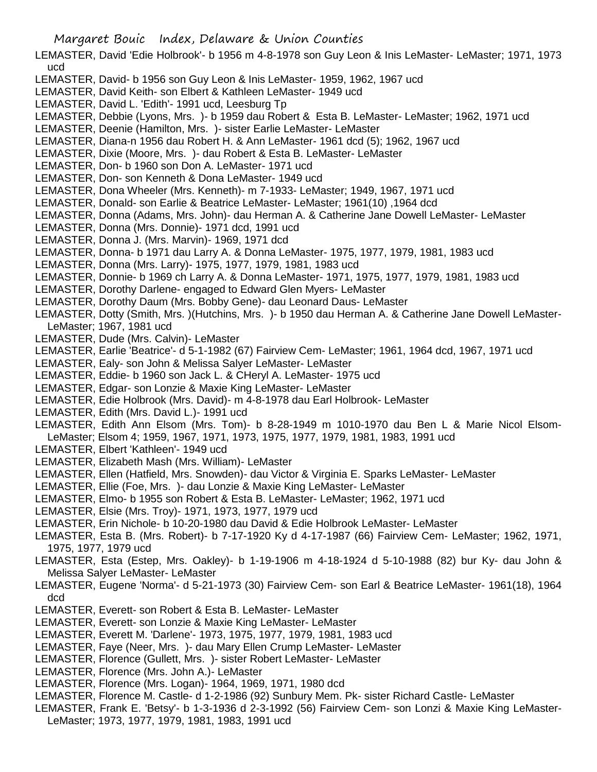LEMASTER, David 'Edie Holbrook'- b 1956 m 4-8-1978 son Guy Leon & Inis LeMaster- LeMaster; 1971, 1973 ucd

LEMASTER, David- b 1956 son Guy Leon & Inis LeMaster- 1959, 1962, 1967 ucd

LEMASTER, David Keith- son Elbert & Kathleen LeMaster- 1949 ucd

LEMASTER, David L. 'Edith'- 1991 ucd, Leesburg Tp

LEMASTER, Debbie (Lyons, Mrs. )- b 1959 dau Robert & Esta B. LeMaster- LeMaster; 1962, 1971 ucd

LEMASTER, Deenie (Hamilton, Mrs. )- sister Earlie LeMaster- LeMaster

LEMASTER, Diana-n 1956 dau Robert H. & Ann LeMaster- 1961 dcd (5); 1962, 1967 ucd

LEMASTER, Dixie (Moore, Mrs. )- dau Robert & Esta B. LeMaster- LeMaster

LEMASTER, Don- b 1960 son Don A. LeMaster- 1971 ucd

LEMASTER, Don- son Kenneth & Dona LeMaster- 1949 ucd

LEMASTER, Dona Wheeler (Mrs. Kenneth)- m 7-1933- LeMaster; 1949, 1967, 1971 ucd

LEMASTER, Donald- son Earlie & Beatrice LeMaster- LeMaster; 1961(10) ,1964 dcd

LEMASTER, Donna (Adams, Mrs. John)- dau Herman A. & Catherine Jane Dowell LeMaster- LeMaster

LEMASTER, Donna (Mrs. Donnie)- 1971 dcd, 1991 ucd

LEMASTER, Donna J. (Mrs. Marvin)- 1969, 1971 dcd

LEMASTER, Donna- b 1971 dau Larry A. & Donna LeMaster- 1975, 1977, 1979, 1981, 1983 ucd

LEMASTER, Donna (Mrs. Larry)- 1975, 1977, 1979, 1981, 1983 ucd

LEMASTER, Donnie- b 1969 ch Larry A. & Donna LeMaster- 1971, 1975, 1977, 1979, 1981, 1983 ucd

LEMASTER, Dorothy Darlene- engaged to Edward Glen Myers- LeMaster

LEMASTER, Dorothy Daum (Mrs. Bobby Gene)- dau Leonard Daus- LeMaster

LEMASTER, Dotty (Smith, Mrs. )(Hutchins, Mrs. )- b 1950 dau Herman A. & Catherine Jane Dowell LeMaster- LeMaster; 1967, 1981 ucd

LEMASTER, Dude (Mrs. Calvin)- LeMaster

LEMASTER, Earlie 'Beatrice'- d 5-1-1982 (67) Fairview Cem- LeMaster; 1961, 1964 dcd, 1967, 1971 ucd

LEMASTER, Ealy- son John & Melissa Salyer LeMaster- LeMaster

LEMASTER, Eddie- b 1960 son Jack L. & CHeryl A. LeMaster- 1975 ucd

LEMASTER, Edgar- son Lonzie & Maxie King LeMaster- LeMaster

LEMASTER, Edie Holbrook (Mrs. David)- m 4-8-1978 dau Earl Holbrook- LeMaster

LEMASTER, Edith (Mrs. David L.)- 1991 ucd

LEMASTER, Edith Ann Elsom (Mrs. Tom)- b 8-28-1949 m 1010-1970 dau Ben L & Marie Nicol Elsom- LeMaster; Elsom 4; 1959, 1967, 1971, 1973, 1975, 1977, 1979, 1981, 1983, 1991 ucd

LEMASTER, Elbert 'Kathleen'- 1949 ucd

LEMASTER, Elizabeth Mash (Mrs. William)- LeMaster

LEMASTER, Ellen (Hatfield, Mrs. Snowden)- dau Victor & Virginia E. Sparks LeMaster- LeMaster

LEMASTER, Ellie (Foe, Mrs. )- dau Lonzie & Maxie King LeMaster- LeMaster

LEMASTER, Elmo- b 1955 son Robert & Esta B. LeMaster- LeMaster; 1962, 1971 ucd

LEMASTER, Elsie (Mrs. Troy)- 1971, 1973, 1977, 1979 ucd

LEMASTER, Erin Nichole- b 10-20-1980 dau David & Edie Holbrook LeMaster- LeMaster

LEMASTER, Esta B. (Mrs. Robert)- b 7-17-1920 Ky d 4-17-1987 (66) Fairview Cem- LeMaster; 1962, 1971, 1975, 1977, 1979 ucd

LEMASTER, Esta (Estep, Mrs. Oakley)- b 1-19-1906 m 4-18-1924 d 5-10-1988 (82) bur Ky- dau John & Melissa Salyer LeMaster- LeMaster

LEMASTER, Eugene 'Norma'- d 5-21-1973 (30) Fairview Cem- son Earl & Beatrice LeMaster- 1961(18), 1964 dcd

LEMASTER, Everett- son Robert & Esta B. LeMaster- LeMaster

LEMASTER, Everett- son Lonzie & Maxie King LeMaster- LeMaster

LEMASTER, Everett M. 'Darlene'- 1973, 1975, 1977, 1979, 1981, 1983 ucd

LEMASTER, Faye (Neer, Mrs. )- dau Mary Ellen Crump LeMaster- LeMaster

LEMASTER, Florence (Gullett, Mrs. )- sister Robert LeMaster- LeMaster

LEMASTER, Florence (Mrs. John A.)- LeMaster

LEMASTER, Florence (Mrs. Logan)- 1964, 1969, 1971, 1980 dcd

LEMASTER, Florence M. Castle- d 1-2-1986 (92) Sunbury Mem. Pk- sister Richard Castle- LeMaster

LEMASTER, Frank E. 'Betsy'- b 1-3-1936 d 2-3-1992 (56) Fairview Cem- son Lonzi & Maxie King LeMaster- LeMaster; 1973, 1977, 1979, 1981, 1983, 1991 ucd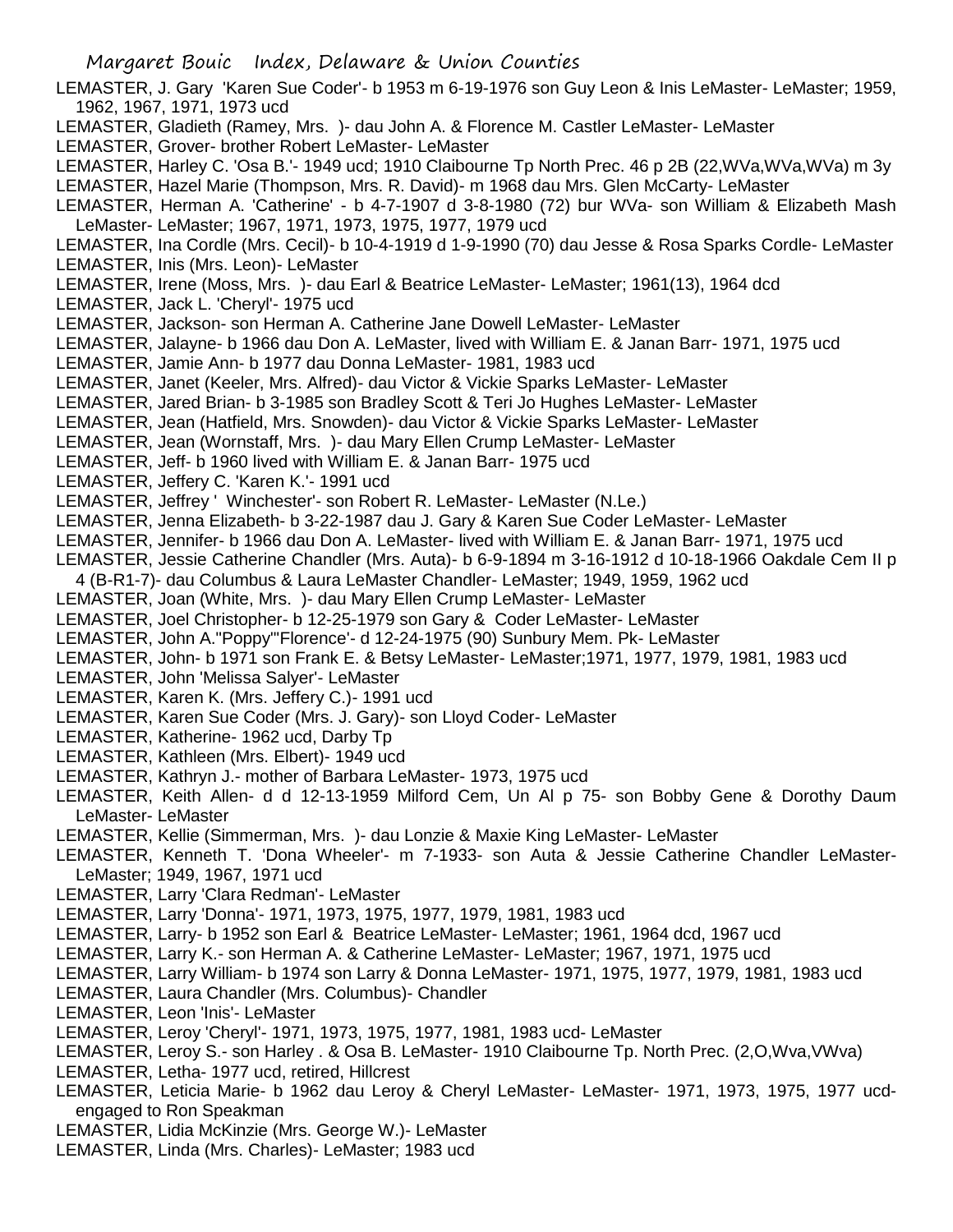LEMASTER, J. Gary 'Karen Sue Coder'- b 1953 m 6-19-1976 son Guy Leon & Inis LeMaster- LeMaster; 1959, 1962, 1967, 1971, 1973 ucd

LEMASTER, Gladieth (Ramey, Mrs. )- dau John A. & Florence M. Castler LeMaster- LeMaster

LEMASTER, Grover- brother Robert LeMaster- LeMaster

LEMASTER, Harley C. 'Osa B.'- 1949 ucd; 1910 Claibourne Tp North Prec. 46 p 2B (22,WVa,WVa,WVa) m 3y

LEMASTER, Hazel Marie (Thompson, Mrs. R. David)- m 1968 dau Mrs. Glen McCarty- LeMaster

LEMASTER, Herman A. 'Catherine' - b 4-7-1907 d 3-8-1980 (72) bur WVa- son William & Elizabeth Mash LeMaster- LeMaster; 1967, 1971, 1973, 1975, 1977, 1979 ucd

LEMASTER, Ina Cordle (Mrs. Cecil)- b 10-4-1919 d 1-9-1990 (70) dau Jesse & Rosa Sparks Cordle- LeMaster

LEMASTER, Inis (Mrs. Leon)- LeMaster

LEMASTER, Irene (Moss, Mrs. )- dau Earl & Beatrice LeMaster- LeMaster; 1961(13), 1964 dcd

LEMASTER, Jack L. 'Cheryl'- 1975 ucd

LEMASTER, Jackson- son Herman A. Catherine Jane Dowell LeMaster- LeMaster

LEMASTER, Jalayne- b 1966 dau Don A. LeMaster, lived with William E. & Janan Barr- 1971, 1975 ucd

LEMASTER, Jamie Ann- b 1977 dau Donna LeMaster- 1981, 1983 ucd

LEMASTER, Janet (Keeler, Mrs. Alfred)- dau Victor & Vickie Sparks LeMaster- LeMaster

LEMASTER, Jared Brian- b 3-1985 son Bradley Scott & Teri Jo Hughes LeMaster- LeMaster

LEMASTER, Jean (Hatfield, Mrs. Snowden)- dau Victor & Vickie Sparks LeMaster- LeMaster

LEMASTER, Jean (Wornstaff, Mrs. )- dau Mary Ellen Crump LeMaster- LeMaster

LEMASTER, Jeff- b 1960 lived with William E. & Janan Barr- 1975 ucd

LEMASTER, Jeffery C. 'Karen K.'- 1991 ucd

LEMASTER, Jeffrey ' Winchester'- son Robert R. LeMaster- LeMaster (N.Le.)

LEMASTER, Jenna Elizabeth- b 3-22-1987 dau J. Gary & Karen Sue Coder LeMaster- LeMaster

LEMASTER, Jennifer- b 1966 dau Don A. LeMaster- lived with William E. & Janan Barr- 1971, 1975 ucd

LEMASTER, Jessie Catherine Chandler (Mrs. Auta)- b 6-9-1894 m 3-16-1912 d 10-18-1966 Oakdale Cem II p 4 (B-R1-7)- dau Columbus & Laura LeMaster Chandler- LeMaster; 1949, 1959, 1962 ucd

LEMASTER, Joan (White, Mrs. )- dau Mary Ellen Crump LeMaster- LeMaster

LEMASTER, Joel Christopher- b 12-25-1979 son Gary & Coder LeMaster- LeMaster

LEMASTER, John A."Poppy"'Florence'- d 12-24-1975 (90) Sunbury Mem. Pk- LeMaster

LEMASTER, John- b 1971 son Frank E. & Betsy LeMaster- LeMaster;1971, 1977, 1979, 1981, 1983 ucd

LEMASTER, John 'Melissa Salyer'- LeMaster

LEMASTER, Karen K. (Mrs. Jeffery C.)- 1991 ucd

LEMASTER, Karen Sue Coder (Mrs. J. Gary)- son Lloyd Coder- LeMaster

LEMASTER, Katherine- 1962 ucd, Darby Tp

LEMASTER, Kathleen (Mrs. Elbert)- 1949 ucd

LEMASTER, Kathryn J.- mother of Barbara LeMaster- 1973, 1975 ucd

LEMASTER, Keith Allen- d d 12-13-1959 Milford Cem, Un Al p 75- son Bobby Gene & Dorothy Daum LeMaster- LeMaster

LEMASTER, Kellie (Simmerman, Mrs. )- dau Lonzie & Maxie King LeMaster- LeMaster

LEMASTER, Kenneth T. 'Dona Wheeler'- m 7-1933- son Auta & Jessie Catherine Chandler LeMaster- LeMaster; 1949, 1967, 1971 ucd

LEMASTER, Larry 'Clara Redman'- LeMaster

LEMASTER, Larry 'Donna'- 1971, 1973, 1975, 1977, 1979, 1981, 1983 ucd

LEMASTER, Larry- b 1952 son Earl & Beatrice LeMaster- LeMaster; 1961, 1964 dcd, 1967 ucd

LEMASTER, Larry K.- son Herman A. & Catherine LeMaster- LeMaster; 1967, 1971, 1975 ucd

LEMASTER, Larry William- b 1974 son Larry & Donna LeMaster- 1971, 1975, 1977, 1979, 1981, 1983 ucd

LEMASTER, Laura Chandler (Mrs. Columbus)- Chandler

LEMASTER, Leon 'Inis'- LeMaster

LEMASTER, Leroy 'Cheryl'- 1971, 1973, 1975, 1977, 1981, 1983 ucd- LeMaster

LEMASTER, Leroy S.- son Harley . & Osa B. LeMaster- 1910 Claibourne Tp. North Prec. (2,O,Wva,VWva)

LEMASTER, Letha- 1977 ucd, retired, Hillcrest

LEMASTER, Leticia Marie- b 1962 dau Leroy & Cheryl LeMaster- LeMaster- 1971, 1973, 1975, 1977 ucd- engaged to Ron Speakman

LEMASTER, Lidia McKinzie (Mrs. George W.)- LeMaster

LEMASTER, Linda (Mrs. Charles)- LeMaster; 1983 ucd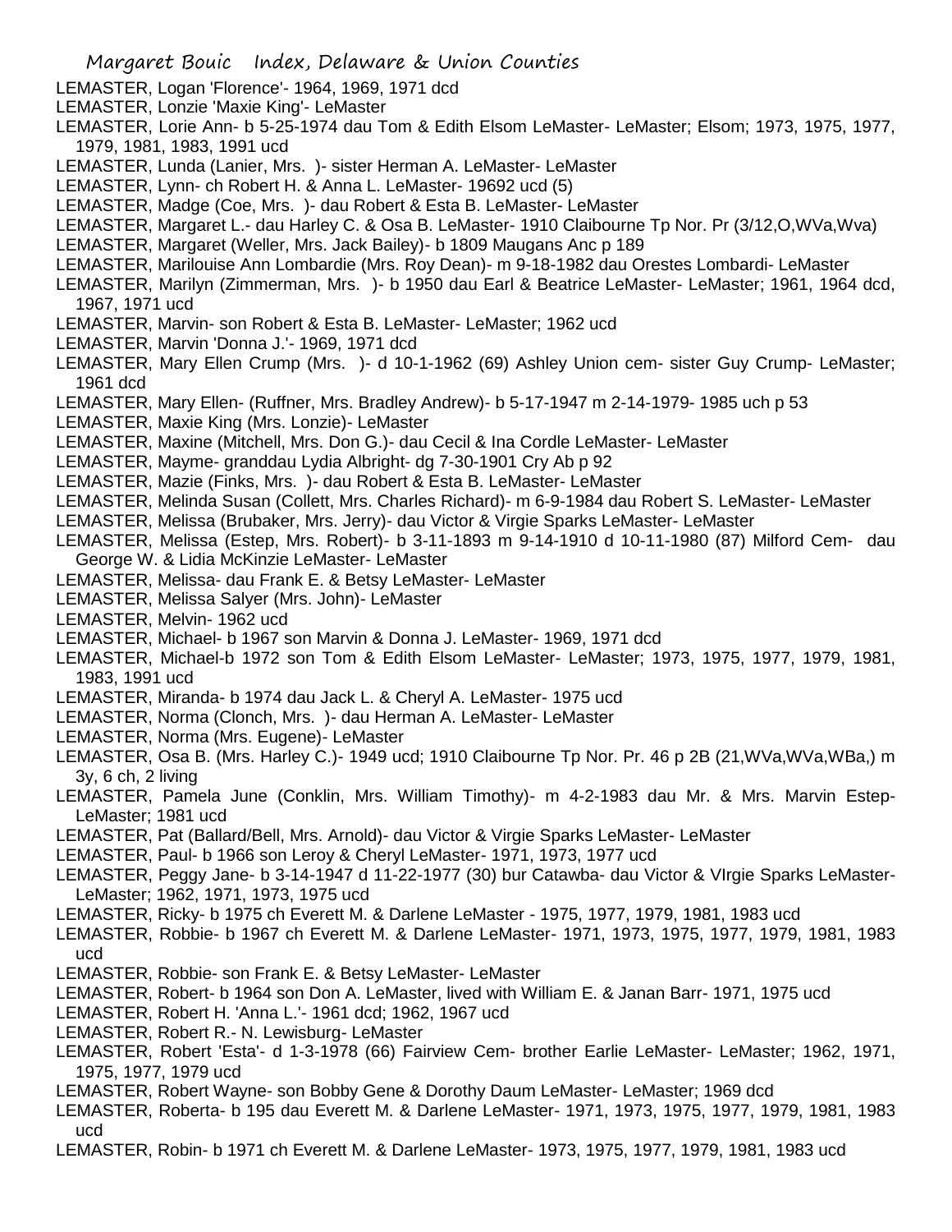LEMASTER, Logan 'Florence'- 1964, 1969, 1971 dcd

LEMASTER, Lonzie 'Maxie King'- LeMaster

LEMASTER, Lorie Ann- b 5-25-1974 dau Tom & Edith Elsom LeMaster- LeMaster; Elsom; 1973, 1975, 1977, 1979, 1981, 1983, 1991 ucd

LEMASTER, Lunda (Lanier, Mrs. )- sister Herman A. LeMaster- LeMaster

LEMASTER, Lynn- ch Robert H. & Anna L. LeMaster- 19692 ucd (5)

LEMASTER, Madge (Coe, Mrs. )- dau Robert & Esta B. LeMaster- LeMaster

LEMASTER, Margaret L.- dau Harley C. & Osa B. LeMaster- 1910 Claibourne Tp Nor. Pr (3/12,O,WVa,Wva)

LEMASTER, Margaret (Weller, Mrs. Jack Bailey)- b 1809 Maugans Anc p 189

LEMASTER, Marilouise Ann Lombardie (Mrs. Roy Dean)- m 9-18-1982 dau Orestes Lombardi- LeMaster

LEMASTER, Marilyn (Zimmerman, Mrs. )- b 1950 dau Earl & Beatrice LeMaster- LeMaster; 1961, 1964 dcd, 1967, 1971 ucd

LEMASTER, Marvin- son Robert & Esta B. LeMaster- LeMaster; 1962 ucd

LEMASTER, Marvin 'Donna J.'- 1969, 1971 dcd

LEMASTER, Mary Ellen Crump (Mrs. )- d 10-1-1962 (69) Ashley Union cem- sister Guy Crump- LeMaster; 1961 dcd

LEMASTER, Mary Ellen- (Ruffner, Mrs. Bradley Andrew)- b 5-17-1947 m 2-14-1979- 1985 uch p 53

LEMASTER, Maxie King (Mrs. Lonzie)- LeMaster

LEMASTER, Maxine (Mitchell, Mrs. Don G.)- dau Cecil & Ina Cordle LeMaster- LeMaster

LEMASTER, Mayme- granddau Lydia Albright- dg 7-30-1901 Cry Ab p 92

LEMASTER, Mazie (Finks, Mrs. )- dau Robert & Esta B. LeMaster- LeMaster

LEMASTER, Melinda Susan (Collett, Mrs. Charles Richard)- m 6-9-1984 dau Robert S. LeMaster- LeMaster

LEMASTER, Melissa (Brubaker, Mrs. Jerry)- dau Victor & Virgie Sparks LeMaster- LeMaster

LEMASTER, Melissa (Estep, Mrs. Robert)- b 3-11-1893 m 9-14-1910 d 10-11-1980 (87) Milford Cem- dau George W. & Lidia McKinzie LeMaster- LeMaster

LEMASTER, Melissa- dau Frank E. & Betsy LeMaster- LeMaster

LEMASTER, Melissa Salyer (Mrs. John)- LeMaster

LEMASTER, Melvin- 1962 ucd

LEMASTER, Michael- b 1967 son Marvin & Donna J. LeMaster- 1969, 1971 dcd

LEMASTER, Michael-b 1972 son Tom & Edith Elsom LeMaster- LeMaster; 1973, 1975, 1977, 1979, 1981, 1983, 1991 ucd

LEMASTER, Miranda- b 1974 dau Jack L. & Cheryl A. LeMaster- 1975 ucd

LEMASTER, Norma (Clonch, Mrs. )- dau Herman A. LeMaster- LeMaster

LEMASTER, Norma (Mrs. Eugene)- LeMaster

LEMASTER, Osa B. (Mrs. Harley C.)- 1949 ucd; 1910 Claibourne Tp Nor. Pr. 46 p 2B (21,WVa,WVa,WBa,) m 3y, 6 ch, 2 living

LEMASTER, Pamela June (Conklin, Mrs. William Timothy)- m 4-2-1983 dau Mr. & Mrs. Marvin Estep- LeMaster; 1981 ucd

LEMASTER, Pat (Ballard/Bell, Mrs. Arnold)- dau Victor & Virgie Sparks LeMaster- LeMaster

LEMASTER, Paul- b 1966 son Leroy & Cheryl LeMaster- 1971, 1973, 1977 ucd

LEMASTER, Peggy Jane- b 3-14-1947 d 11-22-1977 (30) bur Catawba- dau Victor & VIrgie Sparks LeMaster- LeMaster; 1962, 1971, 1973, 1975 ucd

LEMASTER, Ricky- b 1975 ch Everett M. & Darlene LeMaster - 1975, 1977, 1979, 1981, 1983 ucd

LEMASTER, Robbie- b 1967 ch Everett M. & Darlene LeMaster- 1971, 1973, 1975, 1977, 1979, 1981, 1983 ucd

LEMASTER, Robbie- son Frank E. & Betsy LeMaster- LeMaster

LEMASTER, Robert- b 1964 son Don A. LeMaster, lived with William E. & Janan Barr- 1971, 1975 ucd

LEMASTER, Robert H. 'Anna L.'- 1961 dcd; 1962, 1967 ucd

LEMASTER, Robert R.- N. Lewisburg- LeMaster

LEMASTER, Robert 'Esta'- d 1-3-1978 (66) Fairview Cem- brother Earlie LeMaster- LeMaster; 1962, 1971, 1975, 1977, 1979 ucd

LEMASTER, Robert Wayne- son Bobby Gene & Dorothy Daum LeMaster- LeMaster; 1969 dcd

LEMASTER, Roberta- b 195 dau Everett M. & Darlene LeMaster- 1971, 1973, 1975, 1977, 1979, 1981, 1983 ucd

LEMASTER, Robin- b 1971 ch Everett M. & Darlene LeMaster- 1973, 1975, 1977, 1979, 1981, 1983 ucd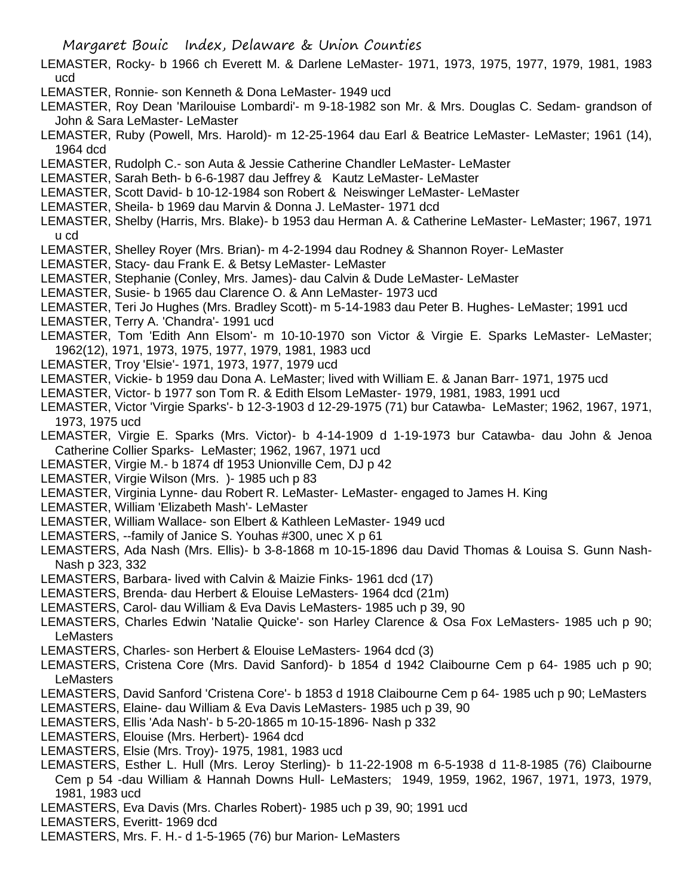LEMASTER, Rocky- b 1966 ch Everett M. & Darlene LeMaster- 1971, 1973, 1975, 1977, 1979, 1981, 1983 ucd

LEMASTER, Ronnie- son Kenneth & Dona LeMaster- 1949 ucd

LEMASTER, Roy Dean 'Marilouise Lombardi'- m 9-18-1982 son Mr. & Mrs. Douglas C. Sedam- grandson of John & Sara LeMaster- LeMaster

LEMASTER, Ruby (Powell, Mrs. Harold)- m 12-25-1964 dau Earl & Beatrice LeMaster- LeMaster; 1961 (14), 1964 dcd

LEMASTER, Rudolph C.- son Auta & Jessie Catherine Chandler LeMaster- LeMaster

LEMASTER, Sarah Beth- b 6-6-1987 dau Jeffrey & Kautz LeMaster- LeMaster

LEMASTER, Scott David- b 10-12-1984 son Robert & Neiswinger LeMaster- LeMaster

LEMASTER, Sheila- b 1969 dau Marvin & Donna J. LeMaster- 1971 dcd

LEMASTER, Shelby (Harris, Mrs. Blake)- b 1953 dau Herman A. & Catherine LeMaster- LeMaster; 1967, 1971 u cd

LEMASTER, Shelley Royer (Mrs. Brian)- m 4-2-1994 dau Rodney & Shannon Royer- LeMaster

LEMASTER, Stacy- dau Frank E. & Betsy LeMaster- LeMaster

LEMASTER, Stephanie (Conley, Mrs. James)- dau Calvin & Dude LeMaster- LeMaster

LEMASTER, Susie- b 1965 dau Clarence O. & Ann LeMaster- 1973 ucd

LEMASTER, Teri Jo Hughes (Mrs. Bradley Scott)- m 5-14-1983 dau Peter B. Hughes- LeMaster; 1991 ucd

LEMASTER, Terry A. 'Chandra'- 1991 ucd

LEMASTER, Tom 'Edith Ann Elsom'- m 10-10-1970 son Victor & Virgie E. Sparks LeMaster- LeMaster; 1962(12), 1971, 1973, 1975, 1977, 1979, 1981, 1983 ucd

LEMASTER, Troy 'Elsie'- 1971, 1973, 1977, 1979 ucd

LEMASTER, Vickie- b 1959 dau Dona A. LeMaster; lived with William E. & Janan Barr- 1971, 1975 ucd

LEMASTER, Victor- b 1977 son Tom R. & Edith Elsom LeMaster- 1979, 1981, 1983, 1991 ucd

LEMASTER, Victor 'Virgie Sparks'- b 12-3-1903 d 12-29-1975 (71) bur Catawba- LeMaster; 1962, 1967, 1971, 1973, 1975 ucd

LEMASTER, Virgie E. Sparks (Mrs. Victor)- b 4-14-1909 d 1-19-1973 bur Catawba- dau John & Jenoa Catherine Collier Sparks- LeMaster; 1962, 1967, 1971 ucd

LEMASTER, Virgie M.- b 1874 df 1953 Unionville Cem, DJ p 42

LEMASTER, Virgie Wilson (Mrs. )- 1985 uch p 83

LEMASTER, Virginia Lynne- dau Robert R. LeMaster- LeMaster- engaged to James H. King

LEMASTER, William 'Elizabeth Mash'- LeMaster

LEMASTER, William Wallace- son Elbert & Kathleen LeMaster- 1949 ucd

LEMASTERS, --family of Janice S. Youhas #300, unec X p 61

LEMASTERS, Ada Nash (Mrs. Ellis)- b 3-8-1868 m 10-15-1896 dau David Thomas & Louisa S. Gunn Nash- Nash p 323, 332

LEMASTERS, Barbara- lived with Calvin & Maizie Finks- 1961 dcd (17)

LEMASTERS, Brenda- dau Herbert & Elouise LeMasters- 1964 dcd (21m)

LEMASTERS, Carol- dau William & Eva Davis LeMasters- 1985 uch p 39, 90

LEMASTERS, Charles Edwin 'Natalie Quicke'- son Harley Clarence & Osa Fox LeMasters- 1985 uch p 90; LeMasters

LEMASTERS, Charles- son Herbert & Elouise LeMasters- 1964 dcd (3)

LEMASTERS, Cristena Core (Mrs. David Sanford)- b 1854 d 1942 Claibourne Cem p 64- 1985 uch p 90; LeMasters

LEMASTERS, David Sanford 'Cristena Core'- b 1853 d 1918 Claibourne Cem p 64- 1985 uch p 90; LeMasters

LEMASTERS, Elaine- dau William & Eva Davis LeMasters- 1985 uch p 39, 90

LEMASTERS, Ellis 'Ada Nash'- b 5-20-1865 m 10-15-1896- Nash p 332

LEMASTERS, Elouise (Mrs. Herbert)- 1964 dcd

LEMASTERS, Elsie (Mrs. Troy)- 1975, 1981, 1983 ucd

LEMASTERS, Esther L. Hull (Mrs. Leroy Sterling)- b 11-22-1908 m 6-5-1938 d 11-8-1985 (76) Claibourne Cem p 54 -dau William & Hannah Downs Hull- LeMasters; 1949, 1959, 1962, 1967, 1971, 1973, 1979, 1981, 1983 ucd

LEMASTERS, Eva Davis (Mrs. Charles Robert)- 1985 uch p 39, 90; 1991 ucd

LEMASTERS, Everitt- 1969 dcd

LEMASTERS, Mrs. F. H.- d 1-5-1965 (76) bur Marion- LeMasters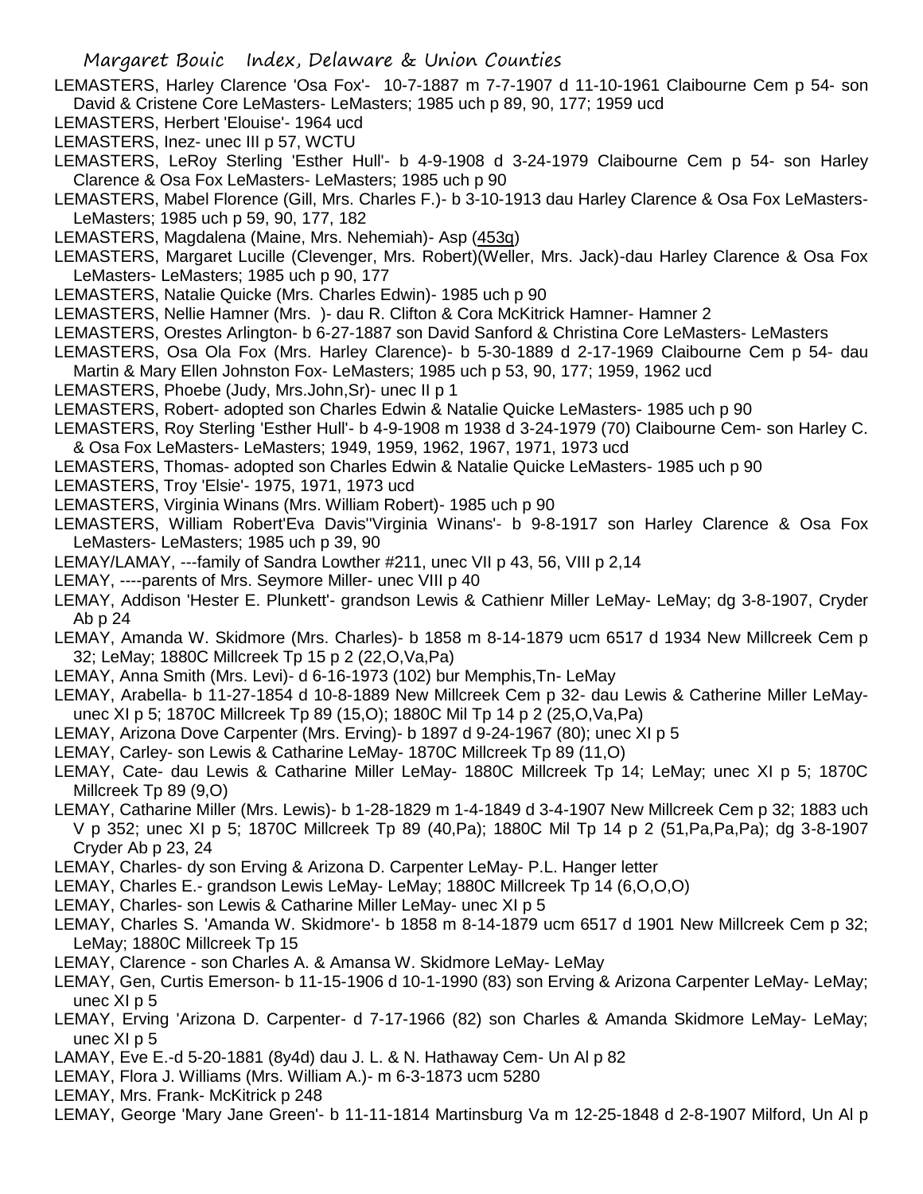LEMASTERS, Harley Clarence 'Osa Fox'- 10-7-1887 m 7-7-1907 d 11-10-1961 Claibourne Cem p 54- son David & Cristene Core LeMasters- LeMasters; 1985 uch p 89, 90, 177; 1959 ucd

LEMASTERS, Herbert 'Elouise'- 1964 ucd

LEMASTERS, Inez- unec III p 57, WCTU

LEMASTERS, LeRoy Sterling 'Esther Hull'- b 4-9-1908 d 3-24-1979 Claibourne Cem p 54- son Harley Clarence & Osa Fox LeMasters- LeMasters; 1985 uch p 90

LEMASTERS, Mabel Florence (Gill, Mrs. Charles F.)- b 3-10-1913 dau Harley Clarence & Osa Fox LeMasters- LeMasters; 1985 uch p 59, 90, 177, 182

LEMASTERS, Magdalena (Maine, Mrs. Nehemiah)- Asp (453q)

LEMASTERS, Margaret Lucille (Clevenger, Mrs. Robert)(Weller, Mrs. Jack)-dau Harley Clarence & Osa Fox LeMasters- LeMasters; 1985 uch p 90, 177

LEMASTERS, Natalie Quicke (Mrs. Charles Edwin)- 1985 uch p 90

LEMASTERS, Nellie Hamner (Mrs. )- dau R. Clifton & Cora McKitrick Hamner- Hamner 2

LEMASTERS, Orestes Arlington- b 6-27-1887 son David Sanford & Christina Core LeMasters- LeMasters

LEMASTERS, Osa Ola Fox (Mrs. Harley Clarence)- b 5-30-1889 d 2-17-1969 Claibourne Cem p 54- dau Martin & Mary Ellen Johnston Fox- LeMasters; 1985 uch p 53, 90, 177; 1959, 1962 ucd

LEMASTERS, Phoebe (Judy, Mrs.John,Sr)- unec II p 1

LEMASTERS, Robert- adopted son Charles Edwin & Natalie Quicke LeMasters- 1985 uch p 90

LEMASTERS, Roy Sterling 'Esther Hull'- b 4-9-1908 m 1938 d 3-24-1979 (70) Claibourne Cem- son Harley C. & Osa Fox LeMasters- LeMasters; 1949, 1959, 1962, 1967, 1971, 1973 ucd

LEMASTERS, Thomas- adopted son Charles Edwin & Natalie Quicke LeMasters- 1985 uch p 90

LEMASTERS, Troy 'Elsie'- 1975, 1971, 1973 ucd

LEMASTERS, Virginia Winans (Mrs. William Robert)- 1985 uch p 90

LEMASTERS, William Robert'Eva Davis''Virginia Winans'- b 9-8-1917 son Harley Clarence & Osa Fox LeMasters- LeMasters; 1985 uch p 39, 90

LEMAY/LAMAY, ---family of Sandra Lowther #211, unec VII p 43, 56, VIII p 2,14

LEMAY, ----parents of Mrs. Seymore Miller- unec VIII p 40

LEMAY, Addison 'Hester E. Plunkett'- grandson Lewis & Cathienr Miller LeMay- LeMay; dg 3-8-1907, Cryder Ab p 24

LEMAY, Amanda W. Skidmore (Mrs. Charles)- b 1858 m 8-14-1879 ucm 6517 d 1934 New Millcreek Cem p 32; LeMay; 1880C Millcreek Tp 15 p 2 (22,O,Va,Pa)

LEMAY, Anna Smith (Mrs. Levi)- d 6-16-1973 (102) bur Memphis,Tn- LeMay

LEMAY, Arabella- b 11-27-1854 d 10-8-1889 New Millcreek Cem p 32- dau Lewis & Catherine Miller LeMay- unec XI p 5; 1870C Millcreek Tp 89 (15,O); 1880C Mil Tp 14 p 2 (25,O,Va,Pa)

LEMAY, Arizona Dove Carpenter (Mrs. Erving)- b 1897 d 9-24-1967 (80); unec XI p 5

LEMAY, Carley- son Lewis & Catharine LeMay- 1870C Millcreek Tp 89 (11,O)

LEMAY, Cate- dau Lewis & Catharine Miller LeMay- 1880C Millcreek Tp 14; LeMay; unec XI p 5; 1870C Millcreek Tp 89 (9,O)

LEMAY, Catharine Miller (Mrs. Lewis)- b 1-28-1829 m 1-4-1849 d 3-4-1907 New Millcreek Cem p 32; 1883 uch V p 352; unec XI p 5; 1870C Millcreek Tp 89 (40,Pa); 1880C Mil Tp 14 p 2 (51,Pa,Pa,Pa); dg 3-8-1907 Cryder Ab p 23, 24

LEMAY, Charles- dy son Erving & Arizona D. Carpenter LeMay- P.L. Hanger letter

LEMAY, Charles E.- grandson Lewis LeMay- LeMay; 1880C Millcreek Tp 14 (6,O,O,O)

LEMAY, Charles- son Lewis & Catharine Miller LeMay- unec XI p 5

LEMAY, Charles S. 'Amanda W. Skidmore'- b 1858 m 8-14-1879 ucm 6517 d 1901 New Millcreek Cem p 32; LeMay; 1880C Millcreek Tp 15

LEMAY, Clarence - son Charles A. & Amansa W. Skidmore LeMay- LeMay

LEMAY, Gen, Curtis Emerson- b 11-15-1906 d 10-1-1990 (83) son Erving & Arizona Carpenter LeMay- LeMay; unec XI p 5

LEMAY, Erving 'Arizona D. Carpenter- d 7-17-1966 (82) son Charles & Amanda Skidmore LeMay- LeMay; unec XI p 5

LAMAY, Eve E.-d 5-20-1881 (8y4d) dau J. L. & N. Hathaway Cem- Un Al p 82

LEMAY, Flora J. Williams (Mrs. William A.)- m 6-3-1873 ucm 5280

LEMAY, Mrs. Frank- McKitrick p 248

LEMAY, George 'Mary Jane Green'- b 11-11-1814 Martinsburg Va m 12-25-1848 d 2-8-1907 Milford, Un Al p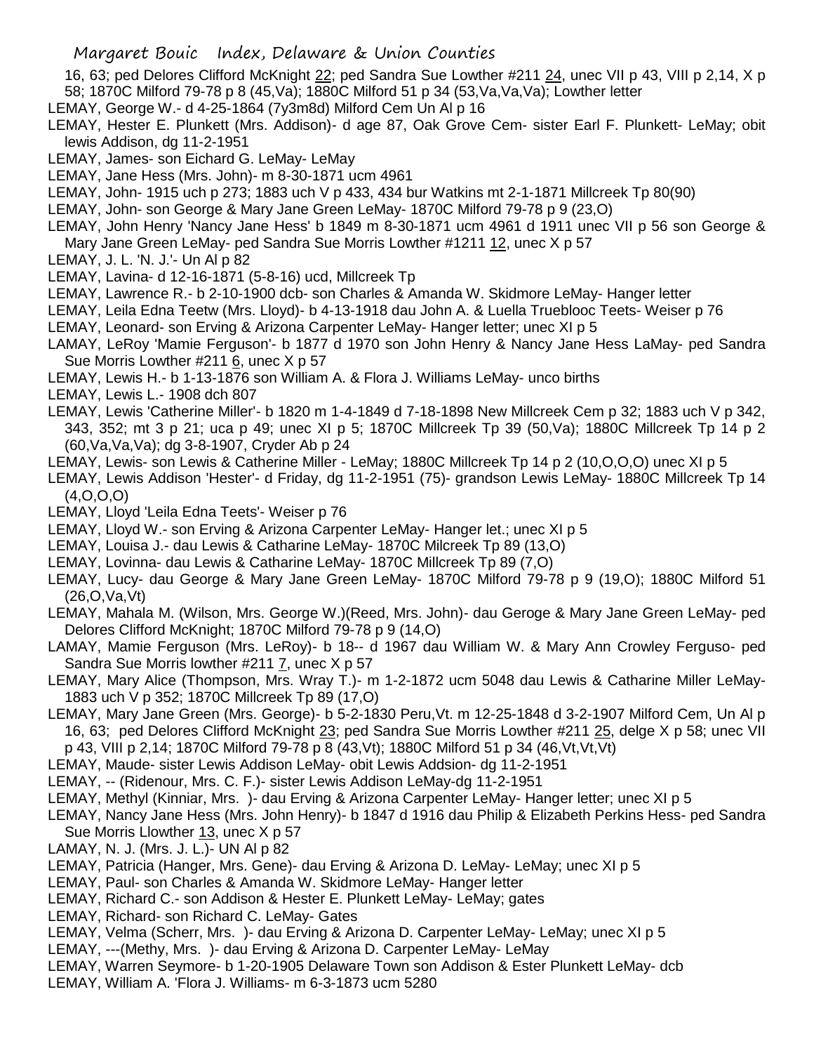16, 63; ped Delores Clifford McKnight 22; ped Sandra Sue Lowther #211 24, unec VII p 43, VIII p 2,14, X p 58; 1870C Milford 79-78 p 8 (45,Va); 1880C Milford 51 p 34 (53,Va,Va,Va); Lowther letter

LEMAY, George W.- d 4-25-1864 (7y3m8d) Milford Cem Un Al p 16

LEMAY, Hester E. Plunkett (Mrs. Addison)- d age 87, Oak Grove Cem- sister Earl F. Plunkett- LeMay; obit lewis Addison, dg 11-2-1951

LEMAY, James- son Eichard G. LeMay- LeMay

LEMAY, Jane Hess (Mrs. John)- m 8-30-1871 ucm 4961

LEMAY, John- 1915 uch p 273; 1883 uch V p 433, 434 bur Watkins mt 2-1-1871 Millcreek Tp 80(90)

LEMAY, John- son George & Mary Jane Green LeMay- 1870C Milford 79-78 p 9 (23,O)

LEMAY, John Henry 'Nancy Jane Hess' b 1849 m 8-30-1871 ucm 4961 d 1911 unec VII p 56 son George & Mary Jane Green LeMay- ped Sandra Sue Morris Lowther #1211 12, unec X p 57

LEMAY, J. L. 'N. J.'- Un Al p 82

LEMAY, Lavina- d 12-16-1871 (5-8-16) ucd, Millcreek Tp

LEMAY, Lawrence R.- b 2-10-1900 dcb- son Charles & Amanda W. Skidmore LeMay- Hanger letter

LEMAY, Leila Edna Teetw (Mrs. Lloyd)- b 4-13-1918 dau John A. & Luella Trueblooc Teets- Weiser p 76

LEMAY, Leonard- son Erving & Arizona Carpenter LeMay- Hanger letter; unec XI p 5

LAMAY, LeRoy 'Mamie Ferguson'- b 1877 d 1970 son John Henry & Nancy Jane Hess LaMay- ped Sandra Sue Morris Lowther #211 6, unec X p 57

LEMAY, Lewis H.- b 1-13-1876 son William A. & Flora J. Williams LeMay- unco births

LEMAY, Lewis L.- 1908 dch 807

LEMAY, Lewis 'Catherine Miller'- b 1820 m 1-4-1849 d 7-18-1898 New Millcreek Cem p 32; 1883 uch V p 342, 343, 352; mt 3 p 21; uca p 49; unec XI p 5; 1870C Millcreek Tp 39 (50,Va); 1880C Millcreek Tp 14 p 2 (60,Va,Va,Va); dg 3-8-1907, Cryder Ab p 24

LEMAY, Lewis- son Lewis & Catherine Miller - LeMay; 1880C Millcreek Tp 14 p 2 (10,O,O,O) unec XI p 5

LEMAY, Lewis Addison 'Hester'- d Friday, dg 11-2-1951 (75)- grandson Lewis LeMay- 1880C Millcreek Tp 14 (4,O,O,O)

LEMAY, Lloyd 'Leila Edna Teets'- Weiser p 76

LEMAY, Lloyd W.- son Erving & Arizona Carpenter LeMay- Hanger let.; unec XI p 5

LEMAY, Louisa J.- dau Lewis & Catharine LeMay- 1870C Milcreek Tp 89 (13,O)

LEMAY, Lovinna- dau Lewis & Catharine LeMay- 1870C Millcreek Tp 89 (7,O)

LEMAY, Lucy- dau George & Mary Jane Green LeMay- 1870C Milford 79-78 p 9 (19,O); 1880C Milford 51 (26,O,Va,Vt)

LEMAY, Mahala M. (Wilson, Mrs. George W.)(Reed, Mrs. John)- dau Geroge & Mary Jane Green LeMay- ped Delores Clifford McKnight; 1870C Milford 79-78 p 9 (14,O)

LAMAY, Mamie Ferguson (Mrs. LeRoy)- b 18-- d 1967 dau William W. & Mary Ann Crowley Ferguso- ped Sandra Sue Morris lowther #211 7, unec X p 57

LEMAY, Mary Alice (Thompson, Mrs. Wray T.)- m 1-2-1872 ucm 5048 dau Lewis & Catharine Miller LeMay- 1883 uch V p 352; 1870C Millcreek Tp 89 (17,O)

LEMAY, Mary Jane Green (Mrs. George)- b 5-2-1830 Peru,Vt. m 12-25-1848 d 3-2-1907 Milford Cem, Un Al p 16, 63; ped Delores Clifford McKnight 23; ped Sandra Sue Morris Lowther #211 25, delge X p 58; unec VII p 43, VIII p 2,14; 1870C Milford 79-78 p 8 (43,Vt); 1880C Milford 51 p 34 (46,Vt,Vt,Vt)

LEMAY, Maude- sister Lewis Addison LeMay- obit Lewis Addsion- dg 11-2-1951

LEMAY, -- (Ridenour, Mrs. C. F.)- sister Lewis Addison LeMay-dg 11-2-1951

LEMAY, Methyl (Kinniar, Mrs. )- dau Erving & Arizona Carpenter LeMay- Hanger letter; unec XI p 5

LEMAY, Nancy Jane Hess (Mrs. John Henry)- b 1847 d 1916 dau Philip & Elizabeth Perkins Hess- ped Sandra Sue Morris Llowther 13, unec X p 57

LAMAY, N. J. (Mrs. J. L.)- UN Al p 82

LEMAY, Patricia (Hanger, Mrs. Gene)- dau Erving & Arizona D. LeMay- LeMay; unec XI p 5

LEMAY, Paul- son Charles & Amanda W. Skidmore LeMay- Hanger letter

LEMAY, Richard C.- son Addison & Hester E. Plunkett LeMay- LeMay; gates

LEMAY, Richard- son Richard C. LeMay- Gates

LEMAY, Velma (Scherr, Mrs. )- dau Erving & Arizona D. Carpenter LeMay- LeMay; unec XI p 5

LEMAY, ---(Methy, Mrs. )- dau Erving & Arizona D. Carpenter LeMay- LeMay

LEMAY, Warren Seymore- b 1-20-1905 Delaware Town son Addison & Ester Plunkett LeMay- dcb

LEMAY, William A. 'Flora J. Williams- m 6-3-1873 ucm 5280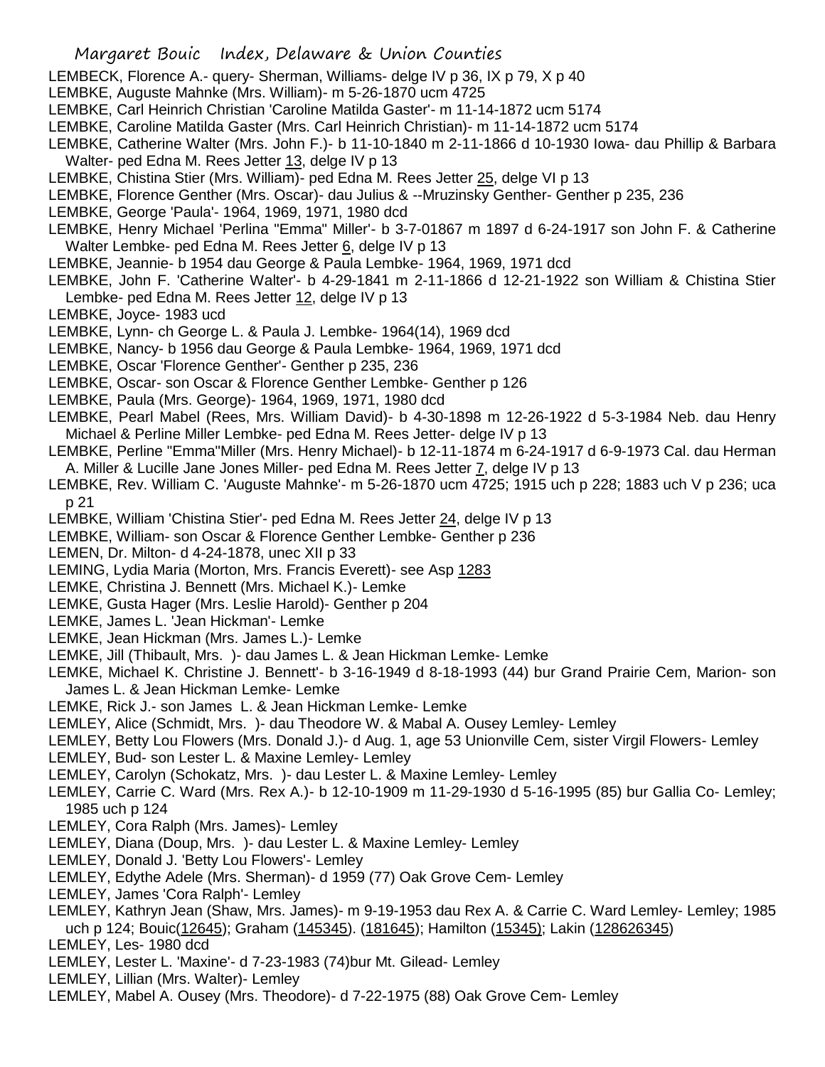LEMBECK, Florence A.- query- Sherman, Williams- delge IV p 36, IX p 79, X p 40

LEMBKE, Auguste Mahnke (Mrs. William)- m 5-26-1870 ucm 4725

LEMBKE, Carl Heinrich Christian 'Caroline Matilda Gaster'- m 11-14-1872 ucm 5174

LEMBKE, Caroline Matilda Gaster (Mrs. Carl Heinrich Christian)- m 11-14-1872 ucm 5174

LEMBKE, Catherine Walter (Mrs. John F.)- b 11-10-1840 m 2-11-1866 d 10-1930 Iowa- dau Phillip & Barbara Walter- ped Edna M. Rees Jetter 13, delge IV p 13

LEMBKE, Chistina Stier (Mrs. William)- ped Edna M. Rees Jetter 25, delge VI p 13

LEMBKE, Florence Genther (Mrs. Oscar)- dau Julius & --Mruzinsky Genther- Genther p 235, 236

LEMBKE, George 'Paula'- 1964, 1969, 1971, 1980 dcd

LEMBKE, Henry Michael 'Perlina "Emma" Miller'- b 3-7-01867 m 1897 d 6-24-1917 son John F. & Catherine Walter Lembke- ped Edna M. Rees Jetter 6, delge IV p 13

LEMBKE, Jeannie- b 1954 dau George & Paula Lembke- 1964, 1969, 1971 dcd

LEMBKE, John F. 'Catherine Walter'- b 4-29-1841 m 2-11-1866 d 12-21-1922 son William & Chistina Stier Lembke- ped Edna M. Rees Jetter 12, delge IV p 13

LEMBKE, Joyce- 1983 ucd

LEMBKE, Lynn- ch George L. & Paula J. Lembke- 1964(14), 1969 dcd

LEMBKE, Nancy- b 1956 dau George & Paula Lembke- 1964, 1969, 1971 dcd

LEMBKE, Oscar 'Florence Genther'- Genther p 235, 236

LEMBKE, Oscar- son Oscar & Florence Genther Lembke- Genther p 126

LEMBKE, Paula (Mrs. George)- 1964, 1969, 1971, 1980 dcd

LEMBKE, Pearl Mabel (Rees, Mrs. William David)- b 4-30-1898 m 12-26-1922 d 5-3-1984 Neb. dau Henry Michael & Perline Miller Lembke- ped Edna M. Rees Jetter- delge IV p 13

LEMBKE, Perline "Emma"Miller (Mrs. Henry Michael)- b 12-11-1874 m 6-24-1917 d 6-9-1973 Cal. dau Herman A. Miller & Lucille Jane Jones Miller- ped Edna M. Rees Jetter 7, delge IV p 13

LEMBKE, Rev. William C. 'Auguste Mahnke'- m 5-26-1870 ucm 4725; 1915 uch p 228; 1883 uch V p 236; uca p 21

LEMBKE, William 'Chistina Stier'- ped Edna M. Rees Jetter 24, delge IV p 13

LEMBKE, William- son Oscar & Florence Genther Lembke- Genther p 236

LEMEN, Dr. Milton- d 4-24-1878, unec XII p 33

LEMING, Lydia Maria (Morton, Mrs. Francis Everett)- see Asp 1283

LEMKE, Christina J. Bennett (Mrs. Michael K.)- Lemke

LEMKE, Gusta Hager (Mrs. Leslie Harold)- Genther p 204

LEMKE, James L. 'Jean Hickman'- Lemke

LEMKE, Jean Hickman (Mrs. James L.)- Lemke

LEMKE, Jill (Thibault, Mrs. )- dau James L. & Jean Hickman Lemke- Lemke

LEMKE, Michael K. Christine J. Bennett'- b 3-16-1949 d 8-18-1993 (44) bur Grand Prairie Cem, Marion- son James L. & Jean Hickman Lemke- Lemke

LEMKE, Rick J.- son James L. & Jean Hickman Lemke- Lemke

LEMLEY, Alice (Schmidt, Mrs. )- dau Theodore W. & Mabal A. Ousey Lemley- Lemley

LEMLEY, Betty Lou Flowers (Mrs. Donald J.)- d Aug. 1, age 53 Unionville Cem, sister Virgil Flowers- Lemley

LEMLEY, Bud- son Lester L. & Maxine Lemley- Lemley

LEMLEY, Carolyn (Schokatz, Mrs. )- dau Lester L. & Maxine Lemley- Lemley

LEMLEY, Carrie C. Ward (Mrs. Rex A.)- b 12-10-1909 m 11-29-1930 d 5-16-1995 (85) bur Gallia Co- Lemley; 1985 uch p 124

LEMLEY, Cora Ralph (Mrs. James)- Lemley

LEMLEY, Diana (Doup, Mrs. )- dau Lester L. & Maxine Lemley- Lemley

LEMLEY, Donald J. 'Betty Lou Flowers'- Lemley

LEMLEY, Edythe Adele (Mrs. Sherman)- d 1959 (77) Oak Grove Cem- Lemley

LEMLEY, James 'Cora Ralph'- Lemley

LEMLEY, Kathryn Jean (Shaw, Mrs. James)- m 9-19-1953 dau Rex A. & Carrie C. Ward Lemley- Lemley; 1985 uch p 124; Bouic(12645); Graham (145345). (181645); Hamilton (15345); Lakin (128626345)

LEMLEY, Les- 1980 dcd

LEMLEY, Lester L. 'Maxine'- d 7-23-1983 (74)bur Mt. Gilead- Lemley

LEMLEY, Lillian (Mrs. Walter)- Lemley

LEMLEY, Mabel A. Ousey (Mrs. Theodore)- d 7-22-1975 (88) Oak Grove Cem- Lemley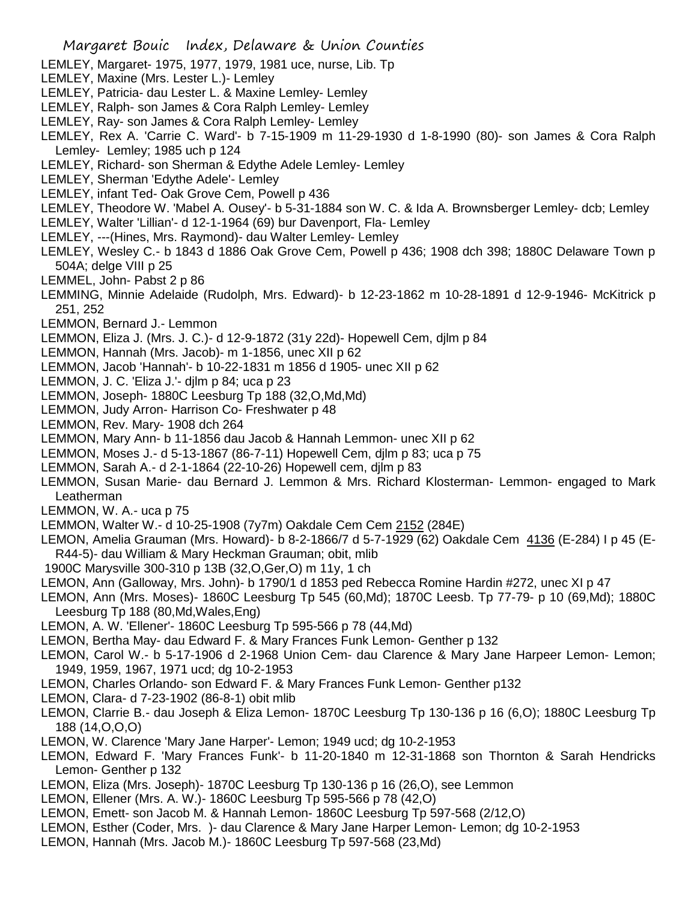LEMLEY, Margaret- 1975, 1977, 1979, 1981 uce, nurse, Lib. Tp

LEMLEY, Maxine (Mrs. Lester L.)- Lemley

LEMLEY, Patricia- dau Lester L. & Maxine Lemley- Lemley

LEMLEY, Ralph- son James & Cora Ralph Lemley- Lemley

LEMLEY, Ray- son James & Cora Ralph Lemley- Lemley

LEMLEY, Rex A. 'Carrie C. Ward'- b 7-15-1909 m 11-29-1930 d 1-8-1990 (80)- son James & Cora Ralph Lemley- Lemley; 1985 uch p 124

LEMLEY, Richard- son Sherman & Edythe Adele Lemley- Lemley

LEMLEY, Sherman 'Edythe Adele'- Lemley

LEMLEY, infant Ted- Oak Grove Cem, Powell p 436

LEMLEY, Theodore W. 'Mabel A. Ousey'- b 5-31-1884 son W. C. & Ida A. Brownsberger Lemley- dcb; Lemley

LEMLEY, Walter 'Lillian'- d 12-1-1964 (69) bur Davenport, Fla- Lemley

LEMLEY, ---(Hines, Mrs. Raymond)- dau Walter Lemley- Lemley

LEMLEY, Wesley C.- b 1843 d 1886 Oak Grove Cem, Powell p 436; 1908 dch 398; 1880C Delaware Town p 504A; delge VIII p 25

LEMMEL, John- Pabst 2 p 86

LEMMING, Minnie Adelaide (Rudolph, Mrs. Edward)- b 12-23-1862 m 10-28-1891 d 12-9-1946- McKitrick p 251, 252

LEMMON, Bernard J.- Lemmon

LEMMON, Eliza J. (Mrs. J. C.)- d 12-9-1872 (31y 22d)- Hopewell Cem, djlm p 84

LEMMON, Hannah (Mrs. Jacob)- m 1-1856, unec XII p 62

LEMMON, Jacob 'Hannah'- b 10-22-1831 m 1856 d 1905- unec XII p 62

LEMMON, J. C. 'Eliza J.'- djlm p 84; uca p 23

LEMMON, Joseph- 1880C Leesburg Tp 188 (32,O,Md,Md)

LEMMON, Judy Arron- Harrison Co- Freshwater p 48

LEMMON, Rev. Mary- 1908 dch 264

LEMMON, Mary Ann- b 11-1856 dau Jacob & Hannah Lemmon- unec XII p 62

LEMMON, Moses J.- d 5-13-1867 (86-7-11) Hopewell Cem, djlm p 83; uca p 75

LEMMON, Sarah A.- d 2-1-1864 (22-10-26) Hopewell cem, djlm p 83

LEMMON, Susan Marie- dau Bernard J. Lemmon & Mrs. Richard Klosterman- Lemmon- engaged to Mark Leatherman

LEMMON, W. A.- uca p 75

LEMMON, Walter W.- d 10-25-1908 (7y7m) Oakdale Cem Cem 2152 (284E)

LEMON, Amelia Grauman (Mrs. Howard)- b 8-2-1866/7 d 5-7-1929 (62) Oakdale Cem 4136 (E-284) I p 45 (E-R44-5)- dau William & Mary Heckman Grauman; obit, mlib
1900C Marysville 300-310 p 13B (32,O,Ger,O) m 11y, 1 ch

LEMON, Ann (Galloway, Mrs. John)- b 1790/1 d 1853 ped Rebecca Romine Hardin #272, unec XI p 47

LEMON, Ann (Mrs. Moses)- 1860C Leesburg Tp 545 (60,Md); 1870C Leesb. Tp 77-79- p 10 (69,Md); 1880C Leesburg Tp 188 (80,Md,Wales,Eng)

LEMON, A. W. 'Ellener'- 1860C Leesburg Tp 595-566 p 78 (44,Md)

LEMON, Bertha May- dau Edward F. & Mary Frances Funk Lemon- Genther p 132

LEMON, Carol W.- b 5-17-1906 d 2-1968 Union Cem- dau Clarence & Mary Jane Harpeer Lemon- Lemon; 1949, 1959, 1967, 1971 ucd; dg 10-2-1953

LEMON, Charles Orlando- son Edward F. & Mary Frances Funk Lemon- Genther p132

LEMON, Clara- d 7-23-1902 (86-8-1) obit mlib

LEMON, Clarrie B.- dau Joseph & Eliza Lemon- 1870C Leesburg Tp 130-136 p 16 (6,O); 1880C Leesburg Tp 188 (14,O,O,O)

LEMON, W. Clarence 'Mary Jane Harper'- Lemon; 1949 ucd; dg 10-2-1953

LEMON, Edward F. 'Mary Frances Funk'- b 11-20-1840 m 12-31-1868 son Thornton & Sarah Hendricks Lemon- Genther p 132

LEMON, Eliza (Mrs. Joseph)- 1870C Leesburg Tp 130-136 p 16 (26,O), see Lemmon

LEMON, Ellener (Mrs. A. W.)- 1860C Leesburg Tp 595-566 p 78 (42,O)

LEMON, Emett- son Jacob M. & Hannah Lemon- 1860C Leesburg Tp 597-568 (2/12,O)

LEMON, Esther (Coder, Mrs. )- dau Clarence & Mary Jane Harper Lemon- Lemon; dg 10-2-1953

LEMON, Hannah (Mrs. Jacob M.)- 1860C Leesburg Tp 597-568 (23,Md)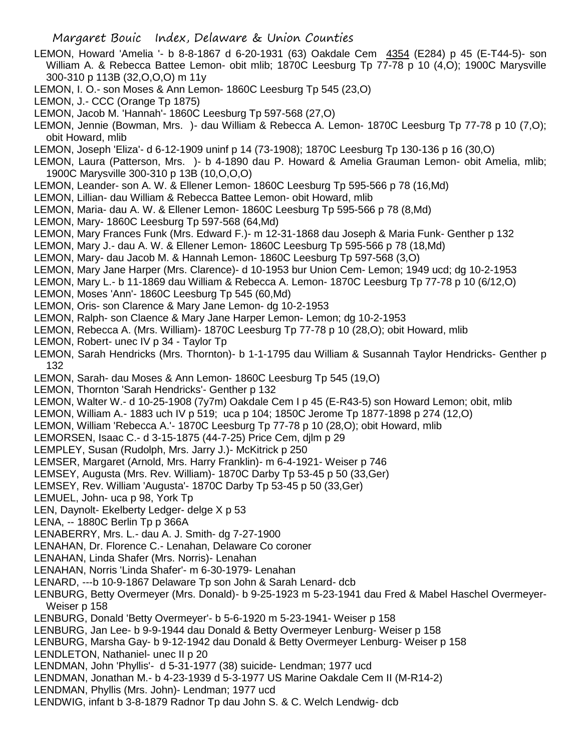LEMON, Howard 'Amelia '- b 8-8-1867 d 6-20-1931 (63) Oakdale Cem 4354 (E284) p 45 (E-T44-5)- son William A. & Rebecca Battee Lemon- obit mlib; 1870C Leesburg Tp 77-78 p 10 (4,O); 1900C Marysville 300-310 p 113B (32,O,O,O) m 11y

LEMON, I. O.- son Moses & Ann Lemon- 1860C Leesburg Tp 545 (23,O)

LEMON, J.- CCC (Orange Tp 1875)

LEMON, Jacob M. 'Hannah'- 1860C Leesburg Tp 597-568 (27,O)

LEMON, Jennie (Bowman, Mrs. )- dau William & Rebecca A. Lemon- 1870C Leesburg Tp 77-78 p 10 (7,O); obit Howard, mlib

LEMON, Joseph 'Eliza'- d 6-12-1909 uninf p 14 (73-1908); 1870C Leesburg Tp 130-136 p 16 (30,O)

LEMON, Laura (Patterson, Mrs. )- b 4-1890 dau P. Howard & Amelia Grauman Lemon- obit Amelia, mlib; 1900C Marysville 300-310 p 13B (10,O,O,O)

LEMON, Leander- son A. W. & Ellener Lemon- 1860C Leesburg Tp 595-566 p 78 (16,Md)

LEMON, Lillian- dau William & Rebecca Battee Lemon- obit Howard, mlib

LEMON, Maria- dau A. W. & Ellener Lemon- 1860C Leesburg Tp 595-566 p 78 (8,Md)

LEMON, Mary- 1860C Leesburg Tp 597-568 (64,Md)

LEMON, Mary Frances Funk (Mrs. Edward F.)- m 12-31-1868 dau Joseph & Maria Funk- Genther p 132

LEMON, Mary J.- dau A. W. & Ellener Lemon- 1860C Leesburg Tp 595-566 p 78 (18,Md)

LEMON, Mary- dau Jacob M. & Hannah Lemon- 1860C Leesburg Tp 597-568 (3,O)

LEMON, Mary Jane Harper (Mrs. Clarence)- d 10-1953 bur Union Cem- Lemon; 1949 ucd; dg 10-2-1953

LEMON, Mary L.- b 11-1869 dau William & Rebecca A. Lemon- 1870C Leesburg Tp 77-78 p 10 (6/12,O)

LEMON, Moses 'Ann'- 1860C Leesburg Tp 545 (60,Md)

LEMON, Oris- son Clarence & Mary Jane Lemon- dg 10-2-1953

LEMON, Ralph- son Claence & Mary Jane Harper Lemon- Lemon; dg 10-2-1953

LEMON, Rebecca A. (Mrs. William)- 1870C Leesburg Tp 77-78 p 10 (28,O); obit Howard, mlib

LEMON, Robert- unec IV p 34 - Taylor Tp

LEMON, Sarah Hendricks (Mrs. Thornton)- b 1-1-1795 dau William & Susannah Taylor Hendricks- Genther p 132

LEMON, Sarah- dau Moses & Ann Lemon- 1860C Leesburg Tp 545 (19,O)

LEMON, Thornton 'Sarah Hendricks'- Genther p 132

LEMON, Walter W.- d 10-25-1908 (7y7m) Oakdale Cem I p 45 (E-R43-5) son Howard Lemon; obit, mlib

LEMON, William A.- 1883 uch IV p 519; uca p 104; 1850C Jerome Tp 1877-1898 p 274 (12,O)

LEMON, William 'Rebecca A.'- 1870C Leesburg Tp 77-78 p 10 (28,O); obit Howard, mlib

LEMORSEN, Isaac C.- d 3-15-1875 (44-7-25) Price Cem, djlm p 29

LEMPLEY, Susan (Rudolph, Mrs. Jarry J.)- McKitrick p 250

LEMSER, Margaret (Arnold, Mrs. Harry Franklin)- m 6-4-1921- Weiser p 746

LEMSEY, Augusta (Mrs. Rev. William)- 1870C Darby Tp 53-45 p 50 (33,Ger)

LEMSEY, Rev. William 'Augusta'- 1870C Darby Tp 53-45 p 50 (33,Ger)

LEMUEL, John- uca p 98, York Tp

LEN, Daynolt- Ekelberty Ledger- delge X p 53

LENA, -- 1880C Berlin Tp p 366A

LENABERRY, Mrs. L.- dau A. J. Smith- dg 7-27-1900

LENAHAN, Dr. Florence C.- Lenahan, Delaware Co coroner

LENAHAN, Linda Shafer (Mrs. Norris)- Lenahan

LENAHAN, Norris 'Linda Shafer'- m 6-30-1979- Lenahan

LENARD, ---b 10-9-1867 Delaware Tp son John & Sarah Lenard- dcb

LENBURG, Betty Overmeyer (Mrs. Donald)- b 9-25-1923 m 5-23-1941 dau Fred & Mabel Haschel Overmeyer- Weiser p 158

LENBURG, Donald 'Betty Overmeyer'- b 5-6-1920 m 5-23-1941- Weiser p 158

LENBURG, Jan Lee- b 9-9-1944 dau Donald & Betty Overmeyer Lenburg- Weiser p 158

LENBURG, Marsha Gay- b 9-12-1942 dau Donald & Betty Overmeyer Lenburg- Weiser p 158

LENDLETON, Nathaniel- unec II p 20

LENDMAN, John 'Phyllis'- d 5-31-1977 (38) suicide- Lendman; 1977 ucd

LENDMAN, Jonathan M.- b 4-23-1939 d 5-3-1977 US Marine Oakdale Cem II (M-R14-2)

LENDMAN, Phyllis (Mrs. John)- Lendman; 1977 ucd

LENDWIG, infant b 3-8-1879 Radnor Tp dau John S. & C. Welch Lendwig- dcb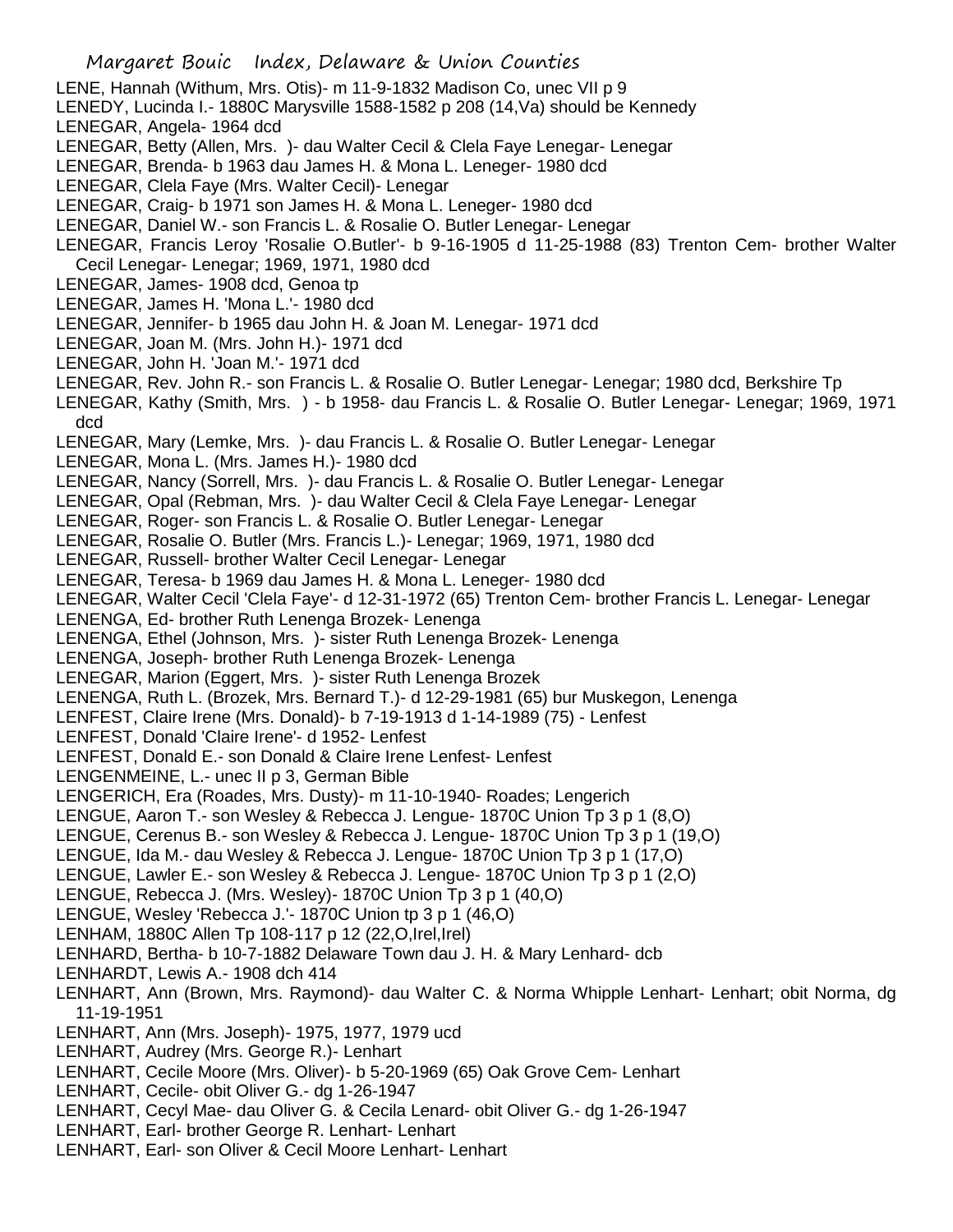LENE, Hannah (Withum, Mrs. Otis)- m 11-9-1832 Madison Co, unec VII p 9

LENEDY, Lucinda I.- 1880C Marysville 1588-1582 p 208 (14,Va) should be Kennedy

LENEGAR, Angela- 1964 dcd

LENEGAR, Betty (Allen, Mrs. )- dau Walter Cecil & Clela Faye Lenegar- Lenegar

LENEGAR, Brenda- b 1963 dau James H. & Mona L. Leneger- 1980 dcd

LENEGAR, Clela Faye (Mrs. Walter Cecil)- Lenegar

LENEGAR, Craig- b 1971 son James H. & Mona L. Leneger- 1980 dcd

LENEGAR, Daniel W.- son Francis L. & Rosalie O. Butler Lenegar- Lenegar

LENEGAR, Francis Leroy 'Rosalie O.Butler'- b 9-16-1905 d 11-25-1988 (83) Trenton Cem- brother Walter Cecil Lenegar- Lenegar; 1969, 1971, 1980 dcd

LENEGAR, James- 1908 dcd, Genoa tp

LENEGAR, James H. 'Mona L.'- 1980 dcd

LENEGAR, Jennifer- b 1965 dau John H. & Joan M. Lenegar- 1971 dcd

LENEGAR, Joan M. (Mrs. John H.)- 1971 dcd

LENEGAR, John H. 'Joan M.'- 1971 dcd

LENEGAR, Rev. John R.- son Francis L. & Rosalie O. Butler Lenegar- Lenegar; 1980 dcd, Berkshire Tp

LENEGAR, Kathy (Smith, Mrs. ) - b 1958- dau Francis L. & Rosalie O. Butler Lenegar- Lenegar; 1969, 1971 dcd

LENEGAR, Mary (Lemke, Mrs. )- dau Francis L. & Rosalie O. Butler Lenegar- Lenegar

LENEGAR, Mona L. (Mrs. James H.)- 1980 dcd

LENEGAR, Nancy (Sorrell, Mrs. )- dau Francis L. & Rosalie O. Butler Lenegar- Lenegar

LENEGAR, Opal (Rebman, Mrs. )- dau Walter Cecil & Clela Faye Lenegar- Lenegar

LENEGAR, Roger- son Francis L. & Rosalie O. Butler Lenegar- Lenegar

LENEGAR, Rosalie O. Butler (Mrs. Francis L.)- Lenegar; 1969, 1971, 1980 dcd

LENEGAR, Russell- brother Walter Cecil Lenegar- Lenegar

LENEGAR, Teresa- b 1969 dau James H. & Mona L. Leneger- 1980 dcd

LENEGAR, Walter Cecil 'Clela Faye'- d 12-31-1972 (65) Trenton Cem- brother Francis L. Lenegar- Lenegar

LENENGA, Ed- brother Ruth Lenenga Brozek- Lenenga

LENENGA, Ethel (Johnson, Mrs. )- sister Ruth Lenenga Brozek- Lenenga

LENENGA, Joseph- brother Ruth Lenenga Brozek- Lenenga

LENEGAR, Marion (Eggert, Mrs. )- sister Ruth Lenenga Brozek

LENENGA, Ruth L. (Brozek, Mrs. Bernard T.)- d 12-29-1981 (65) bur Muskegon, Lenenga

LENFEST, Claire Irene (Mrs. Donald)- b 7-19-1913 d 1-14-1989 (75) - Lenfest

LENFEST, Donald 'Claire Irene'- d 1952- Lenfest

LENFEST, Donald E.- son Donald & Claire Irene Lenfest- Lenfest

LENGENMEINE, L.- unec II p 3, German Bible

LENGERICH, Era (Roades, Mrs. Dusty)- m 11-10-1940- Roades; Lengerich

LENGUE, Aaron T.- son Wesley & Rebecca J. Lengue- 1870C Union Tp 3 p 1 (8,O)

LENGUE, Cerenus B.- son Wesley & Rebecca J. Lengue- 1870C Union Tp 3 p 1 (19,O)

LENGUE, Ida M.- dau Wesley & Rebecca J. Lengue- 1870C Union Tp 3 p 1 (17,O)

LENGUE, Lawler E.- son Wesley & Rebecca J. Lengue- 1870C Union Tp 3 p 1 (2,O)

LENGUE, Rebecca J. (Mrs. Wesley)- 1870C Union Tp 3 p 1 (40,O)

LENGUE, Wesley 'Rebecca J.'- 1870C Union tp 3 p 1 (46,O)

LENHAM, 1880C Allen Tp 108-117 p 12 (22,O,Irel,Irel)

LENHARD, Bertha- b 10-7-1882 Delaware Town dau J. H. & Mary Lenhard- dcb

LENHARDT, Lewis A.- 1908 dch 414

LENHART, Ann (Brown, Mrs. Raymond)- dau Walter C. & Norma Whipple Lenhart- Lenhart; obit Norma, dg 11-19-1951

LENHART, Ann (Mrs. Joseph)- 1975, 1977, 1979 ucd

LENHART, Audrey (Mrs. George R.)- Lenhart

LENHART, Cecile Moore (Mrs. Oliver)- b 5-20-1969 (65) Oak Grove Cem- Lenhart

LENHART, Cecile- obit Oliver G.- dg 1-26-1947

LENHART, Cecyl Mae- dau Oliver G. & Cecila Lenard- obit Oliver G.- dg 1-26-1947

LENHART, Earl- brother George R. Lenhart- Lenhart

LENHART, Earl- son Oliver & Cecil Moore Lenhart- Lenhart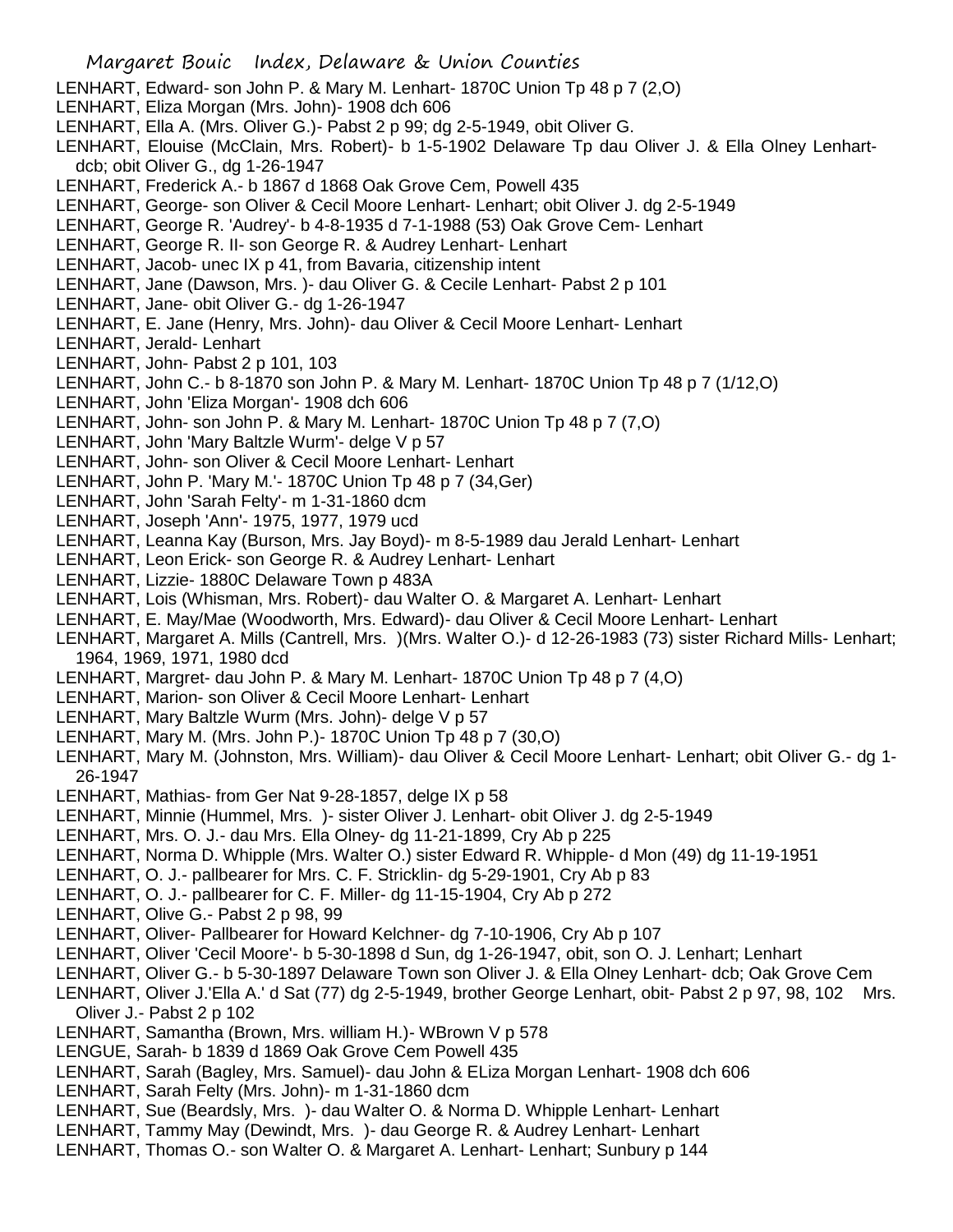LENHART, Edward- son John P. & Mary M. Lenhart- 1870C Union Tp 48 p 7 (2,O)

LENHART, Eliza Morgan (Mrs. John)- 1908 dch 606

LENHART, Ella A. (Mrs. Oliver G.)- Pabst 2 p 99; dg 2-5-1949, obit Oliver G.

LENHART, Elouise (McClain, Mrs. Robert)- b 1-5-1902 Delaware Tp dau Oliver J. & Ella Olney Lenhart- dcb; obit Oliver G., dg 1-26-1947

LENHART, Frederick A.- b 1867 d 1868 Oak Grove Cem, Powell 435

LENHART, George- son Oliver & Cecil Moore Lenhart- Lenhart; obit Oliver J. dg 2-5-1949

LENHART, George R. 'Audrey'- b 4-8-1935 d 7-1-1988 (53) Oak Grove Cem- Lenhart

LENHART, George R. II- son George R. & Audrey Lenhart- Lenhart

LENHART, Jacob- unec IX p 41, from Bavaria, citizenship intent

LENHART, Jane (Dawson, Mrs. )- dau Oliver G. & Cecile Lenhart- Pabst 2 p 101

LENHART, Jane- obit Oliver G.- dg 1-26-1947

LENHART, E. Jane (Henry, Mrs. John)- dau Oliver & Cecil Moore Lenhart- Lenhart

LENHART, Jerald- Lenhart

LENHART, John- Pabst 2 p 101, 103

LENHART, John C.- b 8-1870 son John P. & Mary M. Lenhart- 1870C Union Tp 48 p 7 (1/12,O)

LENHART, John 'Eliza Morgan'- 1908 dch 606

LENHART, John- son John P. & Mary M. Lenhart- 1870C Union Tp 48 p 7 (7,O)

LENHART, John 'Mary Baltzle Wurm'- delge V p 57

LENHART, John- son Oliver & Cecil Moore Lenhart- Lenhart

LENHART, John P. 'Mary M.'- 1870C Union Tp 48 p 7 (34,Ger)

LENHART, John 'Sarah Felty'- m 1-31-1860 dcm

LENHART, Joseph 'Ann'- 1975, 1977, 1979 ucd

LENHART, Leanna Kay (Burson, Mrs. Jay Boyd)- m 8-5-1989 dau Jerald Lenhart- Lenhart

LENHART, Leon Erick- son George R. & Audrey Lenhart- Lenhart

LENHART, Lizzie- 1880C Delaware Town p 483A

LENHART, Lois (Whisman, Mrs. Robert)- dau Walter O. & Margaret A. Lenhart- Lenhart

LENHART, E. May/Mae (Woodworth, Mrs. Edward)- dau Oliver & Cecil Moore Lenhart- Lenhart

LENHART, Margaret A. Mills (Cantrell, Mrs. )(Mrs. Walter O.)- d 12-26-1983 (73) sister Richard Mills- Lenhart; 1964, 1969, 1971, 1980 dcd

LENHART, Margret- dau John P. & Mary M. Lenhart- 1870C Union Tp 48 p 7 (4,O)

LENHART, Marion- son Oliver & Cecil Moore Lenhart- Lenhart

LENHART, Mary Baltzle Wurm (Mrs. John)- delge V p 57

LENHART, Mary M. (Mrs. John P.)- 1870C Union Tp 48 p 7 (30,O)

LENHART, Mary M. (Johnston, Mrs. William)- dau Oliver & Cecil Moore Lenhart- Lenhart; obit Oliver G.- dg 1-26-1947

LENHART, Mathias- from Ger Nat 9-28-1857, delge IX p 58

LENHART, Minnie (Hummel, Mrs. )- sister Oliver J. Lenhart- obit Oliver J. dg 2-5-1949

LENHART, Mrs. O. J.- dau Mrs. Ella Olney- dg 11-21-1899, Cry Ab p 225

LENHART, Norma D. Whipple (Mrs. Walter O.) sister Edward R. Whipple- d Mon (49) dg 11-19-1951

LENHART, O. J.- pallbearer for Mrs. C. F. Stricklin- dg 5-29-1901, Cry Ab p 83

LENHART, O. J.- pallbearer for C. F. Miller- dg 11-15-1904, Cry Ab p 272

LENHART, Olive G.- Pabst 2 p 98, 99

LENHART, Oliver- Pallbearer for Howard Kelchner- dg 7-10-1906, Cry Ab p 107

LENHART, Oliver 'Cecil Moore'- b 5-30-1898 d Sun, dg 1-26-1947, obit, son O. J. Lenhart; Lenhart

LENHART, Oliver G.- b 5-30-1897 Delaware Town son Oliver J. & Ella Olney Lenhart- dcb; Oak Grove Cem

LENHART, Oliver J.'Ella A.' d Sat (77) dg 2-5-1949, brother George Lenhart, obit- Pabst 2 p 97, 98, 102 Mrs. Oliver J.- Pabst 2 p 102

LENHART, Samantha (Brown, Mrs. william H.)- WBrown V p 578

LENGUE, Sarah- b 1839 d 1869 Oak Grove Cem Powell 435

LENHART, Sarah (Bagley, Mrs. Samuel)- dau John & ELiza Morgan Lenhart- 1908 dch 606

LENHART, Sarah Felty (Mrs. John)- m 1-31-1860 dcm

LENHART, Sue (Beardsly, Mrs. )- dau Walter O. & Norma D. Whipple Lenhart- Lenhart

LENHART, Tammy May (Dewindt, Mrs. )- dau George R. & Audrey Lenhart- Lenhart

LENHART, Thomas O.- son Walter O. & Margaret A. Lenhart- Lenhart; Sunbury p 144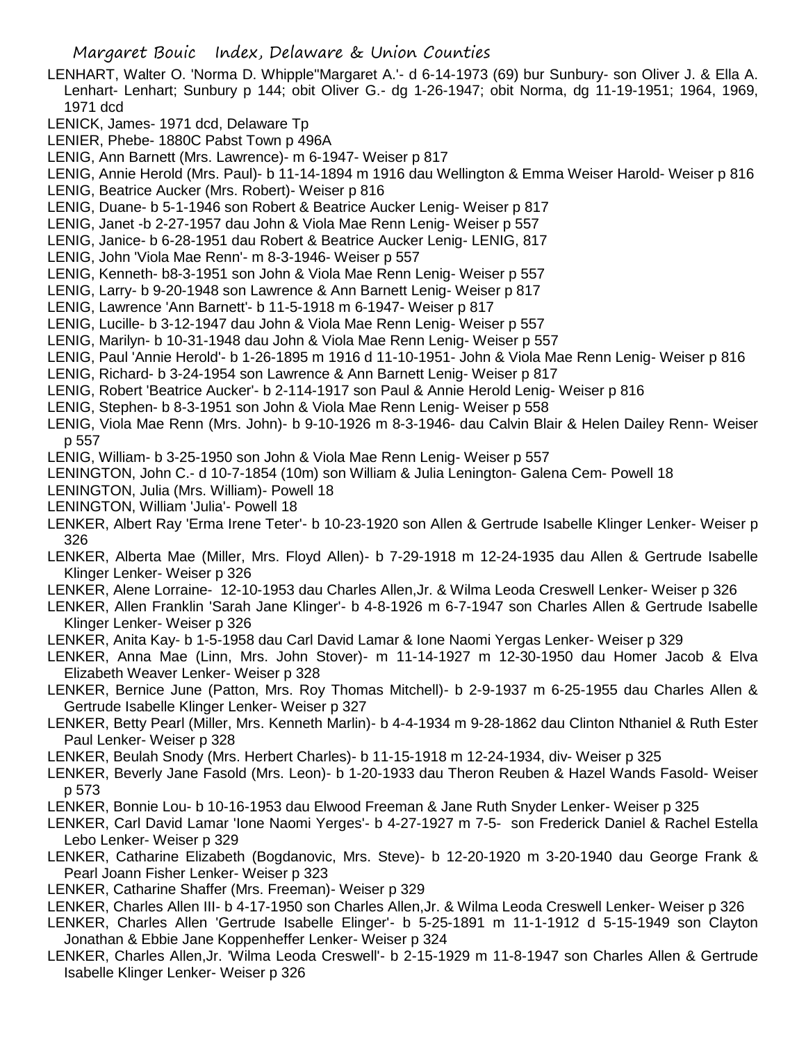LENHART, Walter O. 'Norma D. Whipple''Margaret A.'- d 6-14-1973 (69) bur Sunbury- son Oliver J. & Ella A. Lenhart- Lenhart; Sunbury p 144; obit Oliver G.- dg 1-26-1947; obit Norma, dg 11-19-1951; 1964, 1969, 1971 dcd

LENICK, James- 1971 dcd, Delaware Tp

LENIER, Phebe- 1880C Pabst Town p 496A

LENIG, Ann Barnett (Mrs. Lawrence)- m 6-1947- Weiser p 817

LENIG, Annie Herold (Mrs. Paul)- b 11-14-1894 m 1916 dau Wellington & Emma Weiser Harold- Weiser p 816

LENIG, Beatrice Aucker (Mrs. Robert)- Weiser p 816

LENIG, Duane- b 5-1-1946 son Robert & Beatrice Aucker Lenig- Weiser p 817

LENIG, Janet -b 2-27-1957 dau John & Viola Mae Renn Lenig- Weiser p 557

LENIG, Janice- b 6-28-1951 dau Robert & Beatrice Aucker Lenig- LENIG, 817

LENIG, John 'Viola Mae Renn'- m 8-3-1946- Weiser p 557

LENIG, Kenneth- b8-3-1951 son John & Viola Mae Renn Lenig- Weiser p 557

LENIG, Larry- b 9-20-1948 son Lawrence & Ann Barnett Lenig- Weiser p 817

LENIG, Lawrence 'Ann Barnett'- b 11-5-1918 m 6-1947- Weiser p 817

LENIG, Lucille- b 3-12-1947 dau John & Viola Mae Renn Lenig- Weiser p 557

LENIG, Marilyn- b 10-31-1948 dau John & Viola Mae Renn Lenig- Weiser p 557

LENIG, Paul 'Annie Herold'- b 1-26-1895 m 1916 d 11-10-1951- John & Viola Mae Renn Lenig- Weiser p 816

LENIG, Richard- b 3-24-1954 son Lawrence & Ann Barnett Lenig- Weiser p 817

LENIG, Robert 'Beatrice Aucker'- b 2-114-1917 son Paul & Annie Herold Lenig- Weiser p 816

LENIG, Stephen- b 8-3-1951 son John & Viola Mae Renn Lenig- Weiser p 558

LENIG, Viola Mae Renn (Mrs. John)- b 9-10-1926 m 8-3-1946- dau Calvin Blair & Helen Dailey Renn- Weiser p 557

LENIG, William- b 3-25-1950 son John & Viola Mae Renn Lenig- Weiser p 557

LENINGTON, John C.- d 10-7-1854 (10m) son William & Julia Lenington- Galena Cem- Powell 18

LENINGTON, Julia (Mrs. William)- Powell 18

LENINGTON, William 'Julia'- Powell 18

LENKER, Albert Ray 'Erma Irene Teter'- b 10-23-1920 son Allen & Gertrude Isabelle Klinger Lenker- Weiser p 326

LENKER, Alberta Mae (Miller, Mrs. Floyd Allen)- b 7-29-1918 m 12-24-1935 dau Allen & Gertrude Isabelle Klinger Lenker- Weiser p 326

LENKER, Alene Lorraine- 12-10-1953 dau Charles Allen,Jr. & Wilma Leoda Creswell Lenker- Weiser p 326

LENKER, Allen Franklin 'Sarah Jane Klinger'- b 4-8-1926 m 6-7-1947 son Charles Allen & Gertrude Isabelle Klinger Lenker- Weiser p 326

LENKER, Anita Kay- b 1-5-1958 dau Carl David Lamar & Ione Naomi Yergas Lenker- Weiser p 329

LENKER, Anna Mae (Linn, Mrs. John Stover)- m 11-14-1927 m 12-30-1950 dau Homer Jacob & Elva Elizabeth Weaver Lenker- Weiser p 328

LENKER, Bernice June (Patton, Mrs. Roy Thomas Mitchell)- b 2-9-1937 m 6-25-1955 dau Charles Allen & Gertrude Isabelle Klinger Lenker- Weiser p 327

LENKER, Betty Pearl (Miller, Mrs. Kenneth Marlin)- b 4-4-1934 m 9-28-1862 dau Clinton Nthaniel & Ruth Ester Paul Lenker- Weiser p 328

LENKER, Beulah Snody (Mrs. Herbert Charles)- b 11-15-1918 m 12-24-1934, div- Weiser p 325

LENKER, Beverly Jane Fasold (Mrs. Leon)- b 1-20-1933 dau Theron Reuben & Hazel Wands Fasold- Weiser p 573

LENKER, Bonnie Lou- b 10-16-1953 dau Elwood Freeman & Jane Ruth Snyder Lenker- Weiser p 325

LENKER, Carl David Lamar 'Ione Naomi Yerges'- b 4-27-1927 m 7-5- son Frederick Daniel & Rachel Estella Lebo Lenker- Weiser p 329

LENKER, Catharine Elizabeth (Bogdanovic, Mrs. Steve)- b 12-20-1920 m 3-20-1940 dau George Frank & Pearl Joann Fisher Lenker- Weiser p 323

LENKER, Catharine Shaffer (Mrs. Freeman)- Weiser p 329

LENKER, Charles Allen III- b 4-17-1950 son Charles Allen,Jr. & Wilma Leoda Creswell Lenker- Weiser p 326

LENKER, Charles Allen 'Gertrude Isabelle Elinger'- b 5-25-1891 m 11-1-1912 d 5-15-1949 son Clayton Jonathan & Ebbie Jane Koppenheffer Lenker- Weiser p 324

LENKER, Charles Allen,Jr. 'Wilma Leoda Creswell'- b 2-15-1929 m 11-8-1947 son Charles Allen & Gertrude Isabelle Klinger Lenker- Weiser p 326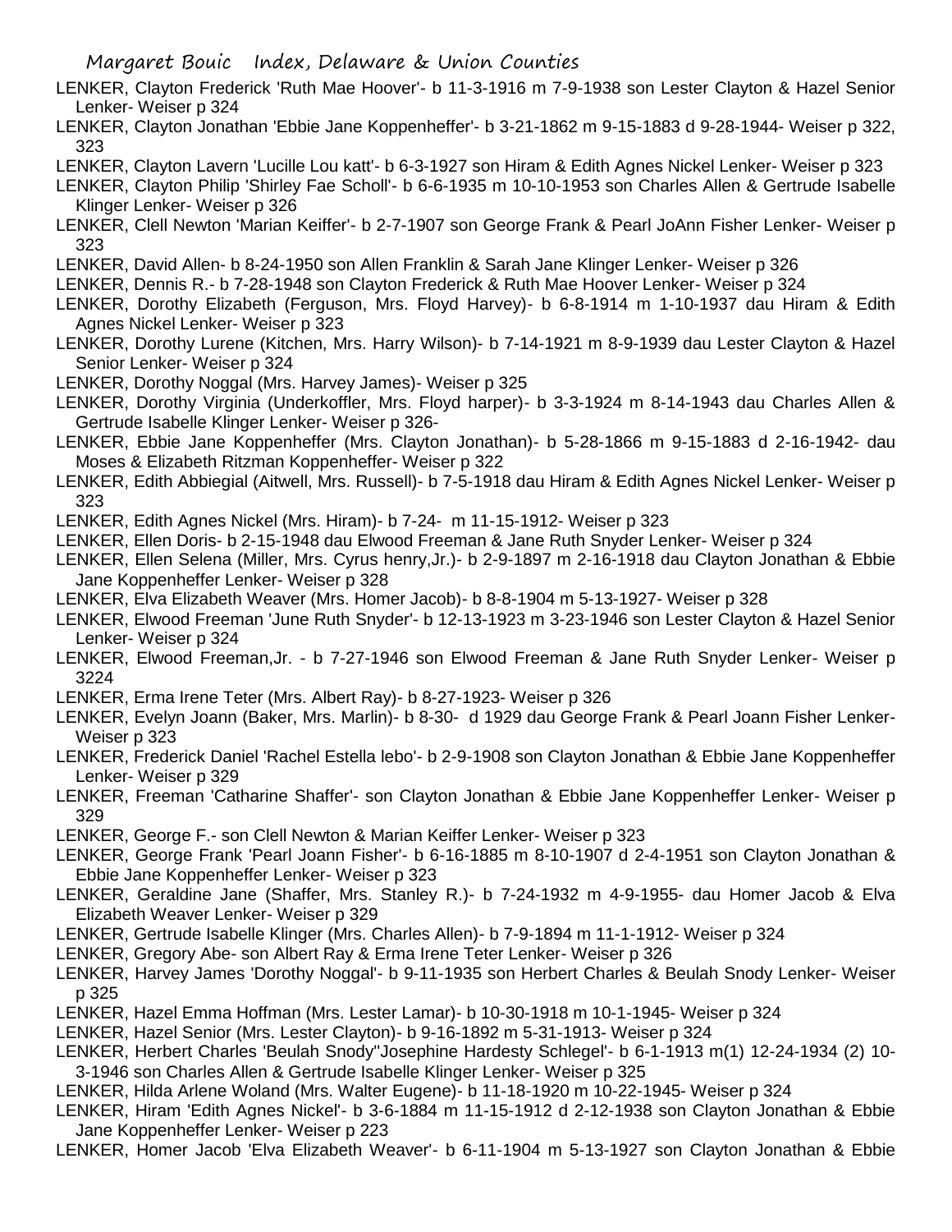LENKER, Clayton Frederick 'Ruth Mae Hoover'- b 11-3-1916 m 7-9-1938 son Lester Clayton & Hazel Senior Lenker- Weiser p 324

LENKER, Clayton Jonathan 'Ebbie Jane Koppenheffer'- b 3-21-1862 m 9-15-1883 d 9-28-1944- Weiser p 322, 323

LENKER, Clayton Lavern 'Lucille Lou katt'- b 6-3-1927 son Hiram & Edith Agnes Nickel Lenker- Weiser p 323

LENKER, Clayton Philip 'Shirley Fae Scholl'- b 6-6-1935 m 10-10-1953 son Charles Allen & Gertrude Isabelle Klinger Lenker- Weiser p 326

LENKER, Clell Newton 'Marian Keiffer'- b 2-7-1907 son George Frank & Pearl JoAnn Fisher Lenker- Weiser p 323

LENKER, David Allen- b 8-24-1950 son Allen Franklin & Sarah Jane Klinger Lenker- Weiser p 326

LENKER, Dennis R.- b 7-28-1948 son Clayton Frederick & Ruth Mae Hoover Lenker- Weiser p 324

LENKER, Dorothy Elizabeth (Ferguson, Mrs. Floyd Harvey)- b 6-8-1914 m 1-10-1937 dau Hiram & Edith Agnes Nickel Lenker- Weiser p 323

LENKER, Dorothy Lurene (Kitchen, Mrs. Harry Wilson)- b 7-14-1921 m 8-9-1939 dau Lester Clayton & Hazel Senior Lenker- Weiser p 324

LENKER, Dorothy Noggal (Mrs. Harvey James)- Weiser p 325

LENKER, Dorothy Virginia (Underkoffler, Mrs. Floyd harper)- b 3-3-1924 m 8-14-1943 dau Charles Allen & Gertrude Isabelle Klinger Lenker- Weiser p 326-

LENKER, Ebbie Jane Koppenheffer (Mrs. Clayton Jonathan)- b 5-28-1866 m 9-15-1883 d 2-16-1942- dau Moses & Elizabeth Ritzman Koppenheffer- Weiser p 322

LENKER, Edith Abbiegial (Aitwell, Mrs. Russell)- b 7-5-1918 dau Hiram & Edith Agnes Nickel Lenker- Weiser p 323

LENKER, Edith Agnes Nickel (Mrs. Hiram)- b 7-24- m 11-15-1912- Weiser p 323

LENKER, Ellen Doris- b 2-15-1948 dau Elwood Freeman & Jane Ruth Snyder Lenker- Weiser p 324

LENKER, Ellen Selena (Miller, Mrs. Cyrus henry,Jr.)- b 2-9-1897 m 2-16-1918 dau Clayton Jonathan & Ebbie Jane Koppenheffer Lenker- Weiser p 328

LENKER, Elva Elizabeth Weaver (Mrs. Homer Jacob)- b 8-8-1904 m 5-13-1927- Weiser p 328

LENKER, Elwood Freeman 'June Ruth Snyder'- b 12-13-1923 m 3-23-1946 son Lester Clayton & Hazel Senior Lenker- Weiser p 324

LENKER, Elwood Freeman,Jr. - b 7-27-1946 son Elwood Freeman & Jane Ruth Snyder Lenker- Weiser p 3224

LENKER, Erma Irene Teter (Mrs. Albert Ray)- b 8-27-1923- Weiser p 326

LENKER, Evelyn Joann (Baker, Mrs. Marlin)- b 8-30- d 1929 dau George Frank & Pearl Joann Fisher Lenker- Weiser p 323

LENKER, Frederick Daniel 'Rachel Estella lebo'- b 2-9-1908 son Clayton Jonathan & Ebbie Jane Koppenheffer Lenker- Weiser p 329

LENKER, Freeman 'Catharine Shaffer'- son Clayton Jonathan & Ebbie Jane Koppenheffer Lenker- Weiser p 329

LENKER, George F.- son Clell Newton & Marian Keiffer Lenker- Weiser p 323

LENKER, George Frank 'Pearl Joann Fisher'- b 6-16-1885 m 8-10-1907 d 2-4-1951 son Clayton Jonathan & Ebbie Jane Koppenheffer Lenker- Weiser p 323

LENKER, Geraldine Jane (Shaffer, Mrs. Stanley R.)- b 7-24-1932 m 4-9-1955- dau Homer Jacob & Elva Elizabeth Weaver Lenker- Weiser p 329

LENKER, Gertrude Isabelle Klinger (Mrs. Charles Allen)- b 7-9-1894 m 11-1-1912- Weiser p 324

LENKER, Gregory Abe- son Albert Ray & Erma Irene Teter Lenker- Weiser p 326

LENKER, Harvey James 'Dorothy Noggal'- b 9-11-1935 son Herbert Charles & Beulah Snody Lenker- Weiser p 325

LENKER, Hazel Emma Hoffman (Mrs. Lester Lamar)- b 10-30-1918 m 10-1-1945- Weiser p 324

LENKER, Hazel Senior (Mrs. Lester Clayton)- b 9-16-1892 m 5-31-1913- Weiser p 324

LENKER, Herbert Charles 'Beulah Snody''Josephine Hardesty Schlegel'- b 6-1-1913 m(1) 12-24-1934 (2) 10-3-1946 son Charles Allen & Gertrude Isabelle Klinger Lenker- Weiser p 325

LENKER, Hilda Arlene Woland (Mrs. Walter Eugene)- b 11-18-1920 m 10-22-1945- Weiser p 324

LENKER, Hiram 'Edith Agnes Nickel'- b 3-6-1884 m 11-15-1912 d 2-12-1938 son Clayton Jonathan & Ebbie Jane Koppenheffer Lenker- Weiser p 223

LENKER, Homer Jacob 'Elva Elizabeth Weaver'- b 6-11-1904 m 5-13-1927 son Clayton Jonathan & Ebbie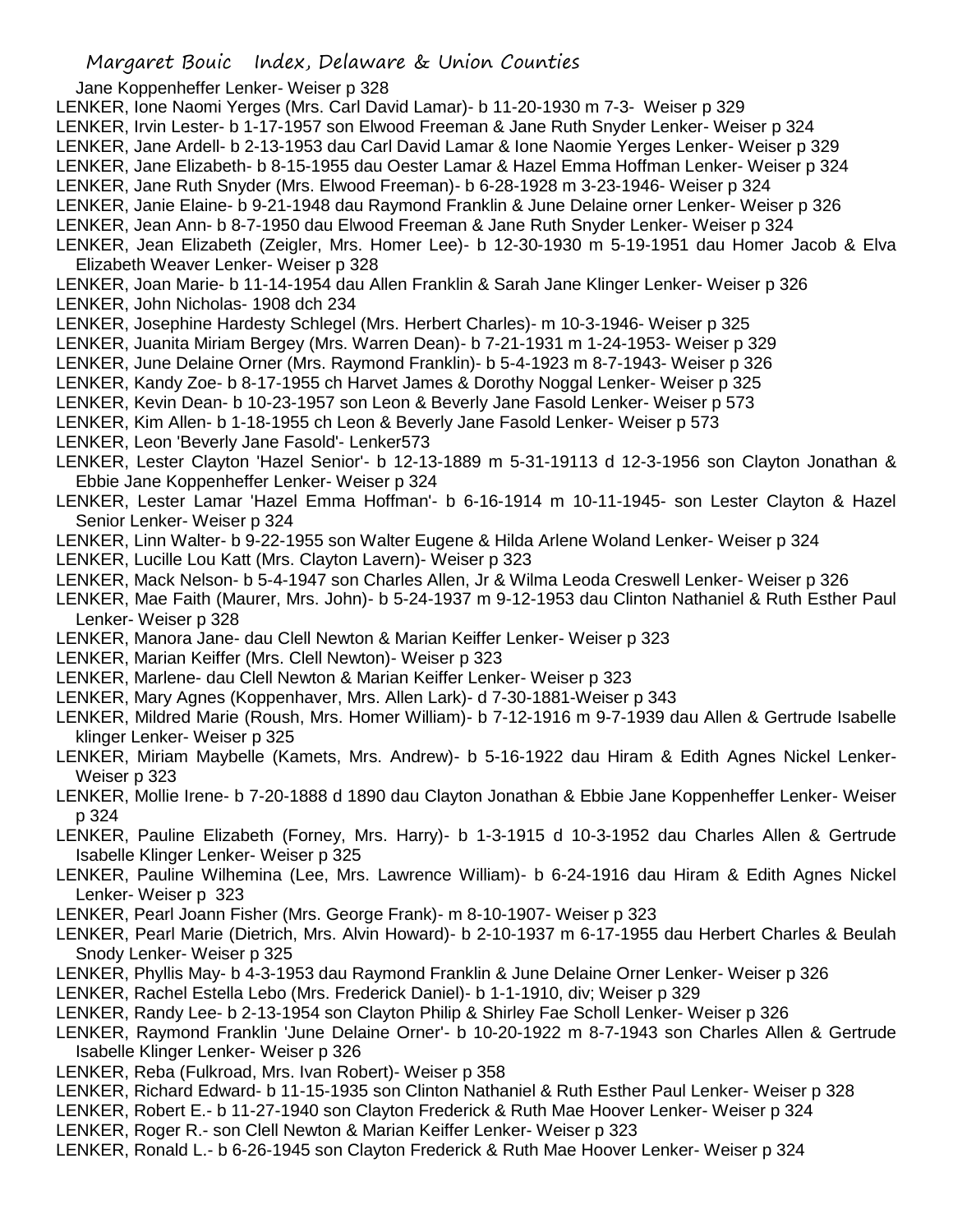Jane Koppenheffer Lenker- Weiser p 328

LENKER, Ione Naomi Yerges (Mrs. Carl David Lamar)- b 11-20-1930 m 7-3- Weiser p 329

LENKER, Irvin Lester- b 1-17-1957 son Elwood Freeman & Jane Ruth Snyder Lenker- Weiser p 324

LENKER, Jane Ardell- b 2-13-1953 dau Carl David Lamar & Ione Naomie Yerges Lenker- Weiser p 329

LENKER, Jane Elizabeth- b 8-15-1955 dau Oester Lamar & Hazel Emma Hoffman Lenker- Weiser p 324

LENKER, Jane Ruth Snyder (Mrs. Elwood Freeman)- b 6-28-1928 m 3-23-1946- Weiser p 324

LENKER, Janie Elaine- b 9-21-1948 dau Raymond Franklin & June Delaine orner Lenker- Weiser p 326

LENKER, Jean Ann- b 8-7-1950 dau Elwood Freeman & Jane Ruth Snyder Lenker- Weiser p 324

LENKER, Jean Elizabeth (Zeigler, Mrs. Homer Lee)- b 12-30-1930 m 5-19-1951 dau Homer Jacob & Elva Elizabeth Weaver Lenker- Weiser p 328

LENKER, Joan Marie- b 11-14-1954 dau Allen Franklin & Sarah Jane Klinger Lenker- Weiser p 326

LENKER, John Nicholas- 1908 dch 234

LENKER, Josephine Hardesty Schlegel (Mrs. Herbert Charles)- m 10-3-1946- Weiser p 325

LENKER, Juanita Miriam Bergey (Mrs. Warren Dean)- b 7-21-1931 m 1-24-1953- Weiser p 329

LENKER, June Delaine Orner (Mrs. Raymond Franklin)- b 5-4-1923 m 8-7-1943- Weiser p 326

LENKER, Kandy Zoe- b 8-17-1955 ch Harvet James & Dorothy Noggal Lenker- Weiser p 325

LENKER, Kevin Dean- b 10-23-1957 son Leon & Beverly Jane Fasold Lenker- Weiser p 573

LENKER, Kim Allen- b 1-18-1955 ch Leon & Beverly Jane Fasold Lenker- Weiser p 573

LENKER, Leon 'Beverly Jane Fasold'- Lenker573

LENKER, Lester Clayton 'Hazel Senior'- b 12-13-1889 m 5-31-19113 d 12-3-1956 son Clayton Jonathan & Ebbie Jane Koppenheffer Lenker- Weiser p 324

LENKER, Lester Lamar 'Hazel Emma Hoffman'- b 6-16-1914 m 10-11-1945- son Lester Clayton & Hazel Senior Lenker- Weiser p 324

LENKER, Linn Walter- b 9-22-1955 son Walter Eugene & Hilda Arlene Woland Lenker- Weiser p 324

LENKER, Lucille Lou Katt (Mrs. Clayton Lavern)- Weiser p 323

LENKER, Mack Nelson- b 5-4-1947 son Charles Allen, Jr & Wilma Leoda Creswell Lenker- Weiser p 326

LENKER, Mae Faith (Maurer, Mrs. John)- b 5-24-1937 m 9-12-1953 dau Clinton Nathaniel & Ruth Esther Paul Lenker- Weiser p 328

LENKER, Manora Jane- dau Clell Newton & Marian Keiffer Lenker- Weiser p 323

LENKER, Marian Keiffer (Mrs. Clell Newton)- Weiser p 323

LENKER, Marlene- dau Clell Newton & Marian Keiffer Lenker- Weiser p 323

LENKER, Mary Agnes (Koppenhaver, Mrs. Allen Lark)- d 7-30-1881-Weiser p 343

LENKER, Mildred Marie (Roush, Mrs. Homer William)- b 7-12-1916 m 9-7-1939 dau Allen & Gertrude Isabelle klinger Lenker- Weiser p 325

LENKER, Miriam Maybelle (Kamets, Mrs. Andrew)- b 5-16-1922 dau Hiram & Edith Agnes Nickel Lenker- Weiser p 323

LENKER, Mollie Irene- b 7-20-1888 d 1890 dau Clayton Jonathan & Ebbie Jane Koppenheffer Lenker- Weiser p 324

LENKER, Pauline Elizabeth (Forney, Mrs. Harry)- b 1-3-1915 d 10-3-1952 dau Charles Allen & Gertrude Isabelle Klinger Lenker- Weiser p 325

LENKER, Pauline Wilhemina (Lee, Mrs. Lawrence William)- b 6-24-1916 dau Hiram & Edith Agnes Nickel Lenker- Weiser p 323

LENKER, Pearl Joann Fisher (Mrs. George Frank)- m 8-10-1907- Weiser p 323

LENKER, Pearl Marie (Dietrich, Mrs. Alvin Howard)- b 2-10-1937 m 6-17-1955 dau Herbert Charles & Beulah Snody Lenker- Weiser p 325

LENKER, Phyllis May- b 4-3-1953 dau Raymond Franklin & June Delaine Orner Lenker- Weiser p 326

LENKER, Rachel Estella Lebo (Mrs. Frederick Daniel)- b 1-1-1910, div; Weiser p 329

LENKER, Randy Lee- b 2-13-1954 son Clayton Philip & Shirley Fae Scholl Lenker- Weiser p 326

LENKER, Raymond Franklin 'June Delaine Orner'- b 10-20-1922 m 8-7-1943 son Charles Allen & Gertrude Isabelle Klinger Lenker- Weiser p 326

LENKER, Reba (Fulkroad, Mrs. Ivan Robert)- Weiser p 358

LENKER, Richard Edward- b 11-15-1935 son Clinton Nathaniel & Ruth Esther Paul Lenker- Weiser p 328

LENKER, Robert E.- b 11-27-1940 son Clayton Frederick & Ruth Mae Hoover Lenker- Weiser p 324

LENKER, Roger R.- son Clell Newton & Marian Keiffer Lenker- Weiser p 323

LENKER, Ronald L.- b 6-26-1945 son Clayton Frederick & Ruth Mae Hoover Lenker- Weiser p 324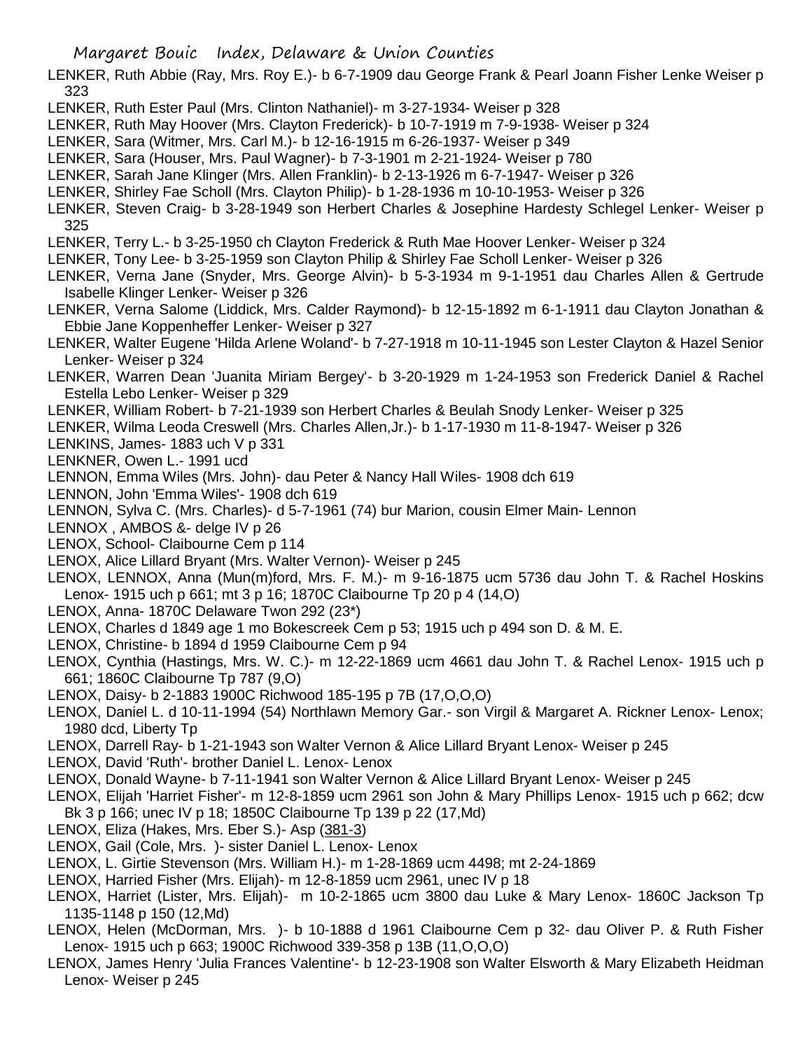LENKER, Ruth Abbie (Ray, Mrs. Roy E.)- b 6-7-1909 dau George Frank & Pearl Joann Fisher Lenke Weiser p 323

LENKER, Ruth Ester Paul (Mrs. Clinton Nathaniel)- m 3-27-1934- Weiser p 328

LENKER, Ruth May Hoover (Mrs. Clayton Frederick)- b 10-7-1919 m 7-9-1938- Weiser p 324

LENKER, Sara (Witmer, Mrs. Carl M.)- b 12-16-1915 m 6-26-1937- Weiser p 349

LENKER, Sara (Houser, Mrs. Paul Wagner)- b 7-3-1901 m 2-21-1924- Weiser p 780

LENKER, Sarah Jane Klinger (Mrs. Allen Franklin)- b 2-13-1926 m 6-7-1947- Weiser p 326

LENKER, Shirley Fae Scholl (Mrs. Clayton Philip)- b 1-28-1936 m 10-10-1953- Weiser p 326

LENKER, Steven Craig- b 3-28-1949 son Herbert Charles & Josephine Hardesty Schlegel Lenker- Weiser p 325

LENKER, Terry L.- b 3-25-1950 ch Clayton Frederick & Ruth Mae Hoover Lenker- Weiser p 324

LENKER, Tony Lee- b 3-25-1959 son Clayton Philip & Shirley Fae Scholl Lenker- Weiser p 326

LENKER, Verna Jane (Snyder, Mrs. George Alvin)- b 5-3-1934 m 9-1-1951 dau Charles Allen & Gertrude Isabelle Klinger Lenker- Weiser p 326

LENKER, Verna Salome (Liddick, Mrs. Calder Raymond)- b 12-15-1892 m 6-1-1911 dau Clayton Jonathan & Ebbie Jane Koppenheffer Lenker- Weiser p 327

LENKER, Walter Eugene 'Hilda Arlene Woland'- b 7-27-1918 m 10-11-1945 son Lester Clayton & Hazel Senior Lenker- Weiser p 324

LENKER, Warren Dean 'Juanita Miriam Bergey'- b 3-20-1929 m 1-24-1953 son Frederick Daniel & Rachel Estella Lebo Lenker- Weiser p 329

LENKER, William Robert- b 7-21-1939 son Herbert Charles & Beulah Snody Lenker- Weiser p 325

LENKER, Wilma Leoda Creswell (Mrs. Charles Allen,Jr.)- b 1-17-1930 m 11-8-1947- Weiser p 326

LENKINS, James- 1883 uch V p 331

LENKNER, Owen L.- 1991 ucd

LENNON, Emma Wiles (Mrs. John)- dau Peter & Nancy Hall Wiles- 1908 dch 619

LENNON, John 'Emma Wiles'- 1908 dch 619

LENNON, Sylva C. (Mrs. Charles)- d 5-7-1961 (74) bur Marion, cousin Elmer Main- Lennon

LENNOX , AMBOS &- delge IV p 26

LENOX, School- Claibourne Cem p 114

LENOX, Alice Lillard Bryant (Mrs. Walter Vernon)- Weiser p 245

LENOX, LENNOX, Anna (Mun(m)ford, Mrs. F. M.)- m 9-16-1875 ucm 5736 dau John T. & Rachel Hoskins Lenox- 1915 uch p 661; mt 3 p 16; 1870C Claibourne Tp 20 p 4 (14,O)

LENOX, Anna- 1870C Delaware Twon 292 (23*)

LENOX, Charles d 1849 age 1 mo Bokescreek Cem p 53; 1915 uch p 494 son D. & M. E.

LENOX, Christine- b 1894 d 1959 Claibourne Cem p 94

LENOX, Cynthia (Hastings, Mrs. W. C.)- m 12-22-1869 ucm 4661 dau John T. & Rachel Lenox- 1915 uch p 661; 1860C Claibourne Tp 787 (9,O)

LENOX, Daisy- b 2-1883 1900C Richwood 185-195 p 7B (17,O,O,O)

LENOX, Daniel L. d 10-11-1994 (54) Northlawn Memory Gar.- son Virgil & Margaret A. Rickner Lenox- Lenox; 1980 dcd, Liberty Tp

LENOX, Darrell Ray- b 1-21-1943 son Walter Vernon & Alice Lillard Bryant Lenox- Weiser p 245

LENOX, David 'Ruth'- brother Daniel L. Lenox- Lenox

LENOX, Donald Wayne- b 7-11-1941 son Walter Vernon & Alice Lillard Bryant Lenox- Weiser p 245

LENOX, Elijah 'Harriet Fisher'- m 12-8-1859 ucm 2961 son John & Mary Phillips Lenox- 1915 uch p 662; dcw Bk 3 p 166; unec IV p 18; 1850C Claibourne Tp 139 p 22 (17,Md)

LENOX, Eliza (Hakes, Mrs. Eber S.)- Asp (381-3)

LENOX, Gail (Cole, Mrs. )- sister Daniel L. Lenox- Lenox

LENOX, L. Girtie Stevenson (Mrs. William H.)- m 1-28-1869 ucm 4498; mt 2-24-1869

LENOX, Harried Fisher (Mrs. Elijah)- m 12-8-1859 ucm 2961, unec IV p 18

LENOX, Harriet (Lister, Mrs. Elijah)- m 10-2-1865 ucm 3800 dau Luke & Mary Lenox- 1860C Jackson Tp 1135-1148 p 150 (12,Md)

LENOX, Helen (McDorman, Mrs. )- b 10-1888 d 1961 Claibourne Cem p 32- dau Oliver P. & Ruth Fisher Lenox- 1915 uch p 663; 1900C Richwood 339-358 p 13B (11,O,O,O)

LENOX, James Henry 'Julia Frances Valentine'- b 12-23-1908 son Walter Elsworth & Mary Elizabeth Heidman Lenox- Weiser p 245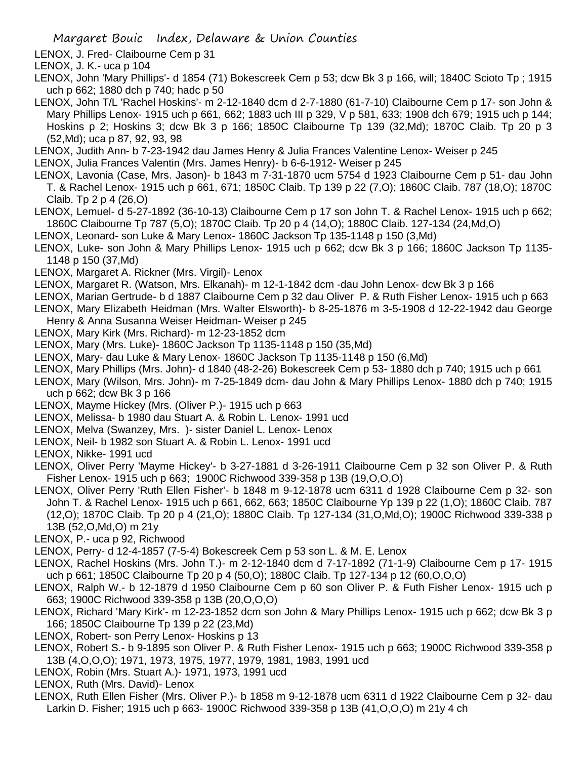LENOX, J. Fred- Claibourne Cem p 31

LENOX, J. K.- uca p 104

LENOX, John 'Mary Phillips'- d 1854 (71) Bokescreek Cem p 53; dcw Bk 3 p 166, will; 1840C Scioto Tp ; 1915 uch p 662; 1880 dch p 740; hadc p 50

LENOX, John T/L 'Rachel Hoskins'- m 2-12-1840 dcm d 2-7-1880 (61-7-10) Claibourne Cem p 17- son John & Mary Phillips Lenox- 1915 uch p 661, 662; 1883 uch III p 329, V p 581, 633; 1908 dch 679; 1915 uch p 144; Hoskins p 2; Hoskins 3; dcw Bk 3 p 166; 1850C Claibourne Tp 139 (32,Md); 1870C Claib. Tp 20 p 3 (52,Md); uca p 87, 92, 93, 98

LENOX, Judith Ann- b 7-23-1942 dau James Henry & Julia Frances Valentine Lenox- Weiser p 245

LENOX, Julia Frances Valentin (Mrs. James Henry)- b 6-6-1912- Weiser p 245

LENOX, Lavonia (Case, Mrs. Jason)- b 1843 m 7-31-1870 ucm 5754 d 1923 Claibourne Cem p 51- dau John T. & Rachel Lenox- 1915 uch p 661, 671; 1850C Claib. Tp 139 p 22 (7,O); 1860C Claib. 787 (18,O); 1870C Claib. Tp 2 p 4 (26,O)

LENOX, Lemuel- d 5-27-1892 (36-10-13) Claibourne Cem p 17 son John T. & Rachel Lenox- 1915 uch p 662; 1860C Claibourne Tp 787 (5,O); 1870C Claib. Tp 20 p 4 (14,O); 1880C Claib. 127-134 (24,Md,O)

LENOX, Leonard- son Luke & Mary Lenox- 1860C Jackson Tp 135-1148 p 150 (3,Md)

LENOX, Luke- son John & Mary Phillips Lenox- 1915 uch p 662; dcw Bk 3 p 166; 1860C Jackson Tp 1135-1148 p 150 (37,Md)

LENOX, Margaret A. Rickner (Mrs. Virgil)- Lenox

LENOX, Margaret R. (Watson, Mrs. Elkanah)- m 12-1-1842 dcm -dau John Lenox- dcw Bk 3 p 166

LENOX, Marian Gertrude- b d 1887 Claibourne Cem p 32 dau Oliver P. & Ruth Fisher Lenox- 1915 uch p 663

LENOX, Mary Elizabeth Heidman (Mrs. Walter Elsworth)- b 8-25-1876 m 3-5-1908 d 12-22-1942 dau George Henry & Anna Susanna Weiser Heidman- Weiser p 245

LENOX, Mary Kirk (Mrs. Richard)- m 12-23-1852 dcm

LENOX, Mary (Mrs. Luke)- 1860C Jackson Tp 1135-1148 p 150 (35,Md)

LENOX, Mary- dau Luke & Mary Lenox- 1860C Jackson Tp 1135-1148 p 150 (6,Md)

LENOX, Mary Phillips (Mrs. John)- d 1840 (48-2-26) Bokescreek Cem p 53- 1880 dch p 740; 1915 uch p 661

LENOX, Mary (Wilson, Mrs. John)- m 7-25-1849 dcm- dau John & Mary Phillips Lenox- 1880 dch p 740; 1915 uch p 662; dcw Bk 3 p 166

LENOX, Mayme Hickey (Mrs. (Oliver P.)- 1915 uch p 663

LENOX, Melissa- b 1980 dau Stuart A. & Robin L. Lenox- 1991 ucd

LENOX, Melva (Swanzey, Mrs. )- sister Daniel L. Lenox- Lenox

LENOX, Neil- b 1982 son Stuart A. & Robin L. Lenox- 1991 ucd

LENOX, Nikke- 1991 ucd

LENOX, Oliver Perry 'Mayme Hickey'- b 3-27-1881 d 3-26-1911 Claibourne Cem p 32 son Oliver P. & Ruth Fisher Lenox- 1915 uch p 663; 1900C Richwood 339-358 p 13B (19,O,O,O)

LENOX, Oliver Perry 'Ruth Ellen Fisher'- b 1848 m 9-12-1878 ucm 6311 d 1928 Claibourne Cem p 32- son John T. & Rachel Lenox- 1915 uch p 661, 662, 663; 1850C Claibourne Yp 139 p 22 (1,O); 1860C Claib. 787 (12,O); 1870C Claib. Tp 20 p 4 (21,O); 1880C Claib. Tp 127-134 (31,O,Md,O); 1900C Richwood 339-338 p 13B (52,O,Md,O) m 21y

LENOX, P.- uca p 92, Richwood

LENOX, Perry- d 12-4-1857 (7-5-4) Bokescreek Cem p 53 son L. & M. E. Lenox

LENOX, Rachel Hoskins (Mrs. John T.)- m 2-12-1840 dcm d 7-17-1892 (71-1-9) Claibourne Cem p 17- 1915 uch p 661; 1850C Claibourne Tp 20 p 4 (50,O); 1880C Claib. Tp 127-134 p 12 (60,O,O,O)

LENOX, Ralph W.- b 12-1879 d 1950 Claibourne Cem p 60 son Oliver P. & Futh Fisher Lenox- 1915 uch p 663; 1900C Richwood 339-358 p 13B (20,O,O,O)

LENOX, Richard 'Mary Kirk'- m 12-23-1852 dcm son John & Mary Phillips Lenox- 1915 uch p 662; dcw Bk 3 p 166; 1850C Claibourne Tp 139 p 22 (23,Md)

LENOX, Robert- son Perry Lenox- Hoskins p 13

LENOX, Robert S.- b 9-1895 son Oliver P. & Ruth Fisher Lenox- 1915 uch p 663; 1900C Richwood 339-358 p 13B (4,O,O,O); 1971, 1973, 1975, 1977, 1979, 1981, 1983, 1991 ucd

LENOX, Robin (Mrs. Stuart A.)- 1971, 1973, 1991 ucd

LENOX, Ruth (Mrs. David)- Lenox

LENOX, Ruth Ellen Fisher (Mrs. Oliver P.)- b 1858 m 9-12-1878 ucm 6311 d 1922 Claibourne Cem p 32- dau Larkin D. Fisher; 1915 uch p 663- 1900C Richwood 339-358 p 13B (41,O,O,O) m 21y 4 ch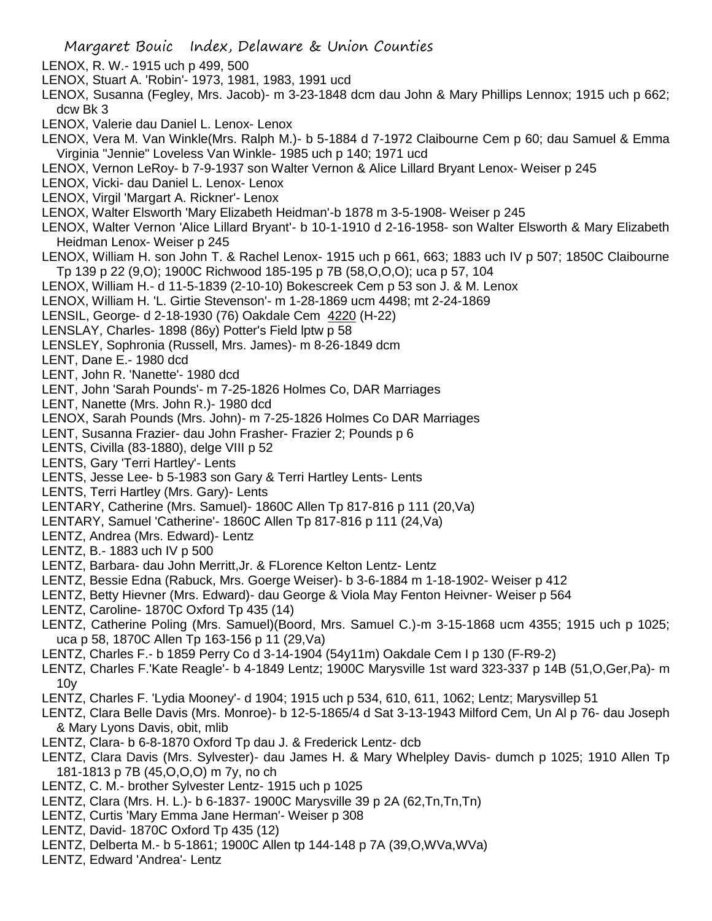LENOX, R. W.- 1915 uch p 499, 500

LENOX, Stuart A. 'Robin'- 1973, 1981, 1983, 1991 ucd

LENOX, Susanna (Fegley, Mrs. Jacob)- m 3-23-1848 dcm dau John & Mary Phillips Lennox; 1915 uch p 662; dcw Bk 3

LENOX, Valerie dau Daniel L. Lenox- Lenox

LENOX, Vera M. Van Winkle(Mrs. Ralph M.)- b 5-1884 d 7-1972 Claibourne Cem p 60; dau Samuel & Emma Virginia "Jennie" Loveless Van Winkle- 1985 uch p 140; 1971 ucd

LENOX, Vernon LeRoy- b 7-9-1937 son Walter Vernon & Alice Lillard Bryant Lenox- Weiser p 245

LENOX, Vicki- dau Daniel L. Lenox- Lenox

LENOX, Virgil 'Margart A. Rickner'- Lenox

LENOX, Walter Elsworth 'Mary Elizabeth Heidman'-b 1878 m 3-5-1908- Weiser p 245

LENOX, Walter Vernon 'Alice Lillard Bryant'- b 10-1-1910 d 2-16-1958- son Walter Elsworth & Mary Elizabeth Heidman Lenox- Weiser p 245

LENOX, William H. son John T. & Rachel Lenox- 1915 uch p 661, 663; 1883 uch IV p 507; 1850C Claibourne Tp 139 p 22 (9,O); 1900C Richwood 185-195 p 7B (58,O,O,O); uca p 57, 104

LENOX, William H.- d 11-5-1839 (2-10-10) Bokescreek Cem p 53 son J. & M. Lenox

LENOX, William H. 'L. Girtie Stevenson'- m 1-28-1869 ucm 4498; mt 2-24-1869

LENSIL, George- d 2-18-1930 (76) Oakdale Cem 4220 (H-22)

LENSLAY, Charles- 1898 (86y) Potter's Field lptw p 58

LENSLEY, Sophronia (Russell, Mrs. James)- m 8-26-1849 dcm

LENT, Dane E.- 1980 dcd

LENT, John R. 'Nanette'- 1980 dcd

LENT, John 'Sarah Pounds'- m 7-25-1826 Holmes Co, DAR Marriages

LENT, Nanette (Mrs. John R.)- 1980 dcd

LENOX, Sarah Pounds (Mrs. John)- m 7-25-1826 Holmes Co DAR Marriages

LENT, Susanna Frazier- dau John Frasher- Frazier 2; Pounds p 6

LENTS, Civilla (83-1880), delge VIII p 52

LENTS, Gary 'Terri Hartley'- Lents

LENTS, Jesse Lee- b 5-1983 son Gary & Terri Hartley Lents- Lents

LENTS, Terri Hartley (Mrs. Gary)- Lents

LENTARY, Catherine (Mrs. Samuel)- 1860C Allen Tp 817-816 p 111 (20,Va)

LENTARY, Samuel 'Catherine'- 1860C Allen Tp 817-816 p 111 (24,Va)

LENTZ, Andrea (Mrs. Edward)- Lentz

LENTZ, B.- 1883 uch IV p 500

LENTZ, Barbara- dau John Merritt,Jr. & FLorence Kelton Lentz- Lentz

LENTZ, Bessie Edna (Rabuck, Mrs. Goerge Weiser)- b 3-6-1884 m 1-18-1902- Weiser p 412

LENTZ, Betty Hievner (Mrs. Edward)- dau George & Viola May Fenton Heivner- Weiser p 564

LENTZ, Caroline- 1870C Oxford Tp 435 (14)

LENTZ, Catherine Poling (Mrs. Samuel)(Boord, Mrs. Samuel C.)-m 3-15-1868 ucm 4355; 1915 uch p 1025; uca p 58, 1870C Allen Tp 163-156 p 11 (29,Va)

LENTZ, Charles F.- b 1859 Perry Co d 3-14-1904 (54y11m) Oakdale Cem I p 130 (F-R9-2)

LENTZ, Charles F.'Kate Reagle'- b 4-1849 Lentz; 1900C Marysville 1st ward 323-337 p 14B (51,O,Ger,Pa)- m 10y

LENTZ, Charles F. 'Lydia Mooney'- d 1904; 1915 uch p 534, 610, 611, 1062; Lentz; Marysvillep 51

LENTZ, Clara Belle Davis (Mrs. Monroe)- b 12-5-1865/4 d Sat 3-13-1943 Milford Cem, Un Al p 76- dau Joseph & Mary Lyons Davis, obit, mlib

LENTZ, Clara- b 6-8-1870 Oxford Tp dau J. & Frederick Lentz- dcb

LENTZ, Clara Davis (Mrs. Sylvester)- dau James H. & Mary Whelpley Davis- dumch p 1025; 1910 Allen Tp 181-1813 p 7B (45,O,O,O) m 7y, no ch

LENTZ, C. M.- brother Sylvester Lentz- 1915 uch p 1025

LENTZ, Clara (Mrs. H. L.)- b 6-1837- 1900C Marysville 39 p 2A (62,Tn,Tn,Tn)

LENTZ, Curtis 'Mary Emma Jane Herman'- Weiser p 308

LENTZ, David- 1870C Oxford Tp 435 (12)

LENTZ, Delberta M.- b 5-1861; 1900C Allen tp 144-148 p 7A (39,O,WVa,WVa)

LENTZ, Edward 'Andrea'- Lentz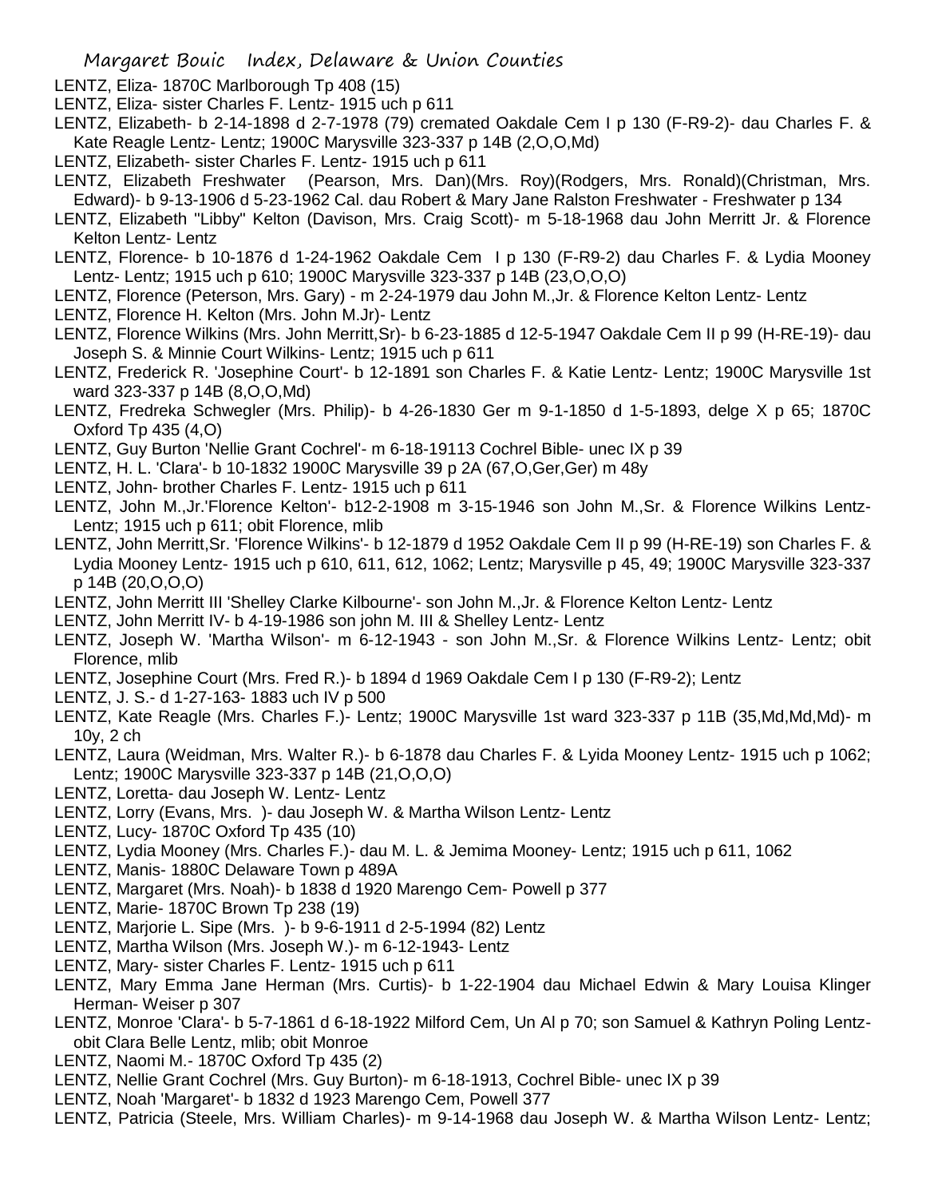LENTZ, Eliza- 1870C Marlborough Tp 408 (15)

LENTZ, Eliza- sister Charles F. Lentz- 1915 uch p 611

LENTZ, Elizabeth- b 2-14-1898 d 2-7-1978 (79) cremated Oakdale Cem I p 130 (F-R9-2)- dau Charles F. & Kate Reagle Lentz- Lentz; 1900C Marysville 323-337 p 14B (2,O,O,Md)

LENTZ, Elizabeth- sister Charles F. Lentz- 1915 uch p 611

LENTZ, Elizabeth Freshwater (Pearson, Mrs. Dan)(Mrs. Roy)(Rodgers, Mrs. Ronald)(Christman, Mrs. Edward)- b 9-13-1906 d 5-23-1962 Cal. dau Robert & Mary Jane Ralston Freshwater - Freshwater p 134

LENTZ, Elizabeth "Libby" Kelton (Davison, Mrs. Craig Scott)- m 5-18-1968 dau John Merritt Jr. & Florence Kelton Lentz- Lentz

LENTZ, Florence- b 10-1876 d 1-24-1962 Oakdale Cem I p 130 (F-R9-2) dau Charles F. & Lydia Mooney Lentz- Lentz; 1915 uch p 610; 1900C Marysville 323-337 p 14B (23,O,O,O)

LENTZ, Florence (Peterson, Mrs. Gary) - m 2-24-1979 dau John M.,Jr. & Florence Kelton Lentz- Lentz

LENTZ, Florence H. Kelton (Mrs. John M.Jr)- Lentz

LENTZ, Florence Wilkins (Mrs. John Merritt,Sr)- b 6-23-1885 d 12-5-1947 Oakdale Cem II p 99 (H-RE-19)- dau Joseph S. & Minnie Court Wilkins- Lentz; 1915 uch p 611

LENTZ, Frederick R. 'Josephine Court'- b 12-1891 son Charles F. & Katie Lentz- Lentz; 1900C Marysville 1st ward 323-337 p 14B (8,O,O,Md)

LENTZ, Fredreka Schwegler (Mrs. Philip)- b 4-26-1830 Ger m 9-1-1850 d 1-5-1893, delge X p 65; 1870C Oxford Tp 435 (4,O)

LENTZ, Guy Burton 'Nellie Grant Cochrel'- m 6-18-19113 Cochrel Bible- unec IX p 39

LENTZ, H. L. 'Clara'- b 10-1832 1900C Marysville 39 p 2A (67,O,Ger,Ger) m 48y

LENTZ, John- brother Charles F. Lentz- 1915 uch p 611

LENTZ, John M.,Jr.'Florence Kelton'- b12-2-1908 m 3-15-1946 son John M.,Sr. & Florence Wilkins Lentz- Lentz; 1915 uch p 611; obit Florence, mlib

LENTZ, John Merritt,Sr. 'Florence Wilkins'- b 12-1879 d 1952 Oakdale Cem II p 99 (H-RE-19) son Charles F. & Lydia Mooney Lentz- 1915 uch p 610, 611, 612, 1062; Lentz; Marysville p 45, 49; 1900C Marysville 323-337 p 14B (20,O,O,O)

LENTZ, John Merritt III 'Shelley Clarke Kilbourne'- son John M.,Jr. & Florence Kelton Lentz- Lentz

LENTZ, John Merritt IV- b 4-19-1986 son john M. III & Shelley Lentz- Lentz

LENTZ, Joseph W. 'Martha Wilson'- m 6-12-1943 - son John M.,Sr. & Florence Wilkins Lentz- Lentz; obit Florence, mlib

LENTZ, Josephine Court (Mrs. Fred R.)- b 1894 d 1969 Oakdale Cem I p 130 (F-R9-2); Lentz

LENTZ, J. S.- d 1-27-163- 1883 uch IV p 500

LENTZ, Kate Reagle (Mrs. Charles F.)- Lentz; 1900C Marsysville 1st ward 323-337 p 11B (35,Md,Md,Md)- m 10y, 2 ch

LENTZ, Laura (Weidman, Mrs. Walter R.)- b 6-1878 dau Charles F. & Lyida Mooney Lentz- 1915 uch p 1062; Lentz; 1900C Marysville 323-337 p 14B (21,O,O,O)

LENTZ, Loretta- dau Joseph W. Lentz- Lentz

LENTZ, Lorry (Evans, Mrs. )- dau Joseph W. & Martha Wilson Lentz- Lentz

LENTZ, Lucy- 1870C Oxford Tp 435 (10)

LENTZ, Lydia Mooney (Mrs. Charles F.)- dau M. L. & Jemima Mooney- Lentz; 1915 uch p 611, 1062

LENTZ, Manis- 1880C Delaware Town p 489A

LENTZ, Margaret (Mrs. Noah)- b 1838 d 1920 Marengo Cem- Powell p 377

LENTZ, Marie- 1870C Brown Tp 238 (19)

LENTZ, Marjorie L. Sipe (Mrs. )- b 9-6-1911 d 2-5-1994 (82) Lentz

LENTZ, Martha Wilson (Mrs. Joseph W.)- m 6-12-1943- Lentz

LENTZ, Mary- sister Charles F. Lentz- 1915 uch p 611

LENTZ, Mary Emma Jane Herman (Mrs. Curtis)- b 1-22-1904 dau Michael Edwin & Mary Louisa Klinger Herman- Weiser p 307

LENTZ, Monroe 'Clara'- b 5-7-1861 d 6-18-1922 Milford Cem, Un Al p 70; son Samuel & Kathryn Poling Lentz- obit Clara Belle Lentz, mlib; obit Monroe

LENTZ, Naomi M.- 1870C Oxford Tp 435 (2)

LENTZ, Nellie Grant Cochrel (Mrs. Guy Burton)- m 6-18-1913, Cochrel Bible- unec IX p 39

LENTZ, Noah 'Margaret'- b 1832 d 1923 Marengo Cem, Powell 377

LENTZ, Patricia (Steele, Mrs. William Charles)- m 9-14-1968 dau Joseph W. & Martha Wilson Lentz- Lentz;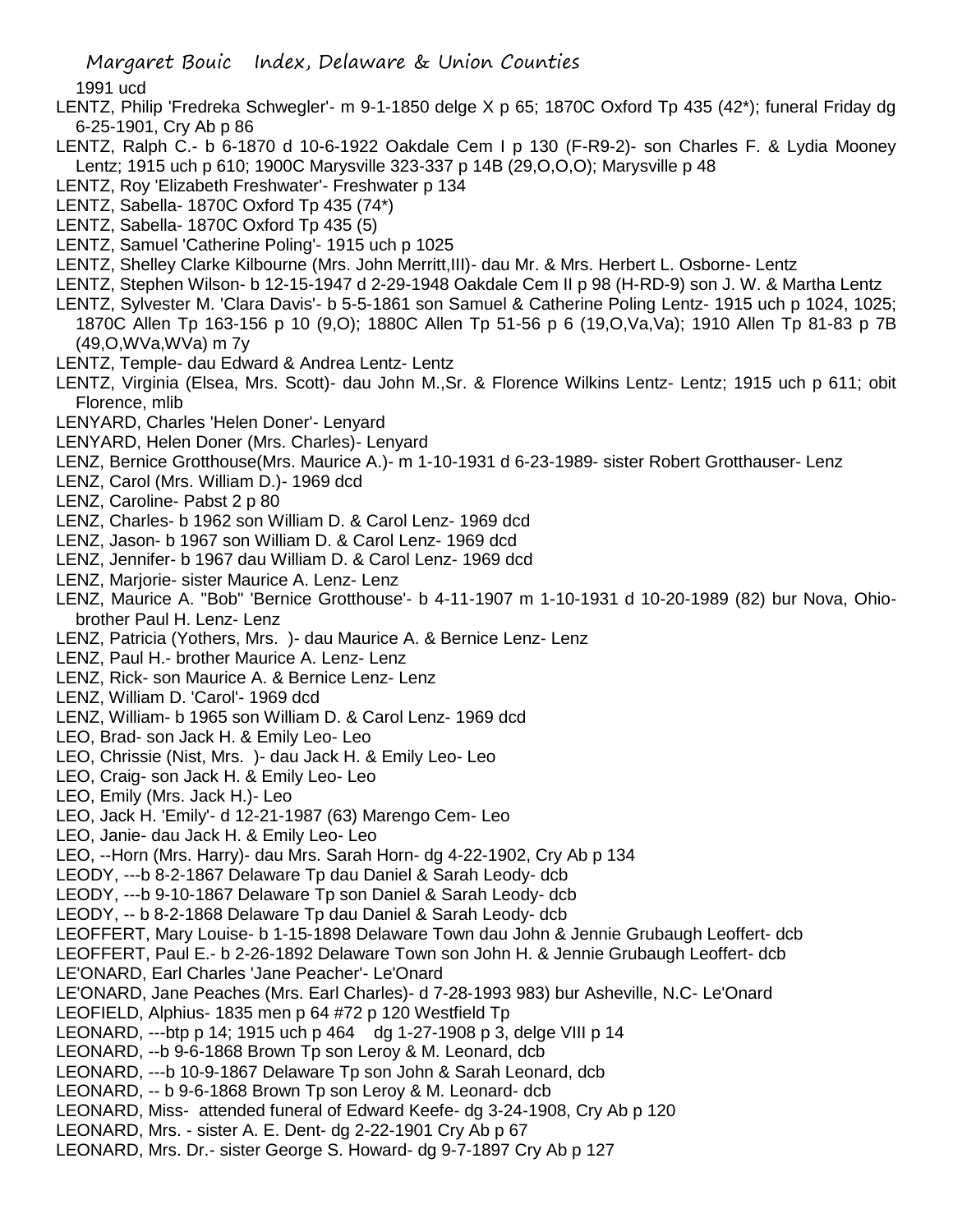1991 ucd

LENTZ, Philip 'Fredreka Schwegler'- m 9-1-1850 delge X p 65; 1870C Oxford Tp 435 (42*); funeral Friday dg 6-25-1901, Cry Ab p 86

LENTZ, Ralph C.- b 6-1870 d 10-6-1922 Oakdale Cem I p 130 (F-R9-2)- son Charles F. & Lydia Mooney Lentz; 1915 uch p 610; 1900C Marysville 323-337 p 14B (29,O,O,O); Marysville p 48

LENTZ, Roy 'Elizabeth Freshwater'- Freshwater p 134

LENTZ, Sabella- 1870C Oxford Tp 435 (74*)

LENTZ, Sabella- 1870C Oxford Tp 435 (5)

LENTZ, Samuel 'Catherine Poling'- 1915 uch p 1025

LENTZ, Shelley Clarke Kilbourne (Mrs. John Merritt,III)- dau Mr. & Mrs. Herbert L. Osborne- Lentz

LENTZ, Stephen Wilson- b 12-15-1947 d 2-29-1948 Oakdale Cem II p 98 (H-RD-9) son J. W. & Martha Lentz

LENTZ, Sylvester M. 'Clara Davis'- b 5-5-1861 son Samuel & Catherine Poling Lentz- 1915 uch p 1024, 1025; 1870C Allen Tp 163-156 p 10 (9,O); 1880C Allen Tp 51-56 p 6 (19,O,Va,Va); 1910 Allen Tp 81-83 p 7B (49,O,WVa,WVa) m 7y

LENTZ, Temple- dau Edward & Andrea Lentz- Lentz

LENTZ, Virginia (Elsea, Mrs. Scott)- dau John M.,Sr. & Florence Wilkins Lentz- Lentz; 1915 uch p 611; obit Florence, mlib

LENYARD, Charles 'Helen Doner'- Lenyard

LENYARD, Helen Doner (Mrs. Charles)- Lenyard

LENZ, Bernice Grotthouse(Mrs. Maurice A.)- m 1-10-1931 d 6-23-1989- sister Robert Grotthauser- Lenz

LENZ, Carol (Mrs. William D.)- 1969 dcd

LENZ, Caroline- Pabst 2 p 80

LENZ, Charles- b 1962 son William D. & Carol Lenz- 1969 dcd

LENZ, Jason- b 1967 son William D. & Carol Lenz- 1969 dcd

LENZ, Jennifer- b 1967 dau William D. & Carol Lenz- 1969 dcd

LENZ, Marjorie- sister Maurice A. Lenz- Lenz

LENZ, Maurice A. "Bob" 'Bernice Grotthouse'- b 4-11-1907 m 1-10-1931 d 10-20-1989 (82) bur Nova, Ohio- brother Paul H. Lenz- Lenz

LENZ, Patricia (Yothers, Mrs. )- dau Maurice A. & Bernice Lenz- Lenz

LENZ, Paul H.- brother Maurice A. Lenz- Lenz

LENZ, Rick- son Maurice A. & Bernice Lenz- Lenz

LENZ, William D. 'Carol'- 1969 dcd

LENZ, William- b 1965 son William D. & Carol Lenz- 1969 dcd

LEO, Brad- son Jack H. & Emily Leo- Leo

LEO, Chrissie (Nist, Mrs. )- dau Jack H. & Emily Leo- Leo

LEO, Craig- son Jack H. & Emily Leo- Leo

LEO, Emily (Mrs. Jack H.)- Leo

LEO, Jack H. 'Emily'- d 12-21-1987 (63) Marengo Cem- Leo

LEO, Janie- dau Jack H. & Emily Leo- Leo

LEO, --Horn (Mrs. Harry)- dau Mrs. Sarah Horn- dg 4-22-1902, Cry Ab p 134

LEODY, ---b 8-2-1867 Delaware Tp dau Daniel & Sarah Leody- dcb

LEODY, ---b 9-10-1867 Delaware Tp son Daniel & Sarah Leody- dcb

LEODY, -- b 8-2-1868 Delaware Tp dau Daniel & Sarah Leody- dcb

LEOFFERT, Mary Louise- b 1-15-1898 Delaware Town dau John & Jennie Grubaugh Leoffert- dcb

LEOFFERT, Paul E.- b 2-26-1892 Delaware Town son John H. & Jennie Grubaugh Leoffert- dcb

LE'ONARD, Earl Charles 'Jane Peacher'- Le'Onard

LE'ONARD, Jane Peaches (Mrs. Earl Charles)- d 7-28-1993 983) bur Asheville, N.C- Le'Onard

LEOFIELD, Alphius- 1835 men p 64 #72 p 120 Westfield Tp

LEONARD, ---btp p 14; 1915 uch p 464 dg 1-27-1908 p 3, delge VIII p 14

LEONARD, --b 9-6-1868 Brown Tp son Leroy & M. Leonard, dcb

LEONARD, ---b 10-9-1867 Delaware Tp son John & Sarah Leonard, dcb

LEONARD, -- b 9-6-1868 Brown Tp son Leroy & M. Leonard- dcb

LEONARD, Miss- attended funeral of Edward Keefe- dg 3-24-1908, Cry Ab p 120

LEONARD, Mrs. - sister A. E. Dent- dg 2-22-1901 Cry Ab p 67

LEONARD, Mrs. Dr.- sister George S. Howard- dg 9-7-1897 Cry Ab p 127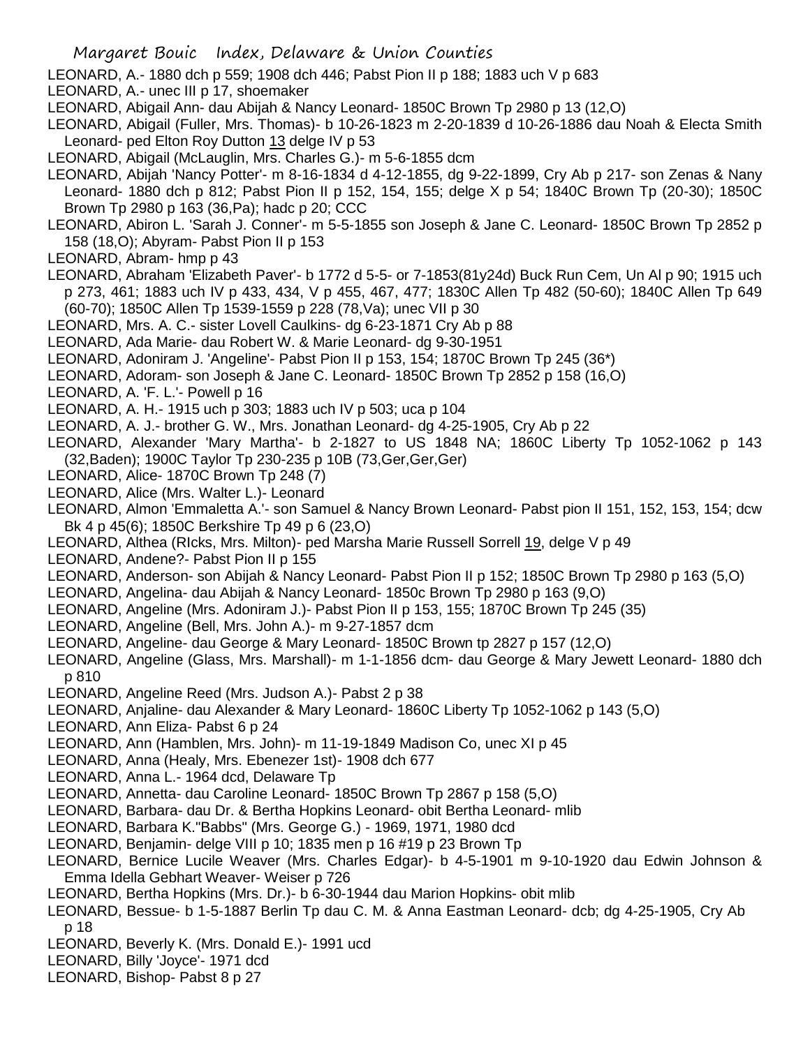LEONARD, A.- 1880 dch p 559; 1908 dch 446; Pabst Pion II p 188; 1883 uch V p 683

LEONARD, A.- unec III p 17, shoemaker

LEONARD, Abigail Ann- dau Abijah & Nancy Leonard- 1850C Brown Tp 2980 p 13 (12,O)

LEONARD, Abigail (Fuller, Mrs. Thomas)- b 10-26-1823 m 2-20-1839 d 10-26-1886 dau Noah & Electa Smith Leonard- ped Elton Roy Dutton 13 delge IV p 53

LEONARD, Abigail (McLauglin, Mrs. Charles G.)- m 5-6-1855 dcm

LEONARD, Abijah 'Nancy Potter'- m 8-16-1834 d 4-12-1855, dg 9-22-1899, Cry Ab p 217- son Zenas & Nany Leonard- 1880 dch p 812; Pabst Pion II p 152, 154, 155; delge X p 54; 1840C Brown Tp (20-30); 1850C Brown Tp 2980 p 163 (36,Pa); hadc p 20; CCC

LEONARD, Abiron L. 'Sarah J. Conner'- m 5-5-1855 son Joseph & Jane C. Leonard- 1850C Brown Tp 2852 p 158 (18,O); Abyram- Pabst Pion II p 153

LEONARD, Abram- hmp p 43

LEONARD, Abraham 'Elizabeth Paver'- b 1772 d 5-5- or 7-1853(81y24d) Buck Run Cem, Un Al p 90; 1915 uch p 273, 461; 1883 uch IV p 433, 434, V p 455, 467, 477; 1830C Allen Tp 482 (50-60); 1840C Allen Tp 649 (60-70); 1850C Allen Tp 1539-1559 p 228 (78,Va); unec VII p 30

LEONARD, Mrs. A. C.- sister Lovell Caulkins- dg 6-23-1871 Cry Ab p 88

LEONARD, Ada Marie- dau Robert W. & Marie Leonard- dg 9-30-1951

LEONARD, Adoniram J. 'Angeline'- Pabst Pion II p 153, 154; 1870C Brown Tp 245 (36*)

LEONARD, Adoram- son Joseph & Jane C. Leonard- 1850C Brown Tp 2852 p 158 (16,O)

LEONARD, A. 'F. L.'- Powell p 16

LEONARD, A. H.- 1915 uch p 303; 1883 uch IV p 503; uca p 104

LEONARD, A. J.- brother G. W., Mrs. Jonathan Leonard- dg 4-25-1905, Cry Ab p 22

LEONARD, Alexander 'Mary Martha'- b 2-1827 to US 1848 NA; 1860C Liberty Tp 1052-1062 p 143 (32,Baden); 1900C Taylor Tp 230-235 p 10B (73,Ger,Ger,Ger)

LEONARD, Alice- 1870C Brown Tp 248 (7)

LEONARD, Alice (Mrs. Walter L.)- Leonard

LEONARD, Almon 'Emmaletta A.'- son Samuel & Nancy Brown Leonard- Pabst pion II 151, 152, 153, 154; dcw Bk 4 p 45(6); 1850C Berkshire Tp 49 p 6 (23,O)

LEONARD, Althea (RIcks, Mrs. Milton)- ped Marsha Marie Russell Sorrell 19, delge V p 49

LEONARD, Andene?- Pabst Pion II p 155

LEONARD, Anderson- son Abijah & Nancy Leonard- Pabst Pion II p 152; 1850C Brown Tp 2980 p 163 (5,O)

LEONARD, Angelina- dau Abijah & Nancy Leonard- 1850c Brown Tp 2980 p 163 (9,O)

LEONARD, Angeline (Mrs. Adoniram J.)- Pabst Pion II p 153, 155; 1870C Brown Tp 245 (35)

LEONARD, Angeline (Bell, Mrs. John A.)- m 9-27-1857 dcm

LEONARD, Angeline- dau George & Mary Leonard- 1850C Brown tp 2827 p 157 (12,O)

LEONARD, Angeline (Glass, Mrs. Marshall)- m 1-1-1856 dcm- dau George & Mary Jewett Leonard- 1880 dch p 810

LEONARD, Angeline Reed (Mrs. Judson A.)- Pabst 2 p 38

LEONARD, Anjaline- dau Alexander & Mary Leonard- 1860C Liberty Tp 1052-1062 p 143 (5,O)

LEONARD, Ann Eliza- Pabst 6 p 24

LEONARD, Ann (Hamblen, Mrs. John)- m 11-19-1849 Madison Co, unec XI p 45

LEONARD, Anna (Healy, Mrs. Ebenezer 1st)- 1908 dch 677

LEONARD, Anna L.- 1964 dcd, Delaware Tp

LEONARD, Annetta- dau Caroline Leonard- 1850C Brown Tp 2867 p 158 (5,O)

LEONARD, Barbara- dau Dr. & Bertha Hopkins Leonard- obit Bertha Leonard- mlib

LEONARD, Barbara K."Babbs" (Mrs. George G.) - 1969, 1971, 1980 dcd

LEONARD, Benjamin- delge VIII p 10; 1835 men p 16 #19 p 23 Brown Tp

LEONARD, Bernice Lucile Weaver (Mrs. Charles Edgar)- b 4-5-1901 m 9-10-1920 dau Edwin Johnson & Emma Idella Gebhart Weaver- Weiser p 726

LEONARD, Bertha Hopkins (Mrs. Dr.)- b 6-30-1944 dau Marion Hopkins- obit mlib

LEONARD, Bessue- b 1-5-1887 Berlin Tp dau C. M. & Anna Eastman Leonard- dcb; dg 4-25-1905, Cry Ab p 18

LEONARD, Beverly K. (Mrs. Donald E.)- 1991 ucd

LEONARD, Billy 'Joyce'- 1971 dcd

LEONARD, Bishop- Pabst 8 p 27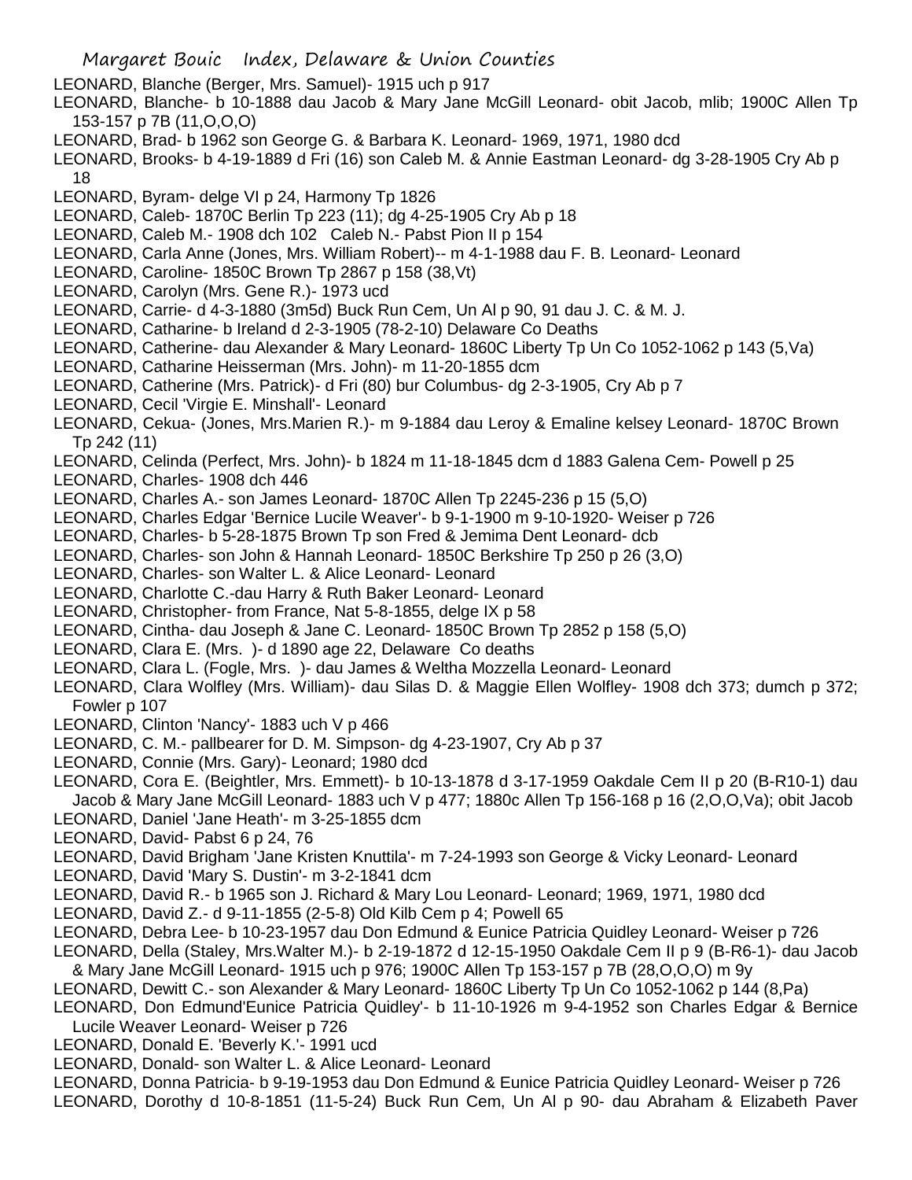LEONARD, Blanche (Berger, Mrs. Samuel)- 1915 uch p 917

LEONARD, Blanche- b 10-1888 dau Jacob & Mary Jane McGill Leonard- obit Jacob, mlib; 1900C Allen Tp 153-157 p 7B (11,O,O,O)

LEONARD, Brad- b 1962 son George G. & Barbara K. Leonard- 1969, 1971, 1980 dcd

LEONARD, Brooks- b 4-19-1889 d Fri (16) son Caleb M. & Annie Eastman Leonard- dg 3-28-1905 Cry Ab p 18

LEONARD, Byram- delge VI p 24, Harmony Tp 1826

LEONARD, Caleb- 1870C Berlin Tp 223 (11); dg 4-25-1905 Cry Ab p 18

LEONARD, Caleb M.- 1908 dch 102 Caleb N.- Pabst Pion II p 154

LEONARD, Carla Anne (Jones, Mrs. William Robert)-- m 4-1-1988 dau F. B. Leonard- Leonard

LEONARD, Caroline- 1850C Brown Tp 2867 p 158 (38,Vt)

LEONARD, Carolyn (Mrs. Gene R.)- 1973 ucd

LEONARD, Carrie- d 4-3-1880 (3m5d) Buck Run Cem, Un Al p 90, 91 dau J. C. & M. J.

LEONARD, Catharine- b Ireland d 2-3-1905 (78-2-10) Delaware Co Deaths

LEONARD, Catherine- dau Alexander & Mary Leonard- 1860C Liberty Tp Un Co 1052-1062 p 143 (5,Va)

LEONARD, Catharine Heisserman (Mrs. John)- m 11-20-1855 dcm

LEONARD, Catherine (Mrs. Patrick)- d Fri (80) bur Columbus- dg 2-3-1905, Cry Ab p 7

LEONARD, Cecil 'Virgie E. Minshall'- Leonard

LEONARD, Cekua- (Jones, Mrs.Marien R.)- m 9-1884 dau Leroy & Emaline kelsey Leonard- 1870C Brown Tp 242 (11)

LEONARD, Celinda (Perfect, Mrs. John)- b 1824 m 11-18-1845 dcm d 1883 Galena Cem- Powell p 25

LEONARD, Charles- 1908 dch 446

LEONARD, Charles A.- son James Leonard- 1870C Allen Tp 2245-236 p 15 (5,O)

LEONARD, Charles Edgar 'Bernice Lucile Weaver'- b 9-1-1900 m 9-10-1920- Weiser p 726

LEONARD, Charles- b 5-28-1875 Brown Tp son Fred & Jemima Dent Leonard- dcb

LEONARD, Charles- son John & Hannah Leonard- 1850C Berkshire Tp 250 p 26 (3,O)

LEONARD, Charles- son Walter L. & Alice Leonard- Leonard

LEONARD, Charlotte C.-dau Harry & Ruth Baker Leonard- Leonard

LEONARD, Christopher- from France, Nat 5-8-1855, delge IX p 58

LEONARD, Cintha- dau Joseph & Jane C. Leonard- 1850C Brown Tp 2852 p 158 (5,O)

LEONARD, Clara E. (Mrs. )- d 1890 age 22, Delaware Co deaths

LEONARD, Clara L. (Fogle, Mrs. )- dau James & Weltha Mozzella Leonard- Leonard

LEONARD, Clara Wolfley (Mrs. William)- dau Silas D. & Maggie Ellen Wolfley- 1908 dch 373; dumch p 372; Fowler p 107

LEONARD, Clinton 'Nancy'- 1883 uch V p 466

LEONARD, C. M.- pallbearer for D. M. Simpson- dg 4-23-1907, Cry Ab p 37

LEONARD, Connie (Mrs. Gary)- Leonard; 1980 dcd

LEONARD, Cora E. (Beightler, Mrs. Emmett)- b 10-13-1878 d 3-17-1959 Oakdale Cem II p 20 (B-R10-1) dau Jacob & Mary Jane McGill Leonard- 1883 uch V p 477; 1880c Allen Tp 156-168 p 16 (2,O,O,Va); obit Jacob

LEONARD, Daniel 'Jane Heath'- m 3-25-1855 dcm

LEONARD, David- Pabst 6 p 24, 76

LEONARD, David Brigham 'Jane Kristen Knuttila'- m 7-24-1993 son George & Vicky Leonard- Leonard

LEONARD, David 'Mary S. Dustin'- m 3-2-1841 dcm

LEONARD, David R.- b 1965 son J. Richard & Mary Lou Leonard- Leonard; 1969, 1971, 1980 dcd

LEONARD, David Z.- d 9-11-1855 (2-5-8) Old Kilb Cem p 4; Powell 65

LEONARD, Debra Lee- b 10-23-1957 dau Don Edmund & Eunice Patricia Quidley Leonard- Weiser p 726

LEONARD, Della (Staley, Mrs.Walter M.)- b 2-19-1872 d 12-15-1950 Oakdale Cem II p 9 (B-R6-1)- dau Jacob & Mary Jane McGill Leonard- 1915 uch p 976; 1900C Allen Tp 153-157 p 7B (28,O,O,O) m 9y

LEONARD, Dewitt C.- son Alexander & Mary Leonard- 1860C Liberty Tp Un Co 1052-1062 p 144 (8,Pa)

LEONARD, Don Edmund'Eunice Patricia Quidley'- b 11-10-1926 m 9-4-1952 son Charles Edgar & Bernice Lucile Weaver Leonard- Weiser p 726

LEONARD, Donald E. 'Beverly K.'- 1991 ucd

LEONARD, Donald- son Walter L. & Alice Leonard- Leonard

LEONARD, Donna Patricia- b 9-19-1953 dau Don Edmund & Eunice Patricia Quidley Leonard- Weiser p 726

LEONARD, Dorothy d 10-8-1851 (11-5-24) Buck Run Cem, Un Al p 90- dau Abraham & Elizabeth Paver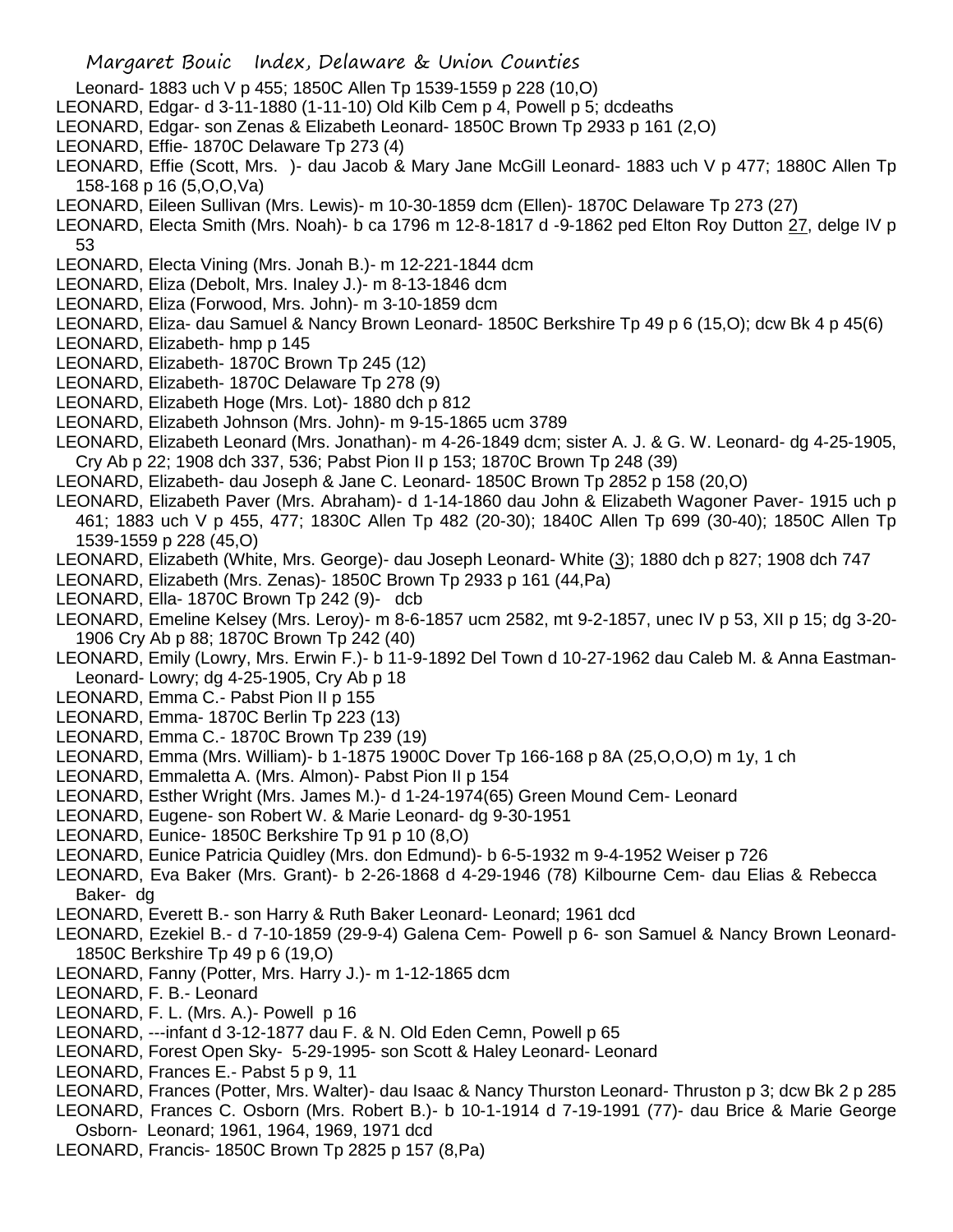Leonard- 1883 uch V p 455; 1850C Allen Tp 1539-1559 p 228 (10,O)

LEONARD, Edgar- d 3-11-1880 (1-11-10) Old Kilb Cem p 4, Powell p 5; dcdeaths

LEONARD, Edgar- son Zenas & Elizabeth Leonard- 1850C Brown Tp 2933 p 161 (2,O)

LEONARD, Effie- 1870C Delaware Tp 273 (4)

LEONARD, Effie (Scott, Mrs. )- dau Jacob & Mary Jane McGill Leonard- 1883 uch V p 477; 1880C Allen Tp 158-168 p 16 (5,O,O,Va)

LEONARD, Eileen Sullivan (Mrs. Lewis)- m 10-30-1859 dcm (Ellen)- 1870C Delaware Tp 273 (27)

LEONARD, Electa Smith (Mrs. Noah)- b ca 1796 m 12-8-1817 d -9-1862 ped Elton Roy Dutton 27, delge IV p 53

LEONARD, Electa Vining (Mrs. Jonah B.)- m 12-221-1844 dcm

LEONARD, Eliza (Debolt, Mrs. Inaley J.)- m 8-13-1846 dcm

LEONARD, Eliza (Forwood, Mrs. John)- m 3-10-1859 dcm

LEONARD, Eliza- dau Samuel & Nancy Brown Leonard- 1850C Berkshire Tp 49 p 6 (15,O); dcw Bk 4 p 45(6)

LEONARD, Elizabeth- hmp p 145

LEONARD, Elizabeth- 1870C Brown Tp 245 (12)

LEONARD, Elizabeth- 1870C Delaware Tp 278 (9)

LEONARD, Elizabeth Hoge (Mrs. Lot)- 1880 dch p 812

LEONARD, Elizabeth Johnson (Mrs. John)- m 9-15-1865 ucm 3789

LEONARD, Elizabeth Leonard (Mrs. Jonathan)- m 4-26-1849 dcm; sister A. J. & G. W. Leonard- dg 4-25-1905, Cry Ab p 22; 1908 dch 337, 536; Pabst Pion II p 153; 1870C Brown Tp 248 (39)

LEONARD, Elizabeth- dau Joseph & Jane C. Leonard- 1850C Brown Tp 2852 p 158 (20,O)

LEONARD, Elizabeth Paver (Mrs. Abraham)- d 1-14-1860 dau John & Elizabeth Wagoner Paver- 1915 uch p 461; 1883 uch V p 455, 477; 1830C Allen Tp 482 (20-30); 1840C Allen Tp 699 (30-40); 1850C Allen Tp 1539-1559 p 228 (45,O)

LEONARD, Elizabeth (White, Mrs. George)- dau Joseph Leonard- White (3); 1880 dch p 827; 1908 dch 747

LEONARD, Elizabeth (Mrs. Zenas)- 1850C Brown Tp 2933 p 161 (44,Pa)

LEONARD, Ella- 1870C Brown Tp 242 (9)- dcb

LEONARD, Emeline Kelsey (Mrs. Leroy)- m 8-6-1857 ucm 2582, mt 9-2-1857, unec IV p 53, XII p 15; dg 3-20-1906 Cry Ab p 88; 1870C Brown Tp 242 (40)

LEONARD, Emily (Lowry, Mrs. Erwin F.)- b 11-9-1892 Del Town d 10-27-1962 dau Caleb M. & Anna Eastman-Leonard- Lowry; dg 4-25-1905, Cry Ab p 18

LEONARD, Emma C.- Pabst Pion II p 155

LEONARD, Emma- 1870C Berlin Tp 223 (13)

LEONARD, Emma C.- 1870C Brown Tp 239 (19)

LEONARD, Emma (Mrs. William)- b 1-1875 1900C Dover Tp 166-168 p 8A (25,O,O,O) m 1y, 1 ch

LEONARD, Emmaletta A. (Mrs. Almon)- Pabst Pion II p 154

LEONARD, Esther Wright (Mrs. James M.)- d 1-24-1974(65) Green Mound Cem- Leonard

LEONARD, Eugene- son Robert W. & Marie Leonard- dg 9-30-1951

LEONARD, Eunice- 1850C Berkshire Tp 91 p 10 (8,O)

LEONARD, Eunice Patricia Quidley (Mrs. don Edmund)- b 6-5-1932 m 9-4-1952 Weiser p 726

LEONARD, Eva Baker (Mrs. Grant)- b 2-26-1868 d 4-29-1946 (78) Kilbourne Cem- dau Elias & Rebecca Baker- dg

LEONARD, Everett B.- son Harry & Ruth Baker Leonard- Leonard; 1961 dcd

LEONARD, Ezekiel B.- d 7-10-1859 (29-9-4) Galena Cem- Powell p 6- son Samuel & Nancy Brown Leonard- 1850C Berkshire Tp 49 p 6 (19,O)

LEONARD, Fanny (Potter, Mrs. Harry J.)- m 1-12-1865 dcm

LEONARD, F. B.- Leonard

LEONARD, F. L. (Mrs. A.)- Powell p 16

LEONARD, ---infant d 3-12-1877 dau F. & N. Old Eden Cemn, Powell p 65

LEONARD, Forest Open Sky- 5-29-1995- son Scott & Haley Leonard- Leonard

LEONARD, Frances E.- Pabst 5 p 9, 11

LEONARD, Frances (Potter, Mrs. Walter)- dau Isaac & Nancy Thurston Leonard- Thruston p 3; dcw Bk 2 p 285

LEONARD, Frances C. Osborn (Mrs. Robert B.)- b 10-1-1914 d 7-19-1991 (77)- dau Brice & Marie George Osborn- Leonard; 1961, 1964, 1969, 1971 dcd

LEONARD, Francis- 1850C Brown Tp 2825 p 157 (8,Pa)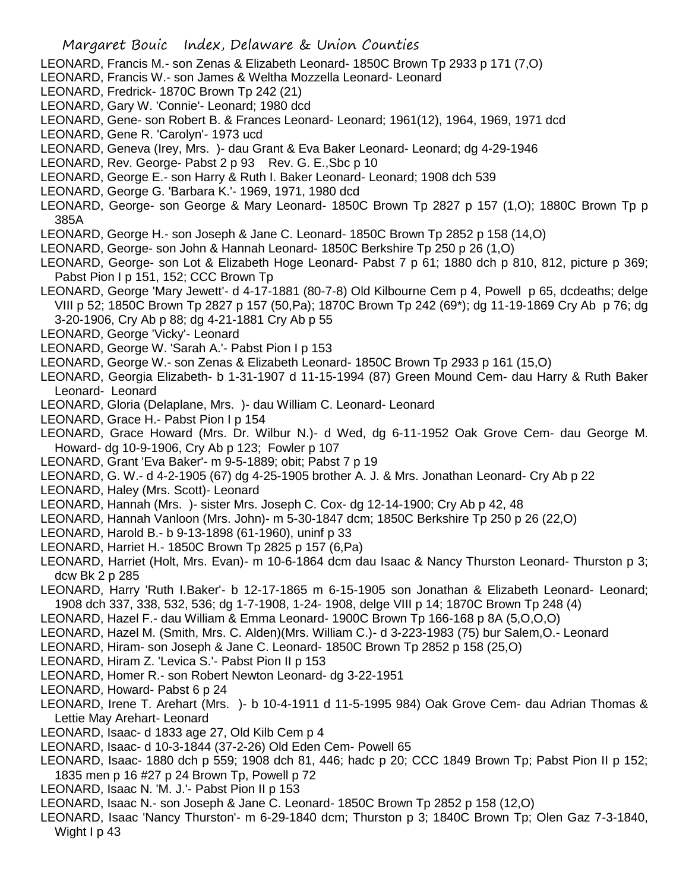LEONARD, Francis M.- son Zenas & Elizabeth Leonard- 1850C Brown Tp 2933 p 171 (7,O)

LEONARD, Francis W.- son James & Weltha Mozzella Leonard- Leonard

LEONARD, Fredrick- 1870C Brown Tp 242 (21)

LEONARD, Gary W. 'Connie'- Leonard; 1980 dcd

LEONARD, Gene- son Robert B. & Frances Leonard- Leonard; 1961(12), 1964, 1969, 1971 dcd

LEONARD, Gene R. 'Carolyn'- 1973 ucd

LEONARD, Geneva (Irey, Mrs. )- dau Grant & Eva Baker Leonard- Leonard; dg 4-29-1946

LEONARD, Rev. George- Pabst 2 p 93 Rev. G. E.,Sbc p 10

LEONARD, George E.- son Harry & Ruth I. Baker Leonard- Leonard; 1908 dch 539

LEONARD, George G. 'Barbara K.'- 1969, 1971, 1980 dcd

LEONARD, George- son George & Mary Leonard- 1850C Brown Tp 2827 p 157 (1,O); 1880C Brown Tp p 385A

LEONARD, George H.- son Joseph & Jane C. Leonard- 1850C Brown Tp 2852 p 158 (14,O)

LEONARD, George- son John & Hannah Leonard- 1850C Berkshire Tp 250 p 26 (1,O)

LEONARD, George- son Lot & Elizabeth Hoge Leonard- Pabst 7 p 61; 1880 dch p 810, 812, picture p 369; Pabst Pion I p 151, 152; CCC Brown Tp

LEONARD, George 'Mary Jewett'- d 4-17-1881 (80-7-8) Old Kilbourne Cem p 4, Powell p 65, dcdeaths; delge VIII p 52; 1850C Brown Tp 2827 p 157 (50,Pa); 1870C Brown Tp 242 (69*); dg 11-19-1869 Cry Ab p 76; dg 3-20-1906, Cry Ab p 88; dg 4-21-1881 Cry Ab p 55

LEONARD, George 'Vicky'- Leonard

LEONARD, George W. 'Sarah A.'- Pabst Pion I p 153

LEONARD, George W.- son Zenas & Elizabeth Leonard- 1850C Brown Tp 2933 p 161 (15,O)

LEONARD, Georgia Elizabeth- b 1-31-1907 d 11-15-1994 (87) Green Mound Cem- dau Harry & Ruth Baker Leonard- Leonard

LEONARD, Gloria (Delaplane, Mrs. )- dau William C. Leonard- Leonard

LEONARD, Grace H.- Pabst Pion I p 154

LEONARD, Grace Howard (Mrs. Dr. Wilbur N.)- d Wed, dg 6-11-1952 Oak Grove Cem- dau George M. Howard- dg 10-9-1906, Cry Ab p 123; Fowler p 107

LEONARD, Grant 'Eva Baker'- m 9-5-1889; obit; Pabst 7 p 19

LEONARD, G. W.- d 4-2-1905 (67) dg 4-25-1905 brother A. J. & Mrs. Jonathan Leonard- Cry Ab p 22

LEONARD, Haley (Mrs. Scott)- Leonard

LEONARD, Hannah (Mrs. )- sister Mrs. Joseph C. Cox- dg 12-14-1900; Cry Ab p 42, 48

LEONARD, Hannah Vanloon (Mrs. John)- m 5-30-1847 dcm; 1850C Berkshire Tp 250 p 26 (22,O)

LEONARD, Harold B.- b 9-13-1898 (61-1960), uninf p 33

LEONARD, Harriet H.- 1850C Brown Tp 2825 p 157 (6,Pa)

LEONARD, Harriet (Holt, Mrs. Evan)- m 10-6-1864 dcm dau Isaac & Nancy Thurston Leonard- Thurston p 3; dcw Bk 2 p 285

LEONARD, Harry 'Ruth I.Baker'- b 12-17-1865 m 6-15-1905 son Jonathan & Elizabeth Leonard- Leonard; 1908 dch 337, 338, 532, 536; dg 1-7-1908, 1-24- 1908, delge VIII p 14; 1870C Brown Tp 248 (4)

LEONARD, Hazel F.- dau William & Emma Leonard- 1900C Brown Tp 166-168 p 8A (5,O,O,O)

LEONARD, Hazel M. (Smith, Mrs. C. Alden)(Mrs. William C.)- d 3-223-1983 (75) bur Salem,O.- Leonard

LEONARD, Hiram- son Joseph & Jane C. Leonard- 1850C Brown Tp 2852 p 158 (25,O)

LEONARD, Hiram Z. 'Levica S.'- Pabst Pion II p 153

LEONARD, Homer R.- son Robert Newton Leonard- dg 3-22-1951

LEONARD, Howard- Pabst 6 p 24

LEONARD, Irene T. Arehart (Mrs. )- b 10-4-1911 d 11-5-1995 984) Oak Grove Cem- dau Adrian Thomas & Lettie May Arehart- Leonard

LEONARD, Isaac- d 1833 age 27, Old Kilb Cem p 4

LEONARD, Isaac- d 10-3-1844 (37-2-26) Old Eden Cem- Powell 65

LEONARD, Isaac- 1880 dch p 559; 1908 dch 81, 446; hadc p 20; CCC 1849 Brown Tp; Pabst Pion II p 152; 1835 men p 16 #27 p 24 Brown Tp, Powell p 72

LEONARD, Isaac N. 'M. J.'- Pabst Pion II p 153

LEONARD, Isaac N.- son Joseph & Jane C. Leonard- 1850C Brown Tp 2852 p 158 (12,O)

LEONARD, Isaac 'Nancy Thurston'- m 6-29-1840 dcm; Thurston p 3; 1840C Brown Tp; Olen Gaz 7-3-1840, Wight I p 43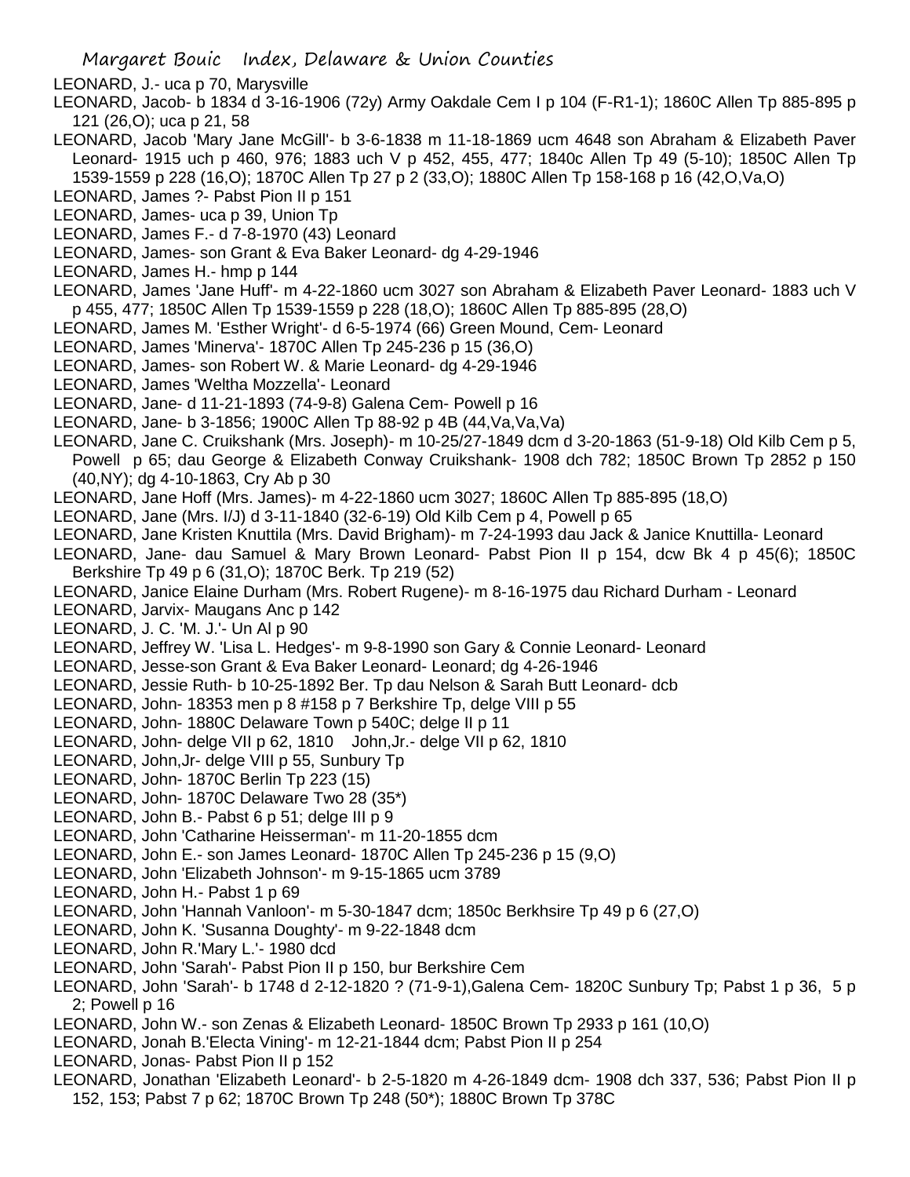LEONARD, J.- uca p 70, Marysville

LEONARD, Jacob- b 1834 d 3-16-1906 (72y) Army Oakdale Cem I p 104 (F-R1-1); 1860C Allen Tp 885-895 p 121 (26,O); uca p 21, 58

LEONARD, Jacob 'Mary Jane McGill'- b 3-6-1838 m 11-18-1869 ucm 4648 son Abraham & Elizabeth Paver Leonard- 1915 uch p 460, 976; 1883 uch V p 452, 455, 477; 1840c Allen Tp 49 (5-10); 1850C Allen Tp 1539-1559 p 228 (16,O); 1870C Allen Tp 27 p 2 (33,O); 1880C Allen Tp 158-168 p 16 (42,O,Va,O)

LEONARD, James ?- Pabst Pion II p 151

LEONARD, James- uca p 39, Union Tp

LEONARD, James F.- d 7-8-1970 (43) Leonard

LEONARD, James- son Grant & Eva Baker Leonard- dg 4-29-1946

LEONARD, James H.- hmp p 144

LEONARD, James 'Jane Huff'- m 4-22-1860 ucm 3027 son Abraham & Elizabeth Paver Leonard- 1883 uch V p 455, 477; 1850C Allen Tp 1539-1559 p 228 (18,O); 1860C Allen Tp 885-895 (28,O)

LEONARD, James M. 'Esther Wright'- d 6-5-1974 (66) Green Mound, Cem- Leonard

LEONARD, James 'Minerva'- 1870C Allen Tp 245-236 p 15 (36,O)

LEONARD, James- son Robert W. & Marie Leonard- dg 4-29-1946

LEONARD, James 'Weltha Mozzella'- Leonard

LEONARD, Jane- d 11-21-1893 (74-9-8) Galena Cem- Powell p 16

LEONARD, Jane- b 3-1856; 1900C Allen Tp 88-92 p 4B (44,Va,Va,Va)

LEONARD, Jane C. Cruikshank (Mrs. Joseph)- m 10-25/27-1849 dcm d 3-20-1863 (51-9-18) Old Kilb Cem p 5, Powell p 65; dau George & Elizabeth Conway Cruikshank- 1908 dch 782; 1850C Brown Tp 2852 p 150 (40,NY); dg 4-10-1863, Cry Ab p 30

LEONARD, Jane Hoff (Mrs. James)- m 4-22-1860 ucm 3027; 1860C Allen Tp 885-895 (18,O)

LEONARD, Jane (Mrs. I/J) d 3-11-1840 (32-6-19) Old Kilb Cem p 4, Powell p 65

LEONARD, Jane Kristen Knuttila (Mrs. David Brigham)- m 7-24-1993 dau Jack & Janice Knuttilla- Leonard

LEONARD, Jane- dau Samuel & Mary Brown Leonard- Pabst Pion II p 154, dcw Bk 4 p 45(6); 1850C Berkshire Tp 49 p 6 (31,O); 1870C Berk. Tp 219 (52)

LEONARD, Janice Elaine Durham (Mrs. Robert Rugene)- m 8-16-1975 dau Richard Durham - Leonard

LEONARD, Jarvix- Maugans Anc p 142

LEONARD, J. C. 'M. J.'- Un Al p 90

LEONARD, Jeffrey W. 'Lisa L. Hedges'- m 9-8-1990 son Gary & Connie Leonard- Leonard

LEONARD, Jesse-son Grant & Eva Baker Leonard- Leonard; dg 4-26-1946

LEONARD, Jessie Ruth- b 10-25-1892 Ber. Tp dau Nelson & Sarah Butt Leonard- dcb

LEONARD, John- 18353 men p 8 #158 p 7 Berkshire Tp, delge VIII p 55

LEONARD, John- 1880C Delaware Town p 540C; delge II p 11

LEONARD, John- delge VII p 62, 1810   John,Jr.- delge VII p 62, 1810

LEONARD, John,Jr- delge VIII p 55, Sunbury Tp

LEONARD, John- 1870C Berlin Tp 223 (15)

LEONARD, John- 1870C Delaware Two 28 (35*)

LEONARD, John B.- Pabst 6 p 51; delge III p 9

LEONARD, John 'Catharine Heisserman'- m 11-20-1855 dcm

LEONARD, John E.- son James Leonard- 1870C Allen Tp 245-236 p 15 (9,O)

LEONARD, John 'Elizabeth Johnson'- m 9-15-1865 ucm 3789

LEONARD, John H.- Pabst 1 p 69

LEONARD, John 'Hannah Vanloon'- m 5-30-1847 dcm; 1850c Berkhsire Tp 49 p 6 (27,O)

LEONARD, John K. 'Susanna Doughty'- m 9-22-1848 dcm

LEONARD, John R.'Mary L.'- 1980 dcd

LEONARD, John 'Sarah'- Pabst Pion II p 150, bur Berkshire Cem

LEONARD, John 'Sarah'- b 1748 d 2-12-1820 ? (71-9-1),Galena Cem- 1820C Sunbury Tp; Pabst 1 p 36, 5 p 2; Powell p 16

LEONARD, John W.- son Zenas & Elizabeth Leonard- 1850C Brown Tp 2933 p 161 (10,O)

LEONARD, Jonah B.'Electa Vining'- m 12-21-1844 dcm; Pabst Pion II p 254

LEONARD, Jonas- Pabst Pion II p 152

LEONARD, Jonathan 'Elizabeth Leonard'- b 2-5-1820 m 4-26-1849 dcm- 1908 dch 337, 536; Pabst Pion II p 152, 153; Pabst 7 p 62; 1870C Brown Tp 248 (50*); 1880C Brown Tp 378C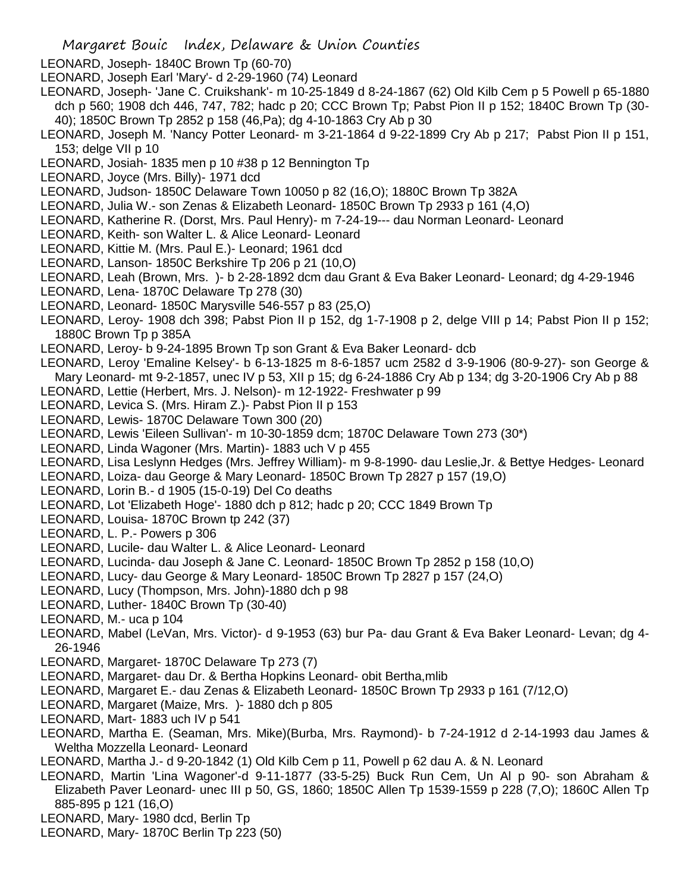LEONARD, Joseph- 1840C Brown Tp (60-70)

LEONARD, Joseph Earl 'Mary'- d 2-29-1960 (74) Leonard

LEONARD, Joseph- 'Jane C. Cruikshank'- m 10-25-1849 d 8-24-1867 (62) Old Kilb Cem p 5 Powell p 65-1880 dch p 560; 1908 dch 446, 747, 782; hadc p 20; CCC Brown Tp; Pabst Pion II p 152; 1840C Brown Tp (30-40); 1850C Brown Tp 2852 p 158 (46,Pa); dg 4-10-1863 Cry Ab p 30

LEONARD, Joseph M. 'Nancy Potter Leonard- m 3-21-1864 d 9-22-1899 Cry Ab p 217; Pabst Pion II p 151, 153; delge VII p 10

LEONARD, Josiah- 1835 men p 10 #38 p 12 Bennington Tp

LEONARD, Joyce (Mrs. Billy)- 1971 dcd

LEONARD, Judson- 1850C Delaware Town 10050 p 82 (16,O); 1880C Brown Tp 382A

LEONARD, Julia W.- son Zenas & Elizabeth Leonard- 1850C Brown Tp 2933 p 161 (4,O)

LEONARD, Katherine R. (Dorst, Mrs. Paul Henry)- m 7-24-19--- dau Norman Leonard- Leonard

LEONARD, Keith- son Walter L. & Alice Leonard- Leonard

LEONARD, Kittie M. (Mrs. Paul E.)- Leonard; 1961 dcd

LEONARD, Lanson- 1850C Berkshire Tp 206 p 21 (10,O)

LEONARD, Leah (Brown, Mrs. )- b 2-28-1892 dcm dau Grant & Eva Baker Leonard- Leonard; dg 4-29-1946

LEONARD, Lena- 1870C Delaware Tp 278 (30)

LEONARD, Leonard- 1850C Marysville 546-557 p 83 (25,O)

LEONARD, Leroy- 1908 dch 398; Pabst Pion II p 152, dg 1-7-1908 p 2, delge VIII p 14; Pabst Pion II p 152; 1880C Brown Tp p 385A

LEONARD, Leroy- b 9-24-1895 Brown Tp son Grant & Eva Baker Leonard- dcb

LEONARD, Leroy 'Emaline Kelsey'- b 6-13-1825 m 8-6-1857 ucm 2582 d 3-9-1906 (80-9-27)- son George & Mary Leonard- mt 9-2-1857, unec IV p 53, XII p 15; dg 6-24-1886 Cry Ab p 134; dg 3-20-1906 Cry Ab p 88

LEONARD, Lettie (Herbert, Mrs. J. Nelson)- m 12-1922- Freshwater p 99

LEONARD, Levica S. (Mrs. Hiram Z.)- Pabst Pion II p 153

LEONARD, Lewis- 1870C Delaware Town 300 (20)

LEONARD, Lewis 'Eileen Sullivan'- m 10-30-1859 dcm; 1870C Delaware Town 273 (30*)

LEONARD, Linda Wagoner (Mrs. Martin)- 1883 uch V p 455

LEONARD, Lisa Leslynn Hedges (Mrs. Jeffrey William)- m 9-8-1990- dau Leslie,Jr. & Bettye Hedges- Leonard

LEONARD, Loiza- dau George & Mary Leonard- 1850C Brown Tp 2827 p 157 (19,O)

LEONARD, Lorin B.- d 1905 (15-0-19) Del Co deaths

LEONARD, Lot 'Elizabeth Hoge'- 1880 dch p 812; hadc p 20; CCC 1849 Brown Tp

LEONARD, Louisa- 1870C Brown tp 242 (37)

LEONARD, L. P.- Powers p 306

LEONARD, Lucile- dau Walter L. & Alice Leonard- Leonard

LEONARD, Lucinda- dau Joseph & Jane C. Leonard- 1850C Brown Tp 2852 p 158 (10,O)

LEONARD, Lucy- dau George & Mary Leonard- 1850C Brown Tp 2827 p 157 (24,O)

LEONARD, Lucy (Thompson, Mrs. John)-1880 dch p 98

LEONARD, Luther- 1840C Brown Tp (30-40)

LEONARD, M.- uca p 104

LEONARD, Mabel (LeVan, Mrs. Victor)- d 9-1953 (63) bur Pa- dau Grant & Eva Baker Leonard- Levan; dg 4-26-1946

LEONARD, Margaret- 1870C Delaware Tp 273 (7)

LEONARD, Margaret- dau Dr. & Bertha Hopkins Leonard- obit Bertha,mlib

LEONARD, Margaret E.- dau Zenas & Elizabeth Leonard- 1850C Brown Tp 2933 p 161 (7/12,O)

LEONARD, Margaret (Maize, Mrs. )- 1880 dch p 805

LEONARD, Mart- 1883 uch IV p 541

LEONARD, Martha E. (Seaman, Mrs. Mike)(Burba, Mrs. Raymond)- b 7-24-1912 d 2-14-1993 dau James & Weltha Mozzella Leonard- Leonard

LEONARD, Martha J.- d 9-20-1842 (1) Old Kilb Cem p 11, Powell p 62 dau A. & N. Leonard

LEONARD, Martin 'Lina Wagoner'-d 9-11-1877 (33-5-25) Buck Run Cem, Un Al p 90- son Abraham & Elizabeth Paver Leonard- unec III p 50, GS, 1860; 1850C Allen Tp 1539-1559 p 228 (7,O); 1860C Allen Tp 885-895 p 121 (16,O)

LEONARD, Mary- 1980 dcd, Berlin Tp

LEONARD, Mary- 1870C Berlin Tp 223 (50)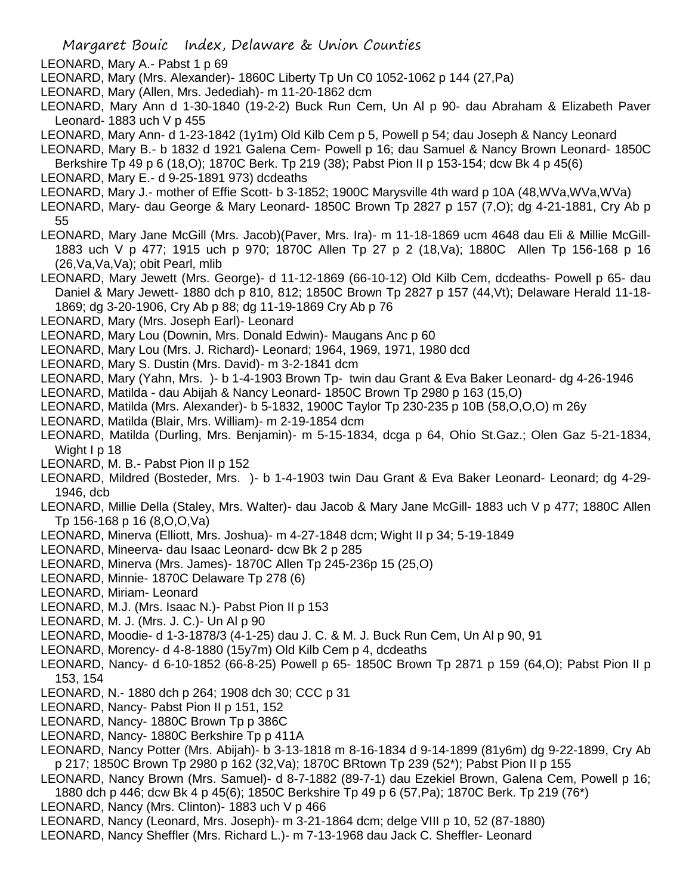LEONARD, Mary A.- Pabst 1 p 69

LEONARD, Mary (Mrs. Alexander)- 1860C Liberty Tp Un C0 1052-1062 p 144 (27,Pa)

LEONARD, Mary (Allen, Mrs. Jedediah)- m 11-20-1862 dcm

LEONARD, Mary Ann d 1-30-1840 (19-2-2) Buck Run Cem, Un Al p 90- dau Abraham & Elizabeth Paver Leonard- 1883 uch V p 455

LEONARD, Mary Ann- d 1-23-1842 (1y1m) Old Kilb Cem p 5, Powell p 54; dau Joseph & Nancy Leonard

LEONARD, Mary B.- b 1832 d 1921 Galena Cem- Powell p 16; dau Samuel & Nancy Brown Leonard- 1850C Berkshire Tp 49 p 6 (18,O); 1870C Berk. Tp 219 (38); Pabst Pion II p 153-154; dcw Bk 4 p 45(6)

LEONARD, Mary E.- d 9-25-1891 973) dcdeaths

LEONARD, Mary J.- mother of Effie Scott- b 3-1852; 1900C Marysville 4th ward p 10A (48,WVa,WVa,WVa)

LEONARD, Mary- dau George & Mary Leonard- 1850C Brown Tp 2827 p 157 (7,O); dg 4-21-1881, Cry Ab p 55

LEONARD, Mary Jane McGill (Mrs. Jacob)(Paver, Mrs. Ira)- m 11-18-1869 ucm 4648 dau Eli & Millie McGill- 1883 uch V p 477; 1915 uch p 970; 1870C Allen Tp 27 p 2 (18,Va); 1880C Allen Tp 156-168 p 16 (26,Va,Va,Va); obit Pearl, mlib

LEONARD, Mary Jewett (Mrs. George)- d 11-12-1869 (66-10-12) Old Kilb Cem, dcdeaths- Powell p 65- dau Daniel & Mary Jewett- 1880 dch p 810, 812; 1850C Brown Tp 2827 p 157 (44,Vt); Delaware Herald 11-18-1869; dg 3-20-1906, Cry Ab p 88; dg 11-19-1869 Cry Ab p 76

LEONARD, Mary (Mrs. Joseph Earl)- Leonard

LEONARD, Mary Lou (Downin, Mrs. Donald Edwin)- Maugans Anc p 60

LEONARD, Mary Lou (Mrs. J. Richard)- Leonard; 1964, 1969, 1971, 1980 dcd

LEONARD, Mary S. Dustin (Mrs. David)- m 3-2-1841 dcm

LEONARD, Mary (Yahn, Mrs. )- b 1-4-1903 Brown Tp- twin dau Grant & Eva Baker Leonard- dg 4-26-1946

LEONARD, Matilda - dau Abijah & Nancy Leonard- 1850C Brown Tp 2980 p 163 (15,O)

LEONARD, Matilda (Mrs. Alexander)- b 5-1832, 1900C Taylor Tp 230-235 p 10B (58,O,O,O) m 26y

LEONARD, Matilda (Blair, Mrs. William)- m 2-19-1854 dcm

LEONARD, Matilda (Durling, Mrs. Benjamin)- m 5-15-1834, dcga p 64, Ohio St.Gaz.; Olen Gaz 5-21-1834, Wight I p 18

LEONARD, M. B.- Pabst Pion II p 152

LEONARD, Mildred (Bosteder, Mrs. )- b 1-4-1903 twin Dau Grant & Eva Baker Leonard- Leonard; dg 4-29-1946, dcb

LEONARD, Millie Della (Staley, Mrs. Walter)- dau Jacob & Mary Jane McGill- 1883 uch V p 477; 1880C Allen Tp 156-168 p 16 (8,O,O,Va)

LEONARD, Minerva (Elliott, Mrs. Joshua)- m 4-27-1848 dcm; Wight II p 34; 5-19-1849

LEONARD, Mineerva- dau Isaac Leonard- dcw Bk 2 p 285

LEONARD, Minerva (Mrs. James)- 1870C Allen Tp 245-236p 15 (25,O)

LEONARD, Minnie- 1870C Delaware Tp 278 (6)

LEONARD, Miriam- Leonard

LEONARD, M.J. (Mrs. Isaac N.)- Pabst Pion II p 153

LEONARD, M. J. (Mrs. J. C.)- Un Al p 90

LEONARD, Moodie- d 1-3-1878/3 (4-1-25) dau J. C. & M. J. Buck Run Cem, Un Al p 90, 91

LEONARD, Morency- d 4-8-1880 (15y7m) Old Kilb Cem p 4, dcdeaths

LEONARD, Nancy- d 6-10-1852 (66-8-25) Powell p 65- 1850C Brown Tp 2871 p 159 (64,O); Pabst Pion II p 153, 154

LEONARD, N.- 1880 dch p 264; 1908 dch 30; CCC p 31

LEONARD, Nancy- Pabst Pion II p 151, 152

LEONARD, Nancy- 1880C Brown Tp p 386C

LEONARD, Nancy- 1880C Berkshire Tp p 411A

LEONARD, Nancy Potter (Mrs. Abijah)- b 3-13-1818 m 8-16-1834 d 9-14-1899 (81y6m) dg 9-22-1899, Cry Ab p 217; 1850C Brown Tp 2980 p 162 (32,Va); 1870C BRtown Tp 239 (52*); Pabst Pion II p 155

LEONARD, Nancy Brown (Mrs. Samuel)- d 8-7-1882 (89-7-1) dau Ezekiel Brown, Galena Cem, Powell p 16; 1880 dch p 446; dcw Bk 4 p 45(6); 1850C Berkshire Tp 49 p 6 (57,Pa); 1870C Berk. Tp 219 (76*)

LEONARD, Nancy (Mrs. Clinton)- 1883 uch V p 466

LEONARD, Nancy (Leonard, Mrs. Joseph)- m 3-21-1864 dcm; delge VIII p 10, 52 (87-1880)

LEONARD, Nancy Sheffler (Mrs. Richard L.)- m 7-13-1968 dau Jack C. Sheffler- Leonard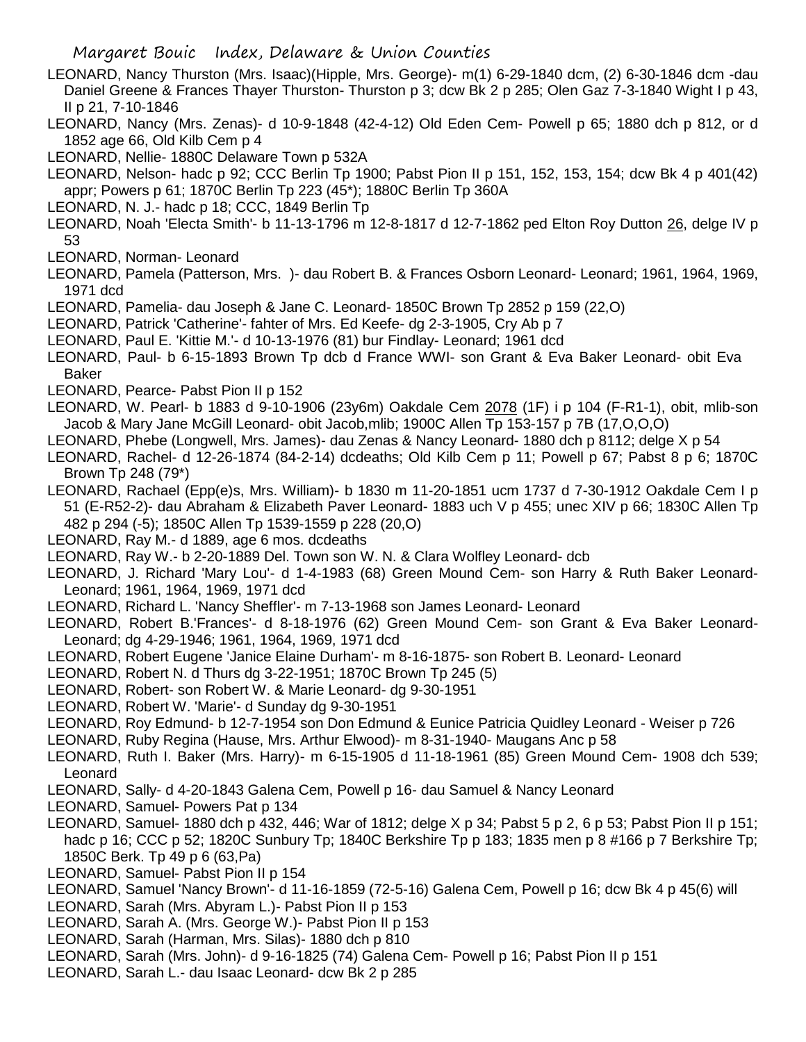LEONARD, Nancy Thurston (Mrs. Isaac)(Hipple, Mrs. George)- m(1) 6-29-1840 dcm, (2) 6-30-1846 dcm -dau Daniel Greene & Frances Thayer Thurston- Thurston p 3; dcw Bk 2 p 285; Olen Gaz 7-3-1840 Wight I p 43, II p 21, 7-10-1846

LEONARD, Nancy (Mrs. Zenas)- d 10-9-1848 (42-4-12) Old Eden Cem- Powell p 65; 1880 dch p 812, or d 1852 age 66, Old Kilb Cem p 4

LEONARD, Nellie- 1880C Delaware Town p 532A

LEONARD, Nelson- hadc p 92; CCC Berlin Tp 1900; Pabst Pion II p 151, 152, 153, 154; dcw Bk 4 p 401(42) appr; Powers p 61; 1870C Berlin Tp 223 (45*); 1880C Berlin Tp 360A

LEONARD, N. J.- hadc p 18; CCC, 1849 Berlin Tp

LEONARD, Noah 'Electa Smith'- b 11-13-1796 m 12-8-1817 d 12-7-1862 ped Elton Roy Dutton 26, delge IV p 53

LEONARD, Norman- Leonard

LEONARD, Pamela (Patterson, Mrs. )- dau Robert B. & Frances Osborn Leonard- Leonard; 1961, 1964, 1969, 1971 dcd

LEONARD, Pamelia- dau Joseph & Jane C. Leonard- 1850C Brown Tp 2852 p 159 (22,O)

LEONARD, Patrick 'Catherine'- fahter of Mrs. Ed Keefe- dg 2-3-1905, Cry Ab p 7

LEONARD, Paul E. 'Kittie M.'- d 10-13-1976 (81) bur Findlay- Leonard; 1961 dcd

LEONARD, Paul- b 6-15-1893 Brown Tp dcb d France WWI- son Grant & Eva Baker Leonard- obit Eva Baker

LEONARD, Pearce- Pabst Pion II p 152

LEONARD, W. Pearl- b 1883 d 9-10-1906 (23y6m) Oakdale Cem 2078 (1F) i p 104 (F-R1-1), obit, mlib-son Jacob & Mary Jane McGill Leonard- obit Jacob,mlib; 1900C Allen Tp 153-157 p 7B (17,O,O,O)

LEONARD, Phebe (Longwell, Mrs. James)- dau Zenas & Nancy Leonard- 1880 dch p 8112; delge X p 54

LEONARD, Rachel- d 12-26-1874 (84-2-14) dcdeaths; Old Kilb Cem p 11; Powell p 67; Pabst 8 p 6; 1870C Brown Tp 248 (79*)

LEONARD, Rachael (Epp(e)s, Mrs. William)- b 1830 m 11-20-1851 ucm 1737 d 7-30-1912 Oakdale Cem I p 51 (E-R52-2)- dau Abraham & Elizabeth Paver Leonard- 1883 uch V p 455; unec XIV p 66; 1830C Allen Tp 482 p 294 (-5); 1850C Allen Tp 1539-1559 p 228 (20,O)

LEONARD, Ray M.- d 1889, age 6 mos. dcdeaths

LEONARD, Ray W.- b 2-20-1889 Del. Town son W. N. & Clara Wolfley Leonard- dcb

LEONARD, J. Richard 'Mary Lou'- d 1-4-1983 (68) Green Mound Cem- son Harry & Ruth Baker Leonard- Leonard; 1961, 1964, 1969, 1971 dcd

LEONARD, Richard L. 'Nancy Sheffler'- m 7-13-1968 son James Leonard- Leonard

LEONARD, Robert B.'Frances'- d 8-18-1976 (62) Green Mound Cem- son Grant & Eva Baker Leonard- Leonard; dg 4-29-1946; 1961, 1964, 1969, 1971 dcd

LEONARD, Robert Eugene 'Janice Elaine Durham'- m 8-16-1875- son Robert B. Leonard- Leonard

LEONARD, Robert N. d Thurs dg 3-22-1951; 1870C Brown Tp 245 (5)

LEONARD, Robert- son Robert W. & Marie Leonard- dg 9-30-1951

LEONARD, Robert W. 'Marie'- d Sunday dg 9-30-1951

LEONARD, Roy Edmund- b 12-7-1954 son Don Edmund & Eunice Patricia Quidley Leonard - Weiser p 726

LEONARD, Ruby Regina (Hause, Mrs. Arthur Elwood)- m 8-31-1940- Maugans Anc p 58

LEONARD, Ruth I. Baker (Mrs. Harry)- m 6-15-1905 d 11-18-1961 (85) Green Mound Cem- 1908 dch 539; Leonard

LEONARD, Sally- d 4-20-1843 Galena Cem, Powell p 16- dau Samuel & Nancy Leonard

LEONARD, Samuel- Powers Pat p 134

LEONARD, Samuel- 1880 dch p 432, 446; War of 1812; delge X p 34; Pabst 5 p 2, 6 p 53; Pabst Pion II p 151; hadc p 16; CCC p 52; 1820C Sunbury Tp; 1840C Berkshire Tp p 183; 1835 men p 8 #166 p 7 Berkshire Tp; 1850C Berk. Tp 49 p 6 (63,Pa)

LEONARD, Samuel- Pabst Pion II p 154

LEONARD, Samuel 'Nancy Brown'- d 11-16-1859 (72-5-16) Galena Cem, Powell p 16; dcw Bk 4 p 45(6) will

LEONARD, Sarah (Mrs. Abyram L.)- Pabst Pion II p 153

LEONARD, Sarah A. (Mrs. George W.)- Pabst Pion II p 153

LEONARD, Sarah (Harman, Mrs. Silas)- 1880 dch p 810

LEONARD, Sarah (Mrs. John)- d 9-16-1825 (74) Galena Cem- Powell p 16; Pabst Pion II p 151

LEONARD, Sarah L.- dau Isaac Leonard- dcw Bk 2 p 285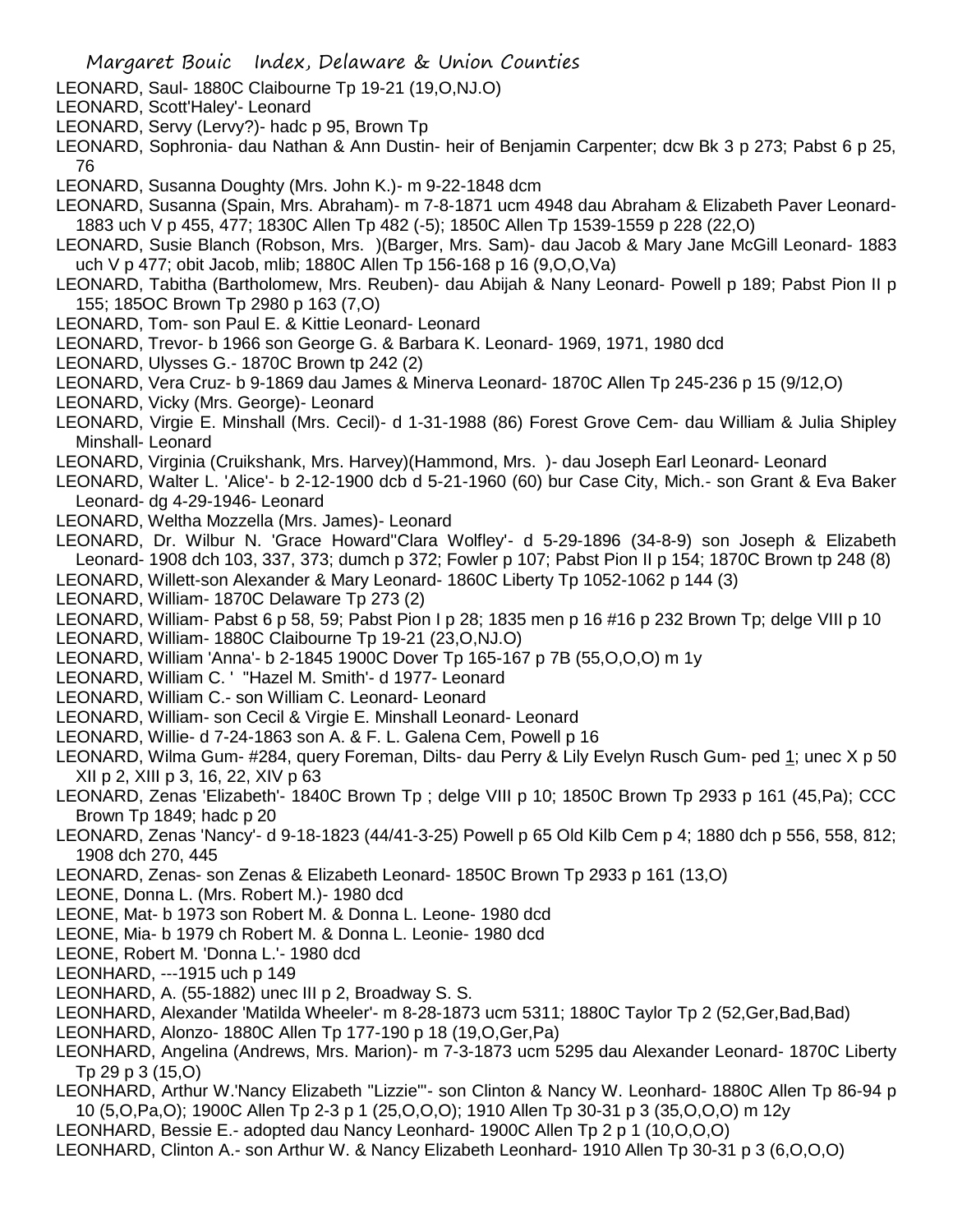LEONARD, Saul- 1880C Claibourne Tp 19-21 (19,O,NJ.O)

LEONARD, Scott'Haley'- Leonard

LEONARD, Servy (Lervy?)- hadc p 95, Brown Tp

LEONARD, Sophronia- dau Nathan & Ann Dustin- heir of Benjamin Carpenter; dcw Bk 3 p 273; Pabst 6 p 25, 76

LEONARD, Susanna Doughty (Mrs. John K.)- m 9-22-1848 dcm

LEONARD, Susanna (Spain, Mrs. Abraham)- m 7-8-1871 ucm 4948 dau Abraham & Elizabeth Paver Leonard- 1883 uch V p 455, 477; 1830C Allen Tp 482 (-5); 1850C Allen Tp 1539-1559 p 228 (22,O)

LEONARD, Susie Blanch (Robson, Mrs. )(Barger, Mrs. Sam)- dau Jacob & Mary Jane McGill Leonard- 1883 uch V p 477; obit Jacob, mlib; 1880C Allen Tp 156-168 p 16 (9,O,O,Va)

LEONARD, Tabitha (Bartholomew, Mrs. Reuben)- dau Abijah & Nany Leonard- Powell p 189; Pabst Pion II p 155; 185OC Brown Tp 2980 p 163 (7,O)

LEONARD, Tom- son Paul E. & Kittie Leonard- Leonard

LEONARD, Trevor- b 1966 son George G. & Barbara K. Leonard- 1969, 1971, 1980 dcd

LEONARD, Ulysses G.- 1870C Brown tp 242 (2)

LEONARD, Vera Cruz- b 9-1869 dau James & Minerva Leonard- 1870C Allen Tp 245-236 p 15 (9/12,O)

LEONARD, Vicky (Mrs. George)- Leonard

LEONARD, Virgie E. Minshall (Mrs. Cecil)- d 1-31-1988 (86) Forest Grove Cem- dau William & Julia Shipley Minshall- Leonard

LEONARD, Virginia (Cruikshank, Mrs. Harvey)(Hammond, Mrs. )- dau Joseph Earl Leonard- Leonard

LEONARD, Walter L. 'Alice'- b 2-12-1900 dcb d 5-21-1960 (60) bur Case City, Mich.- son Grant & Eva Baker Leonard- dg 4-29-1946- Leonard

LEONARD, Weltha Mozzella (Mrs. James)- Leonard

LEONARD, Dr. Wilbur N. 'Grace Howard''Clara Wolfley'- d 5-29-1896 (34-8-9) son Joseph & Elizabeth Leonard- 1908 dch 103, 337, 373; dumch p 372; Fowler p 107; Pabst Pion II p 154; 1870C Brown tp 248 (8)

LEONARD, Willett-son Alexander & Mary Leonard- 1860C Liberty Tp 1052-1062 p 144 (3)

LEONARD, William- 1870C Delaware Tp 273 (2)

LEONARD, William- Pabst 6 p 58, 59; Pabst Pion I p 28; 1835 men p 16 #16 p 232 Brown Tp; delge VIII p 10

LEONARD, William- 1880C Claibourne Tp 19-21 (23,O,NJ.O)

LEONARD, William 'Anna'- b 2-1845 1900C Dover Tp 165-167 p 7B (55,O,O,O) m 1y

LEONARD, William C. ' ''Hazel M. Smith'- d 1977- Leonard

LEONARD, William C.- son William C. Leonard- Leonard

LEONARD, William- son Cecil & Virgie E. Minshall Leonard- Leonard

LEONARD, Willie- d 7-24-1863 son A. & F. L. Galena Cem, Powell p 16

LEONARD, Wilma Gum- #284, query Foreman, Dilts- dau Perry & Lily Evelyn Rusch Gum- ped 1; unec X p 50 XII p 2, XIII p 3, 16, 22, XIV p 63

LEONARD, Zenas 'Elizabeth'- 1840C Brown Tp ; delge VIII p 10; 1850C Brown Tp 2933 p 161 (45,Pa); CCC Brown Tp 1849; hadc p 20

LEONARD, Zenas 'Nancy'- d 9-18-1823 (44/41-3-25) Powell p 65 Old Kilb Cem p 4; 1880 dch p 556, 558, 812; 1908 dch 270, 445

LEONARD, Zenas- son Zenas & Elizabeth Leonard- 1850C Brown Tp 2933 p 161 (13,O)

LEONE, Donna L. (Mrs. Robert M.)- 1980 dcd

LEONE, Mat- b 1973 son Robert M. & Donna L. Leone- 1980 dcd

LEONE, Mia- b 1979 ch Robert M. & Donna L. Leonie- 1980 dcd

LEONE, Robert M. 'Donna L.'- 1980 dcd

LEONHARD, ---1915 uch p 149

LEONHARD, A. (55-1882) unec III p 2, Broadway S. S.

LEONHARD, Alexander 'Matilda Wheeler'- m 8-28-1873 ucm 5311; 1880C Taylor Tp 2 (52,Ger,Bad,Bad)

LEONHARD, Alonzo- 1880C Allen Tp 177-190 p 18 (19,O,Ger,Pa)

LEONHARD, Angelina (Andrews, Mrs. Marion)- m 7-3-1873 ucm 5295 dau Alexander Leonard- 1870C Liberty Tp 29 p 3 (15,O)

LEONHARD, Arthur W.'Nancy Elizabeth ''Lizzie'''- son Clinton & Nancy W. Leonhard- 1880C Allen Tp 86-94 p 10 (5,O,Pa,O); 1900C Allen Tp 2-3 p 1 (25,O,O,O); 1910 Allen Tp 30-31 p 3 (35,O,O,O) m 12y

LEONHARD, Bessie E.- adopted dau Nancy Leonhard- 1900C Allen Tp 2 p 1 (10,O,O,O)

LEONHARD, Clinton A.- son Arthur W. & Nancy Elizabeth Leonhard- 1910 Allen Tp 30-31 p 3 (6,O,O,O)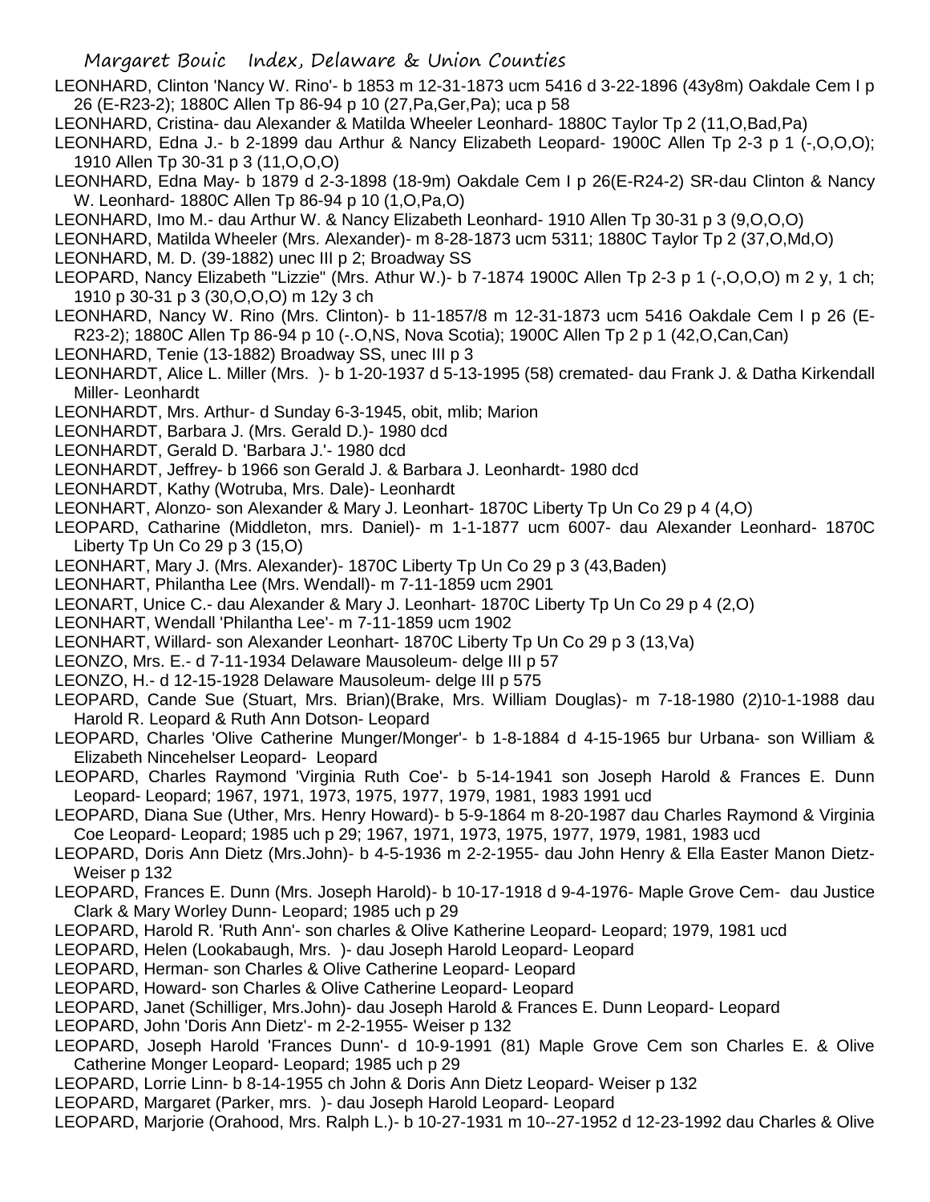LEONHARD, Clinton 'Nancy W. Rino'- b 1853 m 12-31-1873 ucm 5416 d 3-22-1896 (43y8m) Oakdale Cem I p 26 (E-R23-2); 1880C Allen Tp 86-94 p 10 (27,Pa,Ger,Pa); uca p 58

LEONHARD, Cristina- dau Alexander & Matilda Wheeler Leonhard- 1880C Taylor Tp 2 (11,O,Bad,Pa)

LEONHARD, Edna J.- b 2-1899 dau Arthur & Nancy Elizabeth Leopard- 1900C Allen Tp 2-3 p 1 (-,O,O,O); 1910 Allen Tp 30-31 p 3 (11,O,O,O)

LEONHARD, Edna May- b 1879 d 2-3-1898 (18-9m) Oakdale Cem I p 26(E-R24-2) SR-dau Clinton & Nancy W. Leonhard- 1880C Allen Tp 86-94 p 10 (1,O,Pa,O)

LEONHARD, Imo M.- dau Arthur W. & Nancy Elizabeth Leonhard- 1910 Allen Tp 30-31 p 3 (9,O,O,O)

LEONHARD, Matilda Wheeler (Mrs. Alexander)- m 8-28-1873 ucm 5311; 1880C Taylor Tp 2 (37,O,Md,O)

LEONHARD, M. D. (39-1882) unec III p 2; Broadway SS

LEOPARD, Nancy Elizabeth "Lizzie" (Mrs. Athur W.)- b 7-1874 1900C Allen Tp 2-3 p 1 (-,O,O,O) m 2 y, 1 ch; 1910 p 30-31 p 3 (30,O,O,O) m 12y 3 ch

LEONHARD, Nancy W. Rino (Mrs. Clinton)- b 11-1857/8 m 12-31-1873 ucm 5416 Oakdale Cem I p 26 (E-R23-2); 1880C Allen Tp 86-94 p 10 (-.O,NS, Nova Scotia); 1900C Allen Tp 2 p 1 (42,O,Can,Can)

LEONHARD, Tenie (13-1882) Broadway SS, unec III p 3

LEONHARDT, Alice L. Miller (Mrs. )- b 1-20-1937 d 5-13-1995 (58) cremated- dau Frank J. & Datha Kirkendall Miller- Leonhardt

LEONHARDT, Mrs. Arthur- d Sunday 6-3-1945, obit, mlib; Marion

LEONHARDT, Barbara J. (Mrs. Gerald D.)- 1980 dcd

LEONHARDT, Gerald D. 'Barbara J.'- 1980 dcd

LEONHARDT, Jeffrey- b 1966 son Gerald J. & Barbara J. Leonhardt- 1980 dcd

LEONHARDT, Kathy (Wotruba, Mrs. Dale)- Leonhardt

LEONHART, Alonzo- son Alexander & Mary J. Leonhart- 1870C Liberty Tp Un Co 29 p 4 (4,O)

LEOPARD, Catharine (Middleton, mrs. Daniel)- m 1-1-1877 ucm 6007- dau Alexander Leonhard- 1870C Liberty Tp Un Co 29 p 3 (15,O)

LEONHART, Mary J. (Mrs. Alexander)- 1870C Liberty Tp Un Co 29 p 3 (43,Baden)

LEONHART, Philantha Lee (Mrs. Wendall)- m 7-11-1859 ucm 2901

LEONART, Unice C.- dau Alexander & Mary J. Leonhart- 1870C Liberty Tp Un Co 29 p 4 (2,O)

LEONHART, Wendall 'Philantha Lee'- m 7-11-1859 ucm 1902

LEONHART, Willard- son Alexander Leonhart- 1870C Liberty Tp Un Co 29 p 3 (13,Va)

LEONZO, Mrs. E.- d 7-11-1934 Delaware Mausoleum- delge III p 57

LEONZO, H.- d 12-15-1928 Delaware Mausoleum- delge III p 575

LEOPARD, Cande Sue (Stuart, Mrs. Brian)(Brake, Mrs. William Douglas)- m 7-18-1980 (2)10-1-1988 dau Harold R. Leopard & Ruth Ann Dotson- Leopard

LEOPARD, Charles 'Olive Catherine Munger/Monger'- b 1-8-1884 d 4-15-1965 bur Urbana- son William & Elizabeth Nincehelser Leopard- Leopard

LEOPARD, Charles Raymond 'Virginia Ruth Coe'- b 5-14-1941 son Joseph Harold & Frances E. Dunn Leopard- Leopard; 1967, 1971, 1973, 1975, 1977, 1979, 1981, 1983 1991 ucd

LEOPARD, Diana Sue (Uther, Mrs. Henry Howard)- b 5-9-1864 m 8-20-1987 dau Charles Raymond & Virginia Coe Leopard- Leopard; 1985 uch p 29; 1967, 1971, 1973, 1975, 1977, 1979, 1981, 1983 ucd

LEOPARD, Doris Ann Dietz (Mrs.John)- b 4-5-1936 m 2-2-1955- dau John Henry & Ella Easter Manon Dietz- Weiser p 132

LEOPARD, Frances E. Dunn (Mrs. Joseph Harold)- b 10-17-1918 d 9-4-1976- Maple Grove Cem- dau Justice Clark & Mary Worley Dunn- Leopard; 1985 uch p 29

LEOPARD, Harold R. 'Ruth Ann'- son charles & Olive Katherine Leopard- Leopard; 1979, 1981 ucd

LEOPARD, Helen (Lookabaugh, Mrs. )- dau Joseph Harold Leopard- Leopard

LEOPARD, Herman- son Charles & Olive Catherine Leopard- Leopard

LEOPARD, Howard- son Charles & Olive Catherine Leopard- Leopard

LEOPARD, Janet (Schilliger, Mrs.John)- dau Joseph Harold & Frances E. Dunn Leopard- Leopard

LEOPARD, John 'Doris Ann Dietz'- m 2-2-1955- Weiser p 132

LEOPARD, Joseph Harold 'Frances Dunn'- d 10-9-1991 (81) Maple Grove Cem son Charles E. & Olive Catherine Monger Leopard- Leopard; 1985 uch p 29

LEOPARD, Lorrie Linn- b 8-14-1955 ch John & Doris Ann Dietz Leopard- Weiser p 132

LEOPARD, Margaret (Parker, mrs. )- dau Joseph Harold Leopard- Leopard

LEOPARD, Marjorie (Orahood, Mrs. Ralph L.)- b 10-27-1931 m 10--27-1952 d 12-23-1992 dau Charles & Olive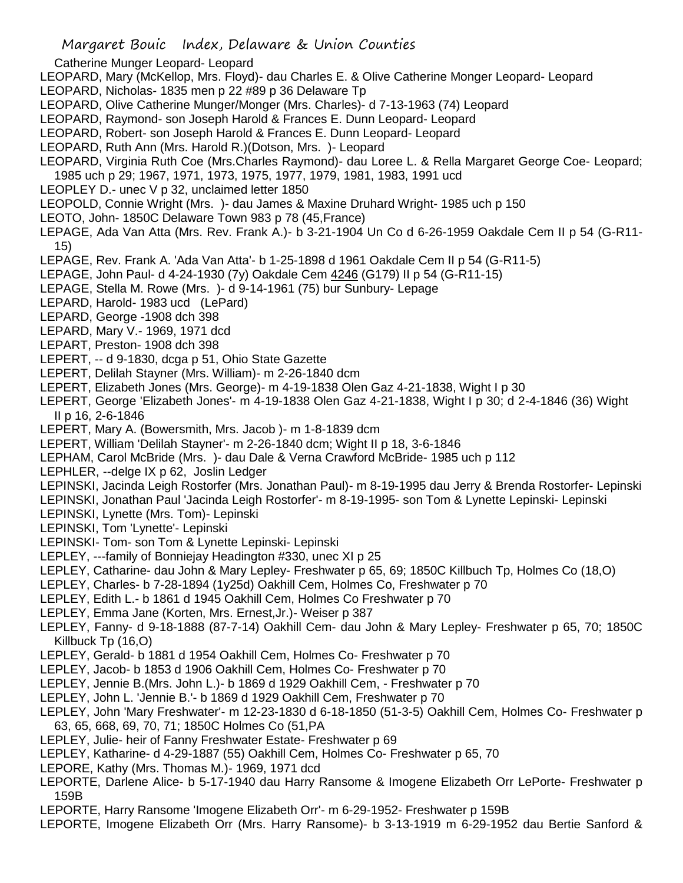Catherine Munger Leopard- Leopard

LEOPARD, Mary (McKellop, Mrs. Floyd)- dau Charles E. & Olive Catherine Monger Leopard- Leopard

LEOPARD, Nicholas- 1835 men p 22 #89 p 36 Delaware Tp

LEOPARD, Olive Catherine Munger/Monger (Mrs. Charles)- d 7-13-1963 (74) Leopard

LEOPARD, Raymond- son Joseph Harold & Frances E. Dunn Leopard- Leopard

LEOPARD, Robert- son Joseph Harold & Frances E. Dunn Leopard- Leopard

LEOPARD, Ruth Ann (Mrs. Harold R.)(Dotson, Mrs. )- Leopard

LEOPARD, Virginia Ruth Coe (Mrs.Charles Raymond)- dau Loree L. & Rella Margaret George Coe- Leopard; 1985 uch p 29; 1967, 1971, 1973, 1975, 1977, 1979, 1981, 1983, 1991 ucd

LEOPLEY D.- unec V p 32, unclaimed letter 1850

LEOPOLD, Connie Wright (Mrs. )- dau James & Maxine Druhard Wright- 1985 uch p 150

LEOTO, John- 1850C Delaware Town 983 p 78 (45,France)

LEPAGE, Ada Van Atta (Mrs. Rev. Frank A.)- b 3-21-1904 Un Co d 6-26-1959 Oakdale Cem II p 54 (G-R11-15)

LEPAGE, Rev. Frank A. 'Ada Van Atta'- b 1-25-1898 d 1961 Oakdale Cem II p 54 (G-R11-5)

LEPAGE, John Paul- d 4-24-1930 (7y) Oakdale Cem 4246 (G179) II p 54 (G-R11-15)

LEPAGE, Stella M. Rowe (Mrs. )- d 9-14-1961 (75) bur Sunbury- Lepage

LEPARD, Harold- 1983 ucd (LePard)

LEPARD, George -1908 dch 398

LEPARD, Mary V.- 1969, 1971 dcd

LEPART, Preston- 1908 dch 398

LEPERT, -- d 9-1830, dcga p 51, Ohio State Gazette

LEPERT, Delilah Stayner (Mrs. William)- m 2-26-1840 dcm

LEPERT, Elizabeth Jones (Mrs. George)- m 4-19-1838 Olen Gaz 4-21-1838, Wight I p 30

LEPERT, George 'Elizabeth Jones'- m 4-19-1838 Olen Gaz 4-21-1838, Wight I p 30; d 2-4-1846 (36) Wight II p 16, 2-6-1846

LEPERT, Mary A. (Bowersmith, Mrs. Jacob )- m 1-8-1839 dcm

LEPERT, William 'Delilah Stayner'- m 2-26-1840 dcm; Wight II p 18, 3-6-1846

LEPHAM, Carol McBride (Mrs. )- dau Dale & Verna Crawford McBride- 1985 uch p 112

LEPHLER, --delge IX p 62, Joslin Ledger

LEPINSKI, Jacinda Leigh Rostorfer (Mrs. Jonathan Paul)- m 8-19-1995 dau Jerry & Brenda Rostorfer- Lepinski

LEPINSKI, Jonathan Paul 'Jacinda Leigh Rostorfer'- m 8-19-1995- son Tom & Lynette Lepinski- Lepinski

LEPINSKI, Lynette (Mrs. Tom)- Lepinski

LEPINSKI, Tom 'Lynette'- Lepinski

LEPINSKI- Tom- son Tom & Lynette Lepinski- Lepinski

LEPLEY, ---family of Bonniejay Headington #330, unec XI p 25

LEPLEY, Catharine- dau John & Mary Lepley- Freshwater p 65, 69; 1850C Killbuch Tp, Holmes Co (18,O)

LEPLEY, Charles- b 7-28-1894 (1y25d) Oakhill Cem, Holmes Co, Freshwater p 70

LEPLEY, Edith L.- b 1861 d 1945 Oakhill Cem, Holmes Co Freshwater p 70

LEPLEY, Emma Jane (Korten, Mrs. Ernest,Jr.)- Weiser p 387

LEPLEY, Fanny- d 9-18-1888 (87-7-14) Oakhill Cem- dau John & Mary Lepley- Freshwater p 65, 70; 1850C Killbuck Tp (16,O)

LEPLEY, Gerald- b 1881 d 1954 Oakhill Cem, Holmes Co- Freshwater p 70

LEPLEY, Jacob- b 1853 d 1906 Oakhill Cem, Holmes Co- Freshwater p 70

LEPLEY, Jennie B.(Mrs. John L.)- b 1869 d 1929 Oakhill Cem, - Freshwater p 70

LEPLEY, John L. 'Jennie B.'- b 1869 d 1929 Oakhill Cem, Freshwater p 70

LEPLEY, John 'Mary Freshwater'- m 12-23-1830 d 6-18-1850 (51-3-5) Oakhill Cem, Holmes Co- Freshwater p 63, 65, 668, 69, 70, 71; 1850C Holmes Co (51,PA

LEPLEY, Julie- heir of Fanny Freshwater Estate- Freshwater p 69

LEPLEY, Katharine- d 4-29-1887 (55) Oakhill Cem, Holmes Co- Freshwater p 65, 70

LEPORE, Kathy (Mrs. Thomas M.)- 1969, 1971 dcd

LEPORTE, Darlene Alice- b 5-17-1940 dau Harry Ransome & Imogene Elizabeth Orr LePorte- Freshwater p 159B

LEPORTE, Harry Ransome 'Imogene Elizabeth Orr'- m 6-29-1952- Freshwater p 159B

LEPORTE, Imogene Elizabeth Orr (Mrs. Harry Ransome)- b 3-13-1919 m 6-29-1952 dau Bertie Sanford &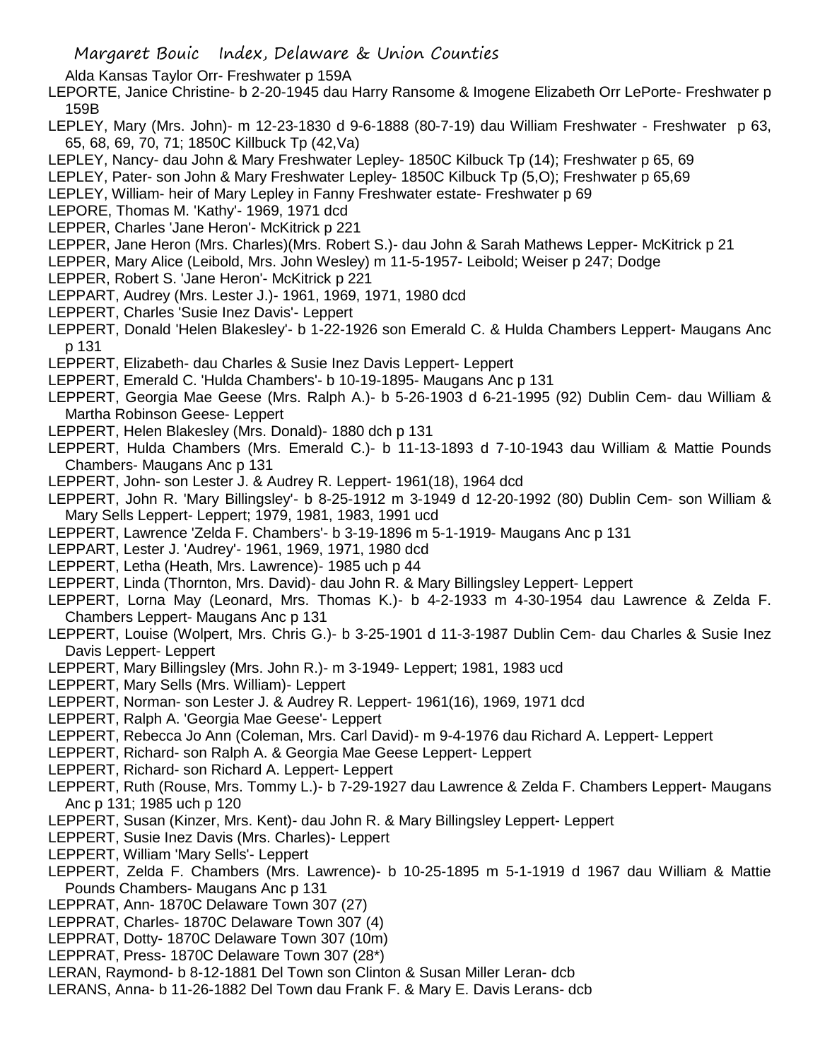Alda Kansas Taylor Orr- Freshwater p 159A

LEPORTE, Janice Christine- b 2-20-1945 dau Harry Ransome & Imogene Elizabeth Orr LePorte- Freshwater p 159B

LEPLEY, Mary (Mrs. John)- m 12-23-1830 d 9-6-1888 (80-7-19) dau William Freshwater - Freshwater p 63, 65, 68, 69, 70, 71; 1850C Killbuck Tp (42,Va)

LEPLEY, Nancy- dau John & Mary Freshwater Lepley- 1850C Kilbuck Tp (14); Freshwater p 65, 69

LEPLEY, Pater- son John & Mary Freshwater Lepley- 1850C Kilbuck Tp (5,O); Freshwater p 65,69

LEPLEY, William- heir of Mary Lepley in Fanny Freshwater estate- Freshwater p 69

LEPORE, Thomas M. 'Kathy'- 1969, 1971 dcd

LEPPER, Charles 'Jane Heron'- McKitrick p 221

LEPPER, Jane Heron (Mrs. Charles)(Mrs. Robert S.)- dau John & Sarah Mathews Lepper- McKitrick p 21

LEPPER, Mary Alice (Leibold, Mrs. John Wesley) m 11-5-1957- Leibold; Weiser p 247; Dodge

LEPPER, Robert S. 'Jane Heron'- McKitrick p 221

LEPPART, Audrey (Mrs. Lester J.)- 1961, 1969, 1971, 1980 dcd

LEPPERT, Charles 'Susie Inez Davis'- Leppert

LEPPERT, Donald 'Helen Blakesley'- b 1-22-1926 son Emerald C. & Hulda Chambers Leppert- Maugans Anc p 131

LEPPERT, Elizabeth- dau Charles & Susie Inez Davis Leppert- Leppert

LEPPERT, Emerald C. 'Hulda Chambers'- b 10-19-1895- Maugans Anc p 131

LEPPERT, Georgia Mae Geese (Mrs. Ralph A.)- b 5-26-1903 d 6-21-1995 (92) Dublin Cem- dau William & Martha Robinson Geese- Leppert

LEPPERT, Helen Blakesley (Mrs. Donald)- 1880 dch p 131

LEPPERT, Hulda Chambers (Mrs. Emerald C.)- b 11-13-1893 d 7-10-1943 dau William & Mattie Pounds Chambers- Maugans Anc p 131

LEPPERT, John- son Lester J. & Audrey R. Leppert- 1961(18), 1964 dcd

LEPPERT, John R. 'Mary Billingsley'- b 8-25-1912 m 3-1949 d 12-20-1992 (80) Dublin Cem- son William & Mary Sells Leppert- Leppert; 1979, 1981, 1983, 1991 ucd

LEPPERT, Lawrence 'Zelda F. Chambers'- b 3-19-1896 m 5-1-1919- Maugans Anc p 131

LEPPART, Lester J. 'Audrey'- 1961, 1969, 1971, 1980 dcd

LEPPERT, Letha (Heath, Mrs. Lawrence)- 1985 uch p 44

LEPPERT, Linda (Thornton, Mrs. David)- dau John R. & Mary Billingsley Leppert- Leppert

LEPPERT, Lorna May (Leonard, Mrs. Thomas K.)- b 4-2-1933 m 4-30-1954 dau Lawrence & Zelda F. Chambers Leppert- Maugans Anc p 131

LEPPERT, Louise (Wolpert, Mrs. Chris G.)- b 3-25-1901 d 11-3-1987 Dublin Cem- dau Charles & Susie Inez Davis Leppert- Leppert

LEPPERT, Mary Billingsley (Mrs. John R.)- m 3-1949- Leppert; 1981, 1983 ucd

LEPPERT, Mary Sells (Mrs. William)- Leppert

LEPPERT, Norman- son Lester J. & Audrey R. Leppert- 1961(16), 1969, 1971 dcd

LEPPERT, Ralph A. 'Georgia Mae Geese'- Leppert

LEPPERT, Rebecca Jo Ann (Coleman, Mrs. Carl David)- m 9-4-1976 dau Richard A. Leppert- Leppert

LEPPERT, Richard- son Ralph A. & Georgia Mae Geese Leppert- Leppert

LEPPERT, Richard- son Richard A. Leppert- Leppert

LEPPERT, Ruth (Rouse, Mrs. Tommy L.)- b 7-29-1927 dau Lawrence & Zelda F. Chambers Leppert- Maugans Anc p 131; 1985 uch p 120

LEPPERT, Susan (Kinzer, Mrs. Kent)- dau John R. & Mary Billingsley Leppert- Leppert

LEPPERT, Susie Inez Davis (Mrs. Charles)- Leppert

LEPPERT, William 'Mary Sells'- Leppert

LEPPERT, Zelda F. Chambers (Mrs. Lawrence)- b 10-25-1895 m 5-1-1919 d 1967 dau William & Mattie Pounds Chambers- Maugans Anc p 131

LEPPRAT, Ann- 1870C Delaware Town 307 (27)

LEPPRAT, Charles- 1870C Delaware Town 307 (4)

LEPPRAT, Dotty- 1870C Delaware Town 307 (10m)

LEPPRAT, Press- 1870C Delaware Town 307 (28*)

LERAN, Raymond- b 8-12-1881 Del Town son Clinton & Susan Miller Leran- dcb

LERANS, Anna- b 11-26-1882 Del Town dau Frank F. & Mary E. Davis Lerans- dcb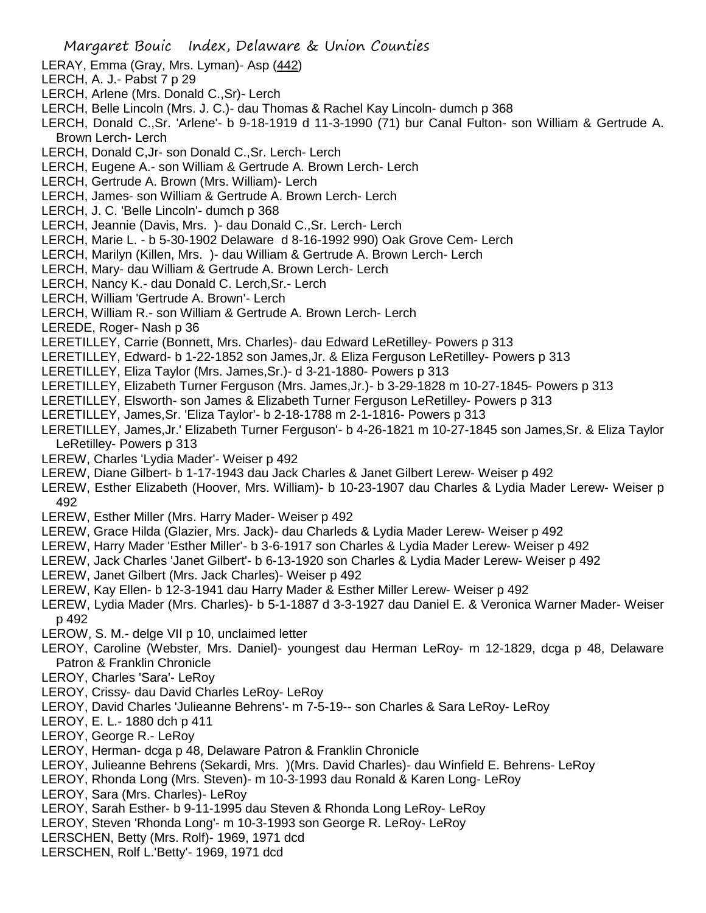LERAY, Emma (Gray, Mrs. Lyman)- Asp (442)
LERCH, A. J.- Pabst 7 p 29
LERCH, Arlene (Mrs. Donald C.,Sr)- Lerch
LERCH, Belle Lincoln (Mrs. J. C.)- dau Thomas & Rachel Kay Lincoln- dumch p 368
LERCH, Donald C.,Sr. 'Arlene'- b 9-18-1919 d 11-3-1990 (71) bur Canal Fulton- son William & Gertrude A. Brown Lerch- Lerch
LERCH, Donald C,Jr- son Donald C.,Sr. Lerch- Lerch
LERCH, Eugene A.- son William & Gertrude A. Brown Lerch- Lerch
LERCH, Gertrude A. Brown (Mrs. William)- Lerch
LERCH, James- son William & Gertrude A. Brown Lerch- Lerch
LERCH, J. C. 'Belle Lincoln'- dumch p 368
LERCH, Jeannie (Davis, Mrs. )- dau Donald C.,Sr. Lerch- Lerch
LERCH, Marie L. - b 5-30-1902 Delaware d 8-16-1992 990) Oak Grove Cem- Lerch
LERCH, Marilyn (Killen, Mrs. )- dau William & Gertrude A. Brown Lerch- Lerch
LERCH, Mary- dau William & Gertrude A. Brown Lerch- Lerch
LERCH, Nancy K.- dau Donald C. Lerch,Sr.- Lerch
LERCH, William 'Gertrude A. Brown'- Lerch
LERCH, William R.- son William & Gertrude A. Brown Lerch- Lerch
LEREDE, Roger- Nash p 36
LERETILLEY, Carrie (Bonnett, Mrs. Charles)- dau Edward LeRetilley- Powers p 313
LERETILLEY, Edward- b 1-22-1852 son James,Jr. & Eliza Ferguson LeRetilley- Powers p 313
LERETILLEY, Eliza Taylor (Mrs. James,Sr.)- d 3-21-1880- Powers p 313
LERETILLEY, Elizabeth Turner Ferguson (Mrs. James,Jr.)- b 3-29-1828 m 10-27-1845- Powers p 313
LERETILLEY, Elsworth- son James & Elizabeth Turner Ferguson LeRetilley- Powers p 313
LERETILLEY, James,Sr. 'Eliza Taylor'- b 2-18-1788 m 2-1-1816- Powers p 313
LERETILLEY, James,Jr.' Elizabeth Turner Ferguson'- b 4-26-1821 m 10-27-1845 son James,Sr. & Eliza Taylor LeRetilley- Powers p 313
LEREW, Charles 'Lydia Mader'- Weiser p 492
LEREW, Diane Gilbert- b 1-17-1943 dau Jack Charles & Janet Gilbert Lerew- Weiser p 492
LEREW, Esther Elizabeth (Hoover, Mrs. William)- b 10-23-1907 dau Charles & Lydia Mader Lerew- Weiser p 492
LEREW, Esther Miller (Mrs. Harry Mader- Weiser p 492
LEREW, Grace Hilda (Glazier, Mrs. Jack)- dau Charleds & Lydia Mader Lerew- Weiser p 492
LEREW, Harry Mader 'Esther Miller'- b 3-6-1917 son Charles & Lydia Mader Lerew- Weiser p 492
LEREW, Jack Charles 'Janet Gilbert'- b 6-13-1920 son Charles & Lydia Mader Lerew- Weiser p 492
LEREW, Janet Gilbert (Mrs. Jack Charles)- Weiser p 492
LEREW, Kay Ellen- b 12-3-1941 dau Harry Mader & Esther Miller Lerew- Weiser p 492
LEREW, Lydia Mader (Mrs. Charles)- b 5-1-1887 d 3-3-1927 dau Daniel E. & Veronica Warner Mader- Weiser p 492
LEROW, S. M.- delge VII p 10, unclaimed letter
LEROY, Caroline (Webster, Mrs. Daniel)- youngest dau Herman LeRoy- m 12-1829, dcga p 48, Delaware Patron & Franklin Chronicle
LEROY, Charles 'Sara'- LeRoy
LEROY, Crissy- dau David Charles LeRoy- LeRoy
LEROY, David Charles 'Julieanne Behrens'- m 7-5-19-- son Charles & Sara LeRoy- LeRoy
LEROY, E. L.- 1880 dch p 411
LEROY, George R.- LeRoy
LEROY, Herman- dcga p 48, Delaware Patron & Franklin Chronicle
LEROY, Julieanne Behrens (Sekardi, Mrs. )(Mrs. David Charles)- dau Winfield E. Behrens- LeRoy
LEROY, Rhonda Long (Mrs. Steven)- m 10-3-1993 dau Ronald & Karen Long- LeRoy
LEROY, Sara (Mrs. Charles)- LeRoy
LEROY, Sarah Esther- b 9-11-1995 dau Steven & Rhonda Long LeRoy- LeRoy
LEROY, Steven 'Rhonda Long'- m 10-3-1993 son George R. LeRoy- LeRoy
LERSCHEN, Betty (Mrs. Rolf)- 1969, 1971 dcd
LERSCHEN, Rolf L.'Betty'- 1969, 1971 dcd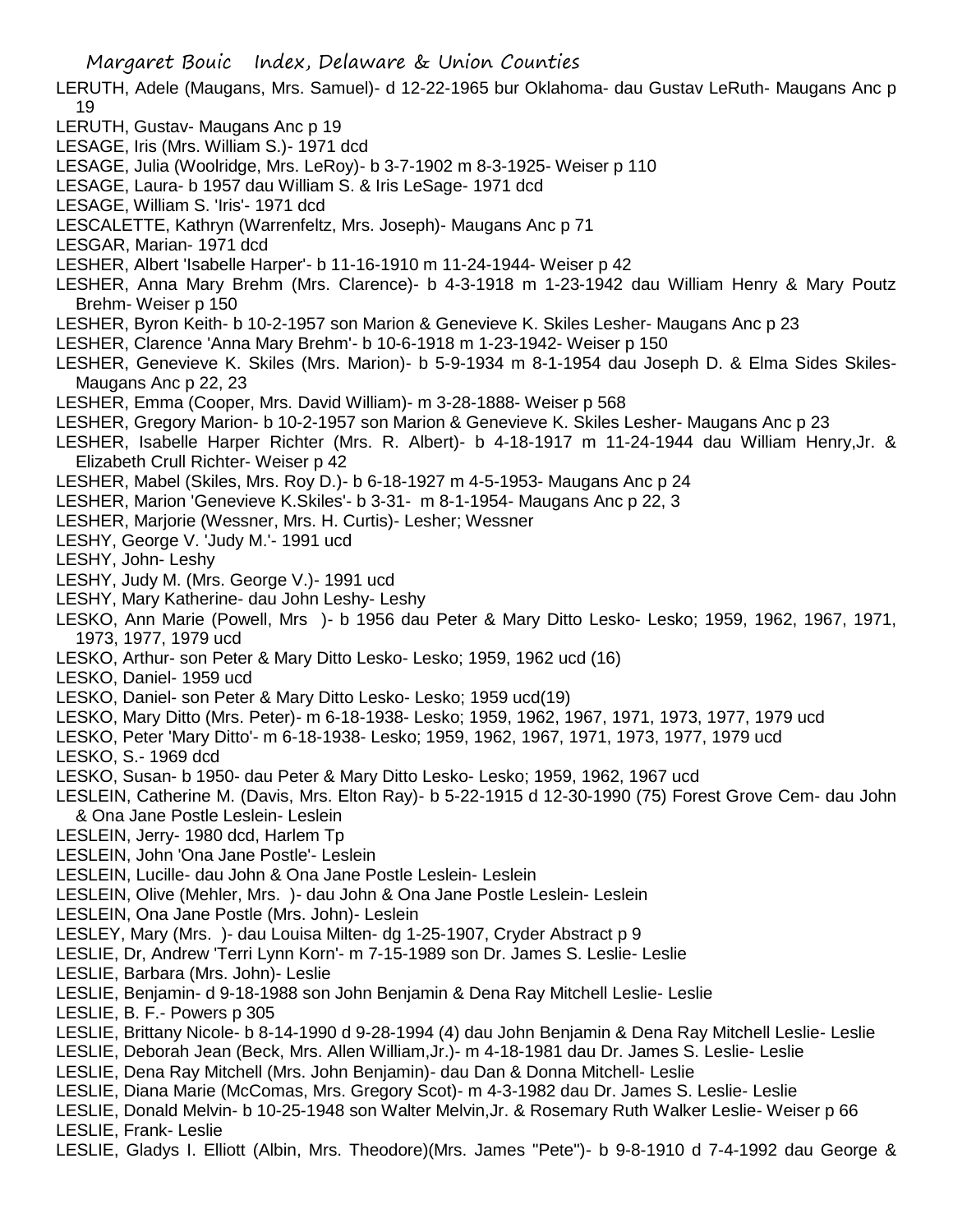LERUTH, Adele (Maugans, Mrs. Samuel)- d 12-22-1965 bur Oklahoma- dau Gustav LeRuth- Maugans Anc p 19

LERUTH, Gustav- Maugans Anc p 19

LESAGE, Iris (Mrs. William S.)- 1971 dcd

LESAGE, Julia (Woolridge, Mrs. LeRoy)- b 3-7-1902 m 8-3-1925- Weiser p 110

LESAGE, Laura- b 1957 dau William S. & Iris LeSage- 1971 dcd

LESAGE, William S. 'Iris'- 1971 dcd

LESCALETTE, Kathryn (Warrenfeltz, Mrs. Joseph)- Maugans Anc p 71

LESGAR, Marian- 1971 dcd

LESHER, Albert 'Isabelle Harper'- b 11-16-1910 m 11-24-1944- Weiser p 42

LESHER, Anna Mary Brehm (Mrs. Clarence)- b 4-3-1918 m 1-23-1942 dau William Henry & Mary Poutz Brehm- Weiser p 150

LESHER, Byron Keith- b 10-2-1957 son Marion & Genevieve K. Skiles Lesher- Maugans Anc p 23

LESHER, Clarence 'Anna Mary Brehm'- b 10-6-1918 m 1-23-1942- Weiser p 150

LESHER, Genevieve K. Skiles (Mrs. Marion)- b 5-9-1934 m 8-1-1954 dau Joseph D. & Elma Sides Skiles- Maugans Anc p 22, 23

LESHER, Emma (Cooper, Mrs. David William)- m 3-28-1888- Weiser p 568

LESHER, Gregory Marion- b 10-2-1957 son Marion & Genevieve K. Skiles Lesher- Maugans Anc p 23

LESHER, Isabelle Harper Richter (Mrs. R. Albert)- b 4-18-1917 m 11-24-1944 dau William Henry,Jr. & Elizabeth Crull Richter- Weiser p 42

LESHER, Mabel (Skiles, Mrs. Roy D.)- b 6-18-1927 m 4-5-1953- Maugans Anc p 24

LESHER, Marion 'Genevieve K.Skiles'- b 3-31- m 8-1-1954- Maugans Anc p 22, 3

LESHER, Marjorie (Wessner, Mrs. H. Curtis)- Lesher; Wessner

LESHY, George V. 'Judy M.'- 1991 ucd

LESHY, John- Leshy

LESHY, Judy M. (Mrs. George V.)- 1991 ucd

LESHY, Mary Katherine- dau John Leshy- Leshy

LESKO, Ann Marie (Powell, Mrs )- b 1956 dau Peter & Mary Ditto Lesko- Lesko; 1959, 1962, 1967, 1971, 1973, 1977, 1979 ucd

LESKO, Arthur- son Peter & Mary Ditto Lesko- Lesko; 1959, 1962 ucd (16)

LESKO, Daniel- 1959 ucd

LESKO, Daniel- son Peter & Mary Ditto Lesko- Lesko; 1959 ucd(19)

LESKO, Mary Ditto (Mrs. Peter)- m 6-18-1938- Lesko; 1959, 1962, 1967, 1971, 1973, 1977, 1979 ucd

LESKO, Peter 'Mary Ditto'- m 6-18-1938- Lesko; 1959, 1962, 1967, 1971, 1973, 1977, 1979 ucd

LESKO, S.- 1969 dcd

LESKO, Susan- b 1950- dau Peter & Mary Ditto Lesko- Lesko; 1959, 1962, 1967 ucd

LESLEIN, Catherine M. (Davis, Mrs. Elton Ray)- b 5-22-1915 d 12-30-1990 (75) Forest Grove Cem- dau John & Ona Jane Postle Leslein- Leslein

LESLEIN, Jerry- 1980 dcd, Harlem Tp

LESLEIN, John 'Ona Jane Postle'- Leslein

LESLEIN, Lucille- dau John & Ona Jane Postle Leslein- Leslein

LESLEIN, Olive (Mehler, Mrs. )- dau John & Ona Jane Postle Leslein- Leslein

LESLEIN, Ona Jane Postle (Mrs. John)- Leslein

LESLEY, Mary (Mrs. )- dau Louisa Milten- dg 1-25-1907, Cryder Abstract p 9

LESLIE, Dr, Andrew 'Terri Lynn Korn'- m 7-15-1989 son Dr. James S. Leslie- Leslie

LESLIE, Barbara (Mrs. John)- Leslie

LESLIE, Benjamin- d 9-18-1988 son John Benjamin & Dena Ray Mitchell Leslie- Leslie

LESLIE, B. F.- Powers p 305

LESLIE, Brittany Nicole- b 8-14-1990 d 9-28-1994 (4) dau John Benjamin & Dena Ray Mitchell Leslie- Leslie

LESLIE, Deborah Jean (Beck, Mrs. Allen William,Jr.)- m 4-18-1981 dau Dr. James S. Leslie- Leslie

LESLIE, Dena Ray Mitchell (Mrs. John Benjamin)- dau Dan & Donna Mitchell- Leslie

LESLIE, Diana Marie (McComas, Mrs. Gregory Scot)- m 4-3-1982 dau Dr. James S. Leslie- Leslie

LESLIE, Donald Melvin- b 10-25-1948 son Walter Melvin,Jr. & Rosemary Ruth Walker Leslie- Weiser p 66

LESLIE, Frank- Leslie

LESLIE, Gladys I. Elliott (Albin, Mrs. Theodore)(Mrs. James "Pete")- b 9-8-1910 d 7-4-1992 dau George &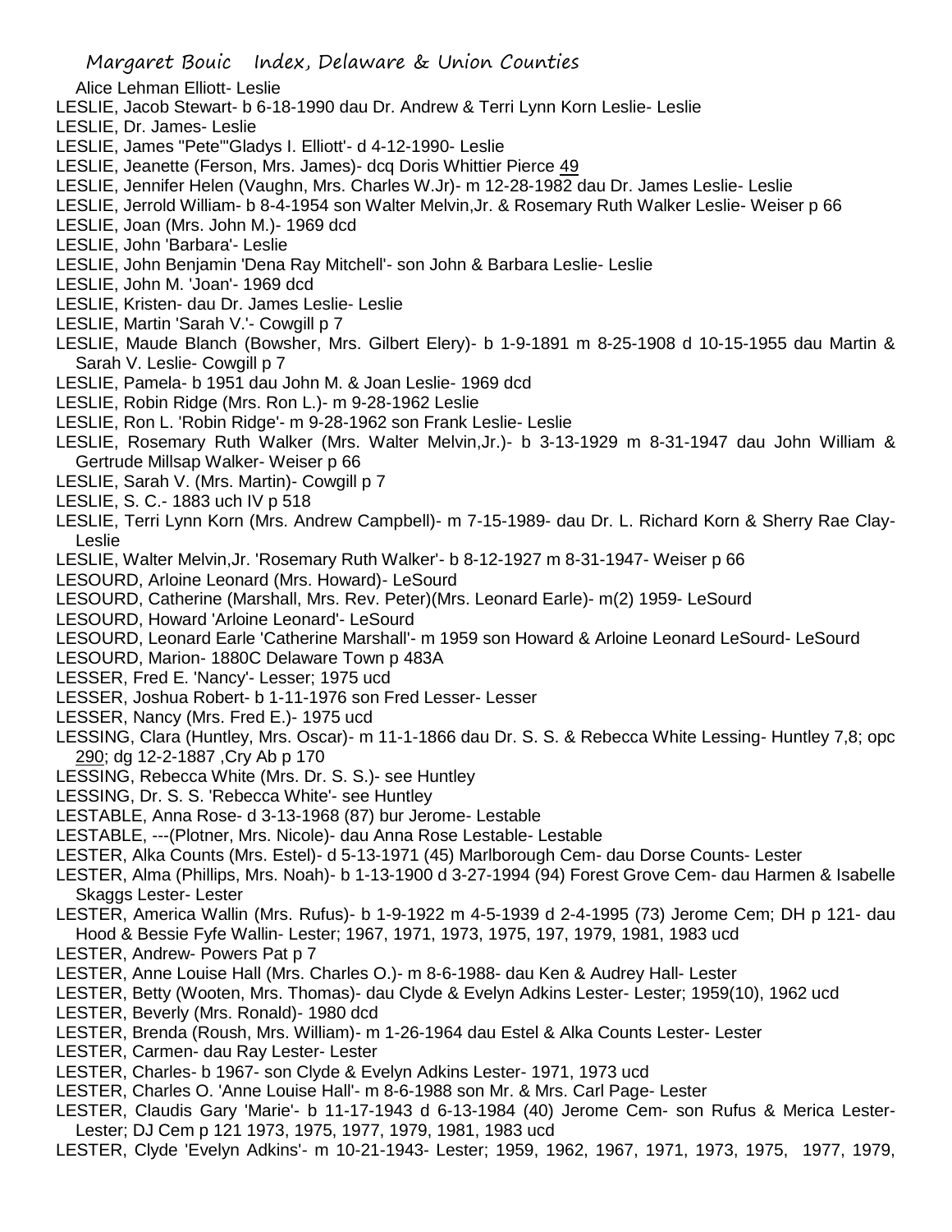Alice Lehman Elliott- Leslie

LESLIE, Jacob Stewart- b 6-18-1990 dau Dr. Andrew & Terri Lynn Korn Leslie- Leslie

LESLIE, Dr. James- Leslie

LESLIE, James "Pete"'Gladys I. Elliott'- d 4-12-1990- Leslie

LESLIE, Jeanette (Ferson, Mrs. James)- dcq Doris Whittier Pierce 49

LESLIE, Jennifer Helen (Vaughn, Mrs. Charles W.Jr)- m 12-28-1982 dau Dr. James Leslie- Leslie

LESLIE, Jerrold William- b 8-4-1954 son Walter Melvin,Jr. & Rosemary Ruth Walker Leslie- Weiser p 66

LESLIE, Joan (Mrs. John M.)- 1969 dcd

LESLIE, John 'Barbara'- Leslie

LESLIE, John Benjamin 'Dena Ray Mitchell'- son John & Barbara Leslie- Leslie

LESLIE, John M. 'Joan'- 1969 dcd

LESLIE, Kristen- dau Dr. James Leslie- Leslie

LESLIE, Martin 'Sarah V.'- Cowgill p 7

LESLIE, Maude Blanch (Bowsher, Mrs. Gilbert Elery)- b 1-9-1891 m 8-25-1908 d 10-15-1955 dau Martin & Sarah V. Leslie- Cowgill p 7

LESLIE, Pamela- b 1951 dau John M. & Joan Leslie- 1969 dcd

LESLIE, Robin Ridge (Mrs. Ron L.)- m 9-28-1962 Leslie

LESLIE, Ron L. 'Robin Ridge'- m 9-28-1962 son Frank Leslie- Leslie

LESLIE, Rosemary Ruth Walker (Mrs. Walter Melvin,Jr.)- b 3-13-1929 m 8-31-1947 dau John William & Gertrude Millsap Walker- Weiser p 66

LESLIE, Sarah V. (Mrs. Martin)- Cowgill p 7

LESLIE, S. C.- 1883 uch IV p 518

LESLIE, Terri Lynn Korn (Mrs. Andrew Campbell)- m 7-15-1989- dau Dr. L. Richard Korn & Sherry Rae Clay- Leslie

LESLIE, Walter Melvin,Jr. 'Rosemary Ruth Walker'- b 8-12-1927 m 8-31-1947- Weiser p 66

LESOURD, Arloine Leonard (Mrs. Howard)- LeSourd

LESOURD, Catherine (Marshall, Mrs. Rev. Peter)(Mrs. Leonard Earle)- m(2) 1959- LeSourd

LESOURD, Howard 'Arloine Leonard'- LeSourd

LESOURD, Leonard Earle 'Catherine Marshall'- m 1959 son Howard & Arloine Leonard LeSourd- LeSourd

LESOURD, Marion- 1880C Delaware Town p 483A

LESSER, Fred E. 'Nancy'- Lesser; 1975 ucd

LESSER, Joshua Robert- b 1-11-1976 son Fred Lesser- Lesser

LESSER, Nancy (Mrs. Fred E.)- 1975 ucd

LESSING, Clara (Huntley, Mrs. Oscar)- m 11-1-1866 dau Dr. S. S. & Rebecca White Lessing- Huntley 7,8; opc 290; dg 12-2-1887 ,Cry Ab p 170

LESSING, Rebecca White (Mrs. Dr. S. S.)- see Huntley

LESSING, Dr. S. S. 'Rebecca White'- see Huntley

LESTABLE, Anna Rose- d 3-13-1968 (87) bur Jerome- Lestable

LESTABLE, ---(Plotner, Mrs. Nicole)- dau Anna Rose Lestable- Lestable

LESTER, Alka Counts (Mrs. Estel)- d 5-13-1971 (45) Marlborough Cem- dau Dorse Counts- Lester

LESTER, Alma (Phillips, Mrs. Noah)- b 1-13-1900 d 3-27-1994 (94) Forest Grove Cem- dau Harmen & Isabelle Skaggs Lester- Lester

LESTER, America Wallin (Mrs. Rufus)- b 1-9-1922 m 4-5-1939 d 2-4-1995 (73) Jerome Cem; DH p 121- dau Hood & Bessie Fyfe Wallin- Lester; 1967, 1971, 1973, 1975, 197, 1979, 1981, 1983 ucd

LESTER, Andrew- Powers Pat p 7

LESTER, Anne Louise Hall (Mrs. Charles O.)- m 8-6-1988- dau Ken & Audrey Hall- Lester

LESTER, Betty (Wooten, Mrs. Thomas)- dau Clyde & Evelyn Adkins Lester- Lester; 1959(10), 1962 ucd

LESTER, Beverly (Mrs. Ronald)- 1980 dcd

LESTER, Brenda (Roush, Mrs. William)- m 1-26-1964 dau Estel & Alka Counts Lester- Lester

LESTER, Carmen- dau Ray Lester- Lester

LESTER, Charles- b 1967- son Clyde & Evelyn Adkins Lester- 1971, 1973 ucd

LESTER, Charles O. 'Anne Louise Hall'- m 8-6-1988 son Mr. & Mrs. Carl Page- Lester

LESTER, Claudis Gary 'Marie'- b 11-17-1943 d 6-13-1984 (40) Jerome Cem- son Rufus & Merica Lester- Lester; DJ Cem p 121 1973, 1975, 1977, 1979, 1981, 1983 ucd

LESTER, Clyde 'Evelyn Adkins'- m 10-21-1943- Lester; 1959, 1962, 1967, 1971, 1973, 1975, 1977, 1979,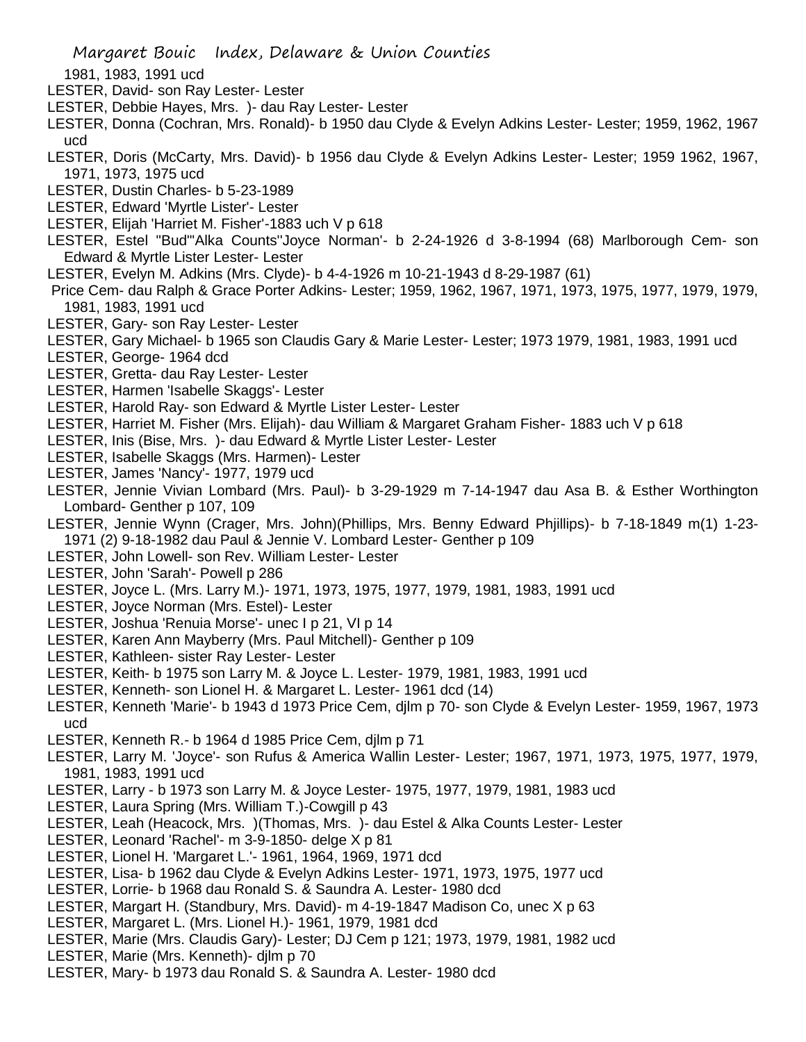1981, 1983, 1991 ucd

LESTER, David- son Ray Lester- Lester

LESTER, Debbie Hayes, Mrs. )- dau Ray Lester- Lester

LESTER, Donna (Cochran, Mrs. Ronald)- b 1950 dau Clyde & Evelyn Adkins Lester- Lester; 1959, 1962, 1967 ucd

LESTER, Doris (McCarty, Mrs. David)- b 1956 dau Clyde & Evelyn Adkins Lester- Lester; 1959 1962, 1967, 1971, 1973, 1975 ucd

LESTER, Dustin Charles- b 5-23-1989

LESTER, Edward 'Myrtle Lister'- Lester

LESTER, Elijah 'Harriet M. Fisher'-1883 uch V p 618

LESTER, Estel "Bud"'Alka Counts''Joyce Norman'- b 2-24-1926 d 3-8-1994 (68) Marlborough Cem- son Edward & Myrtle Lister Lester- Lester

LESTER, Evelyn M. Adkins (Mrs. Clyde)- b 4-4-1926 m 10-21-1943 d 8-29-1987 (61) Price Cem- dau Ralph & Grace Porter Adkins- Lester; 1959, 1962, 1967, 1971, 1973, 1975, 1977, 1979, 1979, 1981, 1983, 1991 ucd

LESTER, Gary- son Ray Lester- Lester

LESTER, Gary Michael- b 1965 son Claudis Gary & Marie Lester- Lester; 1973 1979, 1981, 1983, 1991 ucd

LESTER, George- 1964 dcd

LESTER, Gretta- dau Ray Lester- Lester

LESTER, Harmen 'Isabelle Skaggs'- Lester

LESTER, Harold Ray- son Edward & Myrtle Lister Lester- Lester

LESTER, Harriet M. Fisher (Mrs. Elijah)- dau William & Margaret Graham Fisher- 1883 uch V p 618

LESTER, Inis (Bise, Mrs. )- dau Edward & Myrtle Lister Lester- Lester

LESTER, Isabelle Skaggs (Mrs. Harmen)- Lester

LESTER, James 'Nancy'- 1977, 1979 ucd

LESTER, Jennie Vivian Lombard (Mrs. Paul)- b 3-29-1929 m 7-14-1947 dau Asa B. & Esther Worthington Lombard- Genther p 107, 109

LESTER, Jennie Wynn (Crager, Mrs. John)(Phillips, Mrs. Benny Edward Phjillips)- b 7-18-1849 m(1) 1-23-1971 (2) 9-18-1982 dau Paul & Jennie V. Lombard Lester- Genther p 109

LESTER, John Lowell- son Rev. William Lester- Lester

LESTER, John 'Sarah'- Powell p 286

LESTER, Joyce L. (Mrs. Larry M.)- 1971, 1973, 1975, 1977, 1979, 1981, 1983, 1991 ucd

LESTER, Joyce Norman (Mrs. Estel)- Lester

LESTER, Joshua 'Renuia Morse'- unec I p 21, VI p 14

LESTER, Karen Ann Mayberry (Mrs. Paul Mitchell)- Genther p 109

LESTER, Kathleen- sister Ray Lester- Lester

LESTER, Keith- b 1975 son Larry M. & Joyce L. Lester- 1979, 1981, 1983, 1991 ucd

LESTER, Kenneth- son Lionel H. & Margaret L. Lester- 1961 dcd (14)

LESTER, Kenneth 'Marie'- b 1943 d 1973 Price Cem, djlm p 70- son Clyde & Evelyn Lester- 1959, 1967, 1973 ucd

LESTER, Kenneth R.- b 1964 d 1985 Price Cem, djlm p 71

LESTER, Larry M. 'Joyce'- son Rufus & America Wallin Lester- Lester; 1967, 1971, 1973, 1975, 1977, 1979, 1981, 1983, 1991 ucd

LESTER, Larry - b 1973 son Larry M. & Joyce Lester- 1975, 1977, 1979, 1981, 1983 ucd

LESTER, Laura Spring (Mrs. William T.)-Cowgill p 43

LESTER, Leah (Heacock, Mrs. )(Thomas, Mrs. )- dau Estel & Alka Counts Lester- Lester

LESTER, Leonard 'Rachel'- m 3-9-1850- delge X p 81

LESTER, Lionel H. 'Margaret L.'- 1961, 1964, 1969, 1971 dcd

LESTER, Lisa- b 1962 dau Clyde & Evelyn Adkins Lester- 1971, 1973, 1975, 1977 ucd

LESTER, Lorrie- b 1968 dau Ronald S. & Saundra A. Lester- 1980 dcd

LESTER, Margart H. (Standbury, Mrs. David)- m 4-19-1847 Madison Co, unec X p 63

LESTER, Margaret L. (Mrs. Lionel H.)- 1961, 1979, 1981 dcd

LESTER, Marie (Mrs. Claudis Gary)- Lester; DJ Cem p 121; 1973, 1979, 1981, 1982 ucd

LESTER, Marie (Mrs. Kenneth)- djlm p 70

LESTER, Mary- b 1973 dau Ronald S. & Saundra A. Lester- 1980 dcd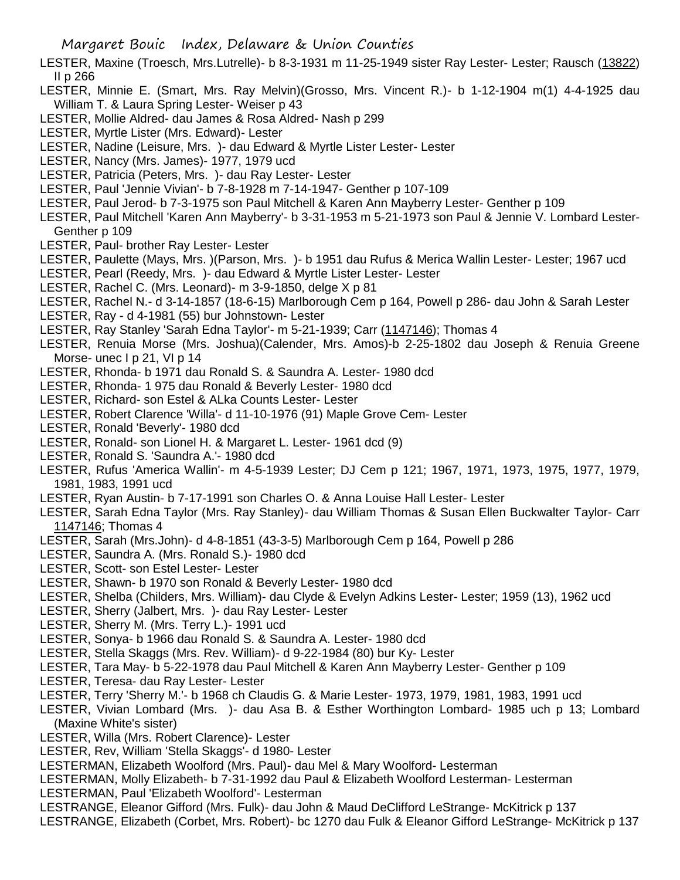LESTER, Maxine (Troesch, Mrs.Lutrelle)- b 8-3-1931 m 11-25-1949 sister Ray Lester- Lester; Rausch (13822) II p 266

LESTER, Minnie E. (Smart, Mrs. Ray Melvin)(Grosso, Mrs. Vincent R.)- b 1-12-1904 m(1) 4-4-1925 dau William T. & Laura Spring Lester- Weiser p 43

LESTER, Mollie Aldred- dau James & Rosa Aldred- Nash p 299

LESTER, Myrtle Lister (Mrs. Edward)- Lester

LESTER, Nadine (Leisure, Mrs. )- dau Edward & Myrtle Lister Lester- Lester

LESTER, Nancy (Mrs. James)- 1977, 1979 ucd

LESTER, Patricia (Peters, Mrs. )- dau Ray Lester- Lester

LESTER, Paul 'Jennie Vivian'- b 7-8-1928 m 7-14-1947- Genther p 107-109

LESTER, Paul Jerod- b 7-3-1975 son Paul Mitchell & Karen Ann Mayberry Lester- Genther p 109

LESTER, Paul Mitchell 'Karen Ann Mayberry'- b 3-31-1953 m 5-21-1973 son Paul & Jennie V. Lombard Lester- Genther p 109

LESTER, Paul- brother Ray Lester- Lester

LESTER, Paulette (Mays, Mrs. )(Parson, Mrs. )- b 1951 dau Rufus & Merica Wallin Lester- Lester; 1967 ucd

LESTER, Pearl (Reedy, Mrs. )- dau Edward & Myrtle Lister Lester- Lester

LESTER, Rachel C. (Mrs. Leonard)- m 3-9-1850, delge X p 81

LESTER, Rachel N.- d 3-14-1857 (18-6-15) Marlborough Cem p 164, Powell p 286- dau John & Sarah Lester

LESTER, Ray - d 4-1981 (55) bur Johnstown- Lester

LESTER, Ray Stanley 'Sarah Edna Taylor'- m 5-21-1939; Carr (1147146); Thomas 4

LESTER, Renuia Morse (Mrs. Joshua)(Calender, Mrs. Amos)-b 2-25-1802 dau Joseph & Renuia Greene Morse- unec I p 21, VI p 14

LESTER, Rhonda- b 1971 dau Ronald S. & Saundra A. Lester- 1980 dcd

LESTER, Rhonda- 1 975 dau Ronald & Beverly Lester- 1980 dcd

LESTER, Richard- son Estel & ALka Counts Lester- Lester

LESTER, Robert Clarence 'Willa'- d 11-10-1976 (91) Maple Grove Cem- Lester

LESTER, Ronald 'Beverly'- 1980 dcd

LESTER, Ronald- son Lionel H. & Margaret L. Lester- 1961 dcd (9)

LESTER, Ronald S. 'Saundra A.'- 1980 dcd

LESTER, Rufus 'America Wallin'- m 4-5-1939 Lester; DJ Cem p 121; 1967, 1971, 1973, 1975, 1977, 1979, 1981, 1983, 1991 ucd

LESTER, Ryan Austin- b 7-17-1991 son Charles O. & Anna Louise Hall Lester- Lester

LESTER, Sarah Edna Taylor (Mrs. Ray Stanley)- dau William Thomas & Susan Ellen Buckwalter Taylor- Carr 1147146; Thomas 4

LESTER, Sarah (Mrs.John)- d 4-8-1851 (43-3-5) Marlborough Cem p 164, Powell p 286

LESTER, Saundra A. (Mrs. Ronald S.)- 1980 dcd

LESTER, Scott- son Estel Lester- Lester

LESTER, Shawn- b 1970 son Ronald & Beverly Lester- 1980 dcd

LESTER, Shelba (Childers, Mrs. William)- dau Clyde & Evelyn Adkins Lester- Lester; 1959 (13), 1962 ucd

LESTER, Sherry (Jalbert, Mrs. )- dau Ray Lester- Lester

LESTER, Sherry M. (Mrs. Terry L.)- 1991 ucd

LESTER, Sonya- b 1966 dau Ronald S. & Saundra A. Lester- 1980 dcd

LESTER, Stella Skaggs (Mrs. Rev. William)- d 9-22-1984 (80) bur Ky- Lester

LESTER, Tara May- b 5-22-1978 dau Paul Mitchell & Karen Ann Mayberry Lester- Genther p 109

LESTER, Teresa- dau Ray Lester- Lester

LESTER, Terry 'Sherry M.'- b 1968 ch Claudis G. & Marie Lester- 1973, 1979, 1981, 1983, 1991 ucd

LESTER, Vivian Lombard (Mrs. )- dau Asa B. & Esther Worthington Lombard- 1985 uch p 13; Lombard (Maxine White's sister)

LESTER, Willa (Mrs. Robert Clarence)- Lester

LESTER, Rev, William 'Stella Skaggs'- d 1980- Lester

LESTERMAN, Elizabeth Woolford (Mrs. Paul)- dau Mel & Mary Woolford- Lesterman

LESTERMAN, Molly Elizabeth- b 7-31-1992 dau Paul & Elizabeth Woolford Lesterman- Lesterman

LESTERMAN, Paul 'Elizabeth Woolford'- Lesterman

LESTRANGE, Eleanor Gifford (Mrs. Fulk)- dau John & Maud DeClifford LeStrange- McKitrick p 137

LESTRANGE, Elizabeth (Corbet, Mrs. Robert)- bc 1270 dau Fulk & Eleanor Gifford LeStrange- McKitrick p 137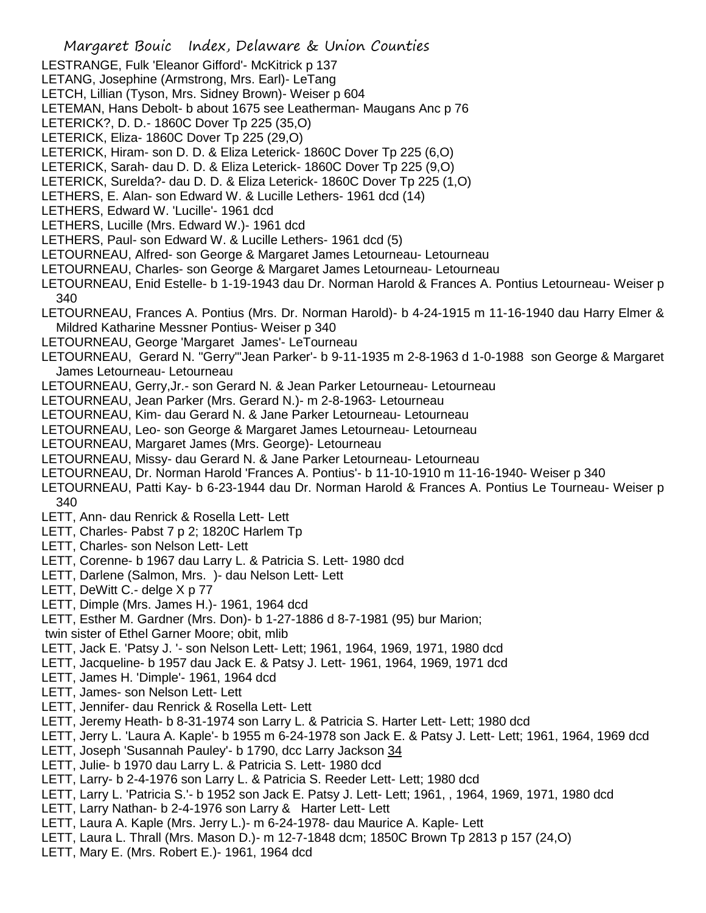LESTRANGE, Fulk 'Eleanor Gifford'- McKitrick p 137

LETANG, Josephine (Armstrong, Mrs. Earl)- LeTang

LETCH, Lillian (Tyson, Mrs. Sidney Brown)- Weiser p 604

LETEMAN, Hans Debolt- b about 1675 see Leatherman- Maugans Anc p 76

LETERICK?, D. D.- 1860C Dover Tp 225 (35,O)

LETERICK, Eliza- 1860C Dover Tp 225 (29,O)

LETERICK, Hiram- son D. D. & Eliza Leterick- 1860C Dover Tp 225 (6,O)

LETERICK, Sarah- dau D. D. & Eliza Leterick- 1860C Dover Tp 225 (9,O)

LETERICK, Surelda?- dau D. D. & Eliza Leterick- 1860C Dover Tp 225 (1,O)

LETHERS, E. Alan- son Edward W. & Lucille Lethers- 1961 dcd (14)

LETHERS, Edward W. 'Lucille'- 1961 dcd

LETHERS, Lucille (Mrs. Edward W.)- 1961 dcd

LETHERS, Paul- son Edward W. & Lucille Lethers- 1961 dcd (5)

LETOURNEAU, Alfred- son George & Margaret James Letourneau- Letourneau

LETOURNEAU, Charles- son George & Margaret James Letourneau- Letourneau

LETOURNEAU, Enid Estelle- b 1-19-1943 dau Dr. Norman Harold & Frances A. Pontius Letourneau- Weiser p 340

LETOURNEAU, Frances A. Pontius (Mrs. Dr. Norman Harold)- b 4-24-1915 m 11-16-1940 dau Harry Elmer & Mildred Katharine Messner Pontius- Weiser p 340

LETOURNEAU, George 'Margaret James'- LeTourneau

LETOURNEAU, Gerard N. "Gerry"'Jean Parker'- b 9-11-1935 m 2-8-1963 d 1-0-1988 son George & Margaret James Letourneau- Letourneau

LETOURNEAU, Gerry,Jr.- son Gerard N. & Jean Parker Letourneau- Letourneau

LETOURNEAU, Jean Parker (Mrs. Gerard N.)- m 2-8-1963- Letourneau

LETOURNEAU, Kim- dau Gerard N. & Jane Parker Letourneau- Letourneau

LETOURNEAU, Leo- son George & Margaret James Letourneau- Letourneau

LETOURNEAU, Margaret James (Mrs. George)- Letourneau

LETOURNEAU, Missy- dau Gerard N. & Jane Parker Letourneau- Letourneau

LETOURNEAU, Dr. Norman Harold 'Frances A. Pontius'- b 11-10-1910 m 11-16-1940- Weiser p 340

LETOURNEAU, Patti Kay- b 6-23-1944 dau Dr. Norman Harold & Frances A. Pontius Le Tourneau- Weiser p 340

LETT, Ann- dau Renrick & Rosella Lett- Lett

LETT, Charles- Pabst 7 p 2; 1820C Harlem Tp

LETT, Charles- son Nelson Lett- Lett

LETT, Corenne- b 1967 dau Larry L. & Patricia S. Lett- 1980 dcd

LETT, Darlene (Salmon, Mrs. )- dau Nelson Lett- Lett

LETT, DeWitt C.- delge X p 77

LETT, Dimple (Mrs. James H.)- 1961, 1964 dcd

LETT, Esther M. Gardner (Mrs. Don)- b 1-27-1886 d 8-7-1981 (95) bur Marion; twin sister of Ethel Garner Moore; obit, mlib

LETT, Jack E. 'Patsy J. '- son Nelson Lett- Lett; 1961, 1964, 1969, 1971, 1980 dcd

LETT, Jacqueline- b 1957 dau Jack E. & Patsy J. Lett- 1961, 1964, 1969, 1971 dcd

LETT, James H. 'Dimple'- 1961, 1964 dcd

LETT, James- son Nelson Lett- Lett

LETT, Jennifer- dau Renrick & Rosella Lett- Lett

LETT, Jeremy Heath- b 8-31-1974 son Larry L. & Patricia S. Harter Lett- Lett; 1980 dcd

LETT, Jerry L. 'Laura A. Kaple'- b 1955 m 6-24-1978 son Jack E. & Patsy J. Lett- Lett; 1961, 1964, 1969 dcd

LETT, Joseph 'Susannah Pauley'- b 1790, dcc Larry Jackson 34

LETT, Julie- b 1970 dau Larry L. & Patricia S. Lett- 1980 dcd

LETT, Larry- b 2-4-1976 son Larry L. & Patricia S. Reeder Lett- Lett; 1980 dcd

LETT, Larry L. 'Patricia S.'- b 1952 son Jack E. Patsy J. Lett- Lett; 1961, , 1964, 1969, 1971, 1980 dcd

LETT, Larry Nathan- b 2-4-1976 son Larry & Harter Lett- Lett

LETT, Laura A. Kaple (Mrs. Jerry L.)- m 6-24-1978- dau Maurice A. Kaple- Lett

LETT, Laura L. Thrall (Mrs. Mason D.)- m 12-7-1848 dcm; 1850C Brown Tp 2813 p 157 (24,O)

LETT, Mary E. (Mrs. Robert E.)- 1961, 1964 dcd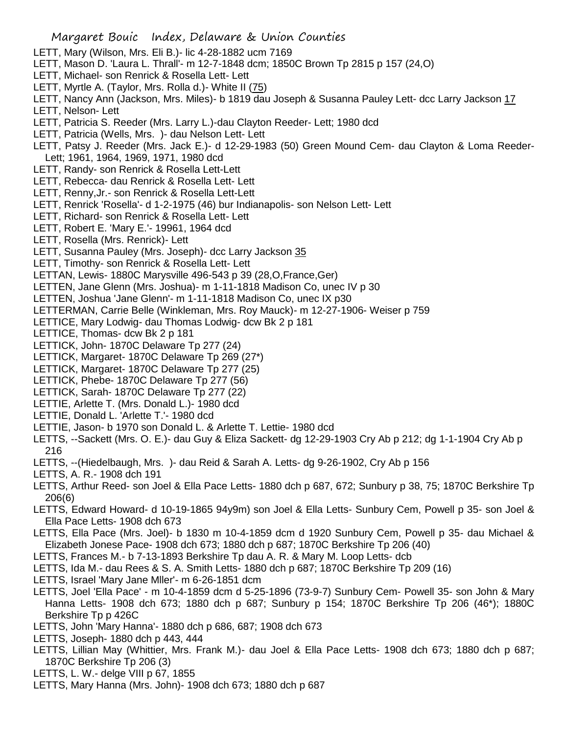LETT, Mary (Wilson, Mrs. Eli B.)- lic 4-28-1882 ucm 7169

LETT, Mason D. 'Laura L. Thrall'- m 12-7-1848 dcm; 1850C Brown Tp 2815 p 157 (24,O)

LETT, Michael- son Renrick & Rosella Lett- Lett

LETT, Myrtle A. (Taylor, Mrs. Rolla d.)- White II (75)

LETT, Nancy Ann (Jackson, Mrs. Miles)- b 1819 dau Joseph & Susanna Pauley Lett- dcc Larry Jackson 17

LETT, Nelson- Lett

LETT, Patricia S. Reeder (Mrs. Larry L.)-dau Clayton Reeder- Lett; 1980 dcd

LETT, Patricia (Wells, Mrs. )- dau Nelson Lett- Lett

LETT, Patsy J. Reeder (Mrs. Jack E.)- d 12-29-1983 (50) Green Mound Cem- dau Clayton & Loma Reeder- Lett; 1961, 1964, 1969, 1971, 1980 dcd

LETT, Randy- son Renrick & Rosella Lett-Lett

LETT, Rebecca- dau Renrick & Rosella Lett- Lett

LETT, Renny,Jr.- son Renrick & Rosella Lett-Lett

LETT, Renrick 'Rosella'- d 1-2-1975 (46) bur Indianapolis- son Nelson Lett- Lett

LETT, Richard- son Renrick & Rosella Lett- Lett

LETT, Robert E. 'Mary E.'- 19961, 1964 dcd

LETT, Rosella (Mrs. Renrick)- Lett

LETT, Susanna Pauley (Mrs. Joseph)- dcc Larry Jackson 35

LETT, Timothy- son Renrick & Rosella Lett- Lett

LETTAN, Lewis- 1880C Marysville 496-543 p 39 (28,O,France,Ger)

LETTEN, Jane Glenn (Mrs. Joshua)- m 1-11-1818 Madison Co, unec IV p 30

LETTEN, Joshua 'Jane Glenn'- m 1-11-1818 Madison Co, unec IX p30

LETTERMAN, Carrie Belle (Winkleman, Mrs. Roy Mauck)- m 12-27-1906- Weiser p 759

LETTICE, Mary Lodwig- dau Thomas Lodwig- dcw Bk 2 p 181

LETTICE, Thomas- dcw Bk 2 p 181

LETTICK, John- 1870C Delaware Tp 277 (24)

LETTICK, Margaret- 1870C Delaware Tp 269 (27*)

LETTICK, Margaret- 1870C Delaware Tp 277 (25)

LETTICK, Phebe- 1870C Delaware Tp 277 (56)

LETTICK, Sarah- 1870C Delaware Tp 277 (22)

LETTIE, Arlette T. (Mrs. Donald L.)- 1980 dcd

LETTIE, Donald L. 'Arlette T.'- 1980 dcd

LETTIE, Jason- b 1970 son Donald L. & Arlette T. Lettie- 1980 dcd

LETTS, --Sackett (Mrs. O. E.)- dau Guy & Eliza Sackett- dg 12-29-1903 Cry Ab p 212; dg 1-1-1904 Cry Ab p 216

LETTS, --(Hiedelbaugh, Mrs. )- dau Reid & Sarah A. Letts- dg 9-26-1902, Cry Ab p 156

LETTS, A. R.- 1908 dch 191

LETTS, Arthur Reed- son Joel & Ella Pace Letts- 1880 dch p 687, 672; Sunbury p 38, 75; 1870C Berkshire Tp 206(6)

LETTS, Edward Howard- d 10-19-1865 94y9m) son Joel & Ella Letts- Sunbury Cem, Powell p 35- son Joel & Ella Pace Letts- 1908 dch 673

LETTS, Ella Pace (Mrs. Joel)- b 1830 m 10-4-1859 dcm d 1920 Sunbury Cem, Powell p 35- dau Michael & Elizabeth Jonese Pace- 1908 dch 673; 1880 dch p 687; 1870C Berkshire Tp 206 (40)

LETTS, Frances M.- b 7-13-1893 Berkshire Tp dau A. R. & Mary M. Loop Letts- dcb

LETTS, Ida M.- dau Rees & S. A. Smith Letts- 1880 dch p 687; 1870C Berkshire Tp 209 (16)

LETTS, Israel 'Mary Jane Mller'- m 6-26-1851 dcm

LETTS, Joel 'Ella Pace' - m 10-4-1859 dcm d 5-25-1896 (73-9-7) Sunbury Cem- Powell 35- son John & Mary Hanna Letts- 1908 dch 673; 1880 dch p 687; Sunbury p 154; 1870C Berkshire Tp 206 (46*); 1880C Berkshire Tp p 426C

LETTS, John 'Mary Hanna'- 1880 dch p 686, 687; 1908 dch 673

LETTS, Joseph- 1880 dch p 443, 444

LETTS, Lillian May (Whittier, Mrs. Frank M.)- dau Joel & Ella Pace Letts- 1908 dch 673; 1880 dch p 687; 1870C Berkshire Tp 206 (3)

LETTS, L. W.- delge VIII p 67, 1855

LETTS, Mary Hanna (Mrs. John)- 1908 dch 673; 1880 dch p 687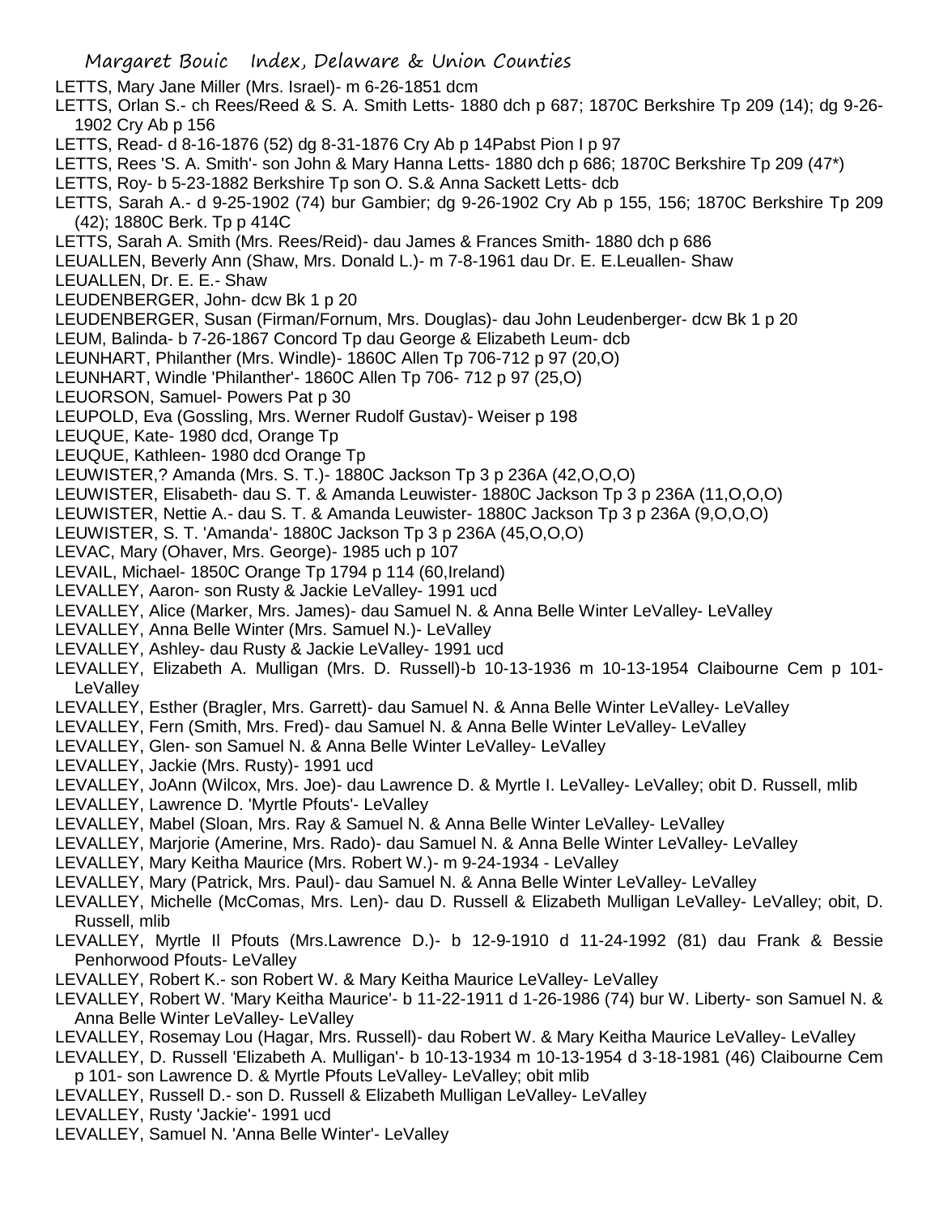LETTS, Mary Jane Miller (Mrs. Israel)- m 6-26-1851 dcm

LETTS, Orlan S.- ch Rees/Reed & S. A. Smith Letts- 1880 dch p 687; 1870C Berkshire Tp 209 (14); dg 9-26-1902 Cry Ab p 156

LETTS, Read- d 8-16-1876 (52) dg 8-31-1876 Cry Ab p 14Pabst Pion I p 97

LETTS, Rees 'S. A. Smith'- son John & Mary Hanna Letts- 1880 dch p 686; 1870C Berkshire Tp 209 (47*)

LETTS, Roy- b 5-23-1882 Berkshire Tp son O. S.& Anna Sackett Letts- dcb

LETTS, Sarah A.- d 9-25-1902 (74) bur Gambier; dg 9-26-1902 Cry Ab p 155, 156; 1870C Berkshire Tp 209 (42); 1880C Berk. Tp p 414C

LETTS, Sarah A. Smith (Mrs. Rees/Reid)- dau James & Frances Smith- 1880 dch p 686

LEUALLEN, Beverly Ann (Shaw, Mrs. Donald L.)- m 7-8-1961 dau Dr. E. E.Leuallen- Shaw

LEUALLEN, Dr. E. E.- Shaw

LEUDENBERGER, John- dcw Bk 1 p 20

LEUDENBERGER, Susan (Firman/Fornum, Mrs. Douglas)- dau John Leudenberger- dcw Bk 1 p 20

LEUM, Balinda- b 7-26-1867 Concord Tp dau George & Elizabeth Leum- dcb

LEUNHART, Philanther (Mrs. Windle)- 1860C Allen Tp 706-712 p 97 (20,O)

LEUNHART, Windle 'Philanther'- 1860C Allen Tp 706- 712 p 97 (25,O)

LEUORSON, Samuel- Powers Pat p 30

LEUPOLD, Eva (Gossling, Mrs. Werner Rudolf Gustav)- Weiser p 198

LEUQUE, Kate- 1980 dcd, Orange Tp

LEUQUE, Kathleen- 1980 dcd Orange Tp

LEUWISTER,? Amanda (Mrs. S. T.)- 1880C Jackson Tp 3 p 236A (42,O,O,O)

LEUWISTER, Elisabeth- dau S. T. & Amanda Leuwister- 1880C Jackson Tp 3 p 236A (11,O,O,O)

LEUWISTER, Nettie A.- dau S. T. & Amanda Leuwister- 1880C Jackson Tp 3 p 236A (9,O,O,O)

LEUWISTER, S. T. 'Amanda'- 1880C Jackson Tp 3 p 236A (45,O,O,O)

LEVAC, Mary (Ohaver, Mrs. George)- 1985 uch p 107

LEVAIL, Michael- 1850C Orange Tp 1794 p 114 (60,Ireland)

LEVALLEY, Aaron- son Rusty & Jackie LeValley- 1991 ucd

LEVALLEY, Alice (Marker, Mrs. James)- dau Samuel N. & Anna Belle Winter LeValley- LeValley

LEVALLEY, Anna Belle Winter (Mrs. Samuel N.)- LeValley

LEVALLEY, Ashley- dau Rusty & Jackie LeValley- 1991 ucd

LEVALLEY, Elizabeth A. Mulligan (Mrs. D. Russell)-b 10-13-1936 m 10-13-1954 Claibourne Cem p 101- LeValley

LEVALLEY, Esther (Bragler, Mrs. Garrett)- dau Samuel N. & Anna Belle Winter LeValley- LeValley

LEVALLEY, Fern (Smith, Mrs. Fred)- dau Samuel N. & Anna Belle Winter LeValley- LeValley

LEVALLEY, Glen- son Samuel N. & Anna Belle Winter LeValley- LeValley

LEVALLEY, Jackie (Mrs. Rusty)- 1991 ucd

LEVALLEY, JoAnn (Wilcox, Mrs. Joe)- dau Lawrence D. & Myrtle I. LeValley- LeValley; obit D. Russell, mlib

LEVALLEY, Lawrence D. 'Myrtle Pfouts'- LeValley

LEVALLEY, Mabel (Sloan, Mrs. Ray & Samuel N. & Anna Belle Winter LeValley- LeValley

LEVALLEY, Marjorie (Amerine, Mrs. Rado)- dau Samuel N. & Anna Belle Winter LeValley- LeValley

LEVALLEY, Mary Keitha Maurice (Mrs. Robert W.)- m 9-24-1934 - LeValley

LEVALLEY, Mary (Patrick, Mrs. Paul)- dau Samuel N. & Anna Belle Winter LeValley- LeValley

LEVALLEY, Michelle (McComas, Mrs. Len)- dau D. Russell & Elizabeth Mulligan LeValley- LeValley; obit, D. Russell, mlib

LEVALLEY, Myrtle Il Pfouts (Mrs.Lawrence D.)- b 12-9-1910 d 11-24-1992 (81) dau Frank & Bessie Penhorwood Pfouts- LeValley

LEVALLEY, Robert K.- son Robert W. & Mary Keitha Maurice LeValley- LeValley

LEVALLEY, Robert W. 'Mary Keitha Maurice'- b 11-22-1911 d 1-26-1986 (74) bur W. Liberty- son Samuel N. & Anna Belle Winter LeValley- LeValley

LEVALLEY, Rosemay Lou (Hagar, Mrs. Russell)- dau Robert W. & Mary Keitha Maurice LeValley- LeValley

LEVALLEY, D. Russell 'Elizabeth A. Mulligan'- b 10-13-1934 m 10-13-1954 d 3-18-1981 (46) Claibourne Cem p 101- son Lawrence D. & Myrtle Pfouts LeValley- LeValley; obit mlib

LEVALLEY, Russell D.- son D. Russell & Elizabeth Mulligan LeValley- LeValley

LEVALLEY, Rusty 'Jackie'- 1991 ucd

LEVALLEY, Samuel N. 'Anna Belle Winter'- LeValley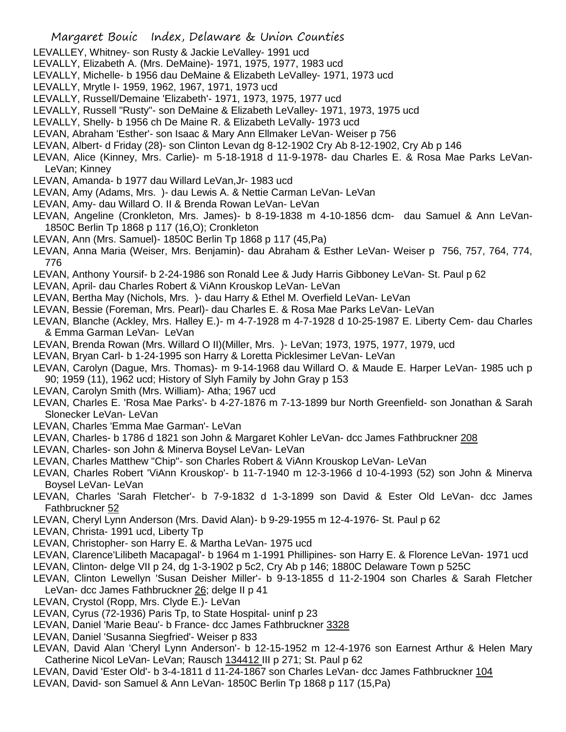LEVALLEY, Whitney- son Rusty & Jackie LeValley- 1991 ucd
LEVALLY, Elizabeth A. (Mrs. DeMaine)- 1971, 1975, 1977, 1983 ucd
LEVALLY, Michelle- b 1956 dau DeMaine & Elizabeth LeValley- 1971, 1973 ucd
LEVALLY, Mrytle I- 1959, 1962, 1967, 1971, 1973 ucd
LEVALLY, Russell/Demaine 'Elizabeth'- 1971, 1973, 1975, 1977 ucd
LEVALLY, Russell "Rusty"- son DeMaine & Elizabeth LeValley- 1971, 1973, 1975 ucd
LEVALLY, Shelly- b 1956 ch De Maine R. & Elizabeth LeVally- 1973 ucd
LEVAN, Abraham 'Esther'- son Isaac & Mary Ann Ellmaker LeVan- Weiser p 756
LEVAN, Albert- d Friday (28)- son Clinton Levan dg 8-12-1902 Cry Ab 8-12-1902, Cry Ab p 146
LEVAN, Alice (Kinney, Mrs. Carlie)- m 5-18-1918 d 11-9-1978- dau Charles E. & Rosa Mae Parks LeVan- LeVan; Kinney
LEVAN, Amanda- b 1977 dau Willard LeVan,Jr- 1983 ucd
LEVAN, Amy (Adams, Mrs. )- dau Lewis A. & Nettie Carman LeVan- LeVan
LEVAN, Amy- dau Willard O. II & Brenda Rowan LeVan- LeVan
LEVAN, Angeline (Cronkleton, Mrs. James)- b 8-19-1838 m 4-10-1856 dcm- dau Samuel & Ann LeVan- 1850C Berlin Tp 1868 p 117 (16,O); Cronkleton
LEVAN, Ann (Mrs. Samuel)- 1850C Berlin Tp 1868 p 117 (45,Pa)
LEVAN, Anna Maria (Weiser, Mrs. Benjamin)- dau Abraham & Esther LeVan- Weiser p 756, 757, 764, 774, 776
LEVAN, Anthony Yoursif- b 2-24-1986 son Ronald Lee & Judy Harris Gibboney LeVan- St. Paul p 62
LEVAN, April- dau Charles Robert & ViAnn Krouskop LeVan- LeVan
LEVAN, Bertha May (Nichols, Mrs. )- dau Harry & Ethel M. Overfield LeVan- LeVan
LEVAN, Bessie (Foreman, Mrs. Pearl)- dau Charles E. & Rosa Mae Parks LeVan- LeVan
LEVAN, Blanche (Ackley, Mrs. Halley E.)- m 4-7-1928 m 4-7-1928 d 10-25-1987 E. Liberty Cem- dau Charles & Emma Garman LeVan- LeVan
LEVAN, Brenda Rowan (Mrs. Willard O II)(Miller, Mrs. )- LeVan; 1973, 1975, 1977, 1979, ucd
LEVAN, Bryan Carl- b 1-24-1995 son Harry & Loretta Picklesimer LeVan- LeVan
LEVAN, Carolyn (Dague, Mrs. Thomas)- m 9-14-1968 dau Willard O. & Maude E. Harper LeVan- 1985 uch p 90; 1959 (11), 1962 ucd; History of Slyh Family by John Gray p 153
LEVAN, Carolyn Smith (Mrs. William)- Atha; 1967 ucd
LEVAN, Charles E. 'Rosa Mae Parks'- b 4-27-1876 m 7-13-1899 bur North Greenfield- son Jonathan & Sarah Slonecker LeVan- LeVan
LEVAN, Charles 'Emma Mae Garman'- LeVan
LEVAN, Charles- b 1786 d 1821 son John & Margaret Kohler LeVan- dcc James Fathbruckner 208
LEVAN, Charles- son John & Minerva Boysel LeVan- LeVan
LEVAN, Charles Matthew "Chip"- son Charles Robert & ViAnn Krouskop LeVan- LeVan
LEVAN, Charles Robert 'ViAnn Krouskop'- b 11-7-1940 m 12-3-1966 d 10-4-1993 (52) son John & Minerva Boysel LeVan- LeVan
LEVAN, Charles 'Sarah Fletcher'- b 7-9-1832 d 1-3-1899 son David & Ester Old LeVan- dcc James Fathbruckner 52
LEVAN, Cheryl Lynn Anderson (Mrs. David Alan)- b 9-29-1955 m 12-4-1976- St. Paul p 62
LEVAN, Christa- 1991 ucd, Liberty Tp
LEVAN, Christopher- son Harry E. & Martha LeVan- 1975 ucd
LEVAN, Clarence'Lilibeth Macapagal'- b 1964 m 1-1991 Phillipines- son Harry E. & Florence LeVan- 1971 ucd
LEVAN, Clinton- delge VII p 24, dg 1-3-1902 p 5c2, Cry Ab p 146; 1880C Delaware Town p 525C
LEVAN, Clinton Lewellyn 'Susan Deisher Miller'- b 9-13-1855 d 11-2-1904 son Charles & Sarah Fletcher LeVan- dcc James Fathbruckner 26; delge II p 41
LEVAN, Crystol (Ropp, Mrs. Clyde E.)- LeVan
LEVAN, Cyrus (72-1936) Paris Tp, to State Hospital- uninf p 23
LEVAN, Daniel 'Marie Beau'- b France- dcc James Fathbruckner 3328
LEVAN, Daniel 'Susanna Siegfried'- Weiser p 833
LEVAN, David Alan 'Cheryl Lynn Anderson'- b 12-15-1952 m 12-4-1976 son Earnest Arthur & Helen Mary Catherine Nicol LeVan- LeVan; Rausch 134412 III p 271; St. Paul p 62
LEVAN, David 'Ester Old'- b 3-4-1811 d 11-24-1867 son Charles LeVan- dcc James Fathbruckner 104
LEVAN, David- son Samuel & Ann LeVan- 1850C Berlin Tp 1868 p 117 (15,Pa)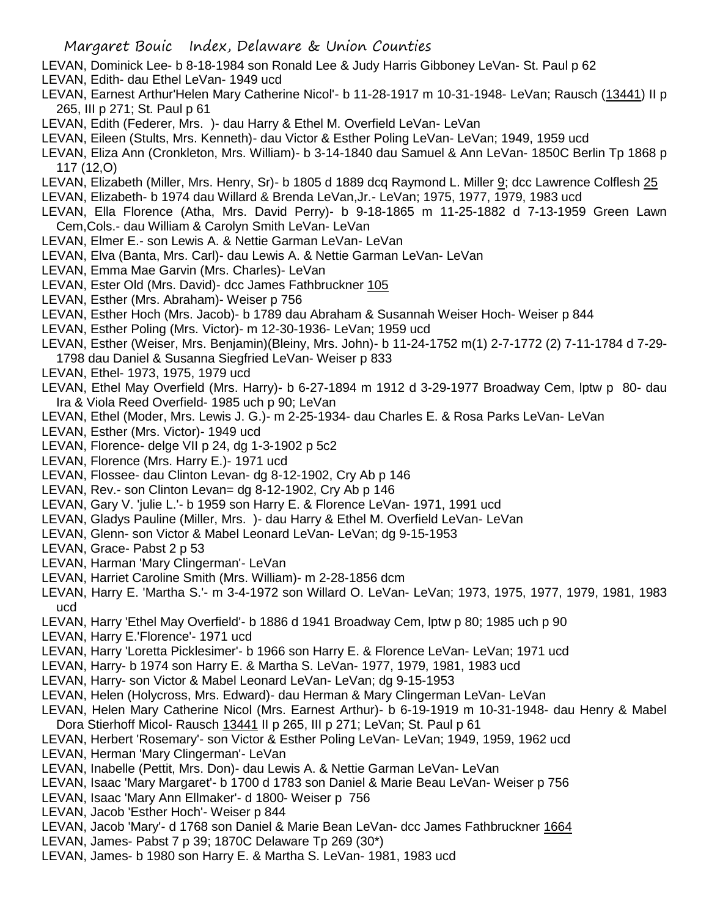LEVAN, Dominick Lee- b 8-18-1984 son Ronald Lee & Judy Harris Gibboney LeVan- St. Paul p 62

LEVAN, Edith- dau Ethel LeVan- 1949 ucd

LEVAN, Earnest Arthur'Helen Mary Catherine Nicol'- b 11-28-1917 m 10-31-1948- LeVan; Rausch (13441) II p 265, III p 271; St. Paul p 61

LEVAN, Edith (Federer, Mrs. )- dau Harry & Ethel M. Overfield LeVan- LeVan

LEVAN, Eileen (Stults, Mrs. Kenneth)- dau Victor & Esther Poling LeVan- LeVan; 1949, 1959 ucd

LEVAN, Eliza Ann (Cronkleton, Mrs. William)- b 3-14-1840 dau Samuel & Ann LeVan- 1850C Berlin Tp 1868 p 117 (12,O)

LEVAN, Elizabeth (Miller, Mrs. Henry, Sr)- b 1805 d 1889 dcq Raymond L. Miller 9; dcc Lawrence Colflesh 25

LEVAN, Elizabeth- b 1974 dau Willard & Brenda LeVan,Jr.- LeVan; 1975, 1977, 1979, 1983 ucd

LEVAN, Ella Florence (Atha, Mrs. David Perry)- b 9-18-1865 m 11-25-1882 d 7-13-1959 Green Lawn Cem,Cols.- dau William & Carolyn Smith LeVan- LeVan

LEVAN, Elmer E.- son Lewis A. & Nettie Garman LeVan- LeVan

LEVAN, Elva (Banta, Mrs. Carl)- dau Lewis A. & Nettie Garman LeVan- LeVan

LEVAN, Emma Mae Garvin (Mrs. Charles)- LeVan

LEVAN, Ester Old (Mrs. David)- dcc James Fathbruckner 105

LEVAN, Esther (Mrs. Abraham)- Weiser p 756

LEVAN, Esther Hoch (Mrs. Jacob)- b 1789 dau Abraham & Susannah Weiser Hoch- Weiser p 844

LEVAN, Esther Poling (Mrs. Victor)- m 12-30-1936- LeVan; 1959 ucd

LEVAN, Esther (Weiser, Mrs. Benjamin)(Bleiny, Mrs. John)- b 11-24-1752 m(1) 2-7-1772 (2) 7-11-1784 d 7-29-1798 dau Daniel & Susanna Siegfried LeVan- Weiser p 833

LEVAN, Ethel- 1973, 1975, 1979 ucd

LEVAN, Ethel May Overfield (Mrs. Harry)- b 6-27-1894 m 1912 d 3-29-1977 Broadway Cem, lptw p 80- dau Ira & Viola Reed Overfield- 1985 uch p 90; LeVan

LEVAN, Ethel (Moder, Mrs. Lewis J. G.)- m 2-25-1934- dau Charles E. & Rosa Parks LeVan- LeVan

LEVAN, Esther (Mrs. Victor)- 1949 ucd

LEVAN, Florence- delge VII p 24, dg 1-3-1902 p 5c2

LEVAN, Florence (Mrs. Harry E.)- 1971 ucd

LEVAN, Flossee- dau Clinton Levan- dg 8-12-1902, Cry Ab p 146

LEVAN, Rev.- son Clinton Levan= dg 8-12-1902, Cry Ab p 146

LEVAN, Gary V. 'julie L.'- b 1959 son Harry E. & Florence LeVan- 1971, 1991 ucd

LEVAN, Gladys Pauline (Miller, Mrs. )- dau Harry & Ethel M. Overfield LeVan- LeVan

LEVAN, Glenn- son Victor & Mabel Leonard LeVan- LeVan; dg 9-15-1953

LEVAN, Grace- Pabst 2 p 53

LEVAN, Harman 'Mary Clingerman'- LeVan

LEVAN, Harriet Caroline Smith (Mrs. William)- m 2-28-1856 dcm

LEVAN, Harry E. 'Martha S.'- m 3-4-1972 son Willard O. LeVan- LeVan; 1973, 1975, 1977, 1979, 1981, 1983 ucd

LEVAN, Harry 'Ethel May Overfield'- b 1886 d 1941 Broadway Cem, lptw p 80; 1985 uch p 90

LEVAN, Harry E.'Florence'- 1971 ucd

LEVAN, Harry 'Loretta Picklesimer'- b 1966 son Harry E. & Florence LeVan- LeVan; 1971 ucd

LEVAN, Harry- b 1974 son Harry E. & Martha S. LeVan- 1977, 1979, 1981, 1983 ucd

LEVAN, Harry- son Victor & Mabel Leonard LeVan- LeVan; dg 9-15-1953

LEVAN, Helen (Holycross, Mrs. Edward)- dau Herman & Mary Clingerman LeVan- LeVan

LEVAN, Helen Mary Catherine Nicol (Mrs. Earnest Arthur)- b 6-19-1919 m 10-31-1948- dau Henry & Mabel Dora Stierhoff Micol- Rausch 13441 II p 265, III p 271; LeVan; St. Paul p 61

LEVAN, Herbert 'Rosemary'- son Victor & Esther Poling LeVan- LeVan; 1949, 1959, 1962 ucd

LEVAN, Herman 'Mary Clingerman'- LeVan

LEVAN, Inabelle (Pettit, Mrs. Don)- dau Lewis A. & Nettie Garman LeVan- LeVan

LEVAN, Isaac 'Mary Margaret'- b 1700 d 1783 son Daniel & Marie Beau LeVan- Weiser p 756

LEVAN, Isaac 'Mary Ann Ellmaker'- d 1800- Weiser p 756

LEVAN, Jacob 'Esther Hoch'- Weiser p 844

LEVAN, Jacob 'Mary'- d 1768 son Daniel & Marie Bean LeVan- dcc James Fathbruckner 1664

LEVAN, James- Pabst 7 p 39; 1870C Delaware Tp 269 (30*)

LEVAN, James- b 1980 son Harry E. & Martha S. LeVan- 1981, 1983 ucd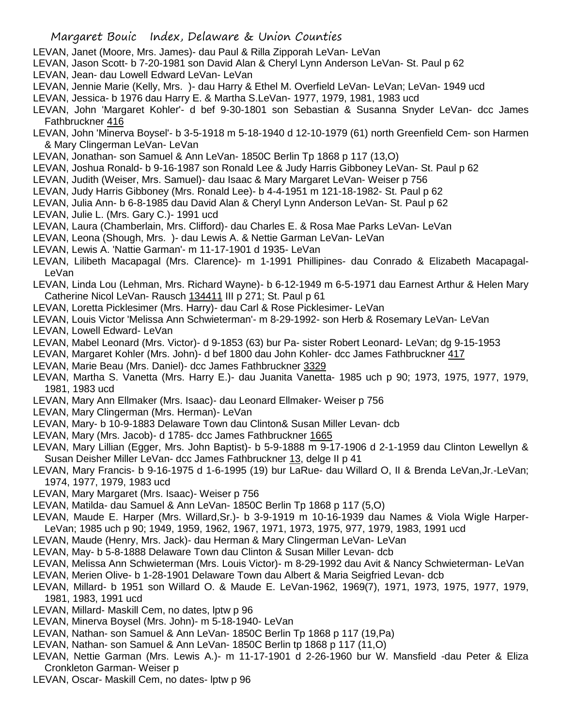LEVAN, Janet (Moore, Mrs. James)- dau Paul & Rilla Zipporah LeVan- LeVan

LEVAN, Jason Scott- b 7-20-1981 son David Alan & Cheryl Lynn Anderson LeVan- St. Paul p 62

LEVAN, Jean- dau Lowell Edward LeVan- LeVan

LEVAN, Jennie Marie (Kelly, Mrs. )- dau Harry & Ethel M. Overfield LeVan- LeVan; LeVan- 1949 ucd

LEVAN, Jessica- b 1976 dau Harry E. & Martha S.LeVan- 1977, 1979, 1981, 1983 ucd

LEVAN, John 'Margaret Kohler'- d bef 9-30-1801 son Sebastian & Susanna Snyder LeVan- dcc James Fathbruckner 416

LEVAN, John 'Minerva Boysel'- b 3-5-1918 m 5-18-1940 d 12-10-1979 (61) north Greenfield Cem- son Harmen & Mary Clingerman LeVan- LeVan

LEVAN, Jonathan- son Samuel & Ann LeVan- 1850C Berlin Tp 1868 p 117 (13,O)

LEVAN, Joshua Ronald- b 9-16-1987 son Ronald Lee & Judy Harris Gibboney LeVan- St. Paul p 62

LEVAN, Judith (Weiser, Mrs. Samuel)- dau Isaac & Mary Margaret LeVan- Weiser p 756

LEVAN, Judy Harris Gibboney (Mrs. Ronald Lee)- b 4-4-1951 m 121-18-1982- St. Paul p 62

LEVAN, Julia Ann- b 6-8-1985 dau David Alan & Cheryl Lynn Anderson LeVan- St. Paul p 62

LEVAN, Julie L. (Mrs. Gary C.)- 1991 ucd

LEVAN, Laura (Chamberlain, Mrs. Clifford)- dau Charles E. & Rosa Mae Parks LeVan- LeVan

LEVAN, Leona (Shough, Mrs. )- dau Lewis A. & Nettie Garman LeVan- LeVan

LEVAN, Lewis A. 'Nattie Garman'- m 11-17-1901 d 1935- LeVan

LEVAN, Lilibeth Macapagal (Mrs. Clarence)- m 1-1991 Phillipines- dau Conrado & Elizabeth Macapagal- LeVan

LEVAN, Linda Lou (Lehman, Mrs. Richard Wayne)- b 6-12-1949 m 6-5-1971 dau Earnest Arthur & Helen Mary Catherine Nicol LeVan- Rausch 134411 III p 271; St. Paul p 61

LEVAN, Loretta Picklesimer (Mrs. Harry)- dau Carl & Rose Picklesimer- LeVan

LEVAN, Louis Victor 'Melissa Ann Schwieterman'- m 8-29-1992- son Herb & Rosemary LeVan- LeVan

LEVAN, Lowell Edward- LeVan

LEVAN, Mabel Leonard (Mrs. Victor)- d 9-1853 (63) bur Pa- sister Robert Leonard- LeVan; dg 9-15-1953

LEVAN, Margaret Kohler (Mrs. John)- d bef 1800 dau John Kohler- dcc James Fathbruckner 417

LEVAN, Marie Beau (Mrs. Daniel)- dcc James Fathbruckner 3329

LEVAN, Martha S. Vanetta (Mrs. Harry E.)- dau Juanita Vanetta- 1985 uch p 90; 1973, 1975, 1977, 1979, 1981, 1983 ucd

LEVAN, Mary Ann Ellmaker (Mrs. Isaac)- dau Leonard Ellmaker- Weiser p 756

LEVAN, Mary Clingerman (Mrs. Herman)- LeVan

LEVAN, Mary- b 10-9-1883 Delaware Town dau Clinton& Susan Miller Levan- dcb

LEVAN, Mary (Mrs. Jacob)- d 1785- dcc James Fathbruckner 1665

LEVAN, Mary Lillian (Egger, Mrs. John Baptist)- b 5-9-1888 m 9-17-1906 d 2-1-1959 dau Clinton Lewellyn & Susan Deisher Miller LeVan- dcc James Fathbruckner 13, delge II p 41

LEVAN, Mary Francis- b 9-16-1975 d 1-6-1995 (19) bur LaRue- dau Willard O, II & Brenda LeVan,Jr.-LeVan; 1974, 1977, 1979, 1983 ucd

LEVAN, Mary Margaret (Mrs. Isaac)- Weiser p 756

LEVAN, Matilda- dau Samuel & Ann LeVan- 1850C Berlin Tp 1868 p 117 (5,O)

LEVAN, Maude E. Harper (Mrs. Willard,Sr.)- b 3-9-1919 m 10-16-1939 dau Names & Viola Wigle Harper- LeVan; 1985 uch p 90; 1949, 1959, 1962, 1967, 1971, 1973, 1975, 977, 1979, 1983, 1991 ucd

LEVAN, Maude (Henry, Mrs. Jack)- dau Herman & Mary Clingerman LeVan- LeVan

LEVAN, May- b 5-8-1888 Delaware Town dau Clinton & Susan Miller Levan- dcb

LEVAN, Melissa Ann Schwieterman (Mrs. Louis Victor)- m 8-29-1992 dau Avit & Nancy Schwieterman- LeVan

LEVAN, Merien Olive- b 1-28-1901 Delaware Town dau Albert & Maria Seigfried Levan- dcb

LEVAN, Millard- b 1951 son Willard O. & Maude E. LeVan-1962, 1969(7), 1971, 1973, 1975, 1977, 1979, 1981, 1983, 1991 ucd

LEVAN, Millard- Maskill Cem, no dates, lptw p 96

LEVAN, Minerva Boysel (Mrs. John)- m 5-18-1940- LeVan

LEVAN, Nathan- son Samuel & Ann LeVan- 1850C Berlin Tp 1868 p 117 (19,Pa)

LEVAN, Nathan- son Samuel & Ann LeVan- 1850C Berlin tp 1868 p 117 (11,O)

LEVAN, Nettie Garman (Mrs. Lewis A.)- m 11-17-1901 d 2-26-1960 bur W. Mansfield -dau Peter & Eliza Cronkleton Garman- Weiser p

LEVAN, Oscar- Maskill Cem, no dates- lptw p 96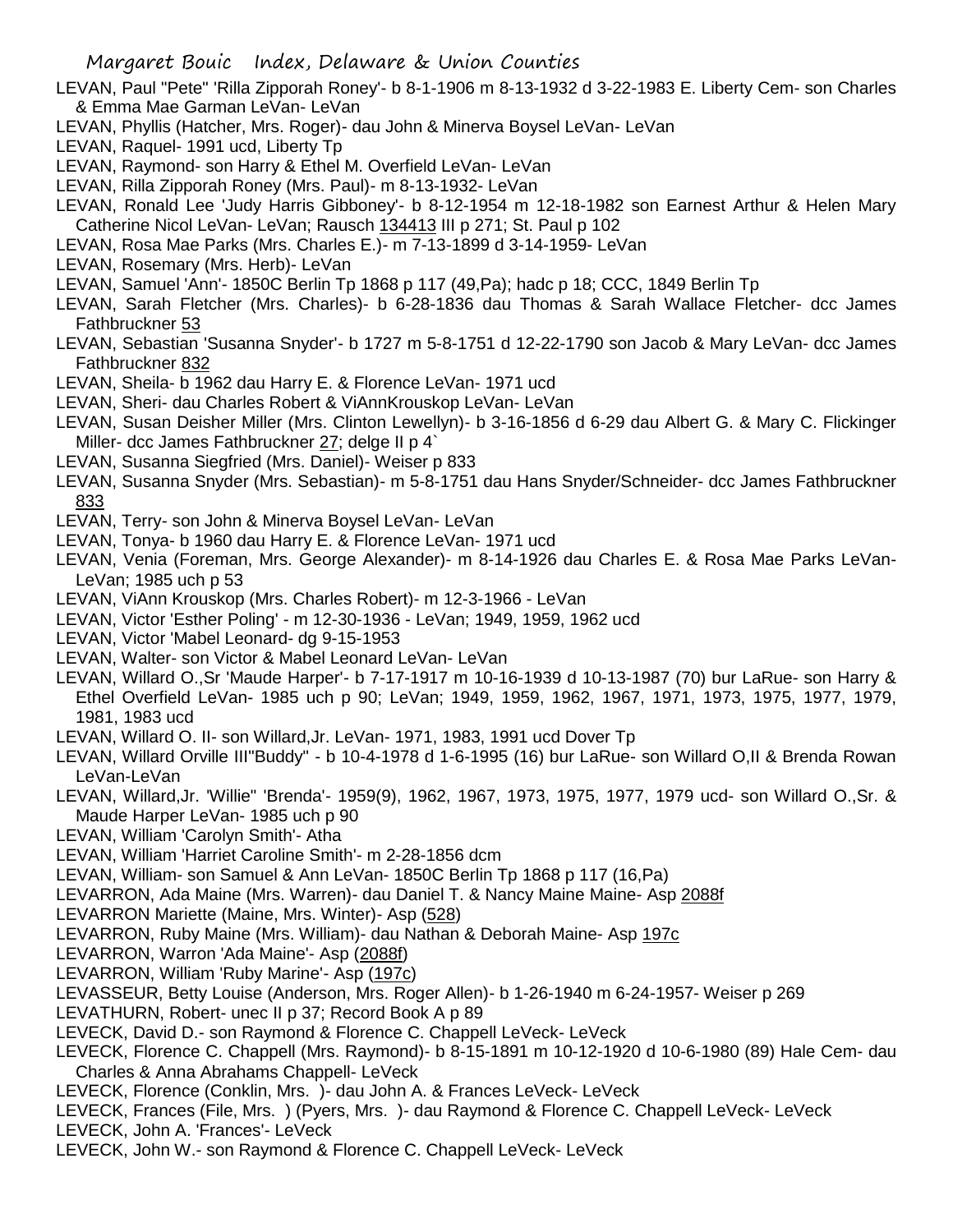LEVAN, Paul "Pete" 'Rilla Zipporah Roney'- b 8-1-1906 m 8-13-1932 d 3-22-1983 E. Liberty Cem- son Charles & Emma Mae Garman LeVan- LeVan

LEVAN, Phyllis (Hatcher, Mrs. Roger)- dau John & Minerva Boysel LeVan- LeVan

LEVAN, Raquel- 1991 ucd, Liberty Tp

LEVAN, Raymond- son Harry & Ethel M. Overfield LeVan- LeVan

LEVAN, Rilla Zipporah Roney (Mrs. Paul)- m 8-13-1932- LeVan

LEVAN, Ronald Lee 'Judy Harris Gibboney'- b 8-12-1954 m 12-18-1982 son Earnest Arthur & Helen Mary Catherine Nicol LeVan- LeVan; Rausch 134413 III p 271; St. Paul p 102

LEVAN, Rosa Mae Parks (Mrs. Charles E.)- m 7-13-1899 d 3-14-1959- LeVan

LEVAN, Rosemary (Mrs. Herb)- LeVan

LEVAN, Samuel 'Ann'- 1850C Berlin Tp 1868 p 117 (49,Pa); hadc p 18; CCC, 1849 Berlin Tp

LEVAN, Sarah Fletcher (Mrs. Charles)- b 6-28-1836 dau Thomas & Sarah Wallace Fletcher- dcc James Fathbruckner 53

LEVAN, Sebastian 'Susanna Snyder'- b 1727 m 5-8-1751 d 12-22-1790 son Jacob & Mary LeVan- dcc James Fathbruckner 832

LEVAN, Sheila- b 1962 dau Harry E. & Florence LeVan- 1971 ucd

LEVAN, Sheri- dau Charles Robert & ViAnnKrouskop LeVan- LeVan

LEVAN, Susan Deisher Miller (Mrs. Clinton Lewellyn)- b 3-16-1856 d 6-29 dau Albert G. & Mary C. Flickinger Miller- dcc James Fathbruckner 27; delge II p 4`

LEVAN, Susanna Siegfried (Mrs. Daniel)- Weiser p 833

LEVAN, Susanna Snyder (Mrs. Sebastian)- m 5-8-1751 dau Hans Snyder/Schneider- dcc James Fathbruckner 833

LEVAN, Terry- son John & Minerva Boysel LeVan- LeVan

LEVAN, Tonya- b 1960 dau Harry E. & Florence LeVan- 1971 ucd

LEVAN, Venia (Foreman, Mrs. George Alexander)- m 8-14-1926 dau Charles E. & Rosa Mae Parks LeVan- LeVan; 1985 uch p 53

LEVAN, ViAnn Krouskop (Mrs. Charles Robert)- m 12-3-1966 - LeVan

LEVAN, Victor 'Esther Poling' - m 12-30-1936 - LeVan; 1949, 1959, 1962 ucd

LEVAN, Victor 'Mabel Leonard- dg 9-15-1953

LEVAN, Walter- son Victor & Mabel Leonard LeVan- LeVan

LEVAN, Willard O.,Sr 'Maude Harper'- b 7-17-1917 m 10-16-1939 d 10-13-1987 (70) bur LaRue- son Harry & Ethel Overfield LeVan- 1985 uch p 90; LeVan; 1949, 1959, 1962, 1967, 1971, 1973, 1975, 1977, 1979, 1981, 1983 ucd

LEVAN, Willard O. II- son Willard,Jr. LeVan- 1971, 1983, 1991 ucd Dover Tp

LEVAN, Willard Orville III"Buddy" - b 10-4-1978 d 1-6-1995 (16) bur LaRue- son Willard O,II & Brenda Rowan LeVan-LeVan

LEVAN, Willard,Jr. 'Willie' 'Brenda'- 1959(9), 1962, 1967, 1973, 1975, 1977, 1979 ucd- son Willard O.,Sr. & Maude Harper LeVan- 1985 uch p 90

LEVAN, William 'Carolyn Smith'- Atha

LEVAN, William 'Harriet Caroline Smith'- m 2-28-1856 dcm

LEVAN, William- son Samuel & Ann LeVan- 1850C Berlin Tp 1868 p 117 (16,Pa)

LEVARRON, Ada Maine (Mrs. Warren)- dau Daniel T. & Nancy Maine Maine- Asp 2088f

LEVARRON Mariette (Maine, Mrs. Winter)- Asp (528)

LEVARRON, Ruby Maine (Mrs. William)- dau Nathan & Deborah Maine- Asp 197c

LEVARRON, Warron 'Ada Maine'- Asp (2088f)

LEVARRON, William 'Ruby Marine'- Asp (197c)

LEVASSEUR, Betty Louise (Anderson, Mrs. Roger Allen)- b 1-26-1940 m 6-24-1957- Weiser p 269

LEVATHURN, Robert- unec II p 37; Record Book A p 89

LEVECK, David D.- son Raymond & Florence C. Chappell LeVeck- LeVeck

LEVECK, Florence C. Chappell (Mrs. Raymond)- b 8-15-1891 m 10-12-1920 d 10-6-1980 (89) Hale Cem- dau Charles & Anna Abrahams Chappell- LeVeck

LEVECK, Florence (Conklin, Mrs. )- dau John A. & Frances LeVeck- LeVeck

LEVECK, Frances (File, Mrs. ) (Pyers, Mrs. )- dau Raymond & Florence C. Chappell LeVeck- LeVeck

LEVECK, John A. 'Frances'- LeVeck

LEVECK, John W.- son Raymond & Florence C. Chappell LeVeck- LeVeck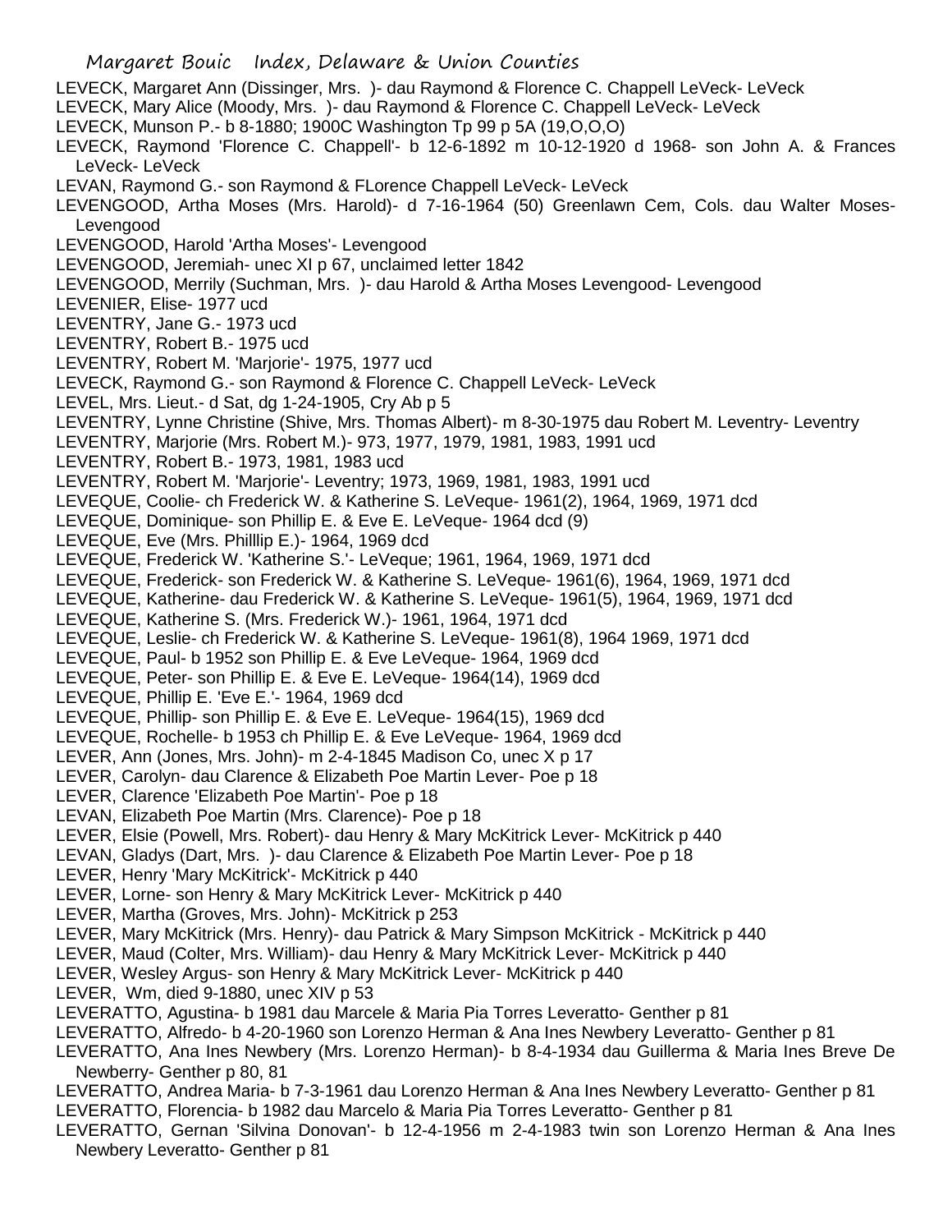LEVECK, Margaret Ann (Dissinger, Mrs. )- dau Raymond & Florence C. Chappell LeVeck- LeVeck
LEVECK, Mary Alice (Moody, Mrs. )- dau Raymond & Florence C. Chappell LeVeck- LeVeck
LEVECK, Munson P.- b 8-1880; 1900C Washington Tp 99 p 5A (19,O,O,O)
LEVECK, Raymond 'Florence C. Chappell'- b 12-6-1892 m 10-12-1920 d 1968- son John A. & Frances LeVeck- LeVeck
LEVAN, Raymond G.- son Raymond & FLorence Chappell LeVeck- LeVeck
LEVENGOOD, Artha Moses (Mrs. Harold)- d 7-16-1964 (50) Greenlawn Cem, Cols. dau Walter Moses- Levengood
LEVENGOOD, Harold 'Artha Moses'- Levengood
LEVENGOOD, Jeremiah- unec XI p 67, unclaimed letter 1842
LEVENGOOD, Merrily (Suchman, Mrs. )- dau Harold & Artha Moses Levengood- Levengood
LEVENIER, Elise- 1977 ucd
LEVENTRY, Jane G.- 1973 ucd
LEVENTRY, Robert B.- 1975 ucd
LEVENTRY, Robert M. 'Marjorie'- 1975, 1977 ucd
LEVECK, Raymond G.- son Raymond & Florence C. Chappell LeVeck- LeVeck
LEVEL, Mrs. Lieut.- d Sat, dg 1-24-1905, Cry Ab p 5
LEVENTRY, Lynne Christine (Shive, Mrs. Thomas Albert)- m 8-30-1975 dau Robert M. Leventry- Leventry
LEVENTRY, Marjorie (Mrs. Robert M.)- 973, 1977, 1979, 1981, 1983, 1991 ucd
LEVENTRY, Robert B.- 1973, 1981, 1983 ucd
LEVENTRY, Robert M. 'Marjorie'- Leventry; 1973, 1969, 1981, 1983, 1991 ucd
LEVEQUE, Coolie- ch Frederick W. & Katherine S. LeVeque- 1961(2), 1964, 1969, 1971 dcd
LEVEQUE, Dominique- son Phillip E. & Eve E. LeVeque- 1964 dcd (9)
LEVEQUE, Eve (Mrs. Philllip E.)- 1964, 1969 dcd
LEVEQUE, Frederick W. 'Katherine S.'- LeVeque; 1961, 1964, 1969, 1971 dcd
LEVEQUE, Frederick- son Frederick W. & Katherine S. LeVeque- 1961(6), 1964, 1969, 1971 dcd
LEVEQUE, Katherine- dau Frederick W. & Katherine S. LeVeque- 1961(5), 1964, 1969, 1971 dcd
LEVEQUE, Katherine S. (Mrs. Frederick W.)- 1961, 1964, 1971 dcd
LEVEQUE, Leslie- ch Frederick W. & Katherine S. LeVeque- 1961(8), 1964 1969, 1971 dcd
LEVEQUE, Paul- b 1952 son Phillip E. & Eve LeVeque- 1964, 1969 dcd
LEVEQUE, Peter- son Phillip E. & Eve E. LeVeque- 1964(14), 1969 dcd
LEVEQUE, Phillip E. 'Eve E.'- 1964, 1969 dcd
LEVEQUE, Phillip- son Phillip E. & Eve E. LeVeque- 1964(15), 1969 dcd
LEVEQUE, Rochelle- b 1953 ch Phillip E. & Eve LeVeque- 1964, 1969 dcd
LEVER, Ann (Jones, Mrs. John)- m 2-4-1845 Madison Co, unec X p 17
LEVER, Carolyn- dau Clarence & Elizabeth Poe Martin Lever- Poe p 18
LEVER, Clarence 'Elizabeth Poe Martin'- Poe p 18
LEVAN, Elizabeth Poe Martin (Mrs. Clarence)- Poe p 18
LEVER, Elsie (Powell, Mrs. Robert)- dau Henry & Mary McKitrick Lever- McKitrick p 440
LEVAN, Gladys (Dart, Mrs. )- dau Clarence & Elizabeth Poe Martin Lever- Poe p 18
LEVER, Henry 'Mary McKitrick'- McKitrick p 440
LEVER, Lorne- son Henry & Mary McKitrick Lever- McKitrick p 440
LEVER, Martha (Groves, Mrs. John)- McKitrick p 253
LEVER, Mary McKitrick (Mrs. Henry)- dau Patrick & Mary Simpson McKitrick - McKitrick p 440
LEVER, Maud (Colter, Mrs. William)- dau Henry & Mary McKitrick Lever- McKitrick p 440
LEVER, Wesley Argus- son Henry & Mary McKitrick Lever- McKitrick p 440
LEVER, Wm, died 9-1880, unec XIV p 53
LEVERATTO, Agustina- b 1981 dau Marcele & Maria Pia Torres Leveratto- Genther p 81
LEVERATTO, Alfredo- b 4-20-1960 son Lorenzo Herman & Ana Ines Newbery Leveratto- Genther p 81
LEVERATTO, Ana Ines Newbery (Mrs. Lorenzo Herman)- b 8-4-1934 dau Guillerma & Maria Ines Breve De Newberry- Genther p 80, 81
LEVERATTO, Andrea Maria- b 7-3-1961 dau Lorenzo Herman & Ana Ines Newbery Leveratto- Genther p 81
LEVERATTO, Florencia- b 1982 dau Marcelo & Maria Pia Torres Leveratto- Genther p 81
LEVERATTO, Gernan 'Silvina Donovan'- b 12-4-1956 m 2-4-1983 twin son Lorenzo Herman & Ana Ines Newbery Leveratto- Genther p 81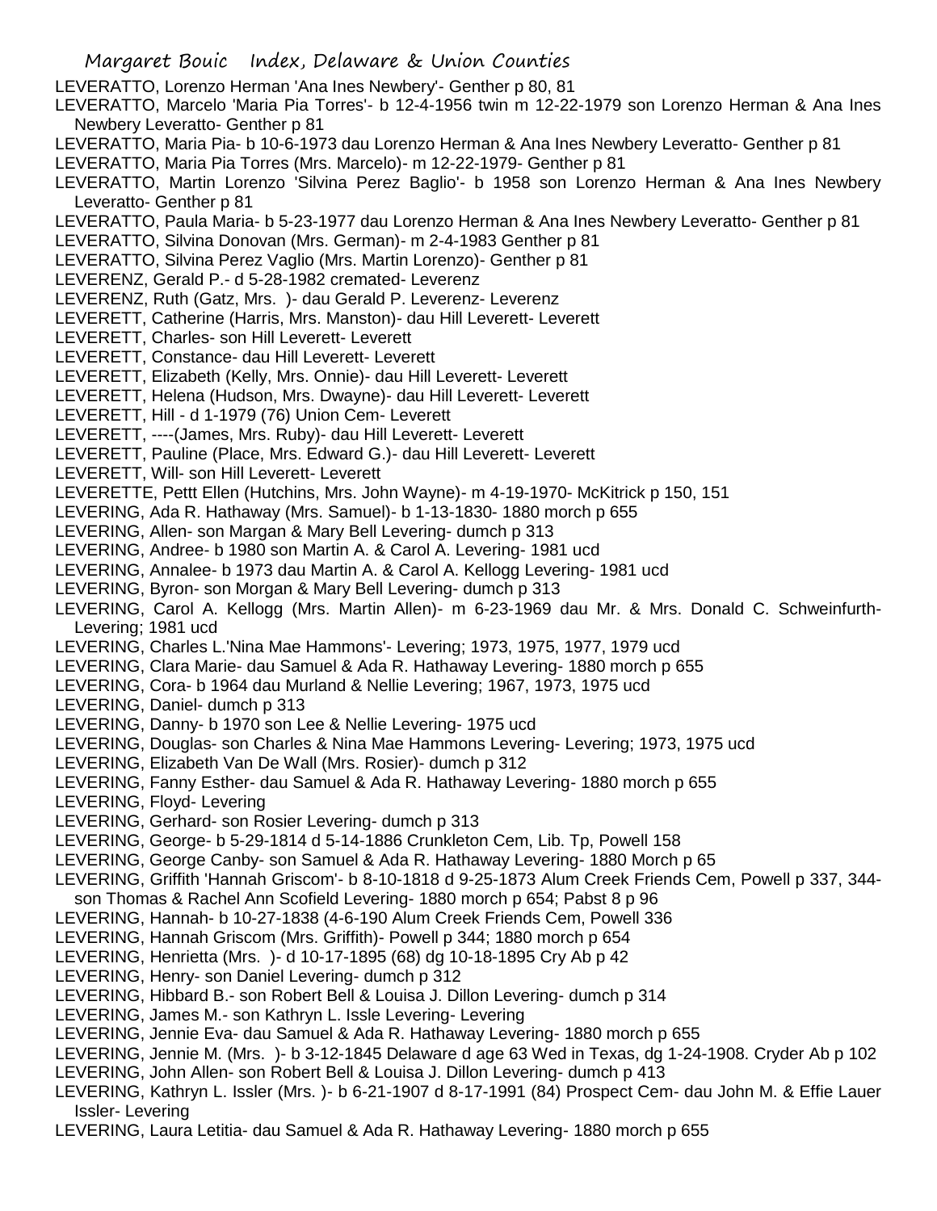LEVERATTO, Lorenzo Herman 'Ana Ines Newbery'- Genther p 80, 81

LEVERATTO, Marcelo 'Maria Pia Torres'- b 12-4-1956 twin m 12-22-1979 son Lorenzo Herman & Ana Ines Newbery Leveratto- Genther p 81

LEVERATTO, Maria Pia- b 10-6-1973 dau Lorenzo Herman & Ana Ines Newbery Leveratto- Genther p 81

LEVERATTO, Maria Pia Torres (Mrs. Marcelo)- m 12-22-1979- Genther p 81

LEVERATTO, Martin Lorenzo 'Silvina Perez Baglio'- b 1958 son Lorenzo Herman & Ana Ines Newbery Leveratto- Genther p 81

LEVERATTO, Paula Maria- b 5-23-1977 dau Lorenzo Herman & Ana Ines Newbery Leveratto- Genther p 81

LEVERATTO, Silvina Donovan (Mrs. German)- m 2-4-1983 Genther p 81

LEVERATTO, Silvina Perez Vaglio (Mrs. Martin Lorenzo)- Genther p 81

LEVERENZ, Gerald P.- d 5-28-1982 cremated- Leverenz

LEVERENZ, Ruth (Gatz, Mrs. )- dau Gerald P. Leverenz- Leverenz

LEVERETT, Catherine (Harris, Mrs. Manston)- dau Hill Leverett- Leverett

LEVERETT, Charles- son Hill Leverett- Leverett

LEVERETT, Constance- dau Hill Leverett- Leverett

LEVERETT, Elizabeth (Kelly, Mrs. Onnie)- dau Hill Leverett- Leverett

LEVERETT, Helena (Hudson, Mrs. Dwayne)- dau Hill Leverett- Leverett

LEVERETT, Hill - d 1-1979 (76) Union Cem- Leverett

LEVERETT, ----(James, Mrs. Ruby)- dau Hill Leverett- Leverett

LEVERETT, Pauline (Place, Mrs. Edward G.)- dau Hill Leverett- Leverett

LEVERETT, Will- son Hill Leverett- Leverett

LEVERETTE, Pettt Ellen (Hutchins, Mrs. John Wayne)- m 4-19-1970- McKitrick p 150, 151

LEVERING, Ada R. Hathaway (Mrs. Samuel)- b 1-13-1830- 1880 morch p 655

LEVERING, Allen- son Margan & Mary Bell Levering- dumch p 313

LEVERING, Andree- b 1980 son Martin A. & Carol A. Levering- 1981 ucd

LEVERING, Annalee- b 1973 dau Martin A. & Carol A. Kellogg Levering- 1981 ucd

LEVERING, Byron- son Morgan & Mary Bell Levering- dumch p 313

LEVERING, Carol A. Kellogg (Mrs. Martin Allen)- m 6-23-1969 dau Mr. & Mrs. Donald C. Schweinfurth- Levering; 1981 ucd

LEVERING, Charles L.'Nina Mae Hammons'- Levering; 1973, 1975, 1977, 1979 ucd

LEVERING, Clara Marie- dau Samuel & Ada R. Hathaway Levering- 1880 morch p 655

LEVERING, Cora- b 1964 dau Murland & Nellie Levering; 1967, 1973, 1975 ucd

LEVERING, Danny- b 1970 son Lee & Nellie Levering- 1975 ucd

LEVERING, Douglas- son Charles & Nina Mae Hammons Levering- Levering; 1973, 1975 ucd

LEVERING, Elizabeth Van De Wall (Mrs. Rosier)- dumch p 312

LEVERING, Fanny Esther- dau Samuel & Ada R. Hathaway Levering- 1880 morch p 655

LEVERING, Floyd- Levering

LEVERING, Gerhard- son Rosier Levering- dumch p 313

LEVERING, George- b 5-29-1814 d 5-14-1886 Crunkleton Cem, Lib. Tp, Powell 158

LEVERING, George Canby- son Samuel & Ada R. Hathaway Levering- 1880 Morch p 65

LEVERING, Griffith 'Hannah Griscom'- b 8-10-1818 d 9-25-1873 Alum Creek Friends Cem, Powell p 337, 344- son Thomas & Rachel Ann Scofield Levering- 1880 morch p 654; Pabst 8 p 96

LEVERING, Hannah- b 10-27-1838 (4-6-190 Alum Creek Friends Cem, Powell 336

LEVERING, Hannah Griscom (Mrs. Griffith)- Powell p 344; 1880 morch p 654

LEVERING, Henrietta (Mrs. )- d 10-17-1895 (68) dg 10-18-1895 Cry Ab p 42

LEVERING, Henry- son Daniel Levering- dumch p 312

LEVERING, Hibbard B.- son Robert Bell & Louisa J. Dillon Levering- dumch p 314

LEVERING, James M.- son Kathryn L. Issle Levering- Levering

LEVERING, Jennie Eva- dau Samuel & Ada R. Hathaway Levering- 1880 morch p 655

LEVERING, Jennie M. (Mrs. )- b 3-12-1845 Delaware d age 63 Wed in Texas, dg 1-24-1908. Cryder Ab p 102

LEVERING, John Allen- son Robert Bell & Louisa J. Dillon Levering- dumch p 413

LEVERING, Kathryn L. Issler (Mrs. )- b 6-21-1907 d 8-17-1991 (84) Prospect Cem- dau John M. & Effie Lauer Issler- Levering

LEVERING, Laura Letitia- dau Samuel & Ada R. Hathaway Levering- 1880 morch p 655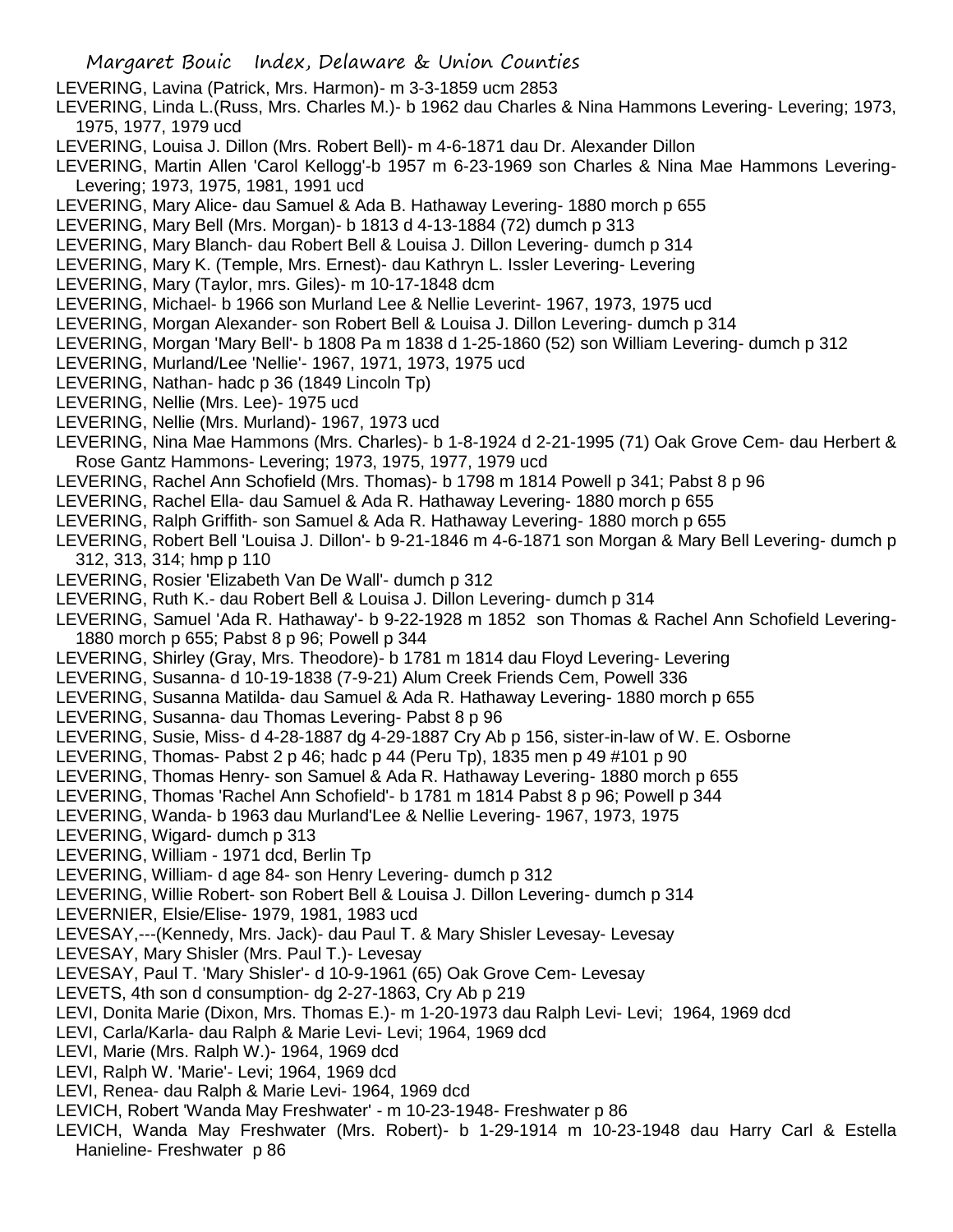LEVERING, Lavina (Patrick, Mrs. Harmon)- m 3-3-1859 ucm 2853

LEVERING, Linda L.(Russ, Mrs. Charles M.)- b 1962 dau Charles & Nina Hammons Levering- Levering; 1973, 1975, 1977, 1979 ucd

LEVERING, Louisa J. Dillon (Mrs. Robert Bell)- m 4-6-1871 dau Dr. Alexander Dillon

LEVERING, Martin Allen 'Carol Kellogg'-b 1957 m 6-23-1969 son Charles & Nina Mae Hammons Levering- Levering; 1973, 1975, 1981, 1991 ucd

LEVERING, Mary Alice- dau Samuel & Ada B. Hathaway Levering- 1880 morch p 655

LEVERING, Mary Bell (Mrs. Morgan)- b 1813 d 4-13-1884 (72) dumch p 313

LEVERING, Mary Blanch- dau Robert Bell & Louisa J. Dillon Levering- dumch p 314

LEVERING, Mary K. (Temple, Mrs. Ernest)- dau Kathryn L. Issler Levering- Levering

LEVERING, Mary (Taylor, mrs. Giles)- m 10-17-1848 dcm

LEVERING, Michael- b 1966 son Murland Lee & Nellie Leverint- 1967, 1973, 1975 ucd

LEVERING, Morgan Alexander- son Robert Bell & Louisa J. Dillon Levering- dumch p 314

LEVERING, Morgan 'Mary Bell'- b 1808 Pa m 1838 d 1-25-1860 (52) son William Levering- dumch p 312

LEVERING, Murland/Lee 'Nellie'- 1967, 1971, 1973, 1975 ucd

LEVERING, Nathan- hadc p 36 (1849 Lincoln Tp)

LEVERING, Nellie (Mrs. Lee)- 1975 ucd

LEVERING, Nellie (Mrs. Murland)- 1967, 1973 ucd

LEVERING, Nina Mae Hammons (Mrs. Charles)- b 1-8-1924 d 2-21-1995 (71) Oak Grove Cem- dau Herbert & Rose Gantz Hammons- Levering; 1973, 1975, 1977, 1979 ucd

LEVERING, Rachel Ann Schofield (Mrs. Thomas)- b 1798 m 1814 Powell p 341; Pabst 8 p 96

LEVERING, Rachel Ella- dau Samuel & Ada R. Hathaway Levering- 1880 morch p 655

LEVERING, Ralph Griffith- son Samuel & Ada R. Hathaway Levering- 1880 morch p 655

LEVERING, Robert Bell 'Louisa J. Dillon'- b 9-21-1846 m 4-6-1871 son Morgan & Mary Bell Levering- dumch p 312, 313, 314; hmp p 110

LEVERING, Rosier 'Elizabeth Van De Wall'- dumch p 312

LEVERING, Ruth K.- dau Robert Bell & Louisa J. Dillon Levering- dumch p 314

LEVERING, Samuel 'Ada R. Hathaway'- b 9-22-1928 m 1852 son Thomas & Rachel Ann Schofield Levering- 1880 morch p 655; Pabst 8 p 96; Powell p 344

LEVERING, Shirley (Gray, Mrs. Theodore)- b 1781 m 1814 dau Floyd Levering- Levering

LEVERING, Susanna- d 10-19-1838 (7-9-21) Alum Creek Friends Cem, Powell 336

LEVERING, Susanna Matilda- dau Samuel & Ada R. Hathaway Levering- 1880 morch p 655

LEVERING, Susanna- dau Thomas Levering- Pabst 8 p 96

LEVERING, Susie, Miss- d 4-28-1887 dg 4-29-1887 Cry Ab p 156, sister-in-law of W. E. Osborne

LEVERING, Thomas- Pabst 2 p 46; hadc p 44 (Peru Tp), 1835 men p 49 #101 p 90

LEVERING, Thomas Henry- son Samuel & Ada R. Hathaway Levering- 1880 morch p 655

LEVERING, Thomas 'Rachel Ann Schofield'- b 1781 m 1814 Pabst 8 p 96; Powell p 344

LEVERING, Wanda- b 1963 dau Murland'Lee & Nellie Levering- 1967, 1973, 1975

LEVERING, Wigard- dumch p 313

LEVERING, William - 1971 dcd, Berlin Tp

LEVERING, William- d age 84- son Henry Levering- dumch p 312

LEVERING, Willie Robert- son Robert Bell & Louisa J. Dillon Levering- dumch p 314

LEVERNIER, Elsie/Elise- 1979, 1981, 1983 ucd

LEVESAY,---(Kennedy, Mrs. Jack)- dau Paul T. & Mary Shisler Levesay- Levesay

LEVESAY, Mary Shisler (Mrs. Paul T.)- Levesay

LEVESAY, Paul T. 'Mary Shisler'- d 10-9-1961 (65) Oak Grove Cem- Levesay

LEVETS, 4th son d consumption- dg 2-27-1863, Cry Ab p 219

LEVI, Donita Marie (Dixon, Mrs. Thomas E.)- m 1-20-1973 dau Ralph Levi- Levi; 1964, 1969 dcd

LEVI, Carla/Karla- dau Ralph & Marie Levi- Levi; 1964, 1969 dcd

LEVI, Marie (Mrs. Ralph W.)- 1964, 1969 dcd

LEVI, Ralph W. 'Marie'- Levi; 1964, 1969 dcd

LEVI, Renea- dau Ralph & Marie Levi- 1964, 1969 dcd

LEVICH, Robert 'Wanda May Freshwater' - m 10-23-1948- Freshwater p 86

LEVICH, Wanda May Freshwater (Mrs. Robert)- b 1-29-1914 m 10-23-1948 dau Harry Carl & Estella Hanieline- Freshwater p 86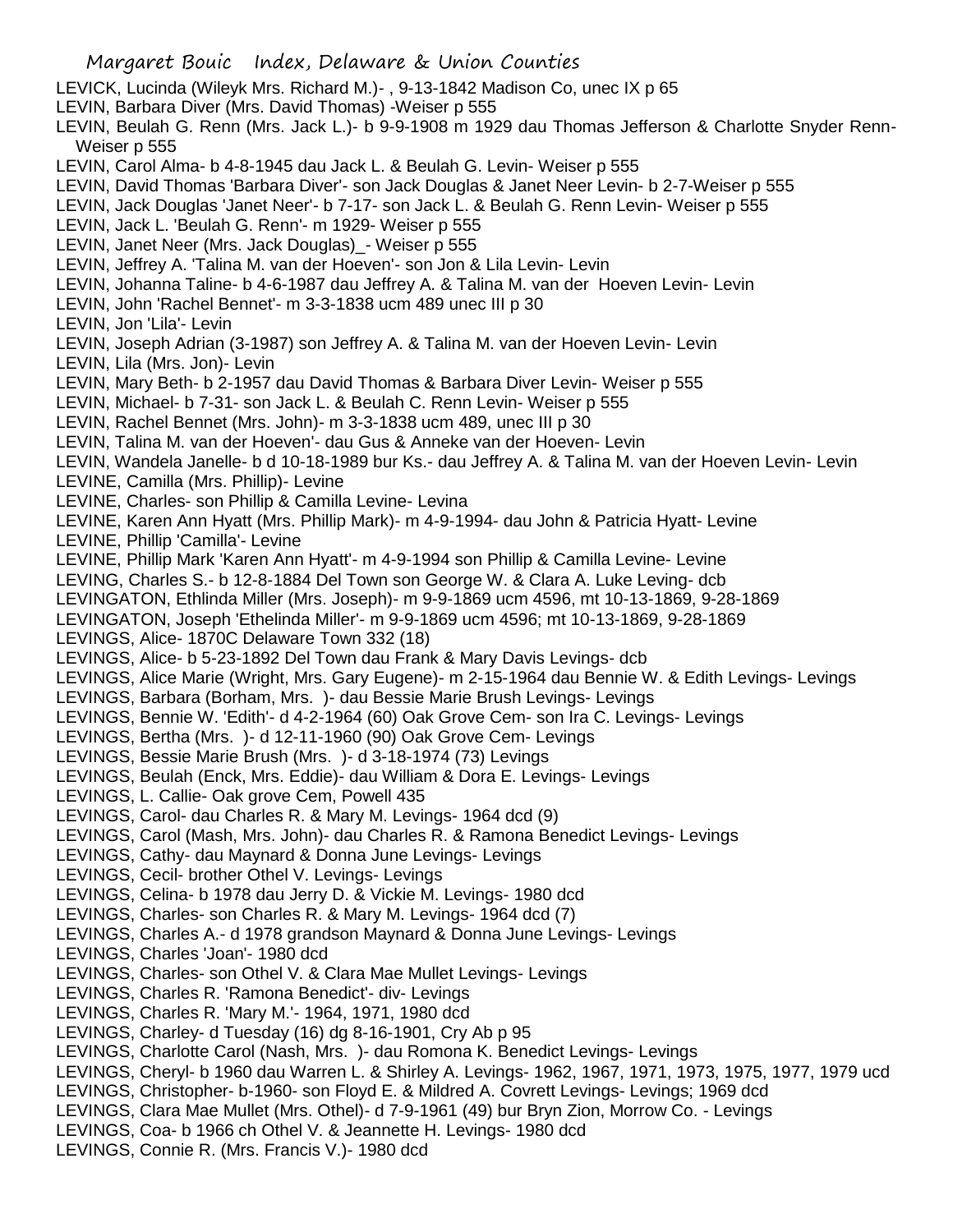LEVICK, Lucinda (Wileyk Mrs. Richard M.)- , 9-13-1842 Madison Co, unec IX p 65

LEVIN, Barbara Diver (Mrs. David Thomas) -Weiser p 555

LEVIN, Beulah G. Renn (Mrs. Jack L.)- b 9-9-1908 m 1929 dau Thomas Jefferson & Charlotte Snyder Renn- Weiser p 555

LEVIN, Carol Alma- b 4-8-1945 dau Jack L. & Beulah G. Levin- Weiser p 555

LEVIN, David Thomas 'Barbara Diver'- son Jack Douglas & Janet Neer Levin- b 2-7-Weiser p 555

LEVIN, Jack Douglas 'Janet Neer'- b 7-17- son Jack L. & Beulah G. Renn Levin- Weiser p 555

LEVIN, Jack L. 'Beulah G. Renn'- m 1929- Weiser p 555

LEVIN, Janet Neer (Mrs. Jack Douglas)_- Weiser p 555

LEVIN, Jeffrey A. 'Talina M. van der Hoeven'- son Jon & Lila Levin- Levin

LEVIN, Johanna Taline- b 4-6-1987 dau Jeffrey A. & Talina M. van der Hoeven Levin- Levin

LEVIN, John 'Rachel Bennet'- m 3-3-1838 ucm 489 unec III p 30

LEVIN, Jon 'Lila'- Levin

LEVIN, Joseph Adrian (3-1987) son Jeffrey A. & Talina M. van der Hoeven Levin- Levin

LEVIN, Lila (Mrs. Jon)- Levin

LEVIN, Mary Beth- b 2-1957 dau David Thomas & Barbara Diver Levin- Weiser p 555

LEVIN, Michael- b 7-31- son Jack L. & Beulah C. Renn Levin- Weiser p 555

LEVIN, Rachel Bennet (Mrs. John)- m 3-3-1838 ucm 489, unec III p 30

LEVIN, Talina M. van der Hoeven'- dau Gus & Anneke van der Hoeven- Levin

LEVIN, Wandela Janelle- b d 10-18-1989 bur Ks.- dau Jeffrey A. & Talina M. van der Hoeven Levin- Levin

LEVINE, Camilla (Mrs. Phillip)- Levine

LEVINE, Charles- son Phillip & Camilla Levine- Levina

LEVINE, Karen Ann Hyatt (Mrs. Phillip Mark)- m 4-9-1994- dau John & Patricia Hyatt- Levine

LEVINE, Phillip 'Camilla'- Levine

LEVINE, Phillip Mark 'Karen Ann Hyatt'- m 4-9-1994 son Phillip & Camilla Levine- Levine

LEVING, Charles S.- b 12-8-1884 Del Town son George W. & Clara A. Luke Leving- dcb

LEVINGATON, Ethlinda Miller (Mrs. Joseph)- m 9-9-1869 ucm 4596, mt 10-13-1869, 9-28-1869

LEVINGATON, Joseph 'Ethelinda Miller'- m 9-9-1869 ucm 4596; mt 10-13-1869, 9-28-1869

LEVINGS, Alice- 1870C Delaware Town 332 (18)

LEVINGS, Alice- b 5-23-1892 Del Town dau Frank & Mary Davis Levings- dcb

LEVINGS, Alice Marie (Wright, Mrs. Gary Eugene)- m 2-15-1964 dau Bennie W. & Edith Levings- Levings

LEVINGS, Barbara (Borham, Mrs. )- dau Bessie Marie Brush Levings- Levings

LEVINGS, Bennie W. 'Edith'- d 4-2-1964 (60) Oak Grove Cem- son Ira C. Levings- Levings

LEVINGS, Bertha (Mrs. )- d 12-11-1960 (90) Oak Grove Cem- Levings

LEVINGS, Bessie Marie Brush (Mrs. )- d 3-18-1974 (73) Levings

LEVINGS, Beulah (Enck, Mrs. Eddie)- dau William & Dora E. Levings- Levings

LEVINGS, L. Callie- Oak grove Cem, Powell 435

LEVINGS, Carol- dau Charles R. & Mary M. Levings- 1964 dcd (9)

LEVINGS, Carol (Mash, Mrs. John)- dau Charles R. & Ramona Benedict Levings- Levings

LEVINGS, Cathy- dau Maynard & Donna June Levings- Levings

LEVINGS, Cecil- brother Othel V. Levings- Levings

LEVINGS, Celina- b 1978 dau Jerry D. & Vickie M. Levings- 1980 dcd

LEVINGS, Charles- son Charles R. & Mary M. Levings- 1964 dcd (7)

LEVINGS, Charles A.- d 1978 grandson Maynard & Donna June Levings- Levings

LEVINGS, Charles 'Joan'- 1980 dcd

LEVINGS, Charles- son Othel V. & Clara Mae Mullet Levings- Levings

LEVINGS, Charles R. 'Ramona Benedict'- div- Levings

LEVINGS, Charles R. 'Mary M.'- 1964, 1971, 1980 dcd

LEVINGS, Charley- d Tuesday (16) dg 8-16-1901, Cry Ab p 95

LEVINGS, Charlotte Carol (Nash, Mrs. )- dau Romona K. Benedict Levings- Levings

LEVINGS, Cheryl- b 1960 dau Warren L. & Shirley A. Levings- 1962, 1967, 1971, 1973, 1975, 1977, 1979 ucd

LEVINGS, Christopher- b-1960- son Floyd E. & Mildred A. Covrett Levings- Levings; 1969 dcd

LEVINGS, Clara Mae Mullet (Mrs. Othel)- d 7-9-1961 (49) bur Bryn Zion, Morrow Co. - Levings

LEVINGS, Coa- b 1966 ch Othel V. & Jeannette H. Levings- 1980 dcd

LEVINGS, Connie R. (Mrs. Francis V.)- 1980 dcd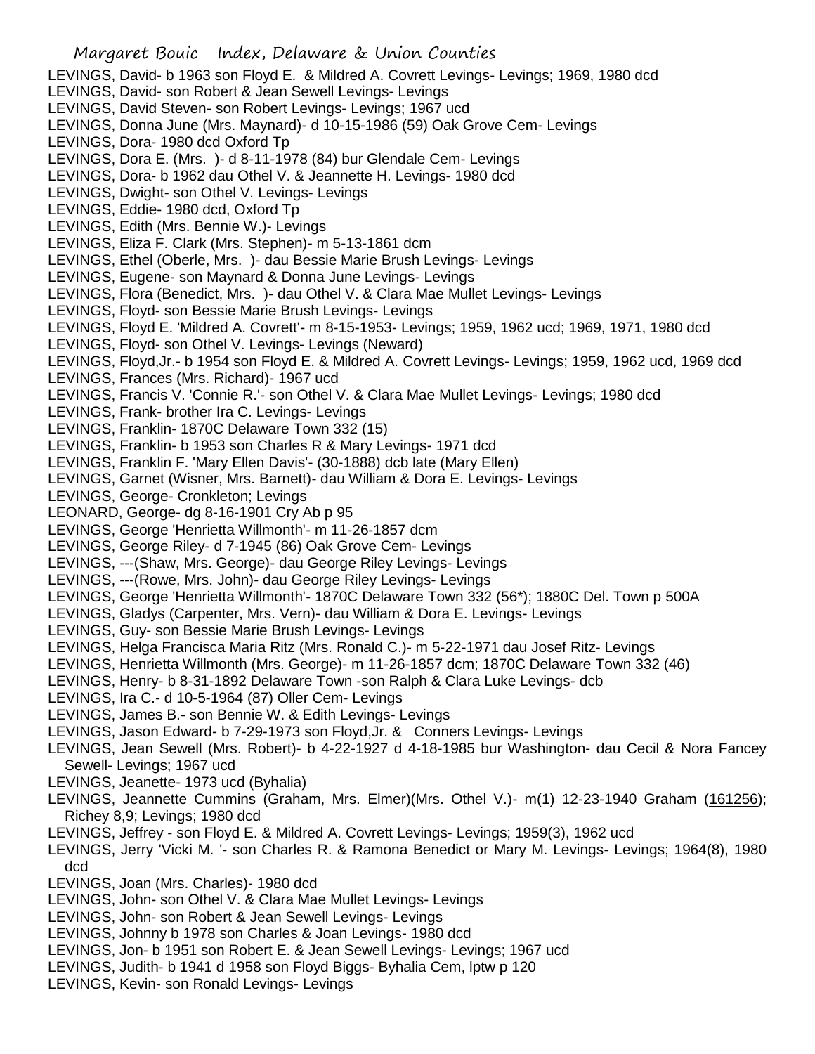LEVINGS, David- b 1963 son Floyd E. & Mildred A. Covrett Levings- Levings; 1969, 1980 dcd
LEVINGS, David- son Robert & Jean Sewell Levings- Levings
LEVINGS, David Steven- son Robert Levings- Levings; 1967 ucd
LEVINGS, Donna June (Mrs. Maynard)- d 10-15-1986 (59) Oak Grove Cem- Levings
LEVINGS, Dora- 1980 dcd Oxford Tp
LEVINGS, Dora E. (Mrs. )- d 8-11-1978 (84) bur Glendale Cem- Levings
LEVINGS, Dora- b 1962 dau Othel V. & Jeannette H. Levings- 1980 dcd
LEVINGS, Dwight- son Othel V. Levings- Levings
LEVINGS, Eddie- 1980 dcd, Oxford Tp
LEVINGS, Edith (Mrs. Bennie W.)- Levings
LEVINGS, Eliza F. Clark (Mrs. Stephen)- m 5-13-1861 dcm
LEVINGS, Ethel (Oberle, Mrs. )- dau Bessie Marie Brush Levings- Levings
LEVINGS, Eugene- son Maynard & Donna June Levings- Levings
LEVINGS, Flora (Benedict, Mrs. )- dau Othel V. & Clara Mae Mullet Levings- Levings
LEVINGS, Floyd- son Bessie Marie Brush Levings- Levings
LEVINGS, Floyd E. 'Mildred A. Covrett'- m 8-15-1953- Levings; 1959, 1962 ucd; 1969, 1971, 1980 dcd
LEVINGS, Floyd- son Othel V. Levings- Levings (Neward)
LEVINGS, Floyd,Jr.- b 1954 son Floyd E. & Mildred A. Covrett Levings- Levings; 1959, 1962 ucd, 1969 dcd
LEVINGS, Frances (Mrs. Richard)- 1967 ucd
LEVINGS, Francis V. 'Connie R.'- son Othel V. & Clara Mae Mullet Levings- Levings; 1980 dcd
LEVINGS, Frank- brother Ira C. Levings- Levings
LEVINGS, Franklin- 1870C Delaware Town 332 (15)
LEVINGS, Franklin- b 1953 son Charles R & Mary Levings- 1971 dcd
LEVINGS, Franklin F. 'Mary Ellen Davis'- (30-1888) dcb late (Mary Ellen)
LEVINGS, Garnet (Wisner, Mrs. Barnett)- dau William & Dora E. Levings- Levings
LEVINGS, George- Cronkleton; Levings
LEONARD, George- dg 8-16-1901 Cry Ab p 95
LEVINGS, George 'Henrietta Willmonth'- m 11-26-1857 dcm
LEVINGS, George Riley- d 7-1945 (86) Oak Grove Cem- Levings
LEVINGS, ---(Shaw, Mrs. George)- dau George Riley Levings- Levings
LEVINGS, ---(Rowe, Mrs. John)- dau George Riley Levings- Levings
LEVINGS, George 'Henrietta Willmonth'- 1870C Delaware Town 332 (56*); 1880C Del. Town p 500A
LEVINGS, Gladys (Carpenter, Mrs. Vern)- dau William & Dora E. Levings- Levings
LEVINGS, Guy- son Bessie Marie Brush Levings- Levings
LEVINGS, Helga Francisca Maria Ritz (Mrs. Ronald C.)- m 5-22-1971 dau Josef Ritz- Levings
LEVINGS, Henrietta Willmonth (Mrs. George)- m 11-26-1857 dcm; 1870C Delaware Town 332 (46)
LEVINGS, Henry- b 8-31-1892 Delaware Town -son Ralph & Clara Luke Levings- dcb
LEVINGS, Ira C.- d 10-5-1964 (87) Oller Cem- Levings
LEVINGS, James B.- son Bennie W. & Edith Levings- Levings
LEVINGS, Jason Edward- b 7-29-1973 son Floyd,Jr. & Conners Levings- Levings
LEVINGS, Jean Sewell (Mrs. Robert)- b 4-22-1927 d 4-18-1985 bur Washington- dau Cecil & Nora Fancey Sewell- Levings; 1967 ucd
LEVINGS, Jeanette- 1973 ucd (Byhalia)
LEVINGS, Jeannette Cummins (Graham, Mrs. Elmer)(Mrs. Othel V.)- m(1) 12-23-1940 Graham (161256); Richey 8,9; Levings; 1980 dcd
LEVINGS, Jeffrey - son Floyd E. & Mildred A. Covrett Levings- Levings; 1959(3), 1962 ucd
LEVINGS, Jerry 'Vicki M. '- son Charles R. & Ramona Benedict or Mary M. Levings- Levings; 1964(8), 1980 dcd
LEVINGS, Joan (Mrs. Charles)- 1980 dcd
LEVINGS, John- son Othel V. & Clara Mae Mullet Levings- Levings
LEVINGS, John- son Robert & Jean Sewell Levings- Levings
LEVINGS, Johnny b 1978 son Charles & Joan Levings- 1980 dcd
LEVINGS, Jon- b 1951 son Robert E. & Jean Sewell Levings- Levings; 1967 ucd
LEVINGS, Judith- b 1941 d 1958 son Floyd Biggs- Byhalia Cem, lptw p 120
LEVINGS, Kevin- son Ronald Levings- Levings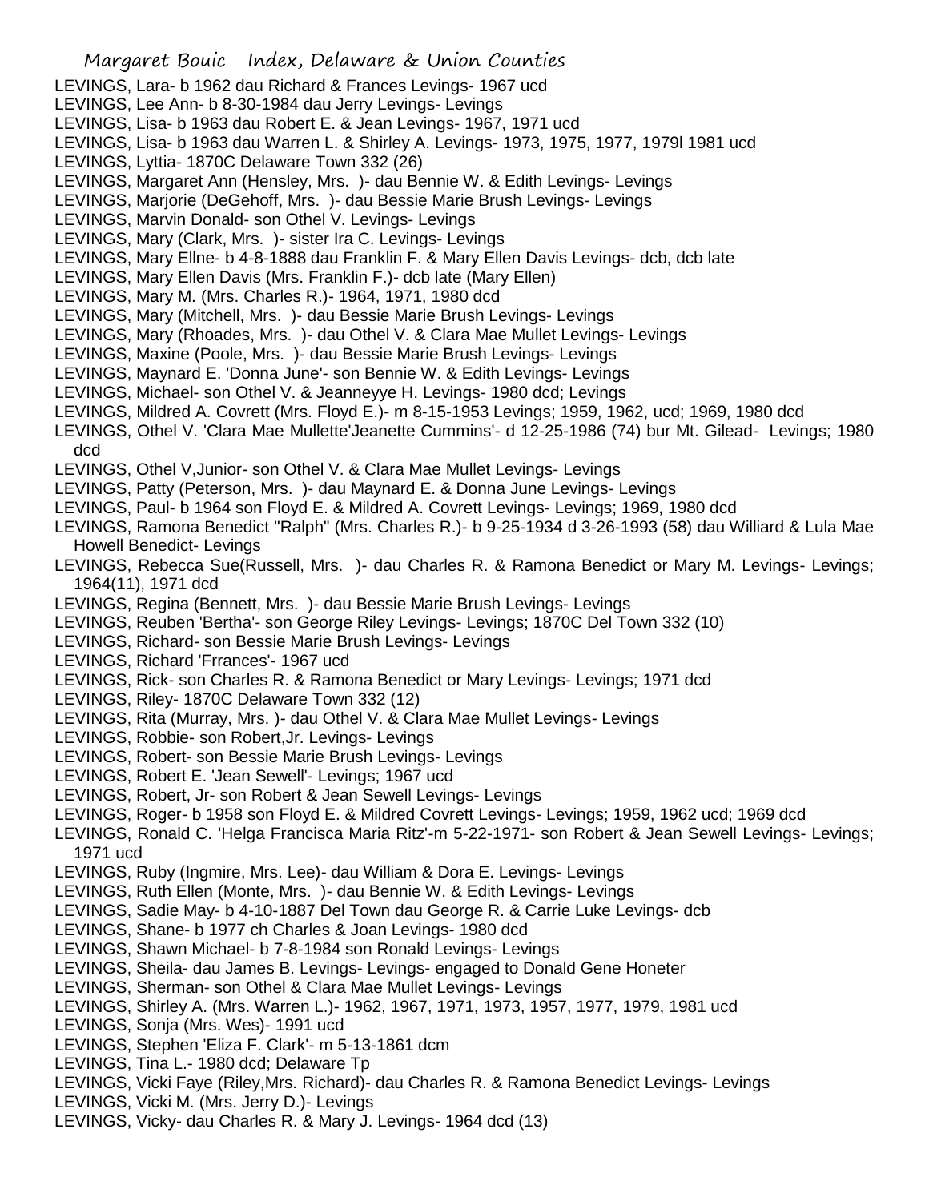LEVINGS, Lara- b 1962 dau Richard & Frances Levings- 1967 ucd
LEVINGS, Lee Ann- b 8-30-1984 dau Jerry Levings- Levings
LEVINGS, Lisa- b 1963 dau Robert E. & Jean Levings- 1967, 1971 ucd
LEVINGS, Lisa- b 1963 dau Warren L. & Shirley A. Levings- 1973, 1975, 1977, 1979l 1981 ucd
LEVINGS, Lyttia- 1870C Delaware Town 332 (26)
LEVINGS, Margaret Ann (Hensley, Mrs. )- dau Bennie W. & Edith Levings- Levings
LEVINGS, Marjorie (DeGehoff, Mrs. )- dau Bessie Marie Brush Levings- Levings
LEVINGS, Marvin Donald- son Othel V. Levings- Levings
LEVINGS, Mary (Clark, Mrs. )- sister Ira C. Levings- Levings
LEVINGS, Mary Ellne- b 4-8-1888 dau Franklin F. & Mary Ellen Davis Levings- dcb, dcb late
LEVINGS, Mary Ellen Davis (Mrs. Franklin F.)- dcb late (Mary Ellen)
LEVINGS, Mary M. (Mrs. Charles R.)- 1964, 1971, 1980 dcd
LEVINGS, Mary (Mitchell, Mrs. )- dau Bessie Marie Brush Levings- Levings
LEVINGS, Mary (Rhoades, Mrs. )- dau Othel V. & Clara Mae Mullet Levings- Levings
LEVINGS, Maxine (Poole, Mrs. )- dau Bessie Marie Brush Levings- Levings
LEVINGS, Maynard E. 'Donna June'- son Bennie W. & Edith Levings- Levings
LEVINGS, Michael- son Othel V. & Jeanneyye H. Levings- 1980 dcd; Levings
LEVINGS, Mildred A. Covrett (Mrs. Floyd E.)- m 8-15-1953 Levings; 1959, 1962, ucd; 1969, 1980 dcd
LEVINGS, Othel V. 'Clara Mae Mullette'Jeanette Cummins'- d 12-25-1986 (74) bur Mt. Gilead- Levings; 1980 dcd
LEVINGS, Othel V,Junior- son Othel V. & Clara Mae Mullet Levings- Levings
LEVINGS, Patty (Peterson, Mrs. )- dau Maynard E. & Donna June Levings- Levings
LEVINGS, Paul- b 1964 son Floyd E. & Mildred A. Covrett Levings- Levings; 1969, 1980 dcd
LEVINGS, Ramona Benedict "Ralph" (Mrs. Charles R.)- b 9-25-1934 d 3-26-1993 (58) dau Williard & Lula Mae Howell Benedict- Levings
LEVINGS, Rebecca Sue(Russell, Mrs. )- dau Charles R. & Ramona Benedict or Mary M. Levings- Levings; 1964(11), 1971 dcd
LEVINGS, Regina (Bennett, Mrs. )- dau Bessie Marie Brush Levings- Levings
LEVINGS, Reuben 'Bertha'- son George Riley Levings- Levings; 1870C Del Town 332 (10)
LEVINGS, Richard- son Bessie Marie Brush Levings- Levings
LEVINGS, Richard 'Frrances'- 1967 ucd
LEVINGS, Rick- son Charles R. & Ramona Benedict or Mary Levings- Levings; 1971 dcd
LEVINGS, Riley- 1870C Delaware Town 332 (12)
LEVINGS, Rita (Murray, Mrs. )- dau Othel V. & Clara Mae Mullet Levings- Levings
LEVINGS, Robbie- son Robert,Jr. Levings- Levings
LEVINGS, Robert- son Bessie Marie Brush Levings- Levings
LEVINGS, Robert E. 'Jean Sewell'- Levings; 1967 ucd
LEVINGS, Robert, Jr- son Robert & Jean Sewell Levings- Levings
LEVINGS, Roger- b 1958 son Floyd E. & Mildred Covrett Levings- Levings; 1959, 1962 ucd; 1969 dcd
LEVINGS, Ronald C. 'Helga Francisca Maria Ritz'-m 5-22-1971- son Robert & Jean Sewell Levings- Levings; 1971 ucd
LEVINGS, Ruby (Ingmire, Mrs. Lee)- dau William & Dora E. Levings- Levings
LEVINGS, Ruth Ellen (Monte, Mrs. )- dau Bennie W. & Edith Levings- Levings
LEVINGS, Sadie May- b 4-10-1887 Del Town dau George R. & Carrie Luke Levings- dcb
LEVINGS, Shane- b 1977 ch Charles & Joan Levings- 1980 dcd
LEVINGS, Shawn Michael- b 7-8-1984 son Ronald Levings- Levings
LEVINGS, Sheila- dau James B. Levings- Levings- engaged to Donald Gene Honeter
LEVINGS, Sherman- son Othel & Clara Mae Mullet Levings- Levings
LEVINGS, Shirley A. (Mrs. Warren L.)- 1962, 1967, 1971, 1973, 1957, 1977, 1979, 1981 ucd
LEVINGS, Sonja (Mrs. Wes)- 1991 ucd
LEVINGS, Stephen 'Eliza F. Clark'- m 5-13-1861 dcm
LEVINGS, Tina L.- 1980 dcd; Delaware Tp
LEVINGS, Vicki Faye (Riley,Mrs. Richard)- dau Charles R. & Ramona Benedict Levings- Levings
LEVINGS, Vicki M. (Mrs. Jerry D.)- Levings
LEVINGS, Vicky- dau Charles R. & Mary J. Levings- 1964 dcd (13)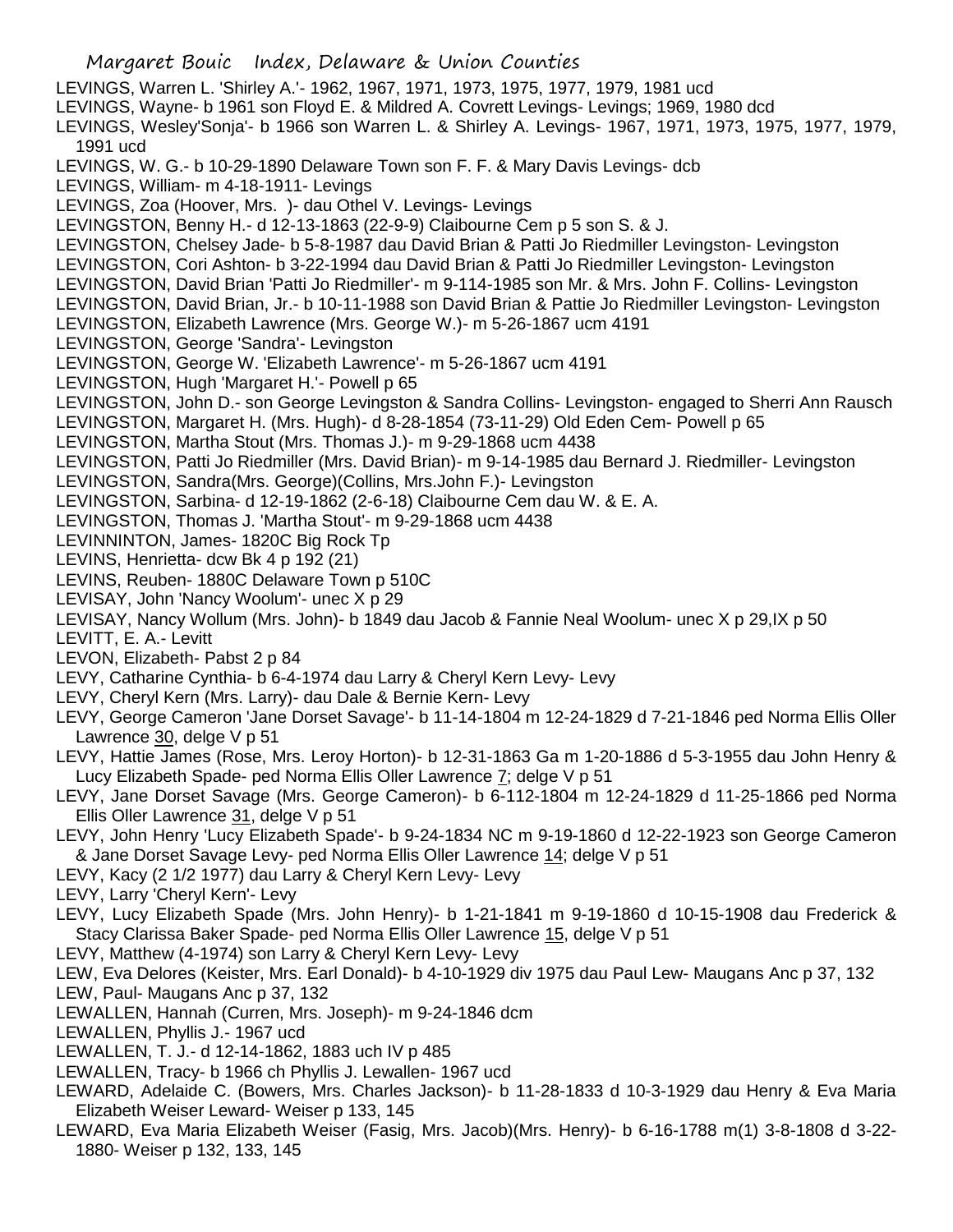LEVINGS, Warren L. 'Shirley A.'- 1962, 1967, 1971, 1973, 1975, 1977, 1979, 1981 ucd

LEVINGS, Wayne- b 1961 son Floyd E. & Mildred A. Covrett Levings- Levings; 1969, 1980 dcd

LEVINGS, Wesley'Sonja'- b 1966 son Warren L. & Shirley A. Levings- 1967, 1971, 1973, 1975, 1977, 1979, 1991 ucd

LEVINGS, W. G.- b 10-29-1890 Delaware Town son F. F. & Mary Davis Levings- dcb

LEVINGS, William- m 4-18-1911- Levings

LEVINGS, Zoa (Hoover, Mrs. )- dau Othel V. Levings- Levings

LEVINGSTON, Benny H.- d 12-13-1863 (22-9-9) Claibourne Cem p 5 son S. & J.

LEVINGSTON, Chelsey Jade- b 5-8-1987 dau David Brian & Patti Jo Riedmiller Levingston- Levingston

LEVINGSTON, Cori Ashton- b 3-22-1994 dau David Brian & Patti Jo Riedmiller Levingston- Levingston

LEVINGSTON, David Brian 'Patti Jo Riedmiller'- m 9-114-1985 son Mr. & Mrs. John F. Collins- Levingston

LEVINGSTON, David Brian, Jr.- b 10-11-1988 son David Brian & Pattie Jo Riedmiller Levingston- Levingston

LEVINGSTON, Elizabeth Lawrence (Mrs. George W.)- m 5-26-1867 ucm 4191

LEVINGSTON, George 'Sandra'- Levingston

LEVINGSTON, George W. 'Elizabeth Lawrence'- m 5-26-1867 ucm 4191

LEVINGSTON, Hugh 'Margaret H.'- Powell p 65

LEVINGSTON, John D.- son George Levingston & Sandra Collins- Levingston- engaged to Sherri Ann Rausch

LEVINGSTON, Margaret H. (Mrs. Hugh)- d 8-28-1854 (73-11-29) Old Eden Cem- Powell p 65

LEVINGSTON, Martha Stout (Mrs. Thomas J.)- m 9-29-1868 ucm 4438

LEVINGSTON, Patti Jo Riedmiller (Mrs. David Brian)- m 9-14-1985 dau Bernard J. Riedmiller- Levingston

LEVINGSTON, Sandra(Mrs. George)(Collins, Mrs.John F.)- Levingston

LEVINGSTON, Sarbina- d 12-19-1862 (2-6-18) Claibourne Cem dau W. & E. A.

LEVINGSTON, Thomas J. 'Martha Stout'- m 9-29-1868 ucm 4438

LEVINNINTON, James- 1820C Big Rock Tp

LEVINS, Henrietta- dcw Bk 4 p 192 (21)

LEVINS, Reuben- 1880C Delaware Town p 510C

LEVISAY, John 'Nancy Woolum'- unec X p 29

LEVISAY, Nancy Wollum (Mrs. John)- b 1849 dau Jacob & Fannie Neal Woolum- unec X p 29,IX p 50

LEVITT, E. A.- Levitt

LEVON, Elizabeth- Pabst 2 p 84

LEVY, Catharine Cynthia- b 6-4-1974 dau Larry & Cheryl Kern Levy- Levy

LEVY, Cheryl Kern (Mrs. Larry)- dau Dale & Bernie Kern- Levy

LEVY, George Cameron 'Jane Dorset Savage'- b 11-14-1804 m 12-24-1829 d 7-21-1846 ped Norma Ellis Oller Lawrence 30, delge V p 51

LEVY, Hattie James (Rose, Mrs. Leroy Horton)- b 12-31-1863 Ga m 1-20-1886 d 5-3-1955 dau John Henry & Lucy Elizabeth Spade- ped Norma Ellis Oller Lawrence 7; delge V p 51

LEVY, Jane Dorset Savage (Mrs. George Cameron)- b 6-112-1804 m 12-24-1829 d 11-25-1866 ped Norma Ellis Oller Lawrence 31, delge V p 51

LEVY, John Henry 'Lucy Elizabeth Spade'- b 9-24-1834 NC m 9-19-1860 d 12-22-1923 son George Cameron & Jane Dorset Savage Levy- ped Norma Ellis Oller Lawrence 14; delge V p 51

LEVY, Kacy (2 1/2 1977) dau Larry & Cheryl Kern Levy- Levy

LEVY, Larry 'Cheryl Kern'- Levy

LEVY, Lucy Elizabeth Spade (Mrs. John Henry)- b 1-21-1841 m 9-19-1860 d 10-15-1908 dau Frederick & Stacy Clarissa Baker Spade- ped Norma Ellis Oller Lawrence 15, delge V p 51

LEVY, Matthew (4-1974) son Larry & Cheryl Kern Levy- Levy

LEW, Eva Delores (Keister, Mrs. Earl Donald)- b 4-10-1929 div 1975 dau Paul Lew- Maugans Anc p 37, 132

LEW, Paul- Maugans Anc p 37, 132

LEWALLEN, Hannah (Curren, Mrs. Joseph)- m 9-24-1846 dcm

LEWALLEN, Phyllis J.- 1967 ucd

LEWALLEN, T. J.- d 12-14-1862, 1883 uch IV p 485

LEWALLEN, Tracy- b 1966 ch Phyllis J. Lewallen- 1967 ucd

LEWARD, Adelaide C. (Bowers, Mrs. Charles Jackson)- b 11-28-1833 d 10-3-1929 dau Henry & Eva Maria Elizabeth Weiser Leward- Weiser p 133, 145

LEWARD, Eva Maria Elizabeth Weiser (Fasig, Mrs. Jacob)(Mrs. Henry)- b 6-16-1788 m(1) 3-8-1808 d 3-22-1880- Weiser p 132, 133, 145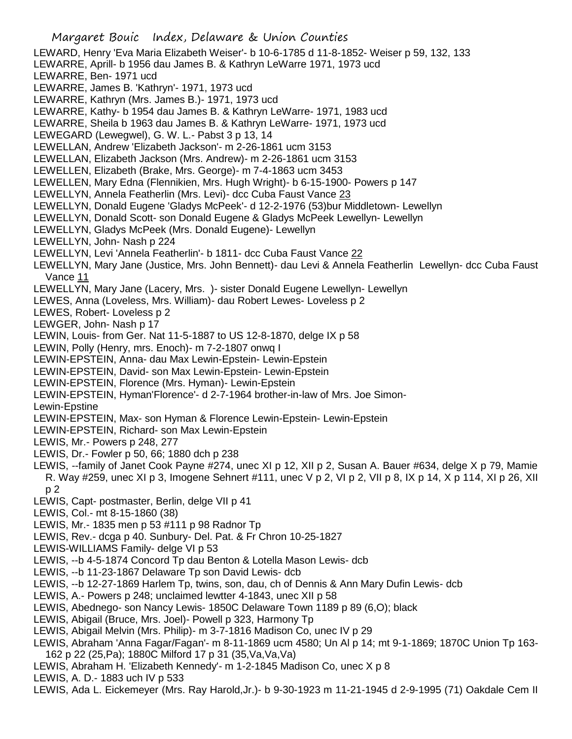LEWARD, Henry 'Eva Maria Elizabeth Weiser'- b 10-6-1785 d 11-8-1852- Weiser p 59, 132, 133

LEWARRE, Aprill- b 1956 dau James B. & Kathryn LeWarre 1971, 1973 ucd

LEWARRE, Ben- 1971 ucd

LEWARRE, James B. 'Kathryn'- 1971, 1973 ucd

LEWARRE, Kathryn (Mrs. James B.)- 1971, 1973 ucd

LEWARRE, Kathy- b 1954 dau James B. & Kathryn LeWarre- 1971, 1983 ucd

LEWARRE, Sheila b 1963 dau James B. & Kathryn LeWarre- 1971, 1973 ucd

LEWEGARD (Lewegwel), G. W. L.- Pabst 3 p 13, 14

LEWELLAN, Andrew 'Elizabeth Jackson'- m 2-26-1861 ucm 3153

LEWELLAN, Elizabeth Jackson (Mrs. Andrew)- m 2-26-1861 ucm 3153

LEWELLEN, Elizabeth (Brake, Mrs. George)- m 7-4-1863 ucm 3453

LEWELLEN, Mary Edna (Flennikien, Mrs. Hugh Wright)- b 6-15-1900- Powers p 147

LEWELLYN, Annela Featherlin (Mrs. Levi)- dcc Cuba Faust Vance 23

LEWELLYN, Donald Eugene 'Gladys McPeek'- d 12-2-1976 (53)bur Middletown- Lewellyn

LEWELLYN, Donald Scott- son Donald Eugene & Gladys McPeek Lewellyn- Lewellyn

LEWELLYN, Gladys McPeek (Mrs. Donald Eugene)- Lewellyn

LEWELLYN, John- Nash p 224

LEWELLYN, Levi 'Annela Featherlin'- b 1811- dcc Cuba Faust Vance 22

LEWELLYN, Mary Jane (Justice, Mrs. John Bennett)- dau Levi & Annela Featherlin Lewellyn- dcc Cuba Faust Vance 11

LEWELLYN, Mary Jane (Lacery, Mrs. )- sister Donald Eugene Lewellyn- Lewellyn

LEWES, Anna (Loveless, Mrs. William)- dau Robert Lewes- Loveless p 2

LEWES, Robert- Loveless p 2

LEWGER, John- Nash p 17

LEWIN, Louis- from Ger. Nat 11-5-1887 to US 12-8-1870, delge IX p 58

LEWIN, Polly (Henry, mrs. Enoch)- m 7-2-1807 onwq I

LEWIN-EPSTEIN, Anna- dau Max Lewin-Epstein- Lewin-Epstein

LEWIN-EPSTEIN, David- son Max Lewin-Epstein- Lewin-Epstein

LEWIN-EPSTEIN, Florence (Mrs. Hyman)- Lewin-Epstein

LEWIN-EPSTEIN, Hyman'Florence'- d 2-7-1964 brother-in-law of Mrs. Joe Simon- Lewin-Epstine

LEWIN-EPSTEIN, Max- son Hyman & Florence Lewin-Epstein- Lewin-Epstein

LEWIN-EPSTEIN, Richard- son Max Lewin-Epstein- Lewin-Epstein

LEWIS, Mr.- Powers p 248, 277

LEWIS, Dr.- Fowler p 50, 66; 1880 dch p 238

LEWIS, --family of Janet Cook Payne #274, unec XI p 12, XII p 2, Susan A. Bauer #634, delge X p 79, Mamie R. Way #259, unec XI p 3, Imogene Sehnert #111, unec V p 2, VI p 2, VII p 8, IX p 14, X p 114, XI p 26, XII p 2

LEWIS, Capt- postmaster, Berlin, delge VII p 41

LEWIS, Col.- mt 8-15-1860 (38)

LEWIS, Mr.- 1835 men p 53 #111 p 98 Radnor Tp

LEWIS, Rev.- dcga p 40. Sunbury- Del. Pat. & Fr Chron 10-25-1827

LEWIS-WILLIAMS Family- delge VI p 53

LEWIS, --b 4-5-1874 Concord Tp dau Benton & Lotella Mason Lewis- dcb

LEWIS, --b 11-23-1867 Delaware Tp son David Lewis- dcb

LEWIS, --b 12-27-1869 Harlem Tp, twins, son, dau, ch of Dennis & Ann Mary Dufin Lewis- dcb

LEWIS, A.- Powers p 248; unclaimed lewtter 4-1843, unec XII p 58

LEWIS, Abednego- son Nancy Lewis- 1850C Delaware Town 1189 p 89 (6,O); black

LEWIS, Abigail (Bruce, Mrs. Joel)- Powell p 323, Harmony Tp

LEWIS, Abigail Melvin (Mrs. Philip)- m 3-7-1816 Madison Co, unec IV p 29

LEWIS, Abraham 'Anna Fagar/Fagan'- m 8-11-1869 ucm 4580; Un Al p 14; mt 9-1-1869; 1870C Union Tp 163-162 p 22 (25,Pa); 1880C Milford 17 p 31 (35,Va,Va,Va)

LEWIS, Abraham H. 'Elizabeth Kennedy'- m 1-2-1845 Madison Co, unec X p 8

LEWIS, A. D.- 1883 uch IV p 533

LEWIS, Ada L. Eickemeyer (Mrs. Ray Harold,Jr.)- b 9-30-1923 m 11-21-1945 d 2-9-1995 (71) Oakdale Cem II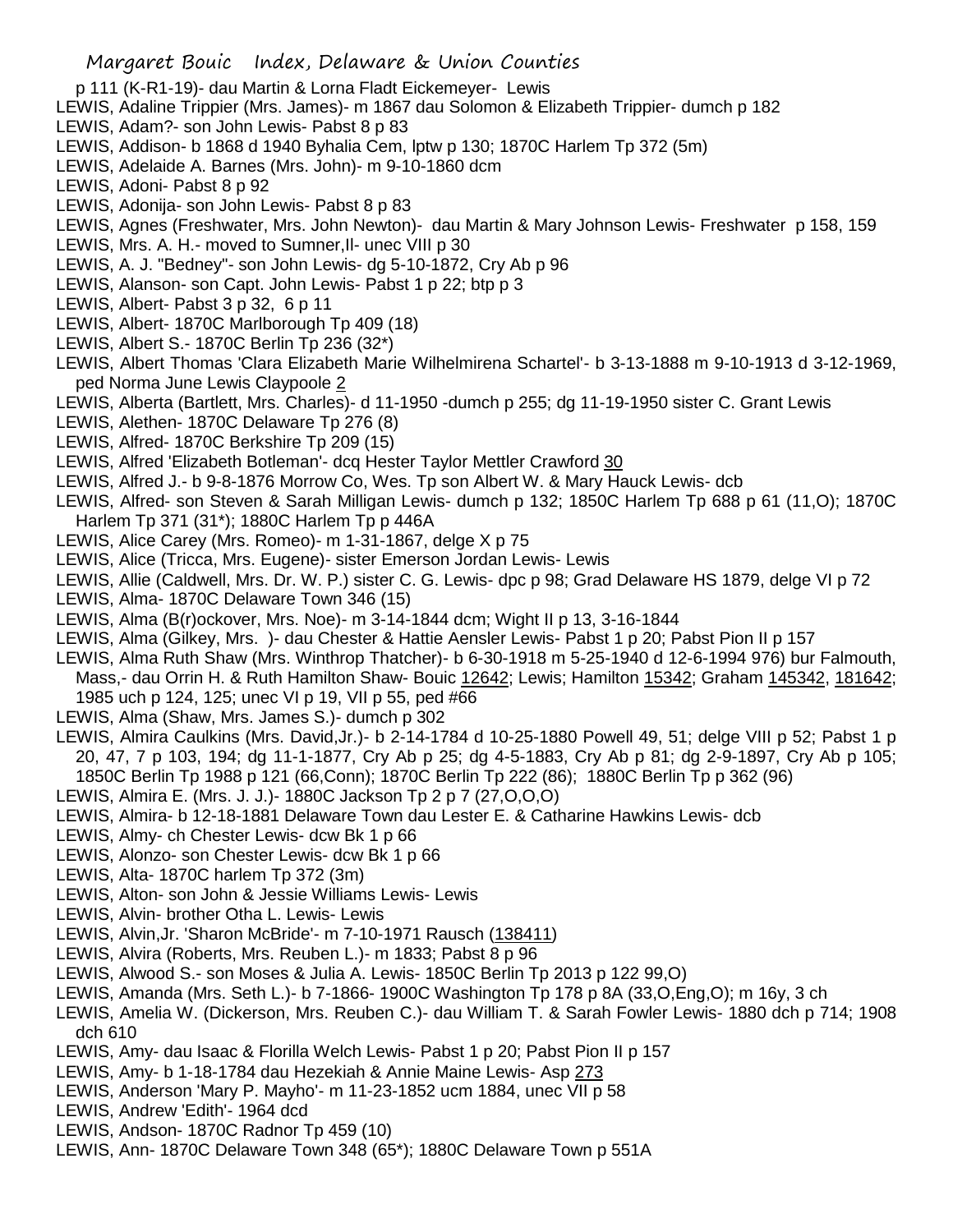p 111 (K-R1-19)- dau Martin & Lorna Fladt Eickemeyer- Lewis

LEWIS, Adaline Trippier (Mrs. James)- m 1867 dau Solomon & Elizabeth Trippier- dumch p 182

LEWIS, Adam?- son John Lewis- Pabst 8 p 83

LEWIS, Addison- b 1868 d 1940 Byhalia Cem, lptw p 130; 1870C Harlem Tp 372 (5m)

LEWIS, Adelaide A. Barnes (Mrs. John)- m 9-10-1860 dcm

LEWIS, Adoni- Pabst 8 p 92

LEWIS, Adonija- son John Lewis- Pabst 8 p 83

LEWIS, Agnes (Freshwater, Mrs. John Newton)- dau Martin & Mary Johnson Lewis- Freshwater p 158, 159

LEWIS, Mrs. A. H.- moved to Sumner,Il- unec VIII p 30

LEWIS, A. J. "Bedney"- son John Lewis- dg 5-10-1872, Cry Ab p 96

LEWIS, Alanson- son Capt. John Lewis- Pabst 1 p 22; btp p 3

LEWIS, Albert- Pabst 3 p 32, 6 p 11

LEWIS, Albert- 1870C Marlborough Tp 409 (18)

LEWIS, Albert S.- 1870C Berlin Tp 236 (32*)

LEWIS, Albert Thomas 'Clara Elizabeth Marie Wilhelmirena Schartel'- b 3-13-1888 m 9-10-1913 d 3-12-1969, ped Norma June Lewis Claypoole 2

LEWIS, Alberta (Bartlett, Mrs. Charles)- d 11-1950 -dumch p 255; dg 11-19-1950 sister C. Grant Lewis

LEWIS, Alethen- 1870C Delaware Tp 276 (8)

LEWIS, Alfred- 1870C Berkshire Tp 209 (15)

LEWIS, Alfred 'Elizabeth Botleman'- dcq Hester Taylor Mettler Crawford 30

LEWIS, Alfred J.- b 9-8-1876 Morrow Co, Wes. Tp son Albert W. & Mary Hauck Lewis- dcb

LEWIS, Alfred- son Steven & Sarah Milligan Lewis- dumch p 132; 1850C Harlem Tp 688 p 61 (11,O); 1870C Harlem Tp 371 (31*); 1880C Harlem Tp p 446A

LEWIS, Alice Carey (Mrs. Romeo)- m 1-31-1867, delge X p 75

LEWIS, Alice (Tricca, Mrs. Eugene)- sister Emerson Jordan Lewis- Lewis

LEWIS, Allie (Caldwell, Mrs. Dr. W. P.) sister C. G. Lewis- dpc p 98; Grad Delaware HS 1879, delge VI p 72

LEWIS, Alma- 1870C Delaware Town 346 (15)

LEWIS, Alma (B(r)ockover, Mrs. Noe)- m 3-14-1844 dcm; Wight II p 13, 3-16-1844

LEWIS, Alma (Gilkey, Mrs. )- dau Chester & Hattie Aensler Lewis- Pabst 1 p 20; Pabst Pion II p 157

LEWIS, Alma Ruth Shaw (Mrs. Winthrop Thatcher)- b 6-30-1918 m 5-25-1940 d 12-6-1994 976) bur Falmouth, Mass,- dau Orrin H. & Ruth Hamilton Shaw- Bouic 12642; Lewis; Hamilton 15342; Graham 145342, 181642; 1985 uch p 124, 125; unec VI p 19, VII p 55, ped #66

LEWIS, Alma (Shaw, Mrs. James S.)- dumch p 302

LEWIS, Almira Caulkins (Mrs. David,Jr.)- b 2-14-1784 d 10-25-1880 Powell 49, 51; delge VIII p 52; Pabst 1 p 20, 47, 7 p 103, 194; dg 11-1-1877, Cry Ab p 25; dg 4-5-1883, Cry Ab p 81; dg 2-9-1897, Cry Ab p 105; 1850C Berlin Tp 1988 p 121 (66,Conn); 1870C Berlin Tp 222 (86); 1880C Berlin Tp p 362 (96)

LEWIS, Almira E. (Mrs. J. J.)- 1880C Jackson Tp 2 p 7 (27,O,O,O)

LEWIS, Almira- b 12-18-1881 Delaware Town dau Lester E. & Catharine Hawkins Lewis- dcb

LEWIS, Almy- ch Chester Lewis- dcw Bk 1 p 66

LEWIS, Alonzo- son Chester Lewis- dcw Bk 1 p 66

LEWIS, Alta- 1870C harlem Tp 372 (3m)

LEWIS, Alton- son John & Jessie Williams Lewis- Lewis

LEWIS, Alvin- brother Otha L. Lewis- Lewis

LEWIS, Alvin,Jr. 'Sharon McBride'- m 7-10-1971 Rausch (138411)

LEWIS, Alvira (Roberts, Mrs. Reuben L.)- m 1833; Pabst 8 p 96

LEWIS, Alwood S.- son Moses & Julia A. Lewis- 1850C Berlin Tp 2013 p 122 99,O)

LEWIS, Amanda (Mrs. Seth L.)- b 7-1866- 1900C Washington Tp 178 p 8A (33,O,Eng,O); m 16y, 3 ch

LEWIS, Amelia W. (Dickerson, Mrs. Reuben C.)- dau William T. & Sarah Fowler Lewis- 1880 dch p 714; 1908 dch 610

LEWIS, Amy- dau Isaac & Florilla Welch Lewis- Pabst 1 p 20; Pabst Pion II p 157

LEWIS, Amy- b 1-18-1784 dau Hezekiah & Annie Maine Lewis- Asp 273

LEWIS, Anderson 'Mary P. Mayho'- m 11-23-1852 ucm 1884, unec VII p 58

LEWIS, Andrew 'Edith'- 1964 dcd

LEWIS, Andson- 1870C Radnor Tp 459 (10)

LEWIS, Ann- 1870C Delaware Town 348 (65*); 1880C Delaware Town p 551A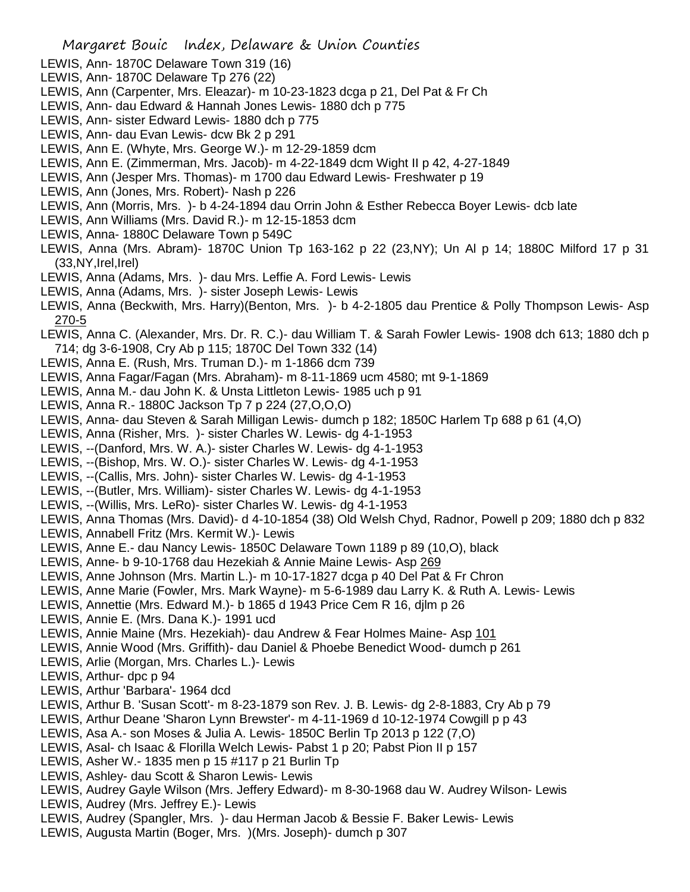LEWIS, Ann- 1870C Delaware Town 319 (16)
LEWIS, Ann- 1870C Delaware Tp 276 (22)
LEWIS, Ann (Carpenter, Mrs. Eleazar)- m 10-23-1823 dcga p 21, Del Pat & Fr Ch
LEWIS, Ann- dau Edward & Hannah Jones Lewis- 1880 dch p 775
LEWIS, Ann- sister Edward Lewis- 1880 dch p 775
LEWIS, Ann- dau Evan Lewis- dcw Bk 2 p 291
LEWIS, Ann E. (Whyte, Mrs. George W.)- m 12-29-1859 dcm
LEWIS, Ann E. (Zimmerman, Mrs. Jacob)- m 4-22-1849 dcm Wight II p 42, 4-27-1849
LEWIS, Ann (Jesper Mrs. Thomas)- m 1700 dau Edward Lewis- Freshwater p 19
LEWIS, Ann (Jones, Mrs. Robert)- Nash p 226
LEWIS, Ann (Morris, Mrs. )- b 4-24-1894 dau Orrin John & Esther Rebecca Boyer Lewis- dcb late
LEWIS, Ann Williams (Mrs. David R.)- m 12-15-1853 dcm
LEWIS, Anna- 1880C Delaware Town p 549C
LEWIS, Anna (Mrs. Abram)- 1870C Union Tp 163-162 p 22 (23,NY); Un Al p 14; 1880C Milford 17 p 31 (33,NY,Irel,Irel)
LEWIS, Anna (Adams, Mrs. )- dau Mrs. Leffie A. Ford Lewis- Lewis
LEWIS, Anna (Adams, Mrs. )- sister Joseph Lewis- Lewis
LEWIS, Anna (Beckwith, Mrs. Harry)(Benton, Mrs. )- b 4-2-1805 dau Prentice & Polly Thompson Lewis- Asp 270-5
LEWIS, Anna C. (Alexander, Mrs. Dr. R. C.)- dau William T. & Sarah Fowler Lewis- 1908 dch 613; 1880 dch p 714; dg 3-6-1908, Cry Ab p 115; 1870C Del Town 332 (14)
LEWIS, Anna E. (Rush, Mrs. Truman D.)- m 1-1866 dcm 739
LEWIS, Anna Fagar/Fagan (Mrs. Abraham)- m 8-11-1869 ucm 4580; mt 9-1-1869
LEWIS, Anna M.- dau John K. & Unsta Littleton Lewis- 1985 uch p 91
LEWIS, Anna R.- 1880C Jackson Tp 7 p 224 (27,O,O,O)
LEWIS, Anna- dau Steven & Sarah Milligan Lewis- dumch p 182; 1850C Harlem Tp 688 p 61 (4,O)
LEWIS, Anna (Risher, Mrs. )- sister Charles W. Lewis- dg 4-1-1953
LEWIS, --(Danford, Mrs. W. A.)- sister Charles W. Lewis- dg 4-1-1953
LEWIS, --(Bishop, Mrs. W. O.)- sister Charles W. Lewis- dg 4-1-1953
LEWIS, --(Callis, Mrs. John)- sister Charles W. Lewis- dg 4-1-1953
LEWIS, --(Butler, Mrs. William)- sister Charles W. Lewis- dg 4-1-1953
LEWIS, --(Willis, Mrs. LeRo)- sister Charles W. Lewis- dg 4-1-1953
LEWIS, Anna Thomas (Mrs. David)- d 4-10-1854 (38) Old Welsh Chyd, Radnor, Powell p 209; 1880 dch p 832
LEWIS, Annabell Fritz (Mrs. Kermit W.)- Lewis
LEWIS, Anne E.- dau Nancy Lewis- 1850C Delaware Town 1189 p 89 (10,O), black
LEWIS, Anne- b 9-10-1768 dau Hezekiah & Annie Maine Lewis- Asp 269
LEWIS, Anne Johnson (Mrs. Martin L.)- m 10-17-1827 dcga p 40 Del Pat & Fr Chron
LEWIS, Anne Marie (Fowler, Mrs. Mark Wayne)- m 5-6-1989 dau Larry K. & Ruth A. Lewis- Lewis
LEWIS, Annettie (Mrs. Edward M.)- b 1865 d 1943 Price Cem R 16, djlm p 26
LEWIS, Annie E. (Mrs. Dana K.)- 1991 ucd
LEWIS, Annie Maine (Mrs. Hezekiah)- dau Andrew & Fear Holmes Maine- Asp 101
LEWIS, Annie Wood (Mrs. Griffith)- dau Daniel & Phoebe Benedict Wood- dumch p 261
LEWIS, Arlie (Morgan, Mrs. Charles L.)- Lewis
LEWIS, Arthur- dpc p 94
LEWIS, Arthur 'Barbara'- 1964 dcd
LEWIS, Arthur B. 'Susan Scott'- m 8-23-1879 son Rev. J. B. Lewis- dg 2-8-1883, Cry Ab p 79
LEWIS, Arthur Deane 'Sharon Lynn Brewster'- m 4-11-1969 d 10-12-1974 Cowgill p p 43
LEWIS, Asa A.- son Moses & Julia A. Lewis- 1850C Berlin Tp 2013 p 122 (7,O)
LEWIS, Asal- ch Isaac & Florilla Welch Lewis- Pabst 1 p 20; Pabst Pion II p 157
LEWIS, Asher W.- 1835 men p 15 #117 p 21 Burlin Tp
LEWIS, Ashley- dau Scott & Sharon Lewis- Lewis
LEWIS, Audrey Gayle Wilson (Mrs. Jeffery Edward)- m 8-30-1968 dau W. Audrey Wilson- Lewis
LEWIS, Audrey (Mrs. Jeffrey E.)- Lewis
LEWIS, Audrey (Spangler, Mrs. )- dau Herman Jacob & Bessie F. Baker Lewis- Lewis
LEWIS, Augusta Martin (Boger, Mrs. )(Mrs. Joseph)- dumch p 307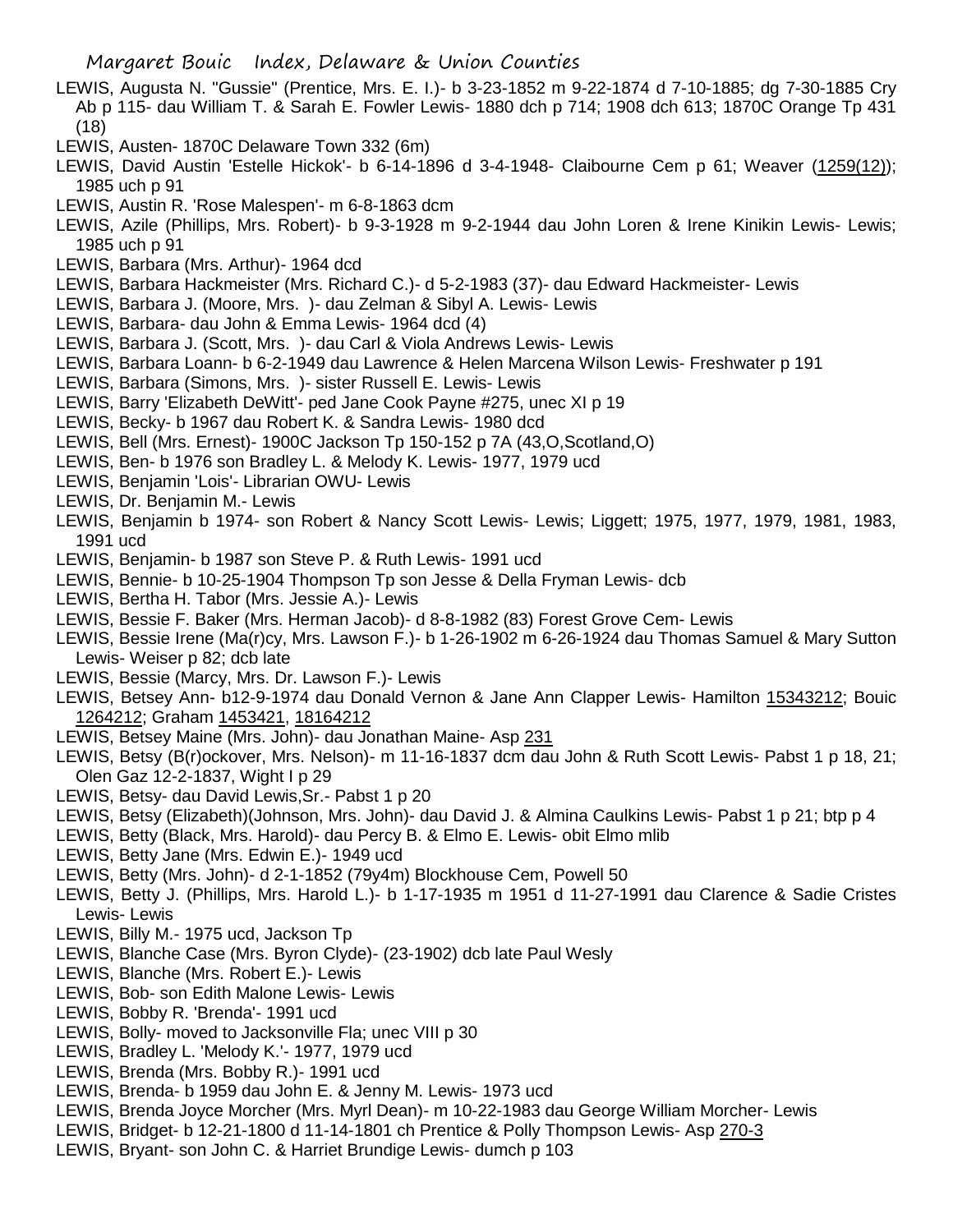LEWIS, Augusta N. "Gussie" (Prentice, Mrs. E. I.)- b 3-23-1852 m 9-22-1874 d 7-10-1885; dg 7-30-1885 Cry Ab p 115- dau William T. & Sarah E. Fowler Lewis- 1880 dch p 714; 1908 dch 613; 1870C Orange Tp 431 (18)

LEWIS, Austen- 1870C Delaware Town 332 (6m)

LEWIS, David Austin 'Estelle Hickok'- b 6-14-1896 d 3-4-1948- Claibourne Cem p 61; Weaver (1259(12)); 1985 uch p 91

LEWIS, Austin R. 'Rose Malespen'- m 6-8-1863 dcm

LEWIS, Azile (Phillips, Mrs. Robert)- b 9-3-1928 m 9-2-1944 dau John Loren & Irene Kinikin Lewis- Lewis; 1985 uch p 91

LEWIS, Barbara (Mrs. Arthur)- 1964 dcd

LEWIS, Barbara Hackmeister (Mrs. Richard C.)- d 5-2-1983 (37)- dau Edward Hackmeister- Lewis

LEWIS, Barbara J. (Moore, Mrs. )- dau Zelman & Sibyl A. Lewis- Lewis

LEWIS, Barbara- dau John & Emma Lewis- 1964 dcd (4)

LEWIS, Barbara J. (Scott, Mrs. )- dau Carl & Viola Andrews Lewis- Lewis

LEWIS, Barbara Loann- b 6-2-1949 dau Lawrence & Helen Marcena Wilson Lewis- Freshwater p 191

LEWIS, Barbara (Simons, Mrs. )- sister Russell E. Lewis- Lewis

LEWIS, Barry 'Elizabeth DeWitt'- ped Jane Cook Payne #275, unec XI p 19

LEWIS, Becky- b 1967 dau Robert K. & Sandra Lewis- 1980 dcd

LEWIS, Bell (Mrs. Ernest)- 1900C Jackson Tp 150-152 p 7A (43,O,Scotland,O)

LEWIS, Ben- b 1976 son Bradley L. & Melody K. Lewis- 1977, 1979 ucd

LEWIS, Benjamin 'Lois'- Librarian OWU- Lewis

LEWIS, Dr. Benjamin M.- Lewis

LEWIS, Benjamin b 1974- son Robert & Nancy Scott Lewis- Lewis; Liggett; 1975, 1977, 1979, 1981, 1983, 1991 ucd

LEWIS, Benjamin- b 1987 son Steve P. & Ruth Lewis- 1991 ucd

LEWIS, Bennie- b 10-25-1904 Thompson Tp son Jesse & Della Fryman Lewis- dcb

LEWIS, Bertha H. Tabor (Mrs. Jessie A.)- Lewis

LEWIS, Bessie F. Baker (Mrs. Herman Jacob)- d 8-8-1982 (83) Forest Grove Cem- Lewis

LEWIS, Bessie Irene (Ma(r)cy, Mrs. Lawson F.)- b 1-26-1902 m 6-26-1924 dau Thomas Samuel & Mary Sutton Lewis- Weiser p 82; dcb late

LEWIS, Bessie (Marcy, Mrs. Dr. Lawson F.)- Lewis

LEWIS, Betsey Ann- b12-9-1974 dau Donald Vernon & Jane Ann Clapper Lewis- Hamilton 15343212; Bouic 1264212; Graham 1453421, 18164212

LEWIS, Betsey Maine (Mrs. John)- dau Jonathan Maine- Asp 231

LEWIS, Betsy (B(r)ockover, Mrs. Nelson)- m 11-16-1837 dcm dau John & Ruth Scott Lewis- Pabst 1 p 18, 21; Olen Gaz 12-2-1837, Wight I p 29

LEWIS, Betsy- dau David Lewis,Sr.- Pabst 1 p 20

LEWIS, Betsy (Elizabeth)(Johnson, Mrs. John)- dau David J. & Almina Caulkins Lewis- Pabst 1 p 21; btp p 4

LEWIS, Betty (Black, Mrs. Harold)- dau Percy B. & Elmo E. Lewis- obit Elmo mlib

LEWIS, Betty Jane (Mrs. Edwin E.)- 1949 ucd

LEWIS, Betty (Mrs. John)- d 2-1-1852 (79y4m) Blockhouse Cem, Powell 50

LEWIS, Betty J. (Phillips, Mrs. Harold L.)- b 1-17-1935 m 1951 d 11-27-1991 dau Clarence & Sadie Cristes Lewis- Lewis

LEWIS, Billy M.- 1975 ucd, Jackson Tp

LEWIS, Blanche Case (Mrs. Byron Clyde)- (23-1902) dcb late Paul Wesly

LEWIS, Blanche (Mrs. Robert E.)- Lewis

LEWIS, Bob- son Edith Malone Lewis- Lewis

LEWIS, Bobby R. 'Brenda'- 1991 ucd

LEWIS, Bolly- moved to Jacksonville Fla; unec VIII p 30

LEWIS, Bradley L. 'Melody K.'- 1977, 1979 ucd

LEWIS, Brenda (Mrs. Bobby R.)- 1991 ucd

LEWIS, Brenda- b 1959 dau John E. & Jenny M. Lewis- 1973 ucd

LEWIS, Brenda Joyce Morcher (Mrs. Myrl Dean)- m 10-22-1983 dau George William Morcher- Lewis

LEWIS, Bridget- b 12-21-1800 d 11-14-1801 ch Prentice & Polly Thompson Lewis- Asp 270-3

LEWIS, Bryant- son John C. & Harriet Brundige Lewis- dumch p 103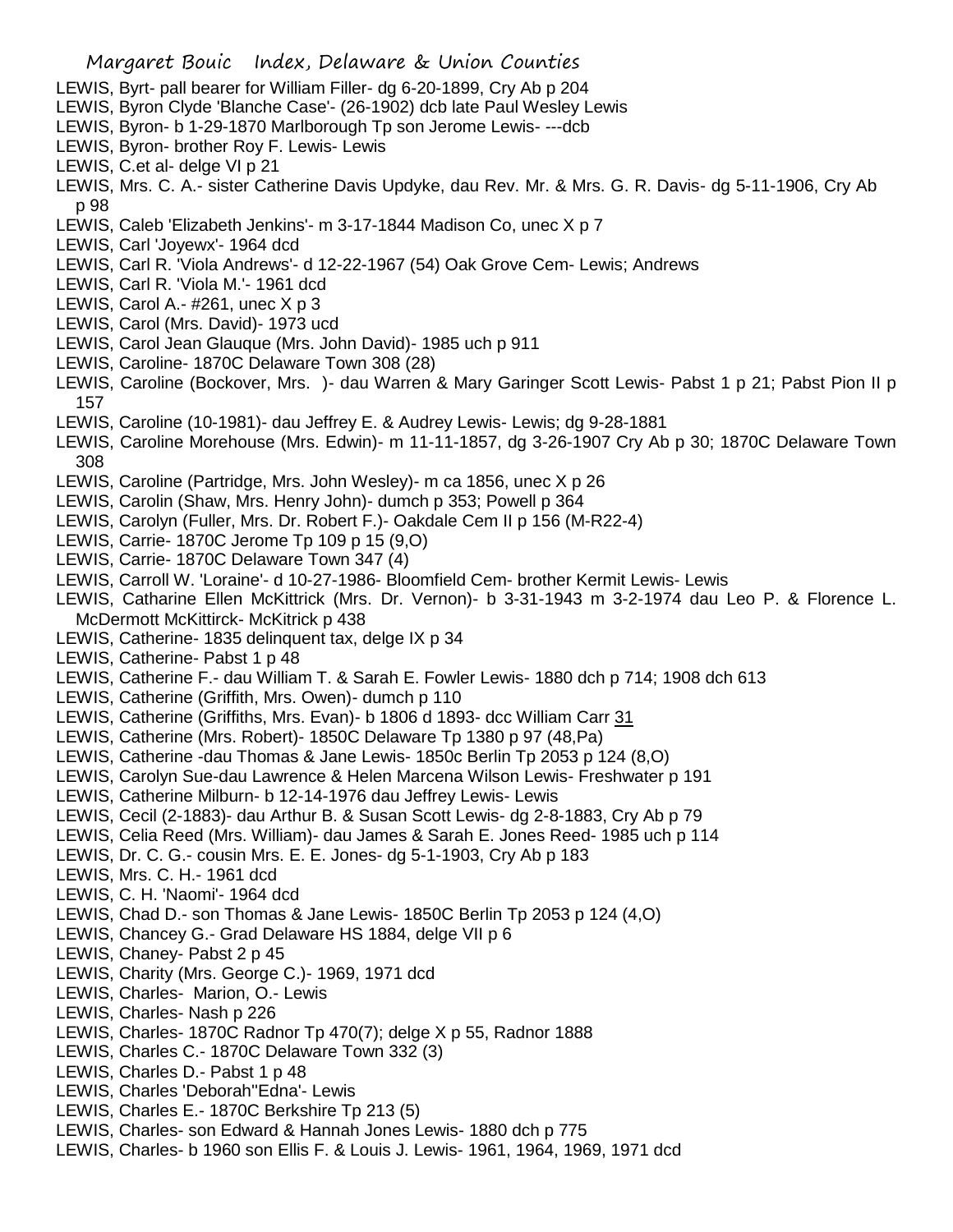LEWIS, Byrt- pall bearer for William Filler- dg 6-20-1899, Cry Ab p 204

LEWIS, Byron Clyde 'Blanche Case'- (26-1902) dcb late Paul Wesley Lewis

LEWIS, Byron- b 1-29-1870 Marlborough Tp son Jerome Lewis- ---dcb

LEWIS, Byron- brother Roy F. Lewis- Lewis

LEWIS, C.et al- delge VI p 21

LEWIS, Mrs. C. A.- sister Catherine Davis Updyke, dau Rev. Mr. & Mrs. G. R. Davis- dg 5-11-1906, Cry Ab p 98

LEWIS, Caleb 'Elizabeth Jenkins'- m 3-17-1844 Madison Co, unec X p 7

LEWIS, Carl 'Joyewx'- 1964 dcd

LEWIS, Carl R. 'Viola Andrews'- d 12-22-1967 (54) Oak Grove Cem- Lewis; Andrews

LEWIS, Carl R. 'Viola M.'- 1961 dcd

LEWIS, Carol A.- #261, unec X p 3

LEWIS, Carol (Mrs. David)- 1973 ucd

LEWIS, Carol Jean Glauque (Mrs. John David)- 1985 uch p 911

LEWIS, Caroline- 1870C Delaware Town 308 (28)

LEWIS, Caroline (Bockover, Mrs. )- dau Warren & Mary Garinger Scott Lewis- Pabst 1 p 21; Pabst Pion II p 157

LEWIS, Caroline (10-1981)- dau Jeffrey E. & Audrey Lewis- Lewis; dg 9-28-1881

LEWIS, Caroline Morehouse (Mrs. Edwin)- m 11-11-1857, dg 3-26-1907 Cry Ab p 30; 1870C Delaware Town 308

LEWIS, Caroline (Partridge, Mrs. John Wesley)- m ca 1856, unec X p 26

LEWIS, Carolin (Shaw, Mrs. Henry John)- dumch p 353; Powell p 364

LEWIS, Carolyn (Fuller, Mrs. Dr. Robert F.)- Oakdale Cem II p 156 (M-R22-4)

LEWIS, Carrie- 1870C Jerome Tp 109 p 15 (9,O)

LEWIS, Carrie- 1870C Delaware Town 347 (4)

LEWIS, Carroll W. 'Loraine'- d 10-27-1986- Bloomfield Cem- brother Kermit Lewis- Lewis

LEWIS, Catharine Ellen McKittrick (Mrs. Dr. Vernon)- b 3-31-1943 m 3-2-1974 dau Leo P. & Florence L. McDermott McKittirck- McKitrick p 438

LEWIS, Catherine- 1835 delinquent tax, delge IX p 34

LEWIS, Catherine- Pabst 1 p 48

LEWIS, Catherine F.- dau William T. & Sarah E. Fowler Lewis- 1880 dch p 714; 1908 dch 613

LEWIS, Catherine (Griffith, Mrs. Owen)- dumch p 110

LEWIS, Catherine (Griffiths, Mrs. Evan)- b 1806 d 1893- dcc William Carr 31

LEWIS, Catherine (Mrs. Robert)- 1850C Delaware Tp 1380 p 97 (48,Pa)

LEWIS, Catherine -dau Thomas & Jane Lewis- 1850c Berlin Tp 2053 p 124 (8,O)

LEWIS, Carolyn Sue-dau Lawrence & Helen Marcena Wilson Lewis- Freshwater p 191

LEWIS, Catherine Milburn- b 12-14-1976 dau Jeffrey Lewis- Lewis

LEWIS, Cecil (2-1883)- dau Arthur B. & Susan Scott Lewis- dg 2-8-1883, Cry Ab p 79

LEWIS, Celia Reed (Mrs. William)- dau James & Sarah E. Jones Reed- 1985 uch p 114

LEWIS, Dr. C. G.- cousin Mrs. E. E. Jones- dg 5-1-1903, Cry Ab p 183

LEWIS, Mrs. C. H.- 1961 dcd

LEWIS, C. H. 'Naomi'- 1964 dcd

LEWIS, Chad D.- son Thomas & Jane Lewis- 1850C Berlin Tp 2053 p 124 (4,O)

LEWIS, Chancey G.- Grad Delaware HS 1884, delge VII p 6

LEWIS, Chaney- Pabst 2 p 45

LEWIS, Charity (Mrs. George C.)- 1969, 1971 dcd

LEWIS, Charles- Marion, O.- Lewis

LEWIS, Charles- Nash p 226

LEWIS, Charles- 1870C Radnor Tp 470(7); delge X p 55, Radnor 1888

LEWIS, Charles C.- 1870C Delaware Town 332 (3)

LEWIS, Charles D.- Pabst 1 p 48

LEWIS, Charles 'Deborah''Edna'- Lewis

LEWIS, Charles E.- 1870C Berkshire Tp 213 (5)

LEWIS, Charles- son Edward & Hannah Jones Lewis- 1880 dch p 775

LEWIS, Charles- b 1960 son Ellis F. & Louis J. Lewis- 1961, 1964, 1969, 1971 dcd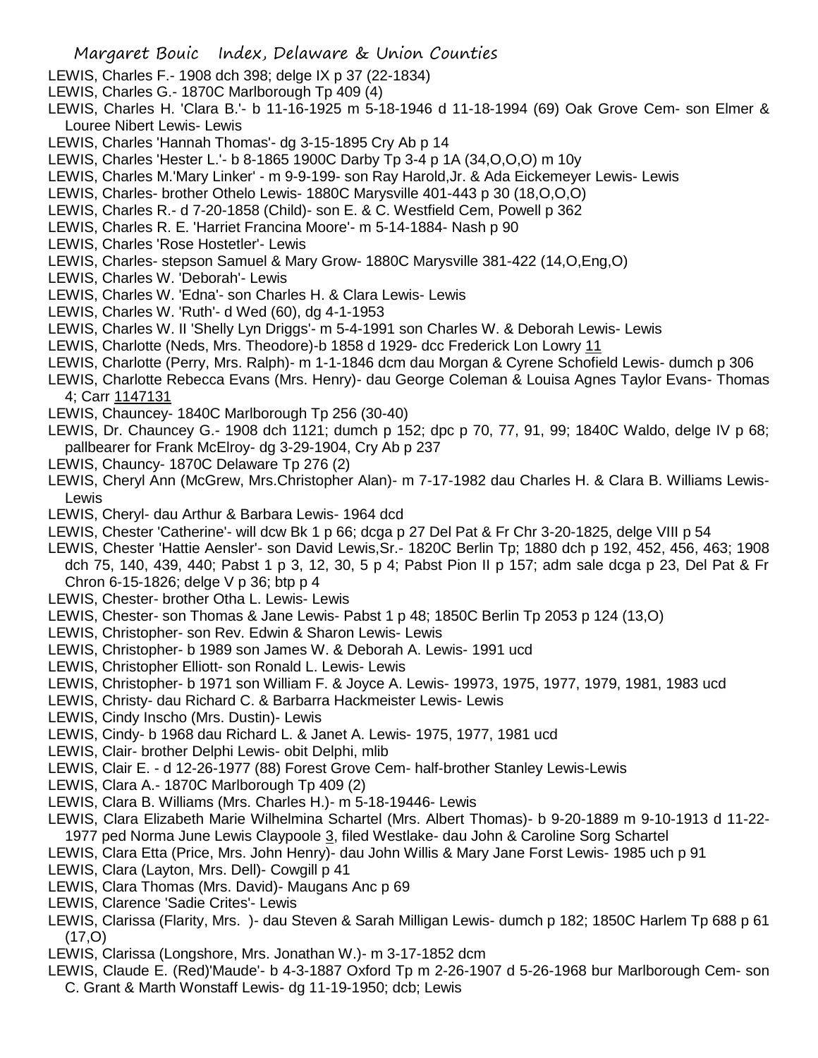LEWIS, Charles F.- 1908 dch 398; delge IX p 37 (22-1834)
LEWIS, Charles G.- 1870C Marlborough Tp 409 (4)
LEWIS, Charles H. 'Clara B.'- b 11-16-1925 m 5-18-1946 d 11-18-1994 (69) Oak Grove Cem- son Elmer & Louree Nibert Lewis- Lewis
LEWIS, Charles 'Hannah Thomas'- dg 3-15-1895 Cry Ab p 14
LEWIS, Charles 'Hester L.'- b 8-1865 1900C Darby Tp 3-4 p 1A (34,O,O,O) m 10y
LEWIS, Charles M.'Mary Linker' - m 9-9-199- son Ray Harold,Jr. & Ada Eickemeyer Lewis- Lewis
LEWIS, Charles- brother Othelo Lewis- 1880C Marysville 401-443 p 30 (18,O,O,O)
LEWIS, Charles R.- d 7-20-1858 (Child)- son E. & C. Westfield Cem, Powell p 362
LEWIS, Charles R. E. 'Harriet Francina Moore'- m 5-14-1884- Nash p 90
LEWIS, Charles 'Rose Hostetler'- Lewis
LEWIS, Charles- stepson Samuel & Mary Grow- 1880C Marysville 381-422 (14,O,Eng,O)
LEWIS, Charles W. 'Deborah'- Lewis
LEWIS, Charles W. 'Edna'- son Charles H. & Clara Lewis- Lewis
LEWIS, Charles W. 'Ruth'- d Wed (60), dg 4-1-1953
LEWIS, Charles W. II 'Shelly Lyn Driggs'- m 5-4-1991 son Charles W. & Deborah Lewis- Lewis
LEWIS, Charlotte (Neds, Mrs. Theodore)-b 1858 d 1929- dcc Frederick Lon Lowry 11
LEWIS, Charlotte (Perry, Mrs. Ralph)- m 1-1-1846 dcm dau Morgan & Cyrene Schofield Lewis- dumch p 306
LEWIS, Charlotte Rebecca Evans (Mrs. Henry)- dau George Coleman & Louisa Agnes Taylor Evans- Thomas 4; Carr 1147131
LEWIS, Chauncey- 1840C Marlborough Tp 256 (30-40)
LEWIS, Dr. Chauncey G.- 1908 dch 1121; dumch p 152; dpc p 70, 77, 91, 99; 1840C Waldo, delge IV p 68; pallbearer for Frank McElroy- dg 3-29-1904, Cry Ab p 237
LEWIS, Chauncy- 1870C Delaware Tp 276 (2)
LEWIS, Cheryl Ann (McGrew, Mrs.Christopher Alan)- m 7-17-1982 dau Charles H. & Clara B. Williams Lewis- Lewis
LEWIS, Cheryl- dau Arthur & Barbara Lewis- 1964 dcd
LEWIS, Chester 'Catherine'- will dcw Bk 1 p 66; dcga p 27 Del Pat & Fr Chr 3-20-1825, delge VIII p 54
LEWIS, Chester 'Hattie Aensler'- son David Lewis,Sr.- 1820C Berlin Tp; 1880 dch p 192, 452, 456, 463; 1908 dch 75, 140, 439, 440; Pabst 1 p 3, 12, 30, 5 p 4; Pabst Pion II p 157; adm sale dcga p 23, Del Pat & Fr Chron 6-15-1826; delge V p 36; btp p 4
LEWIS, Chester- brother Otha L. Lewis- Lewis
LEWIS, Chester- son Thomas & Jane Lewis- Pabst 1 p 48; 1850C Berlin Tp 2053 p 124 (13,O)
LEWIS, Christopher- son Rev. Edwin & Sharon Lewis- Lewis
LEWIS, Christopher- b 1989 son James W. & Deborah A. Lewis- 1991 ucd
LEWIS, Christopher Elliott- son Ronald L. Lewis- Lewis
LEWIS, Christopher- b 1971 son William F. & Joyce A. Lewis- 19973, 1975, 1977, 1979, 1981, 1983 ucd
LEWIS, Christy- dau Richard C. & Barbarra Hackmeister Lewis- Lewis
LEWIS, Cindy Inscho (Mrs. Dustin)- Lewis
LEWIS, Cindy- b 1968 dau Richard L. & Janet A. Lewis- 1975, 1977, 1981 ucd
LEWIS, Clair- brother Delphi Lewis- obit Delphi, mlib
LEWIS, Clair E. - d 12-26-1977 (88) Forest Grove Cem- half-brother Stanley Lewis-Lewis
LEWIS, Clara A.- 1870C Marlborough Tp 409 (2)
LEWIS, Clara B. Williams (Mrs. Charles H.)- m 5-18-19446- Lewis
LEWIS, Clara Elizabeth Marie Wilhelmina Schartel (Mrs. Albert Thomas)- b 9-20-1889 m 9-10-1913 d 11-22-1977 ped Norma June Lewis Claypoole 3, filed Westlake- dau John & Caroline Sorg Schartel
LEWIS, Clara Etta (Price, Mrs. John Henry)- dau John Willis & Mary Jane Forst Lewis- 1985 uch p 91
LEWIS, Clara (Layton, Mrs. Dell)- Cowgill p 41
LEWIS, Clara Thomas (Mrs. David)- Maugans Anc p 69
LEWIS, Clarence 'Sadie Crites'- Lewis
LEWIS, Clarissa (Flarity, Mrs. )- dau Steven & Sarah Milligan Lewis- dumch p 182; 1850C Harlem Tp 688 p 61 (17,O)
LEWIS, Clarissa (Longshore, Mrs. Jonathan W.)- m 3-17-1852 dcm
LEWIS, Claude E. (Red)'Maude'- b 4-3-1887 Oxford Tp m 2-26-1907 d 5-26-1968 bur Marlborough Cem- son C. Grant & Marth Wonstaff Lewis- dg 11-19-1950; dcb; Lewis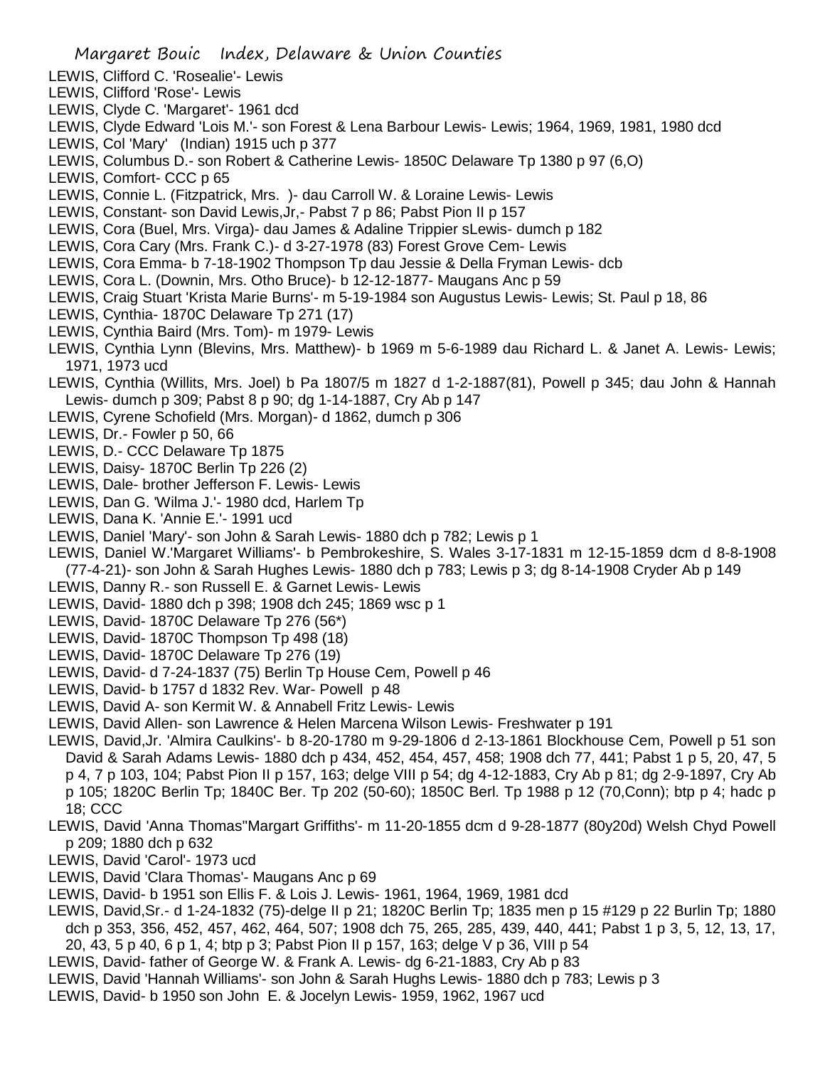LEWIS, Clifford C. 'Rosealie'- Lewis
LEWIS, Clifford 'Rose'- Lewis
LEWIS, Clyde C. 'Margaret'- 1961 dcd
LEWIS, Clyde Edward 'Lois M.'- son Forest & Lena Barbour Lewis- Lewis; 1964, 1969, 1981, 1980 dcd
LEWIS, Col 'Mary' (Indian) 1915 uch p 377
LEWIS, Columbus D.- son Robert & Catherine Lewis- 1850C Delaware Tp 1380 p 97 (6,O)
LEWIS, Comfort- CCC p 65
LEWIS, Connie L. (Fitzpatrick, Mrs. )- dau Carroll W. & Loraine Lewis- Lewis
LEWIS, Constant- son David Lewis,Jr,- Pabst 7 p 86; Pabst Pion II p 157
LEWIS, Cora (Buel, Mrs. Virga)- dau James & Adaline Trippier sLewis- dumch p 182
LEWIS, Cora Cary (Mrs. Frank C.)- d 3-27-1978 (83) Forest Grove Cem- Lewis
LEWIS, Cora Emma- b 7-18-1902 Thompson Tp dau Jessie & Della Fryman Lewis- dcb
LEWIS, Cora L. (Downin, Mrs. Otho Bruce)- b 12-12-1877- Maugans Anc p 59
LEWIS, Craig Stuart 'Krista Marie Burns'- m 5-19-1984 son Augustus Lewis- Lewis; St. Paul p 18, 86
LEWIS, Cynthia- 1870C Delaware Tp 271 (17)
LEWIS, Cynthia Baird (Mrs. Tom)- m 1979- Lewis
LEWIS, Cynthia Lynn (Blevins, Mrs. Matthew)- b 1969 m 5-6-1989 dau Richard L. & Janet A. Lewis- Lewis; 1971, 1973 ucd
LEWIS, Cynthia (Willits, Mrs. Joel) b Pa 1807/5 m 1827 d 1-2-1887(81), Powell p 345; dau John & Hannah Lewis- dumch p 309; Pabst 8 p 90; dg 1-14-1887, Cry Ab p 147
LEWIS, Cyrene Schofield (Mrs. Morgan)- d 1862, dumch p 306
LEWIS, Dr.- Fowler p 50, 66
LEWIS, D.- CCC Delaware Tp 1875
LEWIS, Daisy- 1870C Berlin Tp 226 (2)
LEWIS, Dale- brother Jefferson F. Lewis- Lewis
LEWIS, Dan G. 'Wilma J.'- 1980 dcd, Harlem Tp
LEWIS, Dana K. 'Annie E.'- 1991 ucd
LEWIS, Daniel 'Mary'- son John & Sarah Lewis- 1880 dch p 782; Lewis p 1
LEWIS, Daniel W.'Margaret Williams'- b Pembrokeshire, S. Wales 3-17-1831 m 12-15-1859 dcm d 8-8-1908 (77-4-21)- son John & Sarah Hughes Lewis- 1880 dch p 783; Lewis p 3; dg 8-14-1908 Cryder Ab p 149
LEWIS, Danny R.- son Russell E. & Garnet Lewis- Lewis
LEWIS, David- 1880 dch p 398; 1908 dch 245; 1869 wsc p 1
LEWIS, David- 1870C Delaware Tp 276 (56*)
LEWIS, David- 1870C Thompson Tp 498 (18)
LEWIS, David- 1870C Delaware Tp 276 (19)
LEWIS, David- d 7-24-1837 (75) Berlin Tp House Cem, Powell p 46
LEWIS, David- b 1757 d 1832 Rev. War- Powell p 48
LEWIS, David A- son Kermit W. & Annabell Fritz Lewis- Lewis
LEWIS, David Allen- son Lawrence & Helen Marcena Wilson Lewis- Freshwater p 191
LEWIS, David,Jr. 'Almira Caulkins'- b 8-20-1780 m 9-29-1806 d 2-13-1861 Blockhouse Cem, Powell p 51 son David & Sarah Adams Lewis- 1880 dch p 434, 452, 454, 457, 458; 1908 dch 77, 441; Pabst 1 p 5, 20, 47, 5 p 4, 7 p 103, 104; Pabst Pion II p 157, 163; delge VIII p 54; dg 4-12-1883, Cry Ab p 81; dg 2-9-1897, Cry Ab p 105; 1820C Berlin Tp; 1840C Ber. Tp 202 (50-60); 1850C Berl. Tp 1988 p 12 (70,Conn); btp p 4; hadc p 18; CCC
LEWIS, David 'Anna Thomas''Margart Griffiths'- m 11-20-1855 dcm d 9-28-1877 (80y20d) Welsh Chyd Powell p 209; 1880 dch p 632
LEWIS, David 'Carol'- 1973 ucd
LEWIS, David 'Clara Thomas'- Maugans Anc p 69
LEWIS, David- b 1951 son Ellis F. & Lois J. Lewis- 1961, 1964, 1969, 1981 dcd
LEWIS, David,Sr.- d 1-24-1832 (75)-delge II p 21; 1820C Berlin Tp; 1835 men p 15 #129 p 22 Burlin Tp; 1880 dch p 353, 356, 452, 457, 462, 464, 507; 1908 dch 75, 265, 285, 439, 440, 441; Pabst 1 p 3, 5, 12, 13, 17, 20, 43, 5 p 40, 6 p 1, 4; btp p 3; Pabst Pion II p 157, 163; delge V p 36, VIII p 54
LEWIS, David- father of George W. & Frank A. Lewis- dg 6-21-1883, Cry Ab p 83
LEWIS, David 'Hannah Williams'- son John & Sarah Hughs Lewis- 1880 dch p 783; Lewis p 3
LEWIS, David- b 1950 son John E. & Jocelyn Lewis- 1959, 1962, 1967 ucd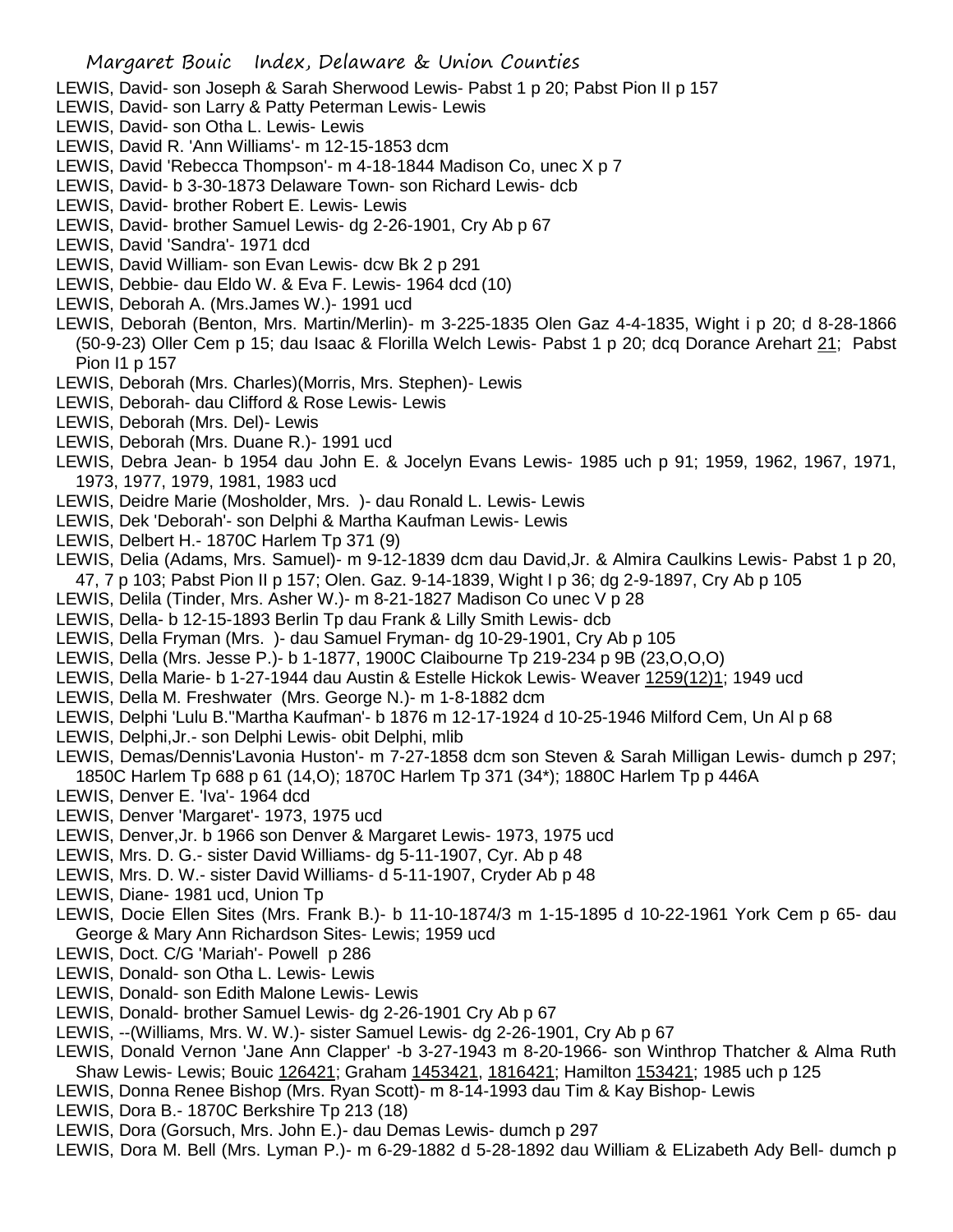LEWIS, David- son Joseph & Sarah Sherwood Lewis- Pabst 1 p 20; Pabst Pion II p 157

LEWIS, David- son Larry & Patty Peterman Lewis- Lewis

LEWIS, David- son Otha L. Lewis- Lewis

LEWIS, David R. 'Ann Williams'- m 12-15-1853 dcm

LEWIS, David 'Rebecca Thompson'- m 4-18-1844 Madison Co, unec X p 7

LEWIS, David- b 3-30-1873 Delaware Town- son Richard Lewis- dcb

LEWIS, David- brother Robert E. Lewis- Lewis

LEWIS, David- brother Samuel Lewis- dg 2-26-1901, Cry Ab p 67

LEWIS, David 'Sandra'- 1971 dcd

LEWIS, David William- son Evan Lewis- dcw Bk 2 p 291

LEWIS, Debbie- dau Eldo W. & Eva F. Lewis- 1964 dcd (10)

LEWIS, Deborah A. (Mrs.James W.)- 1991 ucd

LEWIS, Deborah (Benton, Mrs. Martin/Merlin)- m 3-225-1835 Olen Gaz 4-4-1835, Wight i p 20; d 8-28-1866 (50-9-23) Oller Cem p 15; dau Isaac & Florilla Welch Lewis- Pabst 1 p 20; dcq Dorance Arehart 21; Pabst Pion I1 p 157

LEWIS, Deborah (Mrs. Charles)(Morris, Mrs. Stephen)- Lewis

LEWIS, Deborah- dau Clifford & Rose Lewis- Lewis

LEWIS, Deborah (Mrs. Del)- Lewis

LEWIS, Deborah (Mrs. Duane R.)- 1991 ucd

LEWIS, Debra Jean- b 1954 dau John E. & Jocelyn Evans Lewis- 1985 uch p 91; 1959, 1962, 1967, 1971, 1973, 1977, 1979, 1981, 1983 ucd

LEWIS, Deidre Marie (Mosholder, Mrs. )- dau Ronald L. Lewis- Lewis

LEWIS, Dek 'Deborah'- son Delphi & Martha Kaufman Lewis- Lewis

LEWIS, Delbert H.- 1870C Harlem Tp 371 (9)

LEWIS, Delia (Adams, Mrs. Samuel)- m 9-12-1839 dcm dau David,Jr. & Almira Caulkins Lewis- Pabst 1 p 20, 47, 7 p 103; Pabst Pion II p 157; Olen. Gaz. 9-14-1839, Wight I p 36; dg 2-9-1897, Cry Ab p 105

LEWIS, Delila (Tinder, Mrs. Asher W.)- m 8-21-1827 Madison Co unec V p 28

LEWIS, Della- b 12-15-1893 Berlin Tp dau Frank & Lilly Smith Lewis- dcb

LEWIS, Della Fryman (Mrs. )- dau Samuel Fryman- dg 10-29-1901, Cry Ab p 105

LEWIS, Della (Mrs. Jesse P.)- b 1-1877, 1900C Claibourne Tp 219-234 p 9B (23,O,O,O)

LEWIS, Della Marie- b 1-27-1944 dau Austin & Estelle Hickok Lewis- Weaver 1259(12)1; 1949 ucd

LEWIS, Della M. Freshwater (Mrs. George N.)- m 1-8-1882 dcm

LEWIS, Delphi 'Lulu B.''Martha Kaufman'- b 1876 m 12-17-1924 d 10-25-1946 Milford Cem, Un Al p 68

LEWIS, Delphi,Jr.- son Delphi Lewis- obit Delphi, mlib

LEWIS, Demas/Dennis'Lavonia Huston'- m 7-27-1858 dcm son Steven & Sarah Milligan Lewis- dumch p 297; 1850C Harlem Tp 688 p 61 (14,O); 1870C Harlem Tp 371 (34*); 1880C Harlem Tp p 446A

LEWIS, Denver E. 'Iva'- 1964 dcd

LEWIS, Denver 'Margaret'- 1973, 1975 ucd

LEWIS, Denver,Jr. b 1966 son Denver & Margaret Lewis- 1973, 1975 ucd

LEWIS, Mrs. D. G.- sister David Williams- dg 5-11-1907, Cyr. Ab p 48

LEWIS, Mrs. D. W.- sister David Williams- d 5-11-1907, Cryder Ab p 48

LEWIS, Diane- 1981 ucd, Union Tp

LEWIS, Docie Ellen Sites (Mrs. Frank B.)- b 11-10-1874/3 m 1-15-1895 d 10-22-1961 York Cem p 65- dau George & Mary Ann Richardson Sites- Lewis; 1959 ucd

LEWIS, Doct. C/G 'Mariah'- Powell p 286

LEWIS, Donald- son Otha L. Lewis- Lewis

LEWIS, Donald- son Edith Malone Lewis- Lewis

LEWIS, Donald- brother Samuel Lewis- dg 2-26-1901 Cry Ab p 67

LEWIS, --(Williams, Mrs. W. W.)- sister Samuel Lewis- dg 2-26-1901, Cry Ab p 67

LEWIS, Donald Vernon 'Jane Ann Clapper' -b 3-27-1943 m 8-20-1966- son Winthrop Thatcher & Alma Ruth Shaw Lewis- Lewis; Bouic 126421; Graham 1453421, 1816421; Hamilton 153421; 1985 uch p 125

LEWIS, Donna Renee Bishop (Mrs. Ryan Scott)- m 8-14-1993 dau Tim & Kay Bishop- Lewis

LEWIS, Dora B.- 1870C Berkshire Tp 213 (18)

LEWIS, Dora (Gorsuch, Mrs. John E.)- dau Demas Lewis- dumch p 297

LEWIS, Dora M. Bell (Mrs. Lyman P.)- m 6-29-1882 d 5-28-1892 dau William & ELizabeth Ady Bell- dumch p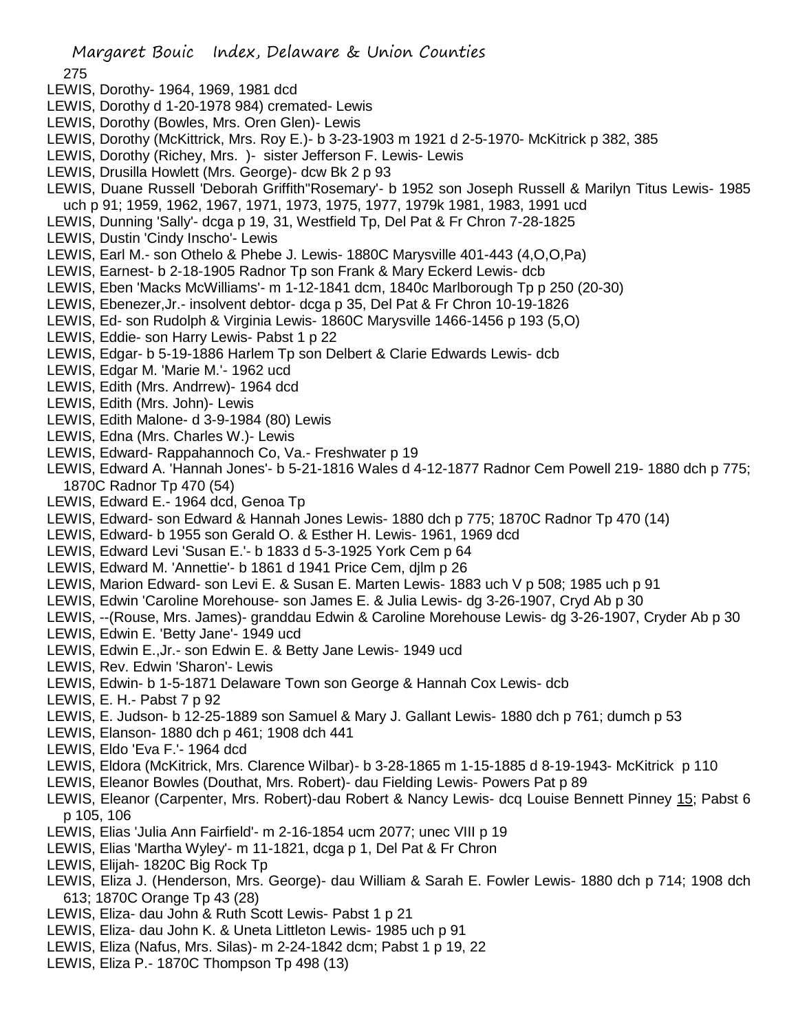LEWIS, Dorothy- 1964, 1969, 1981 dcd

LEWIS, Dorothy d 1-20-1978 984) cremated- Lewis

LEWIS, Dorothy (Bowles, Mrs. Oren Glen)- Lewis

LEWIS, Dorothy (McKittrick, Mrs. Roy E.)- b 3-23-1903 m 1921 d 2-5-1970- McKitrick p 382, 385

LEWIS, Dorothy (Richey, Mrs. )- sister Jefferson F. Lewis- Lewis

LEWIS, Drusilla Howlett (Mrs. George)- dcw Bk 2 p 93

LEWIS, Duane Russell 'Deborah Griffith''Rosemary'- b 1952 son Joseph Russell & Marilyn Titus Lewis- 1985 uch p 91; 1959, 1962, 1967, 1971, 1973, 1975, 1977, 1979k 1981, 1983, 1991 ucd

LEWIS, Dunning 'Sally'- dcga p 19, 31, Westfield Tp, Del Pat & Fr Chron 7-28-1825

LEWIS, Dustin 'Cindy Inscho'- Lewis

LEWIS, Earl M.- son Othelo & Phebe J. Lewis- 1880C Marysville 401-443 (4,O,O,Pa)

LEWIS, Earnest- b 2-18-1905 Radnor Tp son Frank & Mary Eckerd Lewis- dcb

LEWIS, Eben 'Macks McWilliams'- m 1-12-1841 dcm, 1840c Marlborough Tp p 250 (20-30)

LEWIS, Ebenezer,Jr.- insolvent debtor- dcga p 35, Del Pat & Fr Chron 10-19-1826

LEWIS, Ed- son Rudolph & Virginia Lewis- 1860C Marysville 1466-1456 p 193 (5,O)

LEWIS, Eddie- son Harry Lewis- Pabst 1 p 22

LEWIS, Edgar- b 5-19-1886 Harlem Tp son Delbert & Clarie Edwards Lewis- dcb

LEWIS, Edgar M. 'Marie M.'- 1962 ucd

LEWIS, Edith (Mrs. Andrrew)- 1964 dcd

LEWIS, Edith (Mrs. John)- Lewis

LEWIS, Edith Malone- d 3-9-1984 (80) Lewis

LEWIS, Edna (Mrs. Charles W.)- Lewis

LEWIS, Edward- Rappahannoch Co, Va.- Freshwater p 19

LEWIS, Edward A. 'Hannah Jones'- b 5-21-1816 Wales d 4-12-1877 Radnor Cem Powell 219- 1880 dch p 775; 1870C Radnor Tp 470 (54)

LEWIS, Edward E.- 1964 dcd, Genoa Tp

LEWIS, Edward- son Edward & Hannah Jones Lewis- 1880 dch p 775; 1870C Radnor Tp 470 (14)

LEWIS, Edward- b 1955 son Gerald O. & Esther H. Lewis- 1961, 1969 dcd

LEWIS, Edward Levi 'Susan E.'- b 1833 d 5-3-1925 York Cem p 64

LEWIS, Edward M. 'Annettie'- b 1861 d 1941 Price Cem, djlm p 26

LEWIS, Marion Edward- son Levi E. & Susan E. Marten Lewis- 1883 uch V p 508; 1985 uch p 91

LEWIS, Edwin 'Caroline Morehouse- son James E. & Julia Lewis- dg 3-26-1907, Cryd Ab p 30

LEWIS, --(Rouse, Mrs. James)- granddau Edwin & Caroline Morehouse Lewis- dg 3-26-1907, Cryder Ab p 30

LEWIS, Edwin E. 'Betty Jane'- 1949 ucd

LEWIS, Edwin E.,Jr.- son Edwin E. & Betty Jane Lewis- 1949 ucd

LEWIS, Rev. Edwin 'Sharon'- Lewis

LEWIS, Edwin- b 1-5-1871 Delaware Town son George & Hannah Cox Lewis- dcb

LEWIS, E. H.- Pabst 7 p 92

LEWIS, E. Judson- b 12-25-1889 son Samuel & Mary J. Gallant Lewis- 1880 dch p 761; dumch p 53

LEWIS, Elanson- 1880 dch p 461; 1908 dch 441

LEWIS, Eldo 'Eva F.'- 1964 dcd

LEWIS, Eldora (McKitrick, Mrs. Clarence Wilbar)- b 3-28-1865 m 1-15-1885 d 8-19-1943- McKitrick p 110

LEWIS, Eleanor Bowles (Douthat, Mrs. Robert)- dau Fielding Lewis- Powers Pat p 89

LEWIS, Eleanor (Carpenter, Mrs. Robert)-dau Robert & Nancy Lewis- dcq Louise Bennett Pinney 15; Pabst 6 p 105, 106

LEWIS, Elias 'Julia Ann Fairfield'- m 2-16-1854 ucm 2077; unec VIII p 19

LEWIS, Elias 'Martha Wyley'- m 11-1821, dcga p 1, Del Pat & Fr Chron

LEWIS, Elijah- 1820C Big Rock Tp

LEWIS, Eliza J. (Henderson, Mrs. George)- dau William & Sarah E. Fowler Lewis- 1880 dch p 714; 1908 dch 613; 1870C Orange Tp 43 (28)

LEWIS, Eliza- dau John & Ruth Scott Lewis- Pabst 1 p 21

LEWIS, Eliza- dau John K. & Uneta Littleton Lewis- 1985 uch p 91

LEWIS, Eliza (Nafus, Mrs. Silas)- m 2-24-1842 dcm; Pabst 1 p 19, 22

LEWIS, Eliza P.- 1870C Thompson Tp 498 (13)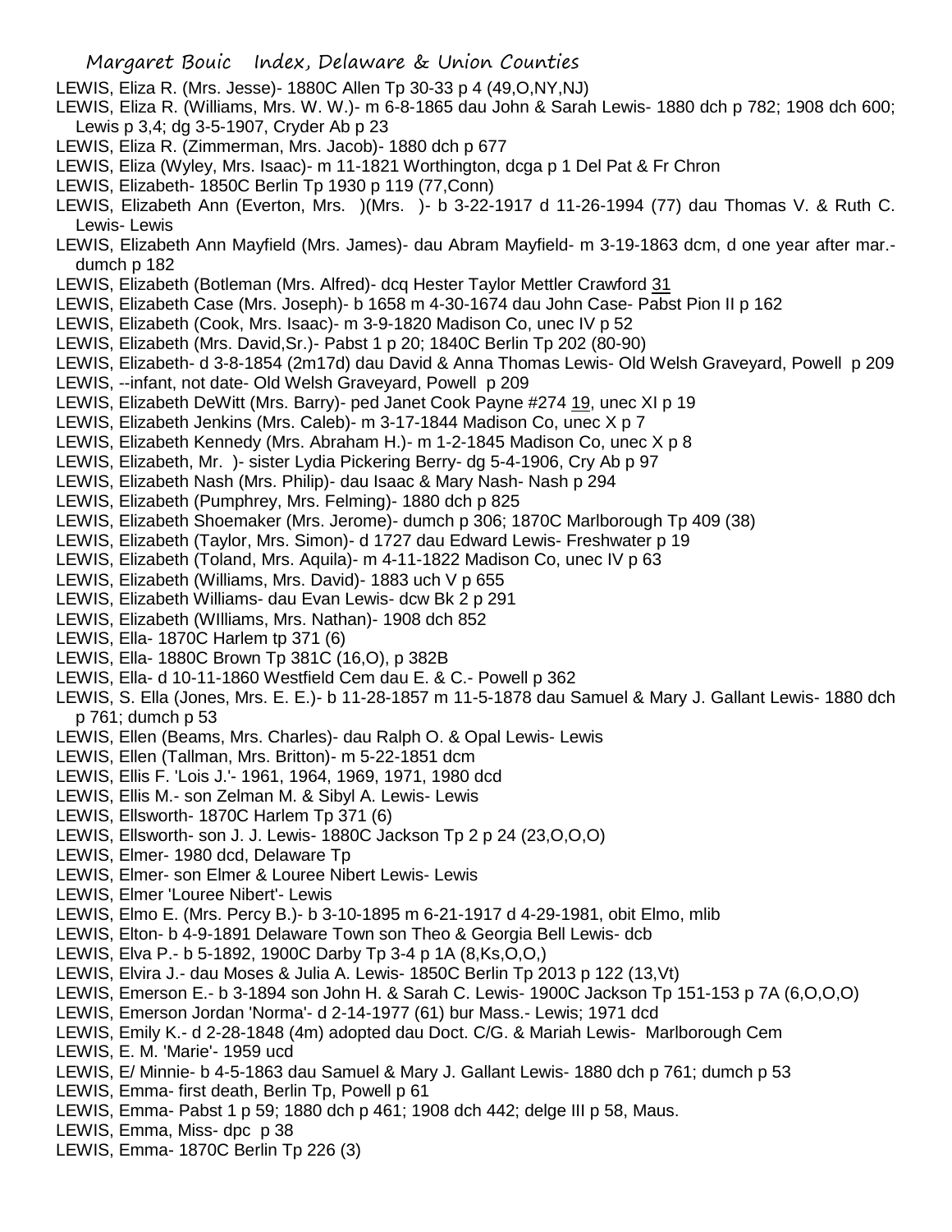LEWIS, Eliza R. (Mrs. Jesse)- 1880C Allen Tp 30-33 p 4 (49,O,NY,NJ)

LEWIS, Eliza R. (Williams, Mrs. W. W.)- m 6-8-1865 dau John & Sarah Lewis- 1880 dch p 782; 1908 dch 600; Lewis p 3,4; dg 3-5-1907, Cryder Ab p 23

LEWIS, Eliza R. (Zimmerman, Mrs. Jacob)- 1880 dch p 677

LEWIS, Eliza (Wyley, Mrs. Isaac)- m 11-1821 Worthington, dcga p 1 Del Pat & Fr Chron

LEWIS, Elizabeth- 1850C Berlin Tp 1930 p 119 (77,Conn)

LEWIS, Elizabeth Ann (Everton, Mrs. )(Mrs. )- b 3-22-1917 d 11-26-1994 (77) dau Thomas V. & Ruth C. Lewis- Lewis

LEWIS, Elizabeth Ann Mayfield (Mrs. James)- dau Abram Mayfield- m 3-19-1863 dcm, d one year after mar.- dumch p 182

LEWIS, Elizabeth (Botleman (Mrs. Alfred)- dcq Hester Taylor Mettler Crawford 31

LEWIS, Elizabeth Case (Mrs. Joseph)- b 1658 m 4-30-1674 dau John Case- Pabst Pion II p 162

LEWIS, Elizabeth (Cook, Mrs. Isaac)- m 3-9-1820 Madison Co, unec IV p 52

LEWIS, Elizabeth (Mrs. David,Sr.)- Pabst 1 p 20; 1840C Berlin Tp 202 (80-90)

LEWIS, Elizabeth- d 3-8-1854 (2m17d) dau David & Anna Thomas Lewis- Old Welsh Graveyard, Powell p 209

LEWIS, --infant, not date- Old Welsh Graveyard, Powell p 209

LEWIS, Elizabeth DeWitt (Mrs. Barry)- ped Janet Cook Payne #274 19, unec XI p 19

LEWIS, Elizabeth Jenkins (Mrs. Caleb)- m 3-17-1844 Madison Co, unec X p 7

LEWIS, Elizabeth Kennedy (Mrs. Abraham H.)- m 1-2-1845 Madison Co, unec X p 8

LEWIS, Elizabeth, Mr. )- sister Lydia Pickering Berry- dg 5-4-1906, Cry Ab p 97

LEWIS, Elizabeth Nash (Mrs. Philip)- dau Isaac & Mary Nash- Nash p 294

LEWIS, Elizabeth (Pumphrey, Mrs. Felming)- 1880 dch p 825

LEWIS, Elizabeth Shoemaker (Mrs. Jerome)- dumch p 306; 1870C Marlborough Tp 409 (38)

LEWIS, Elizabeth (Taylor, Mrs. Simon)- d 1727 dau Edward Lewis- Freshwater p 19

LEWIS, Elizabeth (Toland, Mrs. Aquila)- m 4-11-1822 Madison Co, unec IV p 63

LEWIS, Elizabeth (Williams, Mrs. David)- 1883 uch V p 655

LEWIS, Elizabeth Williams- dau Evan Lewis- dcw Bk 2 p 291

LEWIS, Elizabeth (WIlliams, Mrs. Nathan)- 1908 dch 852

LEWIS, Ella- 1870C Harlem tp 371 (6)

LEWIS, Ella- 1880C Brown Tp 381C (16,O), p 382B

LEWIS, Ella- d 10-11-1860 Westfield Cem dau E. & C.- Powell p 362

LEWIS, S. Ella (Jones, Mrs. E. E.)- b 11-28-1857 m 11-5-1878 dau Samuel & Mary J. Gallant Lewis- 1880 dch p 761; dumch p 53

LEWIS, Ellen (Beams, Mrs. Charles)- dau Ralph O. & Opal Lewis- Lewis

LEWIS, Ellen (Tallman, Mrs. Britton)- m 5-22-1851 dcm

LEWIS, Ellis F. 'Lois J.'- 1961, 1964, 1969, 1971, 1980 dcd

LEWIS, Ellis M.- son Zelman M. & Sibyl A. Lewis- Lewis

LEWIS, Ellsworth- 1870C Harlem Tp 371 (6)

LEWIS, Ellsworth- son J. J. Lewis- 1880C Jackson Tp 2 p 24 (23,O,O,O)

LEWIS, Elmer- 1980 dcd, Delaware Tp

LEWIS, Elmer- son Elmer & Louree Nibert Lewis- Lewis

LEWIS, Elmer 'Louree Nibert'- Lewis

LEWIS, Elmo E. (Mrs. Percy B.)- b 3-10-1895 m 6-21-1917 d 4-29-1981, obit Elmo, mlib

LEWIS, Elton- b 4-9-1891 Delaware Town son Theo & Georgia Bell Lewis- dcb

LEWIS, Elva P.- b 5-1892, 1900C Darby Tp 3-4 p 1A (8,Ks,O,O,)

LEWIS, Elvira J.- dau Moses & Julia A. Lewis- 1850C Berlin Tp 2013 p 122 (13,Vt)

LEWIS, Emerson E.- b 3-1894 son John H. & Sarah C. Lewis- 1900C Jackson Tp 151-153 p 7A (6,O,O,O)

LEWIS, Emerson Jordan 'Norma'- d 2-14-1977 (61) bur Mass.- Lewis; 1971 dcd

LEWIS, Emily K.- d 2-28-1848 (4m) adopted dau Doct. C/G. & Mariah Lewis- Marlborough Cem

LEWIS, E. M. 'Marie'- 1959 ucd

LEWIS, E/ Minnie- b 4-5-1863 dau Samuel & Mary J. Gallant Lewis- 1880 dch p 761; dumch p 53

LEWIS, Emma- first death, Berlin Tp, Powell p 61

LEWIS, Emma- Pabst 1 p 59; 1880 dch p 461; 1908 dch 442; delge III p 58, Maus.

LEWIS, Emma, Miss- dpc p 38

LEWIS, Emma- 1870C Berlin Tp 226 (3)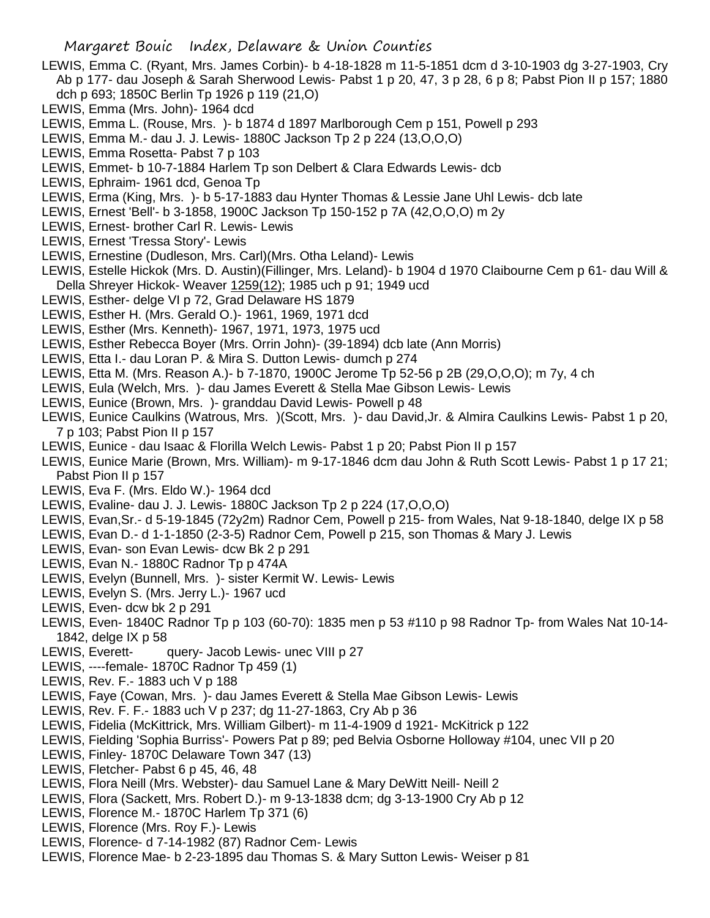LEWIS, Emma C. (Ryant, Mrs. James Corbin)- b 4-18-1828 m 11-5-1851 dcm d 3-10-1903 dg 3-27-1903, Cry Ab p 177- dau Joseph & Sarah Sherwood Lewis- Pabst 1 p 20, 47, 3 p 28, 6 p 8; Pabst Pion II p 157; 1880 dch p 693; 1850C Berlin Tp 1926 p 119 (21,O)

LEWIS, Emma (Mrs. John)- 1964 dcd

LEWIS, Emma L. (Rouse, Mrs. )- b 1874 d 1897 Marlborough Cem p 151, Powell p 293

LEWIS, Emma M.- dau J. J. Lewis- 1880C Jackson Tp 2 p 224 (13,O,O,O)

LEWIS, Emma Rosetta- Pabst 7 p 103

LEWIS, Emmet- b 10-7-1884 Harlem Tp son Delbert & Clara Edwards Lewis- dcb

LEWIS, Ephraim- 1961 dcd, Genoa Tp

LEWIS, Erma (King, Mrs. )- b 5-17-1883 dau Hynter Thomas & Lessie Jane Uhl Lewis- dcb late

LEWIS, Ernest 'Bell'- b 3-1858, 1900C Jackson Tp 150-152 p 7A (42,O,O,O) m 2y

LEWIS, Ernest- brother Carl R. Lewis- Lewis

LEWIS, Ernest 'Tressa Story'- Lewis

LEWIS, Ernestine (Dudleson, Mrs. Carl)(Mrs. Otha Leland)- Lewis

LEWIS, Estelle Hickok (Mrs. D. Austin)(Fillinger, Mrs. Leland)- b 1904 d 1970 Claibourne Cem p 61- dau Will & Della Shreyer Hickok- Weaver 1259(12); 1985 uch p 91; 1949 ucd

LEWIS, Esther- delge VI p 72, Grad Delaware HS 1879

LEWIS, Esther H. (Mrs. Gerald O.)- 1961, 1969, 1971 dcd

LEWIS, Esther (Mrs. Kenneth)- 1967, 1971, 1973, 1975 ucd

LEWIS, Esther Rebecca Boyer (Mrs. Orrin John)- (39-1894) dcb late (Ann Morris)

LEWIS, Etta I.- dau Loran P. & Mira S. Dutton Lewis- dumch p 274

LEWIS, Etta M. (Mrs. Reason A.)- b 7-1870, 1900C Jerome Tp 52-56 p 2B (29,O,O,O); m 7y, 4 ch

LEWIS, Eula (Welch, Mrs. )- dau James Everett & Stella Mae Gibson Lewis- Lewis

LEWIS, Eunice (Brown, Mrs. )- granddau David Lewis- Powell p 48

LEWIS, Eunice Caulkins (Watrous, Mrs. )(Scott, Mrs. )- dau David,Jr. & Almira Caulkins Lewis- Pabst 1 p 20, 7 p 103; Pabst Pion II p 157

LEWIS, Eunice - dau Isaac & Florilla Welch Lewis- Pabst 1 p 20; Pabst Pion II p 157

LEWIS, Eunice Marie (Brown, Mrs. William)- m 9-17-1846 dcm dau John & Ruth Scott Lewis- Pabst 1 p 17 21; Pabst Pion II p 157

LEWIS, Eva F. (Mrs. Eldo W.)- 1964 dcd

LEWIS, Evaline- dau J. J. Lewis- 1880C Jackson Tp 2 p 224 (17,O,O,O)

LEWIS, Evan,Sr.- d 5-19-1845 (72y2m) Radnor Cem, Powell p 215- from Wales, Nat 9-18-1840, delge IX p 58

LEWIS, Evan D.- d 1-1-1850 (2-3-5) Radnor Cem, Powell p 215, son Thomas & Mary J. Lewis

LEWIS, Evan- son Evan Lewis- dcw Bk 2 p 291

LEWIS, Evan N.- 1880C Radnor Tp p 474A

LEWIS, Evelyn (Bunnell, Mrs. )- sister Kermit W. Lewis- Lewis

LEWIS, Evelyn S. (Mrs. Jerry L.)- 1967 ucd

LEWIS, Even- dcw bk 2 p 291

LEWIS, Even- 1840C Radnor Tp p 103 (60-70): 1835 men p 53 #110 p 98 Radnor Tp- from Wales Nat 10-14-1842, delge IX p 58

LEWIS, Everett- query- Jacob Lewis- unec VIII p 27

LEWIS, ----female- 1870C Radnor Tp 459 (1)

LEWIS, Rev. F.- 1883 uch V p 188

LEWIS, Faye (Cowan, Mrs. )- dau James Everett & Stella Mae Gibson Lewis- Lewis

LEWIS, Rev. F. F.- 1883 uch V p 237; dg 11-27-1863, Cry Ab p 36

LEWIS, Fidelia (McKittrick, Mrs. William Gilbert)- m 11-4-1909 d 1921- McKitrick p 122

LEWIS, Fielding 'Sophia Burriss'- Powers Pat p 89; ped Belvia Osborne Holloway #104, unec VII p 20

LEWIS, Finley- 1870C Delaware Town 347 (13)

LEWIS, Fletcher- Pabst 6 p 45, 46, 48

LEWIS, Flora Neill (Mrs. Webster)- dau Samuel Lane & Mary DeWitt Neill- Neill 2

LEWIS, Flora (Sackett, Mrs. Robert D.)- m 9-13-1838 dcm; dg 3-13-1900 Cry Ab p 12

LEWIS, Florence M.- 1870C Harlem Tp 371 (6)

LEWIS, Florence (Mrs. Roy F.)- Lewis

LEWIS, Florence- d 7-14-1982 (87) Radnor Cem- Lewis

LEWIS, Florence Mae- b 2-23-1895 dau Thomas S. & Mary Sutton Lewis- Weiser p 81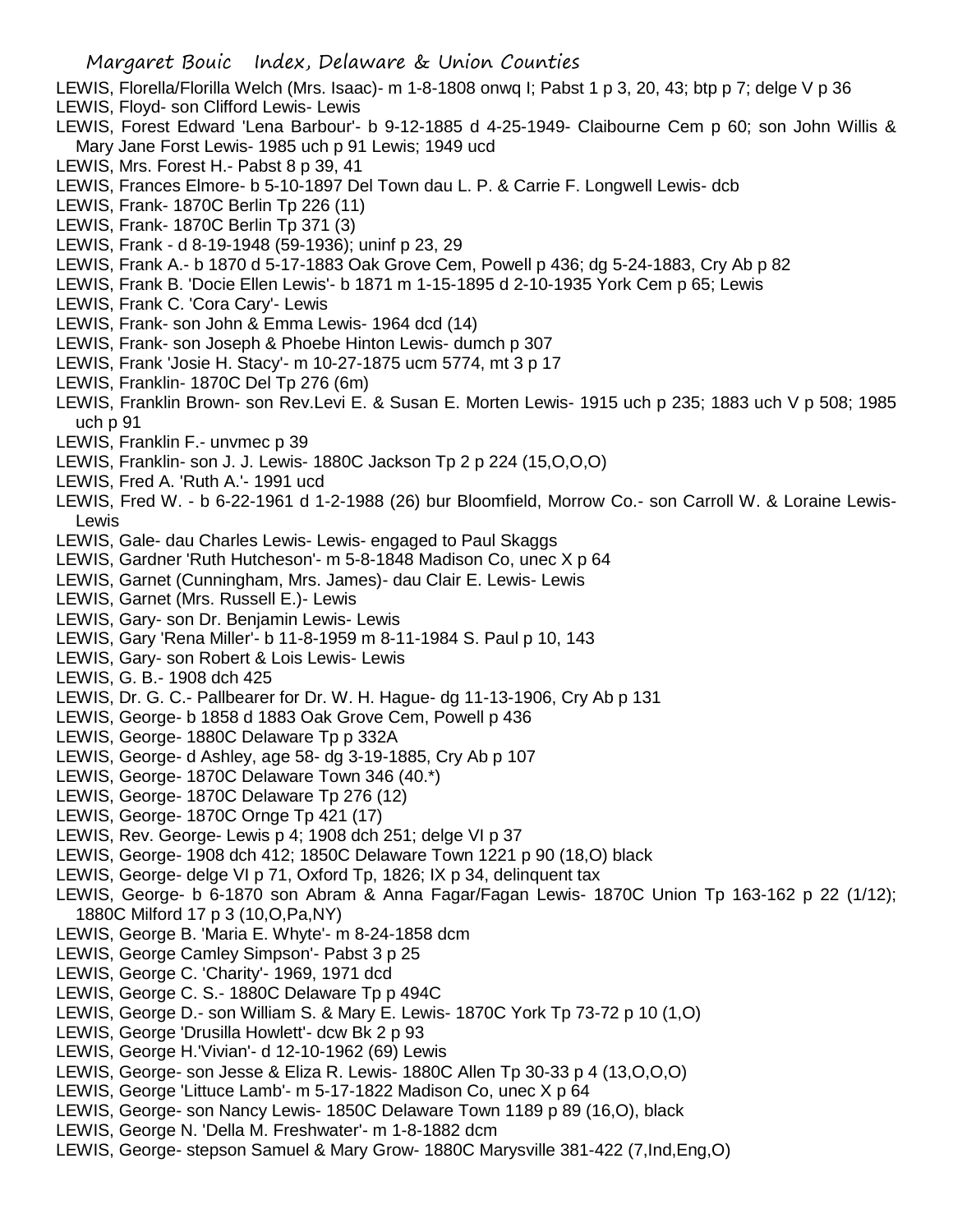LEWIS, Florella/Florilla Welch (Mrs. Isaac)- m 1-8-1808 onwq I; Pabst 1 p 3, 20, 43; btp p 7; delge V p 36

LEWIS, Floyd- son Clifford Lewis- Lewis

LEWIS, Forest Edward 'Lena Barbour'- b 9-12-1885 d 4-25-1949- Claibourne Cem p 60; son John Willis & Mary Jane Forst Lewis- 1985 uch p 91 Lewis; 1949 ucd

LEWIS, Mrs. Forest H.- Pabst 8 p 39, 41

LEWIS, Frances Elmore- b 5-10-1897 Del Town dau L. P. & Carrie F. Longwell Lewis- dcb

LEWIS, Frank- 1870C Berlin Tp 226 (11)

LEWIS, Frank- 1870C Berlin Tp 371 (3)

LEWIS, Frank - d 8-19-1948 (59-1936); uninf p 23, 29

LEWIS, Frank A.- b 1870 d 5-17-1883 Oak Grove Cem, Powell p 436; dg 5-24-1883, Cry Ab p 82

LEWIS, Frank B. 'Docie Ellen Lewis'- b 1871 m 1-15-1895 d 2-10-1935 York Cem p 65; Lewis

LEWIS, Frank C. 'Cora Cary'- Lewis

LEWIS, Frank- son John & Emma Lewis- 1964 dcd (14)

LEWIS, Frank- son Joseph & Phoebe Hinton Lewis- dumch p 307

LEWIS, Frank 'Josie H. Stacy'- m 10-27-1875 ucm 5774, mt 3 p 17

LEWIS, Franklin- 1870C Del Tp 276 (6m)

LEWIS, Franklin Brown- son Rev.Levi E. & Susan E. Morten Lewis- 1915 uch p 235; 1883 uch V p 508; 1985 uch p 91

LEWIS, Franklin F.- unvmec p 39

LEWIS, Franklin- son J. J. Lewis- 1880C Jackson Tp 2 p 224 (15,O,O,O)

LEWIS, Fred A. 'Ruth A.'- 1991 ucd

LEWIS, Fred W. - b 6-22-1961 d 1-2-1988 (26) bur Bloomfield, Morrow Co.- son Carroll W. & Loraine Lewis- Lewis

LEWIS, Gale- dau Charles Lewis- Lewis- engaged to Paul Skaggs

LEWIS, Gardner 'Ruth Hutcheson'- m 5-8-1848 Madison Co, unec X p 64

LEWIS, Garnet (Cunningham, Mrs. James)- dau Clair E. Lewis- Lewis

LEWIS, Garnet (Mrs. Russell E.)- Lewis

LEWIS, Gary- son Dr. Benjamin Lewis- Lewis

LEWIS, Gary 'Rena Miller'- b 11-8-1959 m 8-11-1984 S. Paul p 10, 143

LEWIS, Gary- son Robert & Lois Lewis- Lewis

LEWIS, G. B.- 1908 dch 425

LEWIS, Dr. G. C.- Pallbearer for Dr. W. H. Hague- dg 11-13-1906, Cry Ab p 131

LEWIS, George- b 1858 d 1883 Oak Grove Cem, Powell p 436

LEWIS, George- 1880C Delaware Tp p 332A

LEWIS, George- d Ashley, age 58- dg 3-19-1885, Cry Ab p 107

LEWIS, George- 1870C Delaware Town 346 (40.*)

LEWIS, George- 1870C Delaware Tp 276 (12)

LEWIS, George- 1870C Ornge Tp 421 (17)

LEWIS, Rev. George- Lewis p 4; 1908 dch 251; delge VI p 37

LEWIS, George- 1908 dch 412; 1850C Delaware Town 1221 p 90 (18,O) black

LEWIS, George- delge VI p 71, Oxford Tp, 1826; IX p 34, delinquent tax

LEWIS, George- b 6-1870 son Abram & Anna Fagar/Fagan Lewis- 1870C Union Tp 163-162 p 22 (1/12); 1880C Milford 17 p 3 (10,O,Pa,NY)

LEWIS, George B. 'Maria E. Whyte'- m 8-24-1858 dcm

LEWIS, George Camley Simpson'- Pabst 3 p 25

LEWIS, George C. 'Charity'- 1969, 1971 dcd

LEWIS, George C. S.- 1880C Delaware Tp p 494C

LEWIS, George D.- son William S. & Mary E. Lewis- 1870C York Tp 73-72 p 10 (1,O)

LEWIS, George 'Drusilla Howlett'- dcw Bk 2 p 93

LEWIS, George H.'Vivian'- d 12-10-1962 (69) Lewis

LEWIS, George- son Jesse & Eliza R. Lewis- 1880C Allen Tp 30-33 p 4 (13,O,O,O)

LEWIS, George 'Littuce Lamb'- m 5-17-1822 Madison Co, unec X p 64

LEWIS, George- son Nancy Lewis- 1850C Delaware Town 1189 p 89 (16,O), black

LEWIS, George N. 'Della M. Freshwater'- m 1-8-1882 dcm

LEWIS, George- stepson Samuel & Mary Grow- 1880C Marysville 381-422 (7,Ind,Eng,O)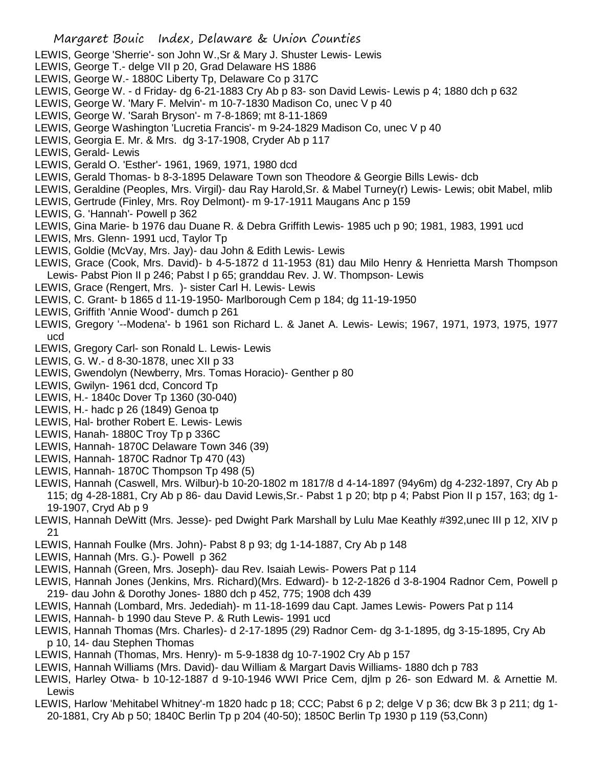LEWIS, George 'Sherrie'- son John W.,Sr & Mary J. Shuster Lewis- Lewis

LEWIS, George T.- delge VII p 20, Grad Delaware HS 1886

LEWIS, George W.- 1880C Liberty Tp, Delaware Co p 317C

LEWIS, George W. - d Friday- dg 6-21-1883 Cry Ab p 83- son David Lewis- Lewis p 4; 1880 dch p 632

LEWIS, George W. 'Mary F. Melvin'- m 10-7-1830 Madison Co, unec V p 40

LEWIS, George W. 'Sarah Bryson'- m 7-8-1869; mt 8-11-1869

LEWIS, George Washington 'Lucretia Francis'- m 9-24-1829 Madison Co, unec V p 40

LEWIS, Georgia E. Mr. & Mrs. dg 3-17-1908, Cryder Ab p 117

LEWIS, Gerald- Lewis

LEWIS, Gerald O. 'Esther'- 1961, 1969, 1971, 1980 dcd

LEWIS, Gerald Thomas- b 8-3-1895 Delaware Town son Theodore & Georgie Bills Lewis- dcb

LEWIS, Geraldine (Peoples, Mrs. Virgil)- dau Ray Harold,Sr. & Mabel Turney(r) Lewis- Lewis; obit Mabel, mlib

LEWIS, Gertrude (Finley, Mrs. Roy Delmont)- m 9-17-1911 Maugans Anc p 159

LEWIS, G. 'Hannah'- Powell p 362

LEWIS, Gina Marie- b 1976 dau Duane R. & Debra Griffith Lewis- 1985 uch p 90; 1981, 1983, 1991 ucd

LEWIS, Mrs. Glenn- 1991 ucd, Taylor Tp

LEWIS, Goldie (McVay, Mrs. Jay)- dau John & Edith Lewis- Lewis

LEWIS, Grace (Cook, Mrs. David)- b 4-5-1872 d 11-1953 (81) dau Milo Henry & Henrietta Marsh Thompson Lewis- Pabst Pion II p 246; Pabst I p 65; granddau Rev. J. W. Thompson- Lewis

LEWIS, Grace (Rengert, Mrs. )- sister Carl H. Lewis- Lewis

LEWIS, C. Grant- b 1865 d 11-19-1950- Marlborough Cem p 184; dg 11-19-1950

LEWIS, Griffith 'Annie Wood'- dumch p 261

LEWIS, Gregory '--Modena'- b 1961 son Richard L. & Janet A. Lewis- Lewis; 1967, 1971, 1973, 1975, 1977 ucd

LEWIS, Gregory Carl- son Ronald L. Lewis- Lewis

LEWIS, G. W.- d 8-30-1878, unec XII p 33

LEWIS, Gwendolyn (Newberry, Mrs. Tomas Horacio)- Genther p 80

LEWIS, Gwilyn- 1961 dcd, Concord Tp

LEWIS, H.- 1840c Dover Tp 1360 (30-040)

LEWIS, H.- hadc p 26 (1849) Genoa tp

LEWIS, Hal- brother Robert E. Lewis- Lewis

LEWIS, Hanah- 1880C Troy Tp p 336C

LEWIS, Hannah- 1870C Delaware Town 346 (39)

LEWIS, Hannah- 1870C Radnor Tp 470 (43)

LEWIS, Hannah- 1870C Thompson Tp 498 (5)

LEWIS, Hannah (Caswell, Mrs. Wilbur)-b 10-20-1802 m 1817/8 d 4-14-1897 (94y6m) dg 4-232-1897, Cry Ab p 115; dg 4-28-1881, Cry Ab p 86- dau David Lewis,Sr.- Pabst 1 p 20; btp p 4; Pabst Pion II p 157, 163; dg 1-19-1907, Cryd Ab p 9

LEWIS, Hannah DeWitt (Mrs. Jesse)- ped Dwight Park Marshall by Lulu Mae Keathly #392,unec III p 12, XIV p 21

LEWIS, Hannah Foulke (Mrs. John)- Pabst 8 p 93; dg 1-14-1887, Cry Ab p 148

LEWIS, Hannah (Mrs. G.)- Powell p 362

LEWIS, Hannah (Green, Mrs. Joseph)- dau Rev. Isaiah Lewis- Powers Pat p 114

LEWIS, Hannah Jones (Jenkins, Mrs. Richard)(Mrs. Edward)- b 12-2-1826 d 3-8-1904 Radnor Cem, Powell p 219- dau John & Dorothy Jones- 1880 dch p 452, 775; 1908 dch 439

LEWIS, Hannah (Lombard, Mrs. Jedediah)- m 11-18-1699 dau Capt. James Lewis- Powers Pat p 114

LEWIS, Hannah- b 1990 dau Steve P. & Ruth Lewis- 1991 ucd

LEWIS, Hannah Thomas (Mrs. Charles)- d 2-17-1895 (29) Radnor Cem- dg 3-1-1895, dg 3-15-1895, Cry Ab p 10, 14- dau Stephen Thomas

LEWIS, Hannah (Thomas, Mrs. Henry)- m 5-9-1838 dg 10-7-1902 Cry Ab p 157

LEWIS, Hannah Williams (Mrs. David)- dau William & Margart Davis Williams- 1880 dch p 783

LEWIS, Harley Otwa- b 10-12-1887 d 9-10-1946 WWI Price Cem, djlm p 26- son Edward M. & Arnettie M. Lewis

LEWIS, Harlow 'Mehitabel Whitney'-m 1820 hadc p 18; CCC; Pabst 6 p 2; delge V p 36; dcw Bk 3 p 211; dg 1-20-1881, Cry Ab p 50; 1840C Berlin Tp p 204 (40-50); 1850C Berlin Tp 1930 p 119 (53,Conn)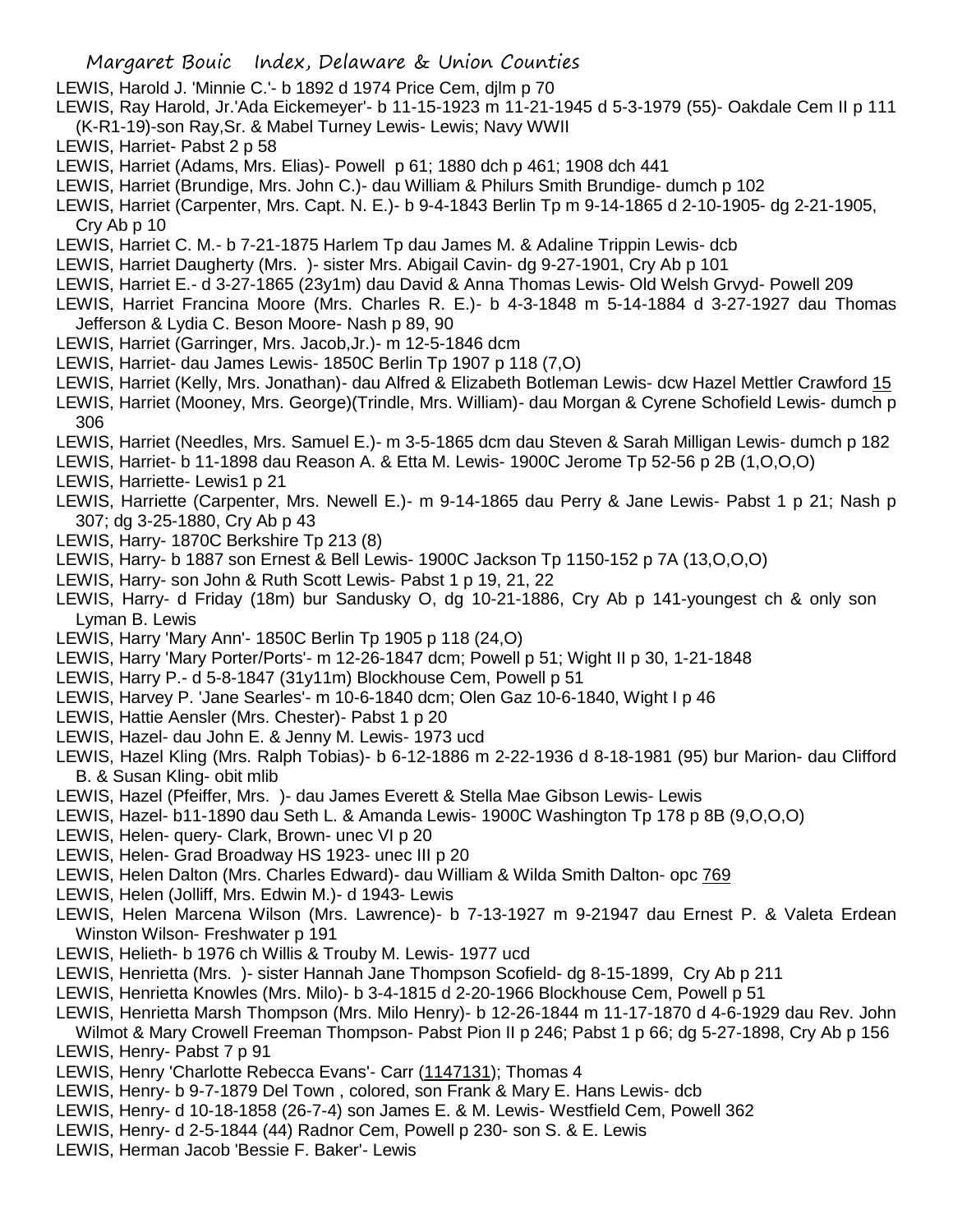LEWIS, Harold J. 'Minnie C.'- b 1892 d 1974 Price Cem, djlm p 70

LEWIS, Ray Harold, Jr.'Ada Eickemeyer'- b 11-15-1923 m 11-21-1945 d 5-3-1979 (55)- Oakdale Cem II p 111 (K-R1-19)-son Ray,Sr. & Mabel Turney Lewis- Lewis; Navy WWII

LEWIS, Harriet- Pabst 2 p 58

LEWIS, Harriet (Adams, Mrs. Elias)- Powell p 61; 1880 dch p 461; 1908 dch 441

LEWIS, Harriet (Brundige, Mrs. John C.)- dau William & Philurs Smith Brundige- dumch p 102

LEWIS, Harriet (Carpenter, Mrs. Capt. N. E.)- b 9-4-1843 Berlin Tp m 9-14-1865 d 2-10-1905- dg 2-21-1905, Cry Ab p 10

LEWIS, Harriet C. M.- b 7-21-1875 Harlem Tp dau James M. & Adaline Trippin Lewis- dcb

LEWIS, Harriet Daugherty (Mrs. )- sister Mrs. Abigail Cavin- dg 9-27-1901, Cry Ab p 101

LEWIS, Harriet E.- d 3-27-1865 (23y1m) dau David & Anna Thomas Lewis- Old Welsh Grvyd- Powell 209

LEWIS, Harriet Francina Moore (Mrs. Charles R. E.)- b 4-3-1848 m 5-14-1884 d 3-27-1927 dau Thomas Jefferson & Lydia C. Beson Moore- Nash p 89, 90

LEWIS, Harriet (Garringer, Mrs. Jacob,Jr.)- m 12-5-1846 dcm

LEWIS, Harriet- dau James Lewis- 1850C Berlin Tp 1907 p 118 (7,O)

LEWIS, Harriet (Kelly, Mrs. Jonathan)- dau Alfred & Elizabeth Botleman Lewis- dcw Hazel Mettler Crawford 15

LEWIS, Harriet (Mooney, Mrs. George)(Trindle, Mrs. William)- dau Morgan & Cyrene Schofield Lewis- dumch p 306

LEWIS, Harriet (Needles, Mrs. Samuel E.)- m 3-5-1865 dcm dau Steven & Sarah Milligan Lewis- dumch p 182

LEWIS, Harriet- b 11-1898 dau Reason A. & Etta M. Lewis- 1900C Jerome Tp 52-56 p 2B (1,O,O,O)

LEWIS, Harriette- Lewis1 p 21

LEWIS, Harriette (Carpenter, Mrs. Newell E.)- m 9-14-1865 dau Perry & Jane Lewis- Pabst 1 p 21; Nash p 307; dg 3-25-1880, Cry Ab p 43

LEWIS, Harry- 1870C Berkshire Tp 213 (8)

LEWIS, Harry- b 1887 son Ernest & Bell Lewis- 1900C Jackson Tp 1150-152 p 7A (13,O,O,O)

LEWIS, Harry- son John & Ruth Scott Lewis- Pabst 1 p 19, 21, 22

LEWIS, Harry- d Friday (18m) bur Sandusky O, dg 10-21-1886, Cry Ab p 141-youngest ch & only son Lyman B. Lewis

LEWIS, Harry 'Mary Ann'- 1850C Berlin Tp 1905 p 118 (24,O)

LEWIS, Harry 'Mary Porter/Ports'- m 12-26-1847 dcm; Powell p 51; Wight II p 30, 1-21-1848

LEWIS, Harry P.- d 5-8-1847 (31y11m) Blockhouse Cem, Powell p 51

LEWIS, Harvey P. 'Jane Searles'- m 10-6-1840 dcm; Olen Gaz 10-6-1840, Wight I p 46

LEWIS, Hattie Aensler (Mrs. Chester)- Pabst 1 p 20

LEWIS, Hazel- dau John E. & Jenny M. Lewis- 1973 ucd

LEWIS, Hazel Kling (Mrs. Ralph Tobias)- b 6-12-1886 m 2-22-1936 d 8-18-1981 (95) bur Marion- dau Clifford B. & Susan Kling- obit mlib

LEWIS, Hazel (Pfeiffer, Mrs. )- dau James Everett & Stella Mae Gibson Lewis- Lewis

LEWIS, Hazel- b11-1890 dau Seth L. & Amanda Lewis- 1900C Washington Tp 178 p 8B (9,O,O,O)

LEWIS, Helen- query- Clark, Brown- unec VI p 20

LEWIS, Helen- Grad Broadway HS 1923- unec III p 20

LEWIS, Helen Dalton (Mrs. Charles Edward)- dau William & Wilda Smith Dalton- opc 769

LEWIS, Helen (Jolliff, Mrs. Edwin M.)- d 1943- Lewis

LEWIS, Helen Marcena Wilson (Mrs. Lawrence)- b 7-13-1927 m 9-21947 dau Ernest P. & Valeta Erdean Winston Wilson- Freshwater p 191

LEWIS, Helieth- b 1976 ch Willis & Trouby M. Lewis- 1977 ucd

LEWIS, Henrietta (Mrs. )- sister Hannah Jane Thompson Scofield- dg 8-15-1899, Cry Ab p 211

LEWIS, Henrietta Knowles (Mrs. Milo)- b 3-4-1815 d 2-20-1966 Blockhouse Cem, Powell p 51

LEWIS, Henrietta Marsh Thompson (Mrs. Milo Henry)- b 12-26-1844 m 11-17-1870 d 4-6-1929 dau Rev. John Wilmot & Mary Crowell Freeman Thompson- Pabst Pion II p 246; Pabst 1 p 66; dg 5-27-1898, Cry Ab p 156

LEWIS, Henry- Pabst 7 p 91

LEWIS, Henry 'Charlotte Rebecca Evans'- Carr (1147131); Thomas 4

LEWIS, Henry- b 9-7-1879 Del Town , colored, son Frank & Mary E. Hans Lewis- dcb

LEWIS, Henry- d 10-18-1858 (26-7-4) son James E. & M. Lewis- Westfield Cem, Powell 362

LEWIS, Henry- d 2-5-1844 (44) Radnor Cem, Powell p 230- son S. & E. Lewis

LEWIS, Herman Jacob 'Bessie F. Baker'- Lewis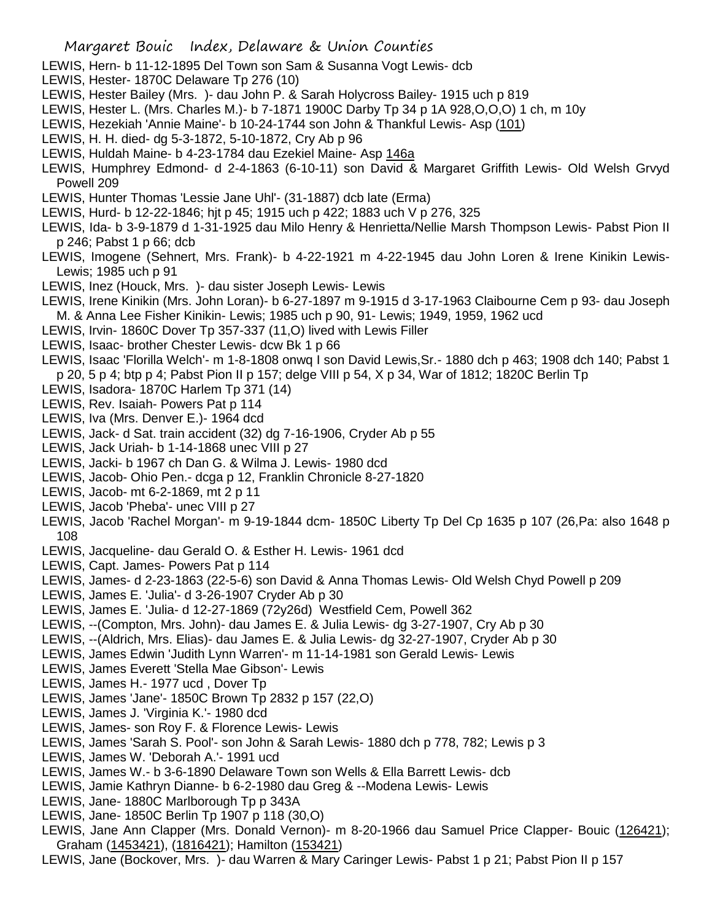LEWIS, Hern- b 11-12-1895 Del Town son Sam & Susanna Vogt Lewis- dcb

LEWIS, Hester- 1870C Delaware Tp 276 (10)

LEWIS, Hester Bailey (Mrs. )- dau John P. & Sarah Holycross Bailey- 1915 uch p 819

LEWIS, Hester L. (Mrs. Charles M.)- b 7-1871 1900C Darby Tp 34 p 1A 928,O,O,O) 1 ch, m 10y

LEWIS, Hezekiah 'Annie Maine'- b 10-24-1744 son John & Thankful Lewis- Asp (101)

LEWIS, H. H. died- dg 5-3-1872, 5-10-1872, Cry Ab p 96

LEWIS, Huldah Maine- b 4-23-1784 dau Ezekiel Maine- Asp 146a

LEWIS, Humphrey Edmond- d 2-4-1863 (6-10-11) son David & Margaret Griffith Lewis- Old Welsh Grvyd Powell 209

LEWIS, Hunter Thomas 'Lessie Jane Uhl'- (31-1887) dcb late (Erma)

LEWIS, Hurd- b 12-22-1846; hjt p 45; 1915 uch p 422; 1883 uch V p 276, 325

LEWIS, Ida- b 3-9-1879 d 1-31-1925 dau Milo Henry & Henrietta/Nellie Marsh Thompson Lewis- Pabst Pion II p 246; Pabst 1 p 66; dcb

LEWIS, Imogene (Sehnert, Mrs. Frank)- b 4-22-1921 m 4-22-1945 dau John Loren & Irene Kinikin Lewis- Lewis; 1985 uch p 91

LEWIS, Inez (Houck, Mrs. )- dau sister Joseph Lewis- Lewis

LEWIS, Irene Kinikin (Mrs. John Loran)- b 6-27-1897 m 9-1915 d 3-17-1963 Claibourne Cem p 93- dau Joseph M. & Anna Lee Fisher Kinikin- Lewis; 1985 uch p 90, 91- Lewis; 1949, 1959, 1962 ucd

LEWIS, Irvin- 1860C Dover Tp 357-337 (11,O) lived with Lewis Filler

LEWIS, Isaac- brother Chester Lewis- dcw Bk 1 p 66

LEWIS, Isaac 'Florilla Welch'- m 1-8-1808 onwq I son David Lewis,Sr.- 1880 dch p 463; 1908 dch 140; Pabst 1 p 20, 5 p 4; btp p 4; Pabst Pion II p 157; delge VIII p 54, X p 34, War of 1812; 1820C Berlin Tp

LEWIS, Isadora- 1870C Harlem Tp 371 (14)

LEWIS, Rev. Isaiah- Powers Pat p 114

LEWIS, Iva (Mrs. Denver E.)- 1964 dcd

LEWIS, Jack- d Sat. train accident (32) dg 7-16-1906, Cryder Ab p 55

LEWIS, Jack Uriah- b 1-14-1868 unec VIII p 27

LEWIS, Jacki- b 1967 ch Dan G. & Wilma J. Lewis- 1980 dcd

LEWIS, Jacob- Ohio Pen.- dcga p 12, Franklin Chronicle 8-27-1820

LEWIS, Jacob- mt 6-2-1869, mt 2 p 11

LEWIS, Jacob 'Pheba'- unec VIII p 27

LEWIS, Jacob 'Rachel Morgan'- m 9-19-1844 dcm- 1850C Liberty Tp Del Cp 1635 p 107 (26,Pa: also 1648 p 108

LEWIS, Jacqueline- dau Gerald O. & Esther H. Lewis- 1961 dcd

LEWIS, Capt. James- Powers Pat p 114

LEWIS, James- d 2-23-1863 (22-5-6) son David & Anna Thomas Lewis- Old Welsh Chyd Powell p 209

LEWIS, James E. 'Julia'- d 3-26-1907 Cryder Ab p 30

LEWIS, James E. 'Julia- d 12-27-1869 (72y26d) Westfield Cem, Powell 362

LEWIS, --(Compton, Mrs. John)- dau James E. & Julia Lewis- dg 3-27-1907, Cry Ab p 30

LEWIS, --(Aldrich, Mrs. Elias)- dau James E. & Julia Lewis- dg 32-27-1907, Cryder Ab p 30

LEWIS, James Edwin 'Judith Lynn Warren'- m 11-14-1981 son Gerald Lewis- Lewis

LEWIS, James Everett 'Stella Mae Gibson'- Lewis

LEWIS, James H.- 1977 ucd , Dover Tp

LEWIS, James 'Jane'- 1850C Brown Tp 2832 p 157 (22,O)

LEWIS, James J. 'Virginia K.'- 1980 dcd

LEWIS, James- son Roy F. & Florence Lewis- Lewis

LEWIS, James 'Sarah S. Pool'- son John & Sarah Lewis- 1880 dch p 778, 782; Lewis p 3

LEWIS, James W. 'Deborah A.'- 1991 ucd

LEWIS, James W.- b 3-6-1890 Delaware Town son Wells & Ella Barrett Lewis- dcb

LEWIS, Jamie Kathryn Dianne- b 6-2-1980 dau Greg & --Modena Lewis- Lewis

LEWIS, Jane- 1880C Marlborough Tp p 343A

LEWIS, Jane- 1850C Berlin Tp 1907 p 118 (30,O)

LEWIS, Jane Ann Clapper (Mrs. Donald Vernon)- m 8-20-1966 dau Samuel Price Clapper- Bouic (126421); Graham (1453421), (1816421); Hamilton (153421)

LEWIS, Jane (Bockover, Mrs. )- dau Warren & Mary Caringer Lewis- Pabst 1 p 21; Pabst Pion II p 157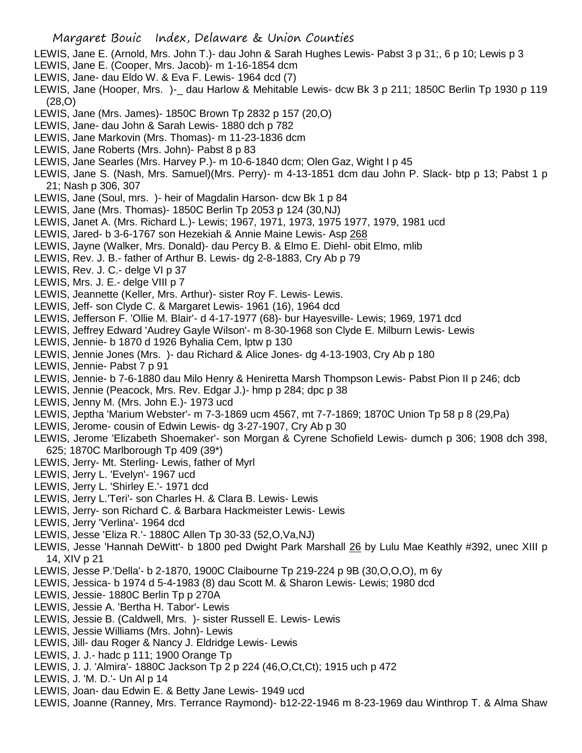LEWIS, Jane E. (Arnold, Mrs. John T.)- dau John & Sarah Hughes Lewis- Pabst 3 p 31;, 6 p 10; Lewis p 3
LEWIS, Jane E. (Cooper, Mrs. Jacob)- m 1-16-1854 dcm
LEWIS, Jane- dau Eldo W. & Eva F. Lewis- 1964 dcd (7)
LEWIS, Jane (Hooper, Mrs. )-_ dau Harlow & Mehitable Lewis- dcw Bk 3 p 211; 1850C Berlin Tp 1930 p 119 (28,O)
LEWIS, Jane (Mrs. James)- 1850C Brown Tp 2832 p 157 (20,O)
LEWIS, Jane- dau John & Sarah Lewis- 1880 dch p 782
LEWIS, Jane Markovin (Mrs. Thomas)- m 11-23-1836 dcm
LEWIS, Jane Roberts (Mrs. John)- Pabst 8 p 83
LEWIS, Jane Searles (Mrs. Harvey P.)- m 10-6-1840 dcm; Olen Gaz, Wight I p 45
LEWIS, Jane S. (Nash, Mrs. Samuel)(Mrs. Perry)- m 4-13-1851 dcm dau John P. Slack- btp p 13; Pabst 1 p 21; Nash p 306, 307
LEWIS, Jane (Soul, mrs. )- heir of Magdalin Harson- dcw Bk 1 p 84
LEWIS, Jane (Mrs. Thomas)- 1850C Berlin Tp 2053 p 124 (30,NJ)
LEWIS, Janet A. (Mrs. Richard L.)- Lewis; 1967, 1971, 1973, 1975 1977, 1979, 1981 ucd
LEWIS, Jared- b 3-6-1767 son Hezekiah & Annie Maine Lewis- Asp 268
LEWIS, Jayne (Walker, Mrs. Donald)- dau Percy B. & Elmo E. Diehl- obit Elmo, mlib
LEWIS, Rev. J. B.- father of Arthur B. Lewis- dg 2-8-1883, Cry Ab p 79
LEWIS, Rev. J. C.- delge VI p 37
LEWIS, Mrs. J. E.- delge VIII p 7
LEWIS, Jeannette (Keller, Mrs. Arthur)- sister Roy F. Lewis- Lewis.
LEWIS, Jeff- son Clyde C. & Margaret Lewis- 1961 (16), 1964 dcd
LEWIS, Jefferson F. 'Ollie M. Blair'- d 4-17-1977 (68)- bur Hayesville- Lewis; 1969, 1971 dcd
LEWIS, Jeffrey Edward 'Audrey Gayle Wilson'- m 8-30-1968 son Clyde E. Milburn Lewis- Lewis
LEWIS, Jennie- b 1870 d 1926 Byhalia Cem, lptw p 130
LEWIS, Jennie Jones (Mrs. )- dau Richard & Alice Jones- dg 4-13-1903, Cry Ab p 180
LEWIS, Jennie- Pabst 7 p 91
LEWIS, Jennie- b 7-6-1880 dau Milo Henry & Heniretta Marsh Thompson Lewis- Pabst Pion II p 246; dcb
LEWIS, Jennie (Peacock, Mrs. Rev. Edgar J.)- hmp p 284; dpc p 38
LEWIS, Jenny M. (Mrs. John E.)- 1973 ucd
LEWIS, Jeptha 'Marium Webster'- m 7-3-1869 ucm 4567, mt 7-7-1869; 1870C Union Tp 58 p 8 (29,Pa)
LEWIS, Jerome- cousin of Edwin Lewis- dg 3-27-1907, Cry Ab p 30
LEWIS, Jerome 'Elizabeth Shoemaker'- son Morgan & Cyrene Schofield Lewis- dumch p 306; 1908 dch 398, 625; 1870C Marlborough Tp 409 (39*)
LEWIS, Jerry- Mt. Sterling- Lewis, father of Myrl
LEWIS, Jerry L. 'Evelyn'- 1967 ucd
LEWIS, Jerry L. 'Shirley E.'- 1971 dcd
LEWIS, Jerry L.'Teri'- son Charles H. & Clara B. Lewis- Lewis
LEWIS, Jerry- son Richard C. & Barbara Hackmeister Lewis- Lewis
LEWIS, Jerry 'Verlina'- 1964 dcd
LEWIS, Jesse 'Eliza R.'- 1880C Allen Tp 30-33 (52,O,Va,NJ)
LEWIS, Jesse 'Hannah DeWitt'- b 1800 ped Dwight Park Marshall 26 by Lulu Mae Keathly #392, unec XIII p 14, XIV p 21
LEWIS, Jesse P.'Della'- b 2-1870, 1900C Claibourne Tp 219-224 p 9B (30,O,O,O), m 6y
LEWIS, Jessica- b 1974 d 5-4-1983 (8) dau Scott M. & Sharon Lewis- Lewis; 1980 dcd
LEWIS, Jessie- 1880C Berlin Tp p 270A
LEWIS, Jessie A. 'Bertha H. Tabor'- Lewis
LEWIS, Jessie B. (Caldwell, Mrs. )- sister Russell E. Lewis- Lewis
LEWIS, Jessie Williams (Mrs. John)- Lewis
LEWIS, Jill- dau Roger & Nancy J. Eldridge Lewis- Lewis
LEWIS, J. J.- hadc p 111; 1900 Orange Tp
LEWIS, J. J. 'Almira'- 1880C Jackson Tp 2 p 224 (46,O,Ct,Ct); 1915 uch p 472
LEWIS, J. 'M. D.'- Un Al p 14
LEWIS, Joan- dau Edwin E. & Betty Jane Lewis- 1949 ucd
LEWIS, Joanne (Ranney, Mrs. Terrance Raymond)- b12-22-1946 m 8-23-1969 dau Winthrop T. & Alma Shaw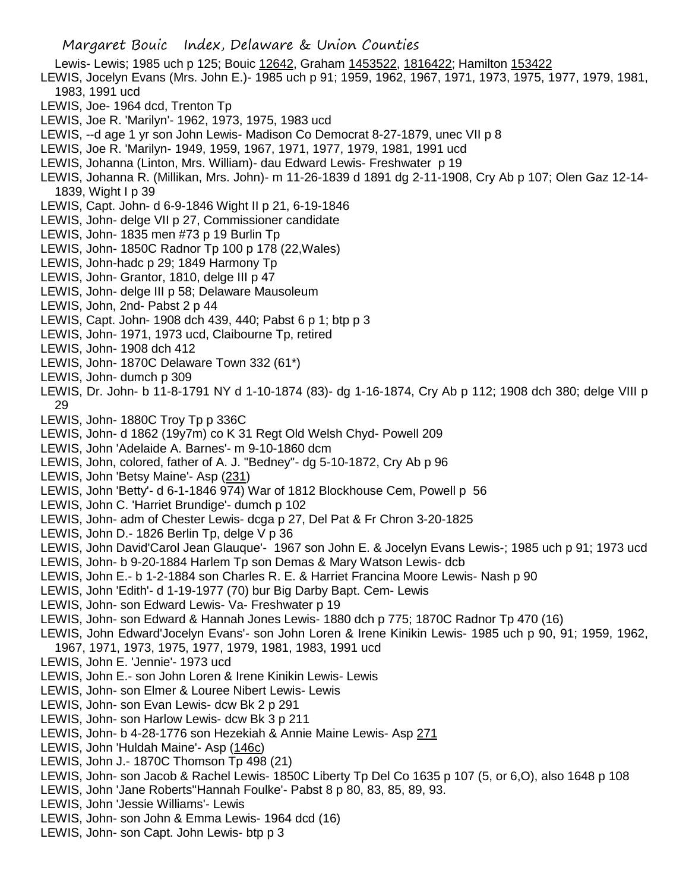Lewis- Lewis; 1985 uch p 125; Bouic 12642, Graham 1453522, 1816422; Hamilton 153422

LEWIS, Jocelyn Evans (Mrs. John E.)- 1985 uch p 91; 1959, 1962, 1967, 1971, 1973, 1975, 1977, 1979, 1981, 1983, 1991 ucd

LEWIS, Joe- 1964 dcd, Trenton Tp

LEWIS, Joe R. 'Marilyn'- 1962, 1973, 1975, 1983 ucd

LEWIS, --d age 1 yr son John Lewis- Madison Co Democrat 8-27-1879, unec VII p 8

LEWIS, Joe R. 'Marilyn- 1949, 1959, 1967, 1971, 1977, 1979, 1981, 1991 ucd

LEWIS, Johanna (Linton, Mrs. William)- dau Edward Lewis- Freshwater p 19

LEWIS, Johanna R. (Millikan, Mrs. John)- m 11-26-1839 d 1891 dg 2-11-1908, Cry Ab p 107; Olen Gaz 12-14-1839, Wight I p 39

LEWIS, Capt. John- d 6-9-1846 Wight II p 21, 6-19-1846

LEWIS, John- delge VII p 27, Commissioner candidate

LEWIS, John- 1835 men #73 p 19 Burlin Tp

LEWIS, John- 1850C Radnor Tp 100 p 178 (22,Wales)

LEWIS, John-hadc p 29; 1849 Harmony Tp

LEWIS, John- Grantor, 1810, delge III p 47

LEWIS, John- delge III p 58; Delaware Mausoleum

LEWIS, John, 2nd- Pabst 2 p 44

LEWIS, Capt. John- 1908 dch 439, 440; Pabst 6 p 1; btp p 3

LEWIS, John- 1971, 1973 ucd, Claibourne Tp, retired

LEWIS, John- 1908 dch 412

LEWIS, John- 1870C Delaware Town 332 (61*)

LEWIS, John- dumch p 309

LEWIS, Dr. John- b 11-8-1791 NY d 1-10-1874 (83)- dg 1-16-1874, Cry Ab p 112; 1908 dch 380; delge VIII p 29

LEWIS, John- 1880C Troy Tp p 336C

LEWIS, John- d 1862 (19y7m) co K 31 Regt Old Welsh Chyd- Powell 209

LEWIS, John 'Adelaide A. Barnes'- m 9-10-1860 dcm

LEWIS, John, colored, father of A. J. "Bedney"- dg 5-10-1872, Cry Ab p 96

LEWIS, John 'Betsy Maine'- Asp (231)

LEWIS, John 'Betty'- d 6-1-1846 974) War of 1812 Blockhouse Cem, Powell p 56

LEWIS, John C. 'Harriet Brundige'- dumch p 102

LEWIS, John- adm of Chester Lewis- dcga p 27, Del Pat & Fr Chron 3-20-1825

LEWIS, John D.- 1826 Berlin Tp, delge V p 36

LEWIS, John David'Carol Jean Glauque'- 1967 son John E. & Jocelyn Evans Lewis-; 1985 uch p 91; 1973 ucd

LEWIS, John- b 9-20-1884 Harlem Tp son Demas & Mary Watson Lewis- dcb

LEWIS, John E.- b 1-2-1884 son Charles R. E. & Harriet Francina Moore Lewis- Nash p 90

LEWIS, John 'Edith'- d 1-19-1977 (70) bur Big Darby Bapt. Cem- Lewis

LEWIS, John- son Edward Lewis- Va- Freshwater p 19

LEWIS, John- son Edward & Hannah Jones Lewis- 1880 dch p 775; 1870C Radnor Tp 470 (16)

LEWIS, John Edward'Jocelyn Evans'- son John Loren & Irene Kinikin Lewis- 1985 uch p 90, 91; 1959, 1962, 1967, 1971, 1973, 1975, 1977, 1979, 1981, 1983, 1991 ucd

LEWIS, John E. 'Jennie'- 1973 ucd

LEWIS, John E.- son John Loren & Irene Kinikin Lewis- Lewis

LEWIS, John- son Elmer & Louree Nibert Lewis- Lewis

LEWIS, John- son Evan Lewis- dcw Bk 2 p 291

LEWIS, John- son Harlow Lewis- dcw Bk 3 p 211

LEWIS, John- b 4-28-1776 son Hezekiah & Annie Maine Lewis- Asp 271

LEWIS, John 'Huldah Maine'- Asp (146c)

LEWIS, John J.- 1870C Thomson Tp 498 (21)

LEWIS, John- son Jacob & Rachel Lewis- 1850C Liberty Tp Del Co 1635 p 107 (5, or 6,O), also 1648 p 108

LEWIS, John 'Jane Roberts''Hannah Foulke'- Pabst 8 p 80, 83, 85, 89, 93.

LEWIS, John 'Jessie Williams'- Lewis

LEWIS, John- son John & Emma Lewis- 1964 dcd (16)

LEWIS, John- son Capt. John Lewis- btp p 3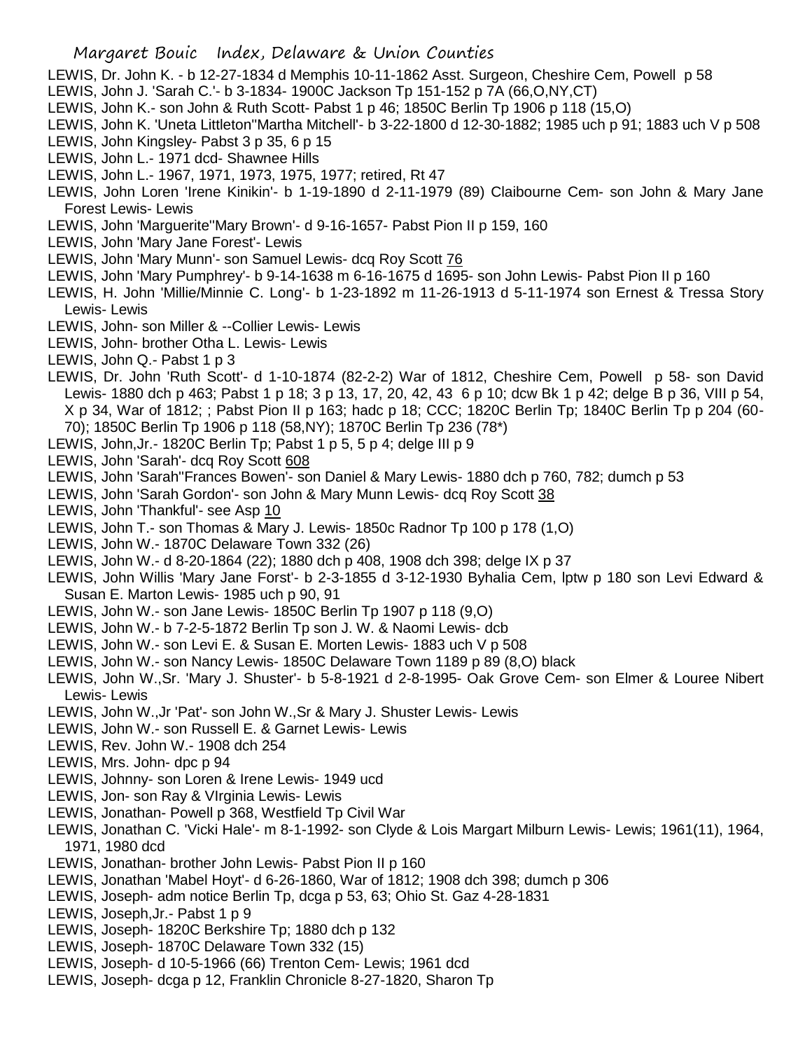LEWIS, Dr. John K. - b 12-27-1834 d Memphis 10-11-1862 Asst. Surgeon, Cheshire Cem, Powell p 58
LEWIS, John J. 'Sarah C.'- b 3-1834- 1900C Jackson Tp 151-152 p 7A (66,O,NY,CT)
LEWIS, John K.- son John & Ruth Scott- Pabst 1 p 46; 1850C Berlin Tp 1906 p 118 (15,O)
LEWIS, John K. 'Uneta Littleton''Martha Mitchell'- b 3-22-1800 d 12-30-1882; 1985 uch p 91; 1883 uch V p 508
LEWIS, John Kingsley- Pabst 3 p 35, 6 p 15
LEWIS, John L.- 1971 dcd- Shawnee Hills
LEWIS, John L.- 1967, 1971, 1973, 1975, 1977; retired, Rt 47
LEWIS, John Loren 'Irene Kinikin'- b 1-19-1890 d 2-11-1979 (89) Claibourne Cem- son John & Mary Jane Forest Lewis- Lewis
LEWIS, John 'Marguerite''Mary Brown'- d 9-16-1657- Pabst Pion II p 159, 160
LEWIS, John 'Mary Jane Forest'- Lewis
LEWIS, John 'Mary Munn'- son Samuel Lewis- dcq Roy Scott 76
LEWIS, John 'Mary Pumphrey'- b 9-14-1638 m 6-16-1675 d 1695- son John Lewis- Pabst Pion II p 160
LEWIS, H. John 'Millie/Minnie C. Long'- b 1-23-1892 m 11-26-1913 d 5-11-1974 son Ernest & Tressa Story Lewis- Lewis
LEWIS, John- son Miller & --Collier Lewis- Lewis
LEWIS, John- brother Otha L. Lewis- Lewis
LEWIS, John Q.- Pabst 1 p 3
LEWIS, Dr. John 'Ruth Scott'- d 1-10-1874 (82-2-2) War of 1812, Cheshire Cem, Powell p 58- son David Lewis- 1880 dch p 463; Pabst 1 p 18; 3 p 13, 17, 20, 42, 43 6 p 10; dcw Bk 1 p 42; delge B p 36, VIII p 54, X p 34, War of 1812; ; Pabst Pion II p 163; hadc p 18; CCC; 1820C Berlin Tp; 1840C Berlin Tp p 204 (60-70); 1850C Berlin Tp 1906 p 118 (58,NY); 1870C Berlin Tp 236 (78*)
LEWIS, John,Jr.- 1820C Berlin Tp; Pabst 1 p 5, 5 p 4; delge III p 9
LEWIS, John 'Sarah'- dcq Roy Scott 608
LEWIS, John 'Sarah''Frances Bowen'- son Daniel & Mary Lewis- 1880 dch p 760, 782; dumch p 53
LEWIS, John 'Sarah Gordon'- son John & Mary Munn Lewis- dcq Roy Scott 38
LEWIS, John 'Thankful'- see Asp 10
LEWIS, John T.- son Thomas & Mary J. Lewis- 1850c Radnor Tp 100 p 178 (1,O)
LEWIS, John W.- 1870C Delaware Town 332 (26)
LEWIS, John W.- d 8-20-1864 (22); 1880 dch p 408, 1908 dch 398; delge IX p 37
LEWIS, John Willis 'Mary Jane Forst'- b 2-3-1855 d 3-12-1930 Byhalia Cem, lptw p 180 son Levi Edward & Susan E. Marton Lewis- 1985 uch p 90, 91
LEWIS, John W.- son Jane Lewis- 1850C Berlin Tp 1907 p 118 (9,O)
LEWIS, John W.- b 7-2-5-1872 Berlin Tp son J. W. & Naomi Lewis- dcb
LEWIS, John W.- son Levi E. & Susan E. Morten Lewis- 1883 uch V p 508
LEWIS, John W.- son Nancy Lewis- 1850C Delaware Town 1189 p 89 (8,O) black
LEWIS, John W.,Sr. 'Mary J. Shuster'- b 5-8-1921 d 2-8-1995- Oak Grove Cem- son Elmer & Louree Nibert Lewis- Lewis
LEWIS, John W.,Jr 'Pat'- son John W.,Sr & Mary J. Shuster Lewis- Lewis
LEWIS, John W.- son Russell E. & Garnet Lewis- Lewis
LEWIS, Rev. John W.- 1908 dch 254
LEWIS, Mrs. John- dpc p 94
LEWIS, Johnny- son Loren & Irene Lewis- 1949 ucd
LEWIS, Jon- son Ray & VIrginia Lewis- Lewis
LEWIS, Jonathan- Powell p 368, Westfield Tp Civil War
LEWIS, Jonathan C. 'Vicki Hale'- m 8-1-1992- son Clyde & Lois Margart Milburn Lewis- Lewis; 1961(11), 1964, 1971, 1980 dcd
LEWIS, Jonathan- brother John Lewis- Pabst Pion II p 160
LEWIS, Jonathan 'Mabel Hoyt'- d 6-26-1860, War of 1812; 1908 dch 398; dumch p 306
LEWIS, Joseph- adm notice Berlin Tp, dcga p 53, 63; Ohio St. Gaz 4-28-1831
LEWIS, Joseph,Jr.- Pabst 1 p 9
LEWIS, Joseph- 1820C Berkshire Tp; 1880 dch p 132
LEWIS, Joseph- 1870C Delaware Town 332 (15)
LEWIS, Joseph- d 10-5-1966 (66) Trenton Cem- Lewis; 1961 dcd
LEWIS, Joseph- dcga p 12, Franklin Chronicle 8-27-1820, Sharon Tp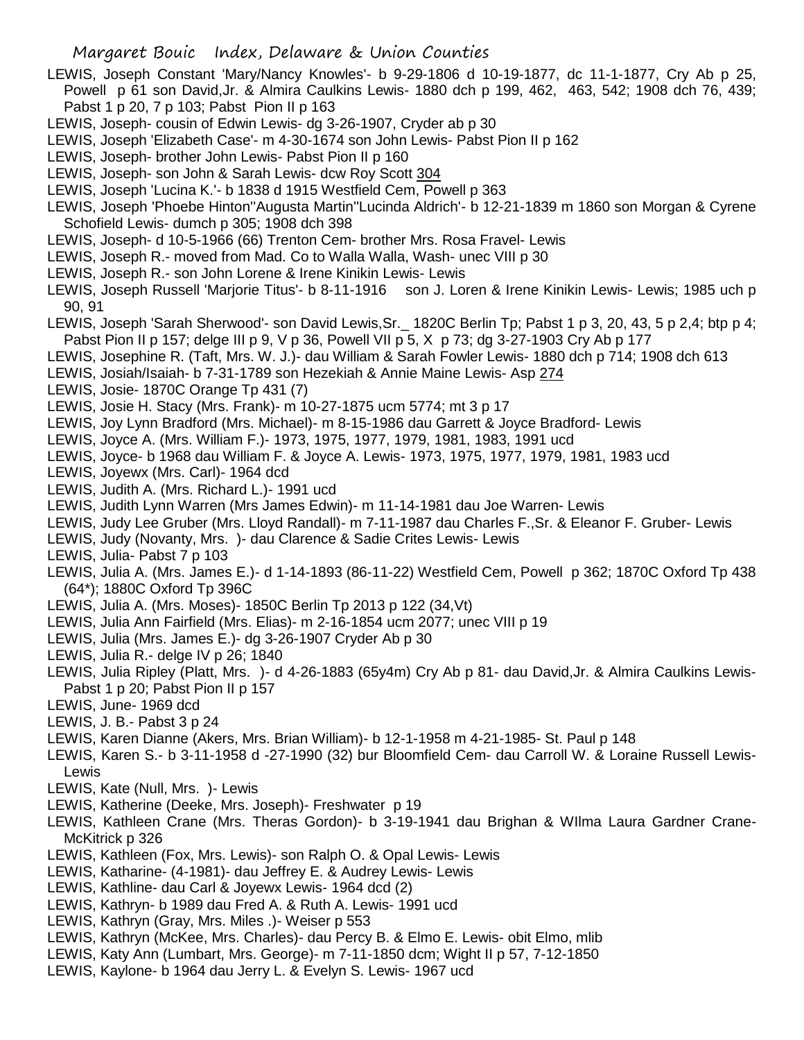LEWIS, Joseph Constant 'Mary/Nancy Knowles'- b 9-29-1806 d 10-19-1877, dc 11-1-1877, Cry Ab p 25, Powell p 61 son David,Jr. & Almira Caulkins Lewis- 1880 dch p 199, 462, 463, 542; 1908 dch 76, 439; Pabst 1 p 20, 7 p 103; Pabst Pion II p 163

LEWIS, Joseph- cousin of Edwin Lewis- dg 3-26-1907, Cryder ab p 30

LEWIS, Joseph 'Elizabeth Case'- m 4-30-1674 son John Lewis- Pabst Pion II p 162

LEWIS, Joseph- brother John Lewis- Pabst Pion II p 160

LEWIS, Joseph- son John & Sarah Lewis- dcw Roy Scott 304

LEWIS, Joseph 'Lucina K.'- b 1838 d 1915 Westfield Cem, Powell p 363

LEWIS, Joseph 'Phoebe Hinton''Augusta Martin''Lucinda Aldrich'- b 12-21-1839 m 1860 son Morgan & Cyrene Schofield Lewis- dumch p 305; 1908 dch 398

LEWIS, Joseph- d 10-5-1966 (66) Trenton Cem- brother Mrs. Rosa Fravel- Lewis

LEWIS, Joseph R.- moved from Mad. Co to Walla Walla, Wash- unec VIII p 30

LEWIS, Joseph R.- son John Lorene & Irene Kinikin Lewis- Lewis

LEWIS, Joseph Russell 'Marjorie Titus'- b 8-11-1916 son J. Loren & Irene Kinikin Lewis- Lewis; 1985 uch p 90, 91

LEWIS, Joseph 'Sarah Sherwood'- son David Lewis,Sr._ 1820C Berlin Tp; Pabst 1 p 3, 20, 43, 5 p 2,4; btp p 4; Pabst Pion II p 157; delge III p 9, V p 36, Powell VII p 5, X p 73; dg 3-27-1903 Cry Ab p 177

LEWIS, Josephine R. (Taft, Mrs. W. J.)- dau William & Sarah Fowler Lewis- 1880 dch p 714; 1908 dch 613

LEWIS, Josiah/Isaiah- b 7-31-1789 son Hezekiah & Annie Maine Lewis- Asp 274

LEWIS, Josie- 1870C Orange Tp 431 (7)

LEWIS, Josie H. Stacy (Mrs. Frank)- m 10-27-1875 ucm 5774; mt 3 p 17

LEWIS, Joy Lynn Bradford (Mrs. Michael)- m 8-15-1986 dau Garrett & Joyce Bradford- Lewis

LEWIS, Joyce A. (Mrs. William F.)- 1973, 1975, 1977, 1979, 1981, 1983, 1991 ucd

LEWIS, Joyce- b 1968 dau William F. & Joyce A. Lewis- 1973, 1975, 1977, 1979, 1981, 1983 ucd

LEWIS, Joyewx (Mrs. Carl)- 1964 dcd

LEWIS, Judith A. (Mrs. Richard L.)- 1991 ucd

LEWIS, Judith Lynn Warren (Mrs James Edwin)- m 11-14-1981 dau Joe Warren- Lewis

LEWIS, Judy Lee Gruber (Mrs. Lloyd Randall)- m 7-11-1987 dau Charles F.,Sr. & Eleanor F. Gruber- Lewis

LEWIS, Judy (Novanty, Mrs. )- dau Clarence & Sadie Crites Lewis- Lewis

LEWIS, Julia- Pabst 7 p 103

LEWIS, Julia A. (Mrs. James E.)- d 1-14-1893 (86-11-22) Westfield Cem, Powell p 362; 1870C Oxford Tp 438 (64*); 1880C Oxford Tp 396C

LEWIS, Julia A. (Mrs. Moses)- 1850C Berlin Tp 2013 p 122 (34,Vt)

LEWIS, Julia Ann Fairfield (Mrs. Elias)- m 2-16-1854 ucm 2077; unec VIII p 19

LEWIS, Julia (Mrs. James E.)- dg 3-26-1907 Cryder Ab p 30

LEWIS, Julia R.- delge IV p 26; 1840

LEWIS, Julia Ripley (Platt, Mrs. )- d 4-26-1883 (65y4m) Cry Ab p 81- dau David,Jr. & Almira Caulkins Lewis- Pabst 1 p 20; Pabst Pion II p 157

LEWIS, June- 1969 dcd

LEWIS, J. B.- Pabst 3 p 24

LEWIS, Karen Dianne (Akers, Mrs. Brian William)- b 12-1-1958 m 4-21-1985- St. Paul p 148

LEWIS, Karen S.- b 3-11-1958 d -27-1990 (32) bur Bloomfield Cem- dau Carroll W. & Loraine Russell Lewis- Lewis

LEWIS, Kate (Null, Mrs. )- Lewis

LEWIS, Katherine (Deeke, Mrs. Joseph)- Freshwater p 19

LEWIS, Kathleen Crane (Mrs. Theras Gordon)- b 3-19-1941 dau Brighan & WIlma Laura Gardner Crane- McKitrick p 326

LEWIS, Kathleen (Fox, Mrs. Lewis)- son Ralph O. & Opal Lewis- Lewis

LEWIS, Katharine- (4-1981)- dau Jeffrey E. & Audrey Lewis- Lewis

LEWIS, Kathline- dau Carl & Joyewx Lewis- 1964 dcd (2)

LEWIS, Kathryn- b 1989 dau Fred A. & Ruth A. Lewis- 1991 ucd

LEWIS, Kathryn (Gray, Mrs. Miles .)- Weiser p 553

LEWIS, Kathryn (McKee, Mrs. Charles)- dau Percy B. & Elmo E. Lewis- obit Elmo, mlib

LEWIS, Katy Ann (Lumbart, Mrs. George)- m 7-11-1850 dcm; Wight II p 57, 7-12-1850

LEWIS, Kaylone- b 1964 dau Jerry L. & Evelyn S. Lewis- 1967 ucd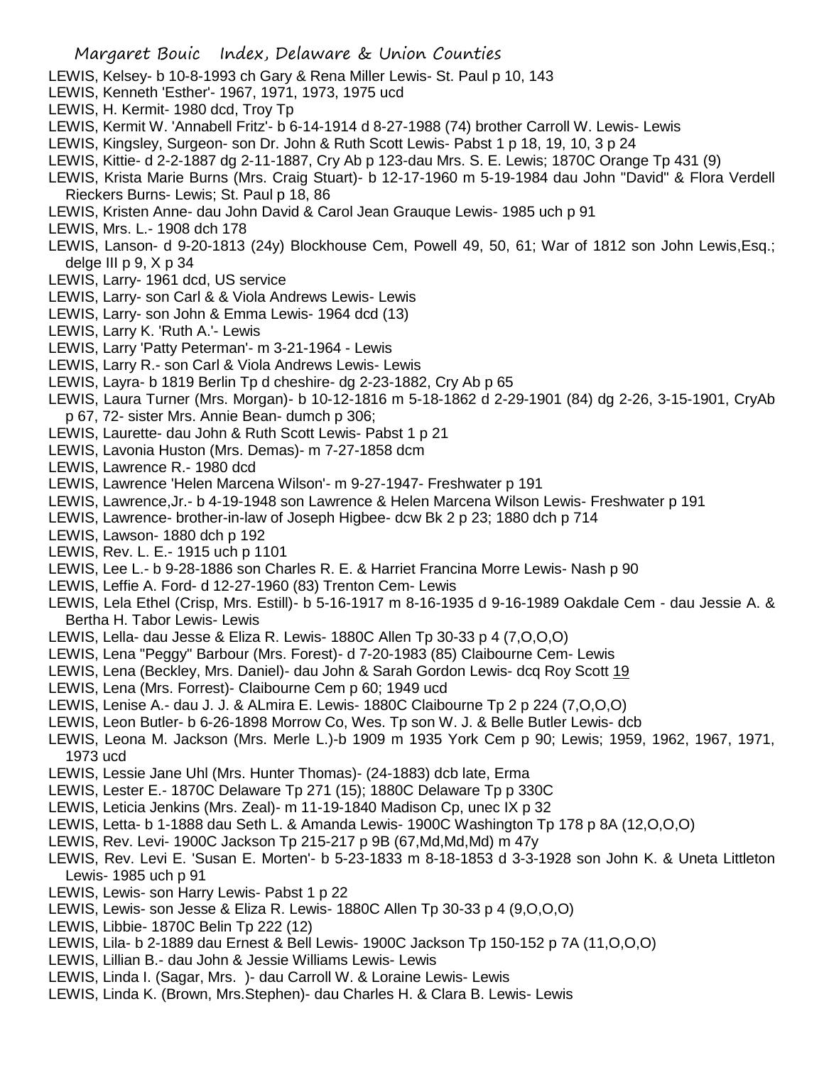LEWIS, Kelsey- b 10-8-1993 ch Gary & Rena Miller Lewis- St. Paul p 10, 143

LEWIS, Kenneth 'Esther'- 1967, 1971, 1973, 1975 ucd

LEWIS, H. Kermit- 1980 dcd, Troy Tp

LEWIS, Kermit W. 'Annabell Fritz'- b 6-14-1914 d 8-27-1988 (74) brother Carroll W. Lewis- Lewis

LEWIS, Kingsley, Surgeon- son Dr. John & Ruth Scott Lewis- Pabst 1 p 18, 19, 10, 3 p 24

LEWIS, Kittie- d 2-2-1887 dg 2-11-1887, Cry Ab p 123-dau Mrs. S. E. Lewis; 1870C Orange Tp 431 (9)

LEWIS, Krista Marie Burns (Mrs. Craig Stuart)- b 12-17-1960 m 5-19-1984 dau John "David" & Flora Verdell Rieckers Burns- Lewis; St. Paul p 18, 86

LEWIS, Kristen Anne- dau John David & Carol Jean Grauque Lewis- 1985 uch p 91

LEWIS, Mrs. L.- 1908 dch 178

LEWIS, Lanson- d 9-20-1813 (24y) Blockhouse Cem, Powell 49, 50, 61; War of 1812 son John Lewis,Esq.; delge III p 9, X p 34

LEWIS, Larry- 1961 dcd, US service

LEWIS, Larry- son Carl & & Viola Andrews Lewis- Lewis

LEWIS, Larry- son John & Emma Lewis- 1964 dcd (13)

LEWIS, Larry K. 'Ruth A.'- Lewis

LEWIS, Larry 'Patty Peterman'- m 3-21-1964 - Lewis

LEWIS, Larry R.- son Carl & Viola Andrews Lewis- Lewis

LEWIS, Layra- b 1819 Berlin Tp d cheshire- dg 2-23-1882, Cry Ab p 65

LEWIS, Laura Turner (Mrs. Morgan)- b 10-12-1816 m 5-18-1862 d 2-29-1901 (84) dg 2-26, 3-15-1901, CryAb p 67, 72- sister Mrs. Annie Bean- dumch p 306;

LEWIS, Laurette- dau John & Ruth Scott Lewis- Pabst 1 p 21

LEWIS, Lavonia Huston (Mrs. Demas)- m 7-27-1858 dcm

LEWIS, Lawrence R.- 1980 dcd

LEWIS, Lawrence 'Helen Marcena Wilson'- m 9-27-1947- Freshwater p 191

LEWIS, Lawrence,Jr.- b 4-19-1948 son Lawrence & Helen Marcena Wilson Lewis- Freshwater p 191

LEWIS, Lawrence- brother-in-law of Joseph Higbee- dcw Bk 2 p 23; 1880 dch p 714

LEWIS, Lawson- 1880 dch p 192

LEWIS, Rev. L. E.- 1915 uch p 1101

LEWIS, Lee L.- b 9-28-1886 son Charles R. E. & Harriet Francina Morre Lewis- Nash p 90

LEWIS, Leffie A. Ford- d 12-27-1960 (83) Trenton Cem- Lewis

LEWIS, Lela Ethel (Crisp, Mrs. Estill)- b 5-16-1917 m 8-16-1935 d 9-16-1989 Oakdale Cem - dau Jessie A. & Bertha H. Tabor Lewis- Lewis

LEWIS, Lella- dau Jesse & Eliza R. Lewis- 1880C Allen Tp 30-33 p 4 (7,O,O,O)

LEWIS, Lena "Peggy" Barbour (Mrs. Forest)- d 7-20-1983 (85) Claibourne Cem- Lewis

LEWIS, Lena (Beckley, Mrs. Daniel)- dau John & Sarah Gordon Lewis- dcq Roy Scott 19

LEWIS, Lena (Mrs. Forrest)- Claibourne Cem p 60; 1949 ucd

LEWIS, Lenise A.- dau J. J. & ALmira E. Lewis- 1880C Claibourne Tp 2 p 224 (7,O,O,O)

LEWIS, Leon Butler- b 6-26-1898 Morrow Co, Wes. Tp son W. J. & Belle Butler Lewis- dcb

LEWIS, Leona M. Jackson (Mrs. Merle L.)-b 1909 m 1935 York Cem p 90; Lewis; 1959, 1962, 1967, 1971, 1973 ucd

LEWIS, Lessie Jane Uhl (Mrs. Hunter Thomas)- (24-1883) dcb late, Erma

LEWIS, Lester E.- 1870C Delaware Tp 271 (15); 1880C Delaware Tp p 330C

LEWIS, Leticia Jenkins (Mrs. Zeal)- m 11-19-1840 Madison Cp, unec IX p 32

LEWIS, Letta- b 1-1888 dau Seth L. & Amanda Lewis- 1900C Washington Tp 178 p 8A (12,O,O,O)

LEWIS, Rev. Levi- 1900C Jackson Tp 215-217 p 9B (67,Md,Md,Md) m 47y

LEWIS, Rev. Levi E. 'Susan E. Morten'- b 5-23-1833 m 8-18-1853 d 3-3-1928 son John K. & Uneta Littleton Lewis- 1985 uch p 91

LEWIS, Lewis- son Harry Lewis- Pabst 1 p 22

LEWIS, Lewis- son Jesse & Eliza R. Lewis- 1880C Allen Tp 30-33 p 4 (9,O,O,O)

LEWIS, Libbie- 1870C Belin Tp 222 (12)

LEWIS, Lila- b 2-1889 dau Ernest & Bell Lewis- 1900C Jackson Tp 150-152 p 7A (11,O,O,O)

LEWIS, Lillian B.- dau John & Jessie Williams Lewis- Lewis

LEWIS, Linda I. (Sagar, Mrs. )- dau Carroll W. & Loraine Lewis- Lewis

LEWIS, Linda K. (Brown, Mrs.Stephen)- dau Charles H. & Clara B. Lewis- Lewis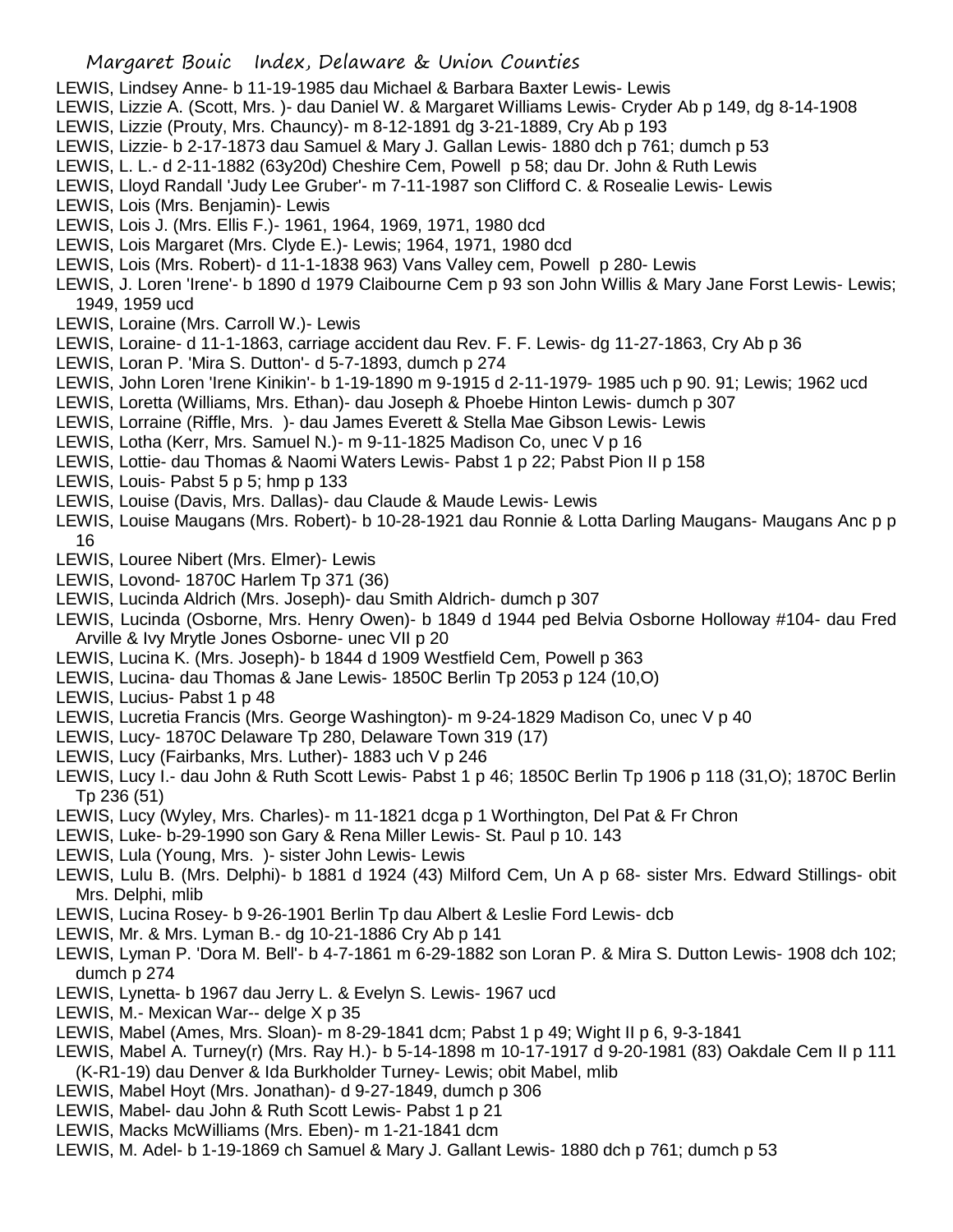LEWIS, Lindsey Anne- b 11-19-1985 dau Michael & Barbara Baxter Lewis- Lewis

LEWIS, Lizzie A. (Scott, Mrs. )- dau Daniel W. & Margaret Williams Lewis- Cryder Ab p 149, dg 8-14-1908

LEWIS, Lizzie (Prouty, Mrs. Chauncy)- m 8-12-1891 dg 3-21-1889, Cry Ab p 193

LEWIS, Lizzie- b 2-17-1873 dau Samuel & Mary J. Gallan Lewis- 1880 dch p 761; dumch p 53

LEWIS, L. L.- d 2-11-1882 (63y20d) Cheshire Cem, Powell p 58; dau Dr. John & Ruth Lewis

LEWIS, Lloyd Randall 'Judy Lee Gruber'- m 7-11-1987 son Clifford C. & Rosealie Lewis- Lewis

LEWIS, Lois (Mrs. Benjamin)- Lewis

LEWIS, Lois J. (Mrs. Ellis F.)- 1961, 1964, 1969, 1971, 1980 dcd

LEWIS, Lois Margaret (Mrs. Clyde E.)- Lewis; 1964, 1971, 1980 dcd

LEWIS, Lois (Mrs. Robert)- d 11-1-1838 963) Vans Valley cem, Powell p 280- Lewis

LEWIS, J. Loren 'Irene'- b 1890 d 1979 Claibourne Cem p 93 son John Willis & Mary Jane Forst Lewis- Lewis; 1949, 1959 ucd

LEWIS, Loraine (Mrs. Carroll W.)- Lewis

LEWIS, Loraine- d 11-1-1863, carriage accident dau Rev. F. F. Lewis- dg 11-27-1863, Cry Ab p 36

LEWIS, Loran P. 'Mira S. Dutton'- d 5-7-1893, dumch p 274

LEWIS, John Loren 'Irene Kinikin'- b 1-19-1890 m 9-1915 d 2-11-1979- 1985 uch p 90. 91; Lewis; 1962 ucd

LEWIS, Loretta (Williams, Mrs. Ethan)- dau Joseph & Phoebe Hinton Lewis- dumch p 307

LEWIS, Lorraine (Riffle, Mrs. )- dau James Everett & Stella Mae Gibson Lewis- Lewis

LEWIS, Lotha (Kerr, Mrs. Samuel N.)- m 9-11-1825 Madison Co, unec V p 16

LEWIS, Lottie- dau Thomas & Naomi Waters Lewis- Pabst 1 p 22; Pabst Pion II p 158

LEWIS, Louis- Pabst 5 p 5; hmp p 133

LEWIS, Louise (Davis, Mrs. Dallas)- dau Claude & Maude Lewis- Lewis

LEWIS, Louise Maugans (Mrs. Robert)- b 10-28-1921 dau Ronnie & Lotta Darling Maugans- Maugans Anc p p 16

LEWIS, Louree Nibert (Mrs. Elmer)- Lewis

LEWIS, Lovond- 1870C Harlem Tp 371 (36)

LEWIS, Lucinda Aldrich (Mrs. Joseph)- dau Smith Aldrich- dumch p 307

LEWIS, Lucinda (Osborne, Mrs. Henry Owen)- b 1849 d 1944 ped Belvia Osborne Holloway #104- dau Fred Arville & Ivy Mrytle Jones Osborne- unec VII p 20

LEWIS, Lucina K. (Mrs. Joseph)- b 1844 d 1909 Westfield Cem, Powell p 363

LEWIS, Lucina- dau Thomas & Jane Lewis- 1850C Berlin Tp 2053 p 124 (10,O)

LEWIS, Lucius- Pabst 1 p 48

LEWIS, Lucretia Francis (Mrs. George Washington)- m 9-24-1829 Madison Co, unec V p 40

LEWIS, Lucy- 1870C Delaware Tp 280, Delaware Town 319 (17)

LEWIS, Lucy (Fairbanks, Mrs. Luther)- 1883 uch V p 246

LEWIS, Lucy I.- dau John & Ruth Scott Lewis- Pabst 1 p 46; 1850C Berlin Tp 1906 p 118 (31,O); 1870C Berlin Tp 236 (51)

LEWIS, Lucy (Wyley, Mrs. Charles)- m 11-1821 dcga p 1 Worthington, Del Pat & Fr Chron

LEWIS, Luke- b-29-1990 son Gary & Rena Miller Lewis- St. Paul p 10. 143

LEWIS, Lula (Young, Mrs. )- sister John Lewis- Lewis

LEWIS, Lulu B. (Mrs. Delphi)- b 1881 d 1924 (43) Milford Cem, Un A p 68- sister Mrs. Edward Stillings- obit Mrs. Delphi, mlib

LEWIS, Lucina Rosey- b 9-26-1901 Berlin Tp dau Albert & Leslie Ford Lewis- dcb

LEWIS, Mr. & Mrs. Lyman B.- dg 10-21-1886 Cry Ab p 141

LEWIS, Lyman P. 'Dora M. Bell'- b 4-7-1861 m 6-29-1882 son Loran P. & Mira S. Dutton Lewis- 1908 dch 102; dumch p 274

LEWIS, Lynetta- b 1967 dau Jerry L. & Evelyn S. Lewis- 1967 ucd

LEWIS, M.- Mexican War-- delge X p 35

LEWIS, Mabel (Ames, Mrs. Sloan)- m 8-29-1841 dcm; Pabst 1 p 49; Wight II p 6, 9-3-1841

LEWIS, Mabel A. Turney(r) (Mrs. Ray H.)- b 5-14-1898 m 10-17-1917 d 9-20-1981 (83) Oakdale Cem II p 111 (K-R1-19) dau Denver & Ida Burkholder Turney- Lewis; obit Mabel, mlib

LEWIS, Mabel Hoyt (Mrs. Jonathan)- d 9-27-1849, dumch p 306

LEWIS, Mabel- dau John & Ruth Scott Lewis- Pabst 1 p 21

LEWIS, Macks McWilliams (Mrs. Eben)- m 1-21-1841 dcm

LEWIS, M. Adel- b 1-19-1869 ch Samuel & Mary J. Gallant Lewis- 1880 dch p 761; dumch p 53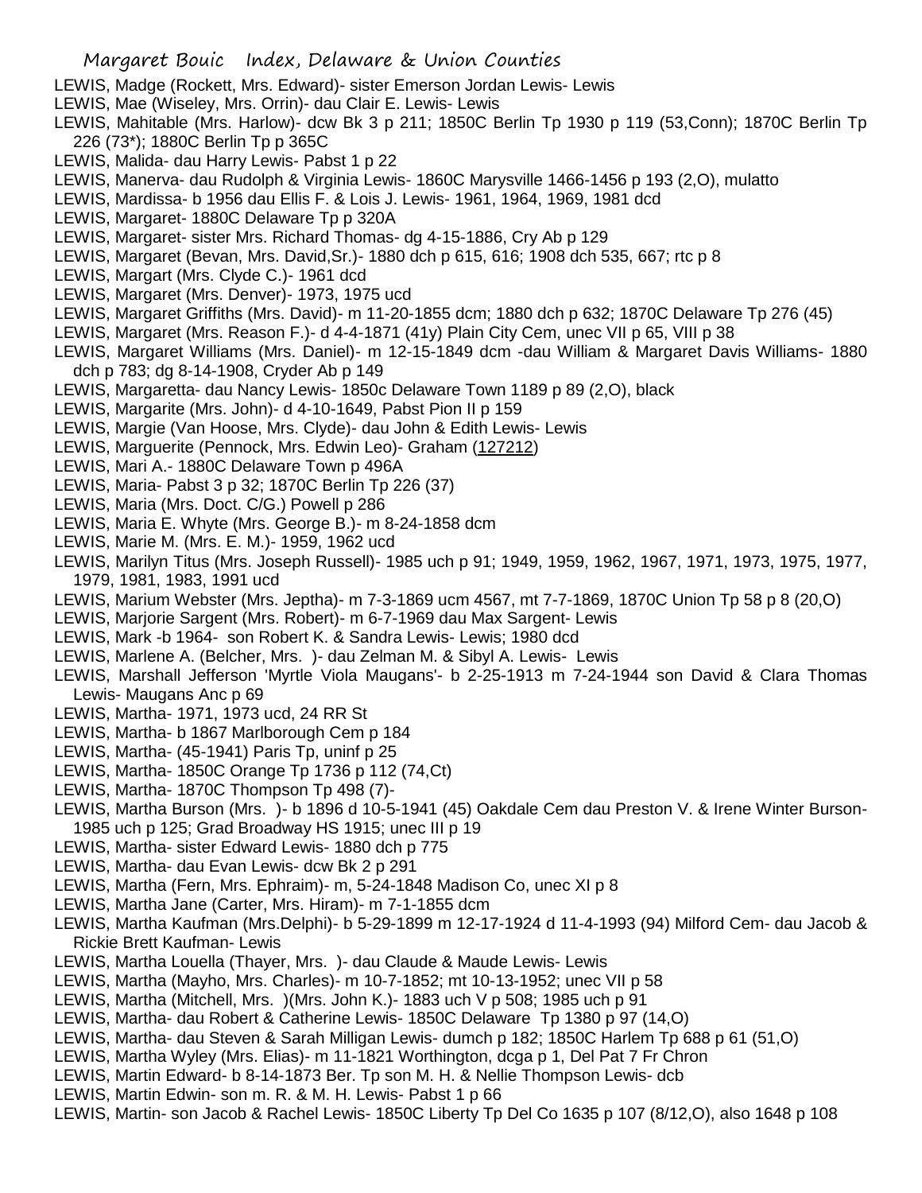LEWIS, Madge (Rockett, Mrs. Edward)- sister Emerson Jordan Lewis- Lewis

LEWIS, Mae (Wiseley, Mrs. Orrin)- dau Clair E. Lewis- Lewis

LEWIS, Mahitable (Mrs. Harlow)- dcw Bk 3 p 211; 1850C Berlin Tp 1930 p 119 (53,Conn); 1870C Berlin Tp 226 (73*); 1880C Berlin Tp p 365C

LEWIS, Malida- dau Harry Lewis- Pabst 1 p 22

LEWIS, Manerva- dau Rudolph & Virginia Lewis- 1860C Marysville 1466-1456 p 193 (2,O), mulatto

LEWIS, Mardissa- b 1956 dau Ellis F. & Lois J. Lewis- 1961, 1964, 1969, 1981 dcd

LEWIS, Margaret- 1880C Delaware Tp p 320A

LEWIS, Margaret- sister Mrs. Richard Thomas- dg 4-15-1886, Cry Ab p 129

LEWIS, Margaret (Bevan, Mrs. David,Sr.)- 1880 dch p 615, 616; 1908 dch 535, 667; rtc p 8

LEWIS, Margart (Mrs. Clyde C.)- 1961 dcd

LEWIS, Margaret (Mrs. Denver)- 1973, 1975 ucd

LEWIS, Margaret Griffiths (Mrs. David)- m 11-20-1855 dcm; 1880 dch p 632; 1870C Delaware Tp 276 (45)

LEWIS, Margaret (Mrs. Reason F.)- d 4-4-1871 (41y) Plain City Cem, unec VII p 65, VIII p 38

LEWIS, Margaret Williams (Mrs. Daniel)- m 12-15-1849 dcm -dau William & Margaret Davis Williams- 1880 dch p 783; dg 8-14-1908, Cryder Ab p 149

LEWIS, Margaretta- dau Nancy Lewis- 1850c Delaware Town 1189 p 89 (2,O), black

LEWIS, Margarite (Mrs. John)- d 4-10-1649, Pabst Pion II p 159

LEWIS, Margie (Van Hoose, Mrs. Clyde)- dau John & Edith Lewis- Lewis

LEWIS, Marguerite (Pennock, Mrs. Edwin Leo)- Graham (127212)

LEWIS, Mari A.- 1880C Delaware Town p 496A

LEWIS, Maria- Pabst 3 p 32; 1870C Berlin Tp 226 (37)

LEWIS, Maria (Mrs. Doct. C/G.) Powell p 286

LEWIS, Maria E. Whyte (Mrs. George B.)- m 8-24-1858 dcm

LEWIS, Marie M. (Mrs. E. M.)- 1959, 1962 ucd

LEWIS, Marilyn Titus (Mrs. Joseph Russell)- 1985 uch p 91; 1949, 1959, 1962, 1967, 1971, 1973, 1975, 1977, 1979, 1981, 1983, 1991 ucd

LEWIS, Marium Webster (Mrs. Jeptha)- m 7-3-1869 ucm 4567, mt 7-7-1869, 1870C Union Tp 58 p 8 (20,O)

LEWIS, Marjorie Sargent (Mrs. Robert)- m 6-7-1969 dau Max Sargent- Lewis

LEWIS, Mark -b 1964- son Robert K. & Sandra Lewis- Lewis; 1980 dcd

LEWIS, Marlene A. (Belcher, Mrs. )- dau Zelman M. & Sibyl A. Lewis- Lewis

LEWIS, Marshall Jefferson 'Myrtle Viola Maugans'- b 2-25-1913 m 7-24-1944 son David & Clara Thomas Lewis- Maugans Anc p 69

LEWIS, Martha- 1971, 1973 ucd, 24 RR St

LEWIS, Martha- b 1867 Marlborough Cem p 184

LEWIS, Martha- (45-1941) Paris Tp, uninf p 25

LEWIS, Martha- 1850C Orange Tp 1736 p 112 (74,Ct)

LEWIS, Martha- 1870C Thompson Tp 498 (7)-

LEWIS, Martha Burson (Mrs. )- b 1896 d 10-5-1941 (45) Oakdale Cem dau Preston V. & Irene Winter Burson- 1985 uch p 125; Grad Broadway HS 1915; unec III p 19

LEWIS, Martha- sister Edward Lewis- 1880 dch p 775

LEWIS, Martha- dau Evan Lewis- dcw Bk 2 p 291

LEWIS, Martha (Fern, Mrs. Ephraim)- m, 5-24-1848 Madison Co, unec XI p 8

LEWIS, Martha Jane (Carter, Mrs. Hiram)- m 7-1-1855 dcm

LEWIS, Martha Kaufman (Mrs.Delphi)- b 5-29-1899 m 12-17-1924 d 11-4-1993 (94) Milford Cem- dau Jacob & Rickie Brett Kaufman- Lewis

LEWIS, Martha Louella (Thayer, Mrs. )- dau Claude & Maude Lewis- Lewis

LEWIS, Martha (Mayho, Mrs. Charles)- m 10-7-1852; mt 10-13-1952; unec VII p 58

LEWIS, Martha (Mitchell, Mrs. )(Mrs. John K.)- 1883 uch V p 508; 1985 uch p 91

LEWIS, Martha- dau Robert & Catherine Lewis- 1850C Delaware Tp 1380 p 97 (14,O)

LEWIS, Martha- dau Steven & Sarah Milligan Lewis- dumch p 182; 1850C Harlem Tp 688 p 61 (51,O)

LEWIS, Martha Wyley (Mrs. Elias)- m 11-1821 Worthington, dcga p 1, Del Pat 7 Fr Chron

LEWIS, Martin Edward- b 8-14-1873 Ber. Tp son M. H. & Nellie Thompson Lewis- dcb

LEWIS, Martin Edwin- son m. R. & M. H. Lewis- Pabst 1 p 66

LEWIS, Martin- son Jacob & Rachel Lewis- 1850C Liberty Tp Del Co 1635 p 107 (8/12,O), also 1648 p 108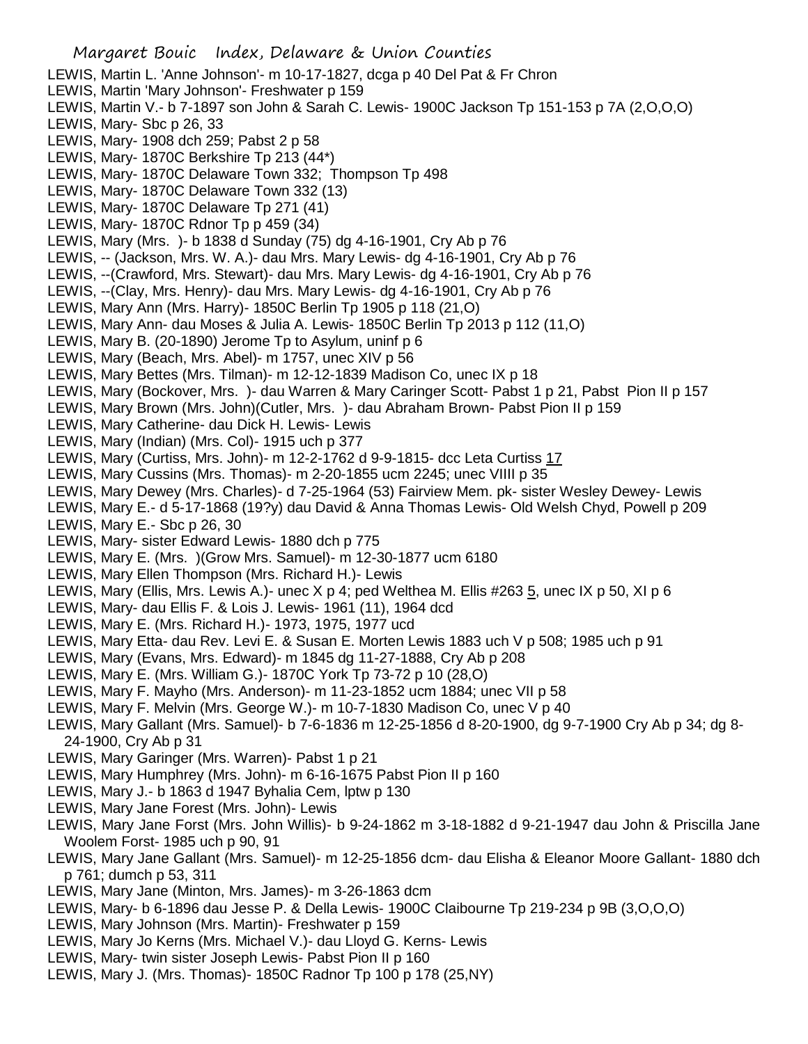LEWIS, Martin L. 'Anne Johnson'- m 10-17-1827, dcga p 40 Del Pat & Fr Chron
LEWIS, Martin 'Mary Johnson'- Freshwater p 159
LEWIS, Martin V.- b 7-1897 son John & Sarah C. Lewis- 1900C Jackson Tp 151-153 p 7A (2,O,O,O)
LEWIS, Mary- Sbc p 26, 33
LEWIS, Mary- 1908 dch 259; Pabst 2 p 58
LEWIS, Mary- 1870C Berkshire Tp 213 (44*)
LEWIS, Mary- 1870C Delaware Town 332; Thompson Tp 498
LEWIS, Mary- 1870C Delaware Town 332 (13)
LEWIS, Mary- 1870C Delaware Tp 271 (41)
LEWIS, Mary- 1870C Rdnor Tp p 459 (34)
LEWIS, Mary (Mrs. )- b 1838 d Sunday (75) dg 4-16-1901, Cry Ab p 76
LEWIS, -- (Jackson, Mrs. W. A.)- dau Mrs. Mary Lewis- dg 4-16-1901, Cry Ab p 76
LEWIS, --(Crawford, Mrs. Stewart)- dau Mrs. Mary Lewis- dg 4-16-1901, Cry Ab p 76
LEWIS, --(Clay, Mrs. Henry)- dau Mrs. Mary Lewis- dg 4-16-1901, Cry Ab p 76
LEWIS, Mary Ann (Mrs. Harry)- 1850C Berlin Tp 1905 p 118 (21,O)
LEWIS, Mary Ann- dau Moses & Julia A. Lewis- 1850C Berlin Tp 2013 p 112 (11,O)
LEWIS, Mary B. (20-1890) Jerome Tp to Asylum, uninf p 6
LEWIS, Mary (Beach, Mrs. Abel)- m 1757, unec XIV p 56
LEWIS, Mary Bettes (Mrs. Tilman)- m 12-12-1839 Madison Co, unec IX p 18
LEWIS, Mary (Bockover, Mrs. )- dau Warren & Mary Caringer Scott- Pabst 1 p 21, Pabst Pion II p 157
LEWIS, Mary Brown (Mrs. John)(Cutler, Mrs. )- dau Abraham Brown- Pabst Pion II p 159
LEWIS, Mary Catherine- dau Dick H. Lewis- Lewis
LEWIS, Mary (Indian) (Mrs. Col)- 1915 uch p 377
LEWIS, Mary (Curtiss, Mrs. John)- m 12-2-1762 d 9-9-1815- dcc Leta Curtiss 17
LEWIS, Mary Cussins (Mrs. Thomas)- m 2-20-1855 ucm 2245; unec VIIII p 35
LEWIS, Mary Dewey (Mrs. Charles)- d 7-25-1964 (53) Fairview Mem. pk- sister Wesley Dewey- Lewis
LEWIS, Mary E.- d 5-17-1868 (19?y) dau David & Anna Thomas Lewis- Old Welsh Chyd, Powell p 209
LEWIS, Mary E.- Sbc p 26, 30
LEWIS, Mary- sister Edward Lewis- 1880 dch p 775
LEWIS, Mary E. (Mrs. )(Grow Mrs. Samuel)- m 12-30-1877 ucm 6180
LEWIS, Mary Ellen Thompson (Mrs. Richard H.)- Lewis
LEWIS, Mary (Ellis, Mrs. Lewis A.)- unec X p 4; ped Welthea M. Ellis #263 5, unec IX p 50, XI p 6
LEWIS, Mary- dau Ellis F. & Lois J. Lewis- 1961 (11), 1964 dcd
LEWIS, Mary E. (Mrs. Richard H.)- 1973, 1975, 1977 ucd
LEWIS, Mary Etta- dau Rev. Levi E. & Susan E. Morten Lewis 1883 uch V p 508; 1985 uch p 91
LEWIS, Mary (Evans, Mrs. Edward)- m 1845 dg 11-27-1888, Cry Ab p 208
LEWIS, Mary E. (Mrs. William G.)- 1870C York Tp 73-72 p 10 (28,O)
LEWIS, Mary F. Mayho (Mrs. Anderson)- m 11-23-1852 ucm 1884; unec VII p 58
LEWIS, Mary F. Melvin (Mrs. George W.)- m 10-7-1830 Madison Co, unec V p 40
LEWIS, Mary Gallant (Mrs. Samuel)- b 7-6-1836 m 12-25-1856 d 8-20-1900, dg 9-7-1900 Cry Ab p 34; dg 8-24-1900, Cry Ab p 31
LEWIS, Mary Garinger (Mrs. Warren)- Pabst 1 p 21
LEWIS, Mary Humphrey (Mrs. John)- m 6-16-1675 Pabst Pion II p 160
LEWIS, Mary J.- b 1863 d 1947 Byhalia Cem, lptw p 130
LEWIS, Mary Jane Forest (Mrs. John)- Lewis
LEWIS, Mary Jane Forst (Mrs. John Willis)- b 9-24-1862 m 3-18-1882 d 9-21-1947 dau John & Priscilla Jane Woolem Forst- 1985 uch p 90, 91
LEWIS, Mary Jane Gallant (Mrs. Samuel)- m 12-25-1856 dcm- dau Elisha & Eleanor Moore Gallant- 1880 dch p 761; dumch p 53, 311
LEWIS, Mary Jane (Minton, Mrs. James)- m 3-26-1863 dcm
LEWIS, Mary- b 6-1896 dau Jesse P. & Della Lewis- 1900C Claibourne Tp 219-234 p 9B (3,O,O,O)
LEWIS, Mary Johnson (Mrs. Martin)- Freshwater p 159
LEWIS, Mary Jo Kerns (Mrs. Michael V.)- dau Lloyd G. Kerns- Lewis
LEWIS, Mary- twin sister Joseph Lewis- Pabst Pion II p 160
LEWIS, Mary J. (Mrs. Thomas)- 1850C Radnor Tp 100 p 178 (25,NY)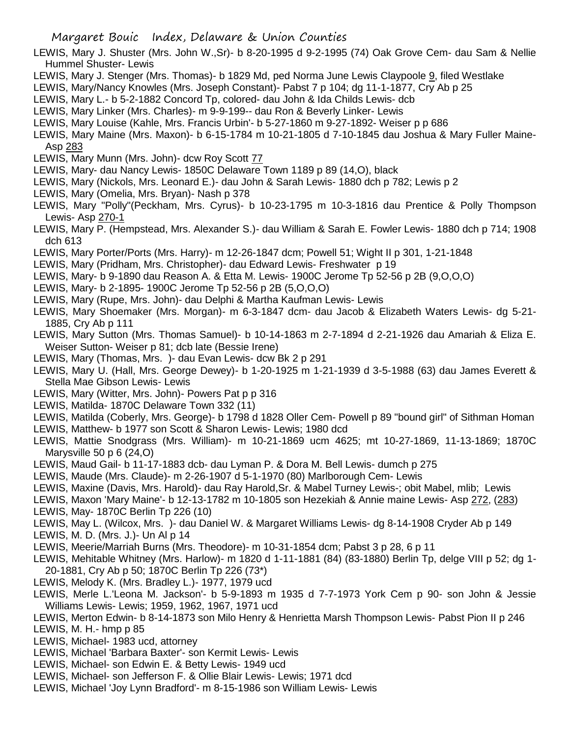LEWIS, Mary J. Shuster (Mrs. John W.,Sr)- b 8-20-1995 d 9-2-1995 (74) Oak Grove Cem- dau Sam & Nellie Hummel Shuster- Lewis

LEWIS, Mary J. Stenger (Mrs. Thomas)- b 1829 Md, ped Norma June Lewis Claypoole 9, filed Westlake

LEWIS, Mary/Nancy Knowles (Mrs. Joseph Constant)- Pabst 7 p 104; dg 11-1-1877, Cry Ab p 25

LEWIS, Mary L.- b 5-2-1882 Concord Tp, colored- dau John & Ida Childs Lewis- dcb

LEWIS, Mary Linker (Mrs. Charles)- m 9-9-199-- dau Ron & Beverly Linker- Lewis

LEWIS, Mary Louise (Kahle, Mrs. Francis Urbin'- b 5-27-1860 m 9-27-1892- Weiser p p 686

LEWIS, Mary Maine (Mrs. Maxon)- b 6-15-1784 m 10-21-1805 d 7-10-1845 dau Joshua & Mary Fuller Maine- Asp 283

LEWIS, Mary Munn (Mrs. John)- dcw Roy Scott 77

LEWIS, Mary- dau Nancy Lewis- 1850C Delaware Town 1189 p 89 (14,O), black

LEWIS, Mary (Nickols, Mrs. Leonard E.)- dau John & Sarah Lewis- 1880 dch p 782; Lewis p 2

LEWIS, Mary (Omelia, Mrs. Bryan)- Nash p 378

LEWIS, Mary "Polly"(Peckham, Mrs. Cyrus)- b 10-23-1795 m 10-3-1816 dau Prentice & Polly Thompson Lewis- Asp 270-1

LEWIS, Mary P. (Hempstead, Mrs. Alexander S.)- dau William & Sarah E. Fowler Lewis- 1880 dch p 714; 1908 dch 613

LEWIS, Mary Porter/Ports (Mrs. Harry)- m 12-26-1847 dcm; Powell 51; Wight II p 301, 1-21-1848

LEWIS, Mary (Pridham, Mrs. Christopher)- dau Edward Lewis- Freshwater p 19

LEWIS, Mary- b 9-1890 dau Reason A. & Etta M. Lewis- 1900C Jerome Tp 52-56 p 2B (9,O,O,O)

LEWIS, Mary- b 2-1895- 1900C Jerome Tp 52-56 p 2B (5,O,O,O)

LEWIS, Mary (Rupe, Mrs. John)- dau Delphi & Martha Kaufman Lewis- Lewis

LEWIS, Mary Shoemaker (Mrs. Morgan)- m 6-3-1847 dcm- dau Jacob & Elizabeth Waters Lewis- dg 5-21-1885, Cry Ab p 111

LEWIS, Mary Sutton (Mrs. Thomas Samuel)- b 10-14-1863 m 2-7-1894 d 2-21-1926 dau Amariah & Eliza E. Weiser Sutton- Weiser p 81; dcb late (Bessie Irene)

LEWIS, Mary (Thomas, Mrs. )- dau Evan Lewis- dcw Bk 2 p 291

LEWIS, Mary U. (Hall, Mrs. George Dewey)- b 1-20-1925 m 1-21-1939 d 3-5-1988 (63) dau James Everett & Stella Mae Gibson Lewis- Lewis

LEWIS, Mary (Witter, Mrs. John)- Powers Pat p p 316

LEWIS, Matilda- 1870C Delaware Town 332 (11)

LEWIS, Matilda (Coberly, Mrs. George)- b 1798 d 1828 Oller Cem- Powell p 89 "bound girl" of Sithman Homan

LEWIS, Matthew- b 1977 son Scott & Sharon Lewis- Lewis; 1980 dcd

LEWIS, Mattie Snodgrass (Mrs. William)- m 10-21-1869 ucm 4625; mt 10-27-1869, 11-13-1869; 1870C Marysville 50 p 6 (24,O)

LEWIS, Maud Gail- b 11-17-1883 dcb- dau Lyman P. & Dora M. Bell Lewis- dumch p 275

LEWIS, Maude (Mrs. Claude)- m 2-26-1907 d 5-1-1970 (80) Marlborough Cem- Lewis

LEWIS, Maxine (Davis, Mrs. Harold)- dau Ray Harold,Sr. & Mabel Turney Lewis-; obit Mabel, mlib; Lewis

LEWIS, Maxon 'Mary Maine'- b 12-13-1782 m 10-1805 son Hezekiah & Annie maine Lewis- Asp 272, (283)

LEWIS, May- 1870C Berlin Tp 226 (10)

LEWIS, May L. (Wilcox, Mrs. )- dau Daniel W. & Margaret Williams Lewis- dg 8-14-1908 Cryder Ab p 149

LEWIS, M. D. (Mrs. J.)- Un Al p 14

LEWIS, Meerie/Marriah Burns (Mrs. Theodore)- m 10-31-1854 dcm; Pabst 3 p 28, 6 p 11

LEWIS, Mehitable Whitney (Mrs. Harlow)- m 1820 d 1-11-1881 (84) (83-1880) Berlin Tp, delge VIII p 52; dg 1-20-1881, Cry Ab p 50; 1870C Berlin Tp 226 (73*)

LEWIS, Melody K. (Mrs. Bradley L.)- 1977, 1979 ucd

LEWIS, Merle L.'Leona M. Jackson'- b 5-9-1893 m 1935 d 7-7-1973 York Cem p 90- son John & Jessie Williams Lewis- Lewis; 1959, 1962, 1967, 1971 ucd

LEWIS, Merton Edwin- b 8-14-1873 son Milo Henry & Henrietta Marsh Thompson Lewis- Pabst Pion II p 246

LEWIS, M. H.- hmp p 85

LEWIS, Michael- 1983 ucd, attorney

LEWIS, Michael 'Barbara Baxter'- son Kermit Lewis- Lewis

LEWIS, Michael- son Edwin E. & Betty Lewis- 1949 ucd

LEWIS, Michael- son Jefferson F. & Ollie Blair Lewis- Lewis; 1971 dcd

LEWIS, Michael 'Joy Lynn Bradford'- m 8-15-1986 son William Lewis- Lewis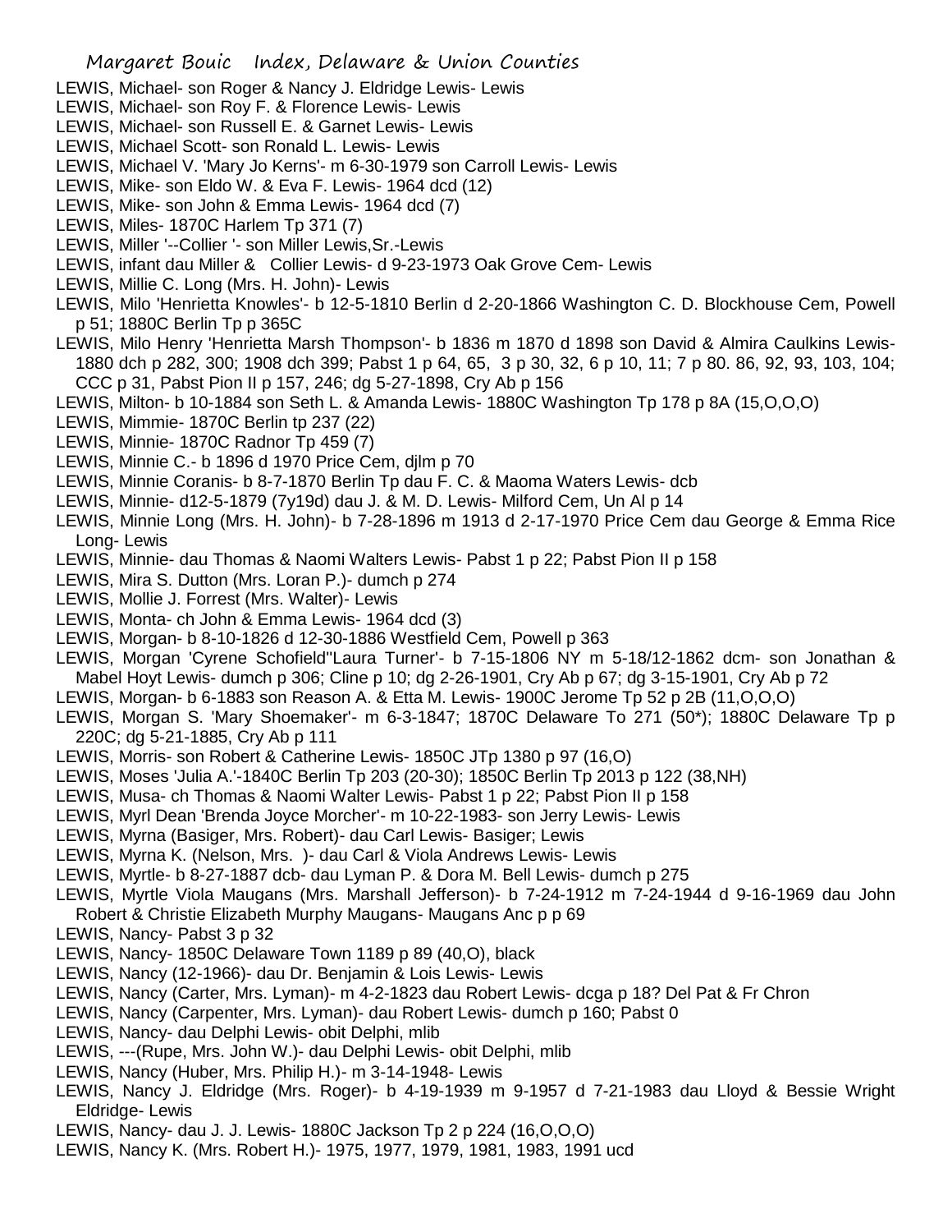LEWIS, Michael- son Roger & Nancy J. Eldridge Lewis- Lewis
LEWIS, Michael- son Roy F. & Florence Lewis- Lewis
LEWIS, Michael- son Russell E. & Garnet Lewis- Lewis
LEWIS, Michael Scott- son Ronald L. Lewis- Lewis
LEWIS, Michael V. 'Mary Jo Kerns'- m 6-30-1979 son Carroll Lewis- Lewis
LEWIS, Mike- son Eldo W. & Eva F. Lewis- 1964 dcd (12)
LEWIS, Mike- son John & Emma Lewis- 1964 dcd (7)
LEWIS, Miles- 1870C Harlem Tp 371 (7)
LEWIS, Miller '--Collier '- son Miller Lewis,Sr.-Lewis
LEWIS, infant dau Miller & Collier Lewis- d 9-23-1973 Oak Grove Cem- Lewis
LEWIS, Millie C. Long (Mrs. H. John)- Lewis
LEWIS, Milo 'Henrietta Knowles'- b 12-5-1810 Berlin d 2-20-1866 Washington C. D. Blockhouse Cem, Powell p 51; 1880C Berlin Tp p 365C
LEWIS, Milo Henry 'Henrietta Marsh Thompson'- b 1836 m 1870 d 1898 son David & Almira Caulkins Lewis- 1880 dch p 282, 300; 1908 dch 399; Pabst 1 p 64, 65, 3 p 30, 32, 6 p 10, 11; 7 p 80. 86, 92, 93, 103, 104; CCC p 31, Pabst Pion II p 157, 246; dg 5-27-1898, Cry Ab p 156
LEWIS, Milton- b 10-1884 son Seth L. & Amanda Lewis- 1880C Washington Tp 178 p 8A (15,O,O,O)
LEWIS, Mimmie- 1870C Berlin tp 237 (22)
LEWIS, Minnie- 1870C Radnor Tp 459 (7)
LEWIS, Minnie C.- b 1896 d 1970 Price Cem, djlm p 70
LEWIS, Minnie Coranis- b 8-7-1870 Berlin Tp dau F. C. & Maoma Waters Lewis- dcb
LEWIS, Minnie- d12-5-1879 (7y19d) dau J. & M. D. Lewis- Milford Cem, Un Al p 14
LEWIS, Minnie Long (Mrs. H. John)- b 7-28-1896 m 1913 d 2-17-1970 Price Cem dau George & Emma Rice Long- Lewis
LEWIS, Minnie- dau Thomas & Naomi Walters Lewis- Pabst 1 p 22; Pabst Pion II p 158
LEWIS, Mira S. Dutton (Mrs. Loran P.)- dumch p 274
LEWIS, Mollie J. Forrest (Mrs. Walter)- Lewis
LEWIS, Monta- ch John & Emma Lewis- 1964 dcd (3)
LEWIS, Morgan- b 8-10-1826 d 12-30-1886 Westfield Cem, Powell p 363
LEWIS, Morgan 'Cyrene Schofield''Laura Turner'- b 7-15-1806 NY m 5-18/12-1862 dcm- son Jonathan & Mabel Hoyt Lewis- dumch p 306; Cline p 10; dg 2-26-1901, Cry Ab p 67; dg 3-15-1901, Cry Ab p 72
LEWIS, Morgan- b 6-1883 son Reason A. & Etta M. Lewis- 1900C Jerome Tp 52 p 2B (11,O,O,O)
LEWIS, Morgan S. 'Mary Shoemaker'- m 6-3-1847; 1870C Delaware To 271 (50*); 1880C Delaware Tp p 220C; dg 5-21-1885, Cry Ab p 111
LEWIS, Morris- son Robert & Catherine Lewis- 1850C JTp 1380 p 97 (16,O)
LEWIS, Moses 'Julia A.'-1840C Berlin Tp 203 (20-30); 1850C Berlin Tp 2013 p 122 (38,NH)
LEWIS, Musa- ch Thomas & Naomi Walter Lewis- Pabst 1 p 22; Pabst Pion II p 158
LEWIS, Myrl Dean 'Brenda Joyce Morcher'- m 10-22-1983- son Jerry Lewis- Lewis
LEWIS, Myrna (Basiger, Mrs. Robert)- dau Carl Lewis- Basiger; Lewis
LEWIS, Myrna K. (Nelson, Mrs. )- dau Carl & Viola Andrews Lewis- Lewis
LEWIS, Myrtle- b 8-27-1887 dcb- dau Lyman P. & Dora M. Bell Lewis- dumch p 275
LEWIS, Myrtle Viola Maugans (Mrs. Marshall Jefferson)- b 7-24-1912 m 7-24-1944 d 9-16-1969 dau John Robert & Christie Elizabeth Murphy Maugans- Maugans Anc p p 69
LEWIS, Nancy- Pabst 3 p 32
LEWIS, Nancy- 1850C Delaware Town 1189 p 89 (40,O), black
LEWIS, Nancy (12-1966)- dau Dr. Benjamin & Lois Lewis- Lewis
LEWIS, Nancy (Carter, Mrs. Lyman)- m 4-2-1823 dau Robert Lewis- dcga p 18? Del Pat & Fr Chron
LEWIS, Nancy (Carpenter, Mrs. Lyman)- dau Robert Lewis- dumch p 160; Pabst 0
LEWIS, Nancy- dau Delphi Lewis- obit Delphi, mlib
LEWIS, ---(Rupe, Mrs. John W.)- dau Delphi Lewis- obit Delphi, mlib
LEWIS, Nancy (Huber, Mrs. Philip H.)- m 3-14-1948- Lewis
LEWIS, Nancy J. Eldridge (Mrs. Roger)- b 4-19-1939 m 9-1957 d 7-21-1983 dau Lloyd & Bessie Wright Eldridge- Lewis
LEWIS, Nancy- dau J. J. Lewis- 1880C Jackson Tp 2 p 224 (16,O,O,O)
LEWIS, Nancy K. (Mrs. Robert H.)- 1975, 1977, 1979, 1981, 1983, 1991 ucd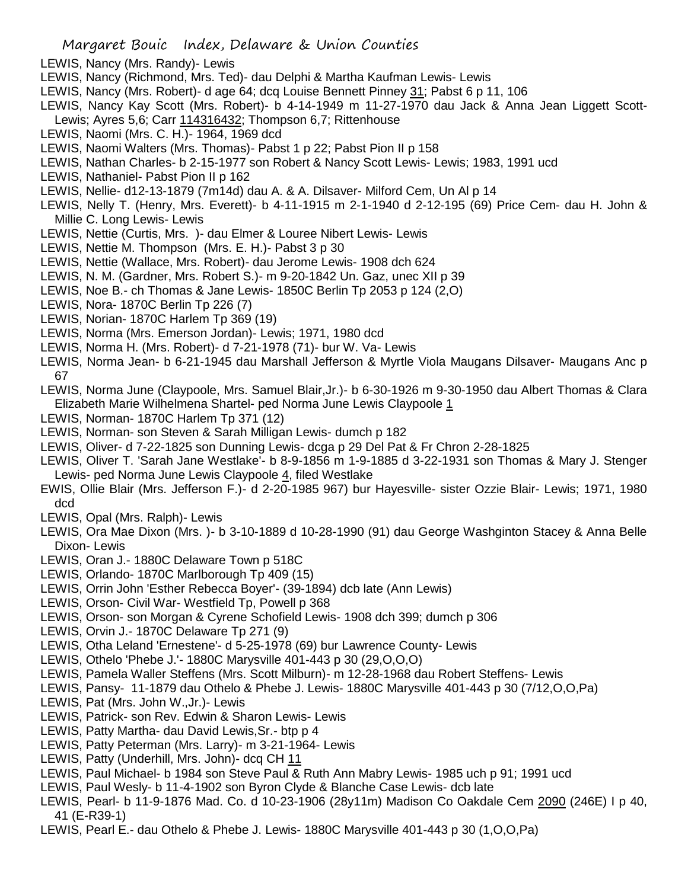LEWIS, Nancy (Mrs. Randy)- Lewis

LEWIS, Nancy (Richmond, Mrs. Ted)- dau Delphi & Martha Kaufman Lewis- Lewis

LEWIS, Nancy (Mrs. Robert)- d age 64; dcq Louise Bennett Pinney 31; Pabst 6 p 11, 106

LEWIS, Nancy Kay Scott (Mrs. Robert)- b 4-14-1949 m 11-27-1970 dau Jack & Anna Jean Liggett Scott- Lewis; Ayres 5,6; Carr 114316432; Thompson 6,7; Rittenhouse

LEWIS, Naomi (Mrs. C. H.)- 1964, 1969 dcd

LEWIS, Naomi Walters (Mrs. Thomas)- Pabst 1 p 22; Pabst Pion II p 158

LEWIS, Nathan Charles- b 2-15-1977 son Robert & Nancy Scott Lewis- Lewis; 1983, 1991 ucd

LEWIS, Nathaniel- Pabst Pion II p 162

LEWIS, Nellie- d12-13-1879 (7m14d) dau A. & A. Dilsaver- Milford Cem, Un Al p 14

LEWIS, Nelly T. (Henry, Mrs. Everett)- b 4-11-1915 m 2-1-1940 d 2-12-195 (69) Price Cem- dau H. John & Millie C. Long Lewis- Lewis

LEWIS, Nettie (Curtis, Mrs. )- dau Elmer & Louree Nibert Lewis- Lewis

LEWIS, Nettie M. Thompson (Mrs. E. H.)- Pabst 3 p 30

LEWIS, Nettie (Wallace, Mrs. Robert)- dau Jerome Lewis- 1908 dch 624

LEWIS, N. M. (Gardner, Mrs. Robert S.)- m 9-20-1842 Un. Gaz, unec XII p 39

LEWIS, Noe B.- ch Thomas & Jane Lewis- 1850C Berlin Tp 2053 p 124 (2,O)

LEWIS, Nora- 1870C Berlin Tp 226 (7)

LEWIS, Norian- 1870C Harlem Tp 369 (19)

LEWIS, Norma (Mrs. Emerson Jordan)- Lewis; 1971, 1980 dcd

LEWIS, Norma H. (Mrs. Robert)- d 7-21-1978 (71)- bur W. Va- Lewis

LEWIS, Norma Jean- b 6-21-1945 dau Marshall Jefferson & Myrtle Viola Maugans Dilsaver- Maugans Anc p 67

LEWIS, Norma June (Claypoole, Mrs. Samuel Blair,Jr.)- b 6-30-1926 m 9-30-1950 dau Albert Thomas & Clara Elizabeth Marie Wilhelmena Shartel- ped Norma June Lewis Claypoole 1

LEWIS, Norman- 1870C Harlem Tp 371 (12)

LEWIS, Norman- son Steven & Sarah Milligan Lewis- dumch p 182

LEWIS, Oliver- d 7-22-1825 son Dunning Lewis- dcga p 29 Del Pat & Fr Chron 2-28-1825

LEWIS, Oliver T. 'Sarah Jane Westlake'- b 8-9-1856 m 1-9-1885 d 3-22-1931 son Thomas & Mary J. Stenger Lewis- ped Norma June Lewis Claypoole 4, filed Westlake

EWIS, Ollie Blair (Mrs. Jefferson F.)- d 2-20-1985 967) bur Hayesville- sister Ozzie Blair- Lewis; 1971, 1980 dcd

LEWIS, Opal (Mrs. Ralph)- Lewis

LEWIS, Ora Mae Dixon (Mrs. )- b 3-10-1889 d 10-28-1990 (91) dau George Washginton Stacey & Anna Belle Dixon- Lewis

LEWIS, Oran J.- 1880C Delaware Town p 518C

LEWIS, Orlando- 1870C Marlborough Tp 409 (15)

LEWIS, Orrin John 'Esther Rebecca Boyer'- (39-1894) dcb late (Ann Lewis)

LEWIS, Orson- Civil War- Westfield Tp, Powell p 368

LEWIS, Orson- son Morgan & Cyrene Schofield Lewis- 1908 dch 399; dumch p 306

LEWIS, Orvin J.- 1870C Delaware Tp 271 (9)

LEWIS, Otha Leland 'Ernestene'- d 5-25-1978 (69) bur Lawrence County- Lewis

LEWIS, Othelo 'Phebe J.'- 1880C Marysville 401-443 p 30 (29,O,O,O)

LEWIS, Pamela Waller Steffens (Mrs. Scott Milburn)- m 12-28-1968 dau Robert Steffens- Lewis

LEWIS, Pansy- 11-1879 dau Othelo & Phebe J. Lewis- 1880C Marysville 401-443 p 30 (7/12,O,O,Pa)

LEWIS, Pat (Mrs. John W.,Jr.)- Lewis

LEWIS, Patrick- son Rev. Edwin & Sharon Lewis- Lewis

LEWIS, Patty Martha- dau David Lewis,Sr.- btp p 4

LEWIS, Patty Peterman (Mrs. Larry)- m 3-21-1964- Lewis

LEWIS, Patty (Underhill, Mrs. John)- dcq CH 11

LEWIS, Paul Michael- b 1984 son Steve Paul & Ruth Ann Mabry Lewis- 1985 uch p 91; 1991 ucd

LEWIS, Paul Wesly- b 11-4-1902 son Byron Clyde & Blanche Case Lewis- dcb late

LEWIS, Pearl- b 11-9-1876 Mad. Co. d 10-23-1906 (28y11m) Madison Co Oakdale Cem 2090 (246E) I p 40, 41 (E-R39-1)

LEWIS, Pearl E.- dau Othelo & Phebe J. Lewis- 1880C Marysville 401-443 p 30 (1,O,O,Pa)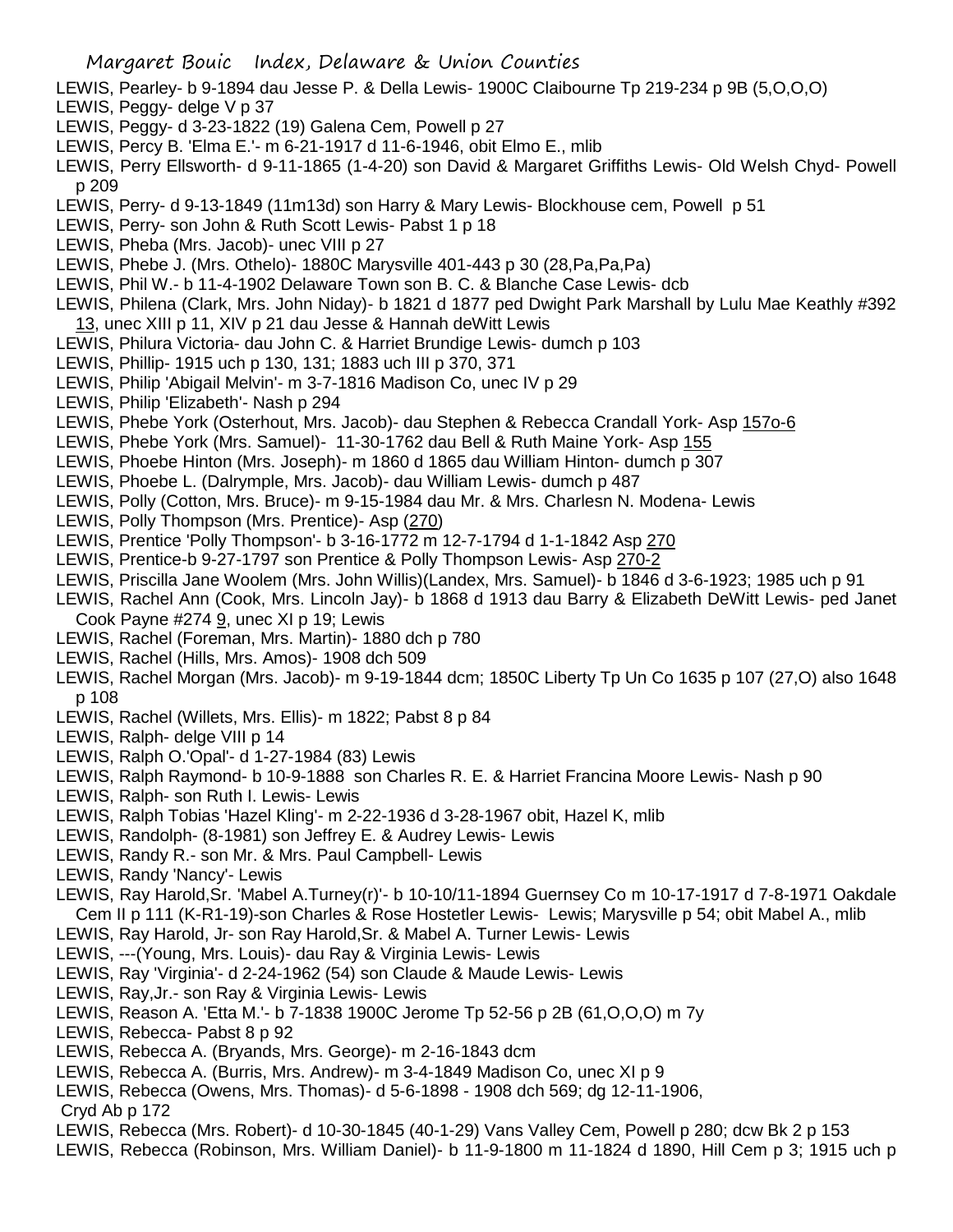LEWIS, Pearley- b 9-1894 dau Jesse P. & Della Lewis- 1900C Claibourne Tp 219-234 p 9B (5,O,O,O)
LEWIS, Peggy- delge V p 37
LEWIS, Peggy- d 3-23-1822 (19) Galena Cem, Powell p 27
LEWIS, Percy B. 'Elma E.'- m 6-21-1917 d 11-6-1946, obit Elmo E., mlib
LEWIS, Perry Ellsworth- d 9-11-1865 (1-4-20) son David & Margaret Griffiths Lewis- Old Welsh Chyd- Powell p 209
LEWIS, Perry- d 9-13-1849 (11m13d) son Harry & Mary Lewis- Blockhouse cem, Powell p 51
LEWIS, Perry- son John & Ruth Scott Lewis- Pabst 1 p 18
LEWIS, Pheba (Mrs. Jacob)- unec VIII p 27
LEWIS, Phebe J. (Mrs. Othelo)- 1880C Marysville 401-443 p 30 (28,Pa,Pa,Pa)
LEWIS, Phil W.- b 11-4-1902 Delaware Town son B. C. & Blanche Case Lewis- dcb
LEWIS, Philena (Clark, Mrs. John Niday)- b 1821 d 1877 ped Dwight Park Marshall by Lulu Mae Keathly #392 13, unec XIII p 11, XIV p 21 dau Jesse & Hannah deWitt Lewis
LEWIS, Philura Victoria- dau John C. & Harriet Brundige Lewis- dumch p 103
LEWIS, Phillip- 1915 uch p 130, 131; 1883 uch III p 370, 371
LEWIS, Philip 'Abigail Melvin'- m 3-7-1816 Madison Co, unec IV p 29
LEWIS, Philip 'Elizabeth'- Nash p 294
LEWIS, Phebe York (Osterhout, Mrs. Jacob)- dau Stephen & Rebecca Crandall York- Asp 157o-6
LEWIS, Phebe York (Mrs. Samuel)- 11-30-1762 dau Bell & Ruth Maine York- Asp 155
LEWIS, Phoebe Hinton (Mrs. Joseph)- m 1860 d 1865 dau William Hinton- dumch p 307
LEWIS, Phoebe L. (Dalrymple, Mrs. Jacob)- dau William Lewis- dumch p 487
LEWIS, Polly (Cotton, Mrs. Bruce)- m 9-15-1984 dau Mr. & Mrs. Charlesn N. Modena- Lewis
LEWIS, Polly Thompson (Mrs. Prentice)- Asp (270)
LEWIS, Prentice 'Polly Thompson'- b 3-16-1772 m 12-7-1794 d 1-1-1842 Asp 270
LEWIS, Prentice-b 9-27-1797 son Prentice & Polly Thompson Lewis- Asp 270-2
LEWIS, Priscilla Jane Woolem (Mrs. John Willis)(Landex, Mrs. Samuel)- b 1846 d 3-6-1923; 1985 uch p 91
LEWIS, Rachel Ann (Cook, Mrs. Lincoln Jay)- b 1868 d 1913 dau Barry & Elizabeth DeWitt Lewis- ped Janet Cook Payne #274 9, unec XI p 19; Lewis
LEWIS, Rachel (Foreman, Mrs. Martin)- 1880 dch p 780
LEWIS, Rachel (Hills, Mrs. Amos)- 1908 dch 509
LEWIS, Rachel Morgan (Mrs. Jacob)- m 9-19-1844 dcm; 1850C Liberty Tp Un Co 1635 p 107 (27,O) also 1648 p 108
LEWIS, Rachel (Willets, Mrs. Ellis)- m 1822; Pabst 8 p 84
LEWIS, Ralph- delge VIII p 14
LEWIS, Ralph O.'Opal'- d 1-27-1984 (83) Lewis
LEWIS, Ralph Raymond- b 10-9-1888 son Charles R. E. & Harriet Francina Moore Lewis- Nash p 90
LEWIS, Ralph- son Ruth I. Lewis- Lewis
LEWIS, Ralph Tobias 'Hazel Kling'- m 2-22-1936 d 3-28-1967 obit, Hazel K, mlib
LEWIS, Randolph- (8-1981) son Jeffrey E. & Audrey Lewis- Lewis
LEWIS, Randy R.- son Mr. & Mrs. Paul Campbell- Lewis
LEWIS, Randy 'Nancy'- Lewis
LEWIS, Ray Harold,Sr. 'Mabel A.Turney(r)'- b 10-10/11-1894 Guernsey Co m 10-17-1917 d 7-8-1971 Oakdale Cem II p 111 (K-R1-19)-son Charles & Rose Hostetler Lewis- Lewis; Marysville p 54; obit Mabel A., mlib
LEWIS, Ray Harold, Jr- son Ray Harold,Sr. & Mabel A. Turner Lewis- Lewis
LEWIS, ---(Young, Mrs. Louis)- dau Ray & Virginia Lewis- Lewis
LEWIS, Ray 'Virginia'- d 2-24-1962 (54) son Claude & Maude Lewis- Lewis
LEWIS, Ray,Jr.- son Ray & Virginia Lewis- Lewis
LEWIS, Reason A. 'Etta M.'- b 7-1838 1900C Jerome Tp 52-56 p 2B (61,O,O,O) m 7y
LEWIS, Rebecca- Pabst 8 p 92
LEWIS, Rebecca A. (Bryands, Mrs. George)- m 2-16-1843 dcm
LEWIS, Rebecca A. (Burris, Mrs. Andrew)- m 3-4-1849 Madison Co, unec XI p 9
LEWIS, Rebecca (Owens, Mrs. Thomas)- d 5-6-1898 - 1908 dch 569; dg 12-11-1906, Cryd Ab p 172
LEWIS, Rebecca (Mrs. Robert)- d 10-30-1845 (40-1-29) Vans Valley Cem, Powell p 280; dcw Bk 2 p 153
LEWIS, Rebecca (Robinson, Mrs. William Daniel)- b 11-9-1800 m 11-1824 d 1890, Hill Cem p 3; 1915 uch p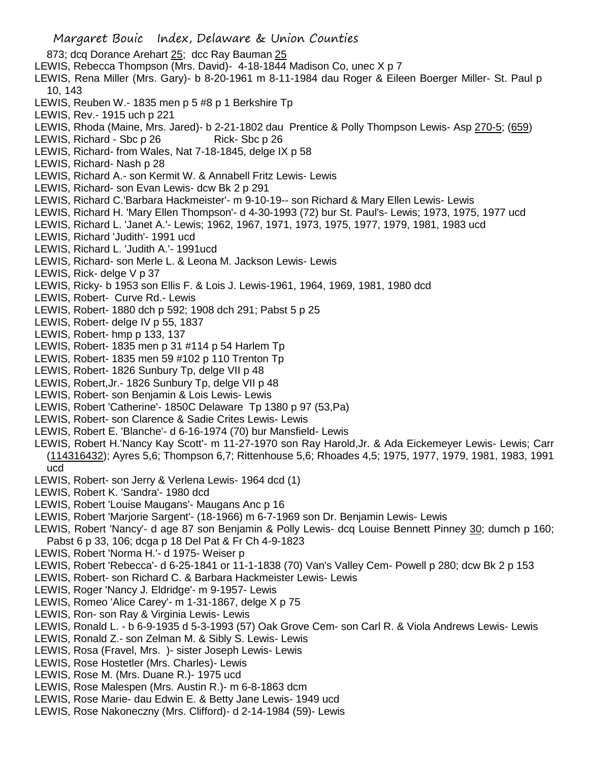873; dcq Dorance Arehart 25; dcc Ray Bauman 25

LEWIS, Rebecca Thompson (Mrs. David)- 4-18-1844 Madison Co, unec X p 7

LEWIS, Rena Miller (Mrs. Gary)- b 8-20-1961 m 8-11-1984 dau Roger & Eileen Boerger Miller- St. Paul p 10, 143

LEWIS, Reuben W.- 1835 men p 5 #8 p 1 Berkshire Tp

LEWIS, Rev.- 1915 uch p 221

LEWIS, Rhoda (Maine, Mrs. Jared)- b 2-21-1802 dau Prentice & Polly Thompson Lewis- Asp 270-5; (659)

LEWIS, Richard - Sbc p 26 Rick- Sbc p 26

LEWIS, Richard- from Wales, Nat 7-18-1845, delge IX p 58

LEWIS, Richard- Nash p 28

LEWIS, Richard A.- son Kermit W. & Annabell Fritz Lewis- Lewis

LEWIS, Richard- son Evan Lewis- dcw Bk 2 p 291

LEWIS, Richard C.'Barbara Hackmeister'- m 9-10-19-- son Richard & Mary Ellen Lewis- Lewis

LEWIS, Richard H. 'Mary Ellen Thompson'- d 4-30-1993 (72) bur St. Paul's- Lewis; 1973, 1975, 1977 ucd

LEWIS, Richard L. 'Janet A.'- Lewis; 1962, 1967, 1971, 1973, 1975, 1977, 1979, 1981, 1983 ucd

LEWIS, Richard 'Judith'- 1991 ucd

LEWIS, Richard L. 'Judith A.'- 1991ucd

LEWIS, Richard- son Merle L. & Leona M. Jackson Lewis- Lewis

LEWIS, Rick- delge V p 37

LEWIS, Ricky- b 1953 son Ellis F. & Lois J. Lewis-1961, 1964, 1969, 1981, 1980 dcd

LEWIS, Robert- Curve Rd.- Lewis

LEWIS, Robert- 1880 dch p 592; 1908 dch 291; Pabst 5 p 25

LEWIS, Robert- delge IV p 55, 1837

LEWIS, Robert- hmp p 133, 137

LEWIS, Robert- 1835 men p 31 #114 p 54 Harlem Tp

LEWIS, Robert- 1835 men 59 #102 p 110 Trenton Tp

LEWIS, Robert- 1826 Sunbury Tp, delge VII p 48

LEWIS, Robert,Jr.- 1826 Sunbury Tp, delge VII p 48

LEWIS, Robert- son Benjamin & Lois Lewis- Lewis

LEWIS, Robert 'Catherine'- 1850C Delaware Tp 1380 p 97 (53,Pa)

LEWIS, Robert- son Clarence & Sadie Crites Lewis- Lewis

LEWIS, Robert E. 'Blanche'- d 6-16-1974 (70) bur Mansfield- Lewis

LEWIS, Robert H.'Nancy Kay Scott'- m 11-27-1970 son Ray Harold,Jr. & Ada Eickemeyer Lewis- Lewis; Carr (114316432); Ayres 5,6; Thompson 6,7; Rittenhouse 5,6; Rhoades 4,5; 1975, 1977, 1979, 1981, 1983, 1991 ucd

LEWIS, Robert- son Jerry & Verlena Lewis- 1964 dcd (1)

LEWIS, Robert K. 'Sandra'- 1980 dcd

LEWIS, Robert 'Louise Maugans'- Maugans Anc p 16

LEWIS, Robert 'Marjorie Sargent'- (18-1966) m 6-7-1969 son Dr. Benjamin Lewis- Lewis

LEWIS, Robert 'Nancy'- d age 87 son Benjamin & Polly Lewis- dcq Louise Bennett Pinney 30; dumch p 160; Pabst 6 p 33, 106; dcga p 18 Del Pat & Fr Ch 4-9-1823

LEWIS, Robert 'Norma H.'- d 1975- Weiser p

LEWIS, Robert 'Rebecca'- d 6-25-1841 or 11-1-1838 (70) Van's Valley Cem- Powell p 280; dcw Bk 2 p 153

LEWIS, Robert- son Richard C. & Barbara Hackmeister Lewis- Lewis

LEWIS, Roger 'Nancy J. Eldridge'- m 9-1957- Lewis

LEWIS, Romeo 'Alice Carey'- m 1-31-1867, delge X p 75

LEWIS, Ron- son Ray & Virginia Lewis- Lewis

LEWIS, Ronald L. - b 6-9-1935 d 5-3-1993 (57) Oak Grove Cem- son Carl R. & Viola Andrews Lewis- Lewis

LEWIS, Ronald Z.- son Zelman M. & Sibly S. Lewis- Lewis

LEWIS, Rosa (Fravel, Mrs. )- sister Joseph Lewis- Lewis

LEWIS, Rose Hostetler (Mrs. Charles)- Lewis

LEWIS, Rose M. (Mrs. Duane R.)- 1975 ucd

LEWIS, Rose Malespen (Mrs. Austin R.)- m 6-8-1863 dcm

LEWIS, Rose Marie- dau Edwin E. & Betty Jane Lewis- 1949 ucd

LEWIS, Rose Nakoneczny (Mrs. Clifford)- d 2-14-1984 (59)- Lewis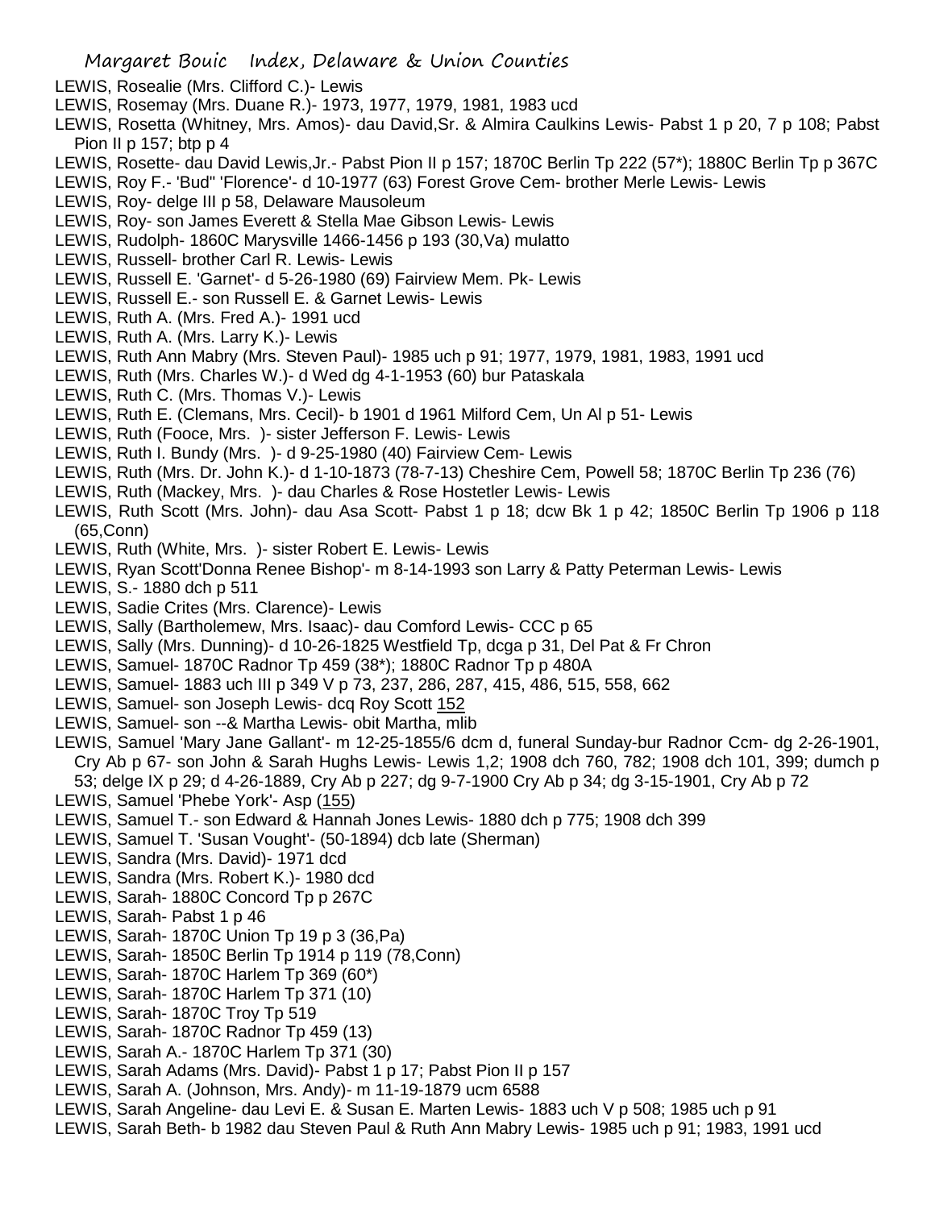LEWIS, Rosealie (Mrs. Clifford C.)- Lewis
LEWIS, Rosemay (Mrs. Duane R.)- 1973, 1977, 1979, 1981, 1983 ucd
LEWIS, Rosetta (Whitney, Mrs. Amos)- dau David,Sr. & Almira Caulkins Lewis- Pabst 1 p 20, 7 p 108; Pabst Pion II p 157; btp p 4
LEWIS, Rosette- dau David Lewis,Jr.- Pabst Pion II p 157; 1870C Berlin Tp 222 (57*); 1880C Berlin Tp p 367C
LEWIS, Roy F.- 'Bud" 'Florence'- d 10-1977 (63) Forest Grove Cem- brother Merle Lewis- Lewis
LEWIS, Roy- delge III p 58, Delaware Mausoleum
LEWIS, Roy- son James Everett & Stella Mae Gibson Lewis- Lewis
LEWIS, Rudolph- 1860C Marysville 1466-1456 p 193 (30,Va) mulatto
LEWIS, Russell- brother Carl R. Lewis- Lewis
LEWIS, Russell E. 'Garnet'- d 5-26-1980 (69) Fairview Mem. Pk- Lewis
LEWIS, Russell E.- son Russell E. & Garnet Lewis- Lewis
LEWIS, Ruth A. (Mrs. Fred A.)- 1991 ucd
LEWIS, Ruth A. (Mrs. Larry K.)- Lewis
LEWIS, Ruth Ann Mabry (Mrs. Steven Paul)- 1985 uch p 91; 1977, 1979, 1981, 1983, 1991 ucd
LEWIS, Ruth (Mrs. Charles W.)- d Wed dg 4-1-1953 (60) bur Pataskala
LEWIS, Ruth C. (Mrs. Thomas V.)- Lewis
LEWIS, Ruth E. (Clemans, Mrs. Cecil)- b 1901 d 1961 Milford Cem, Un Al p 51- Lewis
LEWIS, Ruth (Fooce, Mrs. )- sister Jefferson F. Lewis- Lewis
LEWIS, Ruth I. Bundy (Mrs. )- d 9-25-1980 (40) Fairview Cem- Lewis
LEWIS, Ruth (Mrs. Dr. John K.)- d 1-10-1873 (78-7-13) Cheshire Cem, Powell 58; 1870C Berlin Tp 236 (76)
LEWIS, Ruth (Mackey, Mrs. )- dau Charles & Rose Hostetler Lewis- Lewis
LEWIS, Ruth Scott (Mrs. John)- dau Asa Scott- Pabst 1 p 18; dcw Bk 1 p 42; 1850C Berlin Tp 1906 p 118 (65,Conn)
LEWIS, Ruth (White, Mrs. )- sister Robert E. Lewis- Lewis
LEWIS, Ryan Scott'Donna Renee Bishop'- m 8-14-1993 son Larry & Patty Peterman Lewis- Lewis
LEWIS, S.- 1880 dch p 511
LEWIS, Sadie Crites (Mrs. Clarence)- Lewis
LEWIS, Sally (Bartholemew, Mrs. Isaac)- dau Comford Lewis- CCC p 65
LEWIS, Sally (Mrs. Dunning)- d 10-26-1825 Westfield Tp, dcga p 31, Del Pat & Fr Chron
LEWIS, Samuel- 1870C Radnor Tp 459 (38*); 1880C Radnor Tp p 480A
LEWIS, Samuel- 1883 uch III p 349 V p 73, 237, 286, 287, 415, 486, 515, 558, 662
LEWIS, Samuel- son Joseph Lewis- dcq Roy Scott 152
LEWIS, Samuel- son --& Martha Lewis- obit Martha, mlib
LEWIS, Samuel 'Mary Jane Gallant'- m 12-25-1855/6 dcm d, funeral Sunday-bur Radnor Ccm- dg 2-26-1901, Cry Ab p 67- son John & Sarah Hughs Lewis- Lewis 1,2; 1908 dch 760, 782; 1908 dch 101, 399; dumch p 53; delge IX p 29; d 4-26-1889, Cry Ab p 227; dg 9-7-1900 Cry Ab p 34; dg 3-15-1901, Cry Ab p 72
LEWIS, Samuel 'Phebe York'- Asp (155)
LEWIS, Samuel T.- son Edward & Hannah Jones Lewis- 1880 dch p 775; 1908 dch 399
LEWIS, Samuel T. 'Susan Vought'- (50-1894) dcb late (Sherman)
LEWIS, Sandra (Mrs. David)- 1971 dcd
LEWIS, Sandra (Mrs. Robert K.)- 1980 dcd
LEWIS, Sarah- 1880C Concord Tp p 267C
LEWIS, Sarah- Pabst 1 p 46
LEWIS, Sarah- 1870C Union Tp 19 p 3 (36,Pa)
LEWIS, Sarah- 1850C Berlin Tp 1914 p 119 (78,Conn)
LEWIS, Sarah- 1870C Harlem Tp 369 (60*)
LEWIS, Sarah- 1870C Harlem Tp 371 (10)
LEWIS, Sarah- 1870C Troy Tp 519
LEWIS, Sarah- 1870C Radnor Tp 459 (13)
LEWIS, Sarah A.- 1870C Harlem Tp 371 (30)
LEWIS, Sarah Adams (Mrs. David)- Pabst 1 p 17; Pabst Pion II p 157
LEWIS, Sarah A. (Johnson, Mrs. Andy)- m 11-19-1879 ucm 6588
LEWIS, Sarah Angeline- dau Levi E. & Susan E. Marten Lewis- 1883 uch V p 508; 1985 uch p 91
LEWIS, Sarah Beth- b 1982 dau Steven Paul & Ruth Ann Mabry Lewis- 1985 uch p 91; 1983, 1991 ucd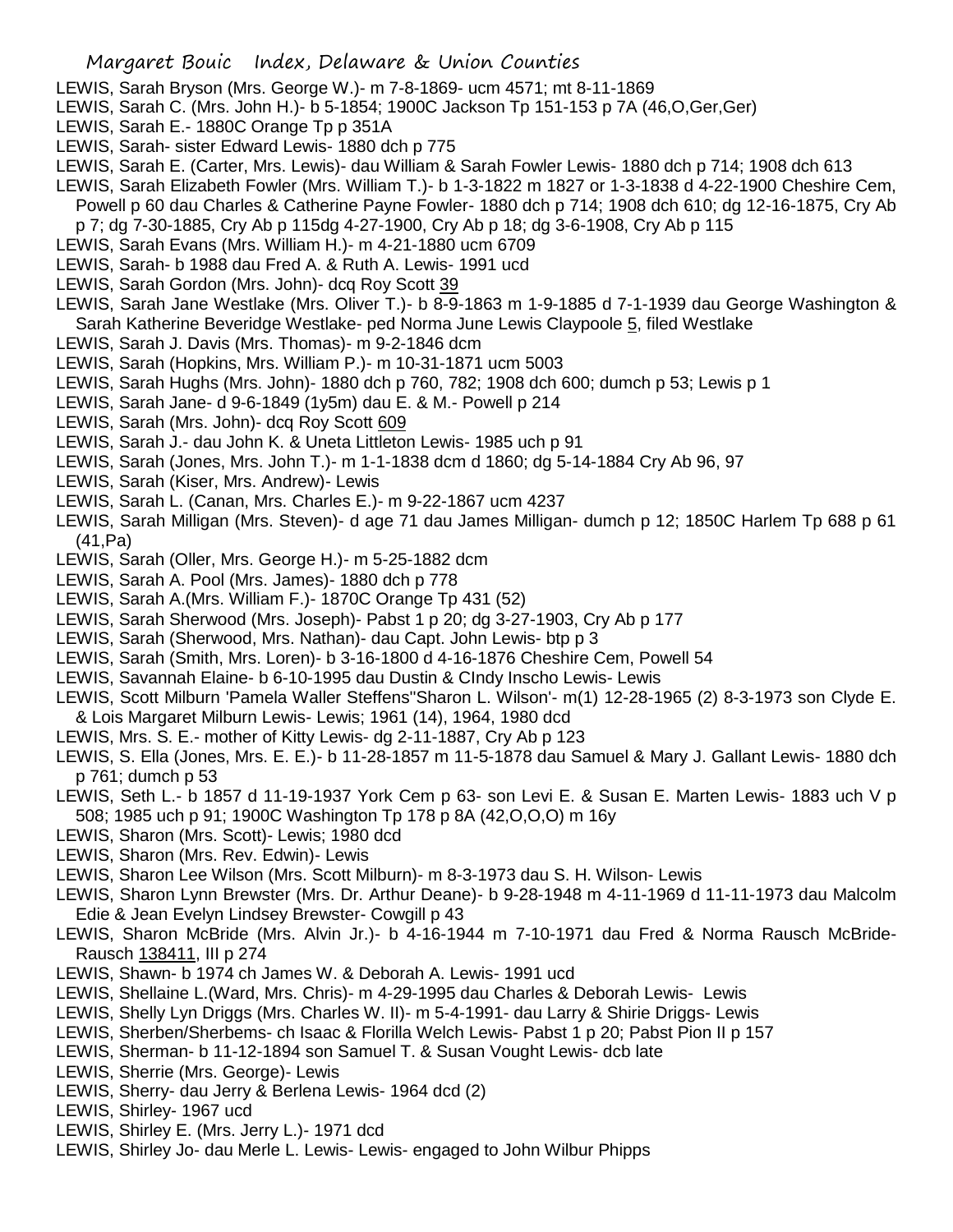LEWIS, Sarah Bryson (Mrs. George W.)- m 7-8-1869- ucm 4571; mt 8-11-1869

LEWIS, Sarah C. (Mrs. John H.)- b 5-1854; 1900C Jackson Tp 151-153 p 7A (46,O,Ger,Ger)

LEWIS, Sarah E.- 1880C Orange Tp p 351A

LEWIS, Sarah- sister Edward Lewis- 1880 dch p 775

LEWIS, Sarah E. (Carter, Mrs. Lewis)- dau William & Sarah Fowler Lewis- 1880 dch p 714; 1908 dch 613

LEWIS, Sarah Elizabeth Fowler (Mrs. William T.)- b 1-3-1822 m 1827 or 1-3-1838 d 4-22-1900 Cheshire Cem, Powell p 60 dau Charles & Catherine Payne Fowler- 1880 dch p 714; 1908 dch 610; dg 12-16-1875, Cry Ab p 7; dg 7-30-1885, Cry Ab p 115dg 4-27-1900, Cry Ab p 18; dg 3-6-1908, Cry Ab p 115

LEWIS, Sarah Evans (Mrs. William H.)- m 4-21-1880 ucm 6709

LEWIS, Sarah- b 1988 dau Fred A. & Ruth A. Lewis- 1991 ucd

LEWIS, Sarah Gordon (Mrs. John)- dcq Roy Scott 39

LEWIS, Sarah Jane Westlake (Mrs. Oliver T.)- b 8-9-1863 m 1-9-1885 d 7-1-1939 dau George Washington & Sarah Katherine Beveridge Westlake- ped Norma June Lewis Claypoole 5, filed Westlake

LEWIS, Sarah J. Davis (Mrs. Thomas)- m 9-2-1846 dcm

LEWIS, Sarah (Hopkins, Mrs. William P.)- m 10-31-1871 ucm 5003

LEWIS, Sarah Hughs (Mrs. John)- 1880 dch p 760, 782; 1908 dch 600; dumch p 53; Lewis p 1

LEWIS, Sarah Jane- d 9-6-1849 (1y5m) dau E. & M.- Powell p 214

LEWIS, Sarah (Mrs. John)- dcq Roy Scott 609

LEWIS, Sarah J.- dau John K. & Uneta Littleton Lewis- 1985 uch p 91

LEWIS, Sarah (Jones, Mrs. John T.)- m 1-1-1838 dcm d 1860; dg 5-14-1884 Cry Ab 96, 97

LEWIS, Sarah (Kiser, Mrs. Andrew)- Lewis

LEWIS, Sarah L. (Canan, Mrs. Charles E.)- m 9-22-1867 ucm 4237

LEWIS, Sarah Milligan (Mrs. Steven)- d age 71 dau James Milligan- dumch p 12; 1850C Harlem Tp 688 p 61 (41,Pa)

LEWIS, Sarah (Oller, Mrs. George H.)- m 5-25-1882 dcm

LEWIS, Sarah A. Pool (Mrs. James)- 1880 dch p 778

LEWIS, Sarah A.(Mrs. William F.)- 1870C Orange Tp 431 (52)

LEWIS, Sarah Sherwood (Mrs. Joseph)- Pabst 1 p 20; dg 3-27-1903, Cry Ab p 177

LEWIS, Sarah (Sherwood, Mrs. Nathan)- dau Capt. John Lewis- btp p 3

LEWIS, Sarah (Smith, Mrs. Loren)- b 3-16-1800 d 4-16-1876 Cheshire Cem, Powell 54

LEWIS, Savannah Elaine- b 6-10-1995 dau Dustin & CIndy Inscho Lewis- Lewis

LEWIS, Scott Milburn 'Pamela Waller Steffens''Sharon L. Wilson'- m(1) 12-28-1965 (2) 8-3-1973 son Clyde E. & Lois Margaret Milburn Lewis- Lewis; 1961 (14), 1964, 1980 dcd

LEWIS, Mrs. S. E.- mother of Kitty Lewis- dg 2-11-1887, Cry Ab p 123

LEWIS, S. Ella (Jones, Mrs. E. E.)- b 11-28-1857 m 11-5-1878 dau Samuel & Mary J. Gallant Lewis- 1880 dch p 761; dumch p 53

LEWIS, Seth L.- b 1857 d 11-19-1937 York Cem p 63- son Levi E. & Susan E. Marten Lewis- 1883 uch V p 508; 1985 uch p 91; 1900C Washington Tp 178 p 8A (42,O,O,O) m 16y

LEWIS, Sharon (Mrs. Scott)- Lewis; 1980 dcd

LEWIS, Sharon (Mrs. Rev. Edwin)- Lewis

LEWIS, Sharon Lee Wilson (Mrs. Scott Milburn)- m 8-3-1973 dau S. H. Wilson- Lewis

LEWIS, Sharon Lynn Brewster (Mrs. Dr. Arthur Deane)- b 9-28-1948 m 4-11-1969 d 11-11-1973 dau Malcolm Edie & Jean Evelyn Lindsey Brewster- Cowgill p 43

LEWIS, Sharon McBride (Mrs. Alvin Jr.)- b 4-16-1944 m 7-10-1971 dau Fred & Norma Rausch McBride- Rausch 138411, III p 274

LEWIS, Shawn- b 1974 ch James W. & Deborah A. Lewis- 1991 ucd

LEWIS, Shellaine L.(Ward, Mrs. Chris)- m 4-29-1995 dau Charles & Deborah Lewis- Lewis

LEWIS, Shelly Lyn Driggs (Mrs. Charles W. II)- m 5-4-1991- dau Larry & Shirie Driggs- Lewis

LEWIS, Sherben/Sherbems- ch Isaac & Florilla Welch Lewis- Pabst 1 p 20; Pabst Pion II p 157

LEWIS, Sherman- b 11-12-1894 son Samuel T. & Susan Vought Lewis- dcb late

LEWIS, Sherrie (Mrs. George)- Lewis

LEWIS, Sherry- dau Jerry & Berlena Lewis- 1964 dcd (2)

LEWIS, Shirley- 1967 ucd

LEWIS, Shirley E. (Mrs. Jerry L.)- 1971 dcd

LEWIS, Shirley Jo- dau Merle L. Lewis- Lewis- engaged to John Wilbur Phipps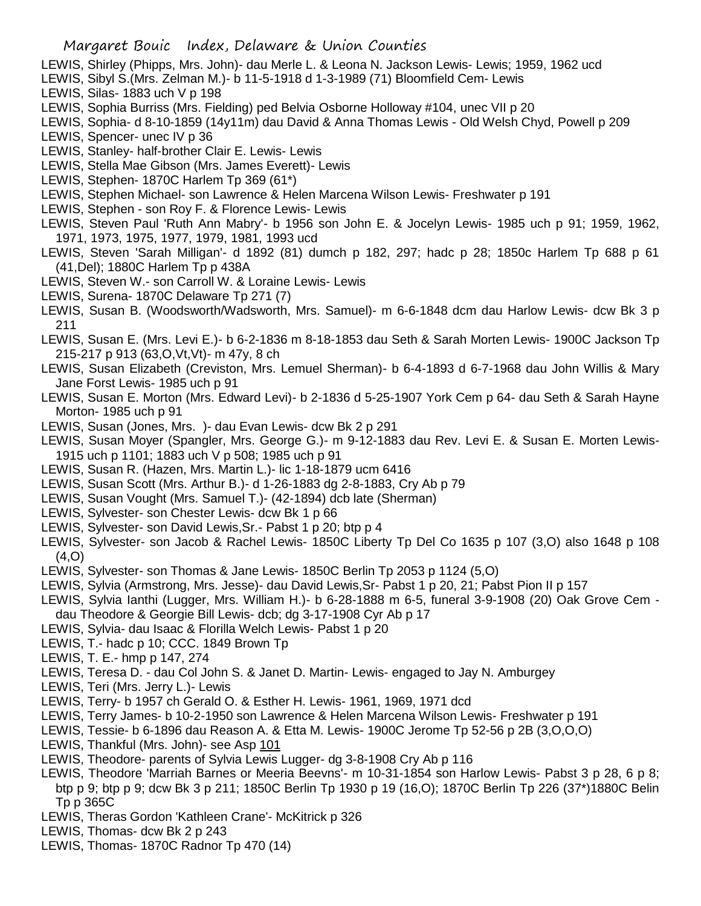LEWIS, Shirley (Phipps, Mrs. John)- dau Merle L. & Leona N. Jackson Lewis- Lewis; 1959, 1962 ucd

LEWIS, Sibyl S.(Mrs. Zelman M.)- b 11-5-1918 d 1-3-1989 (71) Bloomfield Cem- Lewis

LEWIS, Silas- 1883 uch V p 198

LEWIS, Sophia Burriss (Mrs. Fielding) ped Belvia Osborne Holloway #104, unec VII p 20

LEWIS, Sophia- d 8-10-1859 (14y11m) dau David & Anna Thomas Lewis - Old Welsh Chyd, Powell p 209

LEWIS, Spencer- unec IV p 36

LEWIS, Stanley- half-brother Clair E. Lewis- Lewis

LEWIS, Stella Mae Gibson (Mrs. James Everett)- Lewis

LEWIS, Stephen- 1870C Harlem Tp 369 (61*)

LEWIS, Stephen Michael- son Lawrence & Helen Marcena Wilson Lewis- Freshwater p 191

LEWIS, Stephen - son Roy F. & Florence Lewis- Lewis

LEWIS, Steven Paul 'Ruth Ann Mabry'- b 1956 son John E. & Jocelyn Lewis- 1985 uch p 91; 1959, 1962, 1971, 1973, 1975, 1977, 1979, 1981, 1993 ucd

LEWIS, Steven 'Sarah Milligan'- d 1892 (81) dumch p 182, 297; hadc p 28; 1850c Harlem Tp 688 p 61 (41,Del); 1880C Harlem Tp p 438A

LEWIS, Steven W.- son Carroll W. & Loraine Lewis- Lewis

LEWIS, Surena- 1870C Delaware Tp 271 (7)

LEWIS, Susan B. (Woodsworth/Wadsworth, Mrs. Samuel)- m 6-6-1848 dcm dau Harlow Lewis- dcw Bk 3 p 211

LEWIS, Susan E. (Mrs. Levi E.)- b 6-2-1836 m 8-18-1853 dau Seth & Sarah Morten Lewis- 1900C Jackson Tp 215-217 p 913 (63,O,Vt,Vt)- m 47y, 8 ch

LEWIS, Susan Elizabeth (Creviston, Mrs. Lemuel Sherman)- b 6-4-1893 d 6-7-1968 dau John Willis & Mary Jane Forst Lewis- 1985 uch p 91

LEWIS, Susan E. Morton (Mrs. Edward Levi)- b 2-1836 d 5-25-1907 York Cem p 64- dau Seth & Sarah Hayne Morton- 1985 uch p 91

LEWIS, Susan (Jones, Mrs. )- dau Evan Lewis- dcw Bk 2 p 291

LEWIS, Susan Moyer (Spangler, Mrs. George G.)- m 9-12-1883 dau Rev. Levi E. & Susan E. Morten Lewis- 1915 uch p 1101; 1883 uch V p 508; 1985 uch p 91

LEWIS, Susan R. (Hazen, Mrs. Martin L.)- lic 1-18-1879 ucm 6416

LEWIS, Susan Scott (Mrs. Arthur B.)- d 1-26-1883 dg 2-8-1883, Cry Ab p 79

LEWIS, Susan Vought (Mrs. Samuel T.)- (42-1894) dcb late (Sherman)

LEWIS, Sylvester- son Chester Lewis- dcw Bk 1 p 66

LEWIS, Sylvester- son David Lewis,Sr.- Pabst 1 p 20; btp p 4

LEWIS, Sylvester- son Jacob & Rachel Lewis- 1850C Liberty Tp Del Co 1635 p 107 (3,O) also 1648 p 108 (4,O)

LEWIS, Sylvester- son Thomas & Jane Lewis- 1850C Berlin Tp 2053 p 1124 (5,O)

LEWIS, Sylvia (Armstrong, Mrs. Jesse)- dau David Lewis,Sr- Pabst 1 p 20, 21; Pabst Pion II p 157

LEWIS, Sylvia Ianthi (Lugger, Mrs. William H.)- b 6-28-1888 m 6-5, funeral 3-9-1908 (20) Oak Grove Cem - dau Theodore & Georgie Bill Lewis- dcb; dg 3-17-1908 Cyr Ab p 17

LEWIS, Sylvia- dau Isaac & Florilla Welch Lewis- Pabst 1 p 20

LEWIS, T.- hadc p 10; CCC. 1849 Brown Tp

LEWIS, T. E.- hmp p 147, 274

LEWIS, Teresa D. - dau Col John S. & Janet D. Martin- Lewis- engaged to Jay N. Amburgey

LEWIS, Teri (Mrs. Jerry L.)- Lewis

LEWIS, Terry- b 1957 ch Gerald O. & Esther H. Lewis- 1961, 1969, 1971 dcd

LEWIS, Terry James- b 10-2-1950 son Lawrence & Helen Marcena Wilson Lewis- Freshwater p 191

LEWIS, Tessie- b 6-1896 dau Reason A. & Etta M. Lewis- 1900C Jerome Tp 52-56 p 2B (3,O,O,O)

LEWIS, Thankful (Mrs. John)- see Asp 101

LEWIS, Theodore- parents of Sylvia Lewis Lugger- dg 3-8-1908 Cry Ab p 116

LEWIS, Theodore 'Marriah Barnes or Meeria Beevns'- m 10-31-1854 son Harlow Lewis- Pabst 3 p 28, 6 p 8; btp p 9; btp p 9; dcw Bk 3 p 211; 1850C Berlin Tp 1930 p 19 (16,O); 1870C Berlin Tp 226 (37*)1880C Belin Tp p 365C

LEWIS, Theras Gordon 'Kathleen Crane'- McKitrick p 326

LEWIS, Thomas- dcw Bk 2 p 243

LEWIS, Thomas- 1870C Radnor Tp 470 (14)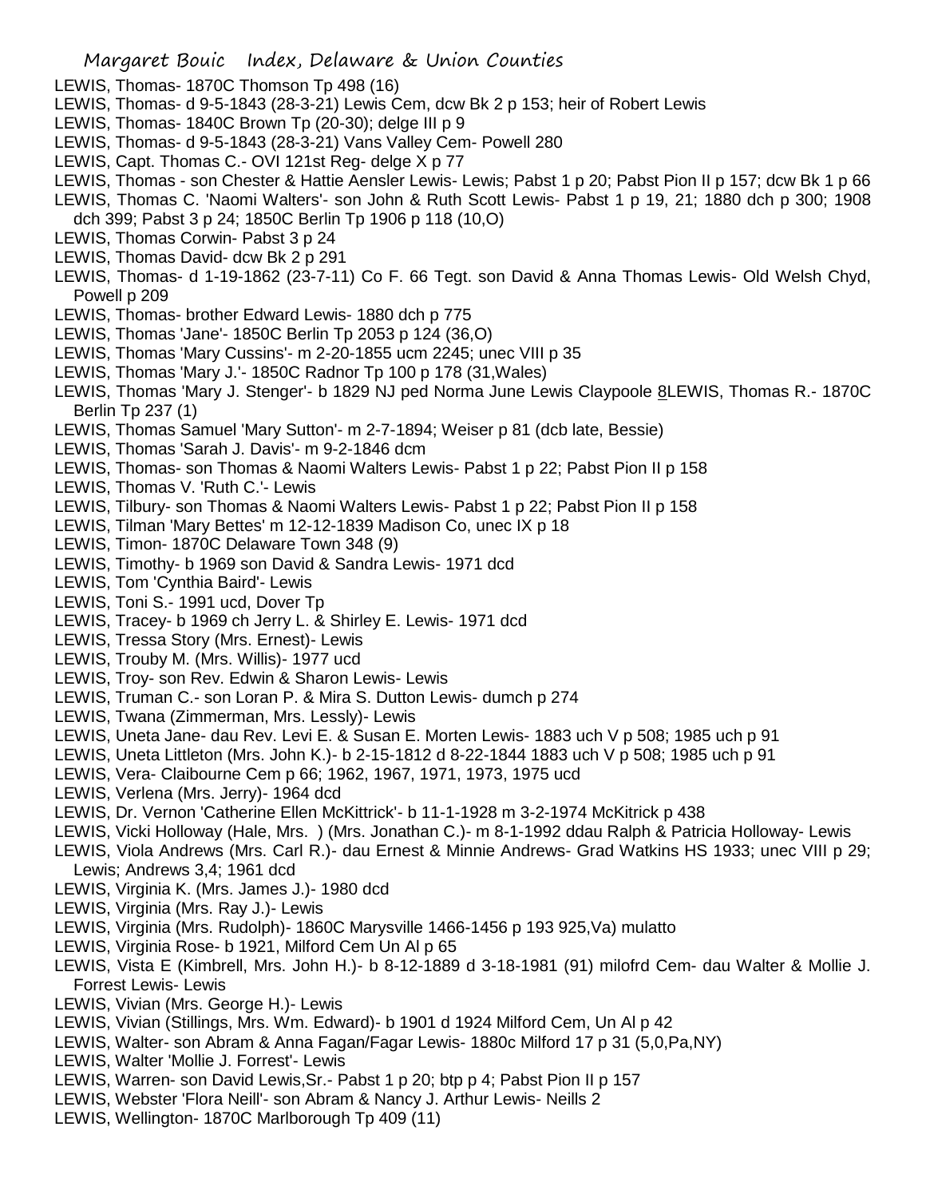LEWIS, Thomas- 1870C Thomson Tp 498 (16)
LEWIS, Thomas- d 9-5-1843 (28-3-21) Lewis Cem, dcw Bk 2 p 153; heir of Robert Lewis
LEWIS, Thomas- 1840C Brown Tp (20-30); delge III p 9
LEWIS, Thomas- d 9-5-1843 (28-3-21) Vans Valley Cem- Powell 280
LEWIS, Capt. Thomas C.- OVI 121st Reg- delge X p 77
LEWIS, Thomas - son Chester & Hattie Aensler Lewis- Lewis; Pabst 1 p 20; Pabst Pion II p 157; dcw Bk 1 p 66
LEWIS, Thomas C. 'Naomi Walters'- son John & Ruth Scott Lewis- Pabst 1 p 19, 21; 1880 dch p 300; 1908 dch 399; Pabst 3 p 24; 1850C Berlin Tp 1906 p 118 (10,O)
LEWIS, Thomas Corwin- Pabst 3 p 24
LEWIS, Thomas David- dcw Bk 2 p 291
LEWIS, Thomas- d 1-19-1862 (23-7-11) Co F. 66 Tegt. son David & Anna Thomas Lewis- Old Welsh Chyd, Powell p 209
LEWIS, Thomas- brother Edward Lewis- 1880 dch p 775
LEWIS, Thomas 'Jane'- 1850C Berlin Tp 2053 p 124 (36,O)
LEWIS, Thomas 'Mary Cussins'- m 2-20-1855 ucm 2245; unec VIII p 35
LEWIS, Thomas 'Mary J.'- 1850C Radnor Tp 100 p 178 (31,Wales)
LEWIS, Thomas 'Mary J. Stenger'- b 1829 NJ ped Norma June Lewis Claypoole 8LEWIS, Thomas R.- 1870C Berlin Tp 237 (1)
LEWIS, Thomas Samuel 'Mary Sutton'- m 2-7-1894; Weiser p 81 (dcb late, Bessie)
LEWIS, Thomas 'Sarah J. Davis'- m 9-2-1846 dcm
LEWIS, Thomas- son Thomas & Naomi Walters Lewis- Pabst 1 p 22; Pabst Pion II p 158
LEWIS, Thomas V. 'Ruth C.'- Lewis
LEWIS, Tilbury- son Thomas & Naomi Walters Lewis- Pabst 1 p 22; Pabst Pion II p 158
LEWIS, Tilman 'Mary Bettes' m 12-12-1839 Madison Co, unec IX p 18
LEWIS, Timon- 1870C Delaware Town 348 (9)
LEWIS, Timothy- b 1969 son David & Sandra Lewis- 1971 dcd
LEWIS, Tom 'Cynthia Baird'- Lewis
LEWIS, Toni S.- 1991 ucd, Dover Tp
LEWIS, Tracey- b 1969 ch Jerry L. & Shirley E. Lewis- 1971 dcd
LEWIS, Tressa Story (Mrs. Ernest)- Lewis
LEWIS, Trouby M. (Mrs. Willis)- 1977 ucd
LEWIS, Troy- son Rev. Edwin & Sharon Lewis- Lewis
LEWIS, Truman C.- son Loran P. & Mira S. Dutton Lewis- dumch p 274
LEWIS, Twana (Zimmerman, Mrs. Lessly)- Lewis
LEWIS, Uneta Jane- dau Rev. Levi E. & Susan E. Morten Lewis- 1883 uch V p 508; 1985 uch p 91
LEWIS, Uneta Littleton (Mrs. John K.)- b 2-15-1812 d 8-22-1844 1883 uch V p 508; 1985 uch p 91
LEWIS, Vera- Claibourne Cem p 66; 1962, 1967, 1971, 1973, 1975 ucd
LEWIS, Verlena (Mrs. Jerry)- 1964 dcd
LEWIS, Dr. Vernon 'Catherine Ellen McKittrick'- b 11-1-1928 m 3-2-1974 McKitrick p 438
LEWIS, Vicki Holloway (Hale, Mrs. ) (Mrs. Jonathan C.)- m 8-1-1992 ddau Ralph & Patricia Holloway- Lewis
LEWIS, Viola Andrews (Mrs. Carl R.)- dau Ernest & Minnie Andrews- Grad Watkins HS 1933; unec VIII p 29; Lewis; Andrews 3,4; 1961 dcd
LEWIS, Virginia K. (Mrs. James J.)- 1980 dcd
LEWIS, Virginia (Mrs. Ray J.)- Lewis
LEWIS, Virginia (Mrs. Rudolph)- 1860C Marysville 1466-1456 p 193 925,Va) mulatto
LEWIS, Virginia Rose- b 1921, Milford Cem Un Al p 65
LEWIS, Vista E (Kimbrell, Mrs. John H.)- b 8-12-1889 d 3-18-1981 (91) milofrd Cem- dau Walter & Mollie J. Forrest Lewis- Lewis
LEWIS, Vivian (Mrs. George H.)- Lewis
LEWIS, Vivian (Stillings, Mrs. Wm. Edward)- b 1901 d 1924 Milford Cem, Un Al p 42
LEWIS, Walter- son Abram & Anna Fagan/Fagar Lewis- 1880c Milford 17 p 31 (5,0,Pa,NY)
LEWIS, Walter 'Mollie J. Forrest'- Lewis
LEWIS, Warren- son David Lewis,Sr.- Pabst 1 p 20; btp p 4; Pabst Pion II p 157
LEWIS, Webster 'Flora Neill'- son Abram & Nancy J. Arthur Lewis- Neills 2
LEWIS, Wellington- 1870C Marlborough Tp 409 (11)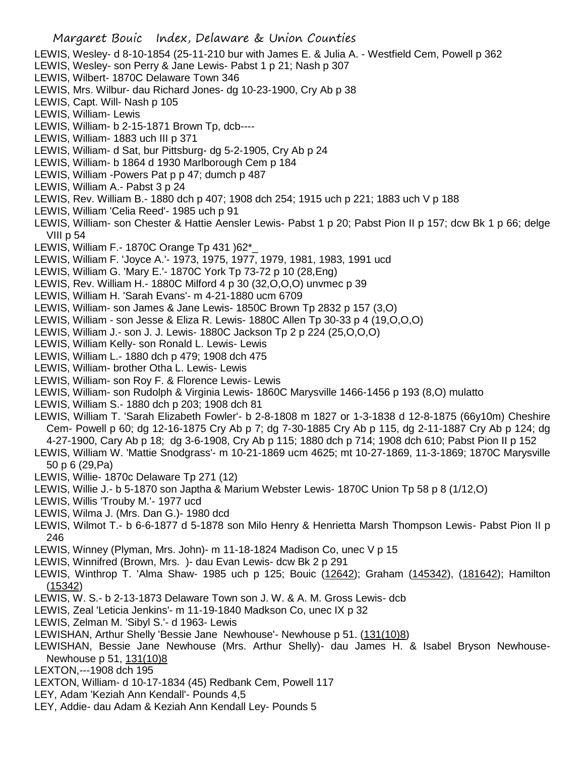LEWIS, Wesley- d 8-10-1854 (25-11-210 bur with James E. & Julia A. - Westfield Cem, Powell p 362

LEWIS, Wesley- son Perry & Jane Lewis- Pabst 1 p 21; Nash p 307

LEWIS, Wilbert- 1870C Delaware Town 346

LEWIS, Mrs. Wilbur- dau Richard Jones- dg 10-23-1900, Cry Ab p 38

LEWIS, Capt. Will- Nash p 105

LEWIS, William- Lewis

LEWIS, William- b 2-15-1871 Brown Tp, dcb----

LEWIS, William- 1883 uch III p 371

LEWIS, William- d Sat, bur Pittsburg- dg 5-2-1905, Cry Ab p 24

LEWIS, William- b 1864 d 1930 Marlborough Cem p 184

LEWIS, William -Powers Pat p p 47; dumch p 487

LEWIS, William A.- Pabst 3 p 24

LEWIS, Rev. William B.- 1880 dch p 407; 1908 dch 254; 1915 uch p 221; 1883 uch V p 188

LEWIS, William 'Celia Reed'- 1985 uch p 91

LEWIS, William- son Chester & Hattie Aensler Lewis- Pabst 1 p 20; Pabst Pion II p 157; dcw Bk 1 p 66; delge VIII p 54

LEWIS, William F.- 1870C Orange Tp 431 )62*_

LEWIS, William F. 'Joyce A.'- 1973, 1975, 1977, 1979, 1981, 1983, 1991 ucd

LEWIS, William G. 'Mary E.'- 1870C York Tp 73-72 p 10 (28,Eng)

LEWIS, Rev. William H.- 1880C Milford 4 p 30 (32,O,O,O) unvmec p 39

LEWIS, William H. 'Sarah Evans'- m 4-21-1880 ucm 6709

LEWIS, William- son James & Jane Lewis- 1850C Brown Tp 2832 p 157 (3,O)

LEWIS, William - son Jesse & Eliza R. Lewis- 1880C Allen Tp 30-33 p 4 (19,O,O,O)

LEWIS, William J.- son J. J. Lewis- 1880C Jackson Tp 2 p 224 (25,O,O,O)

LEWIS, William Kelly- son Ronald L. Lewis- Lewis

LEWIS, William L.- 1880 dch p 479; 1908 dch 475

LEWIS, William- brother Otha L. Lewis- Lewis

LEWIS, William- son Roy F. & Florence Lewis- Lewis

LEWIS, William- son Rudolph & Virginia Lewis- 1860C Marysville 1466-1456 p 193 (8,O) mulatto

LEWIS, William S.- 1880 dch p 203; 1908 dch 81

LEWIS, William T. 'Sarah Elizabeth Fowler'- b 2-8-1808 m 1827 or 1-3-1838 d 12-8-1875 (66y10m) Cheshire Cem- Powell p 60; dg 12-16-1875 Cry Ab p 7; dg 7-30-1885 Cry Ab p 115, dg 2-11-1887 Cry Ab p 124; dg 4-27-1900, Cary Ab p 18; dg 3-6-1908, Cry Ab p 115; 1880 dch p 714; 1908 dch 610; Pabst Pion II p 152

LEWIS, William W. 'Mattie Snodgrass'- m 10-21-1869 ucm 4625; mt 10-27-1869, 11-3-1869; 1870C Marysville 50 p 6 (29,Pa)

LEWIS, Willie- 1870c Delaware Tp 271 (12)

LEWIS, Willie J.- b 5-1870 son Japtha & Marium Webster Lewis- 1870C Union Tp 58 p 8 (1/12,O)

LEWIS, Willis 'Trouby M.'- 1977 ucd

LEWIS, Wilma J. (Mrs. Dan G.)- 1980 dcd

LEWIS, Wilmot T.- b 6-6-1877 d 5-1878 son Milo Henry & Henrietta Marsh Thompson Lewis- Pabst Pion II p 246

LEWIS, Winney (Plyman, Mrs. John)- m 11-18-1824 Madison Co, unec V p 15

LEWIS, Winnifred (Brown, Mrs. )- dau Evan Lewis- dcw Bk 2 p 291

LEWIS, Winthrop T. 'Alma Shaw- 1985 uch p 125; Bouic (12642); Graham (145342), (181642); Hamilton (15342)

LEWIS, W. S.- b 2-13-1873 Delaware Town son J. W. & A. M. Gross Lewis- dcb

LEWIS, Zeal 'Leticia Jenkins'- m 11-19-1840 Madkson Co, unec IX p 32

LEWIS, Zelman M. 'Sibyl S.'- d 1963- Lewis

LEWISHAN, Arthur Shelly 'Bessie Jane Newhouse'- Newhouse p 51. (131(10)8)

LEWISHAN, Bessie Jane Newhouse (Mrs. Arthur Shelly)- dau James H. & Isabel Bryson Newhouse- Newhouse p 51, 131(10)8

LEXTON,---1908 dch 195

LEXTON, William- d 10-17-1834 (45) Redbank Cem, Powell 117

LEY, Adam 'Keziah Ann Kendall'- Pounds 4,5

LEY, Addie- dau Adam & Keziah Ann Kendall Ley- Pounds 5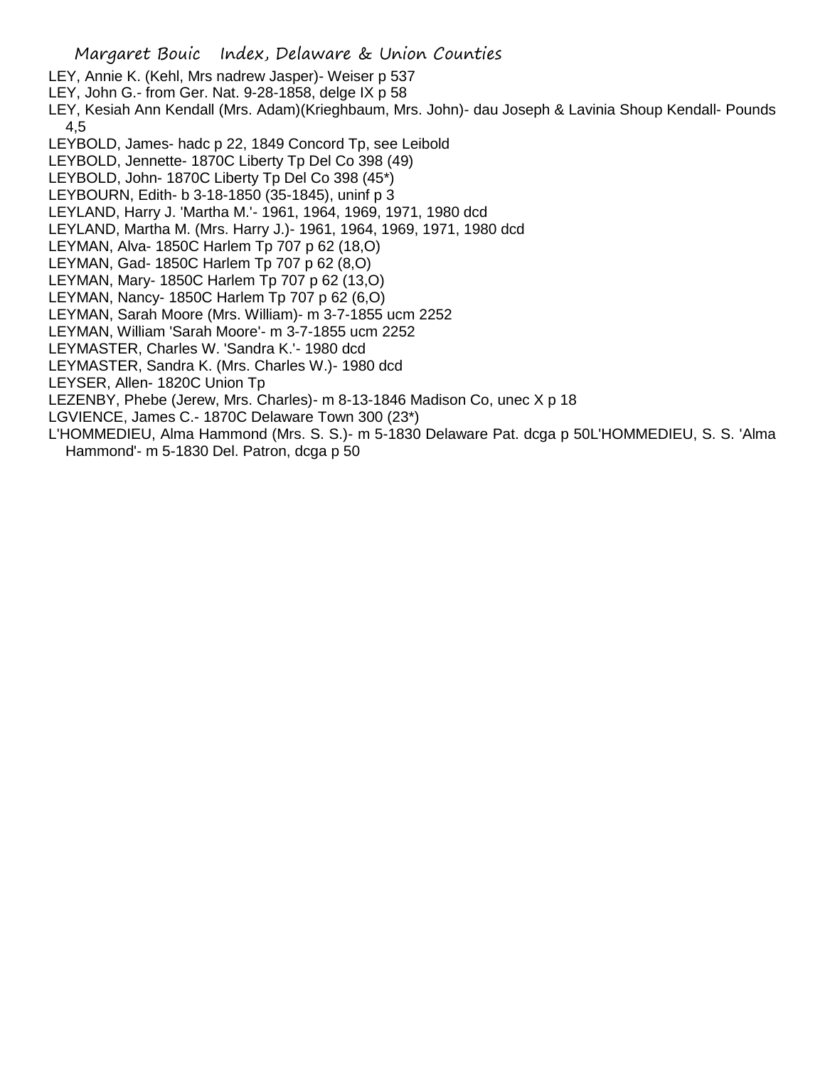LEY, Annie K. (Kehl, Mrs nadrew Jasper)- Weiser p 537

LEY, John G.- from Ger. Nat. 9-28-1858, delge IX p 58

LEY, Kesiah Ann Kendall (Mrs. Adam)(Krieghbaum, Mrs. John)- dau Joseph & Lavinia Shoup Kendall- Pounds 4,5

LEYBOLD, James- hadc p 22, 1849 Concord Tp, see Leibold

LEYBOLD, Jennette- 1870C Liberty Tp Del Co 398 (49)

LEYBOLD, John- 1870C Liberty Tp Del Co 398 (45*)

LEYBOURN, Edith- b 3-18-1850 (35-1845), uninf p 3

LEYLAND, Harry J. 'Martha M.'- 1961, 1964, 1969, 1971, 1980 dcd

LEYLAND, Martha M. (Mrs. Harry J.)- 1961, 1964, 1969, 1971, 1980 dcd

LEYMAN, Alva- 1850C Harlem Tp 707 p 62 (18,O)

LEYMAN, Gad- 1850C Harlem Tp 707 p 62 (8,O)

LEYMAN, Mary- 1850C Harlem Tp 707 p 62 (13,O)

LEYMAN, Nancy- 1850C Harlem Tp 707 p 62 (6,O)

LEYMAN, Sarah Moore (Mrs. William)- m 3-7-1855 ucm 2252

LEYMAN, William 'Sarah Moore'- m 3-7-1855 ucm 2252

LEYMASTER, Charles W. 'Sandra K.'- 1980 dcd

LEYMASTER, Sandra K. (Mrs. Charles W.)- 1980 dcd

LEYSER, Allen- 1820C Union Tp

LEZENBY, Phebe (Jerew, Mrs. Charles)- m 8-13-1846 Madison Co, unec X p 18

LGVIENCE, James C.- 1870C Delaware Town 300 (23*)

L'HOMMEDIEU, Alma Hammond (Mrs. S. S.)- m 5-1830 Delaware Pat. dcga p 50L'HOMMEDIEU, S. S. 'Alma Hammond'- m 5-1830 Del. Patron, dcga p 50